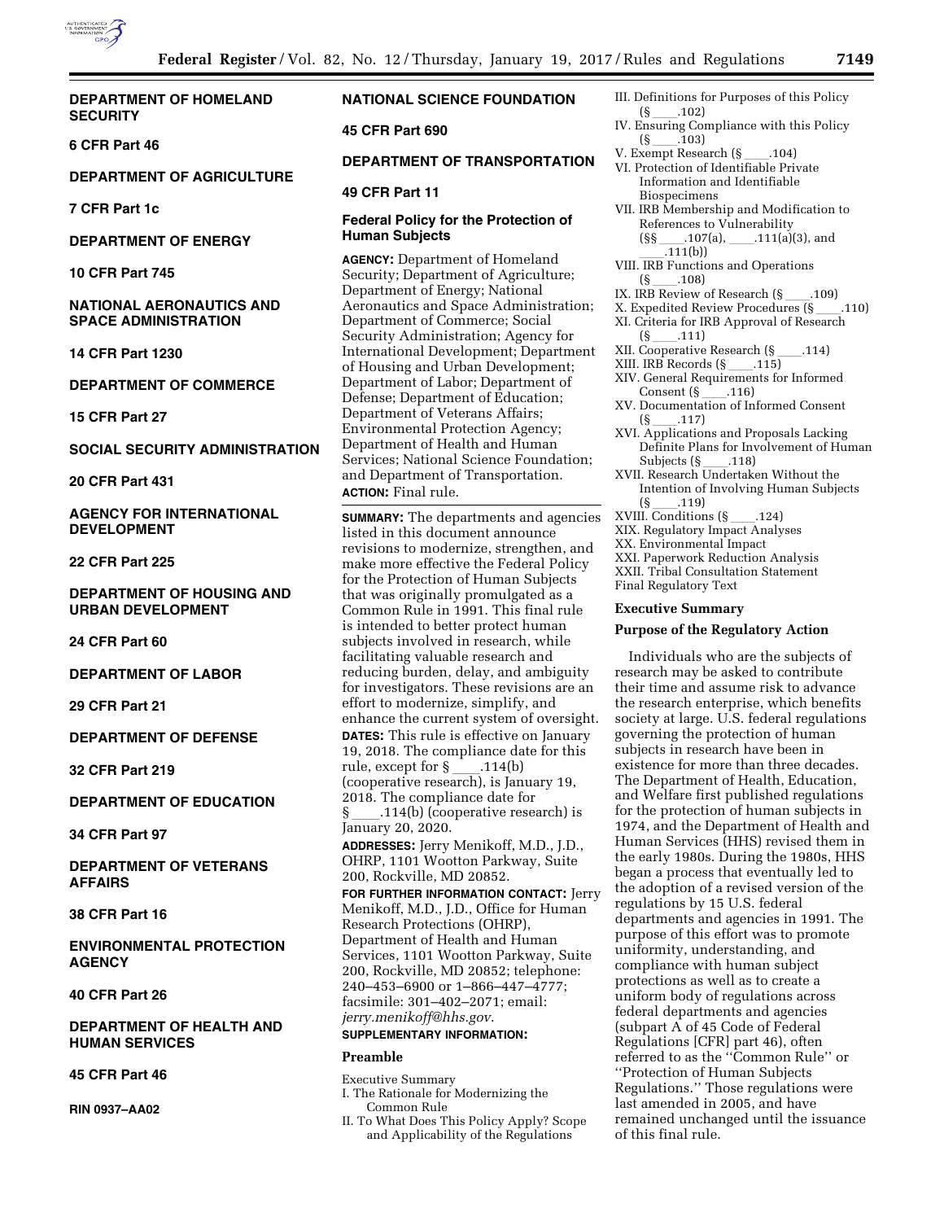**DEPARTMENT OF HOMELAND SECURITY**

**6 CFR Part 46**

**DEPARTMENT OF AGRICULTURE**

**7 CFR Part 1c**

**DEPARTMENT OF ENERGY**

**10 CFR Part 745**

**NATIONAL AERONAUTICS AND SPACE ADMINISTRATION**

**14 CFR Part 1230**

**DEPARTMENT OF COMMERCE**

**15 CFR Part 27**

**SOCIAL SECURITY ADMINISTRATION**

**20 CFR Part 431**

**AGENCY FOR INTERNATIONAL DEVELOPMENT**

**22 CFR Part 225**

**DEPARTMENT OF HOUSING AND URBAN DEVELOPMENT**

**24 CFR Part 60**

**DEPARTMENT OF LABOR**

**29 CFR Part 21**

**DEPARTMENT OF DEFENSE**

**32 CFR Part 219**

**DEPARTMENT OF EDUCATION**

**34 CFR Part 97**

**DEPARTMENT OF VETERANS AFFAIRS**

**38 CFR Part 16**

**ENVIRONMENTAL PROTECTION AGENCY**

**40 CFR Part 26**

**DEPARTMENT OF HEALTH AND HUMAN SERVICES**

**45 CFR Part 46**

**RIN 0937–AA02**

**NATIONAL SCIENCE FOUNDATION**

**45 CFR Part 690**

**DEPARTMENT OF TRANSPORTATION**

**49 CFR Part 11**

**Federal Policy for the Protection of Human Subjects**

**AGENCY:** Department of Homeland Security; Department of Agriculture; Department of Energy; National Aeronautics and Space Administration; Department of Commerce; Social Security Administration; Agency for International Development; Department of Housing and Urban Development; Department of Labor; Department of Defense; Department of Education; Department of Veterans Affairs; Environmental Protection Agency; Department of Health and Human Services; National Science Foundation; and Department of Transportation.

**ACTION:** Final rule.

**SUMMARY:** The departments and agencies listed in this document announce revisions to modernize, strengthen, and make more effective the Federal Policy for the Protection of Human Subjects that was originally promulgated as a Common Rule in 1991. This final rule is intended to better protect human subjects involved in research, while facilitating valuable research and reducing burden, delay, and ambiguity for investigators. These revisions are an effort to modernize, simplify, and enhance the current system of oversight.

**DATES:** This rule is effective on January 19, 2018. The compliance date for this rule, except for § ___.114(b) (cooperative research), is January 19, 2018. The compliance date for § ___.114(b) (cooperative research) is January 20, 2020.

**ADDRESSES:** Jerry Menikoff, M.D., J.D., OHRP, 1101 Wootton Parkway, Suite 200, Rockville, MD 20852.

**FOR FURTHER INFORMATION CONTACT:** Jerry Menikoff, M.D., J.D., Office for Human Research Protections (OHRP), Department of Health and Human Services, 1101 Wootton Parkway, Suite 200, Rockville, MD 20852; telephone: 240–453–6900 or 1–866–447–4777; facsimile: 301–402–2071; email: *jerry.menikoff@hhs.gov*.

**SUPPLEMENTARY INFORMATION:**

**Preamble**

Executive Summary
I. The Rationale for Modernizing the Common Rule
II. To What Does This Policy Apply? Scope and Applicability of the Regulations
III. Definitions for Purposes of this Policy (§ ___.102)
IV. Ensuring Compliance with this Policy (§ ___.103)
V. Exempt Research (§ ___.104)
VI. Protection of Identifiable Private Information and Identifiable Biospecimens
VII. IRB Membership and Modification to References to Vulnerability (§§ ___.107(a), ___.111(a)(3), and ___.111(b))
VIII. IRB Functions and Operations (§ ___.108)
IX. IRB Review of Research (§ ___.109)
X. Expedited Review Procedures (§ ___.110)
XI. Criteria for IRB Approval of Research (§ ___.111)
XII. Cooperative Research (§ ___.114)
XIII. IRB Records (§ ___.115)
XIV. General Requirements for Informed Consent (§ ___.116)
XV. Documentation of Informed Consent (§ ___.117)
XVI. Applications and Proposals Lacking Definite Plans for Involvement of Human Subjects (§ ___.118)
XVII. Research Undertaken Without the Intention of Involving Human Subjects (§ ___.119)
XVIII. Conditions (§ ___.124)
XIX. Regulatory Impact Analyses
XX. Environmental Impact
XXI. Paperwork Reduction Analysis
XXII. Tribal Consultation Statement
Final Regulatory Text

**Executive Summary**

**Purpose of the Regulatory Action**

Individuals who are the subjects of research may be asked to contribute their time and assume risk to advance the research enterprise, which benefits society at large. U.S. federal regulations governing the protection of human subjects in research have been in existence for more than three decades. The Department of Health, Education, and Welfare first published regulations for the protection of human subjects in 1974, and the Department of Health and Human Services (HHS) revised them in the early 1980s. During the 1980s, HHS began a process that eventually led to the adoption of a revised version of the regulations by 15 U.S. federal departments and agencies in 1991. The purpose of this effort was to promote uniformity, understanding, and compliance with human subject protections as well as to create a uniform body of regulations across federal departments and agencies (subpart A of 45 Code of Federal Regulations [CFR] part 46), often referred to as the ''Common Rule'' or ''Protection of Human Subjects Regulations.'' Those regulations were last amended in 2005, and have remained unchanged until the issuance of this final rule.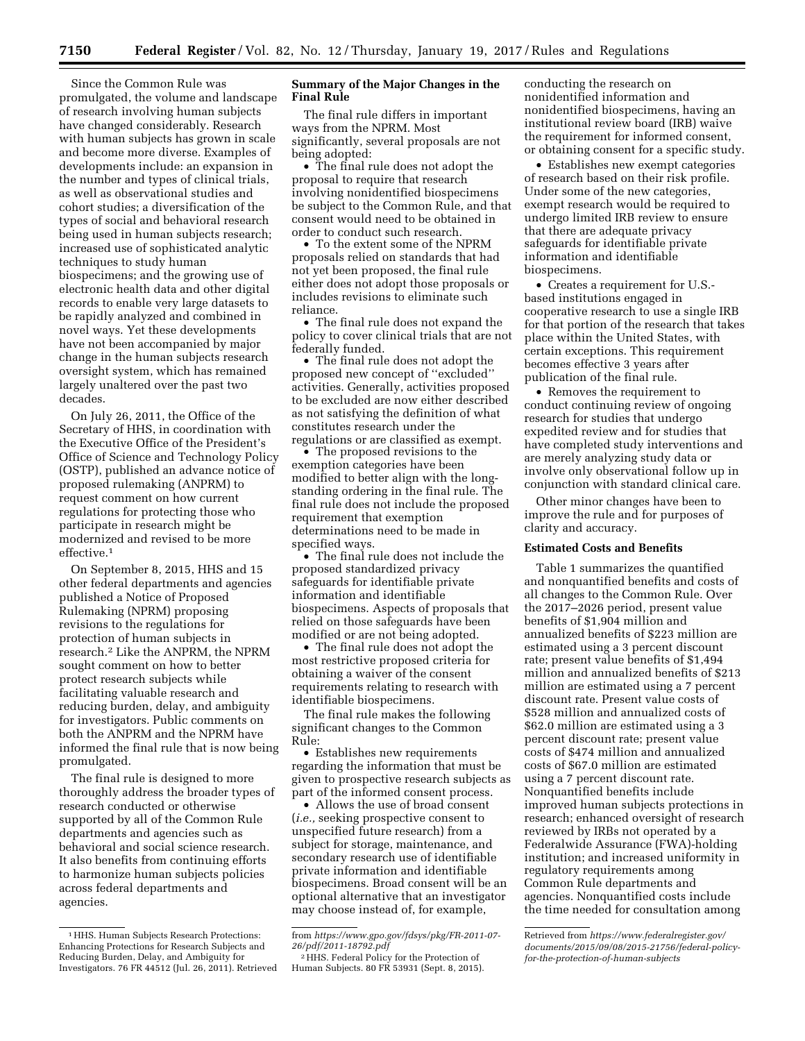Since the Common Rule was promulgated, the volume and landscape of research involving human subjects have changed considerably. Research with human subjects has grown in scale and become more diverse. Examples of developments include: an expansion in the number and types of clinical trials, as well as observational studies and cohort studies; a diversification of the types of social and behavioral research being used in human subjects research; increased use of sophisticated analytic techniques to study human biospecimens; and the growing use of electronic health data and other digital records to enable very large datasets to be rapidly analyzed and combined in novel ways. Yet these developments have not been accompanied by major change in the human subjects research oversight system, which has remained largely unaltered over the past two decades.

On July 26, 2011, the Office of the Secretary of HHS, in coordination with the Executive Office of the President's Office of Science and Technology Policy (OSTP), published an advance notice of proposed rulemaking (ANPRM) to request comment on how current regulations for protecting those who participate in research might be modernized and revised to be more effective.[1]

On September 8, 2015, HHS and 15 other federal departments and agencies published a Notice of Proposed Rulemaking (NPRM) proposing revisions to the regulations for protection of human subjects in research.[2] Like the ANPRM, the NPRM sought comment on how to better protect research subjects while facilitating valuable research and reducing burden, delay, and ambiguity for investigators. Public comments on both the ANPRM and the NPRM have informed the final rule that is now being promulgated.

The final rule is designed to more thoroughly address the broader types of research conducted or otherwise supported by all of the Common Rule departments and agencies such as behavioral and social science research. It also benefits from continuing efforts to harmonize human subjects policies across federal departments and agencies.

**Summary of the Major Changes in the Final Rule**

The final rule differs in important ways from the NPRM. Most significantly, several proposals are not being adopted:

- The final rule does not adopt the proposal to require that research involving nonidentified biospecimens be subject to the Common Rule, and that consent would need to be obtained in order to conduct such research.
- To the extent some of the NPRM proposals relied on standards that had not yet been proposed, the final rule either does not adopt those proposals or includes revisions to eliminate such reliance.
- The final rule does not expand the policy to cover clinical trials that are not federally funded.
- The final rule does not adopt the proposed new concept of ''excluded'' activities. Generally, activities proposed to be excluded are now either described as not satisfying the definition of what constitutes research under the regulations or are classified as exempt.
- The proposed revisions to the exemption categories have been modified to better align with the long-standing ordering in the final rule. The final rule does not include the proposed requirement that exemption determinations need to be made in specified ways.
- The final rule does not include the proposed standardized privacy safeguards for identifiable private information and identifiable biospecimens. Aspects of proposals that relied on those safeguards have been modified or are not being adopted.
- The final rule does not adopt the most restrictive proposed criteria for obtaining a waiver of the consent requirements relating to research with identifiable biospecimens.

The final rule makes the following significant changes to the Common Rule:

- Establishes new requirements regarding the information that must be given to prospective research subjects as part of the informed consent process.
- Allows the use of broad consent (*i.e.,* seeking prospective consent to unspecified future research) from a subject for storage, maintenance, and secondary research use of identifiable private information and identifiable biospecimens. Broad consent will be an optional alternative that an investigator may choose instead of, for example, conducting the research on nonidentified information and nonidentified biospecimens, having an institutional review board (IRB) waive the requirement for informed consent, or obtaining consent for a specific study.
- Establishes new exempt categories of research based on their risk profile. Under some of the new categories, exempt research would be required to undergo limited IRB review to ensure that there are adequate privacy safeguards for identifiable private information and identifiable biospecimens.
- Creates a requirement for U.S.-based institutions engaged in cooperative research to use a single IRB for that portion of the research that takes place within the United States, with certain exceptions. This requirement becomes effective 3 years after publication of the final rule.
- Removes the requirement to conduct continuing review of ongoing research for studies that undergo expedited review and for studies that have completed study interventions and are merely analyzing study data or involve only observational follow up in conjunction with standard clinical care.

Other minor changes have been to improve the rule and for purposes of clarity and accuracy.

**Estimated Costs and Benefits**

Table 1 summarizes the quantified and nonquantified benefits and costs of all changes to the Common Rule. Over the 2017–2026 period, present value benefits of $1,904 million and annualized benefits of $223 million are estimated using a 3 percent discount rate; present value benefits of $1,494 million and annualized benefits of $213 million are estimated using a 7 percent discount rate. Present value costs of $528 million and annualized costs of $62.0 million are estimated using a 3 percent discount rate; present value costs of $474 million and annualized costs of $67.0 million are estimated using a 7 percent discount rate. Nonquantified benefits include improved human subjects protections in research; enhanced oversight of research reviewed by IRBs not operated by a Federalwide Assurance (FWA)-holding institution; and increased uniformity in regulatory requirements among Common Rule departments and agencies. Nonquantified costs include the time needed for consultation among

---

[1] HHS. Human Subjects Research Protections: Enhancing Protections for Research Subjects and Reducing Burden, Delay, and Ambiguity for Investigators. 76 FR 44512 (Jul. 26, 2011). Retrieved from *https://www.gpo.gov/fdsys/pkg/FR-2011-07-26/pdf/2011-18792.pdf*

[2] HHS. Federal Policy for the Protection of Human Subjects. 80 FR 53931 (Sept. 8, 2015). Retrieved from *https://www.federalregister.gov/documents/2015/09/08/2015-21756/federal-policy-for-the-protection-of-human-subjects*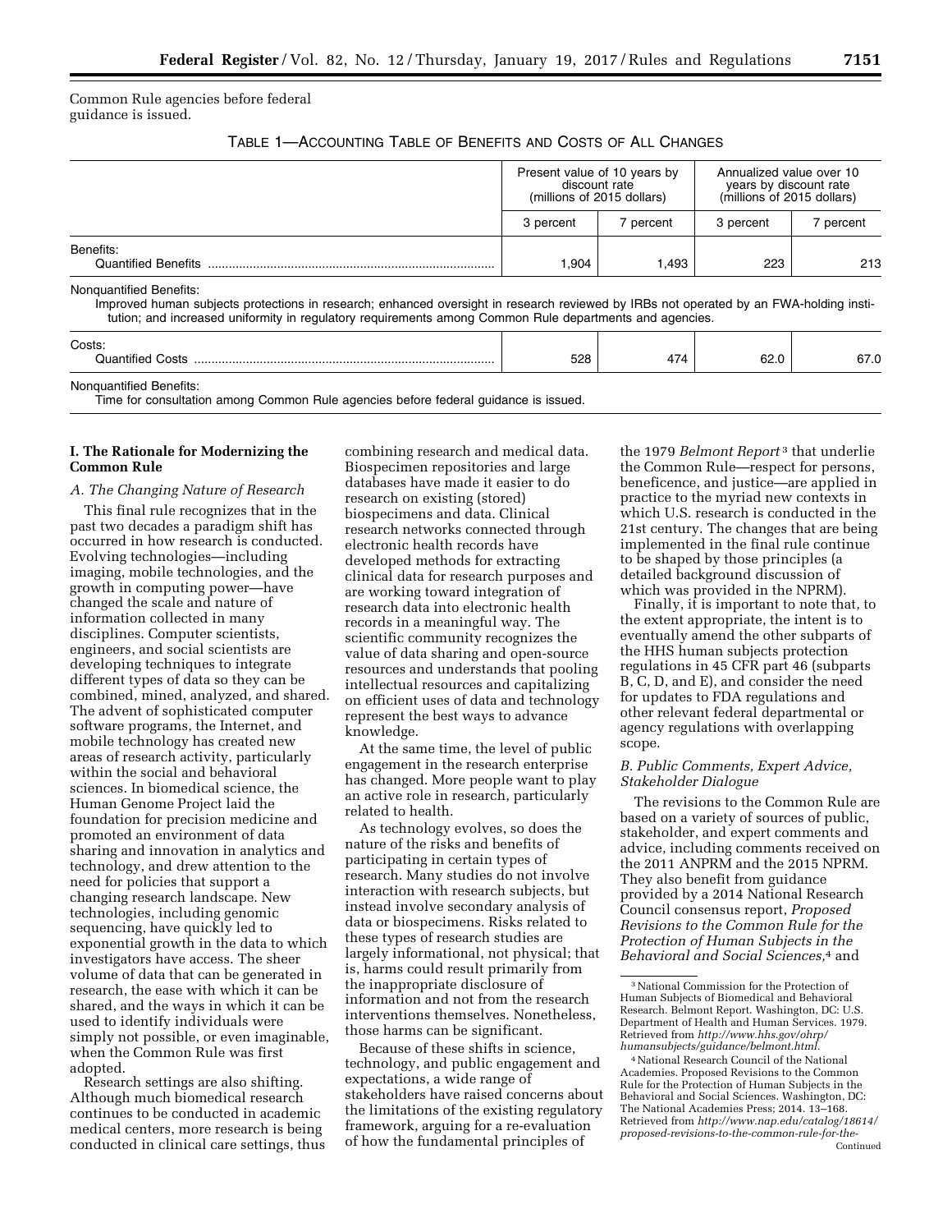Common Rule agencies before federal guidance is issued.

TABLE 1—ACCOUNTING TABLE OF BENEFITS AND COSTS OF ALL CHANGES

| | Present value of 10 years by discount rate (millions of 2015 dollars) | | Annualized value over 10 years by discount rate (millions of 2015 dollars) | |
|---|---|---|---|---|
| | 3 percent | 7 percent | 3 percent | 7 percent |
| Benefits: | | | | |
| Quantified Benefits | 1,904 | 1,493 | 223 | 213 |
| Nonquantified Benefits: | | | | |
| Improved human subjects protections in research; enhanced oversight in research reviewed by IRBs not operated by an FWA-holding institution; and increased uniformity in regulatory requirements among Common Rule departments and agencies. | | | | |
| Costs: | | | | |
| Quantified Costs | 528 | 474 | 62.0 | 67.0 |
| Nonquantified Benefits: | | | | |
| Time for consultation among Common Rule agencies before federal guidance is issued. | | | | |

## I. The Rationale for Modernizing the Common Rule

### A. The Changing Nature of Research

This final rule recognizes that in the past two decades a paradigm shift has occurred in how research is conducted. Evolving technologies—including imaging, mobile technologies, and the growth in computing power—have changed the scale and nature of information collected in many disciplines. Computer scientists, engineers, and social scientists are developing techniques to integrate different types of data so they can be combined, mined, analyzed, and shared. The advent of sophisticated computer software programs, the Internet, and mobile technology has created new areas of research activity, particularly within the social and behavioral sciences. In biomedical science, the Human Genome Project laid the foundation for precision medicine and promoted an environment of data sharing and innovation in analytics and technology, and drew attention to the need for policies that support a changing research landscape. New technologies, including genomic sequencing, have quickly led to exponential growth in the data to which investigators have access. The sheer volume of data that can be generated in research, the ease with which it can be shared, and the ways in which it can be used to identify individuals were simply not possible, or even imaginable, when the Common Rule was first adopted.

Research settings are also shifting. Although much biomedical research continues to be conducted in academic medical centers, more research is being conducted in clinical care settings, thus combining research and medical data. Biospecimen repositories and large databases have made it easier to do research on existing (stored) biospecimens and data. Clinical research networks connected through electronic health records have developed methods for extracting clinical data for research purposes and are working toward integration of research data into electronic health records in a meaningful way. The scientific community recognizes the value of data sharing and open-source resources and understands that pooling intellectual resources and capitalizing on efficient uses of data and technology represent the best ways to advance knowledge.

At the same time, the level of public engagement in the research enterprise has changed. More people want to play an active role in research, particularly related to health.

As technology evolves, so does the nature of the risks and benefits of participating in certain types of research. Many studies do not involve interaction with research subjects, but instead involve secondary analysis of data or biospecimens. Risks related to these types of research studies are largely informational, not physical; that is, harms could result primarily from the inappropriate disclosure of information and not from the research interventions themselves. Nonetheless, those harms can be significant.

Because of these shifts in science, technology, and public engagement and expectations, a wide range of stakeholders have raised concerns about the limitations of the existing regulatory framework, arguing for a re-evaluation of how the fundamental principles of the 1979 *Belmont Report* [3] that underlie the Common Rule—respect for persons, beneficence, and justice—are applied in practice to the myriad new contexts in which U.S. research is conducted in the 21st century. The changes that are being implemented in the final rule continue to be shaped by those principles (a detailed background discussion of which was provided in the NPRM).

Finally, it is important to note that, to the extent appropriate, the intent is to eventually amend the other subparts of the HHS human subjects protection regulations in 45 CFR part 46 (subparts B, C, D, and E), and consider the need for updates to FDA regulations and other relevant federal departmental or agency regulations with overlapping scope.

### B. Public Comments, Expert Advice, Stakeholder Dialogue

The revisions to the Common Rule are based on a variety of sources of public, stakeholder, and expert comments and advice, including comments received on the 2011 ANPRM and the 2015 NPRM. They also benefit from guidance provided by a 2014 National Research Council consensus report, *Proposed Revisions to the Common Rule for the Protection of Human Subjects in the Behavioral and Social Sciences,* [4] and

[3] National Commission for the Protection of Human Subjects of Biomedical and Behavioral Research. Belmont Report. Washington, DC: U.S. Department of Health and Human Services. 1979. Retrieved from *http://www.hhs.gov/ohrp/humansubjects/guidance/belmont.html.*

[4] National Research Council of the National Academies. Proposed Revisions to the Common Rule for the Protection of Human Subjects in the Behavioral and Social Sciences. Washington, DC: The National Academies Press; 2014. 13–168. Retrieved from *http://www.nap.edu/catalog/18614/proposed-revisions-to-the-common-rule-for-the-* Continued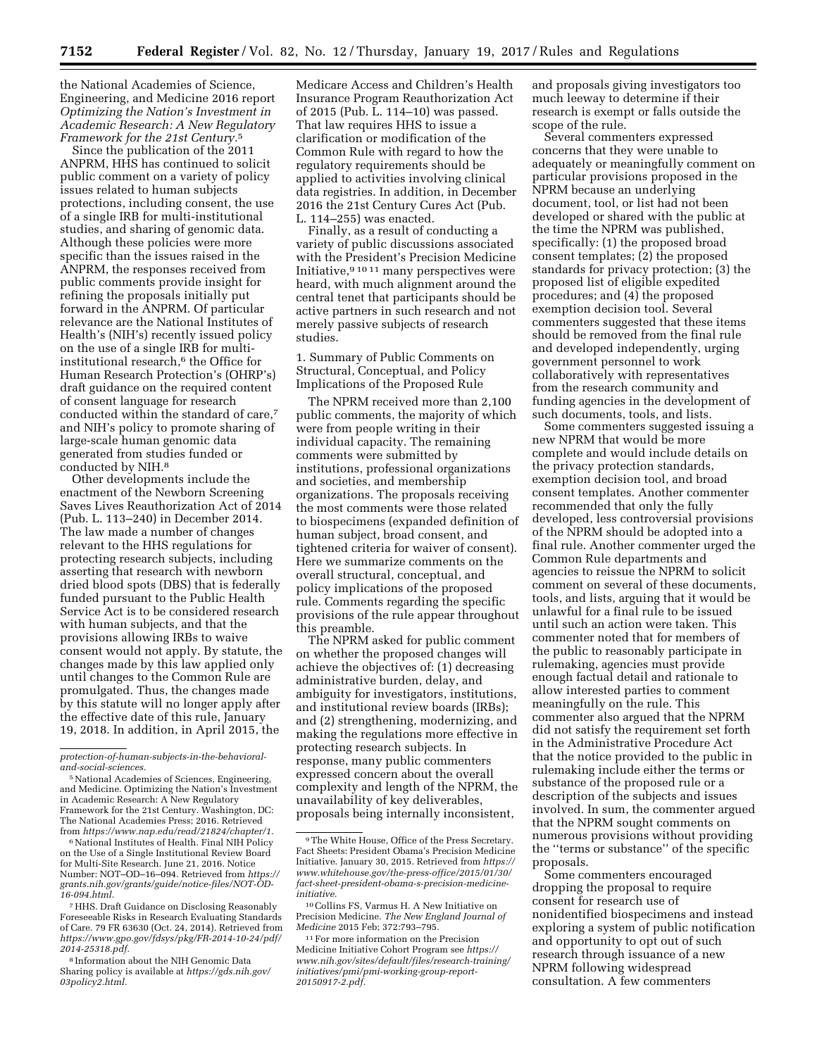the National Academies of Science, Engineering, and Medicine 2016 report *Optimizing the Nation's Investment in Academic Research: A New Regulatory Framework for the 21st Century.*[5]

Since the publication of the 2011 ANPRM, HHS has continued to solicit public comment on a variety of policy issues related to human subjects protections, including consent, the use of a single IRB for multi-institutional studies, and sharing of genomic data. Although these policies were more specific than the issues raised in the ANPRM, the responses received from public comments provide insight for refining the proposals initially put forward in the ANPRM. Of particular relevance are the National Institutes of Health's (NIH's) recently issued policy on the use of a single IRB for multi-institutional research,[6] the Office for Human Research Protection's (OHRP's) draft guidance on the required content of consent language for research conducted within the standard of care,[7] and NIH's policy to promote sharing of large-scale human genomic data generated from studies funded or conducted by NIH.[8]

Other developments include the enactment of the Newborn Screening Saves Lives Reauthorization Act of 2014 (Pub. L. 113–240) in December 2014. The law made a number of changes relevant to the HHS regulations for protecting research subjects, including asserting that research with newborn dried blood spots (DBS) that is federally funded pursuant to the Public Health Service Act is to be considered research with human subjects, and that the provisions allowing IRBs to waive consent would not apply. By statute, the changes made by this law applied only until changes to the Common Rule are promulgated. Thus, the changes made by this statute will no longer apply after the effective date of this rule, January 19, 2018. In addition, in April 2015, the Medicare Access and Children's Health Insurance Program Reauthorization Act of 2015 (Pub. L. 114–10) was passed. That law requires HHS to issue a clarification or modification of the Common Rule with regard to how the regulatory requirements should be applied to activities involving clinical data registries. In addition, in December 2016 the 21st Century Cures Act (Pub. L. 114–255) was enacted.

Finally, as a result of conducting a variety of public discussions associated with the President's Precision Medicine Initiative,[9] [10] [11] many perspectives were heard, with much alignment around the central tenet that participants should be active partners in such research and not merely passive subjects of research studies.

1. Summary of Public Comments on Structural, Conceptual, and Policy Implications of the Proposed Rule

The NPRM received more than 2,100 public comments, the majority of which were from people writing in their individual capacity. The remaining comments were submitted by institutions, professional organizations and societies, and membership organizations. The proposals receiving the most comments were those related to biospecimens (expanded definition of human subject, broad consent, and tightened criteria for waiver of consent). Here we summarize comments on the overall structural, conceptual, and policy implications of the proposed rule. Comments regarding the specific provisions of the rule appear throughout this preamble.

The NPRM asked for public comment on whether the proposed changes will achieve the objectives of: (1) decreasing administrative burden, delay, and ambiguity for investigators, institutions, and institutional review boards (IRBs); and (2) strengthening, modernizing, and making the regulations more effective in protecting research subjects. In response, many public commenters expressed concern about the overall complexity and length of the NPRM, the unavailability of key deliverables, proposals being internally inconsistent, and proposals giving investigators too much leeway to determine if their research is exempt or falls outside the scope of the rule.

Several commenters expressed concerns that they were unable to adequately or meaningfully comment on particular provisions proposed in the NPRM because an underlying document, tool, or list had not been developed or shared with the public at the time the NPRM was published, specifically: (1) the proposed broad consent templates; (2) the proposed standards for privacy protection; (3) the proposed list of eligible expedited procedures; and (4) the proposed exemption decision tool. Several commenters suggested that these items should be removed from the final rule and developed independently, urging government personnel to work collaboratively with representatives from the research community and funding agencies in the development of such documents, tools, and lists.

Some commenters suggested issuing a new NPRM that would be more complete and would include details on the privacy protection standards, exemption decision tool, and broad consent templates. Another commenter recommended that only the fully developed, less controversial provisions of the NPRM should be adopted into a final rule. Another commenter urged the Common Rule departments and agencies to reissue the NPRM to solicit comment on several of these documents, tools, and lists, arguing that it would be unlawful for a final rule to be issued until such an action were taken. This commenter noted that for members of the public to reasonably participate in rulemaking, agencies must provide enough factual detail and rationale to allow interested parties to comment meaningfully on the rule. This commenter also argued that the NPRM did not satisfy the requirement set forth in the Administrative Procedure Act that the notice provided to the public in rulemaking include either the terms or substance of the proposed rule or a description of the subjects and issues involved. In sum, the commenter argued that the NPRM sought comments on numerous provisions without providing the ''terms or substance'' of the specific proposals.

Some commenters encouraged dropping the proposal to require consent for research use of nonidentified biospecimens and instead exploring a system of public notification and opportunity to opt out of such research through issuance of a new NPRM following widespread consultation. A few commenters

---

*protection-of-human-subjects-in-the-behavioral-and-social-sciences.*

[5] National Academies of Sciences, Engineering, and Medicine. Optimizing the Nation's Investment in Academic Research: A New Regulatory Framework for the 21st Century. Washington, DC: The National Academies Press; 2016. Retrieved from *https://www.nap.edu/read/21824/chapter/1.*

[6] National Institutes of Health. Final NIH Policy on the Use of a Single Institutional Review Board for Multi-Site Research. June 21, 2016. Notice Number: NOT–OD–16–094. Retrieved from *https://grants.nih.gov/grants/guide/notice-files/NOT-OD-16-094.html.*

[7] HHS. Draft Guidance on Disclosing Reasonably Foreseeable Risks in Research Evaluating Standards of Care. 79 FR 63630 (Oct. 24, 2014). Retrieved from *https://www.gpo.gov/fdsys/pkg/FR-2014-10-24/pdf/2014-25318.pdf.*

[8] Information about the NIH Genomic Data Sharing policy is available at *https://gds.nih.gov/03policy2.html.*

[9] The White House, Office of the Press Secretary. Fact Sheets: President Obama's Precision Medicine Initiative. January 30, 2015. Retrieved from *https://www.whitehouse.gov/the-press-office/2015/01/30/fact-sheet-president-obama-s-precision-medicine-initiative.*

[10] Collins FS, Varmus H. A New Initiative on Precision Medicine. *The New England Journal of Medicine* 2015 Feb; 372:793–795.

[11] For more information on the Precision Medicine Initiative Cohort Program see *https://www.nih.gov/sites/default/files/research-training/initiatives/pmi/pmi-working-group-report-20150917-2.pdf.*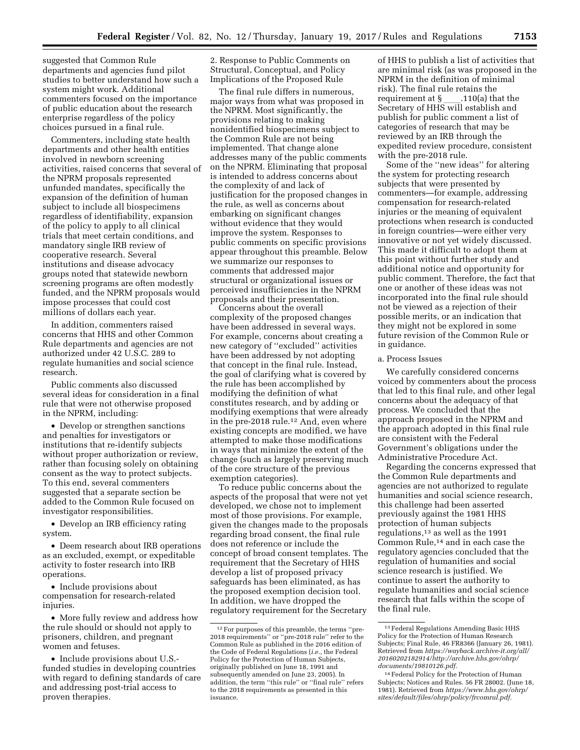suggested that Common Rule departments and agencies fund pilot studies to better understand how such a system might work. Additional commenters focused on the importance of public education about the research enterprise regardless of the policy choices pursued in a final rule.

Commenters, including state health departments and other health entities involved in newborn screening activities, raised concerns that several of the NPRM proposals represented unfunded mandates, specifically the expansion of the definition of human subject to include all biospecimens regardless of identifiability, expansion of the policy to apply to all clinical trials that meet certain conditions, and mandatory single IRB review of cooperative research. Several institutions and disease advocacy groups noted that statewide newborn screening programs are often modestly funded, and the NPRM proposals would impose processes that could cost millions of dollars each year.

In addition, commenters raised concerns that HHS and other Common Rule departments and agencies are not authorized under 42 U.S.C. 289 to regulate humanities and social science research.

Public comments also discussed several ideas for consideration in a final rule that were not otherwise proposed in the NPRM, including:

- Develop or strengthen sanctions and penalties for investigators or institutions that re-identify subjects without proper authorization or review, rather than focusing solely on obtaining consent as the way to protect subjects. To this end, several commenters suggested that a separate section be added to the Common Rule focused on investigator responsibilities.
- Develop an IRB efficiency rating system.
- Deem research about IRB operations as an excluded, exempt, or expeditable activity to foster research into IRB operations.
- Include provisions about compensation for research-related injuries.
- More fully review and address how the rule should or should not apply to prisoners, children, and pregnant women and fetuses.
- Include provisions about U.S.-funded studies in developing countries with regard to defining standards of care and addressing post-trial access to proven therapies.

2. Response to Public Comments on Structural, Conceptual, and Policy Implications of the Proposed Rule

The final rule differs in numerous, major ways from what was proposed in the NPRM. Most significantly, the provisions relating to making nonidentified biospecimens subject to the Common Rule are not being implemented. That change alone addresses many of the public comments on the NPRM. Eliminating that proposal is intended to address concerns about the complexity of and lack of justification for the proposed changes in the rule, as well as concerns about embarking on significant changes without evidence that they would improve the system. Responses to public comments on specific provisions appear throughout this preamble. Below we summarize our responses to comments that addressed major structural or organizational issues or perceived insufficiencies in the NPRM proposals and their presentation.

Concerns about the overall complexity of the proposed changes have been addressed in several ways. For example, concerns about creating a new category of "excluded" activities have been addressed by not adopting that concept in the final rule. Instead, the goal of clarifying what is covered by the rule has been accomplished by modifying the definition of what constitutes research, and by adding or modifying exemptions that were already in the pre-2018 rule.[12] And, even where existing concepts are modified, we have attempted to make those modifications in ways that minimize the extent of the change (such as largely preserving much of the core structure of the previous exemption categories).

To reduce public concerns about the aspects of the proposal that were not yet developed, we chose not to implement most of those provisions. For example, given the changes made to the proposals regarding broad consent, the final rule does not reference or include the concept of broad consent templates. The requirement that the Secretary of HHS develop a list of proposed privacy safeguards has been eliminated, as has the proposed exemption decision tool. In addition, we have dropped the regulatory requirement for the Secretary of HHS to publish a list of activities that are minimal risk (as was proposed in the NPRM in the definition of minimal risk). The final rule retains the requirement at § \_\_\_\_.110(a) that the Secretary of HHS will establish and publish for public comment a list of categories of research that may be reviewed by an IRB through the expedited review procedure, consistent with the pre-2018 rule.

Some of the "new ideas" for altering the system for protecting research subjects that were presented by commenters—for example, addressing compensation for research-related injuries or the meaning of equivalent protections when research is conducted in foreign countries—were either very innovative or not yet widely discussed. This made it difficult to adopt them at this point without further study and additional notice and opportunity for public comment. Therefore, the fact that one or another of these ideas was not incorporated into the final rule should not be viewed as a rejection of their possible merits, or an indication that they might not be explored in some future revision of the Common Rule or in guidance.

a. Process Issues

We carefully considered concerns voiced by commenters about the process that led to this final rule, and other legal concerns about the adequacy of that process. We concluded that the approach proposed in the NPRM and the approach adopted in this final rule are consistent with the Federal Government's obligations under the Administrative Procedure Act.

Regarding the concerns expressed that the Common Rule departments and agencies are not authorized to regulate humanities and social science research, this challenge had been asserted previously against the 1981 HHS protection of human subjects regulations,[13] as well as the 1991 Common Rule,[14] and in each case the regulatory agencies concluded that the regulation of humanities and social science research is justified. We continue to assert the authority to regulate humanities and social science research that falls within the scope of the final rule.

---

[12] For purposes of this preamble, the terms "pre-2018 requirements" or "pre-2018 rule" refer to the Common Rule as published in the 2016 edition of the Code of Federal Regulations (*i.e.,* the Federal Policy for the Protection of Human Subjects, originally published on June 18, 1991 and subsequently amended on June 23, 2005). In addition, the term "this rule" or "final rule" refers to the 2018 requirements as presented in this issuance.

[13] Federal Regulations Amending Basic HHS Policy for the Protection of Human Research Subjects; Final Rule, 46 FR8366 (January 26, 1981). Retrieved from *https://wayback.archive-it.org/all/20160202182914/http://archive.hhs.gov/ohrp/documents/19810126.pdf.*

[14] Federal Policy for the Protection of Human Subjects; Notices and Rules. 56 FR 28002. (June 18, 1981). Retrieved from *https://www.hhs.gov/ohrp/sites/default/files/ohrp/policy/frcomrul.pdf.*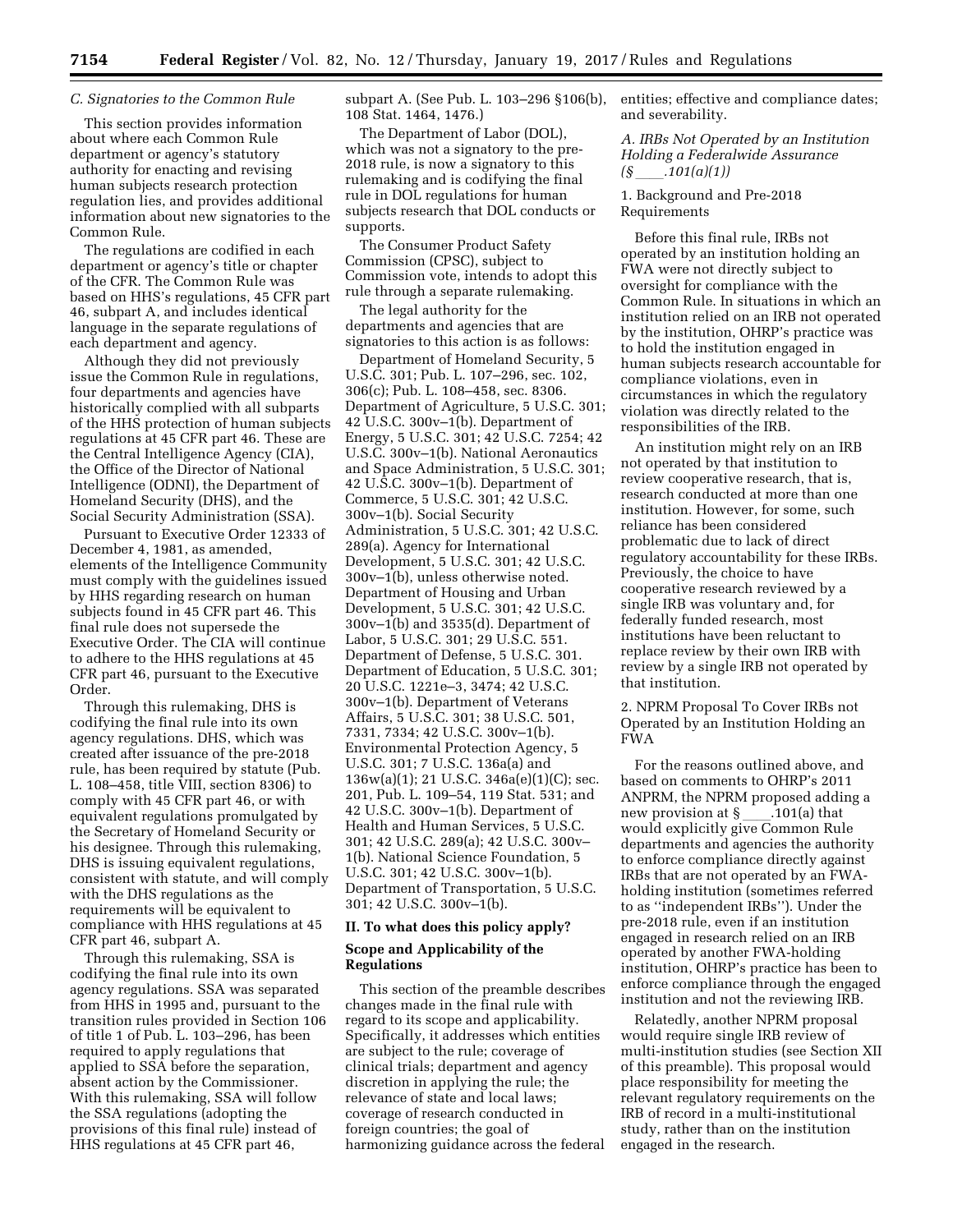### C. Signatories to the Common Rule

This section provides information about where each Common Rule department or agency's statutory authority for enacting and revising human subjects research protection regulation lies, and provides additional information about new signatories to the Common Rule.

The regulations are codified in each department or agency's title or chapter of the CFR. The Common Rule was based on HHS's regulations, 45 CFR part 46, subpart A, and includes identical language in the separate regulations of each department and agency.

Although they did not previously issue the Common Rule in regulations, four departments and agencies have historically complied with all subparts of the HHS protection of human subjects regulations at 45 CFR part 46. These are the Central Intelligence Agency (CIA), the Office of the Director of National Intelligence (ODNI), the Department of Homeland Security (DHS), and the Social Security Administration (SSA).

Pursuant to Executive Order 12333 of December 4, 1981, as amended, elements of the Intelligence Community must comply with the guidelines issued by HHS regarding research on human subjects found in 45 CFR part 46. This final rule does not supersede the Executive Order. The CIA will continue to adhere to the HHS regulations at 45 CFR part 46, pursuant to the Executive Order.

Through this rulemaking, DHS is codifying the final rule into its own agency regulations. DHS, which was created after issuance of the pre-2018 rule, has been required by statute (Pub. L. 108–458, title VIII, section 8306) to comply with 45 CFR part 46, or with equivalent regulations promulgated by the Secretary of Homeland Security or his designee. Through this rulemaking, DHS is issuing equivalent regulations, consistent with statute, and will comply with the DHS regulations as the requirements will be equivalent to compliance with HHS regulations at 45 CFR part 46, subpart A.

Through this rulemaking, SSA is codifying the final rule into its own agency regulations. SSA was separated from HHS in 1995 and, pursuant to the transition rules provided in Section 106 of title 1 of Pub. L. 103–296, has been required to apply regulations that applied to SSA before the separation, absent action by the Commissioner. With this rulemaking, SSA will follow the SSA regulations (adopting the provisions of this final rule) instead of HHS regulations at 45 CFR part 46, subpart A. (See Pub. L. 103–296 §106(b), 108 Stat. 1464, 1476.)

The Department of Labor (DOL), which was not a signatory to the pre-2018 rule, is now a signatory to this rulemaking and is codifying the final rule in DOL regulations for human subjects research that DOL conducts or supports.

The Consumer Product Safety Commission (CPSC), subject to Commission vote, intends to adopt this rule through a separate rulemaking.

The legal authority for the departments and agencies that are signatories to this action is as follows:

Department of Homeland Security, 5 U.S.C. 301; Pub. L. 107–296, sec. 102, 306(c); Pub. L. 108–458, sec. 8306. Department of Agriculture, 5 U.S.C. 301; 42 U.S.C. 300v–1(b). Department of Energy, 5 U.S.C. 301; 42 U.S.C. 7254; 42 U.S.C. 300v–1(b). National Aeronautics and Space Administration, 5 U.S.C. 301; 42 U.S.C. 300v–1(b). Department of Commerce, 5 U.S.C. 301; 42 U.S.C. 300v–1(b). Social Security Administration, 5 U.S.C. 301; 42 U.S.C. 289(a). Agency for International Development, 5 U.S.C. 301; 42 U.S.C. 300v–1(b), unless otherwise noted. Department of Housing and Urban Development, 5 U.S.C. 301; 42 U.S.C. 300v–1(b) and 3535(d). Department of Labor, 5 U.S.C. 301; 29 U.S.C. 551. Department of Defense, 5 U.S.C. 301. Department of Education, 5 U.S.C. 301; 20 U.S.C. 1221e–3, 3474; 42 U.S.C. 300v–1(b). Department of Veterans Affairs, 5 U.S.C. 301; 38 U.S.C. 501, 7331, 7334; 42 U.S.C. 300v–1(b). Environmental Protection Agency, 5 U.S.C. 301; 7 U.S.C. 136a(a) and 136w(a)(1); 21 U.S.C. 346a(e)(1)(C); sec. 201, Pub. L. 109–54, 119 Stat. 531; and 42 U.S.C. 300v–1(b). Department of Health and Human Services, 5 U.S.C. 301; 42 U.S.C. 289(a); 42 U.S.C. 300v–1(b). National Science Foundation, 5 U.S.C. 301; 42 U.S.C. 300v–1(b). Department of Transportation, 5 U.S.C. 301; 42 U.S.C. 300v–1(b).

## II. To what does this policy apply?

### Scope and Applicability of the Regulations

This section of the preamble describes changes made in the final rule with regard to its scope and applicability. Specifically, it addresses which entities are subject to the rule; coverage of clinical trials; department and agency discretion in applying the rule; the relevance of state and local laws; coverage of research conducted in foreign countries; the goal of harmonizing guidance across the federal entities; effective and compliance dates; and severability.

### A. IRBs Not Operated by an Institution Holding a Federalwide Assurance (§____.101(a)(1))

#### 1. Background and Pre-2018 Requirements

Before this final rule, IRBs not operated by an institution holding an FWA were not directly subject to oversight for compliance with the Common Rule. In situations in which an institution relied on an IRB not operated by the institution, OHRP's practice was to hold the institution engaged in human subjects research accountable for compliance violations, even in circumstances in which the regulatory violation was directly related to the responsibilities of the IRB.

An institution might rely on an IRB not operated by that institution to review cooperative research, that is, research conducted at more than one institution. However, for some, such reliance has been considered problematic due to lack of direct regulatory accountability for these IRBs. Previously, the choice to have cooperative research reviewed by a single IRB was voluntary and, for federally funded research, most institutions have been reluctant to replace review by their own IRB with review by a single IRB not operated by that institution.

#### 2. NPRM Proposal To Cover IRBs not Operated by an Institution Holding an FWA

For the reasons outlined above, and based on comments to OHRP's 2011 ANPRM, the NPRM proposed adding a new provision at §____.101(a) that would explicitly give Common Rule departments and agencies the authority to enforce compliance directly against IRBs that are not operated by an FWA-holding institution (sometimes referred to as "independent IRBs"). Under the pre-2018 rule, even if an institution engaged in research relied on an IRB operated by another FWA-holding institution, OHRP's practice has been to enforce compliance through the engaged institution and not the reviewing IRB.

Relatedly, another NPRM proposal would require single IRB review of multi-institution studies (see Section XII of this preamble). This proposal would place responsibility for meeting the relevant regulatory requirements on the IRB of record in a multi-institutional study, rather than on the institution engaged in the research.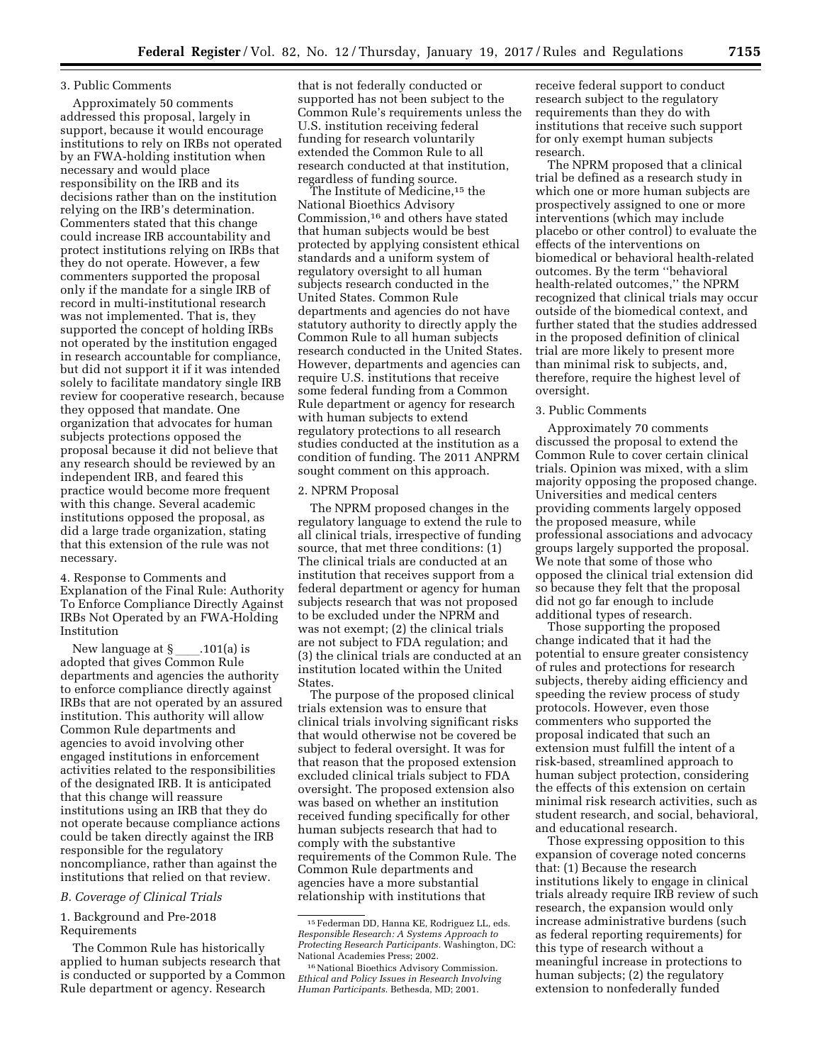3. Public Comments

Approximately 50 comments addressed this proposal, largely in support, because it would encourage institutions to rely on IRBs not operated by an FWA-holding institution when necessary and would place responsibility on the IRB and its decisions rather than on the institution relying on the IRB's determination. Commenters stated that this change could increase IRB accountability and protect institutions relying on IRBs that they do not operate. However, a few commenters supported the proposal only if the mandate for a single IRB of record in multi-institutional research was not implemented. That is, they supported the concept of holding IRBs not operated by the institution engaged in research accountable for compliance, but did not support it if it was intended solely to facilitate mandatory single IRB review for cooperative research, because they opposed that mandate. One organization that advocates for human subjects protections opposed the proposal because it did not believe that any research should be reviewed by an independent IRB, and feared this practice would become more frequent with this change. Several academic institutions opposed the proposal, as did a large trade organization, stating that this extension of the rule was not necessary.

4. Response to Comments and Explanation of the Final Rule: Authority To Enforce Compliance Directly Against IRBs Not Operated by an FWA-Holding Institution

New language at § ____.101(a) is adopted that gives Common Rule departments and agencies the authority to enforce compliance directly against IRBs that are not operated by an assured institution. This authority will allow Common Rule departments and agencies to avoid involving other engaged institutions in enforcement activities related to the responsibilities of the designated IRB. It is anticipated that this change will reassure institutions using an IRB that they do not operate because compliance actions could be taken directly against the IRB responsible for the regulatory noncompliance, rather than against the institutions that relied on that review.

*B. Coverage of Clinical Trials*

1. Background and Pre-2018 Requirements

The Common Rule has historically applied to human subjects research that is conducted or supported by a Common Rule department or agency. Research that is not federally conducted or supported has not been subject to the Common Rule's requirements unless the U.S. institution receiving federal funding for research voluntarily extended the Common Rule to all research conducted at that institution, regardless of funding source.

The Institute of Medicine,[15] the National Bioethics Advisory Commission,[16] and others have stated that human subjects would be best protected by applying consistent ethical standards and a uniform system of regulatory oversight to all human subjects research conducted in the United States. Common Rule departments and agencies do not have statutory authority to directly apply the Common Rule to all human subjects research conducted in the United States. However, departments and agencies can require U.S. institutions that receive some federal funding from a Common Rule department or agency for research with human subjects to extend regulatory protections to all research studies conducted at the institution as a condition of funding. The 2011 ANPRM sought comment on this approach.

2. NPRM Proposal

The NPRM proposed changes in the regulatory language to extend the rule to all clinical trials, irrespective of funding source, that met three conditions: (1) The clinical trials are conducted at an institution that receives support from a federal department or agency for human subjects research that was not proposed to be excluded under the NPRM and was not exempt; (2) the clinical trials are not subject to FDA regulation; and (3) the clinical trials are conducted at an institution located within the United States.

The purpose of the proposed clinical trials extension was to ensure that clinical trials involving significant risks that would otherwise not be covered be subject to federal oversight. It was for that reason that the proposed extension excluded clinical trials subject to FDA oversight. The proposed extension also was based on whether an institution received funding specifically for other human subjects research that had to comply with the substantive requirements of the Common Rule. The Common Rule departments and agencies have a more substantial relationship with institutions that receive federal support to conduct research subject to the regulatory requirements than they do with institutions that receive such support for only exempt human subjects research.

The NPRM proposed that a clinical trial be defined as a research study in which one or more human subjects are prospectively assigned to one or more interventions (which may include placebo or other control) to evaluate the effects of the interventions on biomedical or behavioral health-related outcomes. By the term "behavioral health-related outcomes," the NPRM recognized that clinical trials may occur outside of the biomedical context, and further stated that the studies addressed in the proposed definition of clinical trial are more likely to present more than minimal risk to subjects, and, therefore, require the highest level of oversight.

3. Public Comments

Approximately 70 comments discussed the proposal to extend the Common Rule to cover certain clinical trials. Opinion was mixed, with a slim majority opposing the proposed change. Universities and medical centers providing comments largely opposed the proposed measure, while professional associations and advocacy groups largely supported the proposal. We note that some of those who opposed the clinical trial extension did so because they felt that the proposal did not go far enough to include additional types of research.

Those supporting the proposed change indicated that it had the potential to ensure greater consistency of rules and protections for research subjects, thereby aiding efficiency and speeding the review process of study protocols. However, even those commenters who supported the proposal indicated that such an extension must fulfill the intent of a risk-based, streamlined approach to human subject protection, considering the effects of this extension on certain minimal risk research activities, such as student research, and social, behavioral, and educational research.

Those expressing opposition to this expansion of coverage noted concerns that: (1) Because the research institutions likely to engage in clinical trials already require IRB review of such research, the expansion would only increase administrative burdens (such as federal reporting requirements) for this type of research without a meaningful increase in protections to human subjects; (2) the regulatory extension to nonfederally funded

---

[15] Federman DD, Hanna KE, Rodriguez LL, eds. *Responsible Research: A Systems Approach to Protecting Research Participants.* Washington, DC: National Academies Press; 2002.

[16] National Bioethics Advisory Commission. *Ethical and Policy Issues in Research Involving Human Participants.* Bethesda, MD; 2001.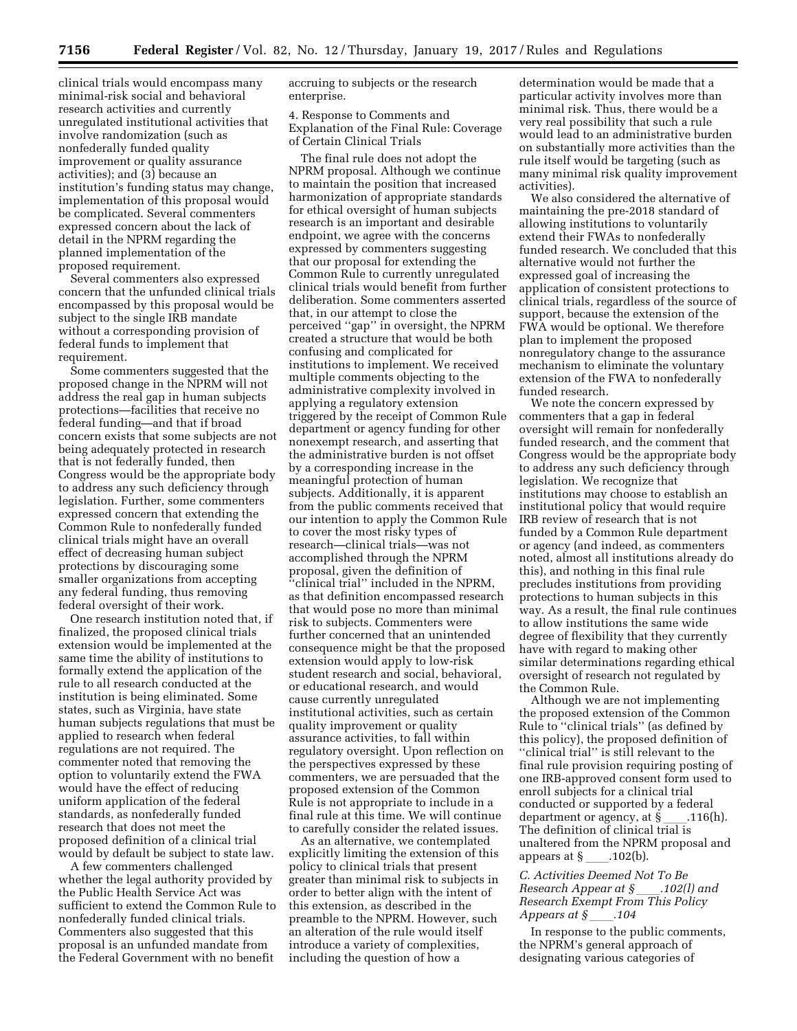clinical trials would encompass many minimal-risk social and behavioral research activities and currently unregulated institutional activities that involve randomization (such as nonfederally funded quality improvement or quality assurance activities); and (3) because an institution's funding status may change, implementation of this proposal would be complicated. Several commenters expressed concern about the lack of detail in the NPRM regarding the planned implementation of the proposed requirement.

Several commenters also expressed concern that the unfunded clinical trials encompassed by this proposal would be subject to the single IRB mandate without a corresponding provision of federal funds to implement that requirement.

Some commenters suggested that the proposed change in the NPRM will not address the real gap in human subjects protections—facilities that receive no federal funding—and that if broad concern exists that some subjects are not being adequately protected in research that is not federally funded, then Congress would be the appropriate body to address any such deficiency through legislation. Further, some commenters expressed concern that extending the Common Rule to nonfederally funded clinical trials might have an overall effect of decreasing human subject protections by discouraging some smaller organizations from accepting any federal funding, thus removing federal oversight of their work.

One research institution noted that, if finalized, the proposed clinical trials extension would be implemented at the same time the ability of institutions to formally extend the application of the rule to all research conducted at the institution is being eliminated. Some states, such as Virginia, have state human subjects regulations that must be applied to research when federal regulations are not required. The commenter noted that removing the option to voluntarily extend the FWA would have the effect of reducing uniform application of the federal standards, as nonfederally funded research that does not meet the proposed definition of a clinical trial would by default be subject to state law.

A few commenters challenged whether the legal authority provided by the Public Health Service Act was sufficient to extend the Common Rule to nonfederally funded clinical trials. Commenters also suggested that this proposal is an unfunded mandate from the Federal Government with no benefit accruing to subjects or the research enterprise.

4. Response to Comments and Explanation of the Final Rule: Coverage of Certain Clinical Trials

The final rule does not adopt the NPRM proposal. Although we continue to maintain the position that increased harmonization of appropriate standards for ethical oversight of human subjects research is an important and desirable endpoint, we agree with the concerns expressed by commenters suggesting that our proposal for extending the Common Rule to currently unregulated clinical trials would benefit from further deliberation. Some commenters asserted that, in our attempt to close the perceived "gap" in oversight, the NPRM created a structure that would be both confusing and complicated for institutions to implement. We received multiple comments objecting to the administrative complexity involved in applying a regulatory extension triggered by the receipt of Common Rule department or agency funding for other nonexempt research, and asserting that the administrative burden is not offset by a corresponding increase in the meaningful protection of human subjects. Additionally, it is apparent from the public comments received that our intention to apply the Common Rule to cover the most risky types of research—clinical trials—was not accomplished through the NPRM proposal, given the definition of "clinical trial" included in the NPRM, as that definition encompassed research that would pose no more than minimal risk to subjects. Commenters were further concerned that an unintended consequence might be that the proposed extension would apply to low-risk student research and social, behavioral, or educational research, and would cause currently unregulated institutional activities, such as certain quality improvement or quality assurance activities, to fall within regulatory oversight. Upon reflection on the perspectives expressed by these commenters, we are persuaded that the proposed extension of the Common Rule is not appropriate to include in a final rule at this time. We will continue to carefully consider the related issues.

As an alternative, we contemplated explicitly limiting the extension of this policy to clinical trials that present greater than minimal risk to subjects in order to better align with the intent of this extension, as described in the preamble to the NPRM. However, such an alteration of the rule would itself introduce a variety of complexities, including the question of how a determination would be made that a particular activity involves more than minimal risk. Thus, there would be a very real possibility that such a rule would lead to an administrative burden on substantially more activities than the rule itself would be targeting (such as many minimal risk quality improvement activities).

We also considered the alternative of maintaining the pre-2018 standard of allowing institutions to voluntarily extend their FWAs to nonfederally funded research. We concluded that this alternative would not further the expressed goal of increasing the application of consistent protections to clinical trials, regardless of the source of support, because the extension of the FWA would be optional. We therefore plan to implement the proposed nonregulatory change to the assurance mechanism to eliminate the voluntary extension of the FWA to nonfederally funded research.

We note the concern expressed by commenters that a gap in federal oversight will remain for nonfederally funded research, and the comment that Congress would be the appropriate body to address any such deficiency through legislation. We recognize that institutions may choose to establish an institutional policy that would require IRB review of research that is not funded by a Common Rule department or agency (and indeed, as commenters noted, almost all institutions already do this), and nothing in this final rule precludes institutions from providing protections to human subjects in this way. As a result, the final rule continues to allow institutions the same wide degree of flexibility that they currently have with regard to making other similar determinations regarding ethical oversight of research not regulated by the Common Rule.

Although we are not implementing the proposed extension of the Common Rule to "clinical trials" (as defined by this policy), the proposed definition of "clinical trial" is still relevant to the final rule provision requiring posting of one IRB-approved consent form used to enroll subjects for a clinical trial conducted or supported by a federal department or agency, at §\_\_\_\_.116(h). The definition of clinical trial is unaltered from the NPRM proposal and appears at §\_\_\_\_.102(b).

### *C. Activities Deemed Not To Be Research Appear at §\_\_\_\_.102(l) and Research Exempt From This Policy Appears at §\_\_\_\_.104*

In response to the public comments, the NPRM's general approach of designating various categories of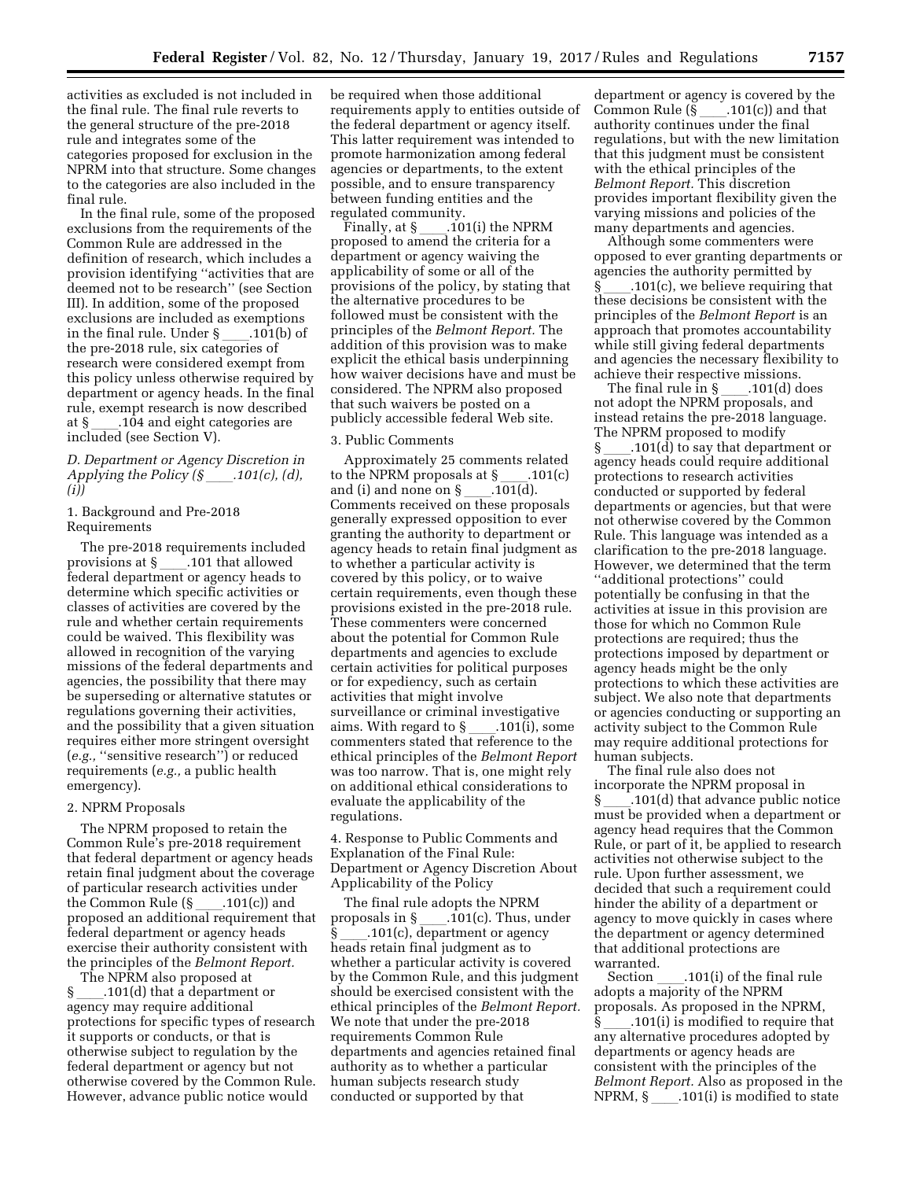activities as excluded is not included in the final rule. The final rule reverts to the general structure of the pre-2018 rule and integrates some of the categories proposed for exclusion in the NPRM into that structure. Some changes to the categories are also included in the final rule.

In the final rule, some of the proposed exclusions from the requirements of the Common Rule are addressed in the definition of research, which includes a provision identifying ''activities that are deemed not to be research'' (see Section III). In addition, some of the proposed exclusions are included as exemptions in the final rule. Under § ____.101(b) of the pre-2018 rule, six categories of research were considered exempt from this policy unless otherwise required by department or agency heads. In the final rule, exempt research is now described at § ____.104 and eight categories are included (see Section V).

### *D. Department or Agency Discretion in Applying the Policy (§ ____.101(c), (d), (i))*

#### 1. Background and Pre-2018 Requirements

The pre-2018 requirements included provisions at § ____.101 that allowed federal department or agency heads to determine which specific activities or classes of activities are covered by the rule and whether certain requirements could be waived. This flexibility was allowed in recognition of the varying missions of the federal departments and agencies, the possibility that there may be superseding or alternative statutes or regulations governing their activities, and the possibility that a given situation requires either more stringent oversight (*e.g.,* ''sensitive research'') or reduced requirements (*e.g.,* a public health emergency).

#### 2. NPRM Proposals

The NPRM proposed to retain the Common Rule's pre-2018 requirement that federal department or agency heads retain final judgment about the coverage of particular research activities under the Common Rule (§ ____.101(c)) and proposed an additional requirement that federal department or agency heads exercise their authority consistent with the principles of the *Belmont Report.*

The NPRM also proposed at § ____.101(d) that a department or agency may require additional protections for specific types of research it supports or conducts, or that is otherwise subject to regulation by the federal department or agency but not otherwise covered by the Common Rule. However, advance public notice would be required when those additional requirements apply to entities outside of the federal department or agency itself. This latter requirement was intended to promote harmonization among federal agencies or departments, to the extent possible, and to ensure transparency between funding entities and the regulated community.

Finally, at § ____.101(i) the NPRM proposed to amend the criteria for a department or agency waiving the applicability of some or all of the provisions of the policy, by stating that the alternative procedures to be followed must be consistent with the principles of the *Belmont Report.* The addition of this provision was to make explicit the ethical basis underpinning how waiver decisions have and must be considered. The NPRM also proposed that such waivers be posted on a publicly accessible federal Web site.

#### 3. Public Comments

Approximately 25 comments related to the NPRM proposals at § ____.101(c) and (i) and none on § ____.101(d). Comments received on these proposals generally expressed opposition to ever granting the authority to department or agency heads to retain final judgment as to whether a particular activity is covered by this policy, or to waive certain requirements, even though these provisions existed in the pre-2018 rule. These commenters were concerned about the potential for Common Rule departments and agencies to exclude certain activities for political purposes or for expediency, such as certain activities that might involve surveillance or criminal investigative aims. With regard to § ____.101(i), some commenters stated that reference to the ethical principles of the *Belmont Report* was too narrow. That is, one might rely on additional ethical considerations to evaluate the applicability of the regulations.

#### 4. Response to Public Comments and Explanation of the Final Rule: Department or Agency Discretion About Applicability of the Policy

The final rule adopts the NPRM proposals in § ____.101(c). Thus, under § ____.101(c), department or agency heads retain final judgment as to whether a particular activity is covered by the Common Rule, and this judgment should be exercised consistent with the ethical principles of the *Belmont Report.* We note that under the pre-2018 requirements Common Rule departments and agencies retained final authority as to whether a particular human subjects research study conducted or supported by that department or agency is covered by the Common Rule (§ ____.101(c)) and that authority continues under the final regulations, but with the new limitation that this judgment must be consistent with the ethical principles of the *Belmont Report.* This discretion provides important flexibility given the varying missions and policies of the many departments and agencies.

Although some commenters were opposed to ever granting departments or agencies the authority permitted by § ____.101(c), we believe requiring that these decisions be consistent with the principles of the *Belmont Report* is an approach that promotes accountability while still giving federal departments and agencies the necessary flexibility to achieve their respective missions.

The final rule in § ____.101(d) does not adopt the NPRM proposals, and instead retains the pre-2018 language. The NPRM proposed to modify § ____.101(d) to say that department or agency heads could require additional protections to research activities conducted or supported by federal departments or agencies, but that were not otherwise covered by the Common Rule. This language was intended as a clarification to the pre-2018 language. However, we determined that the term ''additional protections'' could potentially be confusing in that the activities at issue in this provision are those for which no Common Rule protections are required; thus the protections imposed by department or agency heads might be the only protections to which these activities are subject. We also note that departments or agencies conducting or supporting an activity subject to the Common Rule may require additional protections for human subjects.

The final rule also does not incorporate the NPRM proposal in § ____.101(d) that advance public notice must be provided when a department or agency head requires that the Common Rule, or part of it, be applied to research activities not otherwise subject to the rule. Upon further assessment, we decided that such a requirement could hinder the ability of a department or agency to move quickly in cases where the department or agency determined that additional protections are warranted.

Section ____.101(i) of the final rule adopts a majority of the NPRM proposals. As proposed in the NPRM, § ____.101(i) is modified to require that any alternative procedures adopted by departments or agency heads are consistent with the principles of the *Belmont Report.* Also as proposed in the NPRM, § ____.101(i) is modified to state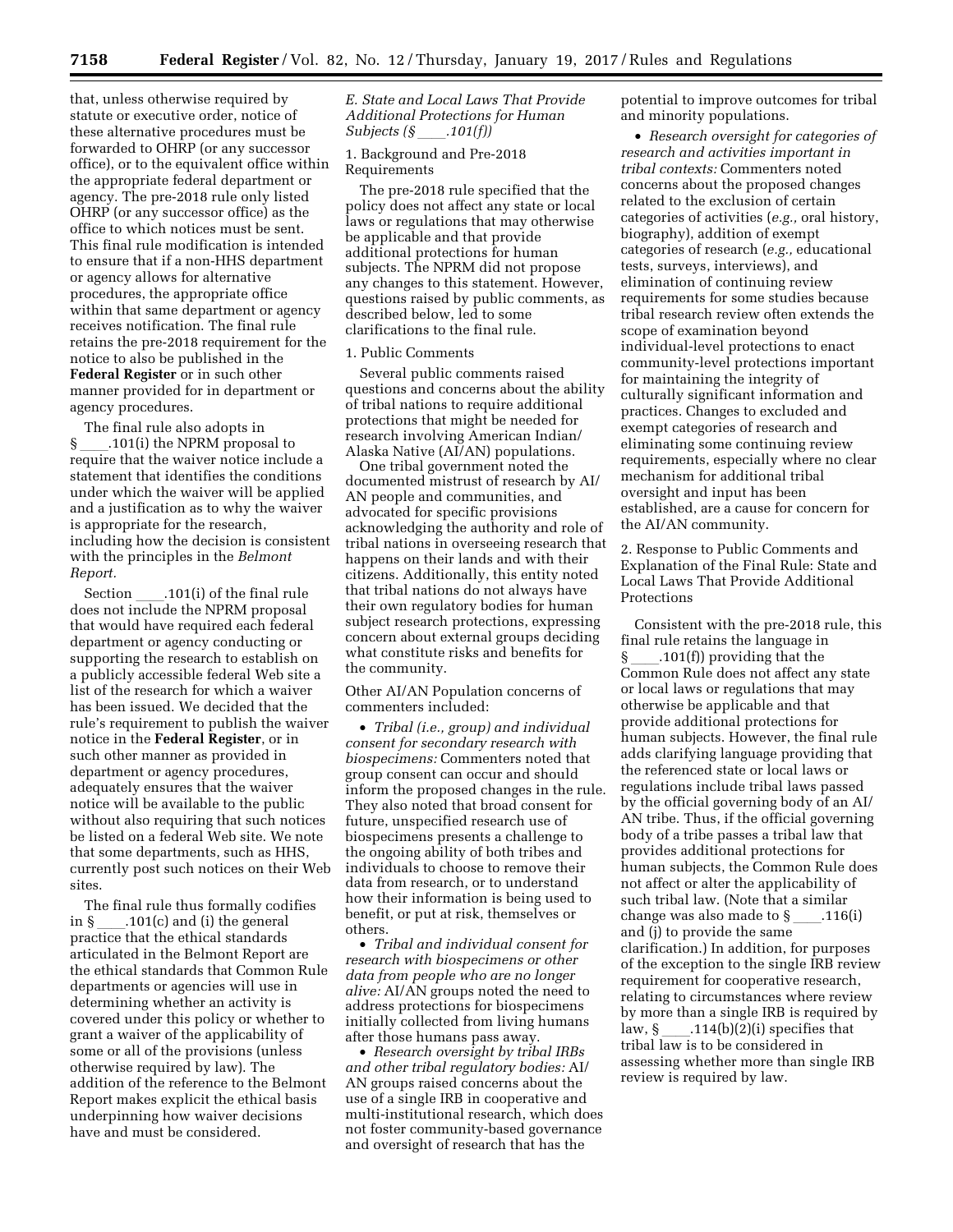that, unless otherwise required by statute or executive order, notice of these alternative procedures must be forwarded to OHRP (or any successor office), or to the equivalent office within the appropriate federal department or agency. The pre-2018 rule only listed OHRP (or any successor office) as the office to which notices must be sent. This final rule modification is intended to ensure that if a non-HHS department or agency allows for alternative procedures, the appropriate office within that same department or agency receives notification. The final rule retains the pre-2018 requirement for the notice to also be published in the **Federal Register** or in such other manner provided for in department or agency procedures.

The final rule also adopts in § ____.101(i) the NPRM proposal to require that the waiver notice include a statement that identifies the conditions under which the waiver will be applied and a justification as to why the waiver is appropriate for the research, including how the decision is consistent with the principles in the *Belmont Report.*

Section ____.101(i) of the final rule does not include the NPRM proposal that would have required each federal department or agency conducting or supporting the research to establish on a publicly accessible federal Web site a list of the research for which a waiver has been issued. We decided that the rule's requirement to publish the waiver notice in the **Federal Register**, or in such other manner as provided in department or agency procedures, adequately ensures that the waiver notice will be available to the public without also requiring that such notices be listed on a federal Web site. We note that some departments, such as HHS, currently post such notices on their Web sites.

The final rule thus formally codifies in § ____.101(c) and (i) the general practice that the ethical standards articulated in the Belmont Report are the ethical standards that Common Rule departments or agencies will use in determining whether an activity is covered under this policy or whether to grant a waiver of the applicability of some or all of the provisions (unless otherwise required by law). The addition of the reference to the Belmont Report makes explicit the ethical basis underpinning how waiver decisions have and must be considered.

### *E. State and Local Laws That Provide Additional Protections for Human Subjects (§ ____.101(f))*

#### 1. Background and Pre-2018 Requirements

The pre-2018 rule specified that the policy does not affect any state or local laws or regulations that may otherwise be applicable and that provide additional protections for human subjects. The NPRM did not propose any changes to this statement. However, questions raised by public comments, as described below, led to some clarifications to the final rule.

#### 1. Public Comments

Several public comments raised questions and concerns about the ability of tribal nations to require additional protections that might be needed for research involving American Indian/Alaska Native (AI/AN) populations.

One tribal government noted the documented mistrust of research by AI/AN people and communities, and advocated for specific provisions acknowledging the authority and role of tribal nations in overseeing research that happens on their lands and with their citizens. Additionally, this entity noted that tribal nations do not always have their own regulatory bodies for human subject research protections, expressing concern about external groups deciding what constitute risks and benefits for the community.

Other AI/AN Population concerns of commenters included:

- *Tribal (i.e., group) and individual consent for secondary research with biospecimens:* Commenters noted that group consent can occur and should inform the proposed changes in the rule. They also noted that broad consent for future, unspecified research use of biospecimens presents a challenge to the ongoing ability of both tribes and individuals to choose to remove their data from research, or to understand how their information is being used to benefit, or put at risk, themselves or others.
- *Tribal and individual consent for research with biospecimens or other data from people who are no longer alive:* AI/AN groups noted the need to address protections for biospecimens initially collected from living humans after those humans pass away.
- *Research oversight by tribal IRBs and other tribal regulatory bodies:* AI/AN groups raised concerns about the use of a single IRB in cooperative and multi-institutional research, which does not foster community-based governance and oversight of research that has the potential to improve outcomes for tribal and minority populations.
- *Research oversight for categories of research and activities important in tribal contexts:* Commenters noted concerns about the proposed changes related to the exclusion of certain categories of activities (*e.g.,* oral history, biography), addition of exempt categories of research (*e.g.,* educational tests, surveys, interviews), and elimination of continuing review requirements for some studies because tribal research review often extends the scope of examination beyond individual-level protections to enact community-level protections important for maintaining the integrity of culturally significant information and practices. Changes to excluded and exempt categories of research and eliminating some continuing review requirements, especially where no clear mechanism for additional tribal oversight and input has been established, are a cause for concern for the AI/AN community.

#### 2. Response to Public Comments and Explanation of the Final Rule: State and Local Laws That Provide Additional Protections

Consistent with the pre-2018 rule, this final rule retains the language in § ____.101(f)) providing that the Common Rule does not affect any state or local laws or regulations that may otherwise be applicable and that provide additional protections for human subjects. However, the final rule adds clarifying language providing that the referenced state or local laws or regulations include tribal laws passed by the official governing body of an AI/AN tribe. Thus, if the official governing body of a tribe passes a tribal law that provides additional protections for human subjects, the Common Rule does not affect or alter the applicability of such tribal law. (Note that a similar change was also made to § ____.116(i) and (j) to provide the same clarification.) In addition, for purposes of the exception to the single IRB review requirement for cooperative research, relating to circumstances where review by more than a single IRB is required by law, § ____.114(b)(2)(i) specifies that tribal law is to be considered in assessing whether more than single IRB review is required by law.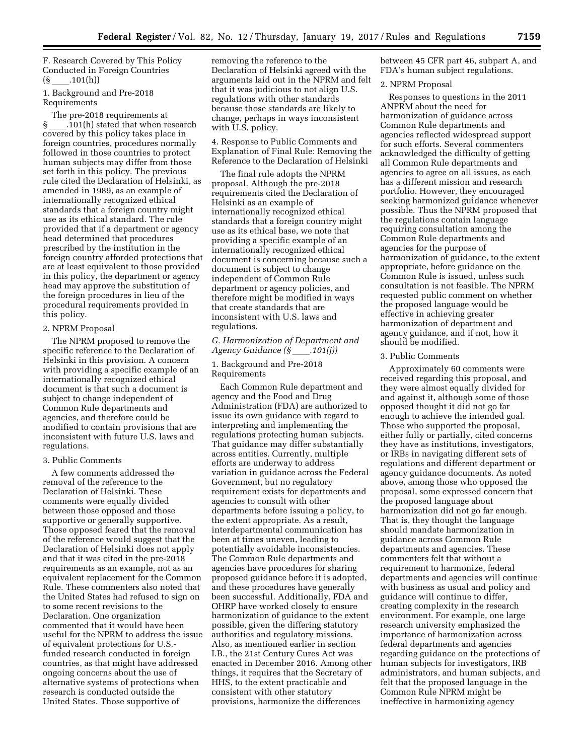F. Research Covered by This Policy Conducted in Foreign Countries (§ ____.101(h))

1. Background and Pre-2018 Requirements

The pre-2018 requirements at § ____.101(h) stated that when research covered by this policy takes place in foreign countries, procedures normally followed in those countries to protect human subjects may differ from those set forth in this policy. The previous rule cited the Declaration of Helsinki, as amended in 1989, as an example of internationally recognized ethical standards that a foreign country might use as its ethical standard. The rule provided that if a department or agency head determined that procedures prescribed by the institution in the foreign country afforded protections that are at least equivalent to those provided in this policy, the department or agency head may approve the substitution of the foreign procedures in lieu of the procedural requirements provided in this policy.

2. NPRM Proposal

The NPRM proposed to remove the specific reference to the Declaration of Helsinki in this provision. A concern with providing a specific example of an internationally recognized ethical document is that such a document is subject to change independent of Common Rule departments and agencies, and therefore could be modified to contain provisions that are inconsistent with future U.S. laws and regulations.

3. Public Comments

A few comments addressed the removal of the reference to the Declaration of Helsinki. These comments were equally divided between those opposed and those supportive or generally supportive. Those opposed feared that the removal of the reference would suggest that the Declaration of Helsinki does not apply and that it was cited in the pre-2018 requirements as an example, not as an equivalent replacement for the Common Rule. These commenters also noted that the United States had refused to sign on to some recent revisions to the Declaration. One organization commented that it would have been useful for the NPRM to address the issue of equivalent protections for U.S.-funded research conducted in foreign countries, as that might have addressed ongoing concerns about the use of alternative systems of protections when research is conducted outside the United States. Those supportive of removing the reference to the Declaration of Helsinki agreed with the arguments laid out in the NPRM and felt that it was judicious to not align U.S. regulations with other standards because those standards are likely to change, perhaps in ways inconsistent with U.S. policy.

4. Response to Public Comments and Explanation of Final Rule: Removing the Reference to the Declaration of Helsinki

The final rule adopts the NPRM proposal. Although the pre-2018 requirements cited the Declaration of Helsinki as an example of internationally recognized ethical standards that a foreign country might use as its ethical base, we note that providing a specific example of an internationally recognized ethical document is concerning because such a document is subject to change independent of Common Rule department or agency policies, and therefore might be modified in ways that create standards that are inconsistent with U.S. laws and regulations.

*G. Harmonization of Department and Agency Guidance (§ ____.101(j))*

1. Background and Pre-2018 Requirements

Each Common Rule department and agency and the Food and Drug Administration (FDA) are authorized to issue its own guidance with regard to interpreting and implementing the regulations protecting human subjects. That guidance may differ substantially across entities. Currently, multiple efforts are underway to address variation in guidance across the Federal Government, but no regulatory requirement exists for departments and agencies to consult with other departments before issuing a policy, to the extent appropriate. As a result, interdepartmental communication has been at times uneven, leading to potentially avoidable inconsistencies. The Common Rule departments and agencies have procedures for sharing proposed guidance before it is adopted, and these procedures have generally been successful. Additionally, FDA and OHRP have worked closely to ensure harmonization of guidance to the extent possible, given the differing statutory authorities and regulatory missions. Also, as mentioned earlier in section I.B., the 21st Century Cures Act was enacted in December 2016. Among other things, it requires that the Secretary of HHS, to the extent practicable and consistent with other statutory provisions, harmonize the differences between 45 CFR part 46, subpart A, and FDA's human subject regulations.

2. NPRM Proposal

Responses to questions in the 2011 ANPRM about the need for harmonization of guidance across Common Rule departments and agencies reflected widespread support for such efforts. Several commenters acknowledged the difficulty of getting all Common Rule departments and agencies to agree on all issues, as each has a different mission and research portfolio. However, they encouraged seeking harmonized guidance whenever possible. Thus the NPRM proposed that the regulations contain language requiring consultation among the Common Rule departments and agencies for the purpose of harmonization of guidance, to the extent appropriate, before guidance on the Common Rule is issued, unless such consultation is not feasible. The NPRM requested public comment on whether the proposed language would be effective in achieving greater harmonization of department and agency guidance, and if not, how it should be modified.

3. Public Comments

Approximately 60 comments were received regarding this proposal, and they were almost equally divided for and against it, although some of those opposed thought it did not go far enough to achieve the intended goal. Those who supported the proposal, either fully or partially, cited concerns they have as institutions, investigators, or IRBs in navigating different sets of regulations and different department or agency guidance documents. As noted above, among those who opposed the proposal, some expressed concern that the proposed language about harmonization did not go far enough. That is, they thought the language should mandate harmonization in guidance across Common Rule departments and agencies. These commenters felt that without a requirement to harmonize, federal departments and agencies will continue with business as usual and policy and guidance will continue to differ, creating complexity in the research environment. For example, one large research university emphasized the importance of harmonization across federal departments and agencies regarding guidance on the protections of human subjects for investigators, IRB administrators, and human subjects, and felt that the proposed language in the Common Rule NPRM might be ineffective in harmonizing agency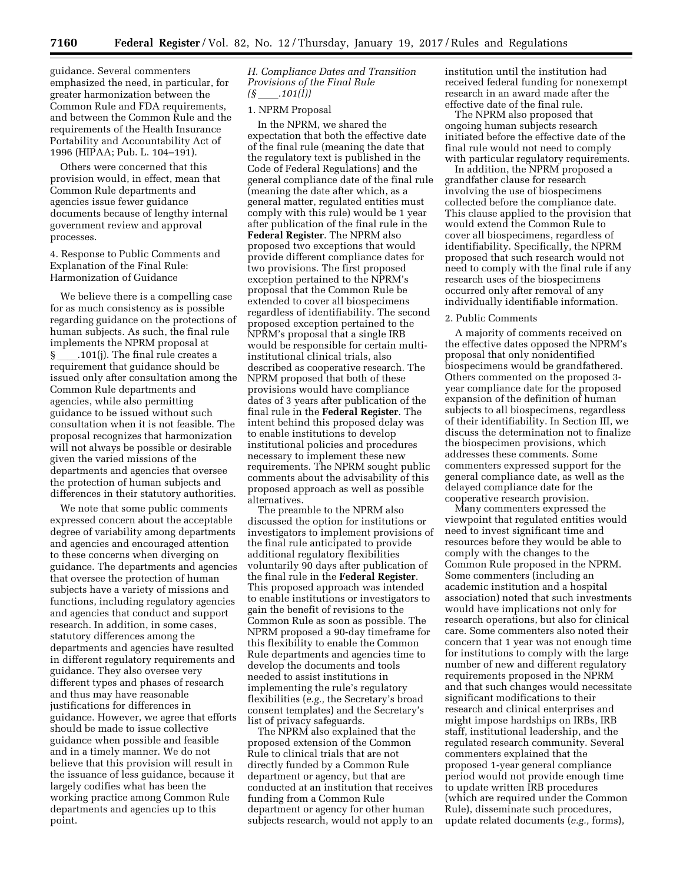guidance. Several commenters emphasized the need, in particular, for greater harmonization between the Common Rule and FDA requirements, and between the Common Rule and the requirements of the Health Insurance Portability and Accountability Act of 1996 (HIPAA; Pub. L. 104–191).

Others were concerned that this provision would, in effect, mean that Common Rule departments and agencies issue fewer guidance documents because of lengthy internal government review and approval processes.

4. Response to Public Comments and Explanation of the Final Rule: Harmonization of Guidance

We believe there is a compelling case for as much consistency as is possible regarding guidance on the protections of human subjects. As such, the final rule implements the NPRM proposal at § ____.101(j). The final rule creates a requirement that guidance should be issued only after consultation among the Common Rule departments and agencies, while also permitting guidance to be issued without such consultation when it is not feasible. The proposal recognizes that harmonization will not always be possible or desirable given the varied missions of the departments and agencies that oversee the protection of human subjects and differences in their statutory authorities.

We note that some public comments expressed concern about the acceptable degree of variability among departments and agencies and encouraged attention to these concerns when diverging on guidance. The departments and agencies that oversee the protection of human subjects have a variety of missions and functions, including regulatory agencies and agencies that conduct and support research. In addition, in some cases, statutory differences among the departments and agencies have resulted in different regulatory requirements and guidance. They also oversee very different types and phases of research and thus may have reasonable justifications for differences in guidance. However, we agree that efforts should be made to issue collective guidance when possible and feasible and in a timely manner. We do not believe that this provision will result in the issuance of less guidance, because it largely codifies what has been the working practice among Common Rule departments and agencies up to this point.

*H. Compliance Dates and Transition Provisions of the Final Rule (§ ____.101(l))*

1. NPRM Proposal

In the NPRM, we shared the expectation that both the effective date of the final rule (meaning the date that the regulatory text is published in the Code of Federal Regulations) and the general compliance date of the final rule (meaning the date after which, as a general matter, regulated entities must comply with this rule) would be 1 year after publication of the final rule in the **Federal Register**. The NPRM also proposed two exceptions that would provide different compliance dates for two provisions. The first proposed exception pertained to the NPRM's proposal that the Common Rule be extended to cover all biospecimens regardless of identifiability. The second proposed exception pertained to the NPRM's proposal that a single IRB would be responsible for certain multi-institutional clinical trials, also described as cooperative research. The NPRM proposed that both of these provisions would have compliance dates of 3 years after publication of the final rule in the **Federal Register**. The intent behind this proposed delay was to enable institutions to develop institutional policies and procedures necessary to implement these new requirements. The NPRM sought public comments about the advisability of this proposed approach as well as possible alternatives.

The preamble to the NPRM also discussed the option for institutions or investigators to implement provisions of the final rule anticipated to provide additional regulatory flexibilities voluntarily 90 days after publication of the final rule in the **Federal Register**. This proposed approach was intended to enable institutions or investigators to gain the benefit of revisions to the Common Rule as soon as possible. The NPRM proposed a 90-day timeframe for this flexibility to enable the Common Rule departments and agencies time to develop the documents and tools needed to assist institutions in implementing the rule's regulatory flexibilities (*e.g.,* the Secretary's broad consent templates) and the Secretary's list of privacy safeguards.

The NPRM also explained that the proposed extension of the Common Rule to clinical trials that are not directly funded by a Common Rule department or agency, but that are conducted at an institution that receives funding from a Common Rule department or agency for other human subjects research, would not apply to an institution until the institution had received federal funding for nonexempt research in an award made after the effective date of the final rule.

The NPRM also proposed that ongoing human subjects research initiated before the effective date of the final rule would not need to comply with particular regulatory requirements.

In addition, the NPRM proposed a grandfather clause for research involving the use of biospecimens collected before the compliance date. This clause applied to the provision that would extend the Common Rule to cover all biospecimens, regardless of identifiability. Specifically, the NPRM proposed that such research would not need to comply with the final rule if any research uses of the biospecimens occurred only after removal of any individually identifiable information.

2. Public Comments

A majority of comments received on the effective dates opposed the NPRM's proposal that only nonidentified biospecimens would be grandfathered. Others commented on the proposed 3-year compliance date for the proposed expansion of the definition of human subjects to all biospecimens, regardless of their identifiability. In Section III, we discuss the determination not to finalize the biospecimen provisions, which addresses these comments. Some commenters expressed support for the general compliance date, as well as the delayed compliance date for the cooperative research provision.

Many commenters expressed the viewpoint that regulated entities would need to invest significant time and resources before they would be able to comply with the changes to the Common Rule proposed in the NPRM. Some commenters (including an academic institution and a hospital association) noted that such investments would have implications not only for research operations, but also for clinical care. Some commenters also noted their concern that 1 year was not enough time for institutions to comply with the large number of new and different regulatory requirements proposed in the NPRM and that such changes would necessitate significant modifications to their research and clinical enterprises and might impose hardships on IRBs, IRB staff, institutional leadership, and the regulated research community. Several commenters explained that the proposed 1-year general compliance period would not provide enough time to update written IRB procedures (which are required under the Common Rule), disseminate such procedures, update related documents (*e.g.,* forms),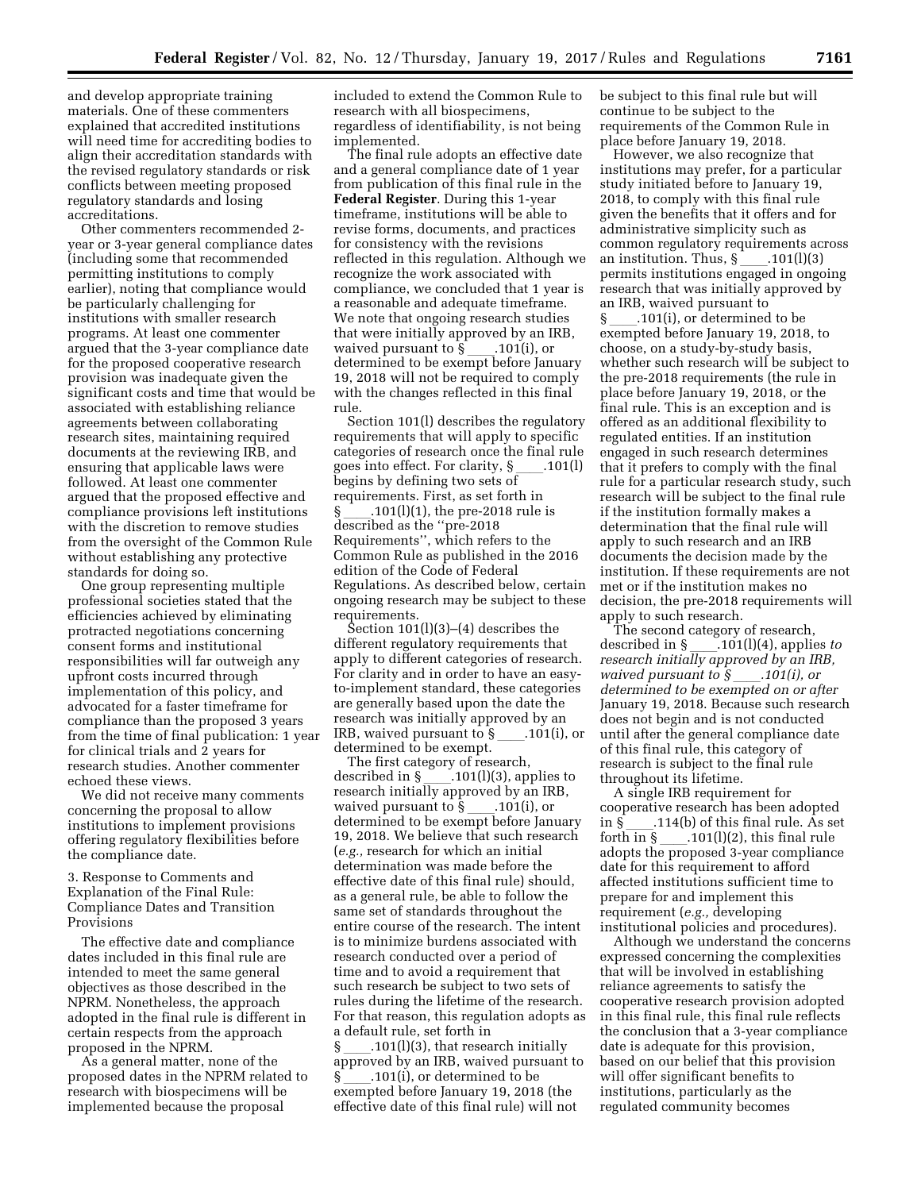and develop appropriate training materials. One of these commenters explained that accredited institutions will need time for accrediting bodies to align their accreditation standards with the revised regulatory standards or risk conflicts between meeting proposed regulatory standards and losing accreditations.

Other commenters recommended 2-year or 3-year general compliance dates (including some that recommended permitting institutions to comply earlier), noting that compliance would be particularly challenging for institutions with smaller research programs. At least one commenter argued that the 3-year compliance date for the proposed cooperative research provision was inadequate given the significant costs and time that would be associated with establishing reliance agreements between collaborating research sites, maintaining required documents at the reviewing IRB, and ensuring that applicable laws were followed. At least one commenter argued that the proposed effective and compliance provisions left institutions with the discretion to remove studies from the oversight of the Common Rule without establishing any protective standards for doing so.

One group representing multiple professional societies stated that the efficiencies achieved by eliminating protracted negotiations concerning consent forms and institutional responsibilities will far outweigh any upfront costs incurred through implementation of this policy, and advocated for a faster timeframe for compliance than the proposed 3 years from the time of final publication: 1 year for clinical trials and 2 years for research studies. Another commenter echoed these views.

We did not receive many comments concerning the proposal to allow institutions to implement provisions offering regulatory flexibilities before the compliance date.

### 3. Response to Comments and Explanation of the Final Rule: Compliance Dates and Transition Provisions

The effective date and compliance dates included in this final rule are intended to meet the same general objectives as those described in the NPRM. Nonetheless, the approach adopted in the final rule is different in certain respects from the approach proposed in the NPRM.

As a general matter, none of the proposed dates in the NPRM related to research with biospecimens will be implemented because the proposal included to extend the Common Rule to research with all biospecimens, regardless of identifiability, is not being implemented.

The final rule adopts an effective date and a general compliance date of 1 year from publication of this final rule in the **Federal Register**. During this 1-year timeframe, institutions will be able to revise forms, documents, and practices for consistency with the revisions reflected in this regulation. Although we recognize the work associated with compliance, we concluded that 1 year is a reasonable and adequate timeframe. We note that ongoing research studies that were initially approved by an IRB, waived pursuant to § ____.101(i), or determined to be exempt before January 19, 2018 will not be required to comply with the changes reflected in this final rule.

Section 101(l) describes the regulatory requirements that will apply to specific categories of research once the final rule goes into effect. For clarity, § ____.101(l) begins by defining two sets of requirements. First, as set forth in § ____.101(l)(1), the pre-2018 rule is described as the ''pre-2018 Requirements'', which refers to the Common Rule as published in the 2016 edition of the Code of Federal Regulations. As described below, certain ongoing research may be subject to these requirements.

Section 101(l)(3)–(4) describes the different regulatory requirements that apply to different categories of research. For clarity and in order to have an easy-to-implement standard, these categories are generally based upon the date the research was initially approved by an IRB, waived pursuant to § ____.101(i), or determined to be exempt.

The first category of research, described in § ____.101(l)(3), applies to research initially approved by an IRB, waived pursuant to § ____.101(i), or determined to be exempt before January 19, 2018. We believe that such research (*e.g.,* research for which an initial determination was made before the effective date of this final rule) should, as a general rule, be able to follow the same set of standards throughout the entire course of the research. The intent is to minimize burdens associated with research conducted over a period of time and to avoid a requirement that such research be subject to two sets of rules during the lifetime of the research. For that reason, this regulation adopts as a default rule, set forth in § ____.101(l)(3), that research initially approved by an IRB, waived pursuant to § ____.101(i), or determined to be exempted before January 19, 2018 (the effective date of this final rule) will not be subject to this final rule but will continue to be subject to the requirements of the Common Rule in place before January 19, 2018.

However, we also recognize that institutions may prefer, for a particular study initiated before to January 19, 2018, to comply with this final rule given the benefits that it offers and for administrative simplicity such as common regulatory requirements across an institution. Thus, § ____.101(l)(3) permits institutions engaged in ongoing research that was initially approved by an IRB, waived pursuant to § ____.101(i), or determined to be exempted before January 19, 2018, to choose, on a study-by-study basis, whether such research will be subject to the pre-2018 requirements (the rule in place before January 19, 2018, or the final rule. This is an exception and is offered as an additional flexibility to regulated entities. If an institution engaged in such research determines that it prefers to comply with the final rule for a particular research study, such research will be subject to the final rule if the institution formally makes a determination that the final rule will apply to such research and an IRB documents the decision made by the institution. If these requirements are not met or if the institution makes no decision, the pre-2018 requirements will apply to such research.

The second category of research, described in § ____.101(l)(4), applies *to research initially approved by an IRB, waived pursuant to § ____.101(i), or determined to be exempted on or after* January 19, 2018. Because such research does not begin and is not conducted until after the general compliance date of this final rule, this category of research is subject to the final rule throughout its lifetime.

A single IRB requirement for cooperative research has been adopted in § ____.114(b) of this final rule. As set forth in § ____.101(l)(2), this final rule adopts the proposed 3-year compliance date for this requirement to afford affected institutions sufficient time to prepare for and implement this requirement (*e.g.,* developing institutional policies and procedures).

Although we understand the concerns expressed concerning the complexities that will be involved in establishing reliance agreements to satisfy the cooperative research provision adopted in this final rule, this final rule reflects the conclusion that a 3-year compliance date is adequate for this provision, based on our belief that this provision will offer significant benefits to institutions, particularly as the regulated community becomes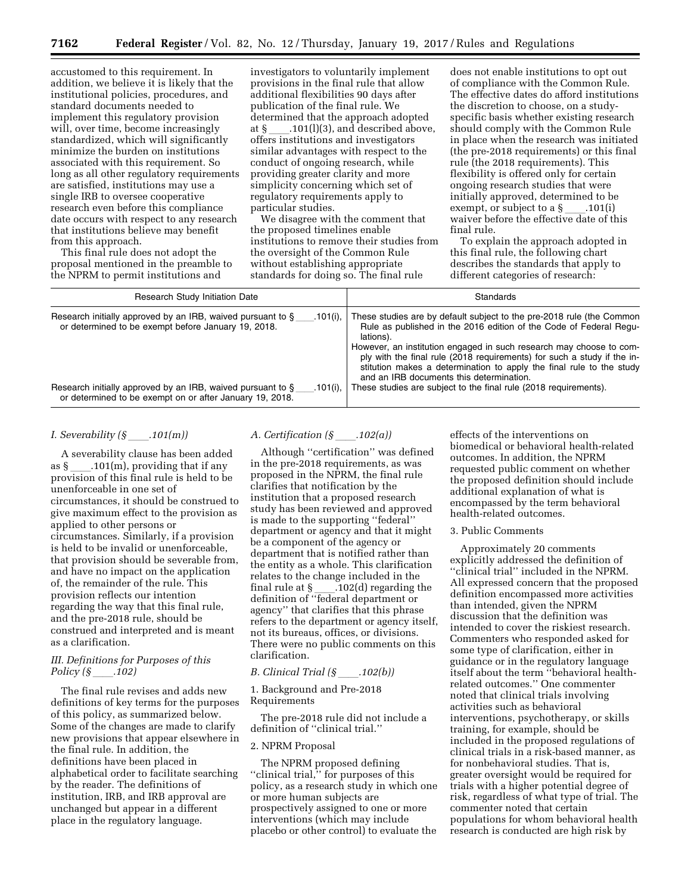accustomed to this requirement. In addition, we believe it is likely that the institutional policies, procedures, and standard documents needed to implement this regulatory provision will, over time, become increasingly standardized, which will significantly minimize the burden on institutions associated with this requirement. So long as all other regulatory requirements are satisfied, institutions may use a single IRB to oversee cooperative research even before this compliance date occurs with respect to any research that institutions believe may benefit from this approach.

This final rule does not adopt the proposal mentioned in the preamble to the NPRM to permit institutions and investigators to voluntarily implement provisions in the final rule that allow additional flexibilities 90 days after publication of the final rule. We determined that the approach adopted at § ____.101(l)(3), and described above, offers institutions and investigators similar advantages with respect to the conduct of ongoing research, while providing greater clarity and more simplicity concerning which set of regulatory requirements apply to particular studies.

We disagree with the comment that the proposed timelines enable institutions to remove their studies from the oversight of the Common Rule without establishing appropriate standards for doing so. The final rule does not enable institutions to opt out of compliance with the Common Rule. The effective dates do afford institutions the discretion to choose, on a study-specific basis whether existing research should comply with the Common Rule in place when the research was initiated (the pre-2018 requirements) or this final rule (the 2018 requirements). This flexibility is offered only for certain ongoing research studies that were initially approved, determined to be exempt, or subject to a § ____.101(i) waiver before the effective date of this final rule.

To explain the approach adopted in this final rule, the following chart describes the standards that apply to different categories of research:

| Research Study Initiation Date | Standards |
|---|---|
| Research initially approved by an IRB, waived pursuant to § ____.101(i), or determined to be exempt before January 19, 2018. | These studies are by default subject to the pre-2018 rule (the Common Rule as published in the 2016 edition of the Code of Federal Regulations). However, an institution engaged in such research may choose to comply with the final rule (2018 requirements) for such a study if the institution makes a determination to apply the final rule to the study and an IRB documents this determination. |
| Research initially approved by an IRB, waived pursuant to § ____.101(i), or determined to be exempt on or after January 19, 2018. | These studies are subject to the final rule (2018 requirements). |

### *I. Severability (§ ____.101(m))*

A severability clause has been added as § ____.101(m), providing that if any provision of this final rule is held to be unenforceable in one set of circumstances, it should be construed to give maximum effect to the provision as applied to other persons or circumstances. Similarly, if a provision is held to be invalid or unenforceable, that provision should be severable from, and have no impact on the application of, the remainder of the rule. This provision reflects our intention regarding the way that this final rule, and the pre-2018 rule, should be construed and interpreted and is meant as a clarification.

## *III. Definitions for Purposes of this Policy (§ ____.102)*

The final rule revises and adds new definitions of key terms for the purposes of this policy, as summarized below. Some of the changes are made to clarify new provisions that appear elsewhere in the final rule. In addition, the definitions have been placed in alphabetical order to facilitate searching by the reader. The definitions of institution, IRB, and IRB approval are unchanged but appear in a different place in the regulatory language.

### *A. Certification (§ ____.102(a))*

Although ''certification'' was defined in the pre-2018 requirements, as was proposed in the NPRM, the final rule clarifies that notification by the institution that a proposed research study has been reviewed and approved is made to the supporting ''federal'' department or agency and that it might be a component of the agency or department that is notified rather than the entity as a whole. This clarification relates to the change included in the final rule at § ____.102(d) regarding the definition of ''federal department or agency'' that clarifies that this phrase refers to the department or agency itself, not its bureaus, offices, or divisions. There were no public comments on this clarification.

### *B. Clinical Trial (§ ____.102(b))*

1. Background and Pre-2018 Requirements

The pre-2018 rule did not include a definition of ''clinical trial.''

2. NPRM Proposal

The NPRM proposed defining ''clinical trial,'' for purposes of this policy, as a research study in which one or more human subjects are prospectively assigned to one or more interventions (which may include placebo or other control) to evaluate the effects of the interventions on biomedical or behavioral health-related outcomes. In addition, the NPRM requested public comment on whether the proposed definition should include additional explanation of what is encompassed by the term behavioral health-related outcomes.

3. Public Comments

Approximately 20 comments explicitly addressed the definition of ''clinical trial'' included in the NPRM. All expressed concern that the proposed definition encompassed more activities than intended, given the NPRM discussion that the definition was intended to cover the riskiest research. Commenters who responded asked for some type of clarification, either in guidance or in the regulatory language itself about the term ''behavioral health-related outcomes.'' One commenter noted that clinical trials involving activities such as behavioral interventions, psychotherapy, or skills training, for example, should be included in the proposed regulations of clinical trials in a risk-based manner, as for nonbehavioral studies. That is, greater oversight would be required for trials with a higher potential degree of risk, regardless of what type of trial. The commenter noted that certain populations for whom behavioral health research is conducted are high risk by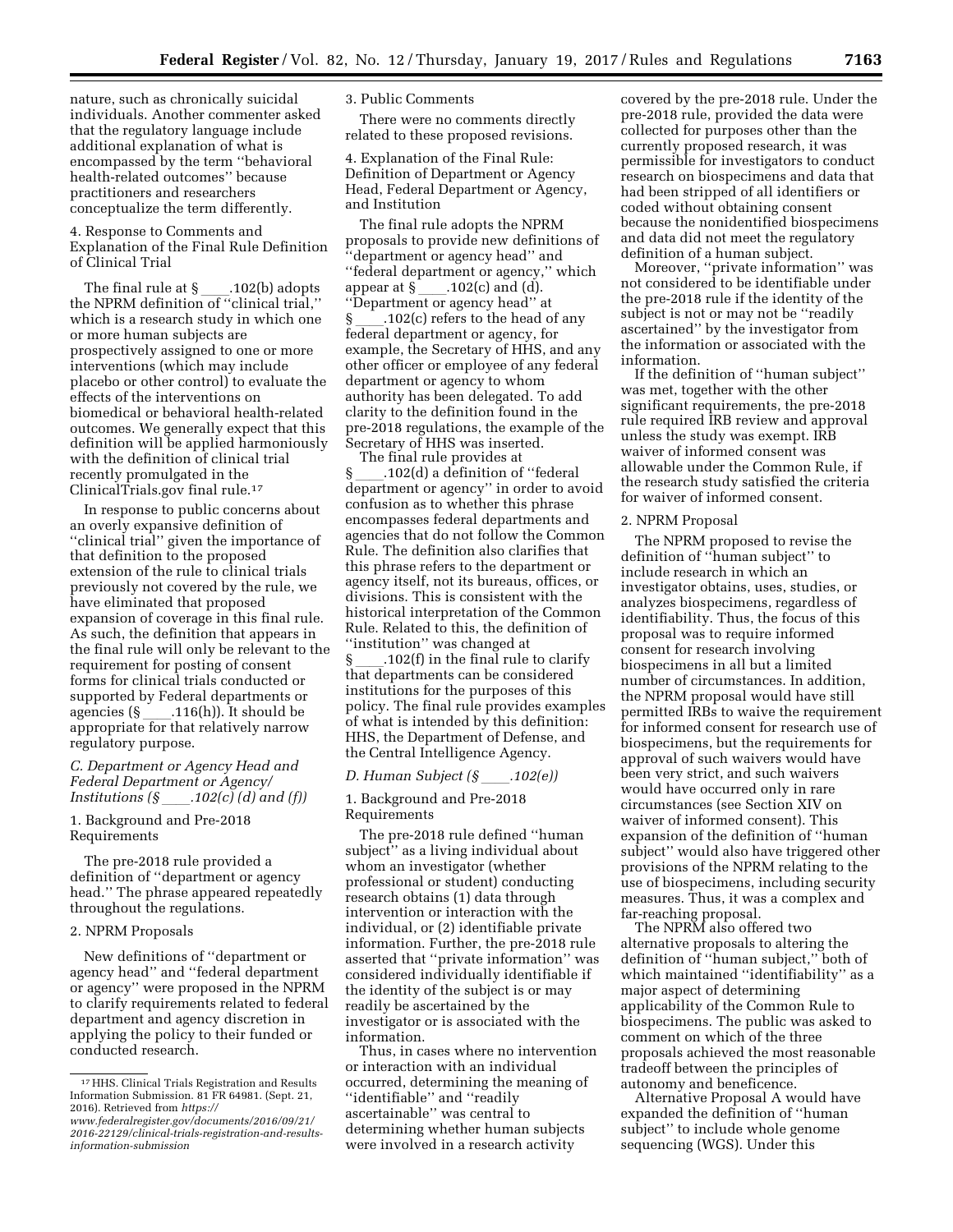nature, such as chronically suicidal individuals. Another commenter asked that the regulatory language include additional explanation of what is encompassed by the term ''behavioral health-related outcomes'' because practitioners and researchers conceptualize the term differently.

4. Response to Comments and Explanation of the Final Rule Definition of Clinical Trial

The final rule at § ____.102(b) adopts the NPRM definition of ''clinical trial,'' which is a research study in which one or more human subjects are prospectively assigned to one or more interventions (which may include placebo or other control) to evaluate the effects of the interventions on biomedical or behavioral health-related outcomes. We generally expect that this definition will be applied harmoniously with the definition of clinical trial recently promulgated in the ClinicalTrials.gov final rule.[17]

In response to public concerns about an overly expansive definition of ''clinical trial'' given the importance of that definition to the proposed extension of the rule to clinical trials previously not covered by the rule, we have eliminated that proposed expansion of coverage in this final rule. As such, the definition that appears in the final rule will only be relevant to the requirement for posting of consent forms for clinical trials conducted or supported by Federal departments or agencies (§ ____.116(h)). It should be appropriate for that relatively narrow regulatory purpose.

*C. Department or Agency Head and Federal Department or Agency/Institutions (§ ____.102(c) (d) and (f))*

1. Background and Pre-2018 Requirements

The pre-2018 rule provided a definition of ''department or agency head.'' The phrase appeared repeatedly throughout the regulations.

2. NPRM Proposals

New definitions of ''department or agency head'' and ''federal department or agency'' were proposed in the NPRM to clarify requirements related to federal department and agency discretion in applying the policy to their funded or conducted research.

3. Public Comments

There were no comments directly related to these proposed revisions.

4. Explanation of the Final Rule: Definition of Department or Agency Head, Federal Department or Agency, and Institution

The final rule adopts the NPRM proposals to provide new definitions of ''department or agency head'' and ''federal department or agency,'' which appear at § ____.102(c) and (d). ''Department or agency head'' at § ____.102(c) refers to the head of any federal department or agency, for example, the Secretary of HHS, and any other officer or employee of any federal department or agency to whom authority has been delegated. To add clarity to the definition found in the pre-2018 regulations, the example of the Secretary of HHS was inserted.

The final rule provides at § ____.102(d) a definition of ''federal department or agency'' in order to avoid confusion as to whether this phrase encompasses federal departments and agencies that do not follow the Common Rule. The definition also clarifies that this phrase refers to the department or agency itself, not its bureaus, offices, or divisions. This is consistent with the historical interpretation of the Common Rule. Related to this, the definition of ''institution'' was changed at § ____.102(f) in the final rule to clarify that departments can be considered institutions for the purposes of this policy. The final rule provides examples of what is intended by this definition: HHS, the Department of Defense, and the Central Intelligence Agency.

*D. Human Subject (§ ____.102(e))*

1. Background and Pre-2018 Requirements

The pre-2018 rule defined ''human subject'' as a living individual about whom an investigator (whether professional or student) conducting research obtains (1) data through intervention or interaction with the individual, or (2) identifiable private information. Further, the pre-2018 rule asserted that ''private information'' was considered individually identifiable if the identity of the subject is or may readily be ascertained by the investigator or is associated with the information.

Thus, in cases where no intervention or interaction with an individual occurred, determining the meaning of ''identifiable'' and ''readily ascertainable'' was central to determining whether human subjects were involved in a research activity covered by the pre-2018 rule. Under the pre-2018 rule, provided the data were collected for purposes other than the currently proposed research, it was permissible for investigators to conduct research on biospecimens and data that had been stripped of all identifiers or coded without obtaining consent because the nonidentified biospecimens and data did not meet the regulatory definition of a human subject.

Moreover, ''private information'' was not considered to be identifiable under the pre-2018 rule if the identity of the subject is not or may not be ''readily ascertained'' by the investigator from the information or associated with the information.

If the definition of ''human subject'' was met, together with the other significant requirements, the pre-2018 rule required IRB review and approval unless the study was exempt. IRB waiver of informed consent was allowable under the Common Rule, if the research study satisfied the criteria for waiver of informed consent.

2. NPRM Proposal

The NPRM proposed to revise the definition of ''human subject'' to include research in which an investigator obtains, uses, studies, or analyzes biospecimens, regardless of identifiability. Thus, the focus of this proposal was to require informed consent for research involving biospecimens in all but a limited number of circumstances. In addition, the NPRM proposal would have still permitted IRBs to waive the requirement for informed consent for research use of biospecimens, but the requirements for approval of such waivers would have been very strict, and such waivers would have occurred only in rare circumstances (see Section XIV on waiver of informed consent). This expansion of the definition of ''human subject'' would also have triggered other provisions of the NPRM relating to the use of biospecimens, including security measures. Thus, it was a complex and far-reaching proposal.

The NPRM also offered two alternative proposals to altering the definition of ''human subject,'' both of which maintained ''identifiability'' as a major aspect of determining applicability of the Common Rule to biospecimens. The public was asked to comment on which of the three proposals achieved the most reasonable tradeoff between the principles of autonomy and beneficence.

Alternative Proposal A would have expanded the definition of ''human subject'' to include whole genome sequencing (WGS). Under this

---

[17] HHS. Clinical Trials Registration and Results Information Submission. 81 FR 64981. (Sept. 21, 2016). Retrieved from *https://www.federalregister.gov/documents/2016/09/21/2016-22129/clinical-trials-registration-and-results-information-submission*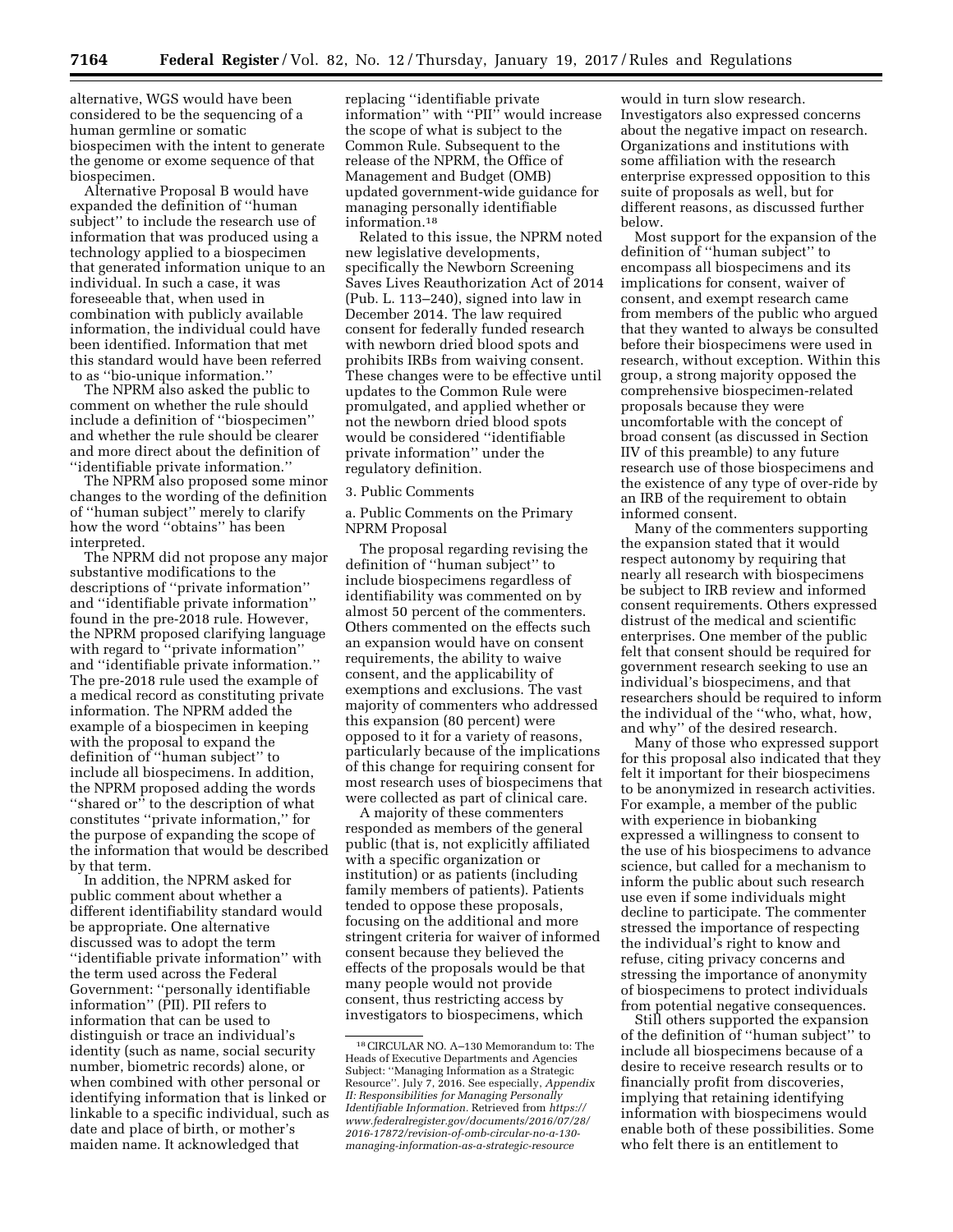alternative, WGS would have been considered to be the sequencing of a human germline or somatic biospecimen with the intent to generate the genome or exome sequence of that biospecimen.

Alternative Proposal B would have expanded the definition of "human subject" to include the research use of information that was produced using a technology applied to a biospecimen that generated information unique to an individual. In such a case, it was foreseeable that, when used in combination with publicly available information, the individual could have been identified. Information that met this standard would have been referred to as "bio-unique information."

The NPRM also asked the public to comment on whether the rule should include a definition of "biospecimen" and whether the rule should be clearer and more direct about the definition of "identifiable private information."

The NPRM also proposed some minor changes to the wording of the definition of "human subject" merely to clarify how the word "obtains" has been interpreted.

The NPRM did not propose any major substantive modifications to the descriptions of "private information" and "identifiable private information" found in the pre-2018 rule. However, the NPRM proposed clarifying language with regard to "private information" and "identifiable private information." The pre-2018 rule used the example of a medical record as constituting private information. The NPRM added the example of a biospecimen in keeping with the proposal to expand the definition of "human subject" to include all biospecimens. In addition, the NPRM proposed adding the words "shared or" to the description of what constitutes "private information," for the purpose of expanding the scope of the information that would be described by that term.

In addition, the NPRM asked for public comment about whether a different identifiability standard would be appropriate. One alternative discussed was to adopt the term "identifiable private information" with the term used across the Federal Government: "personally identifiable information" (PII). PII refers to information that can be used to distinguish or trace an individual's identity (such as name, social security number, biometric records) alone, or when combined with other personal or identifying information that is linked or linkable to a specific individual, such as date and place of birth, or mother's maiden name. It acknowledged that replacing "identifiable private information" with "PII" would increase the scope of what is subject to the Common Rule. Subsequent to the release of the NPRM, the Office of Management and Budget (OMB) updated government-wide guidance for managing personally identifiable information.[18]

Related to this issue, the NPRM noted new legislative developments, specifically the Newborn Screening Saves Lives Reauthorization Act of 2014 (Pub. L. 113–240), signed into law in December 2014. The law required consent for federally funded research with newborn dried blood spots and prohibits IRBs from waiving consent. These changes were to be effective until updates to the Common Rule were promulgated, and applied whether or not the newborn dried blood spots would be considered "identifiable private information" under the regulatory definition.

3. Public Comments

a. Public Comments on the Primary NPRM Proposal

The proposal regarding revising the definition of "human subject" to include biospecimens regardless of identifiability was commented on by almost 50 percent of the commenters. Others commented on the effects such an expansion would have on consent requirements, the ability to waive consent, and the applicability of exemptions and exclusions. The vast majority of commenters who addressed this expansion (80 percent) were opposed to it for a variety of reasons, particularly because of the implications of this change for requiring consent for most research uses of biospecimens that were collected as part of clinical care.

A majority of these commenters responded as members of the general public (that is, not explicitly affiliated with a specific organization or institution) or as patients (including family members of patients). Patients tended to oppose these proposals, focusing on the additional and more stringent criteria for waiver of informed consent because they believed the effects of the proposals would be that many people would not provide consent, thus restricting access by investigators to biospecimens, which would in turn slow research. Investigators also expressed concerns about the negative impact on research. Organizations and institutions with some affiliation with the research enterprise expressed opposition to this suite of proposals as well, but for different reasons, as discussed further below.

Most support for the expansion of the definition of "human subject" to encompass all biospecimens and its implications for consent, waiver of consent, and exempt research came from members of the public who argued that they wanted to always be consulted before their biospecimens were used in research, without exception. Within this group, a strong majority opposed the comprehensive biospecimen-related proposals because they were uncomfortable with the concept of broad consent (as discussed in Section IIV of this preamble) to any future research use of those biospecimens and the existence of any type of over-ride by an IRB of the requirement to obtain informed consent.

Many of the commenters supporting the expansion stated that it would respect autonomy by requiring that nearly all research with biospecimens be subject to IRB review and informed consent requirements. Others expressed distrust of the medical and scientific enterprises. One member of the public felt that consent should be required for government research seeking to use an individual's biospecimens, and that researchers should be required to inform the individual of the "who, what, how, and why" of the desired research.

Many of those who expressed support for this proposal also indicated that they felt it important for their biospecimens to be anonymized in research activities. For example, a member of the public with experience in biobanking expressed a willingness to consent to the use of his biospecimens to advance science, but called for a mechanism to inform the public about such research use even if some individuals might decline to participate. The commenter stressed the importance of respecting the individual's right to know and refuse, citing privacy concerns and stressing the importance of anonymity of biospecimens to protect individuals from potential negative consequences.

Still others supported the expansion of the definition of "human subject" to include all biospecimens because of a desire to receive research results or to financially profit from discoveries, implying that retaining identifying information with biospecimens would enable both of these possibilities. Some who felt there is an entitlement to

[18] CIRCULAR NO. A–130 Memorandum to: The Heads of Executive Departments and Agencies Subject: "Managing Information as a Strategic Resource". July 7, 2016. See especially, *Appendix II: Responsibilities for Managing Personally Identifiable Information*. Retrieved from *https://www.federalregister.gov/documents/2016/07/28/2016-17872/revision-of-omb-circular-no-a-130-managing-information-as-a-strategic-resource*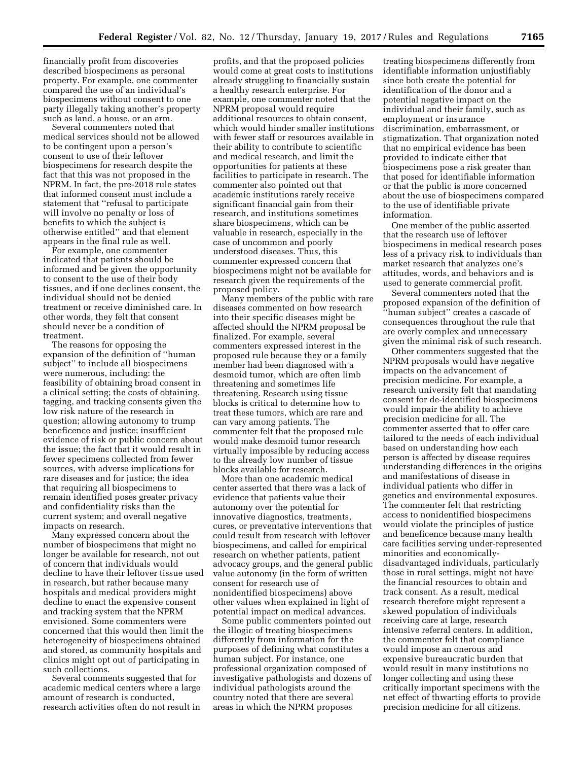financially profit from discoveries described biospecimens as personal property. For example, one commenter compared the use of an individual's biospecimens without consent to one party illegally taking another's property such as land, a house, or an arm.

Several commenters noted that medical services should not be allowed to be contingent upon a person's consent to use of their leftover biospecimens for research despite the fact that this was not proposed in the NPRM. In fact, the pre-2018 rule states that informed consent must include a statement that ''refusal to participate will involve no penalty or loss of benefits to which the subject is otherwise entitled'' and that element appears in the final rule as well.

For example, one commenter indicated that patients should be informed and be given the opportunity to consent to the use of their body tissues, and if one declines consent, the individual should not be denied treatment or receive diminished care. In other words, they felt that consent should never be a condition of treatment.

The reasons for opposing the expansion of the definition of ''human subject'' to include all biospecimens were numerous, including: the feasibility of obtaining broad consent in a clinical setting; the costs of obtaining, tagging, and tracking consents given the low risk nature of the research in question; allowing autonomy to trump beneficence and justice; insufficient evidence of risk or public concern about the issue; the fact that it would result in fewer specimens collected from fewer sources, with adverse implications for rare diseases and for justice; the idea that requiring all biospecimens to remain identified poses greater privacy and confidentiality risks than the current system; and overall negative impacts on research.

Many expressed concern about the number of biospecimens that might no longer be available for research, not out of concern that individuals would decline to have their leftover tissue used in research, but rather because many hospitals and medical providers might decline to enact the expensive consent and tracking system that the NPRM envisioned. Some commenters were concerned that this would then limit the heterogeneity of biospecimens obtained and stored, as community hospitals and clinics might opt out of participating in such collections.

Several comments suggested that for academic medical centers where a large amount of research is conducted, research activities often do not result in profits, and that the proposed policies would come at great costs to institutions already struggling to financially sustain a healthy research enterprise. For example, one commenter noted that the NPRM proposal would require additional resources to obtain consent, which would hinder smaller institutions with fewer staff or resources available in their ability to contribute to scientific and medical research, and limit the opportunities for patients at these facilities to participate in research. The commenter also pointed out that academic institutions rarely receive significant financial gain from their research, and institutions sometimes share biospecimens, which can be valuable in research, especially in the case of uncommon and poorly understood diseases. Thus, this commenter expressed concern that biospecimens might not be available for research given the requirements of the proposed policy.

Many members of the public with rare diseases commented on how research into their specific diseases might be affected should the NPRM proposal be finalized. For example, several commenters expressed interest in the proposed rule because they or a family member had been diagnosed with a desmoid tumor, which are often limb threatening and sometimes life threatening. Research using tissue blocks is critical to determine how to treat these tumors, which are rare and can vary among patients. The commenter felt that the proposed rule would make desmoid tumor research virtually impossible by reducing access to the already low number of tissue blocks available for research.

More than one academic medical center asserted that there was a lack of evidence that patients value their autonomy over the potential for innovative diagnostics, treatments, cures, or preventative interventions that could result from research with leftover biospecimens, and called for empirical research on whether patients, patient advocacy groups, and the general public value autonomy (in the form of written consent for research use of nonidentified biospecimens) above other values when explained in light of potential impact on medical advances.

Some public commenters pointed out the illogic of treating biospecimens differently from information for the purposes of defining what constitutes a human subject. For instance, one professional organization composed of investigative pathologists and dozens of individual pathologists around the country noted that there are several areas in which the NPRM proposes treating biospecimens differently from identifiable information unjustifiably since both create the potential for identification of the donor and a potential negative impact on the individual and their family, such as employment or insurance discrimination, embarrassment, or stigmatization. That organization noted that no empirical evidence has been provided to indicate either that biospecimens pose a risk greater than that posed for identifiable information or that the public is more concerned about the use of biospecimens compared to the use of identifiable private information.

One member of the public asserted that the research use of leftover biospecimens in medical research poses less of a privacy risk to individuals than market research that analyzes one's attitudes, words, and behaviors and is used to generate commercial profit.

Several commenters noted that the proposed expansion of the definition of ''human subject'' creates a cascade of consequences throughout the rule that are overly complex and unnecessary given the minimal risk of such research.

Other commenters suggested that the NPRM proposals would have negative impacts on the advancement of precision medicine. For example, a research university felt that mandating consent for de-identified biospecimens would impair the ability to achieve precision medicine for all. The commenter asserted that to offer care tailored to the needs of each individual based on understanding how each person is affected by disease requires understanding differences in the origins and manifestations of disease in individual patients who differ in genetics and environmental exposures. The commenter felt that restricting access to nonidentified biospecimens would violate the principles of justice and beneficence because many health care facilities serving under-represented minorities and economically-disadvantaged individuals, particularly those in rural settings, might not have the financial resources to obtain and track consent. As a result, medical research therefore might represent a skewed population of individuals receiving care at large, research intensive referral centers. In addition, the commenter felt that compliance would impose an onerous and expensive bureaucratic burden that would result in many institutions no longer collecting and using these critically important specimens with the net effect of thwarting efforts to provide precision medicine for all citizens.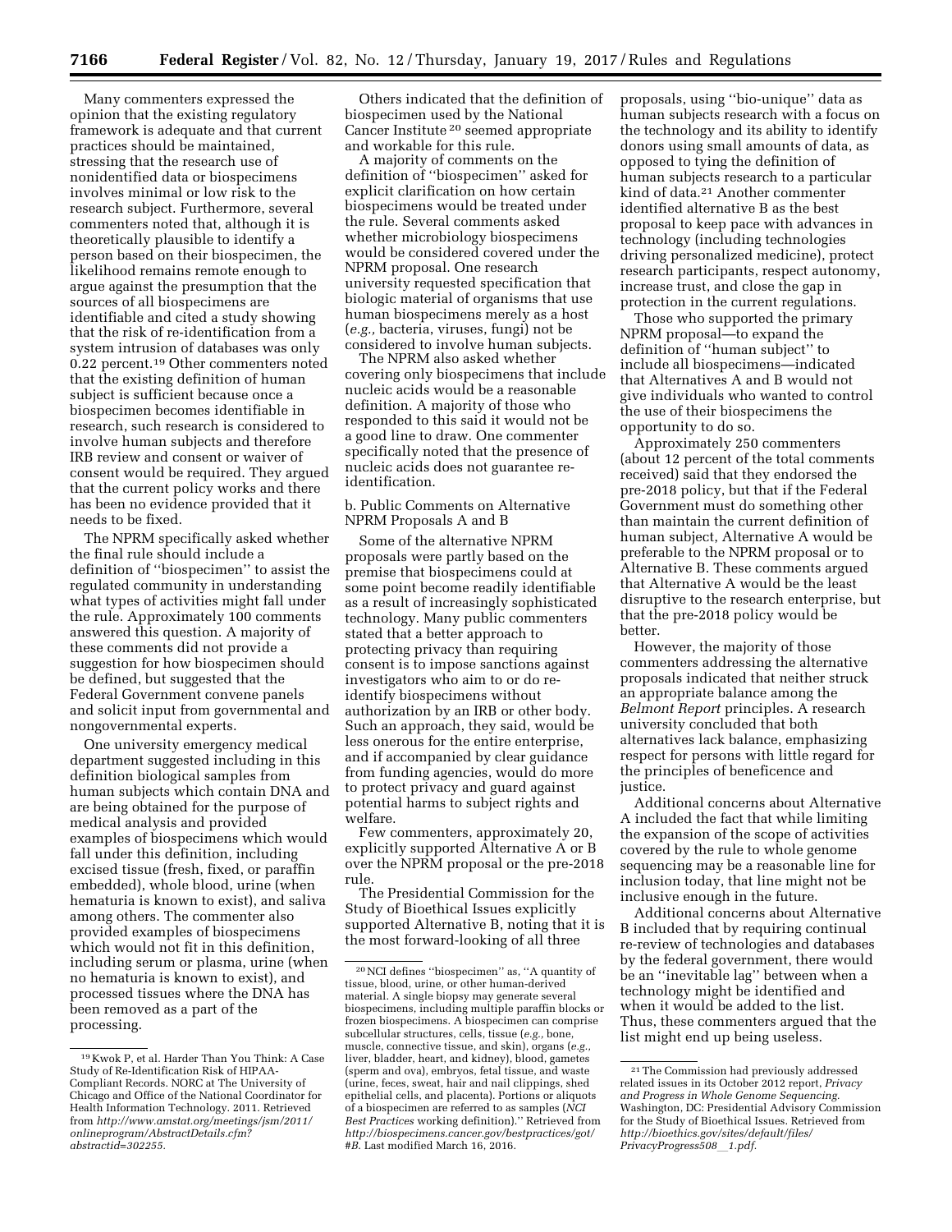Many commenters expressed the opinion that the existing regulatory framework is adequate and that current practices should be maintained, stressing that the research use of nonidentified data or biospecimens involves minimal or low risk to the research subject. Furthermore, several commenters noted that, although it is theoretically plausible to identify a person based on their biospecimen, the likelihood remains remote enough to argue against the presumption that the sources of all biospecimens are identifiable and cited a study showing that the risk of re-identification from a system intrusion of databases was only 0.22 percent.[19] Other commenters noted that the existing definition of human subject is sufficient because once a biospecimen becomes identifiable in research, such research is considered to involve human subjects and therefore IRB review and consent or waiver of consent would be required. They argued that the current policy works and there has been no evidence provided that it needs to be fixed.

The NPRM specifically asked whether the final rule should include a definition of ''biospecimen'' to assist the regulated community in understanding what types of activities might fall under the rule. Approximately 100 comments answered this question. A majority of these comments did not provide a suggestion for how biospecimen should be defined, but suggested that the Federal Government convene panels and solicit input from governmental and nongovernmental experts.

One university emergency medical department suggested including in this definition biological samples from human subjects which contain DNA and are being obtained for the purpose of medical analysis and provided examples of biospecimens which would fall under this definition, including excised tissue (fresh, fixed, or paraffin embedded), whole blood, urine (when hematuria is known to exist), and saliva among others. The commenter also provided examples of biospecimens which would not fit in this definition, including serum or plasma, urine (when no hematuria is known to exist), and processed tissues where the DNA has been removed as a part of the processing.

Others indicated that the definition of biospecimen used by the National Cancer Institute[20] seemed appropriate and workable for this rule.

A majority of comments on the definition of ''biospecimen'' asked for explicit clarification on how certain biospecimens would be treated under the rule. Several comments asked whether microbiology biospecimens would be considered covered under the NPRM proposal. One research university requested specification that biologic material of organisms that use human biospecimens merely as a host (*e.g.,* bacteria, viruses, fungi) not be considered to involve human subjects.

The NPRM also asked whether covering only biospecimens that include nucleic acids would be a reasonable definition. A majority of those who responded to this said it would not be a good line to draw. One commenter specifically noted that the presence of nucleic acids does not guarantee re-identification.

b. Public Comments on Alternative NPRM Proposals A and B

Some of the alternative NPRM proposals were partly based on the premise that biospecimens could at some point become readily identifiable as a result of increasingly sophisticated technology. Many public commenters stated that a better approach to protecting privacy than requiring consent is to impose sanctions against investigators who aim to or do re-identify biospecimens without authorization by an IRB or other body. Such an approach, they said, would be less onerous for the entire enterprise, and if accompanied by clear guidance from funding agencies, would do more to protect privacy and guard against potential harms to subject rights and welfare.

Few commenters, approximately 20, explicitly supported Alternative A or B over the NPRM proposal or the pre-2018 rule.

The Presidential Commission for the Study of Bioethical Issues explicitly supported Alternative B, noting that it is the most forward-looking of all three proposals, using ''bio-unique'' data as human subjects research with a focus on the technology and its ability to identify donors using small amounts of data, as opposed to tying the definition of human subjects research to a particular kind of data.[21] Another commenter identified alternative B as the best proposal to keep pace with advances in technology (including technologies driving personalized medicine), protect research participants, respect autonomy, increase trust, and close the gap in protection in the current regulations.

Those who supported the primary NPRM proposal—to expand the definition of ''human subject'' to include all biospecimens—indicated that Alternatives A and B would not give individuals who wanted to control the use of their biospecimens the opportunity to do so.

Approximately 250 commenters (about 12 percent of the total comments received) said that they endorsed the pre-2018 policy, but that if the Federal Government must do something other than maintain the current definition of human subject, Alternative A would be preferable to the NPRM proposal or to Alternative B. These comments argued that Alternative A would be the least disruptive to the research enterprise, but that the pre-2018 policy would be better.

However, the majority of those commenters addressing the alternative proposals indicated that neither struck an appropriate balance among the *Belmont Report* principles. A research university concluded that both alternatives lack balance, emphasizing respect for persons with little regard for the principles of beneficence and justice.

Additional concerns about Alternative A included the fact that while limiting the expansion of the scope of activities covered by the rule to whole genome sequencing may be a reasonable line for inclusion today, that line might not be inclusive enough in the future.

Additional concerns about Alternative B included that by requiring continual re-review of technologies and databases by the federal government, there would be an ''inevitable lag'' between when a technology might be identified and when it would be added to the list. Thus, these commenters argued that the list might end up being useless.

---

[19] Kwok P, et al. Harder Than You Think: A Case Study of Re-Identification Risk of HIPAA-Compliant Records. NORC at The University of Chicago and Office of the National Coordinator for Health Information Technology. 2011. Retrieved from *http://www.amstat.org/meetings/jsm/2011/onlineprogram/AbstractDetails.cfm?abstractid=302255.*

[20] NCI defines ''biospecimen'' as, ''A quantity of tissue, blood, urine, or other human-derived material. A single biopsy may generate several biospecimens, including multiple paraffin blocks or frozen biospecimens. A biospecimen can comprise subcellular structures, cells, tissue (*e.g.,* bone, muscle, connective tissue, and skin), organs (*e.g.,* liver, bladder, heart, and kidney), blood, gametes (sperm and ova), embryos, fetal tissue, and waste (urine, feces, sweat, hair and nail clippings, shed epithelial cells, and placenta). Portions or aliquots of a biospecimen are referred to as samples (*NCI Best Practices* working definition).'' Retrieved from *http://biospecimens.cancer.gov/bestpractices/got/#B.* Last modified March 16, 2016.

[21] The Commission had previously addressed related issues in its October 2012 report, *Privacy and Progress in Whole Genome Sequencing.* Washington, DC: Presidential Advisory Commission for the Study of Bioethical Issues. Retrieved from *http://bioethics.gov/sites/default/files/PrivacyProgress508_1.pdf.*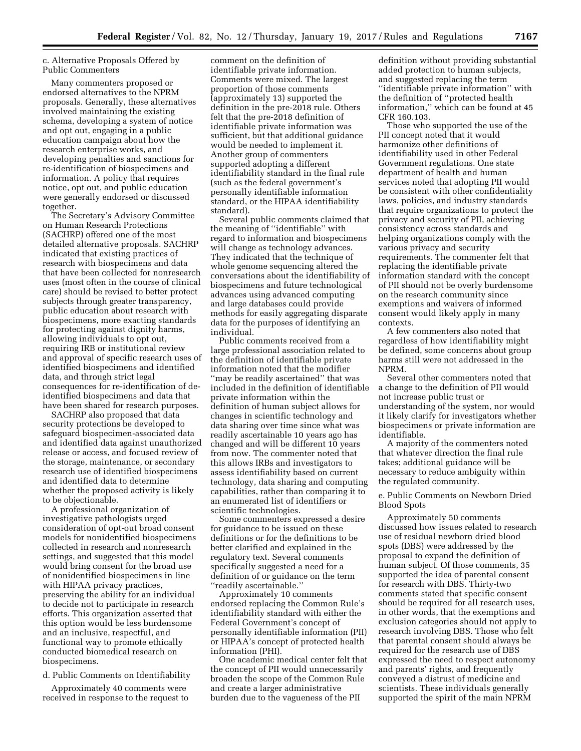c. Alternative Proposals Offered by Public Commenters

Many commenters proposed or endorsed alternatives to the NPRM proposals. Generally, these alternatives involved maintaining the existing schema, developing a system of notice and opt out, engaging in a public education campaign about how the research enterprise works, and developing penalties and sanctions for re-identification of biospecimens and information. A policy that requires notice, opt out, and public education were generally endorsed or discussed together.

The Secretary's Advisory Committee on Human Research Protections (SACHRP) offered one of the most detailed alternative proposals. SACHRP indicated that existing practices of research with biospecimens and data that have been collected for nonresearch uses (most often in the course of clinical care) should be revised to better protect subjects through greater transparency, public education about research with biospecimens, more exacting standards for protecting against dignity harms, allowing individuals to opt out, requiring IRB or institutional review and approval of specific research uses of identified biospecimens and identified data, and through strict legal consequences for re-identification of de-identified biospecimens and data that have been shared for research purposes.

SACHRP also proposed that data security protections be developed to safeguard biospecimen-associated data and identified data against unauthorized release or access, and focused review of the storage, maintenance, or secondary research use of identified biospecimens and identified data to determine whether the proposed activity is likely to be objectionable.

A professional organization of investigative pathologists urged consideration of opt-out broad consent models for nonidentified biospecimens collected in research and nonresearch settings, and suggested that this model would bring consent for the broad use of nonidentified biospecimens in line with HIPAA privacy practices, preserving the ability for an individual to decide not to participate in research efforts. This organization asserted that this option would be less burdensome and an inclusive, respectful, and functional way to promote ethically conducted biomedical research on biospecimens.

d. Public Comments on Identifiability

Approximately 40 comments were received in response to the request to comment on the definition of identifiable private information. Comments were mixed. The largest proportion of those comments (approximately 13) supported the definition in the pre-2018 rule. Others felt that the pre-2018 definition of identifiable private information was sufficient, but that additional guidance would be needed to implement it. Another group of commenters supported adopting a different identifiability standard in the final rule (such as the federal government's personally identifiable information standard, or the HIPAA identifiability standard).

Several public comments claimed that the meaning of ''identifiable'' with regard to information and biospecimens will change as technology advances. They indicated that the technique of whole genome sequencing altered the conversations about the identifiability of biospecimens and future technological advances using advanced computing and large databases could provide methods for easily aggregating disparate data for the purposes of identifying an individual.

Public comments received from a large professional association related to the definition of identifiable private information noted that the modifier ''may be readily ascertained'' that was included in the definition of identifiable private information within the definition of human subject allows for changes in scientific technology and data sharing over time since what was readily ascertainable 10 years ago has changed and will be different 10 years from now. The commenter noted that this allows IRBs and investigators to assess identifiability based on current technology, data sharing and computing capabilities, rather than comparing it to an enumerated list of identifiers or scientific technologies.

Some commenters expressed a desire for guidance to be issued on these definitions or for the definitions to be better clarified and explained in the regulatory text. Several comments specifically suggested a need for a definition of or guidance on the term ''readily ascertainable.''

Approximately 10 comments endorsed replacing the Common Rule's identifiability standard with either the Federal Government's concept of personally identifiable information (PII) or HIPAA's concept of protected health information (PHI).

One academic medical center felt that the concept of PII would unnecessarily broaden the scope of the Common Rule and create a larger administrative burden due to the vagueness of the PII definition without providing substantial added protection to human subjects, and suggested replacing the term ''identifiable private information'' with the definition of ''protected health information,'' which can be found at 45 CFR 160.103.

Those who supported the use of the PII concept noted that it would harmonize other definitions of identifiability used in other Federal Government regulations. One state department of health and human services noted that adopting PII would be consistent with other confidentiality laws, policies, and industry standards that require organizations to protect the privacy and security of PII, achieving consistency across standards and helping organizations comply with the various privacy and security requirements. The commenter felt that replacing the identifiable private information standard with the concept of PII should not be overly burdensome on the research community since exemptions and waivers of informed consent would likely apply in many contexts.

A few commenters also noted that regardless of how identifiability might be defined, some concerns about group harms still were not addressed in the NPRM.

Several other commenters noted that a change to the definition of PII would not increase public trust or understanding of the system, nor would it likely clarify for investigators whether biospecimens or private information are identifiable.

A majority of the commenters noted that whatever direction the final rule takes; additional guidance will be necessary to reduce ambiguity within the regulated community.

e. Public Comments on Newborn Dried Blood Spots

Approximately 50 comments discussed how issues related to research use of residual newborn dried blood spots (DBS) were addressed by the proposal to expand the definition of human subject. Of those comments, 35 supported the idea of parental consent for research with DBS. Thirty-two comments stated that specific consent should be required for all research uses, in other words, that the exemptions and exclusion categories should not apply to research involving DBS. Those who felt that parental consent should always be required for the research use of DBS expressed the need to respect autonomy and parents' rights, and frequently conveyed a distrust of medicine and scientists. These individuals generally supported the spirit of the main NPRM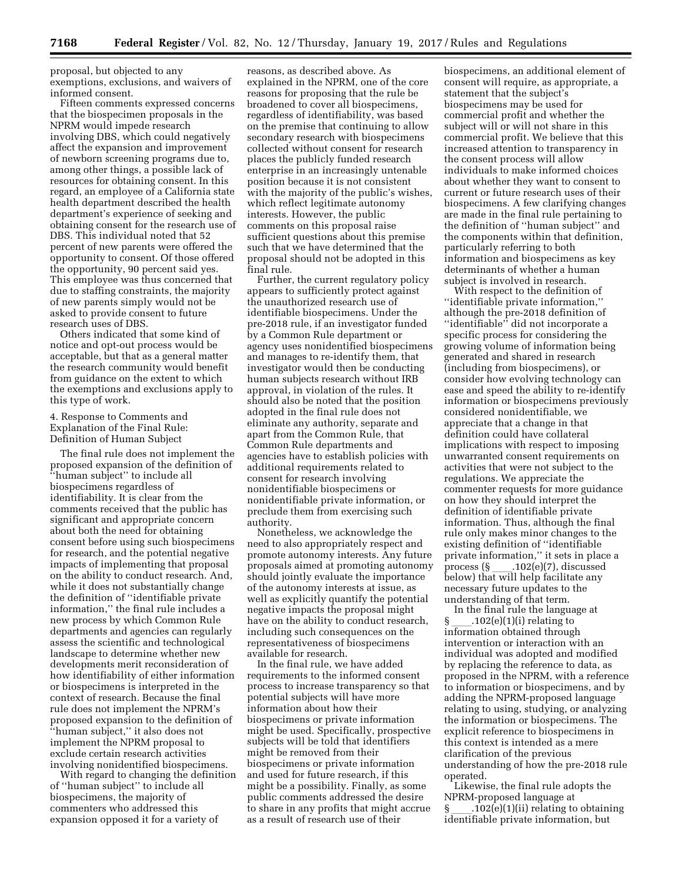proposal, but objected to any exemptions, exclusions, and waivers of informed consent.

Fifteen comments expressed concerns that the biospecimen proposals in the NPRM would impede research involving DBS, which could negatively affect the expansion and improvement of newborn screening programs due to, among other things, a possible lack of resources for obtaining consent. In this regard, an employee of a California state health department described the health department's experience of seeking and obtaining consent for the research use of DBS. This individual noted that 52 percent of new parents were offered the opportunity to consent. Of those offered the opportunity, 90 percent said yes. This employee was thus concerned that due to staffing constraints, the majority of new parents simply would not be asked to provide consent to future research uses of DBS.

Others indicated that some kind of notice and opt-out process would be acceptable, but that as a general matter the research community would benefit from guidance on the extent to which the exemptions and exclusions apply to this type of work.

4. Response to Comments and Explanation of the Final Rule: Definition of Human Subject

The final rule does not implement the proposed expansion of the definition of "human subject" to include all biospecimens regardless of identifiability. It is clear from the comments received that the public has significant and appropriate concern about both the need for obtaining consent before using such biospecimens for research, and the potential negative impacts of implementing that proposal on the ability to conduct research. And, while it does not substantially change the definition of "identifiable private information," the final rule includes a new process by which Common Rule departments and agencies can regularly assess the scientific and technological landscape to determine whether new developments merit reconsideration of how identifiability of either information or biospecimens is interpreted in the context of research. Because the final rule does not implement the NPRM's proposed expansion to the definition of "human subject," it also does not implement the NPRM proposal to exclude certain research activities involving nonidentified biospecimens.

With regard to changing the definition of "human subject" to include all biospecimens, the majority of commenters who addressed this expansion opposed it for a variety of reasons, as described above. As explained in the NPRM, one of the core reasons for proposing that the rule be broadened to cover all biospecimens, regardless of identifiability, was based on the premise that continuing to allow secondary research with biospecimens collected without consent for research places the publicly funded research enterprise in an increasingly untenable position because it is not consistent with the majority of the public's wishes, which reflect legitimate autonomy interests. However, the public comments on this proposal raise sufficient questions about this premise such that we have determined that the proposal should not be adopted in this final rule.

Further, the current regulatory policy appears to sufficiently protect against the unauthorized research use of identifiable biospecimens. Under the pre-2018 rule, if an investigator funded by a Common Rule department or agency uses nonidentified biospecimens and manages to re-identify them, that investigator would then be conducting human subjects research without IRB approval, in violation of the rules. It should also be noted that the position adopted in the final rule does not eliminate any authority, separate and apart from the Common Rule, that Common Rule departments and agencies have to establish policies with additional requirements related to consent for research involving nonidentifiable biospecimens or nonidentifiable private information, or preclude them from exercising such authority.

Nonetheless, we acknowledge the need to also appropriately respect and promote autonomy interests. Any future proposals aimed at promoting autonomy should jointly evaluate the importance of the autonomy interests at issue, as well as explicitly quantify the potential negative impacts the proposal might have on the ability to conduct research, including such consequences on the representativeness of biospecimens available for research.

In the final rule, we have added requirements to the informed consent process to increase transparency so that potential subjects will have more information about how their biospecimens or private information might be used. Specifically, prospective subjects will be told that identifiers might be removed from their biospecimens or private information and used for future research, if this might be a possibility. Finally, as some public comments addressed the desire to share in any profits that might accrue as a result of research use of their biospecimens, an additional element of consent will require, as appropriate, a statement that the subject's biospecimens may be used for commercial profit and whether the subject will or will not share in this commercial profit. We believe that this increased attention to transparency in the consent process will allow individuals to make informed choices about whether they want to consent to current or future research uses of their biospecimens. A few clarifying changes are made in the final rule pertaining to the definition of "human subject" and the components within that definition, particularly referring to both information and biospecimens as key determinants of whether a human subject is involved in research.

With respect to the definition of "identifiable private information," although the pre-2018 definition of "identifiable" did not incorporate a specific process for considering the growing volume of information being generated and shared in research (including from biospecimens), or consider how evolving technology can ease and speed the ability to re-identify information or biospecimens previously considered nonidentifiable, we appreciate that a change in that definition could have collateral implications with respect to imposing unwarranted consent requirements on activities that were not subject to the regulations. We appreciate the commenter requests for more guidance on how they should interpret the definition of identifiable private information. Thus, although the final rule only makes minor changes to the existing definition of "identifiable private information," it sets in place a process (§____.102(e)(7), discussed below) that will help facilitate any necessary future updates to the understanding of that term.

In the final rule the language at §____.102(e)(1)(i) relating to information obtained through intervention or interaction with an individual was adopted and modified by replacing the reference to data, as proposed in the NPRM, with a reference to information or biospecimens, and by adding the NPRM-proposed language relating to using, studying, or analyzing the information or biospecimens. The explicit reference to biospecimens in this context is intended as a mere clarification of the previous understanding of how the pre-2018 rule operated.

Likewise, the final rule adopts the NPRM-proposed language at §____.102(e)(1)(ii) relating to obtaining identifiable private information, but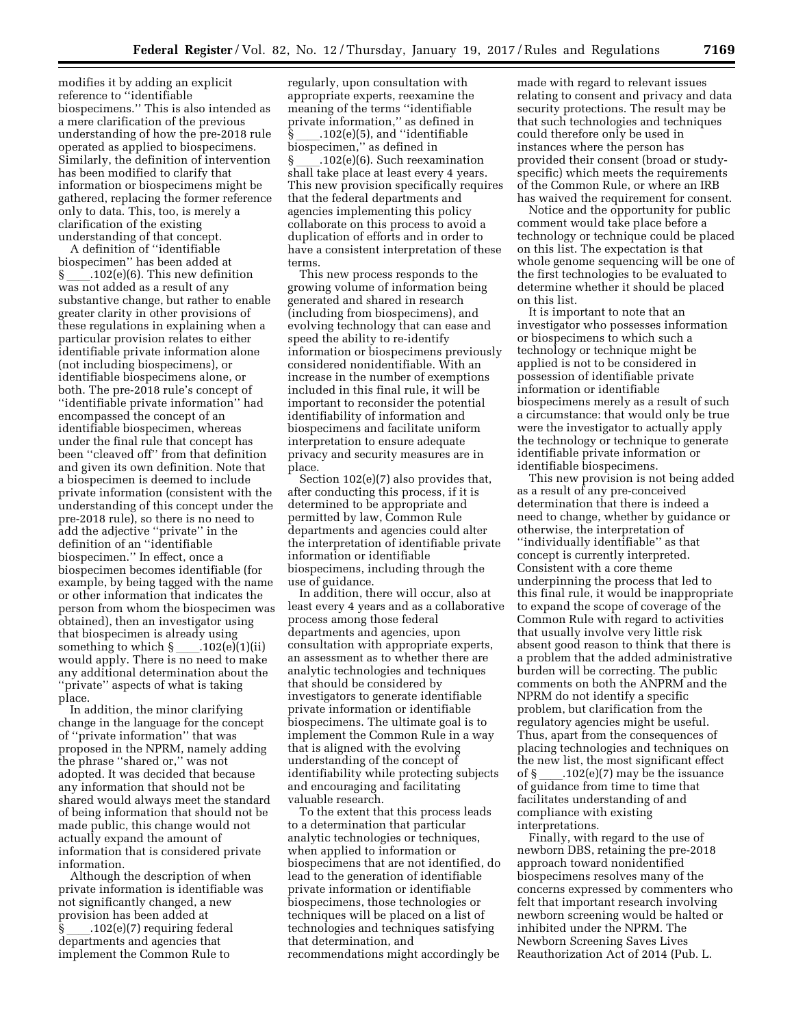modifies it by adding an explicit reference to ''identifiable biospecimens.'' This is also intended as a mere clarification of the previous understanding of how the pre-2018 rule operated as applied to biospecimens. Similarly, the definition of intervention has been modified to clarify that information or biospecimens might be gathered, replacing the former reference only to data. This, too, is merely a clarification of the existing understanding of that concept.

A definition of ''identifiable biospecimen'' has been added at § ____.102(e)(6). This new definition was not added as a result of any substantive change, but rather to enable greater clarity in other provisions of these regulations in explaining when a particular provision relates to either identifiable private information alone (not including biospecimens), or identifiable biospecimens alone, or both. The pre-2018 rule's concept of ''identifiable private information'' had encompassed the concept of an identifiable biospecimen, whereas under the final rule that concept has been ''cleaved off'' from that definition and given its own definition. Note that a biospecimen is deemed to include private information (consistent with the understanding of this concept under the pre-2018 rule), so there is no need to add the adjective ''private'' in the definition of an ''identifiable biospecimen.'' In effect, once a biospecimen becomes identifiable (for example, by being tagged with the name or other information that indicates the person from whom the biospecimen was obtained), then an investigator using that biospecimen is already using something to which § ____.102(e)(1)(ii) would apply. There is no need to make any additional determination about the ''private'' aspects of what is taking place.

In addition, the minor clarifying change in the language for the concept of ''private information'' that was proposed in the NPRM, namely adding the phrase ''shared or,'' was not adopted. It was decided that because any information that should not be shared would always meet the standard of being information that should not be made public, this change would not actually expand the amount of information that is considered private information.

Although the description of when private information is identifiable was not significantly changed, a new provision has been added at § ____.102(e)(7) requiring federal departments and agencies that implement the Common Rule to regularly, upon consultation with appropriate experts, reexamine the meaning of the terms ''identifiable private information,'' as defined in § ____.102(e)(5), and ''identifiable biospecimen,'' as defined in § ____.102(e)(6). Such reexamination shall take place at least every 4 years. This new provision specifically requires that the federal departments and agencies implementing this policy collaborate on this process to avoid a duplication of efforts and in order to have a consistent interpretation of these terms.

This new process responds to the growing volume of information being generated and shared in research (including from biospecimens), and evolving technology that can ease and speed the ability to re-identify information or biospecimens previously considered nonidentifiable. With an increase in the number of exemptions included in this final rule, it will be important to reconsider the potential identifiability of information and biospecimens and facilitate uniform interpretation to ensure adequate privacy and security measures are in place.

Section 102(e)(7) also provides that, after conducting this process, if it is determined to be appropriate and permitted by law, Common Rule departments and agencies could alter the interpretation of identifiable private information or identifiable biospecimens, including through the use of guidance.

In addition, there will occur, also at least every 4 years and as a collaborative process among those federal departments and agencies, upon consultation with appropriate experts, an assessment as to whether there are analytic technologies and techniques that should be considered by investigators to generate identifiable private information or identifiable biospecimens. The ultimate goal is to implement the Common Rule in a way that is aligned with the evolving understanding of the concept of identifiability while protecting subjects and encouraging and facilitating valuable research.

To the extent that this process leads to a determination that particular analytic technologies or techniques, when applied to information or biospecimens that are not identified, do lead to the generation of identifiable private information or identifiable biospecimens, those technologies or techniques will be placed on a list of technologies and techniques satisfying that determination, and recommendations might accordingly be made with regard to relevant issues relating to consent and privacy and data security protections. The result may be that such technologies and techniques could therefore only be used in instances where the person has provided their consent (broad or study-specific) which meets the requirements of the Common Rule, or where an IRB has waived the requirement for consent.

Notice and the opportunity for public comment would take place before a technology or technique could be placed on this list. The expectation is that whole genome sequencing will be one of the first technologies to be evaluated to determine whether it should be placed on this list.

It is important to note that an investigator who possesses information or biospecimens to which such a technology or technique might be applied is not to be considered in possession of identifiable private information or identifiable biospecimens merely as a result of such a circumstance: that would only be true were the investigator to actually apply the technology or technique to generate identifiable private information or identifiable biospecimens.

This new provision is not being added as a result of any pre-conceived determination that there is indeed a need to change, whether by guidance or otherwise, the interpretation of ''individually identifiable'' as that concept is currently interpreted. Consistent with a core theme underpinning the process that led to this final rule, it would be inappropriate to expand the scope of coverage of the Common Rule with regard to activities that usually involve very little risk absent good reason to think that there is a problem that the added administrative burden will be correcting. The public comments on both the ANPRM and the NPRM do not identify a specific problem, but clarification from the regulatory agencies might be useful. Thus, apart from the consequences of placing technologies and techniques on the new list, the most significant effect of § ____.102(e)(7) may be the issuance of guidance from time to time that facilitates understanding of and compliance with existing interpretations.

Finally, with regard to the use of newborn DBS, retaining the pre-2018 approach toward nonidentified biospecimens resolves many of the concerns expressed by commenters who felt that important research involving newborn screening would be halted or inhibited under the NPRM. The Newborn Screening Saves Lives Reauthorization Act of 2014 (Pub. L.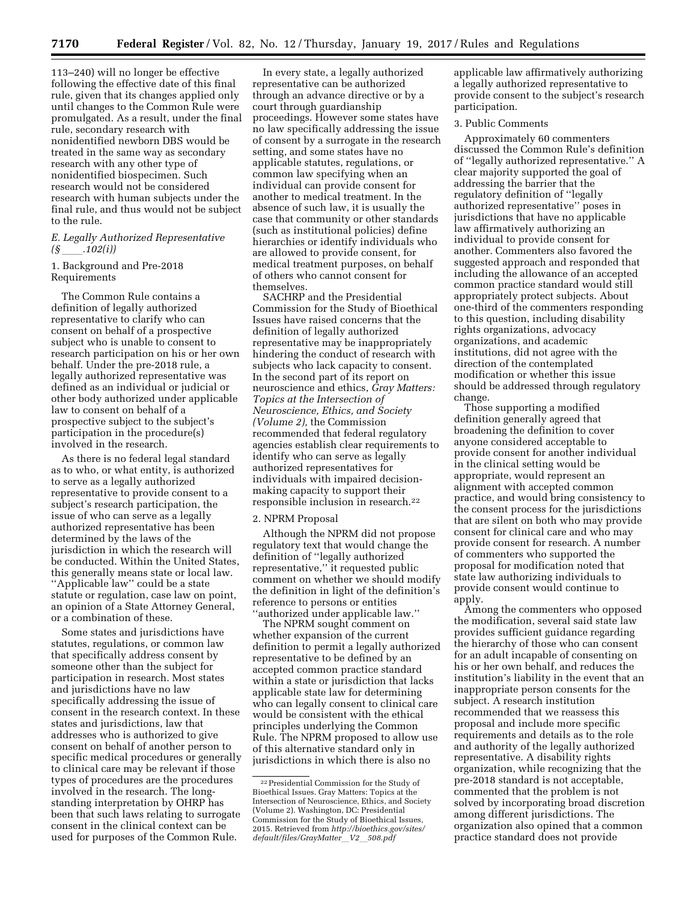113–240) will no longer be effective following the effective date of this final rule, given that its changes applied only until changes to the Common Rule were promulgated. As a result, under the final rule, secondary research with nonidentified newborn DBS would be treated in the same way as secondary research with any other type of nonidentified biospecimen. Such research would not be considered research with human subjects under the final rule, and thus would not be subject to the rule.

### *E. Legally Authorized Representative (§ ____.102(i))*

#### 1. Background and Pre-2018 Requirements

The Common Rule contains a definition of legally authorized representative to clarify who can consent on behalf of a prospective subject who is unable to consent to research participation on his or her own behalf. Under the pre-2018 rule, a legally authorized representative was defined as an individual or judicial or other body authorized under applicable law to consent on behalf of a prospective subject to the subject's participation in the procedure(s) involved in the research.

As there is no federal legal standard as to who, or what entity, is authorized to serve as a legally authorized representative to provide consent to a subject's research participation, the issue of who can serve as a legally authorized representative has been determined by the laws of the jurisdiction in which the research will be conducted. Within the United States, this generally means state or local law. ''Applicable law'' could be a state statute or regulation, case law on point, an opinion of a State Attorney General, or a combination of these.

Some states and jurisdictions have statutes, regulations, or common law that specifically address consent by someone other than the subject for participation in research. Most states and jurisdictions have no law specifically addressing the issue of consent in the research context. In these states and jurisdictions, law that addresses who is authorized to give consent on behalf of another person to specific medical procedures or generally to clinical care may be relevant if those types of procedures are the procedures involved in the research. The long-standing interpretation by OHRP has been that such laws relating to surrogate consent in the clinical context can be used for purposes of the Common Rule.

In every state, a legally authorized representative can be authorized through an advance directive or by a court through guardianship proceedings. However some states have no law specifically addressing the issue of consent by a surrogate in the research setting, and some states have no applicable statutes, regulations, or common law specifying when an individual can provide consent for another to medical treatment. In the absence of such law, it is usually the case that community or other standards (such as institutional policies) define hierarchies or identify individuals who are allowed to provide consent, for medical treatment purposes, on behalf of others who cannot consent for themselves.

SACHRP and the Presidential Commission for the Study of Bioethical Issues have raised concerns that the definition of legally authorized representative may be inappropriately hindering the conduct of research with subjects who lack capacity to consent. In the second part of its report on neuroscience and ethics, *Gray Matters: Topics at the Intersection of Neuroscience, Ethics, and Society (Volume 2),* the Commission recommended that federal regulatory agencies establish clear requirements to identify who can serve as legally authorized representatives for individuals with impaired decision-making capacity to support their responsible inclusion in research.[22]

#### 2. NPRM Proposal

Although the NPRM did not propose regulatory text that would change the definition of ''legally authorized representative,'' it requested public comment on whether we should modify the definition in light of the definition's reference to persons or entities ''authorized under applicable law.''

The NPRM sought comment on whether expansion of the current definition to permit a legally authorized representative to be defined by an accepted common practice standard within a state or jurisdiction that lacks applicable state law for determining who can legally consent to clinical care would be consistent with the ethical principles underlying the Common Rule. The NPRM proposed to allow use of this alternative standard only in jurisdictions in which there is also no applicable law affirmatively authorizing a legally authorized representative to provide consent to the subject's research participation.

#### 3. Public Comments

Approximately 60 commenters discussed the Common Rule's definition of ''legally authorized representative.'' A clear majority supported the goal of addressing the barrier that the regulatory definition of ''legally authorized representative'' poses in jurisdictions that have no applicable law affirmatively authorizing an individual to provide consent for another. Commenters also favored the suggested approach and responded that including the allowance of an accepted common practice standard would still appropriately protect subjects. About one-third of the commenters responding to this question, including disability rights organizations, advocacy organizations, and academic institutions, did not agree with the direction of the contemplated modification or whether this issue should be addressed through regulatory change.

Those supporting a modified definition generally agreed that broadening the definition to cover anyone considered acceptable to provide consent for another individual in the clinical setting would be appropriate, would represent an alignment with accepted common practice, and would bring consistency to the consent process for the jurisdictions that are silent on both who may provide consent for clinical care and who may provide consent for research. A number of commenters who supported the proposal for modification noted that state law authorizing individuals to provide consent would continue to apply.

Among the commenters who opposed the modification, several said state law provides sufficient guidance regarding the hierarchy of those who can consent for an adult incapable of consenting on his or her own behalf, and reduces the institution's liability in the event that an inappropriate person consents for the subject. A research institution recommended that we reassess this proposal and include more specific requirements and details as to the role and authority of the legally authorized representative. A disability rights organization, while recognizing that the pre-2018 standard is not acceptable, commented that the problem is not solved by incorporating broad discretion among different jurisdictions. The organization also opined that a common practice standard does not provide

---

[22] Presidential Commission for the Study of Bioethical Issues. Gray Matters: Topics at the Intersection of Neuroscience, Ethics, and Society (Volume 2). Washington, DC: Presidential Commission for the Study of Bioethical Issues, 2015. Retrieved from *http://bioethics.gov/sites/default/files/GrayMatter_V2_508.pdf*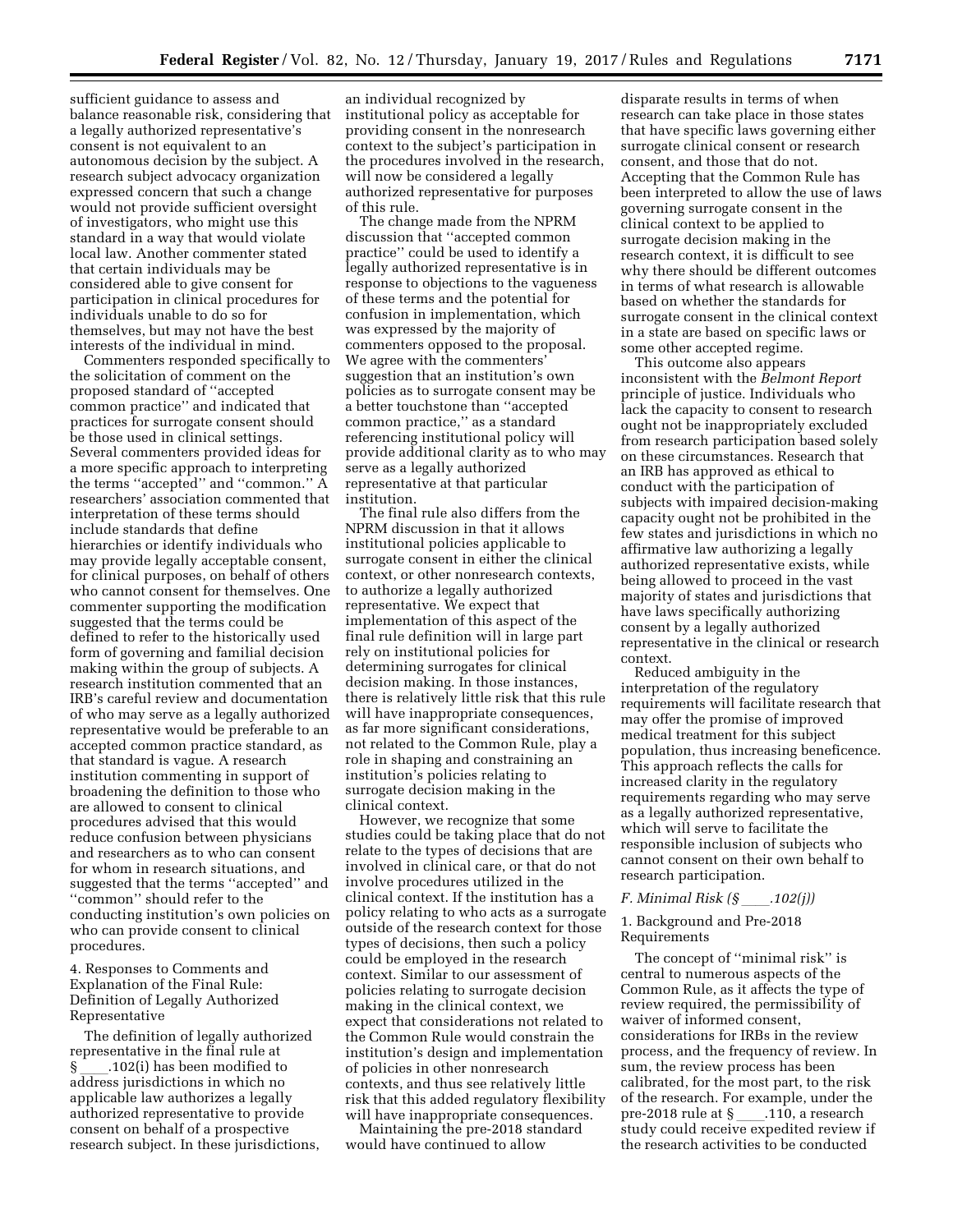sufficient guidance to assess and balance reasonable risk, considering that a legally authorized representative's consent is not equivalent to an autonomous decision by the subject. A research subject advocacy organization expressed concern that such a change would not provide sufficient oversight of investigators, who might use this standard in a way that would violate local law. Another commenter stated that certain individuals may be considered able to give consent for participation in clinical procedures for individuals unable to do so for themselves, but may not have the best interests of the individual in mind.

Commenters responded specifically to the solicitation of comment on the proposed standard of ''accepted common practice'' and indicated that practices for surrogate consent should be those used in clinical settings. Several commenters provided ideas for a more specific approach to interpreting the terms ''accepted'' and ''common.'' A researchers' association commented that interpretation of these terms should include standards that define hierarchies or identify individuals who may provide legally acceptable consent, for clinical purposes, on behalf of others who cannot consent for themselves. One commenter supporting the modification suggested that the terms could be defined to refer to the historically used form of governing and familial decision making within the group of subjects. A research institution commented that an IRB's careful review and documentation of who may serve as a legally authorized representative would be preferable to an accepted common practice standard, as that standard is vague. A research institution commenting in support of broadening the definition to those who are allowed to consent to clinical procedures advised that this would reduce confusion between physicians and researchers as to who can consent for whom in research situations, and suggested that the terms ''accepted'' and ''common'' should refer to the conducting institution's own policies on who can provide consent to clinical procedures.

4. Responses to Comments and Explanation of the Final Rule: Definition of Legally Authorized Representative

The definition of legally authorized representative in the final rule at § ____.102(i) has been modified to address jurisdictions in which no applicable law authorizes a legally authorized representative to provide consent on behalf of a prospective research subject. In these jurisdictions, an individual recognized by institutional policy as acceptable for providing consent in the nonresearch context to the subject's participation in the procedures involved in the research, will now be considered a legally authorized representative for purposes of this rule.

The change made from the NPRM discussion that ''accepted common practice'' could be used to identify a legally authorized representative is in response to objections to the vagueness of these terms and the potential for confusion in implementation, which was expressed by the majority of commenters opposed to the proposal. We agree with the commenters' suggestion that an institution's own policies as to surrogate consent may be a better touchstone than ''accepted common practice,'' as a standard referencing institutional policy will provide additional clarity as to who may serve as a legally authorized representative at that particular institution.

The final rule also differs from the NPRM discussion in that it allows institutional policies applicable to surrogate consent in either the clinical context, or other nonresearch contexts, to authorize a legally authorized representative. We expect that implementation of this aspect of the final rule definition will in large part rely on institutional policies for determining surrogates for clinical decision making. In those instances, there is relatively little risk that this rule will have inappropriate consequences, as far more significant considerations, not related to the Common Rule, play a role in shaping and constraining an institution's policies relating to surrogate decision making in the clinical context.

However, we recognize that some studies could be taking place that do not relate to the types of decisions that are involved in clinical care, or that do not involve procedures utilized in the clinical context. If the institution has a policy relating to who acts as a surrogate outside of the research context for those types of decisions, then such a policy could be employed in the research context. Similar to our assessment of policies relating to surrogate decision making in the clinical context, we expect that considerations not related to the Common Rule would constrain the institution's design and implementation of policies in other nonresearch contexts, and thus see relatively little risk that this added regulatory flexibility will have inappropriate consequences.

Maintaining the pre-2018 standard would have continued to allow disparate results in terms of when research can take place in those states that have specific laws governing either surrogate clinical consent or research consent, and those that do not. Accepting that the Common Rule has been interpreted to allow the use of laws governing surrogate consent in the clinical context to be applied to surrogate decision making in the research context, it is difficult to see why there should be different outcomes in terms of what research is allowable based on whether the standards for surrogate consent in the clinical context in a state are based on specific laws or some other accepted regime.

This outcome also appears inconsistent with the *Belmont Report* principle of justice. Individuals who lack the capacity to consent to research ought not be inappropriately excluded from research participation based solely on these circumstances. Research that an IRB has approved as ethical to conduct with the participation of subjects with impaired decision-making capacity ought not be prohibited in the few states and jurisdictions in which no affirmative law authorizing a legally authorized representative exists, while being allowed to proceed in the vast majority of states and jurisdictions that have laws specifically authorizing consent by a legally authorized representative in the clinical or research context.

Reduced ambiguity in the interpretation of the regulatory requirements will facilitate research that may offer the promise of improved medical treatment for this subject population, thus increasing beneficence. This approach reflects the calls for increased clarity in the regulatory requirements regarding who may serve as a legally authorized representative, which will serve to facilitate the responsible inclusion of subjects who cannot consent on their own behalf to research participation.

### *F. Minimal Risk (§ ____.102(j))*

1. Background and Pre-2018 Requirements

The concept of ''minimal risk'' is central to numerous aspects of the Common Rule, as it affects the type of review required, the permissibility of waiver of informed consent, considerations for IRBs in the review process, and the frequency of review. In sum, the review process has been calibrated, for the most part, to the risk of the research. For example, under the pre-2018 rule at § ____.110, a research study could receive expedited review if the research activities to be conducted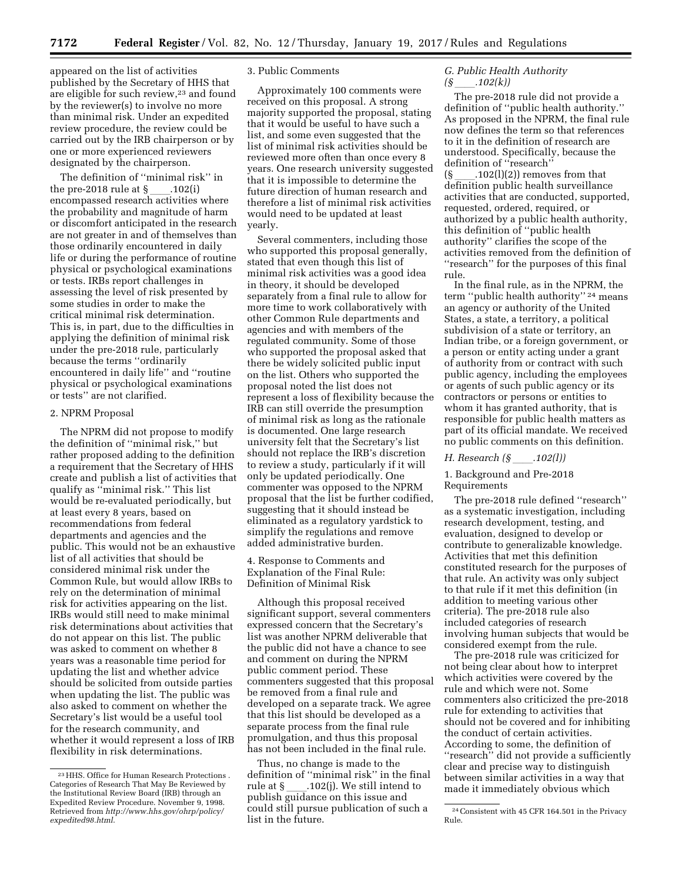appeared on the list of activities published by the Secretary of HHS that are eligible for such review,[23] and found by the reviewer(s) to involve no more than minimal risk. Under an expedited review procedure, the review could be carried out by the IRB chairperson or by one or more experienced reviewers designated by the chairperson.

The definition of ''minimal risk'' in the pre-2018 rule at § ____.102(i) encompassed research activities where the probability and magnitude of harm or discomfort anticipated in the research are not greater in and of themselves than those ordinarily encountered in daily life or during the performance of routine physical or psychological examinations or tests. IRBs report challenges in assessing the level of risk presented by some studies in order to make the critical minimal risk determination. This is, in part, due to the difficulties in applying the definition of minimal risk under the pre-2018 rule, particularly because the terms ''ordinarily encountered in daily life'' and ''routine physical or psychological examinations or tests'' are not clarified.

2. NPRM Proposal

The NPRM did not propose to modify the definition of ''minimal risk,'' but rather proposed adding to the definition a requirement that the Secretary of HHS create and publish a list of activities that qualify as ''minimal risk.'' This list would be re-evaluated periodically, but at least every 8 years, based on recommendations from federal departments and agencies and the public. This would not be an exhaustive list of all activities that should be considered minimal risk under the Common Rule, but would allow IRBs to rely on the determination of minimal risk for activities appearing on the list. IRBs would still need to make minimal risk determinations about activities that do not appear on this list. The public was asked to comment on whether 8 years was a reasonable time period for updating the list and whether advice should be solicited from outside parties when updating the list. The public was also asked to comment on whether the Secretary's list would be a useful tool for the research community, and whether it would represent a loss of IRB flexibility in risk determinations.

3. Public Comments

Approximately 100 comments were received on this proposal. A strong majority supported the proposal, stating that it would be useful to have such a list, and some even suggested that the list of minimal risk activities should be reviewed more often than once every 8 years. One research university suggested that it is impossible to determine the future direction of human research and therefore a list of minimal risk activities would need to be updated at least yearly.

Several commenters, including those who supported this proposal generally, stated that even though this list of minimal risk activities was a good idea in theory, it should be developed separately from a final rule to allow for more time to work collaboratively with other Common Rule departments and agencies and with members of the regulated community. Some of those who supported the proposal asked that there be widely solicited public input on the list. Others who supported the proposal noted the list does not represent a loss of flexibility because the IRB can still override the presumption of minimal risk as long as the rationale is documented. One large research university felt that the Secretary's list should not replace the IRB's discretion to review a study, particularly if it will only be updated periodically. One commenter was opposed to the NPRM proposal that the list be further codified, suggesting that it should instead be eliminated as a regulatory yardstick to simplify the regulations and remove added administrative burden.

4. Response to Comments and Explanation of the Final Rule: Definition of Minimal Risk

Although this proposal received significant support, several commenters expressed concern that the Secretary's list was another NPRM deliverable that the public did not have a chance to see and comment on during the NPRM public comment period. These commenters suggested that this proposal be removed from a final rule and developed on a separate track. We agree that this list should be developed as a separate process from the final rule promulgation, and thus this proposal has not been included in the final rule.

Thus, no change is made to the definition of ''minimal risk'' in the final rule at § ____.102(j). We still intend to publish guidance on this issue and could still pursue publication of such a list in the future.

### *G. Public Health Authority (§ ____.102(k))*

The pre-2018 rule did not provide a definition of ''public health authority.'' As proposed in the NPRM, the final rule now defines the term so that references to it in the definition of research are understood. Specifically, because the definition of ''research'' (§ ____.102(l)(2)) removes from that definition public health surveillance activities that are conducted, supported, requested, ordered, required, or authorized by a public health authority, this definition of ''public health authority'' clarifies the scope of the activities removed from the definition of ''research'' for the purposes of this final rule.

In the final rule, as in the NPRM, the term ''public health authority''[24] means an agency or authority of the United States, a state, a territory, a political subdivision of a state or territory, an Indian tribe, or a foreign government, or a person or entity acting under a grant of authority from or contract with such public agency, including the employees or agents of such public agency or its contractors or persons or entities to whom it has granted authority, that is responsible for public health matters as part of its official mandate. We received no public comments on this definition.

### *H. Research (§ ____.102(l))*

1. Background and Pre-2018 Requirements

The pre-2018 rule defined ''research'' as a systematic investigation, including research development, testing, and evaluation, designed to develop or contribute to generalizable knowledge. Activities that met this definition constituted research for the purposes of that rule. An activity was only subject to that rule if it met this definition (in addition to meeting various other criteria). The pre-2018 rule also included categories of research involving human subjects that would be considered exempt from the rule.

The pre-2018 rule was criticized for not being clear about how to interpret which activities were covered by the rule and which were not. Some commenters also criticized the pre-2018 rule for extending to activities that should not be covered and for inhibiting the conduct of certain activities. According to some, the definition of ''research'' did not provide a sufficiently clear and precise way to distinguish between similar activities in a way that made it immediately obvious which

---

[23] HHS. Office for Human Research Protections . Categories of Research That May Be Reviewed by the Institutional Review Board (IRB) through an Expedited Review Procedure. November 9, 1998. Retrieved from *http://www.hhs.gov/ohrp/policy/expedited98.html.*

[24] Consistent with 45 CFR 164.501 in the Privacy Rule.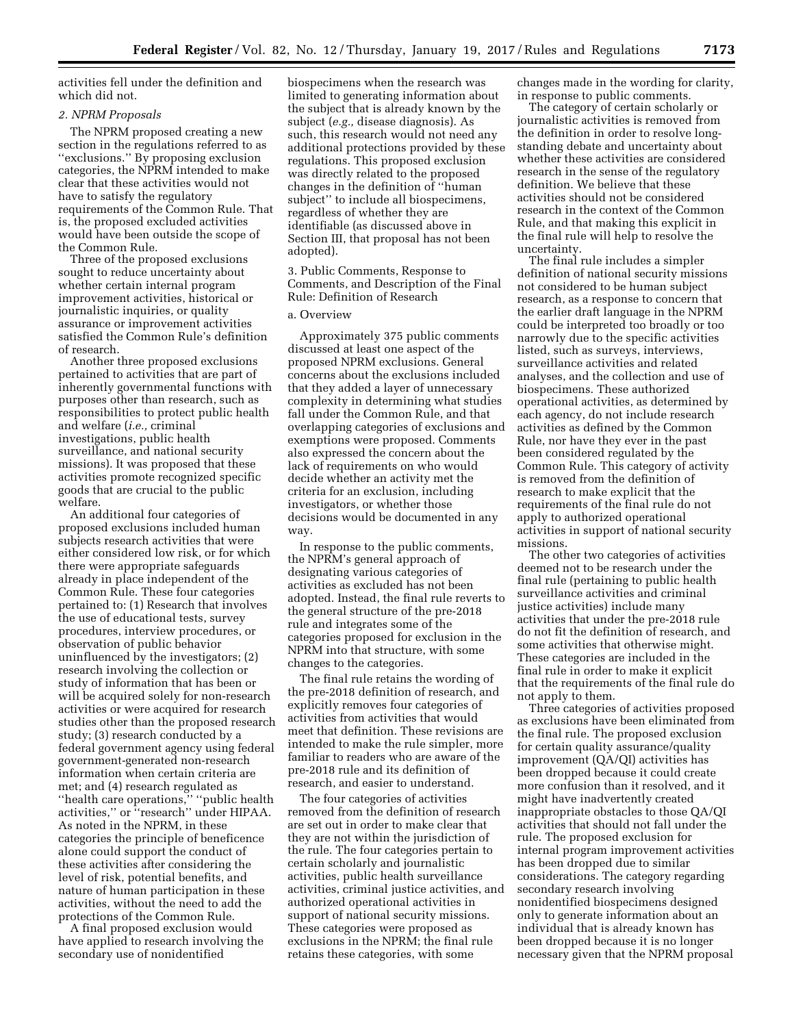activities fell under the definition and which did not.

*2. NPRM Proposals*

The NPRM proposed creating a new section in the regulations referred to as ''exclusions.'' By proposing exclusion categories, the NPRM intended to make clear that these activities would not have to satisfy the regulatory requirements of the Common Rule. That is, the proposed excluded activities would have been outside the scope of the Common Rule.

Three of the proposed exclusions sought to reduce uncertainty about whether certain internal program improvement activities, historical or journalistic inquiries, or quality assurance or improvement activities satisfied the Common Rule's definition of research.

Another three proposed exclusions pertained to activities that are part of inherently governmental functions with purposes other than research, such as responsibilities to protect public health and welfare (*i.e.,* criminal investigations, public health surveillance, and national security missions). It was proposed that these activities promote recognized specific goods that are crucial to the public welfare.

An additional four categories of proposed exclusions included human subjects research activities that were either considered low risk, or for which there were appropriate safeguards already in place independent of the Common Rule. These four categories pertained to: (1) Research that involves the use of educational tests, survey procedures, interview procedures, or observation of public behavior uninfluenced by the investigators; (2) research involving the collection or study of information that has been or will be acquired solely for non-research activities or were acquired for research studies other than the proposed research study; (3) research conducted by a federal government agency using federal government-generated non-research information when certain criteria are met; and (4) research regulated as ''health care operations,'' ''public health activities,'' or ''research'' under HIPAA. As noted in the NPRM, in these categories the principle of beneficence alone could support the conduct of these activities after considering the level of risk, potential benefits, and nature of human participation in these activities, without the need to add the protections of the Common Rule.

A final proposed exclusion would have applied to research involving the secondary use of nonidentified biospecimens when the research was limited to generating information about the subject that is already known by the subject (*e.g.,* disease diagnosis). As such, this research would not need any additional protections provided by these regulations. This proposed exclusion was directly related to the proposed changes in the definition of ''human subject'' to include all biospecimens, regardless of whether they are identifiable (as discussed above in Section III, that proposal has not been adopted).

3. Public Comments, Response to Comments, and Description of the Final Rule: Definition of Research

a. Overview

Approximately 375 public comments discussed at least one aspect of the proposed NPRM exclusions. General concerns about the exclusions included that they added a layer of unnecessary complexity in determining what studies fall under the Common Rule, and that overlapping categories of exclusions and exemptions were proposed. Comments also expressed the concern about the lack of requirements on who would decide whether an activity met the criteria for an exclusion, including investigators, or whether those decisions would be documented in any way.

In response to the public comments, the NPRM's general approach of designating various categories of activities as excluded has not been adopted. Instead, the final rule reverts to the general structure of the pre-2018 rule and integrates some of the categories proposed for exclusion in the NPRM into that structure, with some changes to the categories.

The final rule retains the wording of the pre-2018 definition of research, and explicitly removes four categories of activities from activities that would meet that definition. These revisions are intended to make the rule simpler, more familiar to readers who are aware of the pre-2018 rule and its definition of research, and easier to understand.

The four categories of activities removed from the definition of research are set out in order to make clear that they are not within the jurisdiction of the rule. The four categories pertain to certain scholarly and journalistic activities, public health surveillance activities, criminal justice activities, and authorized operational activities in support of national security missions. These categories were proposed as exclusions in the NPRM; the final rule retains these categories, with some changes made in the wording for clarity, in response to public comments.

The category of certain scholarly or journalistic activities is removed from the definition in order to resolve long-standing debate and uncertainty about whether these activities are considered research in the sense of the regulatory definition. We believe that these activities should not be considered research in the context of the Common Rule, and that making this explicit in the final rule will help to resolve the uncertainty.

The final rule includes a simpler definition of national security missions not considered to be human subject research, as a response to concern that the earlier draft language in the NPRM could be interpreted too broadly or too narrowly due to the specific activities listed, such as surveys, interviews, surveillance activities and related analyses, and the collection and use of biospecimens. These authorized operational activities, as determined by each agency, do not include research activities as defined by the Common Rule, nor have they ever in the past been considered regulated by the Common Rule. This category of activity is removed from the definition of research to make explicit that the requirements of the final rule do not apply to authorized operational activities in support of national security missions.

The other two categories of activities deemed not to be research under the final rule (pertaining to public health surveillance activities and criminal justice activities) include many activities that under the pre-2018 rule do not fit the definition of research, and some activities that otherwise might. These categories are included in the final rule in order to make it explicit that the requirements of the final rule do not apply to them.

Three categories of activities proposed as exclusions have been eliminated from the final rule. The proposed exclusion for certain quality assurance/quality improvement (QA/QI) activities has been dropped because it could create more confusion than it resolved, and it might have inadvertently created inappropriate obstacles to those QA/QI activities that should not fall under the rule. The proposed exclusion for internal program improvement activities has been dropped due to similar considerations. The category regarding secondary research involving nonidentified biospecimens designed only to generate information about an individual that is already known has been dropped because it is no longer necessary given that the NPRM proposal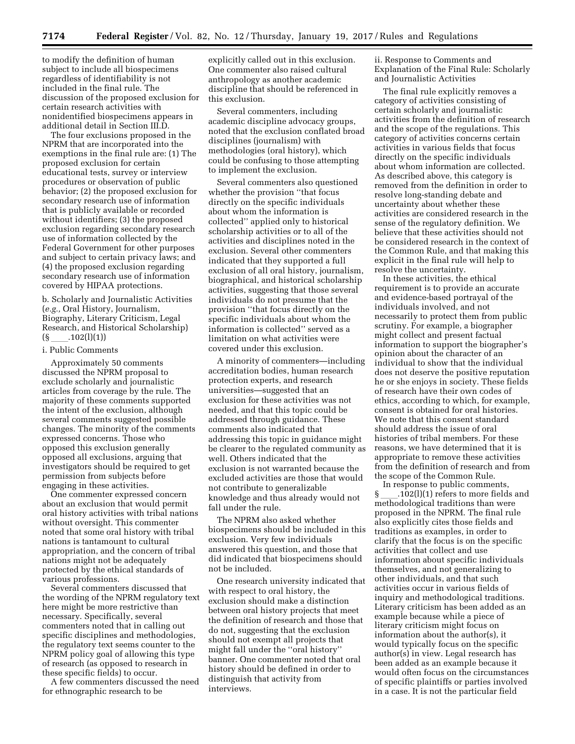to modify the definition of human subject to include all biospecimens regardless of identifiability is not included in the final rule. The discussion of the proposed exclusion for certain research activities with nonidentified biospecimens appears in additional detail in Section III.D.

The four exclusions proposed in the NPRM that are incorporated into the exemptions in the final rule are: (1) The proposed exclusion for certain educational tests, survey or interview procedures or observation of public behavior; (2) the proposed exclusion for secondary research use of information that is publicly available or recorded without identifiers; (3) the proposed exclusion regarding secondary research use of information collected by the Federal Government for other purposes and subject to certain privacy laws; and (4) the proposed exclusion regarding secondary research use of information covered by HIPAA protections.

### b. Scholarly and Journalistic Activities (*e.g.,* Oral History, Journalism, Biography, Literary Criticism, Legal Research, and Historical Scholarship) (§____.102(l)(1))

#### i. Public Comments

Approximately 50 comments discussed the NPRM proposal to exclude scholarly and journalistic articles from coverage by the rule. The majority of these comments supported the intent of the exclusion, although several comments suggested possible changes. The minority of the comments expressed concerns. Those who opposed this exclusion generally opposed all exclusions, arguing that investigators should be required to get permission from subjects before engaging in these activities.

One commenter expressed concern about an exclusion that would permit oral history activities with tribal nations without oversight. This commenter noted that some oral history with tribal nations is tantamount to cultural appropriation, and the concern of tribal nations might not be adequately protected by the ethical standards of various professions.

Several commenters discussed that the wording of the NPRM regulatory text here might be more restrictive than necessary. Specifically, several commenters noted that in calling out specific disciplines and methodologies, the regulatory text seems counter to the NPRM policy goal of allowing this type of research (as opposed to research in these specific fields) to occur.

A few commenters discussed the need for ethnographic research to be explicitly called out in this exclusion. One commenter also raised cultural anthropology as another academic discipline that should be referenced in this exclusion.

Several commenters, including academic discipline advocacy groups, noted that the exclusion conflated broad disciplines (journalism) with methodologies (oral history), which could be confusing to those attempting to implement the exclusion.

Several commenters also questioned whether the provision ''that focus directly on the specific individuals about whom the information is collected'' applied only to historical scholarship activities or to all of the activities and disciplines noted in the exclusion. Several other commenters indicated that they supported a full exclusion of all oral history, journalism, biographical, and historical scholarship activities, suggesting that those several individuals do not presume that the provision ''that focus directly on the specific individuals about whom the information is collected'' served as a limitation on what activities were covered under this exclusion.

A minority of commenters—including accreditation bodies, human research protection experts, and research universities—suggested that an exclusion for these activities was not needed, and that this topic could be addressed through guidance. These comments also indicated that addressing this topic in guidance might be clearer to the regulated community as well. Others indicated that the exclusion is not warranted because the excluded activities are those that would not contribute to generalizable knowledge and thus already would not fall under the rule.

The NPRM also asked whether biospecimens should be included in this exclusion. Very few individuals answered this question, and those that did indicated that biospecimens should not be included.

One research university indicated that with respect to oral history, the exclusion should make a distinction between oral history projects that meet the definition of research and those that do not, suggesting that the exclusion should not exempt all projects that might fall under the ''oral history'' banner. One commenter noted that oral history should be defined in order to distinguish that activity from interviews.

#### ii. Response to Comments and Explanation of the Final Rule: Scholarly and Journalistic Activities

The final rule explicitly removes a category of activities consisting of certain scholarly and journalistic activities from the definition of research and the scope of the regulations. This category of activities concerns certain activities in various fields that focus directly on the specific individuals about whom information are collected. As described above, this category is removed from the definition in order to resolve long-standing debate and uncertainty about whether these activities are considered research in the sense of the regulatory definition. We believe that these activities should not be considered research in the context of the Common Rule, and that making this explicit in the final rule will help to resolve the uncertainty.

In these activities, the ethical requirement is to provide an accurate and evidence-based portrayal of the individuals involved, and not necessarily to protect them from public scrutiny. For example, a biographer might collect and present factual information to support the biographer's opinion about the character of an individual to show that the individual does not deserve the positive reputation he or she enjoys in society. These fields of research have their own codes of ethics, according to which, for example, consent is obtained for oral histories. We note that this consent standard should address the issue of oral histories of tribal members. For these reasons, we have determined that it is appropriate to remove these activities from the definition of research and from the scope of the Common Rule.

In response to public comments, §____.102(l)(1) refers to more fields and methodological traditions than were proposed in the NPRM. The final rule also explicitly cites those fields and traditions as examples, in order to clarify that the focus is on the specific activities that collect and use information about specific individuals themselves, and not generalizing to other individuals, and that such activities occur in various fields of inquiry and methodological traditions. Literary criticism has been added as an example because while a piece of literary criticism might focus on information about the author(s), it would typically focus on the specific author(s) in view. Legal research has been added as an example because it would often focus on the circumstances of specific plaintiffs or parties involved in a case. It is not the particular field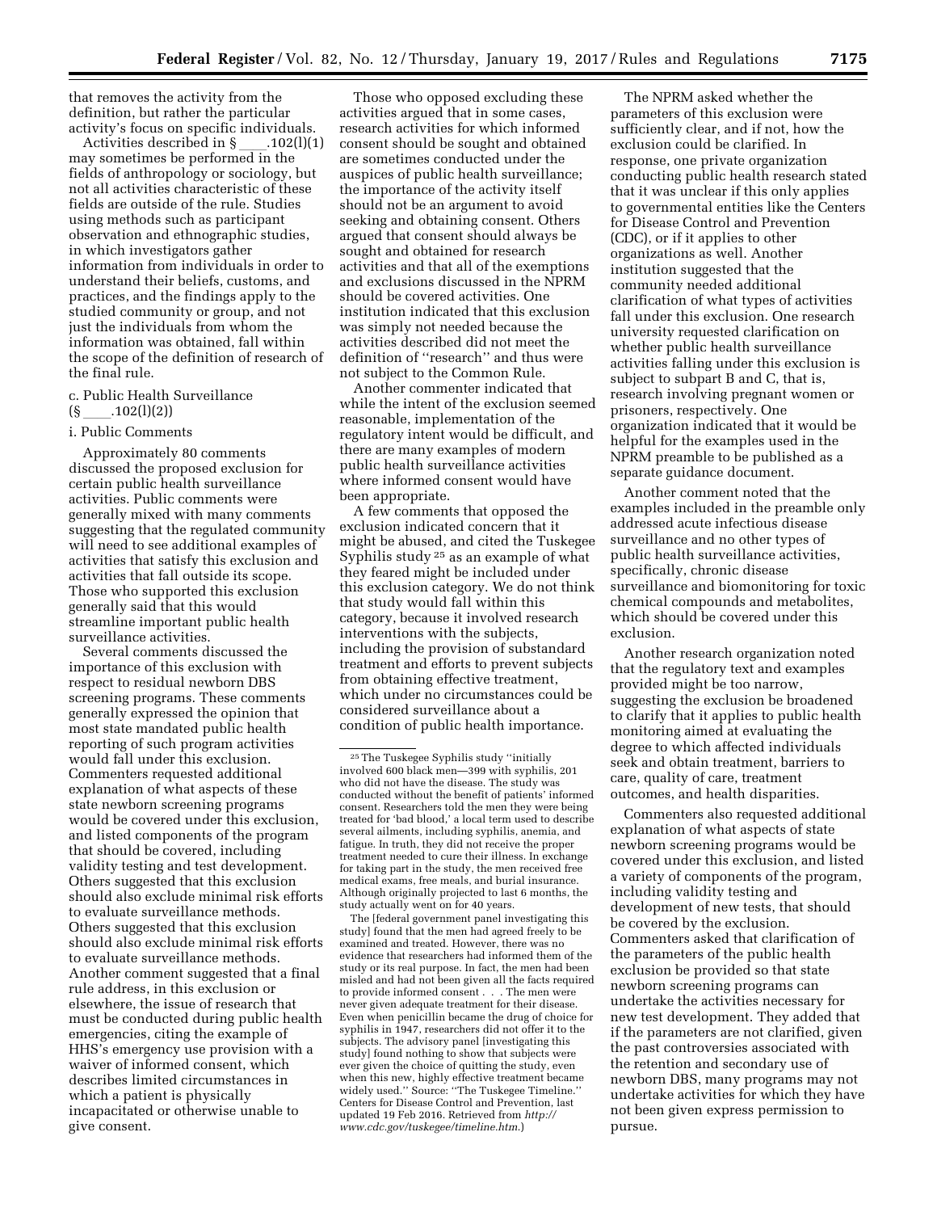that removes the activity from the definition, but rather the particular activity's focus on specific individuals.

Activities described in § ____.102(l)(1) may sometimes be performed in the fields of anthropology or sociology, but not all activities characteristic of these fields are outside of the rule. Studies using methods such as participant observation and ethnographic studies, in which investigators gather information from individuals in order to understand their beliefs, customs, and practices, and the findings apply to the studied community or group, and not just the individuals from whom the information was obtained, fall within the scope of the definition of research of the final rule.

c. Public Health Surveillance (§ ____.102(l)(2))

i. Public Comments

Approximately 80 comments discussed the proposed exclusion for certain public health surveillance activities. Public comments were generally mixed with many comments suggesting that the regulated community will need to see additional examples of activities that satisfy this exclusion and activities that fall outside its scope. Those who supported this exclusion generally said that this would streamline important public health surveillance activities.

Several comments discussed the importance of this exclusion with respect to residual newborn DBS screening programs. These comments generally expressed the opinion that most state mandated public health reporting of such program activities would fall under this exclusion. Commenters requested additional explanation of what aspects of these state newborn screening programs would be covered under this exclusion, and listed components of the program that should be covered, including validity testing and test development. Others suggested that this exclusion should also exclude minimal risk efforts to evaluate surveillance methods. Others suggested that this exclusion should also exclude minimal risk efforts to evaluate surveillance methods. Another comment suggested that a final rule address, in this exclusion or elsewhere, the issue of research that must be conducted during public health emergencies, citing the example of HHS's emergency use provision with a waiver of informed consent, which describes limited circumstances in which a patient is physically incapacitated or otherwise unable to give consent.

Those who opposed excluding these activities argued that in some cases, research activities for which informed consent should be sought and obtained are sometimes conducted under the auspices of public health surveillance; the importance of the activity itself should not be an argument to avoid seeking and obtaining consent. Others argued that consent should always be sought and obtained for research activities and that all of the exemptions and exclusions discussed in the NPRM should be covered activities. One institution indicated that this exclusion was simply not needed because the activities described did not meet the definition of ''research'' and thus were not subject to the Common Rule.

Another commenter indicated that while the intent of the exclusion seemed reasonable, implementation of the regulatory intent would be difficult, and there are many examples of modern public health surveillance activities where informed consent would have been appropriate.

A few comments that opposed the exclusion indicated concern that it might be abused, and cited the Tuskegee Syphilis study [25] as an example of what they feared might be included under this exclusion category. We do not think that study would fall within this category, because it involved research interventions with the subjects, including the provision of substandard treatment and efforts to prevent subjects from obtaining effective treatment, which under no circumstances could be considered surveillance about a condition of public health importance.

The NPRM asked whether the parameters of this exclusion were sufficiently clear, and if not, how the exclusion could be clarified. In response, one private organization conducting public health research stated that it was unclear if this only applies to governmental entities like the Centers for Disease Control and Prevention (CDC), or if it applies to other organizations as well. Another institution suggested that the community needed additional clarification of what types of activities fall under this exclusion. One research university requested clarification on whether public health surveillance activities falling under this exclusion is subject to subpart B and C, that is, research involving pregnant women or prisoners, respectively. One organization indicated that it would be helpful for the examples used in the NPRM preamble to be published as a separate guidance document.

Another comment noted that the examples included in the preamble only addressed acute infectious disease surveillance and no other types of public health surveillance activities, specifically, chronic disease surveillance and biomonitoring for toxic chemical compounds and metabolites, which should be covered under this exclusion.

Another research organization noted that the regulatory text and examples provided might be too narrow, suggesting the exclusion be broadened to clarify that it applies to public health monitoring aimed at evaluating the degree to which affected individuals seek and obtain treatment, barriers to care, quality of care, treatment outcomes, and health disparities.

Commenters also requested additional explanation of what aspects of state newborn screening programs would be covered under this exclusion, and listed a variety of components of the program, including validity testing and development of new tests, that should be covered by the exclusion. Commenters asked that clarification of the parameters of the public health exclusion be provided so that state newborn screening programs can undertake the activities necessary for new test development. They added that if the parameters are not clarified, given the past controversies associated with the retention and secondary use of newborn DBS, many programs may not undertake activities for which they have not been given express permission to pursue.

---

[25] The Tuskegee Syphilis study ''initially involved 600 black men—399 with syphilis, 201 who did not have the disease. The study was conducted without the benefit of patients' informed consent. Researchers told the men they were being treated for 'bad blood,' a local term used to describe several ailments, including syphilis, anemia, and fatigue. In truth, they did not receive the proper treatment needed to cure their illness. In exchange for taking part in the study, the men received free medical exams, free meals, and burial insurance. Although originally projected to last 6 months, the study actually went on for 40 years.

The [federal government panel investigating this study] found that the men had agreed freely to be examined and treated. However, there was no evidence that researchers had informed them of the study or its real purpose. In fact, the men had been misled and had not been given all the facts required to provide informed consent . . . The men were never given adequate treatment for their disease. Even when penicillin became the drug of choice for syphilis in 1947, researchers did not offer it to the subjects. The advisory panel [investigating this study] found nothing to show that subjects were ever given the choice of quitting the study, even when this new, highly effective treatment became widely used.'' Source: ''The Tuskegee Timeline.'' Centers for Disease Control and Prevention, last updated 19 Feb 2016. Retrieved from *http://www.cdc.gov/tuskegee/timeline.htm*.)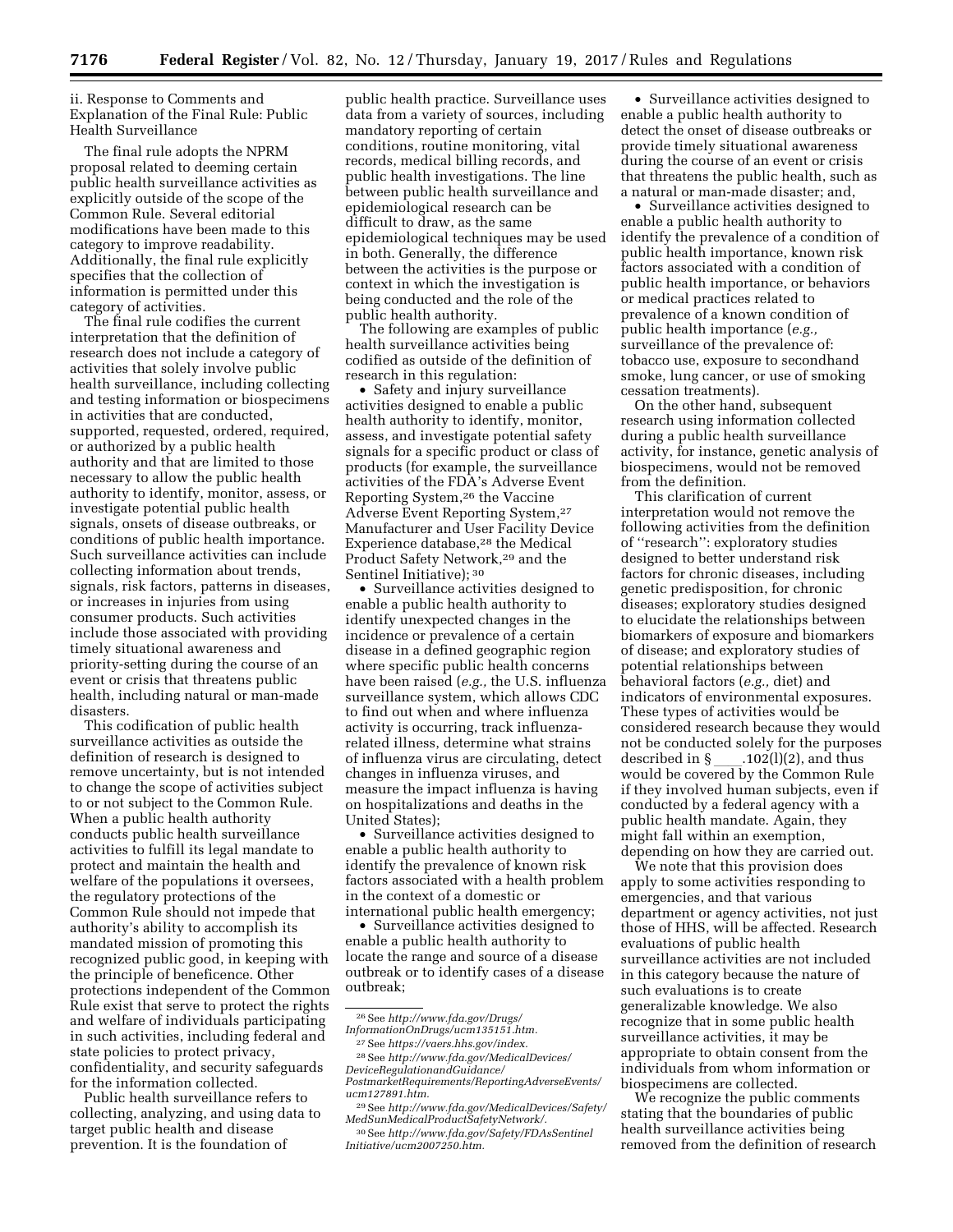ii. Response to Comments and Explanation of the Final Rule: Public Health Surveillance

The final rule adopts the NPRM proposal related to deeming certain public health surveillance activities as explicitly outside of the scope of the Common Rule. Several editorial modifications have been made to this category to improve readability. Additionally, the final rule explicitly specifies that the collection of information is permitted under this category of activities.

The final rule codifies the current interpretation that the definition of research does not include a category of activities that solely involve public health surveillance, including collecting and testing information or biospecimens in activities that are conducted, supported, requested, ordered, required, or authorized by a public health authority and that are limited to those necessary to allow the public health authority to identify, monitor, assess, or investigate potential public health signals, onsets of disease outbreaks, or conditions of public health importance. Such surveillance activities can include collecting information about trends, signals, risk factors, patterns in diseases, or increases in injuries from using consumer products. Such activities include those associated with providing timely situational awareness and priority-setting during the course of an event or crisis that threatens public health, including natural or man-made disasters.

This codification of public health surveillance activities as outside the definition of research is designed to remove uncertainty, but is not intended to change the scope of activities subject to or not subject to the Common Rule. When a public health authority conducts public health surveillance activities to fulfill its legal mandate to protect and maintain the health and welfare of the populations it oversees, the regulatory protections of the Common Rule should not impede that authority's ability to accomplish its mandated mission of promoting this recognized public good, in keeping with the principle of beneficence. Other protections independent of the Common Rule exist that serve to protect the rights and welfare of individuals participating in such activities, including federal and state policies to protect privacy, confidentiality, and security safeguards for the information collected.

Public health surveillance refers to collecting, analyzing, and using data to target public health and disease prevention. It is the foundation of public health practice. Surveillance uses data from a variety of sources, including mandatory reporting of certain conditions, routine monitoring, vital records, medical billing records, and public health investigations. The line between public health surveillance and epidemiological research can be difficult to draw, as the same epidemiological techniques may be used in both. Generally, the difference between the activities is the purpose or context in which the investigation is being conducted and the role of the public health authority.

The following are examples of public health surveillance activities being codified as outside of the definition of research in this regulation:

- Safety and injury surveillance activities designed to enable a public health authority to identify, monitor, assess, and investigate potential safety signals for a specific product or class of products (for example, the surveillance activities of the FDA's Adverse Event Reporting System,[26] the Vaccine Adverse Event Reporting System,[27] Manufacturer and User Facility Device Experience database,[28] the Medical Product Safety Network,[29] and the Sentinel Initiative);[30]
- Surveillance activities designed to enable a public health authority to identify unexpected changes in the incidence or prevalence of a certain disease in a defined geographic region where specific public health concerns have been raised (*e.g.,* the U.S. influenza surveillance system, which allows CDC to find out when and where influenza activity is occurring, track influenza-related illness, determine what strains of influenza virus are circulating, detect changes in influenza viruses, and measure the impact influenza is having on hospitalizations and deaths in the United States);
- Surveillance activities designed to enable a public health authority to identify the prevalence of known risk factors associated with a health problem in the context of a domestic or international public health emergency;
- Surveillance activities designed to enable a public health authority to locate the range and source of a disease outbreak or to identify cases of a disease outbreak;
- Surveillance activities designed to enable a public health authority to detect the onset of disease outbreaks or provide timely situational awareness during the course of an event or crisis that threatens the public health, such as a natural or man-made disaster; and,
- Surveillance activities designed to enable a public health authority to identify the prevalence of a condition of public health importance, known risk factors associated with a condition of public health importance, or behaviors or medical practices related to prevalence of a known condition of public health importance (*e.g.,* surveillance of the prevalence of: tobacco use, exposure to secondhand smoke, lung cancer, or use of smoking cessation treatments).

On the other hand, subsequent research using information collected during a public health surveillance activity, for instance, genetic analysis of biospecimens, would not be removed from the definition.

This clarification of current interpretation would not remove the following activities from the definition of "research": exploratory studies designed to better understand risk factors for chronic diseases, including genetic predisposition, for chronic diseases; exploratory studies designed to elucidate the relationships between biomarkers of exposure and biomarkers of disease; and exploratory studies of potential relationships between behavioral factors (*e.g.,* diet) and indicators of environmental exposures. These types of activities would be considered research because they would not be conducted solely for the purposes described in § \_\_\_\_.102(l)(2), and thus would be covered by the Common Rule if they involved human subjects, even if conducted by a federal agency with a public health mandate. Again, they might fall within an exemption, depending on how they are carried out.

We note that this provision does apply to some activities responding to emergencies, and that various department or agency activities, not just those of HHS, will be affected. Research evaluations of public health surveillance activities are not included in this category because the nature of such evaluations is to create generalizable knowledge. We also recognize that in some public health surveillance activities, it may be appropriate to obtain consent from the individuals from whom information or biospecimens are collected.

We recognize the public comments stating that the boundaries of public health surveillance activities being removed from the definition of research

---

[26] See *http://www.fda.gov/Drugs/InformationOnDrugs/ucm135151.htm.*

[27] See *https://vaers.hhs.gov/index.*

[28] See *http://www.fda.gov/MedicalDevices/DeviceRegulationandGuidance/PostmarketRequirements/ReportingAdverseEvents/ucm127891.htm.*

[29] See *http://www.fda.gov/MedicalDevices/Safety/MedSunMedicalProductSafetyNetwork/.*

[30] See *http://www.fda.gov/Safety/FDAsSentinelInitiative/ucm2007250.htm.*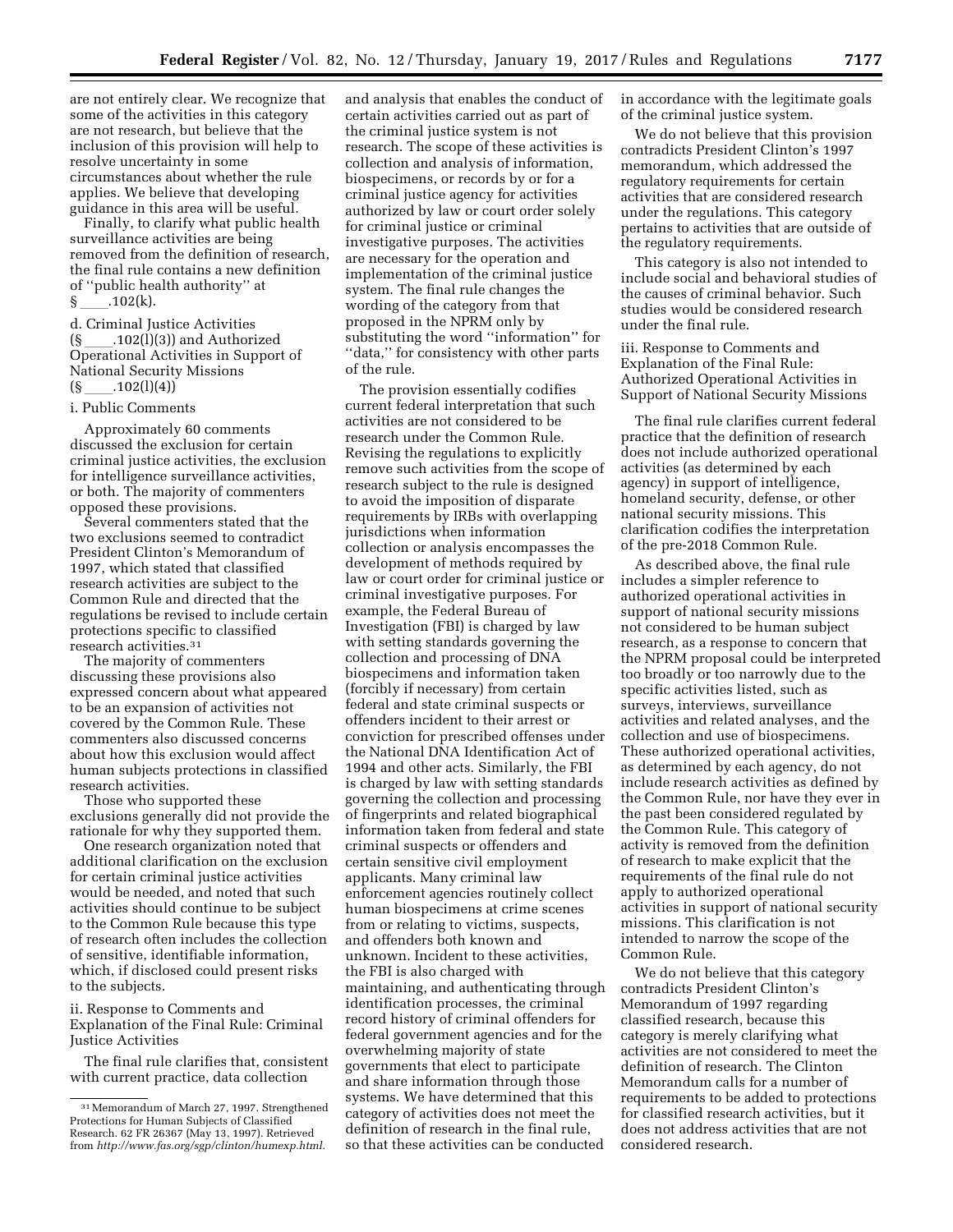are not entirely clear. We recognize that some of the activities in this category are not research, but believe that the inclusion of this provision will help to resolve uncertainty in some circumstances about whether the rule applies. We believe that developing guidance in this area will be useful.

Finally, to clarify what public health surveillance activities are being removed from the definition of research, the final rule contains a new definition of ''public health authority'' at § ____.102(k).

d. Criminal Justice Activities (§ ____.102(l)(3)) and Authorized Operational Activities in Support of National Security Missions (§ ____.102(l)(4))

i. Public Comments

Approximately 60 comments discussed the exclusion for certain criminal justice activities, the exclusion for intelligence surveillance activities, or both. The majority of commenters opposed these provisions.

Several commenters stated that the two exclusions seemed to contradict President Clinton's Memorandum of 1997, which stated that classified research activities are subject to the Common Rule and directed that the regulations be revised to include certain protections specific to classified research activities.[31]

The majority of commenters discussing these provisions also expressed concern about what appeared to be an expansion of activities not covered by the Common Rule. These commenters also discussed concerns about how this exclusion would affect human subjects protections in classified research activities.

Those who supported these exclusions generally did not provide the rationale for why they supported them.

One research organization noted that additional clarification on the exclusion for certain criminal justice activities would be needed, and noted that such activities should continue to be subject to the Common Rule because this type of research often includes the collection of sensitive, identifiable information, which, if disclosed could present risks to the subjects.

ii. Response to Comments and Explanation of the Final Rule: Criminal Justice Activities

The final rule clarifies that, consistent with current practice, data collection and analysis that enables the conduct of certain activities carried out as part of the criminal justice system is not research. The scope of these activities is collection and analysis of information, biospecimens, or records by or for a criminal justice agency for activities authorized by law or court order solely for criminal justice or criminal investigative purposes. The activities are necessary for the operation and implementation of the criminal justice system. The final rule changes the wording of the category from that proposed in the NPRM only by substituting the word ''information'' for ''data,'' for consistency with other parts of the rule.

The provision essentially codifies current federal interpretation that such activities are not considered to be research under the Common Rule. Revising the regulations to explicitly remove such activities from the scope of research subject to the rule is designed to avoid the imposition of disparate requirements by IRBs with overlapping jurisdictions when information collection or analysis encompasses the development of methods required by law or court order for criminal justice or criminal investigative purposes. For example, the Federal Bureau of Investigation (FBI) is charged by law with setting standards governing the collection and processing of DNA biospecimens and information taken (forcibly if necessary) from certain federal and state criminal suspects or offenders incident to their arrest or conviction for prescribed offenses under the National DNA Identification Act of 1994 and other acts. Similarly, the FBI is charged by law with setting standards governing the collection and processing of fingerprints and related biographical information taken from federal and state criminal suspects or offenders and certain sensitive civil employment applicants. Many criminal law enforcement agencies routinely collect human biospecimens at crime scenes from or relating to victims, suspects, and offenders both known and unknown. Incident to these activities, the FBI is also charged with maintaining, and authenticating through identification processes, the criminal record history of criminal offenders for federal government agencies and for the overwhelming majority of state governments that elect to participate and share information through those systems. We have determined that this category of activities does not meet the definition of research in the final rule, so that these activities can be conducted in accordance with the legitimate goals of the criminal justice system.

We do not believe that this provision contradicts President Clinton's 1997 memorandum, which addressed the regulatory requirements for certain activities that are considered research under the regulations. This category pertains to activities that are outside of the regulatory requirements.

This category is also not intended to include social and behavioral studies of the causes of criminal behavior. Such studies would be considered research under the final rule.

iii. Response to Comments and Explanation of the Final Rule: Authorized Operational Activities in Support of National Security Missions

The final rule clarifies current federal practice that the definition of research does not include authorized operational activities (as determined by each agency) in support of intelligence, homeland security, defense, or other national security missions. This clarification codifies the interpretation of the pre-2018 Common Rule.

As described above, the final rule includes a simpler reference to authorized operational activities in support of national security missions not considered to be human subject research, as a response to concern that the NPRM proposal could be interpreted too broadly or too narrowly due to the specific activities listed, such as surveys, interviews, surveillance activities and related analyses, and the collection and use of biospecimens. These authorized operational activities, as determined by each agency, do not include research activities as defined by the Common Rule, nor have they ever in the past been considered regulated by the Common Rule. This category of activity is removed from the definition of research to make explicit that the requirements of the final rule do not apply to authorized operational activities in support of national security missions. This clarification is not intended to narrow the scope of the Common Rule.

We do not believe that this category contradicts President Clinton's Memorandum of 1997 regarding classified research, because this category is merely clarifying what activities are not considered to meet the definition of research. The Clinton Memorandum calls for a number of requirements to be added to protections for classified research activities, but it does not address activities that are not considered research.

[31] Memorandum of March 27, 1997. Strengthened Protections for Human Subjects of Classified Research. 62 FR 26367 (May 13, 1997). Retrieved from *http://www.fas.org/sgp/clinton/humexp.html.*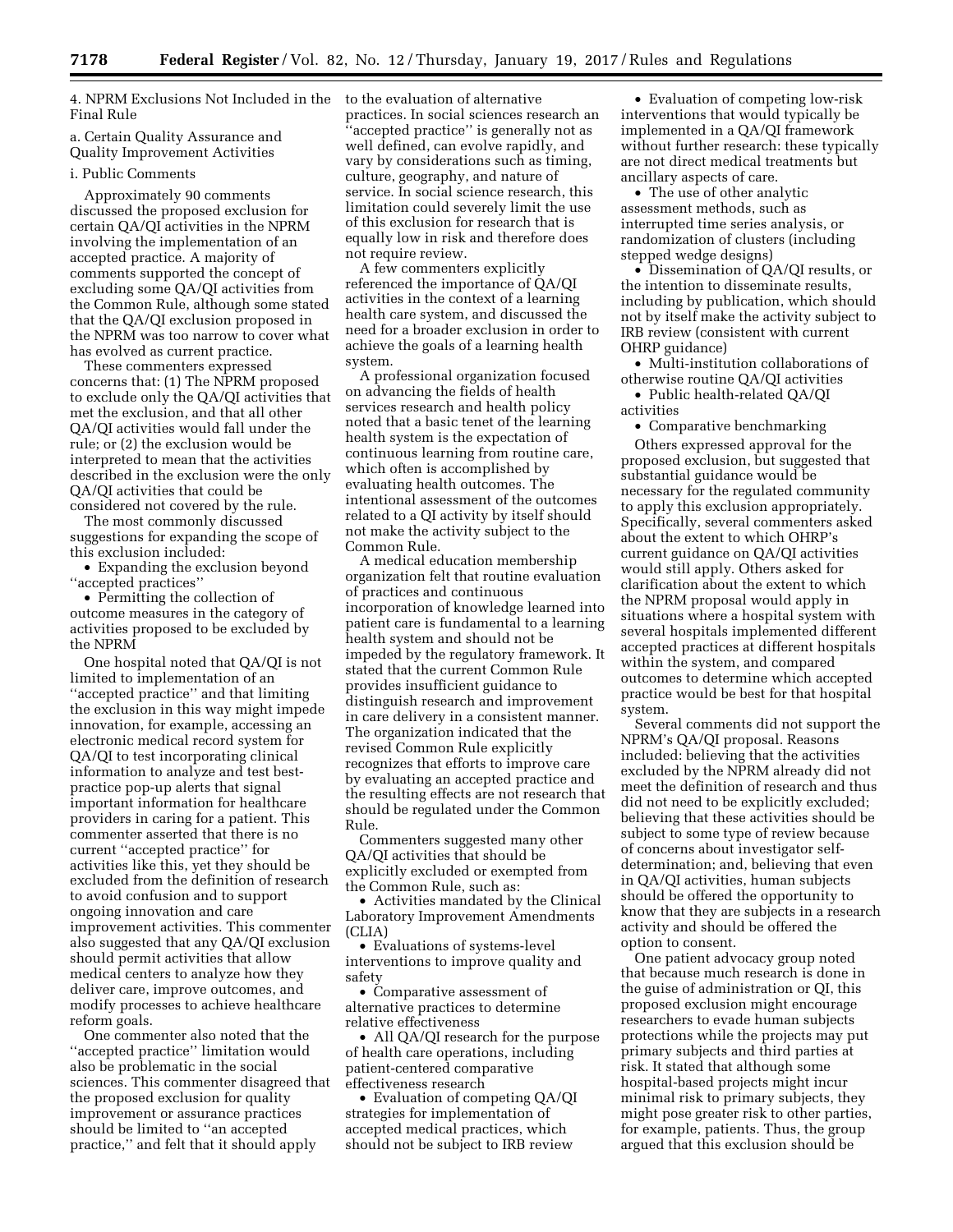4. NPRM Exclusions Not Included in the Final Rule

a. Certain Quality Assurance and Quality Improvement Activities

i. Public Comments

Approximately 90 comments discussed the proposed exclusion for certain QA/QI activities in the NPRM involving the implementation of an accepted practice. A majority of comments supported the concept of excluding some QA/QI activities from the Common Rule, although some stated that the QA/QI exclusion proposed in the NPRM was too narrow to cover what has evolved as current practice.

These commenters expressed concerns that: (1) The NPRM proposed to exclude only the QA/QI activities that met the exclusion, and that all other QA/QI activities would fall under the rule; or (2) the exclusion would be interpreted to mean that the activities described in the exclusion were the only QA/QI activities that could be considered not covered by the rule.

The most commonly discussed suggestions for expanding the scope of this exclusion included:

- Expanding the exclusion beyond ''accepted practices''
- Permitting the collection of outcome measures in the category of activities proposed to be excluded by the NPRM

One hospital noted that QA/QI is not limited to implementation of an ''accepted practice'' and that limiting the exclusion in this way might impede innovation, for example, accessing an electronic medical record system for QA/QI to test incorporating clinical information to analyze and test best-practice pop-up alerts that signal important information for healthcare providers in caring for a patient. This commenter asserted that there is no current ''accepted practice'' for activities like this, yet they should be excluded from the definition of research to avoid confusion and to support ongoing innovation and care improvement activities. This commenter also suggested that any QA/QI exclusion should permit activities that allow medical centers to analyze how they deliver care, improve outcomes, and modify processes to achieve healthcare reform goals.

One commenter also noted that the ''accepted practice'' limitation would also be problematic in the social sciences. This commenter disagreed that the proposed exclusion for quality improvement or assurance practices should be limited to ''an accepted practice,'' and felt that it should apply to the evaluation of alternative practices. In social sciences research an ''accepted practice'' is generally not as well defined, can evolve rapidly, and vary by considerations such as timing, culture, geography, and nature of service. In social science research, this limitation could severely limit the use of this exclusion for research that is equally low in risk and therefore does not require review.

A few commenters explicitly referenced the importance of QA/QI activities in the context of a learning health care system, and discussed the need for a broader exclusion in order to achieve the goals of a learning health system.

A professional organization focused on advancing the fields of health services research and health policy noted that a basic tenet of the learning health system is the expectation of continuous learning from routine care, which often is accomplished by evaluating health outcomes. The intentional assessment of the outcomes related to a QI activity by itself should not make the activity subject to the Common Rule.

A medical education membership organization felt that routine evaluation of practices and continuous incorporation of knowledge learned into patient care is fundamental to a learning health system and should not be impeded by the regulatory framework. It stated that the current Common Rule provides insufficient guidance to distinguish research and improvement in care delivery in a consistent manner. The organization indicated that the revised Common Rule explicitly recognizes that efforts to improve care by evaluating an accepted practice and the resulting effects are not research that should be regulated under the Common Rule.

Commenters suggested many other QA/QI activities that should be explicitly excluded or exempted from the Common Rule, such as:

- Activities mandated by the Clinical Laboratory Improvement Amendments (CLIA)
- Evaluations of systems-level interventions to improve quality and safety
- Comparative assessment of alternative practices to determine relative effectiveness
- All QA/QI research for the purpose of health care operations, including patient-centered comparative effectiveness research
- Evaluation of competing QA/QI strategies for implementation of accepted medical practices, which should not be subject to IRB review
- Evaluation of competing low-risk interventions that would typically be implemented in a QA/QI framework without further research: these typically are not direct medical treatments but ancillary aspects of care.
- The use of other analytic assessment methods, such as interrupted time series analysis, or randomization of clusters (including stepped wedge designs)
- Dissemination of QA/QI results, or the intention to disseminate results, including by publication, which should not by itself make the activity subject to IRB review (consistent with current OHRP guidance)
- Multi-institution collaborations of otherwise routine QA/QI activities
- Public health-related QA/QI activities
- Comparative benchmarking

Others expressed approval for the proposed exclusion, but suggested that substantial guidance would be necessary for the regulated community to apply this exclusion appropriately. Specifically, several commenters asked about the extent to which OHRP's current guidance on QA/QI activities would still apply. Others asked for clarification about the extent to which the NPRM proposal would apply in situations where a hospital system with several hospitals implemented different accepted practices at different hospitals within the system, and compared outcomes to determine which accepted practice would be best for that hospital system.

Several comments did not support the NPRM's QA/QI proposal. Reasons included: believing that the activities excluded by the NPRM already did not meet the definition of research and thus did not need to be explicitly excluded; believing that these activities should be subject to some type of review because of concerns about investigator self-determination; and, believing that even in QA/QI activities, human subjects should be offered the opportunity to know that they are subjects in a research activity and should be offered the option to consent.

One patient advocacy group noted that because much research is done in the guise of administration or QI, this proposed exclusion might encourage researchers to evade human subjects protections while the projects may put primary subjects and third parties at risk. It stated that although some hospital-based projects might incur minimal risk to primary subjects, they might pose greater risk to other parties, for example, patients. Thus, the group argued that this exclusion should be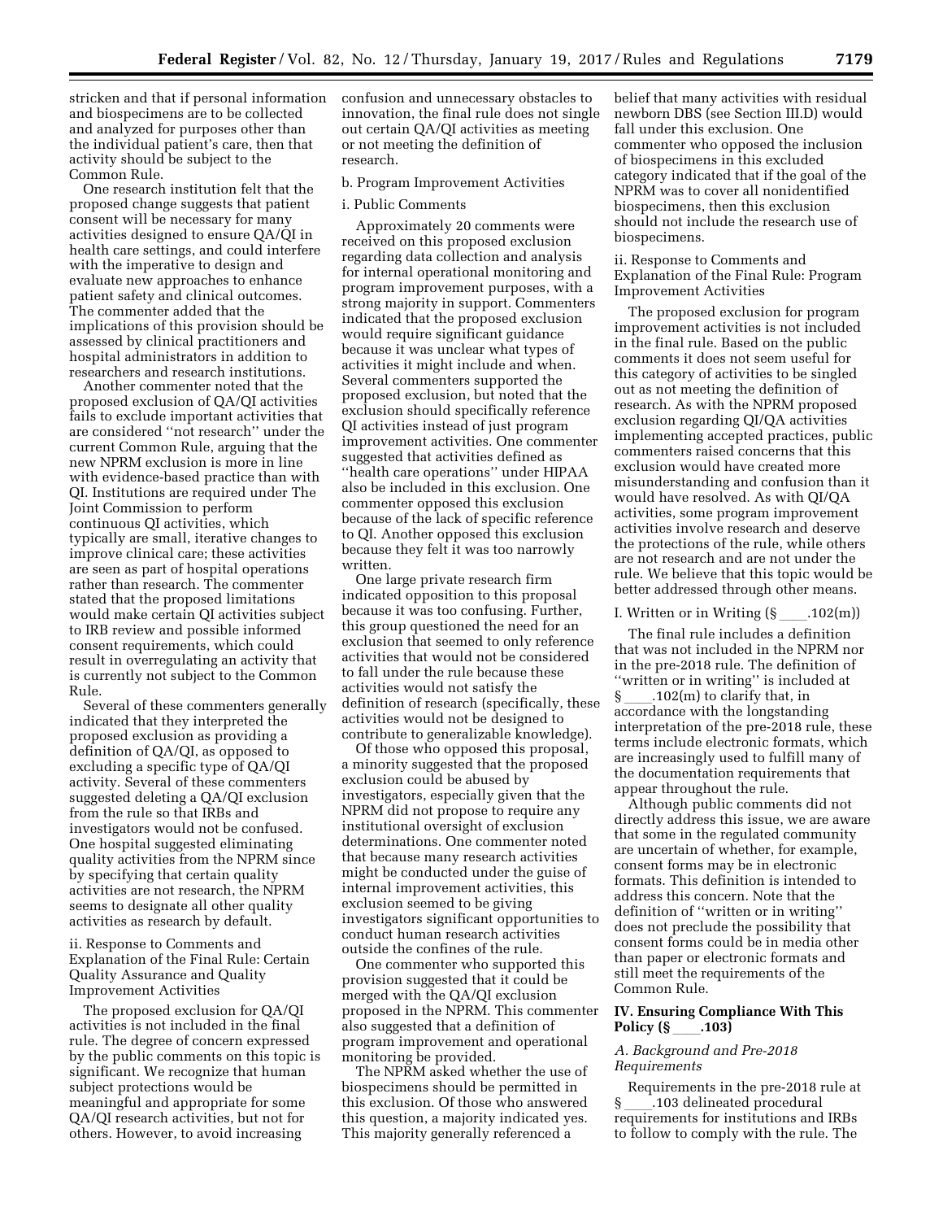stricken and that if personal information and biospecimens are to be collected and analyzed for purposes other than the individual patient's care, then that activity should be subject to the Common Rule.

One research institution felt that the proposed change suggests that patient consent will be necessary for many activities designed to ensure QA/QI in health care settings, and could interfere with the imperative to design and evaluate new approaches to enhance patient safety and clinical outcomes. The commenter added that the implications of this provision should be assessed by clinical practitioners and hospital administrators in addition to researchers and research institutions.

Another commenter noted that the proposed exclusion of QA/QI activities fails to exclude important activities that are considered ''not research'' under the current Common Rule, arguing that the new NPRM exclusion is more in line with evidence-based practice than with QI. Institutions are required under The Joint Commission to perform continuous QI activities, which typically are small, iterative changes to improve clinical care; these activities are seen as part of hospital operations rather than research. The commenter stated that the proposed limitations would make certain QI activities subject to IRB review and possible informed consent requirements, which could result in overregulating an activity that is currently not subject to the Common Rule.

Several of these commenters generally indicated that they interpreted the proposed exclusion as providing a definition of QA/QI, as opposed to excluding a specific type of QA/QI activity. Several of these commenters suggested deleting a QA/QI exclusion from the rule so that IRBs and investigators would not be confused. One hospital suggested eliminating quality activities from the NPRM since by specifying that certain quality activities are not research, the NPRM seems to designate all other quality activities as research by default.

ii. Response to Comments and Explanation of the Final Rule: Certain Quality Assurance and Quality Improvement Activities

The proposed exclusion for QA/QI activities is not included in the final rule. The degree of concern expressed by the public comments on this topic is significant. We recognize that human subject protections would be meaningful and appropriate for some QA/QI research activities, but not for others. However, to avoid increasing confusion and unnecessary obstacles to innovation, the final rule does not single out certain QA/QI activities as meeting or not meeting the definition of research.

b. Program Improvement Activities

i. Public Comments

Approximately 20 comments were received on this proposed exclusion regarding data collection and analysis for internal operational monitoring and program improvement purposes, with a strong majority in support. Commenters indicated that the proposed exclusion would require significant guidance because it was unclear what types of activities it might include and when. Several commenters supported the proposed exclusion, but noted that the exclusion should specifically reference QI activities instead of just program improvement activities. One commenter suggested that activities defined as ''health care operations'' under HIPAA also be included in this exclusion. One commenter opposed this exclusion because of the lack of specific reference to QI. Another opposed this exclusion because they felt it was too narrowly written.

One large private research firm indicated opposition to this proposal because it was too confusing. Further, this group questioned the need for an exclusion that seemed to only reference activities that would not be considered to fall under the rule because these activities would not satisfy the definition of research (specifically, these activities would not be designed to contribute to generalizable knowledge).

Of those who opposed this proposal, a minority suggested that the proposed exclusion could be abused by investigators, especially given that the NPRM did not propose to require any institutional oversight of exclusion determinations. One commenter noted that because many research activities might be conducted under the guise of internal improvement activities, this exclusion seemed to be giving investigators significant opportunities to conduct human research activities outside the confines of the rule.

One commenter who supported this provision suggested that it could be merged with the QA/QI exclusion proposed in the NPRM. This commenter also suggested that a definition of program improvement and operational monitoring be provided.

The NPRM asked whether the use of biospecimens should be permitted in this exclusion. Of those who answered this question, a majority indicated yes. This majority generally referenced a belief that many activities with residual newborn DBS (see Section III.D) would fall under this exclusion. One commenter who opposed the inclusion of biospecimens in this excluded category indicated that if the goal of the NPRM was to cover all nonidentified biospecimens, then this exclusion should not include the research use of biospecimens.

ii. Response to Comments and Explanation of the Final Rule: Program Improvement Activities

The proposed exclusion for program improvement activities is not included in the final rule. Based on the public comments it does not seem useful for this category of activities to be singled out as not meeting the definition of research. As with the NPRM proposed exclusion regarding QI/QA activities implementing accepted practices, public commenters raised concerns that this exclusion would have created more misunderstanding and confusion than it would have resolved. As with QI/QA activities, some program improvement activities involve research and deserve the protections of the rule, while others are not research and are not under the rule. We believe that this topic would be better addressed through other means.

I. Written or in Writing (§ ____.102(m))

The final rule includes a definition that was not included in the NPRM nor in the pre-2018 rule. The definition of ''written or in writing'' is included at § ____.102(m) to clarify that, in accordance with the longstanding interpretation of the pre-2018 rule, these terms include electronic formats, which are increasingly used to fulfill many of the documentation requirements that appear throughout the rule.

Although public comments did not directly address this issue, we are aware that some in the regulated community are uncertain of whether, for example, consent forms may be in electronic formats. This definition is intended to address this concern. Note that the definition of ''written or in writing'' does not preclude the possibility that consent forms could be in media other than paper or electronic formats and still meet the requirements of the Common Rule.

## IV. Ensuring Compliance With This Policy (§ ____.103)

### *A. Background and Pre-2018 Requirements*

Requirements in the pre-2018 rule at § ____.103 delineated procedural requirements for institutions and IRBs to follow to comply with the rule. The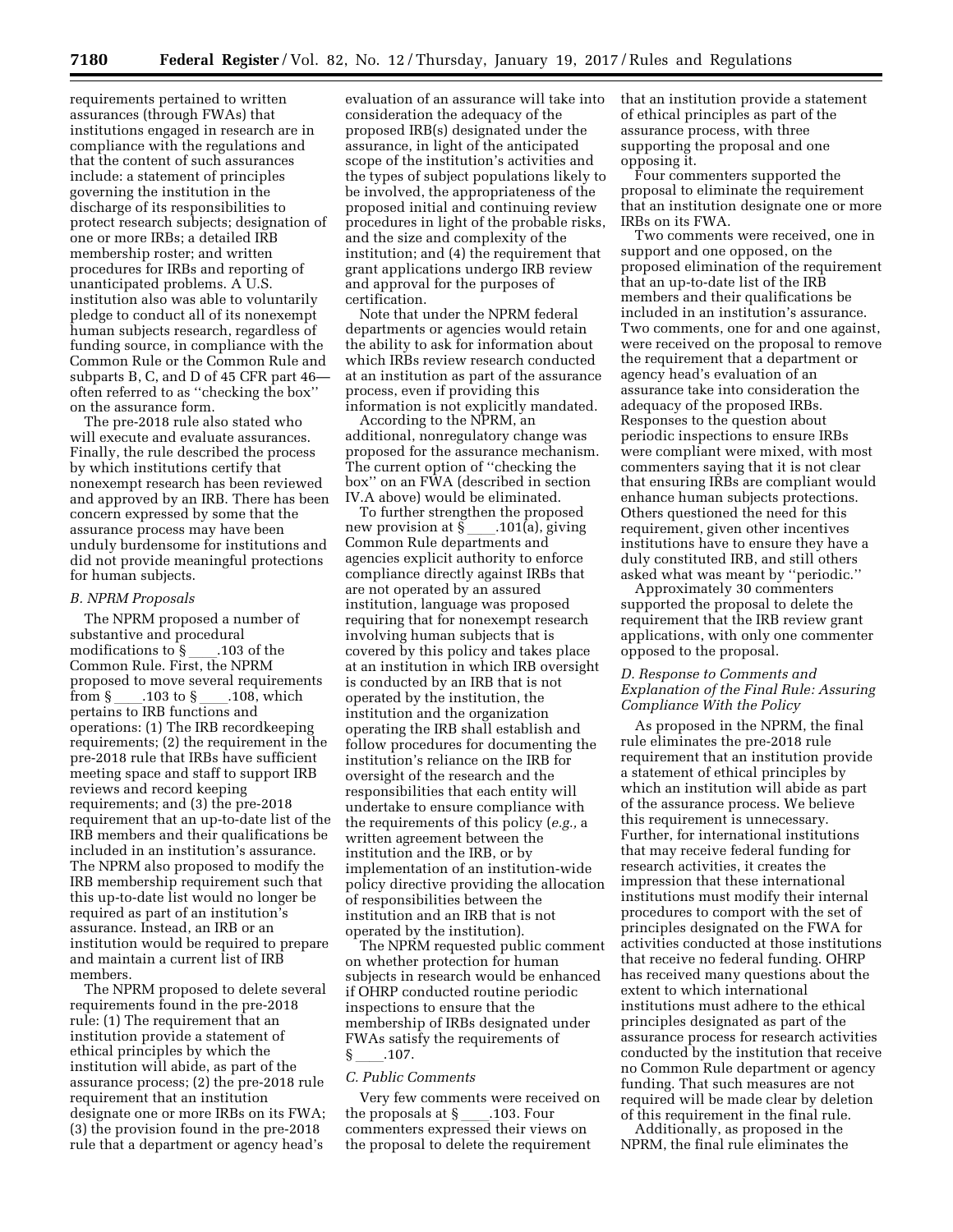requirements pertained to written assurances (through FWAs) that institutions engaged in research are in compliance with the regulations and that the content of such assurances include: a statement of principles governing the institution in the discharge of its responsibilities to protect research subjects; designation of one or more IRBs; a detailed IRB membership roster; and written procedures for IRBs and reporting of unanticipated problems. A U.S. institution also was able to voluntarily pledge to conduct all of its nonexempt human subjects research, regardless of funding source, in compliance with the Common Rule or the Common Rule and subparts B, C, and D of 45 CFR part 46—often referred to as ''checking the box'' on the assurance form.

The pre-2018 rule also stated who will execute and evaluate assurances. Finally, the rule described the process by which institutions certify that nonexempt research has been reviewed and approved by an IRB. There has been concern expressed by some that the assurance process may have been unduly burdensome for institutions and did not provide meaningful protections for human subjects.

### B. NPRM Proposals

The NPRM proposed a number of substantive and procedural modifications to § ____.103 of the Common Rule. First, the NPRM proposed to move several requirements from § ____.103 to § ____.108, which pertains to IRB functions and operations: (1) The IRB recordkeeping requirements; (2) the requirement in the pre-2018 rule that IRBs have sufficient meeting space and staff to support IRB reviews and record keeping requirements; and (3) the pre-2018 requirement that an up-to-date list of the IRB members and their qualifications be included in an institution's assurance. The NPRM also proposed to modify the IRB membership requirement such that this up-to-date list would no longer be required as part of an institution's assurance. Instead, an IRB or an institution would be required to prepare and maintain a current list of IRB members.

The NPRM proposed to delete several requirements found in the pre-2018 rule: (1) The requirement that an institution provide a statement of ethical principles by which the institution will abide, as part of the assurance process; (2) the pre-2018 rule requirement that an institution designate one or more IRBs on its FWA; (3) the provision found in the pre-2018 rule that a department or agency head's evaluation of an assurance will take into consideration the adequacy of the proposed IRB(s) designated under the assurance, in light of the anticipated scope of the institution's activities and the types of subject populations likely to be involved, the appropriateness of the proposed initial and continuing review procedures in light of the probable risks, and the size and complexity of the institution; and (4) the requirement that grant applications undergo IRB review and approval for the purposes of certification.

Note that under the NPRM federal departments or agencies would retain the ability to ask for information about which IRBs review research conducted at an institution as part of the assurance process, even if providing this information is not explicitly mandated.

According to the NPRM, an additional, nonregulatory change was proposed for the assurance mechanism. The current option of ''checking the box'' on an FWA (described in section IV.A above) would be eliminated.

To further strengthen the proposed new provision at § ____.101(a), giving Common Rule departments and agencies explicit authority to enforce compliance directly against IRBs that are not operated by an assured institution, language was proposed requiring that for nonexempt research involving human subjects that is covered by this policy and takes place at an institution in which IRB oversight is conducted by an IRB that is not operated by the institution, the institution and the organization operating the IRB shall establish and follow procedures for documenting the institution's reliance on the IRB for oversight of the research and the responsibilities that each entity will undertake to ensure compliance with the requirements of this policy (*e.g.,* a written agreement between the institution and the IRB, or by implementation of an institution-wide policy directive providing the allocation of responsibilities between the institution and an IRB that is not operated by the institution).

The NPRM requested public comment on whether protection for human subjects in research would be enhanced if OHRP conducted routine periodic inspections to ensure that the membership of IRBs designated under FWAs satisfy the requirements of § ____.107.

### C. Public Comments

Very few comments were received on the proposals at § ____.103. Four commenters expressed their views on the proposal to delete the requirement that an institution provide a statement of ethical principles as part of the assurance process, with three supporting the proposal and one opposing it.

Four commenters supported the proposal to eliminate the requirement that an institution designate one or more IRBs on its FWA.

Two comments were received, one in support and one opposed, on the proposed elimination of the requirement that an up-to-date list of the IRB members and their qualifications be included in an institution's assurance. Two comments, one for and one against, were received on the proposal to remove the requirement that a department or agency head's evaluation of an assurance take into consideration the adequacy of the proposed IRBs. Responses to the question about periodic inspections to ensure IRBs were compliant were mixed, with most commenters saying that it is not clear that ensuring IRBs are compliant would enhance human subjects protections. Others questioned the need for this requirement, given other incentives institutions have to ensure they have a duly constituted IRB, and still others asked what was meant by ''periodic.''

Approximately 30 commenters supported the proposal to delete the requirement that the IRB review grant applications, with only one commenter opposed to the proposal.

### D. Response to Comments and Explanation of the Final Rule: Assuring Compliance With the Policy

As proposed in the NPRM, the final rule eliminates the pre-2018 rule requirement that an institution provide a statement of ethical principles by which an institution will abide as part of the assurance process. We believe this requirement is unnecessary. Further, for international institutions that may receive federal funding for research activities, it creates the impression that these international institutions must modify their internal procedures to comport with the set of principles designated on the FWA for activities conducted at those institutions that receive no federal funding. OHRP has received many questions about the extent to which international institutions must adhere to the ethical principles designated as part of the assurance process for research activities conducted by the institution that receive no Common Rule department or agency funding. That such measures are not required will be made clear by deletion of this requirement in the final rule.

Additionally, as proposed in the NPRM, the final rule eliminates the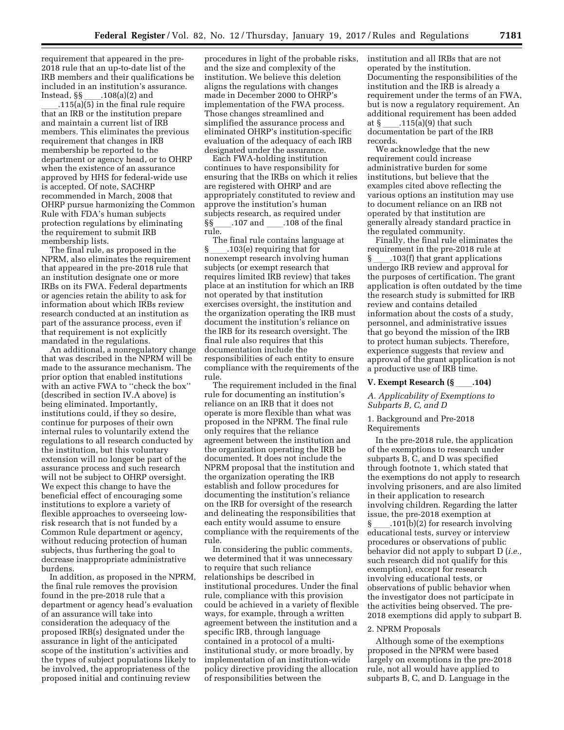requirement that appeared in the pre-2018 rule that an up-to-date list of the IRB members and their qualifications be included in an institution's assurance. Instead, §§ ____.108(a)(2) and ____.115(a)(5) in the final rule require that an IRB or the institution prepare and maintain a current list of IRB members. This eliminates the previous requirement that changes in IRB membership be reported to the department or agency head, or to OHRP when the existence of an assurance approved by HHS for federal-wide use is accepted. Of note, SACHRP recommended in March, 2008 that OHRP pursue harmonizing the Common Rule with FDA's human subjects protection regulations by eliminating the requirement to submit IRB membership lists.

The final rule, as proposed in the NPRM, also eliminates the requirement that appeared in the pre-2018 rule that an institution designate one or more IRBs on its FWA. Federal departments or agencies retain the ability to ask for information about which IRBs review research conducted at an institution as part of the assurance process, even if that requirement is not explicitly mandated in the regulations.

An additional, a nonregulatory change that was described in the NPRM will be made to the assurance mechanism. The prior option that enabled institutions with an active FWA to ''check the box'' (described in section IV.A above) is being eliminated. Importantly, institutions could, if they so desire, continue for purposes of their own internal rules to voluntarily extend the regulations to all research conducted by the institution, but this voluntary extension will no longer be part of the assurance process and such research will not be subject to OHRP oversight. We expect this change to have the beneficial effect of encouraging some institutions to explore a variety of flexible approaches to overseeing low-risk research that is not funded by a Common Rule department or agency, without reducing protection of human subjects, thus furthering the goal to decrease inappropriate administrative burdens.

In addition, as proposed in the NPRM, the final rule removes the provision found in the pre-2018 rule that a department or agency head's evaluation of an assurance will take into consideration the adequacy of the proposed IRB(s) designated under the assurance in light of the anticipated scope of the institution's activities and the types of subject populations likely to be involved, the appropriateness of the proposed initial and continuing review procedures in light of the probable risks, and the size and complexity of the institution. We believe this deletion aligns the regulations with changes made in December 2000 to OHRP's implementation of the FWA process. Those changes streamlined and simplified the assurance process and eliminated OHRP's institution-specific evaluation of the adequacy of each IRB designated under the assurance.

Each FWA-holding institution continues to have responsibility for ensuring that the IRBs on which it relies are registered with OHRP and are appropriately constituted to review and approve the institution's human subjects research, as required under §§ ____.107 and ____.108 of the final rule.

The final rule contains language at § ____.103(e) requiring that for nonexempt research involving human subjects (or exempt research that requires limited IRB review) that takes place at an institution for which an IRB not operated by that institution exercises oversight, the institution and the organization operating the IRB must document the institution's reliance on the IRB for its research oversight. The final rule also requires that this documentation include the responsibilities of each entity to ensure compliance with the requirements of the rule.

The requirement included in the final rule for documenting an institution's reliance on an IRB that it does not operate is more flexible than what was proposed in the NPRM. The final rule only requires that the reliance agreement between the institution and the organization operating the IRB be documented. It does not include the NPRM proposal that the institution and the organization operating the IRB establish and follow procedures for documenting the institution's reliance on the IRB for oversight of the research and delineating the responsibilities that each entity would assume to ensure compliance with the requirements of the rule.

In considering the public comments, we determined that it was unnecessary to require that such reliance relationships be described in institutional procedures. Under the final rule, compliance with this provision could be achieved in a variety of flexible ways, for example, through a written agreement between the institution and a specific IRB, through language contained in a protocol of a multi-institutional study, or more broadly, by implementation of an institution-wide policy directive providing the allocation of responsibilities between the institution and all IRBs that are not operated by the institution. Documenting the responsibilities of the institution and the IRB is already a requirement under the terms of an FWA, but is now a regulatory requirement. An additional requirement has been added at § ____.115(a)(9) that such documentation be part of the IRB records.

We acknowledge that the new requirement could increase administrative burden for some institutions, but believe that the examples cited above reflecting the various options an institution may use to document reliance on an IRB not operated by that institution are generally already standard practice in the regulated community.

Finally, the final rule eliminates the requirement in the pre-2018 rule at § ____.103(f) that grant applications undergo IRB review and approval for the purposes of certification. The grant application is often outdated by the time the research study is submitted for IRB review and contains detailed information about the costs of a study, personnel, and administrative issues that go beyond the mission of the IRB to protect human subjects. Therefore, experience suggests that review and approval of the grant application is not a productive use of IRB time.

## V. Exempt Research (§ ____.104)

### *A. Applicability of Exemptions to Subparts B, C, and D*

#### 1. Background and Pre-2018 Requirements

In the pre-2018 rule, the application of the exemptions to research under subparts B, C, and D was specified through footnote 1, which stated that the exemptions do not apply to research involving prisoners, and are also limited in their application to research involving children. Regarding the latter issue, the pre-2018 exemption at § ____.101(b)(2) for research involving educational tests, survey or interview procedures or observations of public behavior did not apply to subpart D (*i.e.,* such research did not qualify for this exemption), except for research involving educational tests, or observations of public behavior when the investigator does not participate in the activities being observed. The pre-2018 exemptions did apply to subpart B.

#### 2. NPRM Proposals

Although some of the exemptions proposed in the NPRM were based largely on exemptions in the pre-2018 rule, not all would have applied to subparts B, C, and D. Language in the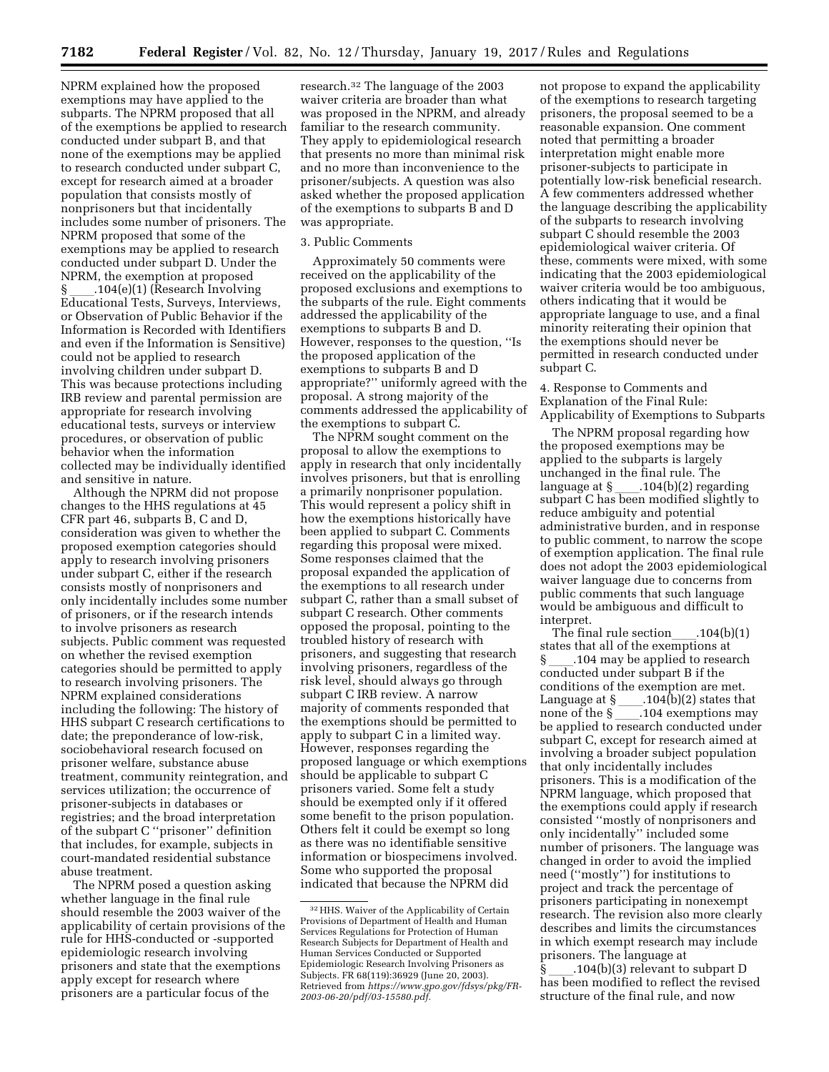NPRM explained how the proposed exemptions may have applied to the subparts. The NPRM proposed that all of the exemptions be applied to research conducted under subpart B, and that none of the exemptions may be applied to research conducted under subpart C, except for research aimed at a broader population that consists mostly of nonprisoners but that incidentally includes some number of prisoners. The NPRM proposed that some of the exemptions may be applied to research conducted under subpart D. Under the NPRM, the exemption at proposed § ____.104(e)(1) (Research Involving Educational Tests, Surveys, Interviews, or Observation of Public Behavior if the Information is Recorded with Identifiers and even if the Information is Sensitive) could not be applied to research involving children under subpart D. This was because protections including IRB review and parental permission are appropriate for research involving educational tests, surveys or interview procedures, or observation of public behavior when the information collected may be individually identified and sensitive in nature.

Although the NPRM did not propose changes to the HHS regulations at 45 CFR part 46, subparts B, C and D, consideration was given to whether the proposed exemption categories should apply to research involving prisoners under subpart C, either if the research consists mostly of nonprisoners and only incidentally includes some number of prisoners, or if the research intends to involve prisoners as research subjects. Public comment was requested on whether the revised exemption categories should be permitted to apply to research involving prisoners. The NPRM explained considerations including the following: The history of HHS subpart C research certifications to date; the preponderance of low-risk, sociobehavioral research focused on prisoner welfare, substance abuse treatment, community reintegration, and services utilization; the occurrence of prisoner-subjects in databases or registries; and the broad interpretation of the subpart C ''prisoner'' definition that includes, for example, subjects in court-mandated residential substance abuse treatment.

The NPRM posed a question asking whether language in the final rule should resemble the 2003 waiver of the applicability of certain provisions of the rule for HHS-conducted or -supported epidemiologic research involving prisoners and state that the exemptions apply except for research where prisoners are a particular focus of the research.[32] The language of the 2003 waiver criteria are broader than what was proposed in the NPRM, and already familiar to the research community. They apply to epidemiological research that presents no more than minimal risk and no more than inconvenience to the prisoner/subjects. A question was also asked whether the proposed application of the exemptions to subparts B and D was appropriate.

### 3. Public Comments

Approximately 50 comments were received on the applicability of the proposed exclusions and exemptions to the subparts of the rule. Eight comments addressed the applicability of the exemptions to subparts B and D. However, responses to the question, ''Is the proposed application of the exemptions to subparts B and D appropriate?'' uniformly agreed with the proposal. A strong majority of the comments addressed the applicability of the exemptions to subpart C.

The NPRM sought comment on the proposal to allow the exemptions to apply in research that only incidentally involves prisoners, but that is enrolling a primarily nonprisoner population. This would represent a policy shift in how the exemptions historically have been applied to subpart C. Comments regarding this proposal were mixed. Some responses claimed that the proposal expanded the application of the exemptions to all research under subpart C, rather than a small subset of subpart C research. Other comments opposed the proposal, pointing to the troubled history of research with prisoners, and suggesting that research involving prisoners, regardless of the risk level, should always go through subpart C IRB review. A narrow majority of comments responded that the exemptions should be permitted to apply to subpart C in a limited way. However, responses regarding the proposed language or which exemptions should be applicable to subpart C prisoners varied. Some felt a study should be exempted only if it offered some benefit to the prison population. Others felt it could be exempt so long as there was no identifiable sensitive information or biospecimens involved. Some who supported the proposal indicated that because the NPRM did not propose to expand the applicability of the exemptions to research targeting prisoners, the proposal seemed to be a reasonable expansion. One comment noted that permitting a broader interpretation might enable more prisoner-subjects to participate in potentially low-risk beneficial research. A few commenters addressed whether the language describing the applicability of the subparts to research involving subpart C should resemble the 2003 epidemiological waiver criteria. Of these, comments were mixed, with some indicating that the 2003 epidemiological waiver criteria would be too ambiguous, others indicating that it would be appropriate language to use, and a final minority reiterating their opinion that the exemptions should never be permitted in research conducted under subpart C.

### 4. Response to Comments and Explanation of the Final Rule: Applicability of Exemptions to Subparts

The NPRM proposal regarding how the proposed exemptions may be applied to the subparts is largely unchanged in the final rule. The language at § ____.104(b)(2) regarding subpart C has been modified slightly to reduce ambiguity and potential administrative burden, and in response to public comment, to narrow the scope of exemption application. The final rule does not adopt the 2003 epidemiological waiver language due to concerns from public comments that such language would be ambiguous and difficult to interpret.

The final rule section ____.104(b)(1) states that all of the exemptions at § ____.104 may be applied to research conducted under subpart B if the conditions of the exemption are met. Language at § ____.104(b)(2) states that none of the § ____.104 exemptions may be applied to research conducted under subpart C, except for research aimed at involving a broader subject population that only incidentally includes prisoners. This is a modification of the NPRM language, which proposed that the exemptions could apply if research consisted ''mostly of nonprisoners and only incidentally'' included some number of prisoners. The language was changed in order to avoid the implied need (''mostly'') for institutions to project and track the percentage of prisoners participating in nonexempt research. The revision also more clearly describes and limits the circumstances in which exempt research may include prisoners. The language at § ____.104(b)(3) relevant to subpart D has been modified to reflect the revised structure of the final rule, and now

[32] HHS. Waiver of the Applicability of Certain Provisions of Department of Health and Human Services Regulations for Protection of Human Research Subjects for Department of Health and Human Services Conducted or Supported Epidemiologic Research Involving Prisoners as Subjects. FR 68(119):36929 (June 20, 2003). Retrieved from *https://www.gpo.gov/fdsys/pkg/FR-2003-06-20/pdf/03-15580.pdf.*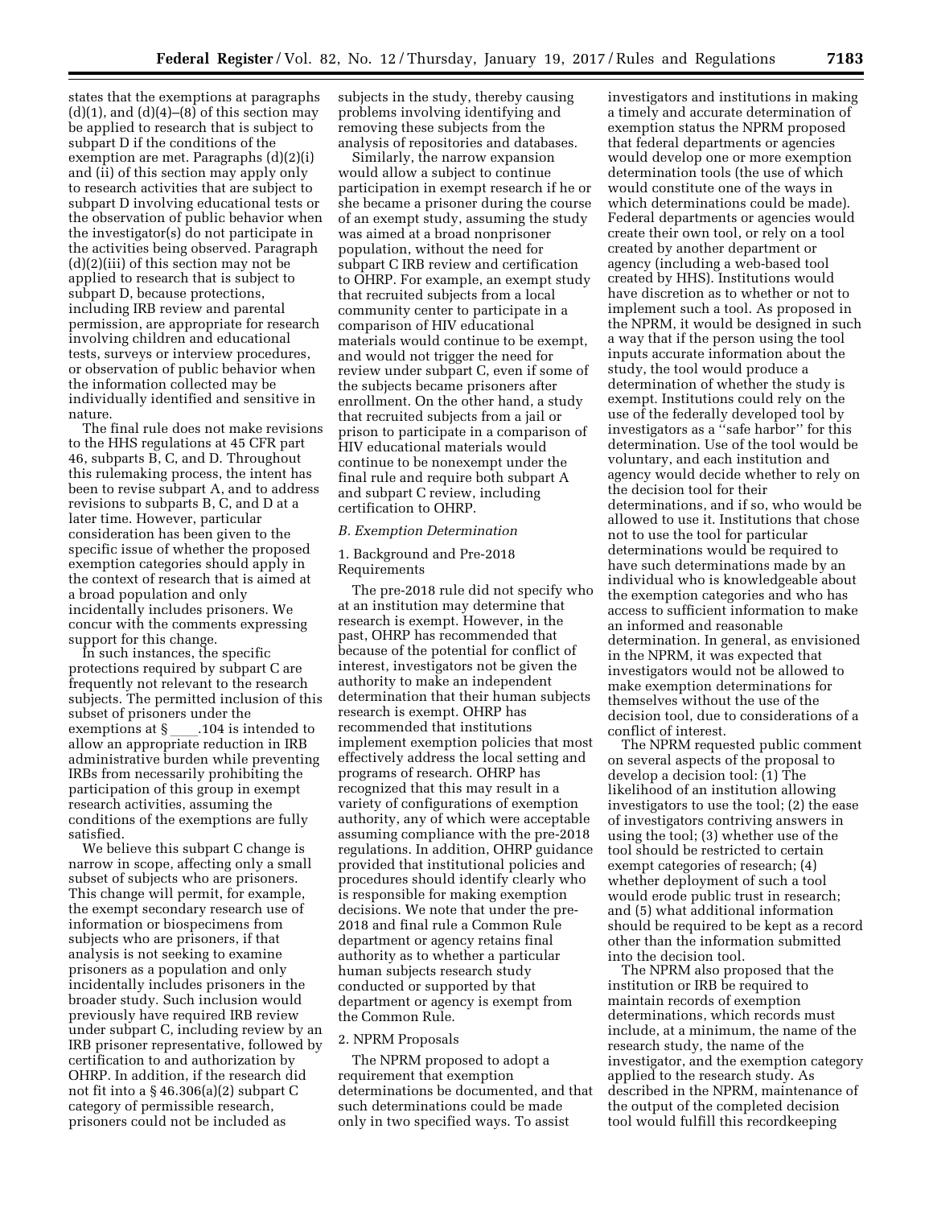states that the exemptions at paragraphs (d)(1), and (d)(4)–(8) of this section may be applied to research that is subject to subpart D if the conditions of the exemption are met. Paragraphs (d)(2)(i) and (ii) of this section may apply only to research activities that are subject to subpart D involving educational tests or the observation of public behavior when the investigator(s) do not participate in the activities being observed. Paragraph (d)(2)(iii) of this section may not be applied to research that is subject to subpart D, because protections, including IRB review and parental permission, are appropriate for research involving children and educational tests, surveys or interview procedures, or observation of public behavior when the information collected may be individually identified and sensitive in nature.

The final rule does not make revisions to the HHS regulations at 45 CFR part 46, subparts B, C, and D. Throughout this rulemaking process, the intent has been to revise subpart A, and to address revisions to subparts B, C, and D at a later time. However, particular consideration has been given to the specific issue of whether the proposed exemption categories should apply in the context of research that is aimed at a broad population and only incidentally includes prisoners. We concur with the comments expressing support for this change.

In such instances, the specific protections required by subpart C are frequently not relevant to the research subjects. The permitted inclusion of this subset of prisoners under the exemptions at § ____.104 is intended to allow an appropriate reduction in IRB administrative burden while preventing IRBs from necessarily prohibiting the participation of this group in exempt research activities, assuming the conditions of the exemptions are fully satisfied.

We believe this subpart C change is narrow in scope, affecting only a small subset of subjects who are prisoners. This change will permit, for example, the exempt secondary research use of information or biospecimens from subjects who are prisoners, if that analysis is not seeking to examine prisoners as a population and only incidentally includes prisoners in the broader study. Such inclusion would previously have required IRB review under subpart C, including review by an IRB prisoner representative, followed by certification to and authorization by OHRP. In addition, if the research did not fit into a § 46.306(a)(2) subpart C category of permissible research, prisoners could not be included as subjects in the study, thereby causing problems involving identifying and removing these subjects from the analysis of repositories and databases.

Similarly, the narrow expansion would allow a subject to continue participation in exempt research if he or she became a prisoner during the course of an exempt study, assuming the study was aimed at a broad nonprisoner population, without the need for subpart C IRB review and certification to OHRP. For example, an exempt study that recruited subjects from a local community center to participate in a comparison of HIV educational materials would continue to be exempt, and would not trigger the need for review under subpart C, even if some of the subjects became prisoners after enrollment. On the other hand, a study that recruited subjects from a jail or prison to participate in a comparison of HIV educational materials would continue to be nonexempt under the final rule and require both subpart A and subpart C review, including certification to OHRP.

### *B. Exemption Determination*

#### 1. Background and Pre-2018 Requirements

The pre-2018 rule did not specify who at an institution may determine that research is exempt. However, in the past, OHRP has recommended that because of the potential for conflict of interest, investigators not be given the authority to make an independent determination that their human subjects research is exempt. OHRP has recommended that institutions implement exemption policies that most effectively address the local setting and programs of research. OHRP has recognized that this may result in a variety of configurations of exemption authority, any of which were acceptable assuming compliance with the pre-2018 regulations. In addition, OHRP guidance provided that institutional policies and procedures should identify clearly who is responsible for making exemption decisions. We note that under the pre-2018 and final rule a Common Rule department or agency retains final authority as to whether a particular human subjects research study conducted or supported by that department or agency is exempt from the Common Rule.

#### 2. NPRM Proposals

The NPRM proposed to adopt a requirement that exemption determinations be documented, and that such determinations could be made only in two specified ways. To assist investigators and institutions in making a timely and accurate determination of exemption status the NPRM proposed that federal departments or agencies would develop one or more exemption determination tools (the use of which would constitute one of the ways in which determinations could be made). Federal departments or agencies would create their own tool, or rely on a tool created by another department or agency (including a web-based tool created by HHS). Institutions would have discretion as to whether or not to implement such a tool. As proposed in the NPRM, it would be designed in such a way that if the person using the tool inputs accurate information about the study, the tool would produce a determination of whether the study is exempt. Institutions could rely on the use of the federally developed tool by investigators as a "safe harbor" for this determination. Use of the tool would be voluntary, and each institution and agency would decide whether to rely on the decision tool for their determinations, and if so, who would be allowed to use it. Institutions that chose not to use the tool for particular determinations would be required to have such determinations made by an individual who is knowledgeable about the exemption categories and who has access to sufficient information to make an informed and reasonable determination. In general, as envisioned in the NPRM, it was expected that investigators would not be allowed to make exemption determinations for themselves without the use of the decision tool, due to considerations of a conflict of interest.

The NPRM requested public comment on several aspects of the proposal to develop a decision tool: (1) The likelihood of an institution allowing investigators to use the tool; (2) the ease of investigators contriving answers in using the tool; (3) whether use of the tool should be restricted to certain exempt categories of research; (4) whether deployment of such a tool would erode public trust in research; and (5) what additional information should be required to be kept as a record other than the information submitted into the decision tool.

The NPRM also proposed that the institution or IRB be required to maintain records of exemption determinations, which records must include, at a minimum, the name of the research study, the name of the investigator, and the exemption category applied to the research study. As described in the NPRM, maintenance of the output of the completed decision tool would fulfill this recordkeeping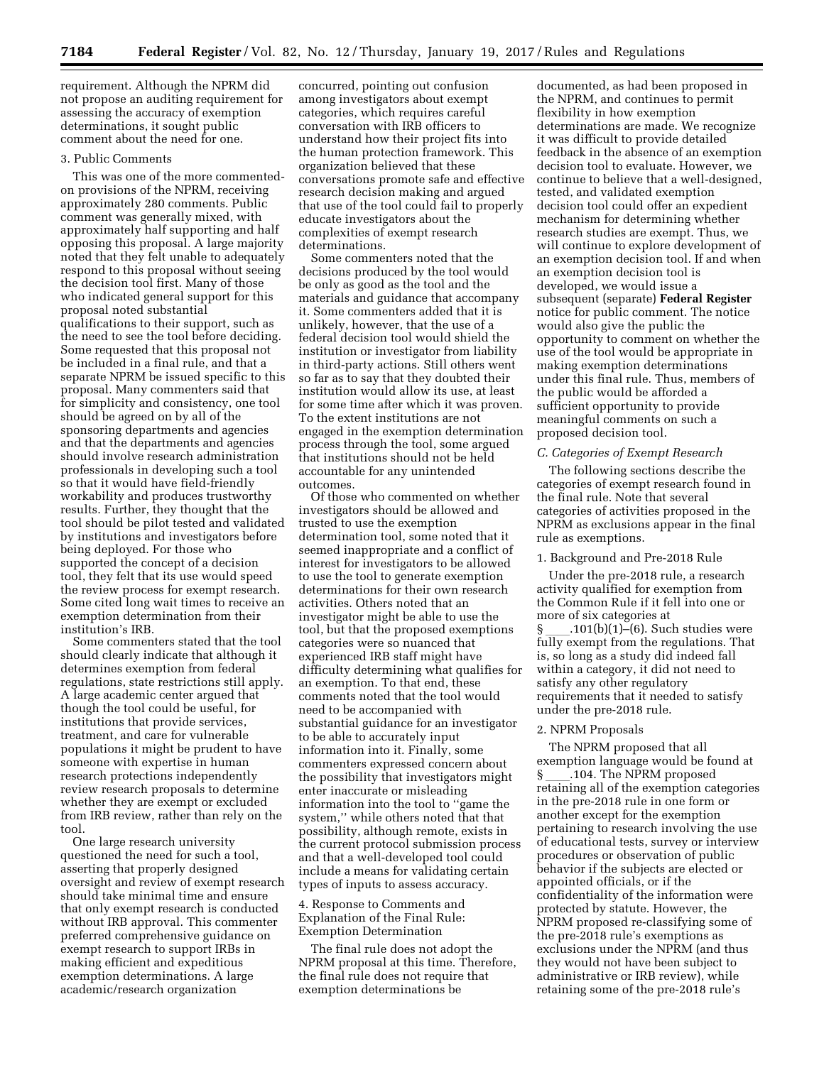requirement. Although the NPRM did not propose an auditing requirement for assessing the accuracy of exemption determinations, it sought public comment about the need for one.

### 3. Public Comments

This was one of the more commented-on provisions of the NPRM, receiving approximately 280 comments. Public comment was generally mixed, with approximately half supporting and half opposing this proposal. A large majority noted that they felt unable to adequately respond to this proposal without seeing the decision tool first. Many of those who indicated general support for this proposal noted substantial qualifications to their support, such as the need to see the tool before deciding. Some requested that this proposal not be included in a final rule, and that a separate NPRM be issued specific to this proposal. Many commenters said that for simplicity and consistency, one tool should be agreed on by all of the sponsoring departments and agencies and that the departments and agencies should involve research administration professionals in developing such a tool so that it would have field-friendly workability and produces trustworthy results. Further, they thought that the tool should be pilot tested and validated by institutions and investigators before being deployed. For those who supported the concept of a decision tool, they felt that its use would speed the review process for exempt research. Some cited long wait times to receive an exemption determination from their institution's IRB.

Some commenters stated that the tool should clearly indicate that although it determines exemption from federal regulations, state restrictions still apply. A large academic center argued that though the tool could be useful, for institutions that provide services, treatment, and care for vulnerable populations it might be prudent to have someone with expertise in human research protections independently review research proposals to determine whether they are exempt or excluded from IRB review, rather than rely on the tool.

One large research university questioned the need for such a tool, asserting that properly designed oversight and review of exempt research should take minimal time and ensure that only exempt research is conducted without IRB approval. This commenter preferred comprehensive guidance on exempt research to support IRBs in making efficient and expeditious exemption determinations. A large academic/research organization concurred, pointing out confusion among investigators about exempt categories, which requires careful conversation with IRB officers to understand how their project fits into the human protection framework. This organization believed that these conversations promote safe and effective research decision making and argued that use of the tool could fail to properly educate investigators about the complexities of exempt research determinations.

Some commenters noted that the decisions produced by the tool would be only as good as the tool and the materials and guidance that accompany it. Some commenters added that it is unlikely, however, that the use of a federal decision tool would shield the institution or investigator from liability in third-party actions. Still others went so far as to say that they doubted their institution would allow its use, at least for some time after which it was proven. To the extent institutions are not engaged in the exemption determination process through the tool, some argued that institutions should not be held accountable for any unintended outcomes.

Of those who commented on whether investigators should be allowed and trusted to use the exemption determination tool, some noted that it seemed inappropriate and a conflict of interest for investigators to be allowed to use the tool to generate exemption determinations for their own research activities. Others noted that an investigator might be able to use the tool, but that the proposed exemptions categories were so nuanced that experienced IRB staff might have difficulty determining what qualifies for an exemption. To that end, these comments noted that the tool would need to be accompanied with substantial guidance for an investigator to be able to accurately input information into it. Finally, some commenters expressed concern about the possibility that investigators might enter inaccurate or misleading information into the tool to "game the system," while others noted that that possibility, although remote, exists in the current protocol submission process and that a well-developed tool could include a means for validating certain types of inputs to assess accuracy.

### 4. Response to Comments and Explanation of the Final Rule: Exemption Determination

The final rule does not adopt the NPRM proposal at this time. Therefore, the final rule does not require that exemption determinations be documented, as had been proposed in the NPRM, and continues to permit flexibility in how exemption determinations are made. We recognize it was difficult to provide detailed feedback in the absence of an exemption decision tool to evaluate. However, we continue to believe that a well-designed, tested, and validated exemption decision tool could offer an expedient mechanism for determining whether research studies are exempt. Thus, we will continue to explore development of an exemption decision tool. If and when an exemption decision tool is developed, we would issue a subsequent (separate) **Federal Register** notice for public comment. The notice would also give the public the opportunity to comment on whether the use of the tool would be appropriate in making exemption determinations under this final rule. Thus, members of the public would be afforded a sufficient opportunity to provide meaningful comments on such a proposed decision tool.

## *C. Categories of Exempt Research*

The following sections describe the categories of exempt research found in the final rule. Note that several categories of activities proposed in the NPRM as exclusions appear in the final rule as exemptions.

### 1. Background and Pre-2018 Rule

Under the pre-2018 rule, a research activity qualified for exemption from the Common Rule if it fell into one or more of six categories at § \_\_\_\_.101(b)(1)–(6). Such studies were fully exempt from the regulations. That is, so long as a study did indeed fall within a category, it did not need to satisfy any other regulatory requirements that it needed to satisfy under the pre-2018 rule.

### 2. NPRM Proposals

The NPRM proposed that all exemption language would be found at § \_\_\_\_.104. The NPRM proposed retaining all of the exemption categories in the pre-2018 rule in one form or another except for the exemption pertaining to research involving the use of educational tests, survey or interview procedures or observation of public behavior if the subjects are elected or appointed officials, or if the confidentiality of the information were protected by statute. However, the NPRM proposed re-classifying some of the pre-2018 rule's exemptions as exclusions under the NPRM (and thus they would not have been subject to administrative or IRB review), while retaining some of the pre-2018 rule's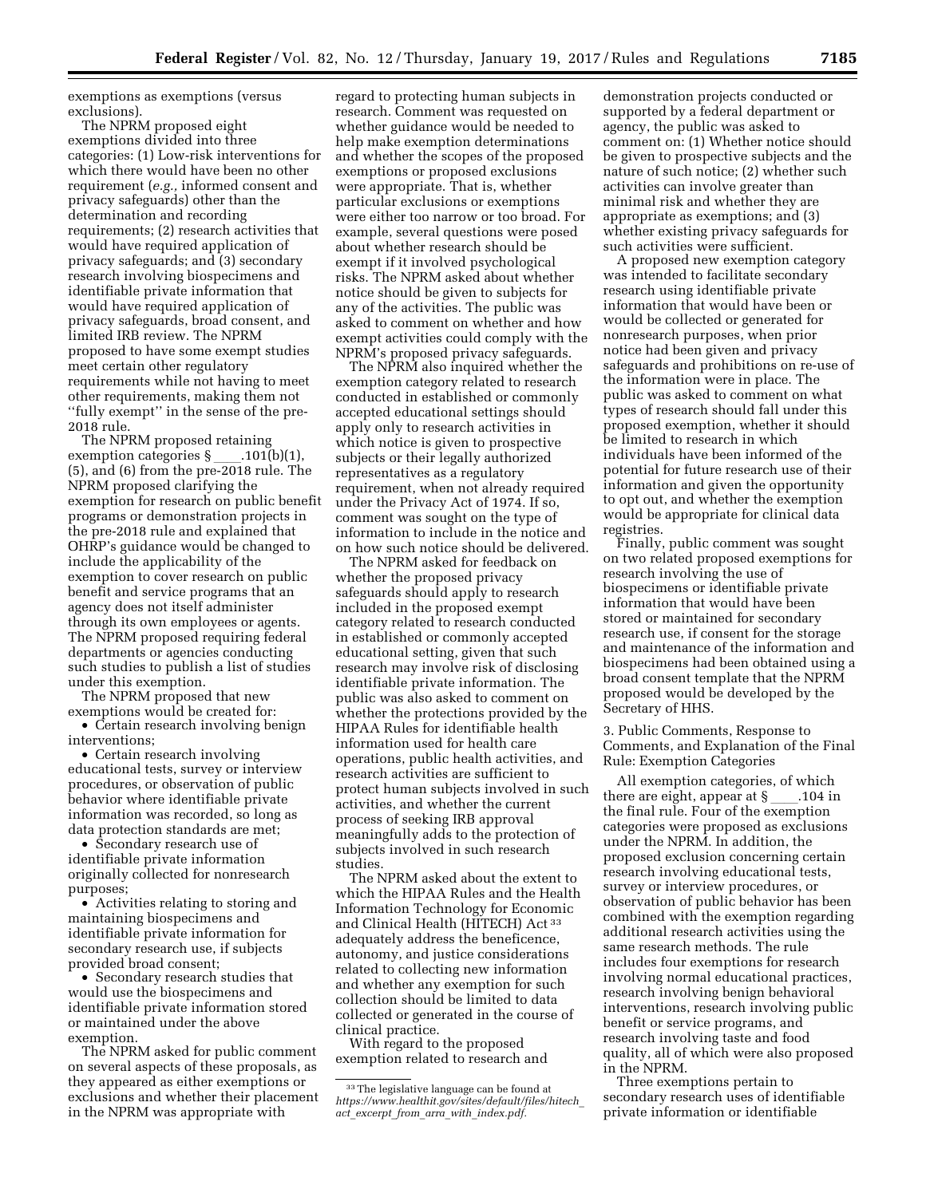exemptions as exemptions (versus exclusions).

The NPRM proposed eight exemptions divided into three categories: (1) Low-risk interventions for which there would have been no other requirement (*e.g.,* informed consent and privacy safeguards) other than the determination and recording requirements; (2) research activities that would have required application of privacy safeguards; and (3) secondary research involving biospecimens and identifiable private information that would have required application of privacy safeguards, broad consent, and limited IRB review. The NPRM proposed to have some exempt studies meet certain other regulatory requirements while not having to meet other requirements, making them not ''fully exempt'' in the sense of the pre-2018 rule.

The NPRM proposed retaining exemption categories § ____.101(b)(1), (5), and (6) from the pre-2018 rule. The NPRM proposed clarifying the exemption for research on public benefit programs or demonstration projects in the pre-2018 rule and explained that OHRP's guidance would be changed to include the applicability of the exemption to cover research on public benefit and service programs that an agency does not itself administer through its own employees or agents. The NPRM proposed requiring federal departments or agencies conducting such studies to publish a list of studies under this exemption.

The NPRM proposed that new exemptions would be created for:

- Certain research involving benign interventions;
- Certain research involving educational tests, survey or interview procedures, or observation of public behavior where identifiable private information was recorded, so long as data protection standards are met;
- Secondary research use of identifiable private information originally collected for nonresearch purposes;
- Activities relating to storing and maintaining biospecimens and identifiable private information for secondary research use, if subjects provided broad consent;
- Secondary research studies that would use the biospecimens and identifiable private information stored or maintained under the above exemption.

The NPRM asked for public comment on several aspects of these proposals, as they appeared as either exemptions or exclusions and whether their placement in the NPRM was appropriate with regard to protecting human subjects in research. Comment was requested on whether guidance would be needed to help make exemption determinations and whether the scopes of the proposed exemptions or proposed exclusions were appropriate. That is, whether particular exclusions or exemptions were either too narrow or too broad. For example, several questions were posed about whether research should be exempt if it involved psychological risks. The NPRM asked about whether notice should be given to subjects for any of the activities. The public was asked to comment on whether and how exempt activities could comply with the NPRM's proposed privacy safeguards.

The NPRM also inquired whether the exemption category related to research conducted in established or commonly accepted educational settings should apply only to research activities in which notice is given to prospective subjects or their legally authorized representatives as a regulatory requirement, when not already required under the Privacy Act of 1974. If so, comment was sought on the type of information to include in the notice and on how such notice should be delivered.

The NPRM asked for feedback on whether the proposed privacy safeguards should apply to research included in the proposed exempt category related to research conducted in established or commonly accepted educational setting, given that such research may involve risk of disclosing identifiable private information. The public was also asked to comment on whether the protections provided by the HIPAA Rules for identifiable health information used for health care operations, public health activities, and research activities are sufficient to protect human subjects involved in such activities, and whether the current process of seeking IRB approval meaningfully adds to the protection of subjects involved in such research studies.

The NPRM asked about the extent to which the HIPAA Rules and the Health Information Technology for Economic and Clinical Health (HITECH) Act [33] adequately address the beneficence, autonomy, and justice considerations related to collecting new information and whether any exemption for such collection should be limited to data collected or generated in the course of clinical practice.

With regard to the proposed exemption related to research and demonstration projects conducted or supported by a federal department or agency, the public was asked to comment on: (1) Whether notice should be given to prospective subjects and the nature of such notice; (2) whether such activities can involve greater than minimal risk and whether they are appropriate as exemptions; and (3) whether existing privacy safeguards for such activities were sufficient.

A proposed new exemption category was intended to facilitate secondary research using identifiable private information that would have been or would be collected or generated for nonresearch purposes, when prior notice had been given and privacy safeguards and prohibitions on re-use of the information were in place. The public was asked to comment on what types of research should fall under this proposed exemption, whether it should be limited to research in which individuals have been informed of the potential for future research use of their information and given the opportunity to opt out, and whether the exemption would be appropriate for clinical data registries.

Finally, public comment was sought on two related proposed exemptions for research involving the use of biospecimens or identifiable private information that would have been stored or maintained for secondary research use, if consent for the storage and maintenance of the information and biospecimens had been obtained using a broad consent template that the NPRM proposed would be developed by the Secretary of HHS.

### 3. Public Comments, Response to Comments, and Explanation of the Final Rule: Exemption Categories

All exemption categories, of which there are eight, appear at § ____.104 in the final rule. Four of the exemption categories were proposed as exclusions under the NPRM. In addition, the proposed exclusion concerning certain research involving educational tests, survey or interview procedures, or observation of public behavior has been combined with the exemption regarding additional research activities using the same research methods. The rule includes four exemptions for research involving normal educational practices, research involving benign behavioral interventions, research involving public benefit or service programs, and research involving taste and food quality, all of which were also proposed in the NPRM.

Three exemptions pertain to secondary research uses of identifiable private information or identifiable

[33] The legislative language can be found at *https://www.healthit.gov/sites/default/files/hitech_act_excerpt_from_arra_with_index.pdf.*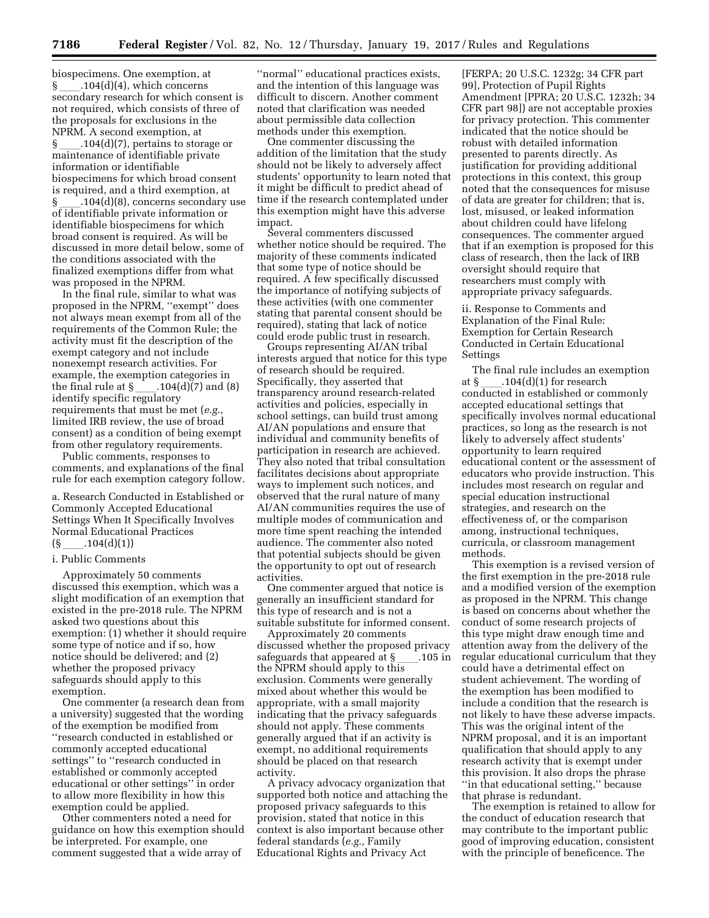biospecimens. One exemption, at § ____.104(d)(4), which concerns secondary research for which consent is not required, which consists of three of the proposals for exclusions in the NPRM. A second exemption, at § ____.104(d)(7), pertains to storage or maintenance of identifiable private information or identifiable biospecimens for which broad consent is required, and a third exemption, at § ____.104(d)(8), concerns secondary use of identifiable private information or identifiable biospecimens for which broad consent is required. As will be discussed in more detail below, some of the conditions associated with the finalized exemptions differ from what was proposed in the NPRM.

In the final rule, similar to what was proposed in the NPRM, ''exempt'' does not always mean exempt from all of the requirements of the Common Rule; the activity must fit the description of the exempt category and not include nonexempt research activities. For example, the exemption categories in the final rule at § ____.104(d)(7) and (8) identify specific regulatory requirements that must be met (*e.g.,* limited IRB review, the use of broad consent) as a condition of being exempt from other regulatory requirements.

Public comments, responses to comments, and explanations of the final rule for each exemption category follow.

a. Research Conducted in Established or Commonly Accepted Educational Settings When It Specifically Involves Normal Educational Practices (§ ____.104(d)(1))

i. Public Comments

Approximately 50 comments discussed this exemption, which was a slight modification of an exemption that existed in the pre-2018 rule. The NPRM asked two questions about this exemption: (1) whether it should require some type of notice and if so, how notice should be delivered; and (2) whether the proposed privacy safeguards should apply to this exemption.

One commenter (a research dean from a university) suggested that the wording of the exemption be modified from ''research conducted in established or commonly accepted educational settings'' to ''research conducted in established or commonly accepted educational or other settings'' in order to allow more flexibility in how this exemption could be applied.

Other commenters noted a need for guidance on how this exemption should be interpreted. For example, one comment suggested that a wide array of ''normal'' educational practices exists, and the intention of this language was difficult to discern. Another comment noted that clarification was needed about permissible data collection methods under this exemption.

One commenter discussing the addition of the limitation that the study should not be likely to adversely affect students' opportunity to learn noted that it might be difficult to predict ahead of time if the research contemplated under this exemption might have this adverse impact.

Several commenters discussed whether notice should be required. The majority of these comments indicated that some type of notice should be required. A few specifically discussed the importance of notifying subjects of these activities (with one commenter stating that parental consent should be required), stating that lack of notice could erode public trust in research.

Groups representing AI/AN tribal interests argued that notice for this type of research should be required. Specifically, they asserted that transparency around research-related activities and policies, especially in school settings, can build trust among AI/AN populations and ensure that individual and community benefits of participation in research are achieved. They also noted that tribal consultation facilitates decisions about appropriate ways to implement such notices, and observed that the rural nature of many AI/AN communities requires the use of multiple modes of communication and more time spent reaching the intended audience. The commenter also noted that potential subjects should be given the opportunity to opt out of research activities.

One commenter argued that notice is generally an insufficient standard for this type of research and is not a suitable substitute for informed consent.

Approximately 20 comments discussed whether the proposed privacy safeguards that appeared at § ____.105 in the NPRM should apply to this exclusion. Comments were generally mixed about whether this would be appropriate, with a small majority indicating that the privacy safeguards should not apply. These comments generally argued that if an activity is exempt, no additional requirements should be placed on that research activity.

A privacy advocacy organization that supported both notice and attaching the proposed privacy safeguards to this provision, stated that notice in this context is also important because other federal standards (*e.g.,* Family Educational Rights and Privacy Act [FERPA; 20 U.S.C. 1232g; 34 CFR part 99], Protection of Pupil Rights Amendment [PPRA; 20 U.S.C. 1232h; 34 CFR part 98]) are not acceptable proxies for privacy protection. This commenter indicated that the notice should be robust with detailed information presented to parents directly. As justification for providing additional protections in this context, this group noted that the consequences for misuse of data are greater for children; that is, lost, misused, or leaked information about children could have lifelong consequences. The commenter argued that if an exemption is proposed for this class of research, then the lack of IRB oversight should require that researchers must comply with appropriate privacy safeguards.

ii. Response to Comments and Explanation of the Final Rule: Exemption for Certain Research Conducted in Certain Educational Settings

The final rule includes an exemption at § ____.104(d)(1) for research conducted in established or commonly accepted educational settings that specifically involves normal educational practices, so long as the research is not likely to adversely affect students' opportunity to learn required educational content or the assessment of educators who provide instruction. This includes most research on regular and special education instructional strategies, and research on the effectiveness of, or the comparison among, instructional techniques, curricula, or classroom management methods.

This exemption is a revised version of the first exemption in the pre-2018 rule and a modified version of the exemption as proposed in the NPRM. This change is based on concerns about whether the conduct of some research projects of this type might draw enough time and attention away from the delivery of the regular educational curriculum that they could have a detrimental effect on student achievement. The wording of the exemption has been modified to include a condition that the research is not likely to have these adverse impacts. This was the original intent of the NPRM proposal, and it is an important qualification that should apply to any research activity that is exempt under this provision. It also drops the phrase ''in that educational setting,'' because that phrase is redundant.

The exemption is retained to allow for the conduct of education research that may contribute to the important public good of improving education, consistent with the principle of beneficence. The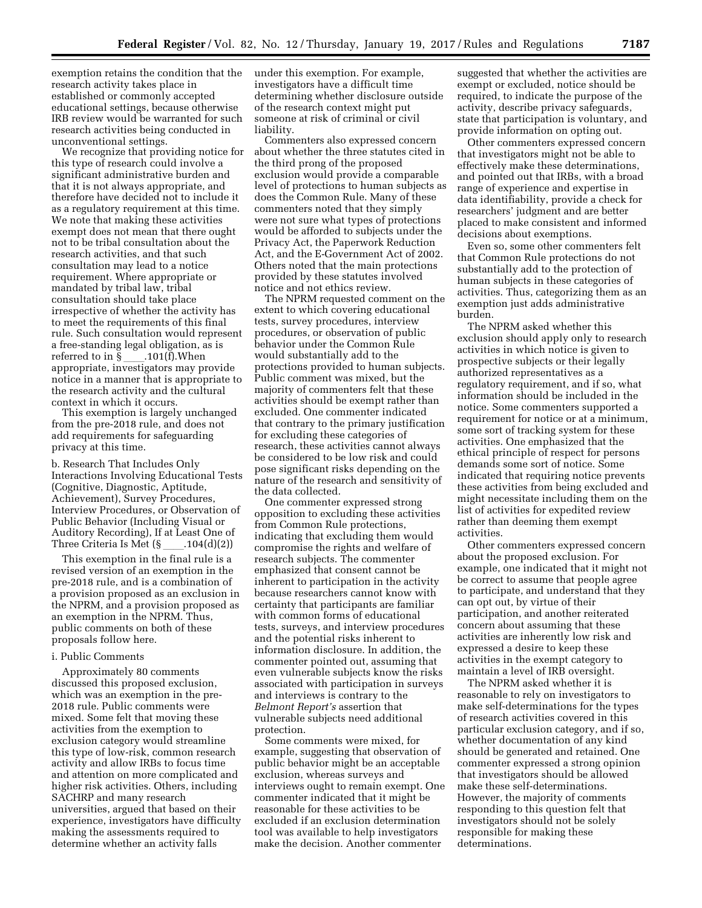exemption retains the condition that the research activity takes place in established or commonly accepted educational settings, because otherwise IRB review would be warranted for such research activities being conducted in unconventional settings.

We recognize that providing notice for this type of research could involve a significant administrative burden and that it is not always appropriate, and therefore have decided not to include it as a regulatory requirement at this time. We note that making these activities exempt does not mean that there ought not to be tribal consultation about the research activities, and that such consultation may lead to a notice requirement. Where appropriate or mandated by tribal law, tribal consultation should take place irrespective of whether the activity has to meet the requirements of this final rule. Such consultation would represent a free-standing legal obligation, as is referred to in § ____.101(f).When appropriate, investigators may provide notice in a manner that is appropriate to the research activity and the cultural context in which it occurs.

This exemption is largely unchanged from the pre-2018 rule, and does not add requirements for safeguarding privacy at this time.

b. Research That Includes Only Interactions Involving Educational Tests (Cognitive, Diagnostic, Aptitude, Achievement), Survey Procedures, Interview Procedures, or Observation of Public Behavior (Including Visual or Auditory Recording), If at Least One of Three Criteria Is Met (§ ____.104(d)(2))

This exemption in the final rule is a revised version of an exemption in the pre-2018 rule, and is a combination of a provision proposed as an exclusion in the NPRM, and a provision proposed as an exemption in the NPRM. Thus, public comments on both of these proposals follow here.

i. Public Comments

Approximately 80 comments discussed this proposed exclusion, which was an exemption in the pre-2018 rule. Public comments were mixed. Some felt that moving these activities from the exemption to exclusion category would streamline this type of low-risk, common research activity and allow IRBs to focus time and attention on more complicated and higher risk activities. Others, including SACHRP and many research universities, argued that based on their experience, investigators have difficulty making the assessments required to determine whether an activity falls under this exemption. For example, investigators have a difficult time determining whether disclosure outside of the research context might put someone at risk of criminal or civil liability.

Commenters also expressed concern about whether the three statutes cited in the third prong of the proposed exclusion would provide a comparable level of protections to human subjects as does the Common Rule. Many of these commenters noted that they simply were not sure what types of protections would be afforded to subjects under the Privacy Act, the Paperwork Reduction Act, and the E-Government Act of 2002. Others noted that the main protections provided by these statutes involved notice and not ethics review.

The NPRM requested comment on the extent to which covering educational tests, survey procedures, interview procedures, or observation of public behavior under the Common Rule would substantially add to the protections provided to human subjects. Public comment was mixed, but the majority of commenters felt that these activities should be exempt rather than excluded. One commenter indicated that contrary to the primary justification for excluding these categories of research, these activities cannot always be considered to be low risk and could pose significant risks depending on the nature of the research and sensitivity of the data collected.

One commenter expressed strong opposition to excluding these activities from Common Rule protections, indicating that excluding them would compromise the rights and welfare of research subjects. The commenter emphasized that consent cannot be inherent to participation in the activity because researchers cannot know with certainty that participants are familiar with common forms of educational tests, surveys, and interview procedures and the potential risks inherent to information disclosure. In addition, the commenter pointed out, assuming that even vulnerable subjects know the risks associated with participation in surveys and interviews is contrary to the *Belmont Report's* assertion that vulnerable subjects need additional protection.

Some comments were mixed, for example, suggesting that observation of public behavior might be an acceptable exclusion, whereas surveys and interviews ought to remain exempt. One commenter indicated that it might be reasonable for these activities to be excluded if an exclusion determination tool was available to help investigators make the decision. Another commenter suggested that whether the activities are exempt or excluded, notice should be required, to indicate the purpose of the activity, describe privacy safeguards, state that participation is voluntary, and provide information on opting out.

Other commenters expressed concern that investigators might not be able to effectively make these determinations, and pointed out that IRBs, with a broad range of experience and expertise in data identifiability, provide a check for researchers' judgment and are better placed to make consistent and informed decisions about exemptions.

Even so, some other commenters felt that Common Rule protections do not substantially add to the protection of human subjects in these categories of activities. Thus, categorizing them as an exemption just adds administrative burden.

The NPRM asked whether this exclusion should apply only to research activities in which notice is given to prospective subjects or their legally authorized representatives as a regulatory requirement, and if so, what information should be included in the notice. Some commenters supported a requirement for notice or at a minimum, some sort of tracking system for these activities. One emphasized that the ethical principle of respect for persons demands some sort of notice. Some indicated that requiring notice prevents these activities from being excluded and might necessitate including them on the list of activities for expedited review rather than deeming them exempt activities.

Other commenters expressed concern about the proposed exclusion. For example, one indicated that it might not be correct to assume that people agree to participate, and understand that they can opt out, by virtue of their participation, and another reiterated concern about assuming that these activities are inherently low risk and expressed a desire to keep these activities in the exempt category to maintain a level of IRB oversight.

The NPRM asked whether it is reasonable to rely on investigators to make self-determinations for the types of research activities covered in this particular exclusion category, and if so, whether documentation of any kind should be generated and retained. One commenter expressed a strong opinion that investigators should be allowed make these self-determinations. However, the majority of comments responding to this question felt that investigators should not be solely responsible for making these determinations.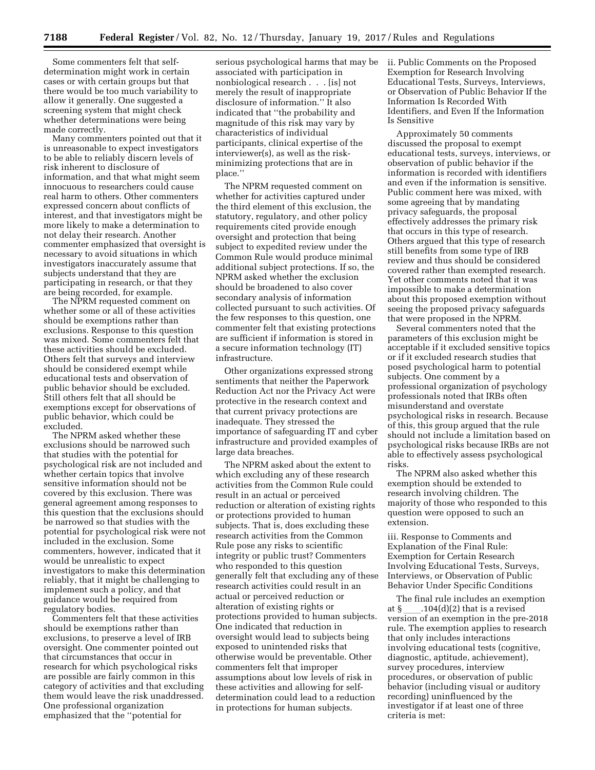Some commenters felt that self-determination might work in certain cases or with certain groups but that there would be too much variability to allow it generally. One suggested a screening system that might check whether determinations were being made correctly.

Many commenters pointed out that it is unreasonable to expect investigators to be able to reliably discern levels of risk inherent to disclosure of information, and that what might seem innocuous to researchers could cause real harm to others. Other commenters expressed concern about conflicts of interest, and that investigators might be more likely to make a determination to not delay their research. Another commenter emphasized that oversight is necessary to avoid situations in which investigators inaccurately assume that subjects understand that they are participating in research, or that they are being recorded, for example.

The NPRM requested comment on whether some or all of these activities should be exemptions rather than exclusions. Response to this question was mixed. Some commenters felt that these activities should be excluded. Others felt that surveys and interview should be considered exempt while educational tests and observation of public behavior should be excluded. Still others felt that all should be exemptions except for observations of public behavior, which could be excluded.

The NPRM asked whether these exclusions should be narrowed such that studies with the potential for psychological risk are not included and whether certain topics that involve sensitive information should not be covered by this exclusion. There was general agreement among responses to this question that the exclusions should be narrowed so that studies with the potential for psychological risk were not included in the exclusion. Some commenters, however, indicated that it would be unrealistic to expect investigators to make this determination reliably, that it might be challenging to implement such a policy, and that guidance would be required from regulatory bodies.

Commenters felt that these activities should be exemptions rather than exclusions, to preserve a level of IRB oversight. One commenter pointed out that circumstances that occur in research for which psychological risks are possible are fairly common in this category of activities and that excluding them would leave the risk unaddressed. One professional organization emphasized that the ''potential for serious psychological harms that may be associated with participation in nonbiological research . . . [is] not merely the result of inappropriate disclosure of information.'' It also indicated that ''the probability and magnitude of this risk may vary by characteristics of individual participants, clinical expertise of the interviewer(s), as well as the risk-minimizing protections that are in place.''

The NPRM requested comment on whether for activities captured under the third element of this exclusion, the statutory, regulatory, and other policy requirements cited provide enough oversight and protection that being subject to expedited review under the Common Rule would produce minimal additional subject protections. If so, the NPRM asked whether the exclusion should be broadened to also cover secondary analysis of information collected pursuant to such activities. Of the few responses to this question, one commenter felt that existing protections are sufficient if information is stored in a secure information technology (IT) infrastructure.

Other organizations expressed strong sentiments that neither the Paperwork Reduction Act nor the Privacy Act were protective in the research context and that current privacy protections are inadequate. They stressed the importance of safeguarding IT and cyber infrastructure and provided examples of large data breaches.

The NPRM asked about the extent to which excluding any of these research activities from the Common Rule could result in an actual or perceived reduction or alteration of existing rights or protections provided to human subjects. That is, does excluding these research activities from the Common Rule pose any risks to scientific integrity or public trust? Commenters who responded to this question generally felt that excluding any of these research activities could result in an actual or perceived reduction or alteration of existing rights or protections provided to human subjects. One indicated that reduction in oversight would lead to subjects being exposed to unintended risks that otherwise would be preventable. Other commenters felt that improper assumptions about low levels of risk in these activities and allowing for self-determination could lead to a reduction in protections for human subjects.

ii. Public Comments on the Proposed Exemption for Research Involving Educational Tests, Surveys, Interviews, or Observation of Public Behavior If the Information Is Recorded With Identifiers, and Even If the Information Is Sensitive

Approximately 50 comments discussed the proposal to exempt educational tests, surveys, interviews, or observation of public behavior if the information is recorded with identifiers and even if the information is sensitive. Public comment here was mixed, with some agreeing that by mandating privacy safeguards, the proposal effectively addresses the primary risk that occurs in this type of research. Others argued that this type of research still benefits from some type of IRB review and thus should be considered covered rather than exempted research. Yet other comments noted that it was impossible to make a determination about this proposed exemption without seeing the proposed privacy safeguards that were proposed in the NPRM.

Several commenters noted that the parameters of this exclusion might be acceptable if it excluded sensitive topics or if it excluded research studies that posed psychological harm to potential subjects. One comment by a professional organization of psychology professionals noted that IRBs often misunderstand and overstate psychological risks in research. Because of this, this group argued that the rule should not include a limitation based on psychological risks because IRBs are not able to effectively assess psychological risks.

The NPRM also asked whether this exemption should be extended to research involving children. The majority of those who responded to this question were opposed to such an extension.

iii. Response to Comments and Explanation of the Final Rule: Exemption for Certain Research Involving Educational Tests, Surveys, Interviews, or Observation of Public Behavior Under Specific Conditions

The final rule includes an exemption at § \_\_\_\_.104(d)(2) that is a revised version of an exemption in the pre-2018 rule. The exemption applies to research that only includes interactions involving educational tests (cognitive, diagnostic, aptitude, achievement), survey procedures, interview procedures, or observation of public behavior (including visual or auditory recording) uninfluenced by the investigator if at least one of three criteria is met: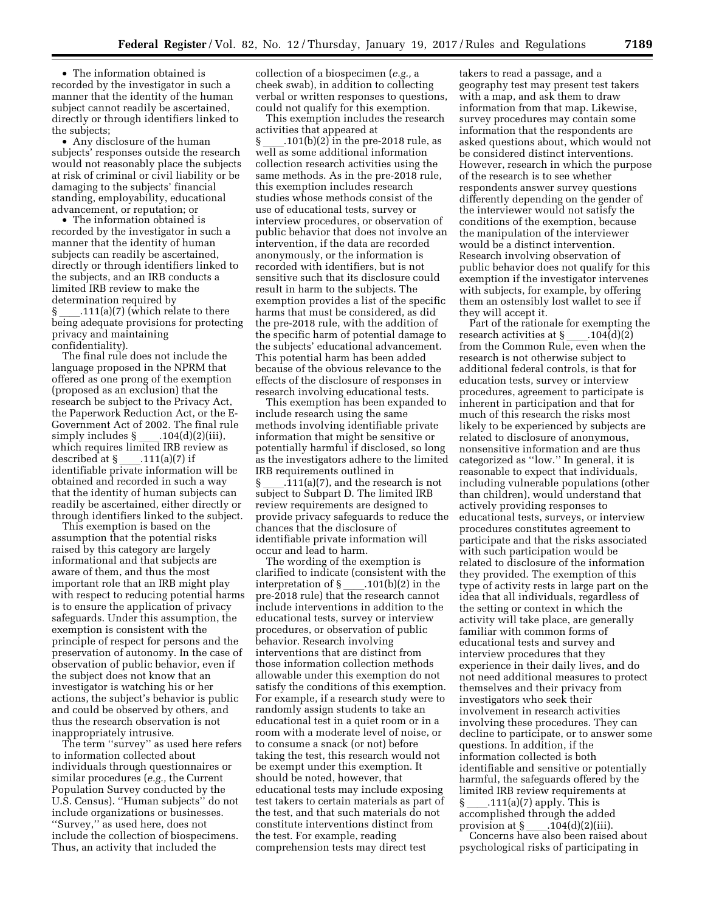- The information obtained is recorded by the investigator in such a manner that the identity of the human subject cannot readily be ascertained, directly or through identifiers linked to the subjects;
- Any disclosure of the human subjects' responses outside the research would not reasonably place the subjects at risk of criminal or civil liability or be damaging to the subjects' financial standing, employability, educational advancement, or reputation; or
- The information obtained is recorded by the investigator in such a manner that the identity of human subjects can readily be ascertained, directly or through identifiers linked to the subjects, and an IRB conducts a limited IRB review to make the determination required by § ____.111(a)(7) (which relate to there being adequate provisions for protecting privacy and maintaining confidentiality).

The final rule does not include the language proposed in the NPRM that offered as one prong of the exemption (proposed as an exclusion) that the research be subject to the Privacy Act, the Paperwork Reduction Act, or the E-Government Act of 2002. The final rule simply includes § ____.104(d)(2)(iii), which requires limited IRB review as described at § ____.111(a)(7) if identifiable private information will be obtained and recorded in such a way that the identity of human subjects can readily be ascertained, either directly or through identifiers linked to the subject.

This exemption is based on the assumption that the potential risks raised by this category are largely informational and that subjects are aware of them, and thus the most important role that an IRB might play with respect to reducing potential harms is to ensure the application of privacy safeguards. Under this assumption, the exemption is consistent with the principle of respect for persons and the preservation of autonomy. In the case of observation of public behavior, even if the subject does not know that an investigator is watching his or her actions, the subject's behavior is public and could be observed by others, and thus the research observation is not inappropriately intrusive.

The term ''survey'' as used here refers to information collected about individuals through questionnaires or similar procedures (*e.g.,* the Current Population Survey conducted by the U.S. Census). ''Human subjects'' do not include organizations or businesses. ''Survey,'' as used here, does not include the collection of biospecimens. Thus, an activity that included the collection of a biospecimen (*e.g.,* a cheek swab), in addition to collecting verbal or written responses to questions, could not qualify for this exemption.

This exemption includes the research activities that appeared at § ____.101(b)(2) in the pre-2018 rule, as well as some additional information collection research activities using the same methods. As in the pre-2018 rule, this exemption includes research studies whose methods consist of the use of educational tests, survey or interview procedures, or observation of public behavior that does not involve an intervention, if the data are recorded anonymously, or the information is recorded with identifiers, but is not sensitive such that its disclosure could result in harm to the subjects. The exemption provides a list of the specific harms that must be considered, as did the pre-2018 rule, with the addition of the specific harm of potential damage to the subjects' educational advancement. This potential harm has been added because of the obvious relevance to the effects of the disclosure of responses in research involving educational tests.

This exemption has been expanded to include research using the same methods involving identifiable private information that might be sensitive or potentially harmful if disclosed, so long as the investigators adhere to the limited IRB requirements outlined in § ____.111(a)(7), and the research is not subject to Subpart D. The limited IRB review requirements are designed to provide privacy safeguards to reduce the chances that the disclosure of identifiable private information will occur and lead to harm.

The wording of the exemption is clarified to indicate (consistent with the interpretation of § ____.101(b)(2) in the pre-2018 rule) that the research cannot include interventions in addition to the educational tests, survey or interview procedures, or observation of public behavior. Research involving interventions that are distinct from those information collection methods allowable under this exemption do not satisfy the conditions of this exemption. For example, if a research study were to randomly assign students to take an educational test in a quiet room or in a room with a moderate level of noise, or to consume a snack (or not) before taking the test, this research would not be exempt under this exemption. It should be noted, however, that educational tests may include exposing test takers to certain materials as part of the test, and that such materials do not constitute interventions distinct from the test. For example, reading comprehension tests may direct test takers to read a passage, and a geography test may present test takers with a map, and ask them to draw information from that map. Likewise, survey procedures may contain some information that the respondents are asked questions about, which would not be considered distinct interventions. However, research in which the purpose of the research is to see whether respondents answer survey questions differently depending on the gender of the interviewer would not satisfy the conditions of the exemption, because the manipulation of the interviewer would be a distinct intervention. Research involving observation of public behavior does not qualify for this exemption if the investigator intervenes with subjects, for example, by offering them an ostensibly lost wallet to see if they will accept it.

Part of the rationale for exempting the research activities at § ____.104(d)(2) from the Common Rule, even when the research is not otherwise subject to additional federal controls, is that for education tests, survey or interview procedures, agreement to participate is inherent in participation and that for much of this research the risks most likely to be experienced by subjects are related to disclosure of anonymous, nonsensitive information and are thus categorized as ''low.'' In general, it is reasonable to expect that individuals, including vulnerable populations (other than children), would understand that actively providing responses to educational tests, surveys, or interview procedures constitutes agreement to participate and that the risks associated with such participation would be related to disclosure of the information they provided. The exemption of this type of activity rests in large part on the idea that all individuals, regardless of the setting or context in which the activity will take place, are generally familiar with common forms of educational tests and survey and interview procedures that they experience in their daily lives, and do not need additional measures to protect themselves and their privacy from investigators who seek their involvement in research activities involving these procedures. They can decline to participate, or to answer some questions. In addition, if the information collected is both identifiable and sensitive or potentially harmful, the safeguards offered by the limited IRB review requirements at § ____.111(a)(7) apply. This is accomplished through the added provision at § ____.104(d)(2)(iii).

Concerns have also been raised about psychological risks of participating in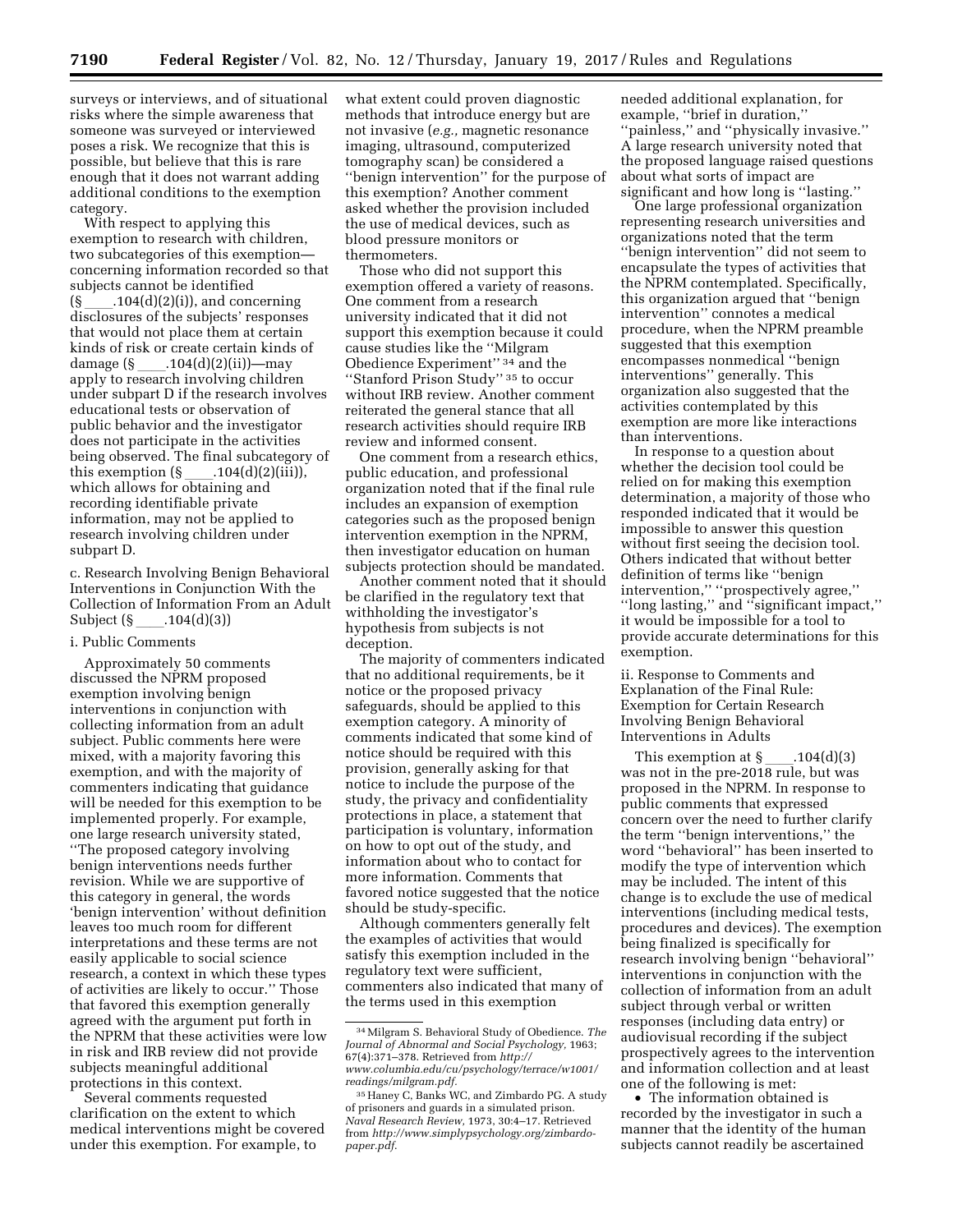surveys or interviews, and of situational risks where the simple awareness that someone was surveyed or interviewed poses a risk. We recognize that this is possible, but believe that this is rare enough that it does not warrant adding additional conditions to the exemption category.

With respect to applying this exemption to research with children, two subcategories of this exemption—concerning information recorded so that subjects cannot be identified (§ ___.104(d)(2)(i)), and concerning disclosures of the subjects' responses that would not place them at certain kinds of risk or create certain kinds of damage (§ ___.104(d)(2)(ii))—may apply to research involving children under subpart D if the research involves educational tests or observation of public behavior and the investigator does not participate in the activities being observed. The final subcategory of this exemption (§ ___.104(d)(2)(iii)), which allows for obtaining and recording identifiable private information, may not be applied to research involving children under subpart D.

c. Research Involving Benign Behavioral Interventions in Conjunction With the Collection of Information From an Adult Subject (§ ___.104(d)(3))

i. Public Comments

Approximately 50 comments discussed the NPRM proposed exemption involving benign interventions in conjunction with collecting information from an adult subject. Public comments here were mixed, with a majority favoring this exemption, and with the majority of commenters indicating that guidance will be needed for this exemption to be implemented properly. For example, one large research university stated, ''The proposed category involving benign interventions needs further revision. While we are supportive of this category in general, the words 'benign intervention' without definition leaves too much room for different interpretations and these terms are not easily applicable to social science research, a context in which these types of activities are likely to occur.'' Those that favored this exemption generally agreed with the argument put forth in the NPRM that these activities were low in risk and IRB review did not provide subjects meaningful additional protections in this context.

Several comments requested clarification on the extent to which medical interventions might be covered under this exemption. For example, to what extent could proven diagnostic methods that introduce energy but are not invasive (*e.g.,* magnetic resonance imaging, ultrasound, computerized tomography scan) be considered a ''benign intervention'' for the purpose of this exemption? Another comment asked whether the provision included the use of medical devices, such as blood pressure monitors or thermometers.

Those who did not support this exemption offered a variety of reasons. One comment from a research university indicated that it did not support this exemption because it could cause studies like the ''Milgram Obedience Experiment'' [34] and the ''Stanford Prison Study'' [35] to occur without IRB review. Another comment reiterated the general stance that all research activities should require IRB review and informed consent.

One comment from a research ethics, public education, and professional organization noted that if the final rule includes an expansion of exemption categories such as the proposed benign intervention exemption in the NPRM, then investigator education on human subjects protection should be mandated.

Another comment noted that it should be clarified in the regulatory text that withholding the investigator's hypothesis from subjects is not deception.

The majority of commenters indicated that no additional requirements, be it notice or the proposed privacy safeguards, should be applied to this exemption category. A minority of comments indicated that some kind of notice should be required with this provision, generally asking for that notice to include the purpose of the study, the privacy and confidentiality protections in place, a statement that participation is voluntary, information on how to opt out of the study, and information about who to contact for more information. Comments that favored notice suggested that the notice should be study-specific.

Although commenters generally felt the examples of activities that would satisfy this exemption included in the regulatory text were sufficient, commenters also indicated that many of the terms used in this exemption needed additional explanation, for example, ''brief in duration,'' ''painless,'' and ''physically invasive.'' A large research university noted that the proposed language raised questions about what sorts of impact are significant and how long is ''lasting.''

One large professional organization representing research universities and organizations noted that the term ''benign intervention'' did not seem to encapsulate the types of activities that the NPRM contemplated. Specifically, this organization argued that ''benign intervention'' connotes a medical procedure, when the NPRM preamble suggested that this exemption encompasses nonmedical ''benign interventions'' generally. This organization also suggested that the activities contemplated by this exemption are more like interactions than interventions.

In response to a question about whether the decision tool could be relied on for making this exemption determination, a majority of those who responded indicated that it would be impossible to answer this question without first seeing the decision tool. Others indicated that without better definition of terms like ''benign intervention,'' ''prospectively agree,'' ''long lasting,'' and ''significant impact,'' it would be impossible for a tool to provide accurate determinations for this exemption.

ii. Response to Comments and Explanation of the Final Rule: Exemption for Certain Research Involving Benign Behavioral Interventions in Adults

This exemption at § ___.104(d)(3) was not in the pre-2018 rule, but was proposed in the NPRM. In response to public comments that expressed concern over the need to further clarify the term ''benign interventions,'' the word ''behavioral'' has been inserted to modify the type of intervention which may be included. The intent of this change is to exclude the use of medical interventions (including medical tests, procedures and devices). The exemption being finalized is specifically for research involving benign ''behavioral'' interventions in conjunction with the collection of information from an adult subject through verbal or written responses (including data entry) or audiovisual recording if the subject prospectively agrees to the intervention and information collection and at least one of the following is met:

- The information obtained is recorded by the investigator in such a manner that the identity of the human subjects cannot readily be ascertained

[34] Milgram S. Behavioral Study of Obedience. *The Journal of Abnormal and Social Psychology,* 1963; 67(4):371–378. Retrieved from *http://www.columbia.edu/cu/psychology/terrace/w1001/readings/milgram.pdf.*

[35] Haney C, Banks WC, and Zimbardo PG. A study of prisoners and guards in a simulated prison. *Naval Research Review,* 1973, 30:4–17. Retrieved from *http://www.simplypsychology.org/zimbardo-paper.pdf.*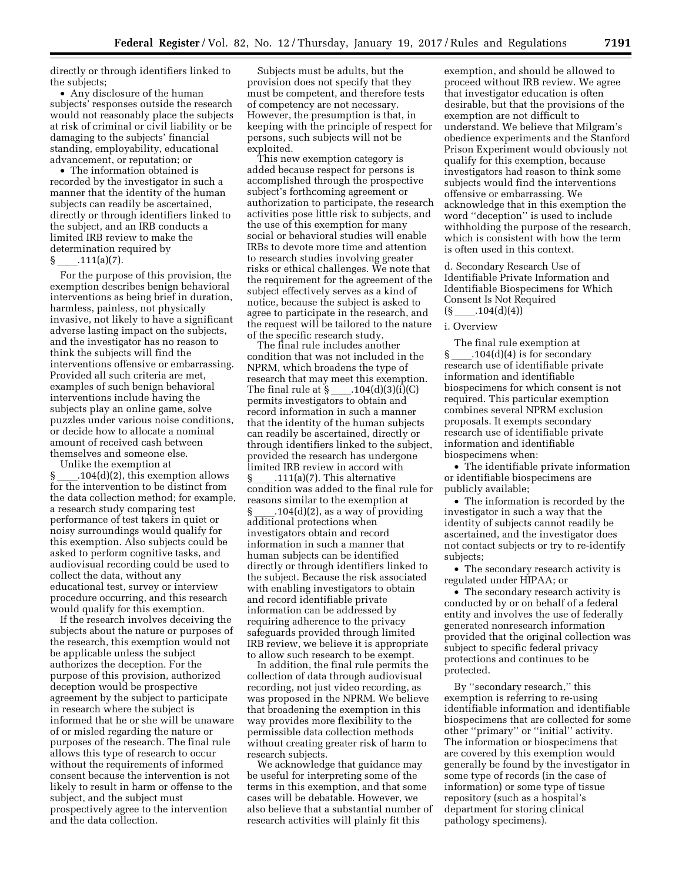directly or through identifiers linked to the subjects;

- Any disclosure of the human subjects' responses outside the research would not reasonably place the subjects at risk of criminal or civil liability or be damaging to the subjects' financial standing, employability, educational advancement, or reputation; or
- The information obtained is recorded by the investigator in such a manner that the identity of the human subjects can readily be ascertained, directly or through identifiers linked to the subject, and an IRB conducts a limited IRB review to make the determination required by § ____.111(a)(7).

For the purpose of this provision, the exemption describes benign behavioral interventions as being brief in duration, harmless, painless, not physically invasive, not likely to have a significant adverse lasting impact on the subjects, and the investigator has no reason to think the subjects will find the interventions offensive or embarrassing. Provided all such criteria are met, examples of such benign behavioral interventions include having the subjects play an online game, solve puzzles under various noise conditions, or decide how to allocate a nominal amount of received cash between themselves and someone else.

Unlike the exemption at § ____.104(d)(2), this exemption allows for the intervention to be distinct from the data collection method; for example, a research study comparing test performance of test takers in quiet or noisy surroundings would qualify for this exemption. Also subjects could be asked to perform cognitive tasks, and audiovisual recording could be used to collect the data, without any educational test, survey or interview procedure occurring, and this research would qualify for this exemption.

If the research involves deceiving the subjects about the nature or purposes of the research, this exemption would not be applicable unless the subject authorizes the deception. For the purpose of this provision, authorized deception would be prospective agreement by the subject to participate in research where the subject is informed that he or she will be unaware of or misled regarding the nature or purposes of the research. The final rule allows this type of research to occur without the requirements of informed consent because the intervention is not likely to result in harm or offense to the subject, and the subject must prospectively agree to the intervention and the data collection.

Subjects must be adults, but the provision does not specify that they must be competent, and therefore tests of competency are not necessary. However, the presumption is that, in keeping with the principle of respect for persons, such subjects will not be exploited.

This new exemption category is added because respect for persons is accomplished through the prospective subject's forthcoming agreement or authorization to participate, the research activities pose little risk to subjects, and the use of this exemption for many social or behavioral studies will enable IRBs to devote more time and attention to research studies involving greater risks or ethical challenges. We note that the requirement for the agreement of the subject effectively serves as a kind of notice, because the subject is asked to agree to participate in the research, and the request will be tailored to the nature of the specific research study.

The final rule includes another condition that was not included in the NPRM, which broadens the type of research that may meet this exemption. The final rule at § ____.104(d)(3)(i)(C) permits investigators to obtain and record information in such a manner that the identity of the human subjects can readily be ascertained, directly or through identifiers linked to the subject, provided the research has undergone limited IRB review in accord with § ____.111(a)(7). This alternative condition was added to the final rule for reasons similar to the exemption at § ____.104(d)(2), as a way of providing additional protections when investigators obtain and record information in such a manner that human subjects can be identified directly or through identifiers linked to the subject. Because the risk associated with enabling investigators to obtain and record identifiable private information can be addressed by requiring adherence to the privacy safeguards provided through limited IRB review, we believe it is appropriate to allow such research to be exempt.

In addition, the final rule permits the collection of data through audiovisual recording, not just video recording, as was proposed in the NPRM. We believe that broadening the exemption in this way provides more flexibility to the permissible data collection methods without creating greater risk of harm to research subjects.

We acknowledge that guidance may be useful for interpreting some of the terms in this exemption, and that some cases will be debatable. However, we also believe that a substantial number of research activities will plainly fit this exemption, and should be allowed to proceed without IRB review. We agree that investigator education is often desirable, but that the provisions of the exemption are not difficult to understand. We believe that Milgram's obedience experiments and the Stanford Prison Experiment would obviously not qualify for this exemption, because investigators had reason to think some subjects would find the interventions offensive or embarrassing. We acknowledge that in this exemption the word ''deception'' is used to include withholding the purpose of the research, which is consistent with how the term is often used in this context.

d. Secondary Research Use of Identifiable Private Information and Identifiable Biospecimens for Which Consent Is Not Required (§ ____.104(d)(4))

i. Overview

The final rule exemption at § ____.104(d)(4) is for secondary research use of identifiable private information and identifiable biospecimens for which consent is not required. This particular exemption combines several NPRM exclusion proposals. It exempts secondary research use of identifiable private information and identifiable biospecimens when:

- The identifiable private information or identifiable biospecimens are publicly available;
- The information is recorded by the investigator in such a way that the identity of subjects cannot readily be ascertained, and the investigator does not contact subjects or try to re-identify subjects;
- The secondary research activity is regulated under HIPAA; or
- The secondary research activity is conducted by or on behalf of a federal entity and involves the use of federally generated nonresearch information provided that the original collection was subject to specific federal privacy protections and continues to be protected.

By ''secondary research,'' this exemption is referring to re-using identifiable information and identifiable biospecimens that are collected for some other ''primary'' or ''initial'' activity. The information or biospecimens that are covered by this exemption would generally be found by the investigator in some type of records (in the case of information) or some type of tissue repository (such as a hospital's department for storing clinical pathology specimens).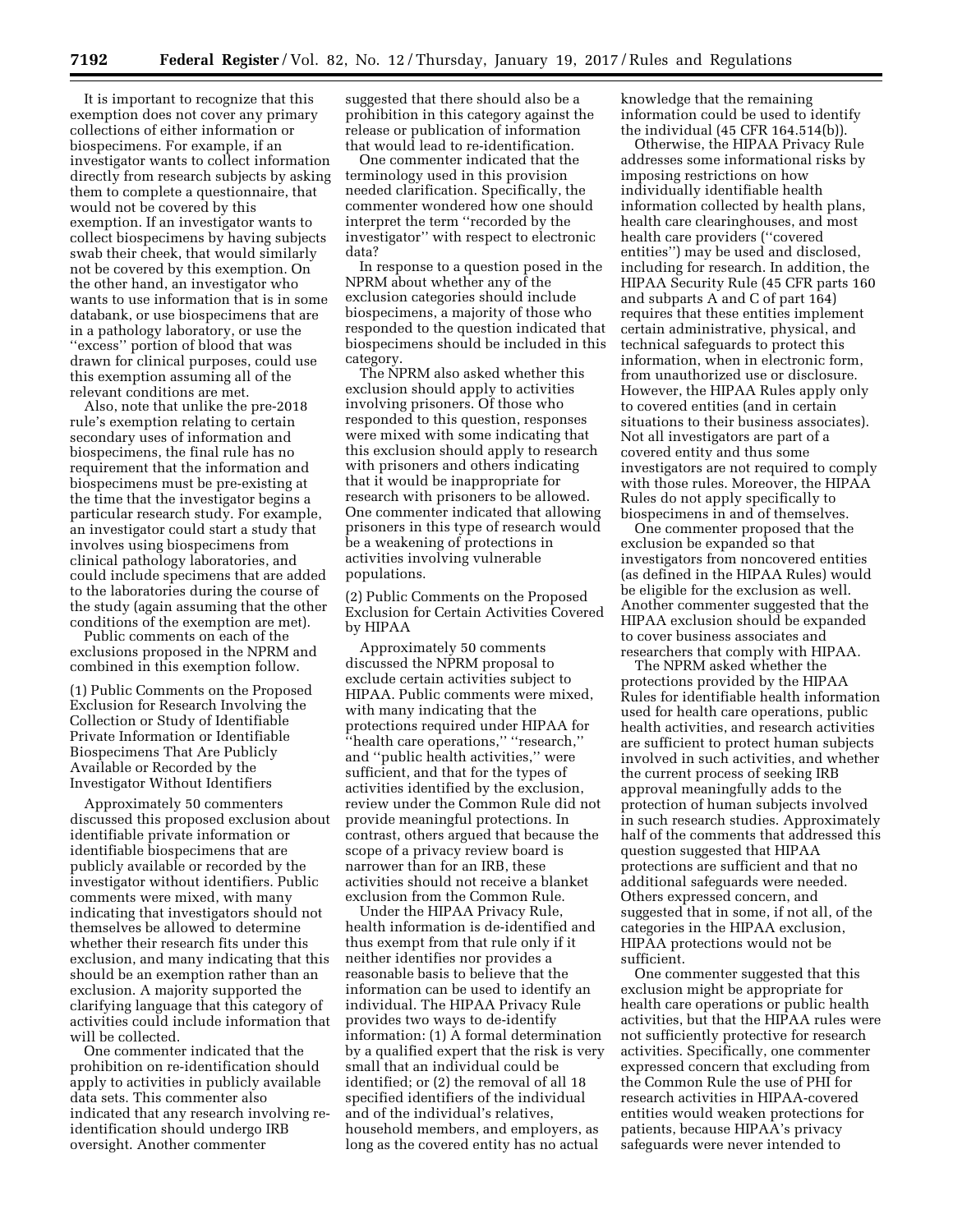It is important to recognize that this exemption does not cover any primary collections of either information or biospecimens. For example, if an investigator wants to collect information directly from research subjects by asking them to complete a questionnaire, that would not be covered by this exemption. If an investigator wants to collect biospecimens by having subjects swab their cheek, that would similarly not be covered by this exemption. On the other hand, an investigator who wants to use information that is in some databank, or use biospecimens that are in a pathology laboratory, or use the ''excess'' portion of blood that was drawn for clinical purposes, could use this exemption assuming all of the relevant conditions are met.

Also, note that unlike the pre-2018 rule's exemption relating to certain secondary uses of information and biospecimens, the final rule has no requirement that the information and biospecimens must be pre-existing at the time that the investigator begins a particular research study. For example, an investigator could start a study that involves using biospecimens from clinical pathology laboratories, and could include specimens that are added to the laboratories during the course of the study (again assuming that the other conditions of the exemption are met).

Public comments on each of the exclusions proposed in the NPRM and combined in this exemption follow.

(1) Public Comments on the Proposed Exclusion for Research Involving the Collection or Study of Identifiable Private Information or Identifiable Biospecimens That Are Publicly Available or Recorded by the Investigator Without Identifiers

Approximately 50 commenters discussed this proposed exclusion about identifiable private information or identifiable biospecimens that are publicly available or recorded by the investigator without identifiers. Public comments were mixed, with many indicating that investigators should not themselves be allowed to determine whether their research fits under this exclusion, and many indicating that this should be an exemption rather than an exclusion. A majority supported the clarifying language that this category of activities could include information that will be collected.

One commenter indicated that the prohibition on re-identification should apply to activities in publicly available data sets. This commenter also indicated that any research involving re-identification should undergo IRB oversight. Another commenter suggested that there should also be a prohibition in this category against the release or publication of information that would lead to re-identification.

One commenter indicated that the terminology used in this provision needed clarification. Specifically, the commenter wondered how one should interpret the term ''recorded by the investigator'' with respect to electronic data?

In response to a question posed in the NPRM about whether any of the exclusion categories should include biospecimens, a majority of those who responded to the question indicated that biospecimens should be included in this category.

The NPRM also asked whether this exclusion should apply to activities involving prisoners. Of those who responded to this question, responses were mixed with some indicating that this exclusion should apply to research with prisoners and others indicating that it would be inappropriate for research with prisoners to be allowed. One commenter indicated that allowing prisoners in this type of research would be a weakening of protections in activities involving vulnerable populations.

(2) Public Comments on the Proposed Exclusion for Certain Activities Covered by HIPAA

Approximately 50 comments discussed the NPRM proposal to exclude certain activities subject to HIPAA. Public comments were mixed, with many indicating that the protections required under HIPAA for ''health care operations,'' ''research,'' and ''public health activities,'' were sufficient, and that for the types of activities identified by the exclusion, review under the Common Rule did not provide meaningful protections. In contrast, others argued that because the scope of a privacy review board is narrower than for an IRB, these activities should not receive a blanket exclusion from the Common Rule.

Under the HIPAA Privacy Rule, health information is de-identified and thus exempt from that rule only if it neither identifies nor provides a reasonable basis to believe that the information can be used to identify an individual. The HIPAA Privacy Rule provides two ways to de-identify information: (1) A formal determination by a qualified expert that the risk is very small that an individual could be identified; or (2) the removal of all 18 specified identifiers of the individual and of the individual's relatives, household members, and employers, as long as the covered entity has no actual knowledge that the remaining information could be used to identify the individual (45 CFR 164.514(b)).

Otherwise, the HIPAA Privacy Rule addresses some informational risks by imposing restrictions on how individually identifiable health information collected by health plans, health care clearinghouses, and most health care providers (''covered entities'') may be used and disclosed, including for research. In addition, the HIPAA Security Rule (45 CFR parts 160 and subparts A and C of part 164) requires that these entities implement certain administrative, physical, and technical safeguards to protect this information, when in electronic form, from unauthorized use or disclosure. However, the HIPAA Rules apply only to covered entities (and in certain situations to their business associates). Not all investigators are part of a covered entity and thus some investigators are not required to comply with those rules. Moreover, the HIPAA Rules do not apply specifically to biospecimens in and of themselves.

One commenter proposed that the exclusion be expanded so that investigators from noncovered entities (as defined in the HIPAA Rules) would be eligible for the exclusion as well. Another commenter suggested that the HIPAA exclusion should be expanded to cover business associates and researchers that comply with HIPAA.

The NPRM asked whether the protections provided by the HIPAA Rules for identifiable health information used for health care operations, public health activities, and research activities are sufficient to protect human subjects involved in such activities, and whether the current process of seeking IRB approval meaningfully adds to the protection of human subjects involved in such research studies. Approximately half of the comments that addressed this question suggested that HIPAA protections are sufficient and that no additional safeguards were needed. Others expressed concern, and suggested that in some, if not all, of the categories in the HIPAA exclusion, HIPAA protections would not be sufficient.

One commenter suggested that this exclusion might be appropriate for health care operations or public health activities, but that the HIPAA rules were not sufficiently protective for research activities. Specifically, one commenter expressed concern that excluding from the Common Rule the use of PHI for research activities in HIPAA-covered entities would weaken protections for patients, because HIPAA's privacy safeguards were never intended to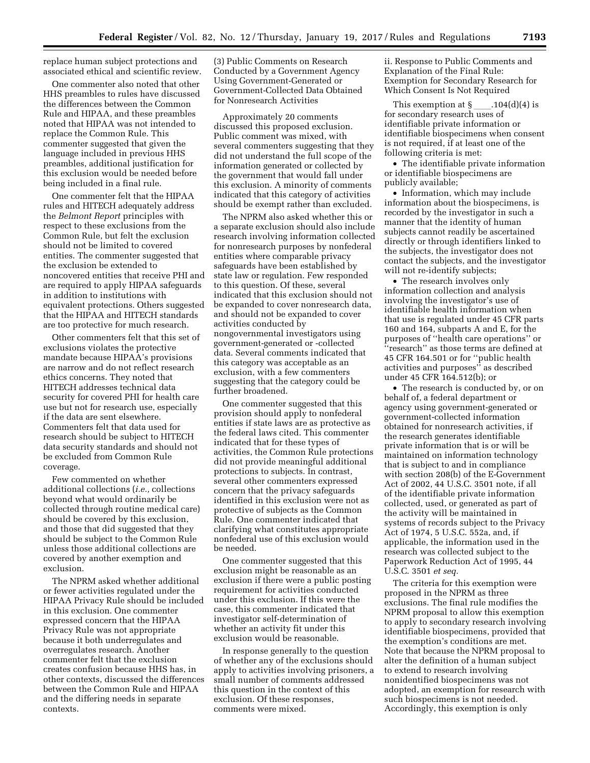replace human subject protections and associated ethical and scientific review.

One commenter also noted that other HHS preambles to rules have discussed the differences between the Common Rule and HIPAA, and these preambles noted that HIPAA was not intended to replace the Common Rule. This commenter suggested that given the language included in previous HHS preambles, additional justification for this exclusion would be needed before being included in a final rule.

One commenter felt that the HIPAA rules and HITECH adequately address the *Belmont Report* principles with respect to these exclusions from the Common Rule, but felt the exclusion should not be limited to covered entities. The commenter suggested that the exclusion be extended to noncovered entities that receive PHI and are required to apply HIPAA safeguards in addition to institutions with equivalent protections. Others suggested that the HIPAA and HITECH standards are too protective for much research.

Other commenters felt that this set of exclusions violates the protective mandate because HIPAA's provisions are narrow and do not reflect research ethics concerns. They noted that HITECH addresses technical data security for covered PHI for health care use but not for research use, especially if the data are sent elsewhere. Commenters felt that data used for research should be subject to HITECH data security standards and should not be excluded from Common Rule coverage.

Few commented on whether additional collections (*i.e.,* collections beyond what would ordinarily be collected through routine medical care) should be covered by this exclusion, and those that did suggested that they should be subject to the Common Rule unless those additional collections are covered by another exemption and exclusion.

The NPRM asked whether additional or fewer activities regulated under the HIPAA Privacy Rule should be included in this exclusion. One commenter expressed concern that the HIPAA Privacy Rule was not appropriate because it both underregulates and overregulates research. Another commenter felt that the exclusion creates confusion because HHS has, in other contexts, discussed the differences between the Common Rule and HIPAA and the differing needs in separate contexts.

(3) Public Comments on Research Conducted by a Government Agency Using Government-Generated or Government-Collected Data Obtained for Nonresearch Activities

Approximately 20 comments discussed this proposed exclusion. Public comment was mixed, with several commenters suggesting that they did not understand the full scope of the information generated or collected by the government that would fall under this exclusion. A minority of comments indicated that this category of activities should be exempt rather than excluded.

The NPRM also asked whether this or a separate exclusion should also include research involving information collected for nonresearch purposes by nonfederal entities where comparable privacy safeguards have been established by state law or regulation. Few responded to this question. Of these, several indicated that this exclusion should not be expanded to cover nonresearch data, and should not be expanded to cover activities conducted by nongovernmental investigators using government-generated or -collected data. Several comments indicated that this category was acceptable as an exclusion, with a few commenters suggesting that the category could be further broadened.

One commenter suggested that this provision should apply to nonfederal entities if state laws are as protective as the federal laws cited. This commenter indicated that for these types of activities, the Common Rule protections did not provide meaningful additional protections to subjects. In contrast, several other commenters expressed concern that the privacy safeguards identified in this exclusion were not as protective of subjects as the Common Rule. One commenter indicated that clarifying what constitutes appropriate nonfederal use of this exclusion would be needed.

One commenter suggested that this exclusion might be reasonable as an exclusion if there were a public posting requirement for activities conducted under this exclusion. If this were the case, this commenter indicated that investigator self-determination of whether an activity fit under this exclusion would be reasonable.

In response generally to the question of whether any of the exclusions should apply to activities involving prisoners, a small number of comments addressed this question in the context of this exclusion. Of these responses, comments were mixed.

ii. Response to Public Comments and Explanation of the Final Rule: Exemption for Secondary Research for Which Consent Is Not Required

This exemption at § ____.104(d)(4) is for secondary research uses of identifiable private information or identifiable biospecimens when consent is not required, if at least one of the following criteria is met:

- The identifiable private information or identifiable biospecimens are publicly available;
- Information, which may include information about the biospecimens, is recorded by the investigator in such a manner that the identity of human subjects cannot readily be ascertained directly or through identifiers linked to the subjects, the investigator does not contact the subjects, and the investigator will not re-identify subjects;
- The research involves only information collection and analysis involving the investigator's use of identifiable health information when that use is regulated under 45 CFR parts 160 and 164, subparts A and E, for the purposes of "health care operations" or "research" as those terms are defined at 45 CFR 164.501 or for "public health activities and purposes" as described under 45 CFR 164.512(b); or
- The research is conducted by, or on behalf of, a federal department or agency using government-generated or government-collected information obtained for nonresearch activities, if the research generates identifiable private information that is or will be maintained on information technology that is subject to and in compliance with section 208(b) of the E-Government Act of 2002, 44 U.S.C. 3501 note, if all of the identifiable private information collected, used, or generated as part of the activity will be maintained in systems of records subject to the Privacy Act of 1974, 5 U.S.C. 552a, and, if applicable, the information used in the research was collected subject to the Paperwork Reduction Act of 1995, 44 U.S.C. 3501 *et seq.*

The criteria for this exemption were proposed in the NPRM as three exclusions. The final rule modifies the NPRM proposal to allow this exemption to apply to secondary research involving identifiable biospecimens, provided that the exemption's conditions are met. Note that because the NPRM proposal to alter the definition of a human subject to extend to research involving nonidentified biospecimens was not adopted, an exemption for research with such biospecimens is not needed. Accordingly, this exemption is only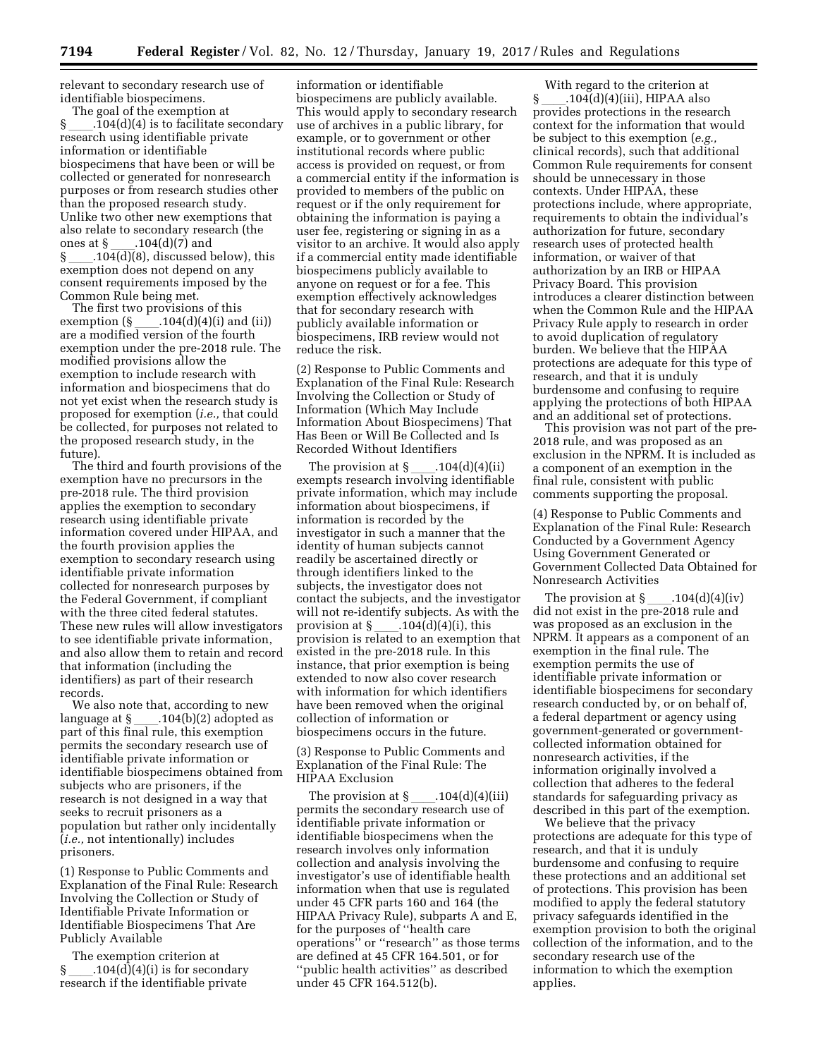relevant to secondary research use of identifiable biospecimens.

The goal of the exemption at § ____.104(d)(4) is to facilitate secondary research using identifiable private information or identifiable biospecimens that have been or will be collected or generated for nonresearch purposes or from research studies other than the proposed research study. Unlike two other new exemptions that also relate to secondary research (the ones at § ____.104(d)(7) and § ____.104(d)(8), discussed below), this exemption does not depend on any consent requirements imposed by the Common Rule being met.

The first two provisions of this exemption (§ ____.104(d)(4)(i) and (ii)) are a modified version of the fourth exemption under the pre-2018 rule. The modified provisions allow the exemption to include research with information and biospecimens that do not yet exist when the research study is proposed for exemption (*i.e.,* that could be collected, for purposes not related to the proposed research study, in the future).

The third and fourth provisions of the exemption have no precursors in the pre-2018 rule. The third provision applies the exemption to secondary research using identifiable private information covered under HIPAA, and the fourth provision applies the exemption to secondary research using identifiable private information collected for nonresearch purposes by the Federal Government, if compliant with the three cited federal statutes. These new rules will allow investigators to see identifiable private information, and also allow them to retain and record that information (including the identifiers) as part of their research records.

We also note that, according to new language at § ____.104(b)(2) adopted as part of this final rule, this exemption permits the secondary research use of identifiable private information or identifiable biospecimens obtained from subjects who are prisoners, if the research is not designed in a way that seeks to recruit prisoners as a population but rather only incidentally (*i.e.,* not intentionally) includes prisoners.

(1) Response to Public Comments and Explanation of the Final Rule: Research Involving the Collection or Study of Identifiable Private Information or Identifiable Biospecimens That Are Publicly Available

The exemption criterion at § ____.104(d)(4)(i) is for secondary research if the identifiable private information or identifiable biospecimens are publicly available. This would apply to secondary research use of archives in a public library, for example, or to government or other institutional records where public access is provided on request, or from a commercial entity if the information is provided to members of the public on request or if the only requirement for obtaining the information is paying a user fee, registering or signing in as a visitor to an archive. It would also apply if a commercial entity made identifiable biospecimens publicly available to anyone on request or for a fee. This exemption effectively acknowledges that for secondary research with publicly available information or biospecimens, IRB review would not reduce the risk.

(2) Response to Public Comments and Explanation of the Final Rule: Research Involving the Collection or Study of Information (Which May Include Information About Biospecimens) That Has Been or Will Be Collected and Is Recorded Without Identifiers

The provision at § ____.104(d)(4)(ii) exempts research involving identifiable private information, which may include information about biospecimens, if information is recorded by the investigator in such a manner that the identity of human subjects cannot readily be ascertained directly or through identifiers linked to the subjects, the investigator does not contact the subjects, and the investigator will not re-identify subjects. As with the provision at § ____.104(d)(4)(i), this provision is related to an exemption that existed in the pre-2018 rule. In this instance, that prior exemption is being extended to now also cover research with information for which identifiers have been removed when the original collection of information or biospecimens occurs in the future.

(3) Response to Public Comments and Explanation of the Final Rule: The HIPAA Exclusion

The provision at § ____.104(d)(4)(iii) permits the secondary research use of identifiable private information or identifiable biospecimens when the research involves only information collection and analysis involving the investigator's use of identifiable health information when that use is regulated under 45 CFR parts 160 and 164 (the HIPAA Privacy Rule), subparts A and E, for the purposes of ''health care operations'' or ''research'' as those terms are defined at 45 CFR 164.501, or for ''public health activities'' as described under 45 CFR 164.512(b).

With regard to the criterion at § ____.104(d)(4)(iii), HIPAA also provides protections in the research context for the information that would be subject to this exemption (*e.g.,* clinical records), such that additional Common Rule requirements for consent should be unnecessary in those contexts. Under HIPAA, these protections include, where appropriate, requirements to obtain the individual's authorization for future, secondary research uses of protected health information, or waiver of that authorization by an IRB or HIPAA Privacy Board. This provision introduces a clearer distinction between when the Common Rule and the HIPAA Privacy Rule apply to research in order to avoid duplication of regulatory burden. We believe that the HIPAA protections are adequate for this type of research, and that it is unduly burdensome and confusing to require applying the protections of both HIPAA and an additional set of protections.

This provision was not part of the pre-2018 rule, and was proposed as an exclusion in the NPRM. It is included as a component of an exemption in the final rule, consistent with public comments supporting the proposal.

(4) Response to Public Comments and Explanation of the Final Rule: Research Conducted by a Government Agency Using Government Generated or Government Collected Data Obtained for Nonresearch Activities

The provision at § ____.104(d)(4)(iv) did not exist in the pre-2018 rule and was proposed as an exclusion in the NPRM. It appears as a component of an exemption in the final rule. The exemption permits the use of identifiable private information or identifiable biospecimens for secondary research conducted by, or on behalf of, a federal department or agency using government-generated or government-collected information obtained for nonresearch activities, if the information originally involved a collection that adheres to the federal standards for safeguarding privacy as described in this part of the exemption.

We believe that the privacy protections are adequate for this type of research, and that it is unduly burdensome and confusing to require these protections and an additional set of protections. This provision has been modified to apply the federal statutory privacy safeguards identified in the exemption provision to both the original collection of the information, and to the secondary research use of the information to which the exemption applies.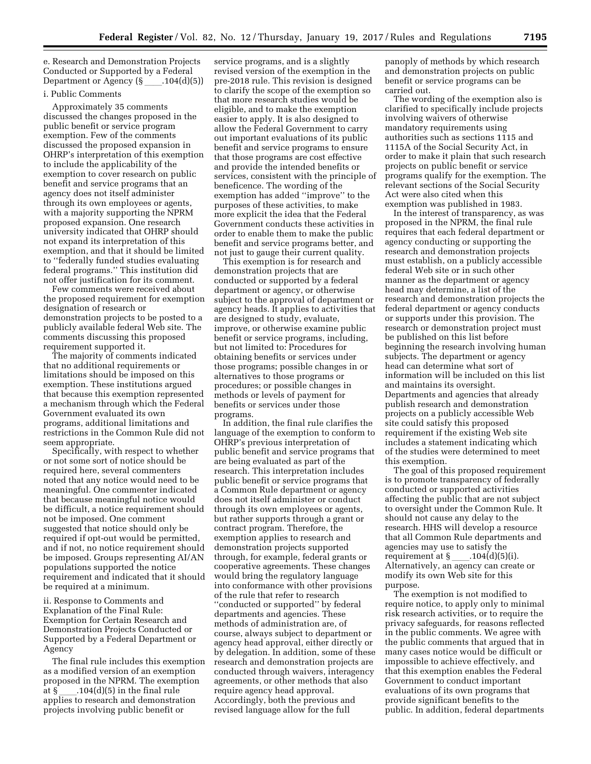e. Research and Demonstration Projects Conducted or Supported by a Federal Department or Agency (§ ____.104(d)(5))

i. Public Comments

Approximately 35 comments discussed the changes proposed in the public benefit or service program exemption. Few of the comments discussed the proposed expansion in OHRP's interpretation of this exemption to include the applicability of the exemption to cover research on public benefit and service programs that an agency does not itself administer through its own employees or agents, with a majority supporting the NPRM proposed expansion. One research university indicated that OHRP should not expand its interpretation of this exemption, and that it should be limited to ''federally funded studies evaluating federal programs.'' This institution did not offer justification for its comment.

Few comments were received about the proposed requirement for exemption designation of research or demonstration projects to be posted to a publicly available federal Web site. The comments discussing this proposed requirement supported it.

The majority of comments indicated that no additional requirements or limitations should be imposed on this exemption. These institutions argued that because this exemption represented a mechanism through which the Federal Government evaluated its own programs, additional limitations and restrictions in the Common Rule did not seem appropriate.

Specifically, with respect to whether or not some sort of notice should be required here, several commenters noted that any notice would need to be meaningful. One commenter indicated that because meaningful notice would be difficult, a notice requirement should not be imposed. One comment suggested that notice should only be required if opt-out would be permitted, and if not, no notice requirement should be imposed. Groups representing AI/AN populations supported the notice requirement and indicated that it should be required at a minimum.

ii. Response to Comments and Explanation of the Final Rule: Exemption for Certain Research and Demonstration Projects Conducted or Supported by a Federal Department or Agency

The final rule includes this exemption as a modified version of an exemption proposed in the NPRM. The exemption at § ____.104(d)(5) in the final rule applies to research and demonstration projects involving public benefit or service programs, and is a slightly revised version of the exemption in the pre-2018 rule. This revision is designed to clarify the scope of the exemption so that more research studies would be eligible, and to make the exemption easier to apply. It is also designed to allow the Federal Government to carry out important evaluations of its public benefit and service programs to ensure that those programs are cost effective and provide the intended benefits or services, consistent with the principle of beneficence. The wording of the exemption has added ''improve'' to the purposes of these activities, to make more explicit the idea that the Federal Government conducts these activities in order to enable them to make the public benefit and service programs better, and not just to gauge their current quality.

This exemption is for research and demonstration projects that are conducted or supported by a federal department or agency, or otherwise subject to the approval of department or agency heads. It applies to activities that are designed to study, evaluate, improve, or otherwise examine public benefit or service programs, including, but not limited to: Procedures for obtaining benefits or services under those programs; possible changes in or alternatives to those programs or procedures; or possible changes in methods or levels of payment for benefits or services under those programs.

In addition, the final rule clarifies the language of the exemption to conform to OHRP's previous interpretation of public benefit and service programs that are being evaluated as part of the research. This interpretation includes public benefit or service programs that a Common Rule department or agency does not itself administer or conduct through its own employees or agents, but rather supports through a grant or contract program. Therefore, the exemption applies to research and demonstration projects supported through, for example, federal grants or cooperative agreements. These changes would bring the regulatory language into conformance with other provisions of the rule that refer to research ''conducted or supported'' by federal departments and agencies. These methods of administration are, of course, always subject to department or agency head approval, either directly or by delegation. In addition, some of these research and demonstration projects are conducted through waivers, interagency agreements, or other methods that also require agency head approval. Accordingly, both the previous and revised language allow for the full panoply of methods by which research and demonstration projects on public benefit or service programs can be carried out.

The wording of the exemption also is clarified to specifically include projects involving waivers of otherwise mandatory requirements using authorities such as sections 1115 and 1115A of the Social Security Act, in order to make it plain that such research projects on public benefit or service programs qualify for the exemption. The relevant sections of the Social Security Act were also cited when this exemption was published in 1983.

In the interest of transparency, as was proposed in the NPRM, the final rule requires that each federal department or agency conducting or supporting the research and demonstration projects must establish, on a publicly accessible federal Web site or in such other manner as the department or agency head may determine, a list of the research and demonstration projects the federal department or agency conducts or supports under this provision. The research or demonstration project must be published on this list before beginning the research involving human subjects. The department or agency head can determine what sort of information will be included on this list and maintains its oversight. Departments and agencies that already publish research and demonstration projects on a publicly accessible Web site could satisfy this proposed requirement if the existing Web site includes a statement indicating which of the studies were determined to meet this exemption.

The goal of this proposed requirement is to promote transparency of federally conducted or supported activities affecting the public that are not subject to oversight under the Common Rule. It should not cause any delay to the research. HHS will develop a resource that all Common Rule departments and agencies may use to satisfy the requirement at § ____.104(d)(5)(i). Alternatively, an agency can create or modify its own Web site for this purpose.

The exemption is not modified to require notice, to apply only to minimal risk research activities, or to require the privacy safeguards, for reasons reflected in the public comments. We agree with the public comments that argued that in many cases notice would be difficult or impossible to achieve effectively, and that this exemption enables the Federal Government to conduct important evaluations of its own programs that provide significant benefits to the public. In addition, federal departments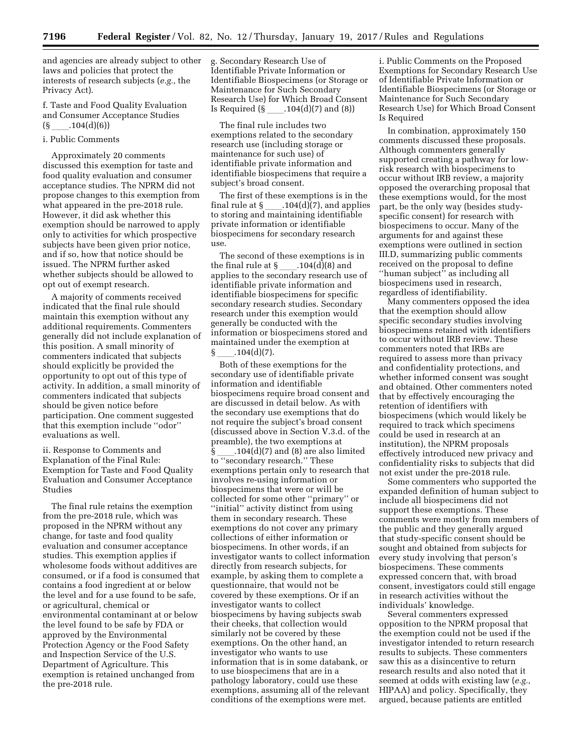and agencies are already subject to other laws and policies that protect the interests of research subjects (*e.g.,* the Privacy Act).

f. Taste and Food Quality Evaluation and Consumer Acceptance Studies (§ ____.104(d)(6))

i. Public Comments

Approximately 20 comments discussed this exemption for taste and food quality evaluation and consumer acceptance studies. The NPRM did not propose changes to this exemption from what appeared in the pre-2018 rule. However, it did ask whether this exemption should be narrowed to apply only to activities for which prospective subjects have been given prior notice, and if so, how that notice should be issued. The NPRM further asked whether subjects should be allowed to opt out of exempt research.

A majority of comments received indicated that the final rule should maintain this exemption without any additional requirements. Commenters generally did not include explanation of this position. A small minority of commenters indicated that subjects should explicitly be provided the opportunity to opt out of this type of activity. In addition, a small minority of commenters indicated that subjects should be given notice before participation. One comment suggested that this exemption include ''odor'' evaluations as well.

ii. Response to Comments and Explanation of the Final Rule: Exemption for Taste and Food Quality Evaluation and Consumer Acceptance Studies

The final rule retains the exemption from the pre-2018 rule, which was proposed in the NPRM without any change, for taste and food quality evaluation and consumer acceptance studies. This exemption applies if wholesome foods without additives are consumed, or if a food is consumed that contains a food ingredient at or below the level and for a use found to be safe, or agricultural, chemical or environmental contaminant at or below the level found to be safe by FDA or approved by the Environmental Protection Agency or the Food Safety and Inspection Service of the U.S. Department of Agriculture. This exemption is retained unchanged from the pre-2018 rule.

g. Secondary Research Use of Identifiable Private Information or Identifiable Biospecimens (or Storage or Maintenance for Such Secondary Research Use) for Which Broad Consent Is Required (§ ____.104(d)(7) and (8))

The final rule includes two exemptions related to the secondary research use (including storage or maintenance for such use) of identifiable private information and identifiable biospecimens that require a subject's broad consent.

The first of these exemptions is in the final rule at § ____.104(d)(7), and applies to storing and maintaining identifiable private information or identifiable biospecimens for secondary research use.

The second of these exemptions is in the final rule at § ____.104(d)(8) and applies to the secondary research use of identifiable private information and identifiable biospecimens for specific secondary research studies. Secondary research under this exemption would generally be conducted with the information or biospecimens stored and maintained under the exemption at § ____.104(d)(7).

Both of these exemptions for the secondary use of identifiable private information and identifiable biospecimens require broad consent and are discussed in detail below. As with the secondary use exemptions that do not require the subject's broad consent (discussed above in Section V.3.d. of the preamble), the two exemptions at § ____.104(d)(7) and (8) are also limited to ''secondary research.'' These exemptions pertain only to research that involves re-using information or biospecimens that were or will be collected for some other ''primary'' or ''initial'' activity distinct from using them in secondary research. These exemptions do not cover any primary collections of either information or biospecimens. In other words, if an investigator wants to collect information directly from research subjects, for example, by asking them to complete a questionnaire, that would not be covered by these exemptions. Or if an investigator wants to collect biospecimens by having subjects swab their cheeks, that collection would similarly not be covered by these exemptions. On the other hand, an investigator who wants to use information that is in some databank, or to use biospecimens that are in a pathology laboratory, could use these exemptions, assuming all of the relevant conditions of the exemptions were met.

i. Public Comments on the Proposed Exemptions for Secondary Research Use of Identifiable Private Information or Identifiable Biospecimens (or Storage or Maintenance for Such Secondary Research Use) for Which Broad Consent Is Required

In combination, approximately 150 comments discussed these proposals. Although commenters generally supported creating a pathway for low-risk research with biospecimens to occur without IRB review, a majority opposed the overarching proposal that these exemptions would, for the most part, be the only way (besides study-specific consent) for research with biospecimens to occur. Many of the arguments for and against these exemptions were outlined in section III.D, summarizing public comments received on the proposal to define ''human subject'' as including all biospecimens used in research, regardless of identifiability.

Many commenters opposed the idea that the exemption should allow specific secondary studies involving biospecimens retained with identifiers to occur without IRB review. These commenters noted that IRBs are required to assess more than privacy and confidentiality protections, and whether informed consent was sought and obtained. Other commenters noted that by effectively encouraging the retention of identifiers with biospecimens (which would likely be required to track which specimens could be used in research at an institution), the NPRM proposals effectively introduced new privacy and confidentiality risks to subjects that did not exist under the pre-2018 rule.

Some commenters who supported the expanded definition of human subject to include all biospecimens did not support these exemptions. These comments were mostly from members of the public and they generally argued that study-specific consent should be sought and obtained from subjects for every study involving that person's biospecimens. These comments expressed concern that, with broad consent, investigators could still engage in research activities without the individuals' knowledge.

Several commenters expressed opposition to the NPRM proposal that the exemption could not be used if the investigator intended to return research results to subjects. These commenters saw this as a disincentive to return research results and also noted that it seemed at odds with existing law (*e.g.,* HIPAA) and policy. Specifically, they argued, because patients are entitled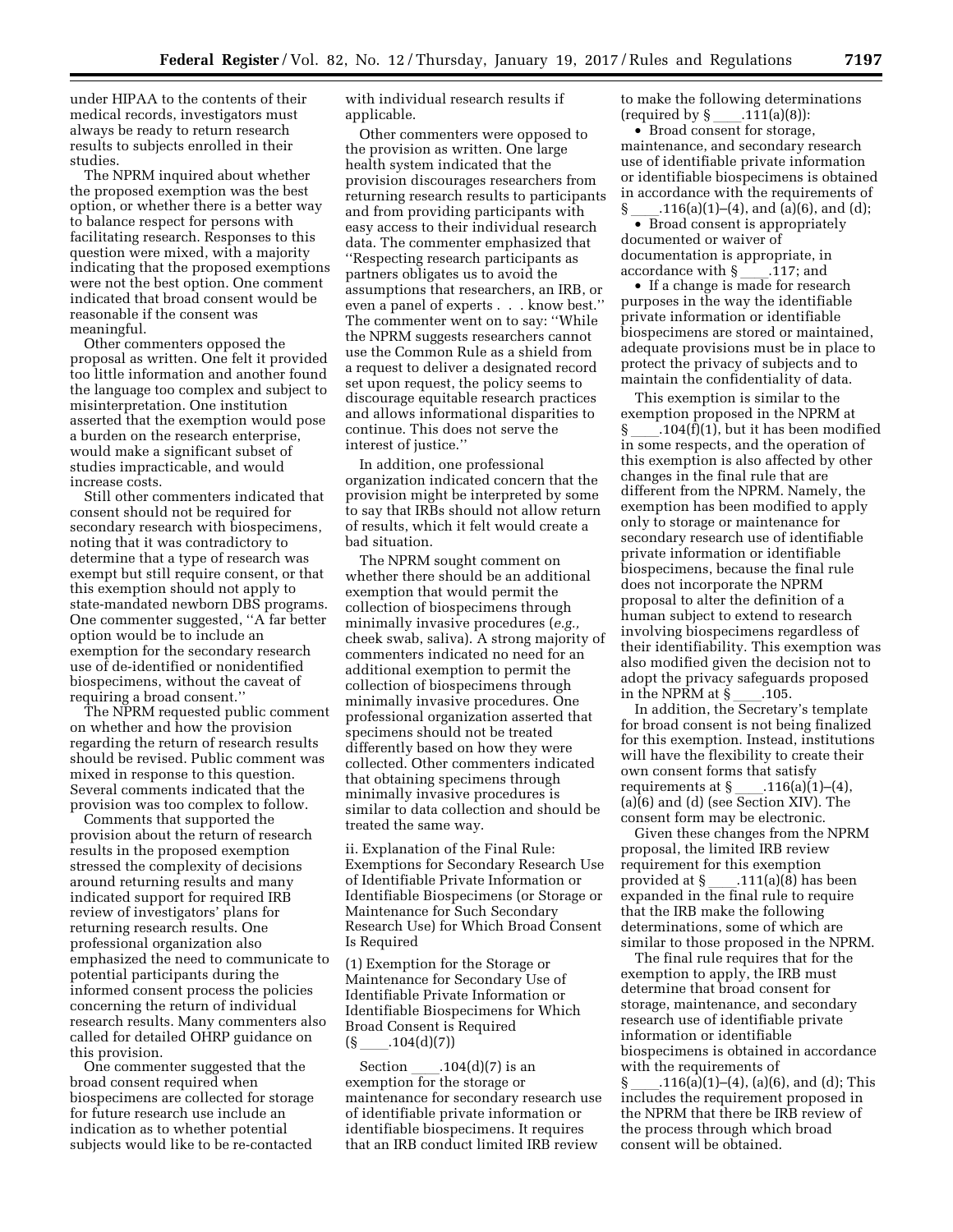under HIPAA to the contents of their medical records, investigators must always be ready to return research results to subjects enrolled in their studies.

The NPRM inquired about whether the proposed exemption was the best option, or whether there is a better way to balance respect for persons with facilitating research. Responses to this question were mixed, with a majority indicating that the proposed exemptions were not the best option. One comment indicated that broad consent would be reasonable if the consent was meaningful.

Other commenters opposed the proposal as written. One felt it provided too little information and another found the language too complex and subject to misinterpretation. One institution asserted that the exemption would pose a burden on the research enterprise, would make a significant subset of studies impracticable, and would increase costs.

Still other commenters indicated that consent should not be required for secondary research with biospecimens, noting that it was contradictory to determine that a type of research was exempt but still require consent, or that this exemption should not apply to state-mandated newborn DBS programs. One commenter suggested, ''A far better option would be to include an exemption for the secondary research use of de-identified or nonidentified biospecimens, without the caveat of requiring a broad consent.''

The NPRM requested public comment on whether and how the provision regarding the return of research results should be revised. Public comment was mixed in response to this question. Several comments indicated that the provision was too complex to follow.

Comments that supported the provision about the return of research results in the proposed exemption stressed the complexity of decisions around returning results and many indicated support for required IRB review of investigators' plans for returning research results. One professional organization also emphasized the need to communicate to potential participants during the informed consent process the policies concerning the return of individual research results. Many commenters also called for detailed OHRP guidance on this provision.

One commenter suggested that the broad consent required when biospecimens are collected for storage for future research use include an indication as to whether potential subjects would like to be re-contacted with individual research results if applicable.

Other commenters were opposed to the provision as written. One large health system indicated that the provision discourages researchers from returning research results to participants and from providing participants with easy access to their individual research data. The commenter emphasized that ''Respecting research participants as partners obligates us to avoid the assumptions that researchers, an IRB, or even a panel of experts . . . know best.'' The commenter went on to say: ''While the NPRM suggests researchers cannot use the Common Rule as a shield from a request to deliver a designated record set upon request, the policy seems to discourage equitable research practices and allows informational disparities to continue. This does not serve the interest of justice.''

In addition, one professional organization indicated concern that the provision might be interpreted by some to say that IRBs should not allow return of results, which it felt would create a bad situation.

The NPRM sought comment on whether there should be an additional exemption that would permit the collection of biospecimens through minimally invasive procedures (*e.g.,* cheek swab, saliva). A strong majority of commenters indicated no need for an additional exemption to permit the collection of biospecimens through minimally invasive procedures. One professional organization asserted that specimens should not be treated differently based on how they were collected. Other commenters indicated that obtaining specimens through minimally invasive procedures is similar to data collection and should be treated the same way.

ii. Explanation of the Final Rule: Exemptions for Secondary Research Use of Identifiable Private Information or Identifiable Biospecimens (or Storage or Maintenance for Such Secondary Research Use) for Which Broad Consent Is Required

(1) Exemption for the Storage or Maintenance for Secondary Use of Identifiable Private Information or Identifiable Biospecimens for Which Broad Consent is Required (§ ____.104(d)(7))

Section ____.104(d)(7) is an exemption for the storage or maintenance for secondary research use of identifiable private information or identifiable biospecimens. It requires that an IRB conduct limited IRB review to make the following determinations (required by § ____.111(a)(8)):

- Broad consent for storage, maintenance, and secondary research use of identifiable private information or identifiable biospecimens is obtained in accordance with the requirements of § ____.116(a)(1)–(4), and (a)(6), and (d);
- Broad consent is appropriately documented or waiver of documentation is appropriate, in accordance with § ____.117; and
- If a change is made for research purposes in the way the identifiable private information or identifiable biospecimens are stored or maintained, adequate provisions must be in place to protect the privacy of subjects and to maintain the confidentiality of data.

This exemption is similar to the exemption proposed in the NPRM at § ____.104(f)(1), but it has been modified in some respects, and the operation of this exemption is also affected by other changes in the final rule that are different from the NPRM. Namely, the exemption has been modified to apply only to storage or maintenance for secondary research use of identifiable private information or identifiable biospecimens, because the final rule does not incorporate the NPRM proposal to alter the definition of a human subject to extend to research involving biospecimens regardless of their identifiability. This exemption was also modified given the decision not to adopt the privacy safeguards proposed in the NPRM at § ____.105.

In addition, the Secretary's template for broad consent is not being finalized for this exemption. Instead, institutions will have the flexibility to create their own consent forms that satisfy requirements at § ____.116(a)(1)–(4), (a)(6) and (d) (see Section XIV). The consent form may be electronic.

Given these changes from the NPRM proposal, the limited IRB review requirement for this exemption provided at § ____.111(a)(8) has been expanded in the final rule to require that the IRB make the following determinations, some of which are similar to those proposed in the NPRM.

The final rule requires that for the exemption to apply, the IRB must determine that broad consent for storage, maintenance, and secondary research use of identifiable private information or identifiable biospecimens is obtained in accordance with the requirements of § ____.116(a)(1)–(4), (a)(6), and (d); This includes the requirement proposed in the NPRM that there be IRB review of the process through which broad consent will be obtained.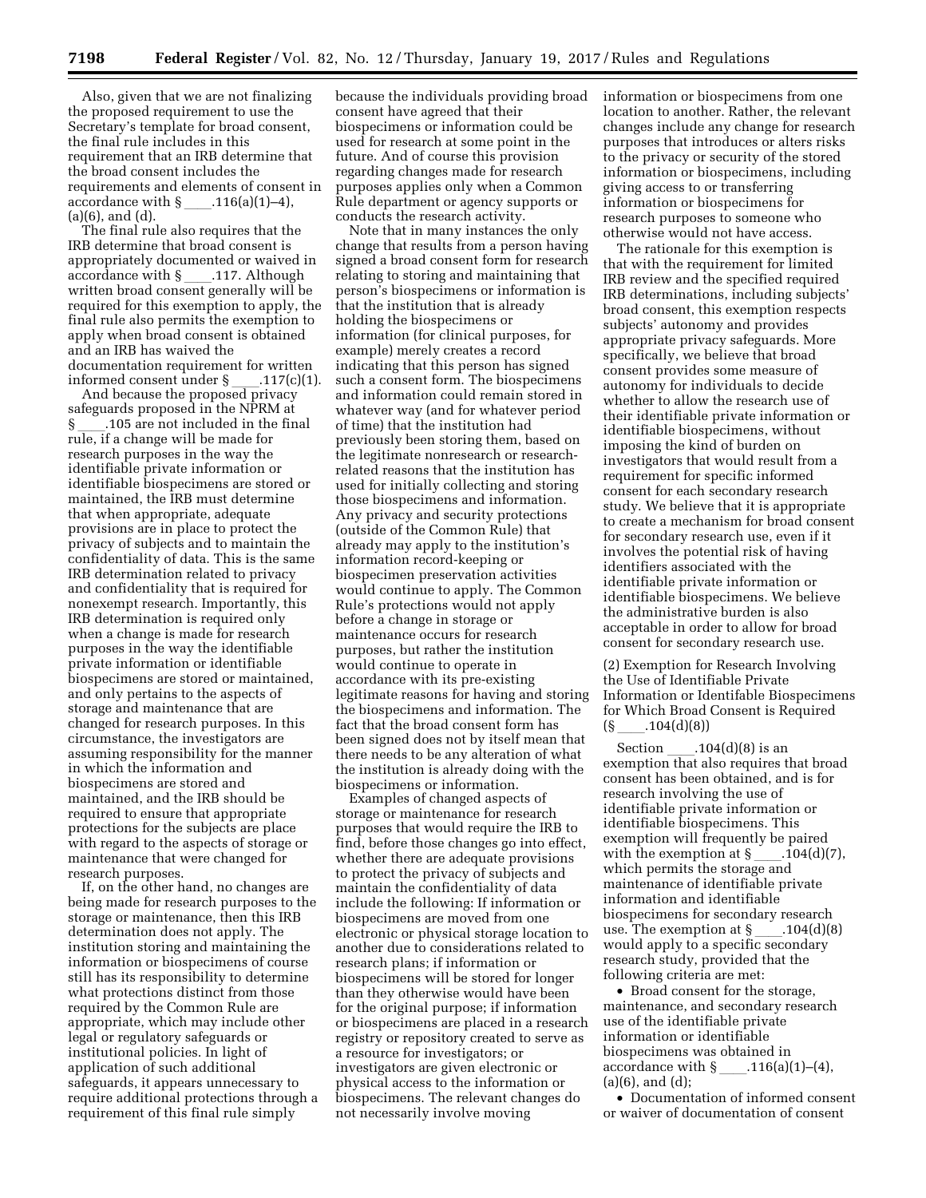Also, given that we are not finalizing the proposed requirement to use the Secretary's template for broad consent, the final rule includes in this requirement that an IRB determine that the broad consent includes the requirements and elements of consent in accordance with § ____.116(a)(1)–4), (a)(6), and (d).

The final rule also requires that the IRB determine that broad consent is appropriately documented or waived in accordance with § ____.117. Although written broad consent generally will be required for this exemption to apply, the final rule also permits the exemption to apply when broad consent is obtained and an IRB has waived the documentation requirement for written informed consent under § ____.117(c)(1).

And because the proposed privacy safeguards proposed in the NPRM at § ____.105 are not included in the final rule, if a change will be made for research purposes in the way the identifiable private information or identifiable biospecimens are stored or maintained, the IRB must determine that when appropriate, adequate provisions are in place to protect the privacy of subjects and to maintain the confidentiality of data. This is the same IRB determination related to privacy and confidentiality that is required for nonexempt research. Importantly, this IRB determination is required only when a change is made for research purposes in the way the identifiable private information or identifiable biospecimens are stored or maintained, and only pertains to the aspects of storage and maintenance that are changed for research purposes. In this circumstance, the investigators are assuming responsibility for the manner in which the information and biospecimens are stored and maintained, and the IRB should be required to ensure that appropriate protections for the subjects are place with regard to the aspects of storage or maintenance that were changed for research purposes.

If, on the other hand, no changes are being made for research purposes to the storage or maintenance, then this IRB determination does not apply. The institution storing and maintaining the information or biospecimens of course still has its responsibility to determine what protections distinct from those required by the Common Rule are appropriate, which may include other legal or regulatory safeguards or institutional policies. In light of application of such additional safeguards, it appears unnecessary to require additional protections through a requirement of this final rule simply because the individuals providing broad consent have agreed that their biospecimens or information could be used for research at some point in the future. And of course this provision regarding changes made for research purposes applies only when a Common Rule department or agency supports or conducts the research activity.

Note that in many instances the only change that results from a person having signed a broad consent form for research relating to storing and maintaining that person's biospecimens or information is that the institution that is already holding the biospecimens or information (for clinical purposes, for example) merely creates a record indicating that this person has signed such a consent form. The biospecimens and information could remain stored in whatever way (and for whatever period of time) that the institution had previously been storing them, based on the legitimate nonresearch or research-related reasons that the institution has used for initially collecting and storing those biospecimens and information. Any privacy and security protections (outside of the Common Rule) that already may apply to the institution's information record-keeping or biospecimen preservation activities would continue to apply. The Common Rule's protections would not apply before a change in storage or maintenance occurs for research purposes, but rather the institution would continue to operate in accordance with its pre-existing legitimate reasons for having and storing the biospecimens and information. The fact that the broad consent form has been signed does not by itself mean that there needs to be any alteration of what the institution is already doing with the biospecimens or information.

Examples of changed aspects of storage or maintenance for research purposes that would require the IRB to find, before those changes go into effect, whether there are adequate provisions to protect the privacy of subjects and maintain the confidentiality of data include the following: If information or biospecimens are moved from one electronic or physical storage location to another due to considerations related to research plans; if information or biospecimens will be stored for longer than they otherwise would have been for the original purpose; if information or biospecimens are placed in a research registry or repository created to serve as a resource for investigators; or investigators are given electronic or physical access to the information or biospecimens. The relevant changes do not necessarily involve moving information or biospecimens from one location to another. Rather, the relevant changes include any change for research purposes that introduces or alters risks to the privacy or security of the stored information or biospecimens, including giving access to or transferring information or biospecimens for research purposes to someone who otherwise would not have access.

The rationale for this exemption is that with the requirement for limited IRB review and the specified required IRB determinations, including subjects' broad consent, this exemption respects subjects' autonomy and provides appropriate privacy safeguards. More specifically, we believe that broad consent provides some measure of autonomy for individuals to decide whether to allow the research use of their identifiable private information or identifiable biospecimens, without imposing the kind of burden on investigators that would result from a requirement for specific informed consent for each secondary research study. We believe that it is appropriate to create a mechanism for broad consent for secondary research use, even if it involves the potential risk of having identifiers associated with the identifiable private information or identifiable biospecimens. We believe the administrative burden is also acceptable in order to allow for broad consent for secondary research use.

(2) Exemption for Research Involving the Use of Identifiable Private Information or Identifiable Biospecimens for Which Broad Consent is Required (§ ____.104(d)(8))

Section ____.104(d)(8) is an exemption that also requires that broad consent has been obtained, and is for research involving the use of identifiable private information or identifiable biospecimens. This exemption will frequently be paired with the exemption at § ____.104(d)(7), which permits the storage and maintenance of identifiable private information and identifiable biospecimens for secondary research use. The exemption at § ____.104(d)(8) would apply to a specific secondary research study, provided that the following criteria are met:

- Broad consent for the storage, maintenance, and secondary research use of the identifiable private information or identifiable biospecimens was obtained in accordance with § ____.116(a)(1)–(4), (a)(6), and (d);
- Documentation of informed consent or waiver of documentation of consent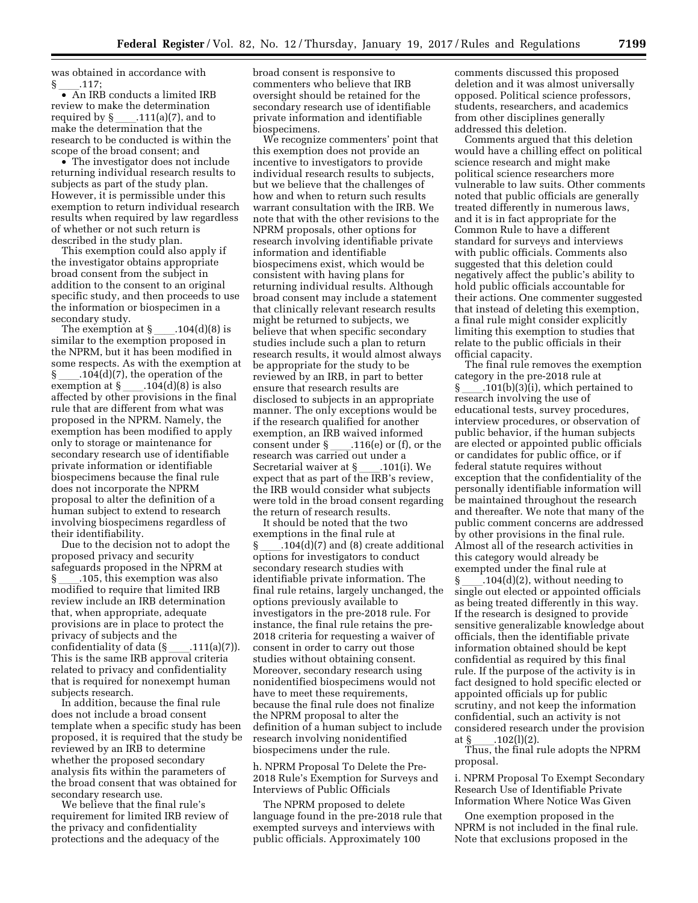was obtained in accordance with § ____.117;

- An IRB conducts a limited IRB review to make the determination required by § ____.111(a)(7), and to make the determination that the research to be conducted is within the scope of the broad consent; and
- The investigator does not include returning individual research results to subjects as part of the study plan. However, it is permissible under this exemption to return individual research results when required by law regardless of whether or not such return is described in the study plan.

This exemption could also apply if the investigator obtains appropriate broad consent from the subject in addition to the consent to an original specific study, and then proceeds to use the information or biospecimen in a secondary study.

The exemption at § ____.104(d)(8) is similar to the exemption proposed in the NPRM, but it has been modified in some respects. As with the exemption at § ____.104(d)(7), the operation of the exemption at § ____.104(d)(8) is also affected by other provisions in the final rule that are different from what was proposed in the NPRM. Namely, the exemption has been modified to apply only to storage or maintenance for secondary research use of identifiable private information or identifiable biospecimens because the final rule does not incorporate the NPRM proposal to alter the definition of a human subject to extend to research involving biospecimens regardless of their identifiability.

Due to the decision not to adopt the proposed privacy and security safeguards proposed in the NPRM at § ____.105, this exemption was also modified to require that limited IRB review include an IRB determination that, when appropriate, adequate provisions are in place to protect the privacy of subjects and the confidentiality of data (§ ____.111(a)(7)). This is the same IRB approval criteria related to privacy and confidentiality that is required for nonexempt human subjects research.

In addition, because the final rule does not include a broad consent template when a specific study has been proposed, it is required that the study be reviewed by an IRB to determine whether the proposed secondary analysis fits within the parameters of the broad consent that was obtained for secondary research use.

We believe that the final rule's requirement for limited IRB review of the privacy and confidentiality protections and the adequacy of the broad consent is responsive to commenters who believe that IRB oversight should be retained for the secondary research use of identifiable private information and identifiable biospecimens.

We recognize commenters' point that this exemption does not provide an incentive to investigators to provide individual research results to subjects, but we believe that the challenges of how and when to return such results warrant consultation with the IRB. We note that with the other revisions to the NPRM proposals, other options for research involving identifiable private information and identifiable biospecimens exist, which would be consistent with having plans for returning individual results. Although broad consent may include a statement that clinically relevant research results might be returned to subjects, we believe that when specific secondary studies include such a plan to return research results, it would almost always be appropriate for the study to be reviewed by an IRB, in part to better ensure that research results are disclosed to subjects in an appropriate manner. The only exceptions would be if the research qualified for another exemption, an IRB waived informed consent under § ____.116(e) or (f), or the research was carried out under a Secretarial waiver at § ____.101(i). We expect that as part of the IRB's review, the IRB would consider what subjects were told in the broad consent regarding the return of research results.

It should be noted that the two exemptions in the final rule at § ____.104(d)(7) and (8) create additional options for investigators to conduct secondary research studies with identifiable private information. The final rule retains, largely unchanged, the options previously available to investigators in the pre-2018 rule. For instance, the final rule retains the pre-2018 criteria for requesting a waiver of consent in order to carry out those studies without obtaining consent. Moreover, secondary research using nonidentified biospecimens would not have to meet these requirements, because the final rule does not finalize the NPRM proposal to alter the definition of a human subject to include research involving nonidentified biospecimens under the rule.

h. NPRM Proposal To Delete the Pre-2018 Rule's Exemption for Surveys and Interviews of Public Officials

The NPRM proposed to delete language found in the pre-2018 rule that exempted surveys and interviews with public officials. Approximately 100 comments discussed this proposed deletion and it was almost universally opposed. Political science professors, students, researchers, and academics from other disciplines generally addressed this deletion.

Comments argued that this deletion would have a chilling effect on political science research and might make political science researchers more vulnerable to law suits. Other comments noted that public officials are generally treated differently in numerous laws, and it is in fact appropriate for the Common Rule to have a different standard for surveys and interviews with public officials. Comments also suggested that this deletion could negatively affect the public's ability to hold public officials accountable for their actions. One commenter suggested that instead of deleting this exemption, a final rule might consider explicitly limiting this exemption to studies that relate to the public officials in their official capacity.

The final rule removes the exemption category in the pre-2018 rule at § ____.101(b)(3)(i), which pertained to research involving the use of educational tests, survey procedures, interview procedures, or observation of public behavior, if the human subjects are elected or appointed public officials or candidates for public office, or if federal statute requires without exception that the confidentiality of the personally identifiable information will be maintained throughout the research and thereafter. We note that many of the public comment concerns are addressed by other provisions in the final rule. Almost all of the research activities in this category would already be exempted under the final rule at § ____.104(d)(2), without needing to single out elected or appointed officials as being treated differently in this way. If the research is designed to provide sensitive generalizable knowledge about officials, then the identifiable private information obtained should be kept confidential as required by this final rule. If the purpose of the activity is in fact designed to hold specific elected or appointed officials up for public scrutiny, and not keep the information confidential, such an activity is not considered research under the provision at § ____.102(l)(2).

Thus, the final rule adopts the NPRM proposal.

i. NPRM Proposal To Exempt Secondary Research Use of Identifiable Private Information Where Notice Was Given

One exemption proposed in the NPRM is not included in the final rule. Note that exclusions proposed in the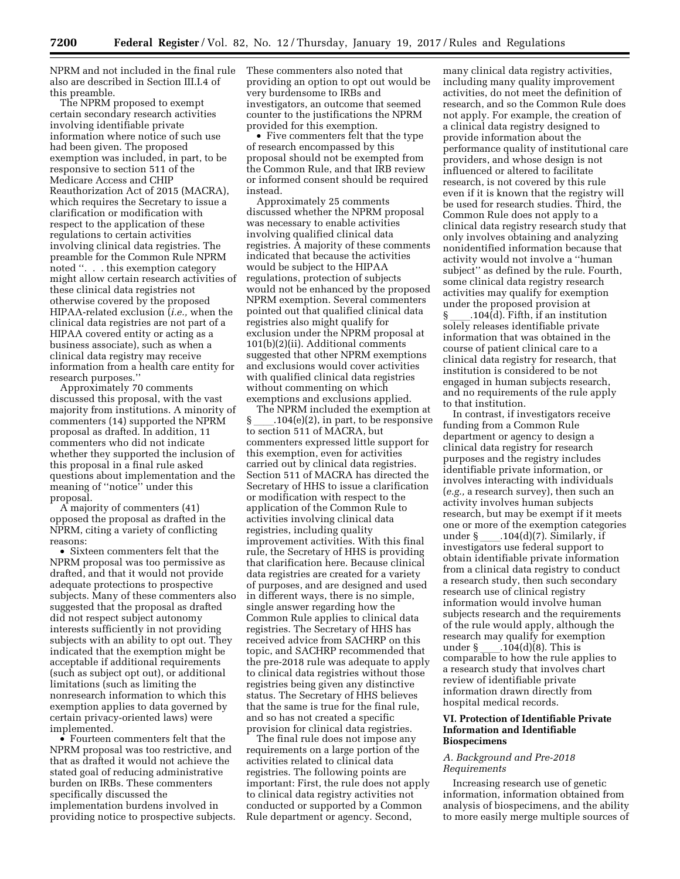NPRM and not included in the final rule also are described in Section III.I.4 of this preamble.

The NPRM proposed to exempt certain secondary research activities involving identifiable private information where notice of such use had been given. The proposed exemption was included, in part, to be responsive to section 511 of the Medicare Access and CHIP Reauthorization Act of 2015 (MACRA), which requires the Secretary to issue a clarification or modification with respect to the application of these regulations to certain activities involving clinical data registries. The preamble for the Common Rule NPRM noted ''. . . this exemption category might allow certain research activities of these clinical data registries not otherwise covered by the proposed HIPAA-related exclusion (*i.e.,* when the clinical data registries are not part of a HIPAA covered entity or acting as a business associate), such as when a clinical data registry may receive information from a health care entity for research purposes.''

Approximately 70 comments discussed this proposal, with the vast majority from institutions. A minority of commenters (14) supported the NPRM proposal as drafted. In addition, 11 commenters who did not indicate whether they supported the inclusion of this proposal in a final rule asked questions about implementation and the meaning of ''notice'' under this proposal.

A majority of commenters (41) opposed the proposal as drafted in the NPRM, citing a variety of conflicting reasons:

- Sixteen commenters felt that the NPRM proposal was too permissive as drafted, and that it would not provide adequate protections to prospective subjects. Many of these commenters also suggested that the proposal as drafted did not respect subject autonomy interests sufficiently in not providing subjects with an ability to opt out. They indicated that the exemption might be acceptable if additional requirements (such as subject opt out), or additional limitations (such as limiting the nonresearch information to which this exemption applies to data governed by certain privacy-oriented laws) were implemented.
- Fourteen commenters felt that the NPRM proposal was too restrictive, and that as drafted it would not achieve the stated goal of reducing administrative burden on IRBs. These commenters specifically discussed the implementation burdens involved in providing notice to prospective subjects. These commenters also noted that providing an option to opt out would be very burdensome to IRBs and investigators, an outcome that seemed counter to the justifications the NPRM provided for this exemption.
- Five commenters felt that the type of research encompassed by this proposal should not be exempted from the Common Rule, and that IRB review or informed consent should be required instead.

Approximately 25 comments discussed whether the NPRM proposal was necessary to enable activities involving qualified clinical data registries. A majority of these comments indicated that because the activities would be subject to the HIPAA regulations, protection of subjects would not be enhanced by the proposed NPRM exemption. Several commenters pointed out that qualified clinical data registries also might qualify for exclusion under the NPRM proposal at 101(b)(2)(ii). Additional comments suggested that other NPRM exemptions and exclusions would cover activities with qualified clinical data registries without commenting on which exemptions and exclusions applied.

The NPRM included the exemption at §\_\_\_\_.104(e)(2), in part, to be responsive to section 511 of MACRA, but commenters expressed little support for this exemption, even for activities carried out by clinical data registries. Section 511 of MACRA has directed the Secretary of HHS to issue a clarification or modification with respect to the application of the Common Rule to activities involving clinical data registries, including quality improvement activities. With this final rule, the Secretary of HHS is providing that clarification here. Because clinical data registries are created for a variety of purposes, and are designed and used in different ways, there is no simple, single answer regarding how the Common Rule applies to clinical data registries. The Secretary of HHS has received advice from SACHRP on this topic, and SACHRP recommended that the pre-2018 rule was adequate to apply to clinical data registries without those registries being given any distinctive status. The Secretary of HHS believes that the same is true for the final rule, and so has not created a specific provision for clinical data registries.

The final rule does not impose any requirements on a large portion of the activities related to clinical data registries. The following points are important: First, the rule does not apply to clinical data registry activities not conducted or supported by a Common Rule department or agency. Second, many clinical data registry activities, including many quality improvement activities, do not meet the definition of research, and so the Common Rule does not apply. For example, the creation of a clinical data registry designed to provide information about the performance quality of institutional care providers, and whose design is not influenced or altered to facilitate research, is not covered by this rule even if it is known that the registry will be used for research studies. Third, the Common Rule does not apply to a clinical data registry research study that only involves obtaining and analyzing nonidentified information because that activity would not involve a ''human subject'' as defined by the rule. Fourth, some clinical data registry research activities may qualify for exemption under the proposed provision at §\_\_\_\_.104(d). Fifth, if an institution solely releases identifiable private information that was obtained in the course of patient clinical care to a clinical data registry for research, that institution is considered to be not engaged in human subjects research, and no requirements of the rule apply to that institution.

In contrast, if investigators receive funding from a Common Rule department or agency to design a clinical data registry for research purposes and the registry includes identifiable private information, or involves interacting with individuals (*e.g.,* a research survey), then such an activity involves human subjects research, but may be exempt if it meets one or more of the exemption categories under §\_\_\_\_.104(d)(7). Similarly, if investigators use federal support to obtain identifiable private information from a clinical data registry to conduct a research study, then such secondary research use of clinical registry information would involve human subjects research and the requirements of the rule would apply, although the research may qualify for exemption under §\_\_\_\_.104(d)(8). This is comparable to how the rule applies to a research study that involves chart review of identifiable private information drawn directly from hospital medical records.

## VI. Protection of Identifiable Private Information and Identifiable Biospecimens

### *A. Background and Pre-2018 Requirements*

Increasing research use of genetic information, information obtained from analysis of biospecimens, and the ability to more easily merge multiple sources of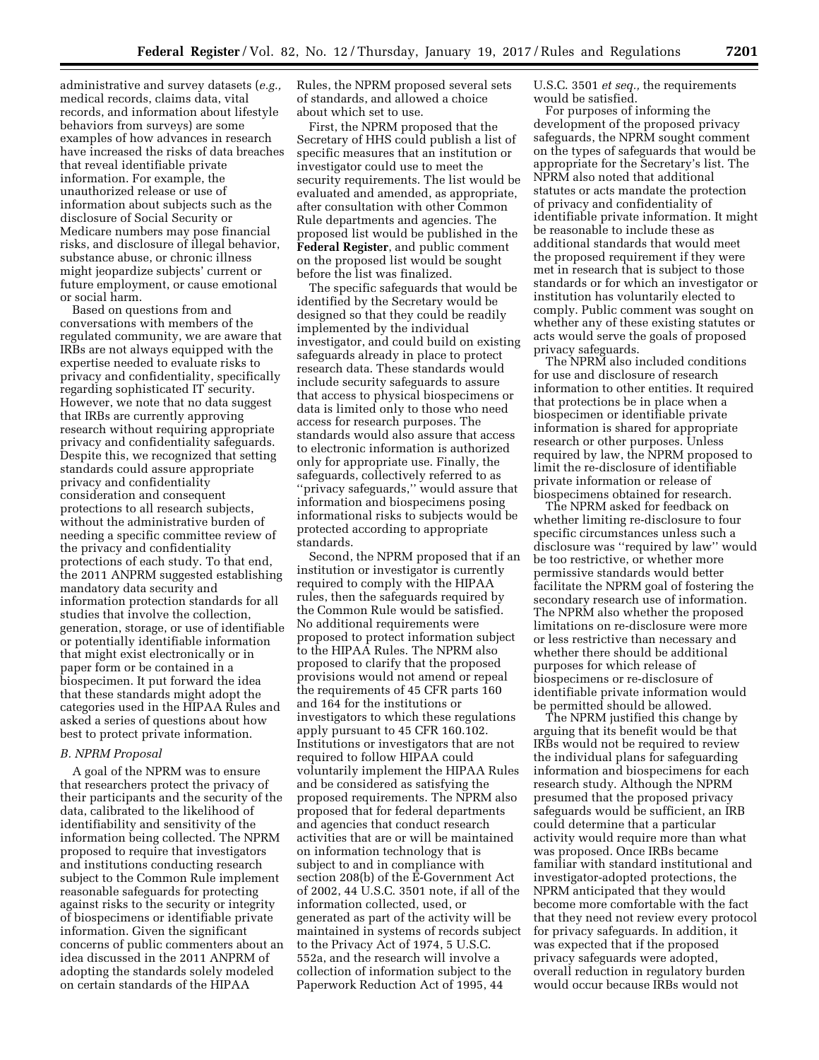administrative and survey datasets (*e.g.,* medical records, claims data, vital records, and information about lifestyle behaviors from surveys) are some examples of how advances in research have increased the risks of data breaches that reveal identifiable private information. For example, the unauthorized release or use of information about subjects such as the disclosure of Social Security or Medicare numbers may pose financial risks, and disclosure of illegal behavior, substance abuse, or chronic illness might jeopardize subjects' current or future employment, or cause emotional or social harm.

Based on questions from and conversations with members of the regulated community, we are aware that IRBs are not always equipped with the expertise needed to evaluate risks to privacy and confidentiality, specifically regarding sophisticated IT security. However, we note that no data suggest that IRBs are currently approving research without requiring appropriate privacy and confidentiality safeguards. Despite this, we recognized that setting standards could assure appropriate privacy and confidentiality consideration and consequent protections to all research subjects, without the administrative burden of needing a specific committee review of the privacy and confidentiality protections of each study. To that end, the 2011 ANPRM suggested establishing mandatory data security and information protection standards for all studies that involve the collection, generation, storage, or use of identifiable or potentially identifiable information that might exist electronically or in paper form or be contained in a biospecimen. It put forward the idea that these standards might adopt the categories used in the HIPAA Rules and asked a series of questions about how best to protect private information.

### *B. NPRM Proposal*

A goal of the NPRM was to ensure that researchers protect the privacy of their participants and the security of the data, calibrated to the likelihood of identifiability and sensitivity of the information being collected. The NPRM proposed to require that investigators and institutions conducting research subject to the Common Rule implement reasonable safeguards for protecting against risks to the security or integrity of biospecimens or identifiable private information. Given the significant concerns of public commenters about an idea discussed in the 2011 ANPRM of adopting the standards solely modeled on certain standards of the HIPAA Rules, the NPRM proposed several sets of standards, and allowed a choice about which set to use.

First, the NPRM proposed that the Secretary of HHS could publish a list of specific measures that an institution or investigator could use to meet the security requirements. The list would be evaluated and amended, as appropriate, after consultation with other Common Rule departments and agencies. The proposed list would be published in the **Federal Register**, and public comment on the proposed list would be sought before the list was finalized.

The specific safeguards that would be identified by the Secretary would be designed so that they could be readily implemented by the individual investigator, and could build on existing safeguards already in place to protect research data. These standards would include security safeguards to assure that access to physical biospecimens or data is limited only to those who need access for research purposes. The standards would also assure that access to electronic information is authorized only for appropriate use. Finally, the safeguards, collectively referred to as ''privacy safeguards,'' would assure that information and biospecimens posing informational risks to subjects would be protected according to appropriate standards.

Second, the NPRM proposed that if an institution or investigator is currently required to comply with the HIPAA rules, then the safeguards required by the Common Rule would be satisfied. No additional requirements were proposed to protect information subject to the HIPAA Rules. The NPRM also proposed to clarify that the proposed provisions would not amend or repeal the requirements of 45 CFR parts 160 and 164 for the institutions or investigators to which these regulations apply pursuant to 45 CFR 160.102. Institutions or investigators that are not required to follow HIPAA could voluntarily implement the HIPAA Rules and be considered as satisfying the proposed requirements. The NPRM also proposed that for federal departments and agencies that conduct research activities that are or will be maintained on information technology that is subject to and in compliance with section 208(b) of the E-Government Act of 2002, 44 U.S.C. 3501 note, if all of the information collected, used, or generated as part of the activity will be maintained in systems of records subject to the Privacy Act of 1974, 5 U.S.C. 552a, and the research will involve a collection of information subject to the Paperwork Reduction Act of 1995, 44 U.S.C. 3501 *et seq.,* the requirements would be satisfied.

For purposes of informing the development of the proposed privacy safeguards, the NPRM sought comment on the types of safeguards that would be appropriate for the Secretary's list. The NPRM also noted that additional statutes or acts mandate the protection of privacy and confidentiality of identifiable private information. It might be reasonable to include these as additional standards that would meet the proposed requirement if they were met in research that is subject to those standards or for which an investigator or institution has voluntarily elected to comply. Public comment was sought on whether any of these existing statutes or acts would serve the goals of proposed privacy safeguards.

The NPRM also included conditions for use and disclosure of research information to other entities. It required that protections be in place when a biospecimen or identifiable private information is shared for appropriate research or other purposes. Unless required by law, the NPRM proposed to limit the re-disclosure of identifiable private information or release of biospecimens obtained for research.

The NPRM asked for feedback on whether limiting re-disclosure to four specific circumstances unless such a disclosure was ''required by law'' would be too restrictive, or whether more permissive standards would better facilitate the NPRM goal of fostering the secondary research use of information. The NPRM also whether the proposed limitations on re-disclosure were more or less restrictive than necessary and whether there should be additional purposes for which release of biospecimens or re-disclosure of identifiable private information would be permitted should be allowed.

The NPRM justified this change by arguing that its benefit would be that IRBs would not be required to review the individual plans for safeguarding information and biospecimens for each research study. Although the NPRM presumed that the proposed privacy safeguards would be sufficient, an IRB could determine that a particular activity would require more than what was proposed. Once IRBs became familiar with standard institutional and investigator-adopted protections, the NPRM anticipated that they would become more comfortable with the fact that they need not review every protocol for privacy safeguards. In addition, it was expected that if the proposed privacy safeguards were adopted, overall reduction in regulatory burden would occur because IRBs would not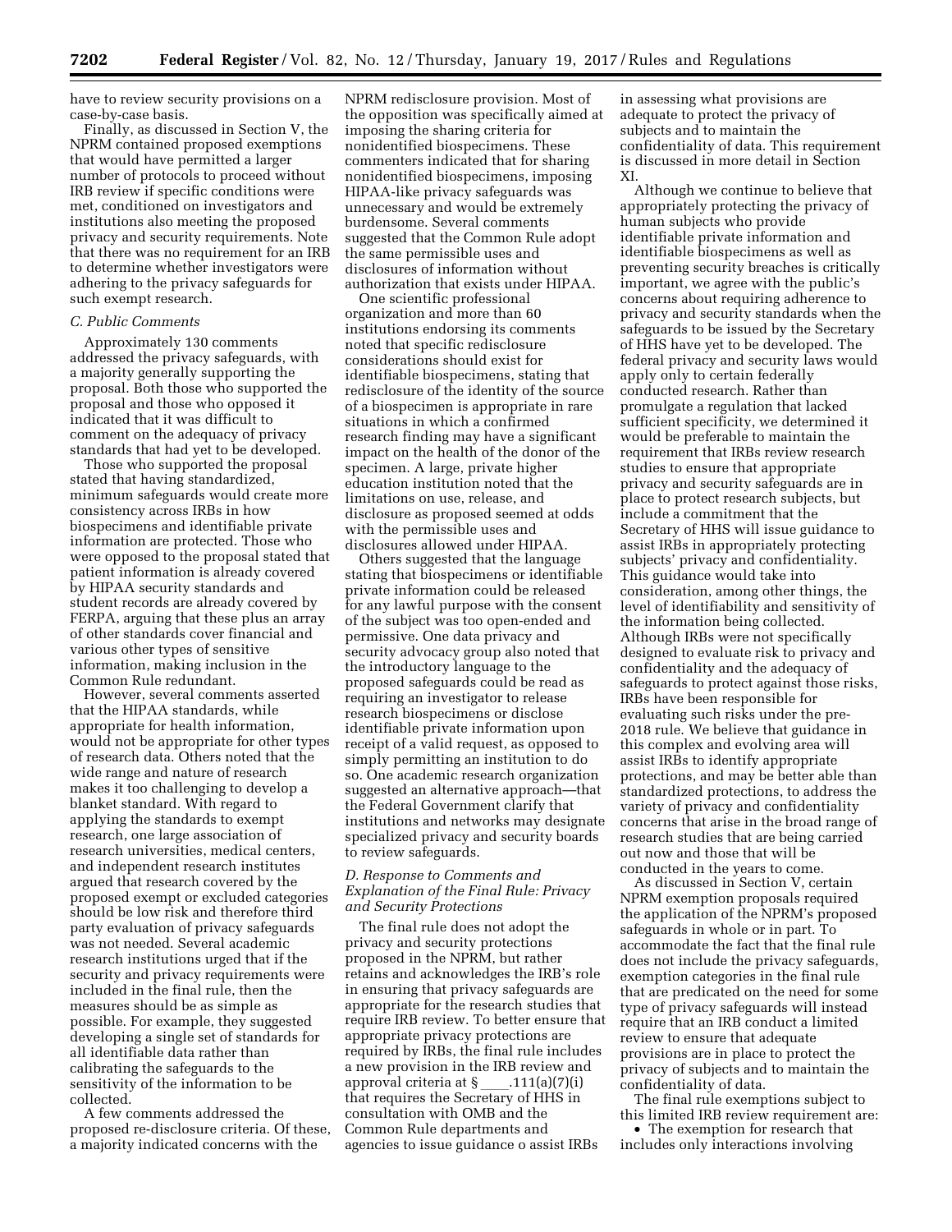have to review security provisions on a case-by-case basis.

Finally, as discussed in Section V, the NPRM contained proposed exemptions that would have permitted a larger number of protocols to proceed without IRB review if specific conditions were met, conditioned on investigators and institutions also meeting the proposed privacy and security requirements. Note that there was no requirement for an IRB to determine whether investigators were adhering to the privacy safeguards for such exempt research.

### C. Public Comments

Approximately 130 comments addressed the privacy safeguards, with a majority generally supporting the proposal. Both those who supported the proposal and those who opposed it indicated that it was difficult to comment on the adequacy of privacy standards that had yet to be developed.

Those who supported the proposal stated that having standardized, minimum safeguards would create more consistency across IRBs in how biospecimens and identifiable private information are protected. Those who were opposed to the proposal stated that patient information is already covered by HIPAA security standards and student records are already covered by FERPA, arguing that these plus an array of other standards cover financial and various other types of sensitive information, making inclusion in the Common Rule redundant.

However, several comments asserted that the HIPAA standards, while appropriate for health information, would not be appropriate for other types of research data. Others noted that the wide range and nature of research makes it too challenging to develop a blanket standard. With regard to applying the standards to exempt research, one large association of research universities, medical centers, and independent research institutes argued that research covered by the proposed exempt or excluded categories should be low risk and therefore third party evaluation of privacy safeguards was not needed. Several academic research institutions urged that if the security and privacy requirements were included in the final rule, then the measures should be as simple as possible. For example, they suggested developing a single set of standards for all identifiable data rather than calibrating the safeguards to the sensitivity of the information to be collected.

A few comments addressed the proposed re-disclosure criteria. Of these, a majority indicated concerns with the NPRM redisclosure provision. Most of the opposition was specifically aimed at imposing the sharing criteria for nonidentified biospecimens. These commenters indicated that for sharing nonidentified biospecimens, imposing HIPAA-like privacy safeguards was unnecessary and would be extremely burdensome. Several comments suggested that the Common Rule adopt the same permissible uses and disclosures of information without authorization that exists under HIPAA.

One scientific professional organization and more than 60 institutions endorsing its comments noted that specific redisclosure considerations should exist for identifiable biospecimens, stating that redisclosure of the identity of the source of a biospecimen is appropriate in rare situations in which a confirmed research finding may have a significant impact on the health of the donor of the specimen. A large, private higher education institution noted that the limitations on use, release, and disclosure as proposed seemed at odds with the permissible uses and disclosures allowed under HIPAA.

Others suggested that the language stating that biospecimens or identifiable private information could be released for any lawful purpose with the consent of the subject was too open-ended and permissive. One data privacy and security advocacy group also noted that the introductory language to the proposed safeguards could be read as requiring an investigator to release research biospecimens or disclose identifiable private information upon receipt of a valid request, as opposed to simply permitting an institution to do so. One academic research organization suggested an alternative approach—that the Federal Government clarify that institutions and networks may designate specialized privacy and security boards to review safeguards.

### D. Response to Comments and Explanation of the Final Rule: Privacy and Security Protections

The final rule does not adopt the privacy and security protections proposed in the NPRM, but rather retains and acknowledges the IRB's role in ensuring that privacy safeguards are appropriate for the research studies that require IRB review. To better ensure that appropriate privacy protections are required by IRBs, the final rule includes a new provision in the IRB review and approval criteria at § \_\_\_\_.111(a)(7)(i) that requires the Secretary of HHS in consultation with OMB and the Common Rule departments and agencies to issue guidance o assist IRBs in assessing what provisions are adequate to protect the privacy of subjects and to maintain the confidentiality of data. This requirement is discussed in more detail in Section XI.

Although we continue to believe that appropriately protecting the privacy of human subjects who provide identifiable private information and identifiable biospecimens as well as preventing security breaches is critically important, we agree with the public's concerns about requiring adherence to privacy and security standards when the safeguards to be issued by the Secretary of HHS have yet to be developed. The federal privacy and security laws would apply only to certain federally conducted research. Rather than promulgate a regulation that lacked sufficient specificity, we determined it would be preferable to maintain the requirement that IRBs review research studies to ensure that appropriate privacy and security safeguards are in place to protect research subjects, but include a commitment that the Secretary of HHS will issue guidance to assist IRBs in appropriately protecting subjects' privacy and confidentiality. This guidance would take into consideration, among other things, the level of identifiability and sensitivity of the information being collected. Although IRBs were not specifically designed to evaluate risk to privacy and confidentiality and the adequacy of safeguards to protect against those risks, IRBs have been responsible for evaluating such risks under the pre-2018 rule. We believe that guidance in this complex and evolving area will assist IRBs to identify appropriate protections, and may be better able than standardized protections, to address the variety of privacy and confidentiality concerns that arise in the broad range of research studies that are being carried out now and those that will be conducted in the years to come.

As discussed in Section V, certain NPRM exemption proposals required the application of the NPRM's proposed safeguards in whole or in part. To accommodate the fact that the final rule does not include the privacy safeguards, exemption categories in the final rule that are predicated on the need for some type of privacy safeguards will instead require that an IRB conduct a limited review to ensure that adequate provisions are in place to protect the privacy of subjects and to maintain the confidentiality of data.

The final rule exemptions subject to this limited IRB review requirement are:

- The exemption for research that includes only interactions involving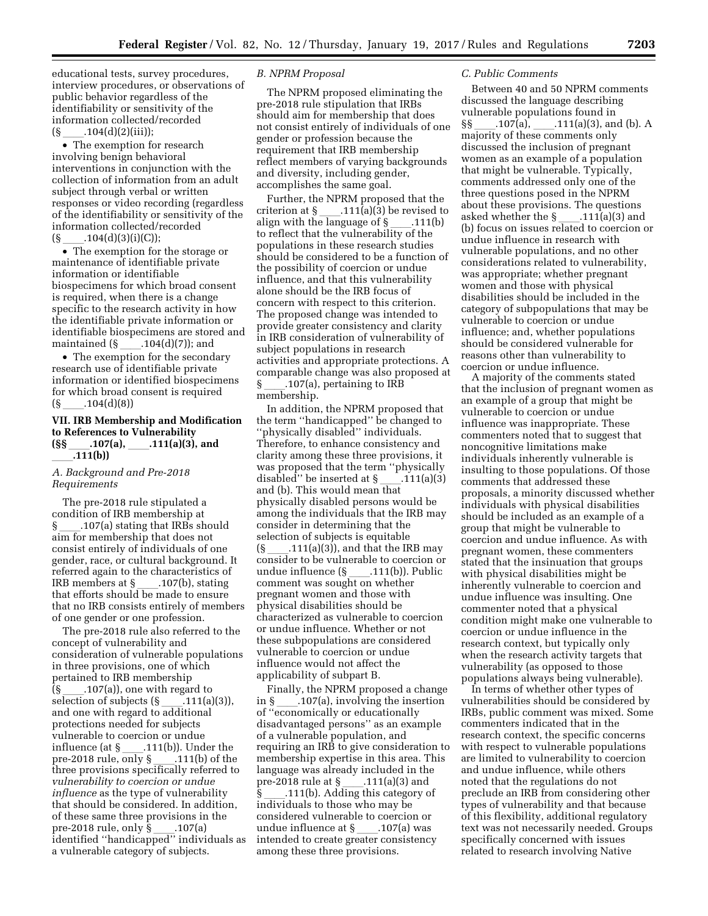educational tests, survey procedures, interview procedures, or observations of public behavior regardless of the identifiability or sensitivity of the information collected/recorded (§ ____.104(d)(2)(iii));

- The exemption for research involving benign behavioral interventions in conjunction with the collection of information from an adult subject through verbal or written responses or video recording (regardless of the identifiability or sensitivity of the information collected/recorded (§ ____.104(d)(3)(i)(C));
- The exemption for the storage or maintenance of identifiable private information or identifiable biospecimens for which broad consent is required, when there is a change specific to the research activity in how the identifiable private information or identifiable biospecimens are stored and maintained (§ ____.104(d)(7)); and
- The exemption for the secondary research use of identifiable private information or identified biospecimens for which broad consent is required (§ ____.104(d)(8))

## VII. IRB Membership and Modification to References to Vulnerability (§§ ____.107(a), ____.111(a)(3), and ____.111(b))

### A. Background and Pre-2018 Requirements

The pre-2018 rule stipulated a condition of IRB membership at § ____.107(a) stating that IRBs should aim for membership that does not consist entirely of individuals of one gender, race, or cultural background. It referred again to the characteristics of IRB members at § ____.107(b), stating that efforts should be made to ensure that no IRB consists entirely of members of one gender or one profession.

The pre-2018 rule also referred to the concept of vulnerability and consideration of vulnerable populations in three provisions, one of which pertained to IRB membership (§ ____.107(a)), one with regard to selection of subjects (§ ____.111(a)(3)), and one with regard to additional protections needed for subjects vulnerable to coercion or undue influence (at § ____.111(b)). Under the pre-2018 rule, only § ____.111(b) of the three provisions specifically referred to *vulnerability to coercion or undue influence* as the type of vulnerability that should be considered. In addition, of these same three provisions in the pre-2018 rule, only § ____.107(a) identified ''handicapped'' individuals as a vulnerable category of subjects.

### B. NPRM Proposal

The NPRM proposed eliminating the pre-2018 rule stipulation that IRBs should aim for membership that does not consist entirely of individuals of one gender or profession because the requirement that IRB membership reflect members of varying backgrounds and diversity, including gender, accomplishes the same goal.

Further, the NPRM proposed that the criterion at § ____.111(a)(3) be revised to align with the language of § ____.111(b) to reflect that the vulnerability of the populations in these research studies should be considered to be a function of the possibility of coercion or undue influence, and that this vulnerability alone should be the IRB focus of concern with respect to this criterion. The proposed change was intended to provide greater consistency and clarity in IRB consideration of vulnerability of subject populations in research activities and appropriate protections. A comparable change was also proposed at § ____.107(a), pertaining to IRB membership.

In addition, the NPRM proposed that the term ''handicapped'' be changed to ''physically disabled'' individuals. Therefore, to enhance consistency and clarity among these three provisions, it was proposed that the term ''physically disabled'' be inserted at § ____.111(a)(3) and (b). This would mean that physically disabled persons would be among the individuals that the IRB may consider in determining that the selection of subjects is equitable (§ ____.111(a)(3)), and that the IRB may consider to be vulnerable to coercion or undue influence (§ ____.111(b)). Public comment was sought on whether pregnant women and those with physical disabilities should be characterized as vulnerable to coercion or undue influence. Whether or not these subpopulations are considered vulnerable to coercion or undue influence would not affect the applicability of subpart B.

Finally, the NPRM proposed a change in § ____.107(a), involving the insertion of ''economically or educationally disadvantaged persons'' as an example of a vulnerable population, and requiring an IRB to give consideration to membership expertise in this area. This language was already included in the pre-2018 rule at § ____.111(a)(3) and § ____.111(b). Adding this category of individuals to those who may be considered vulnerable to coercion or undue influence at § ____.107(a) was intended to create greater consistency among these three provisions.

### C. Public Comments

Between 40 and 50 NPRM comments discussed the language describing vulnerable populations found in §§ ____.107(a), ____.111(a)(3), and (b). A majority of these comments only discussed the inclusion of pregnant women as an example of a population that might be vulnerable. Typically, comments addressed only one of the three questions posed in the NPRM about these provisions. The questions asked whether the § ____.111(a)(3) and (b) focus on issues related to coercion or undue influence in research with vulnerable populations, and no other considerations related to vulnerability, was appropriate; whether pregnant women and those with physical disabilities should be included in the category of subpopulations that may be vulnerable to coercion or undue influence; and, whether populations should be considered vulnerable for reasons other than vulnerability to coercion or undue influence.

A majority of the comments stated that the inclusion of pregnant women as an example of a group that might be vulnerable to coercion or undue influence was inappropriate. These commenters noted that to suggest that noncognitive limitations make individuals inherently vulnerable is insulting to those populations. Of those comments that addressed these proposals, a minority discussed whether individuals with physical disabilities should be included as an example of a group that might be vulnerable to coercion and undue influence. As with pregnant women, these commenters stated that the insinuation that groups with physical disabilities might be inherently vulnerable to coercion and undue influence was insulting. One commenter noted that a physical condition might make one vulnerable to coercion or undue influence in the research context, but typically only when the research activity targets that vulnerability (as opposed to those populations always being vulnerable).

In terms of whether other types of vulnerabilities should be considered by IRBs, public comment was mixed. Some commenters indicated that in the research context, the specific concerns with respect to vulnerable populations are limited to vulnerability to coercion and undue influence, while others noted that the regulations do not preclude an IRB from considering other types of vulnerability and that because of this flexibility, additional regulatory text was not necessarily needed. Groups specifically concerned with issues related to research involving Native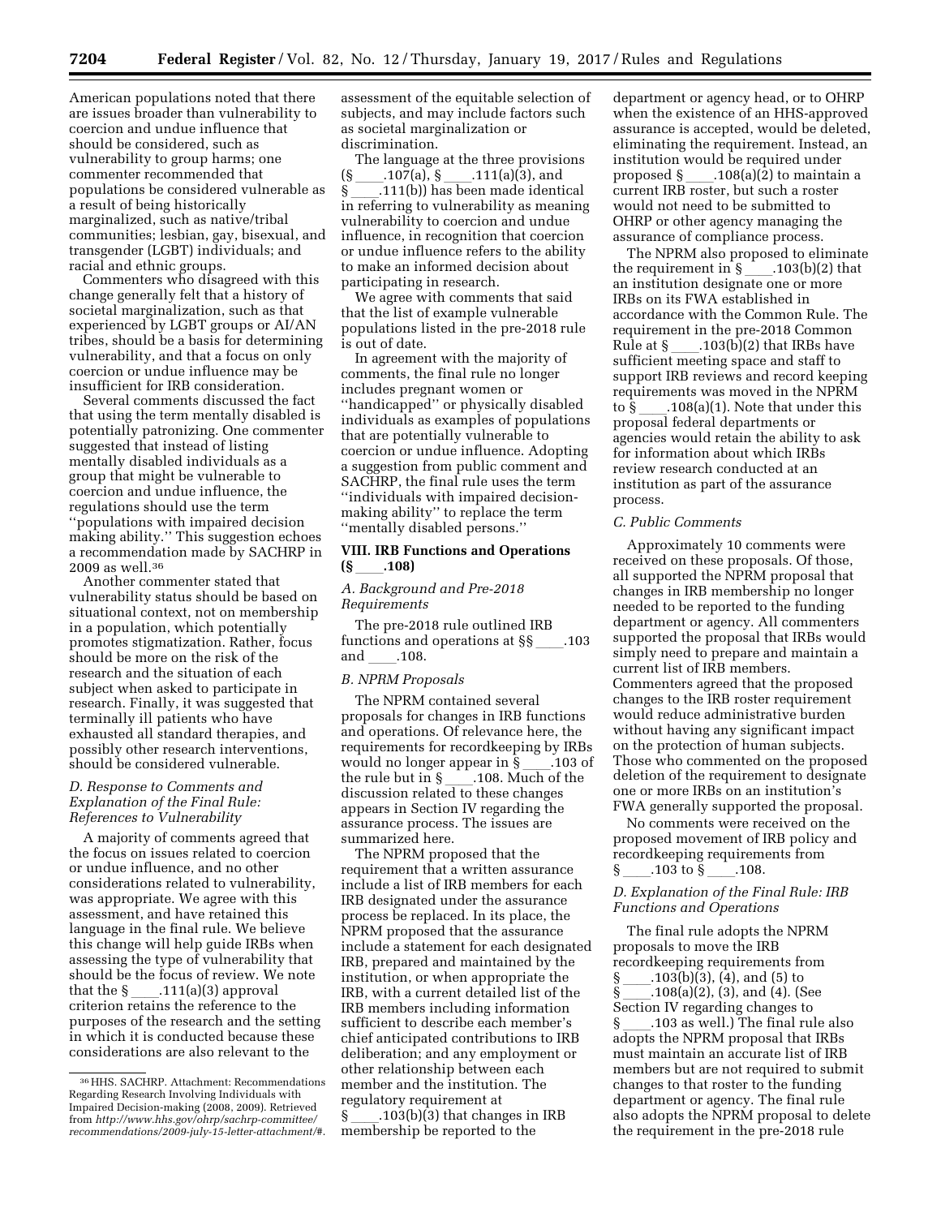American populations noted that there are issues broader than vulnerability to coercion and undue influence that should be considered, such as vulnerability to group harms; one commenter recommended that populations be considered vulnerable as a result of being historically marginalized, such as native/tribal communities; lesbian, gay, bisexual, and transgender (LGBT) individuals; and racial and ethnic groups.

Commenters who disagreed with this change generally felt that a history of societal marginalization, such as that experienced by LGBT groups or AI/AN tribes, should be a basis for determining vulnerability, and that a focus on only coercion or undue influence may be insufficient for IRB consideration.

Several comments discussed the fact that using the term mentally disabled is potentially patronizing. One commenter suggested that instead of listing mentally disabled individuals as a group that might be vulnerable to coercion and undue influence, the regulations should use the term ''populations with impaired decision making ability.'' This suggestion echoes a recommendation made by SACHRP in 2009 as well.[36]

Another commenter stated that vulnerability status should be based on situational context, not on membership in a population, which potentially promotes stigmatization. Rather, focus should be more on the risk of the research and the situation of each subject when asked to participate in research. Finally, it was suggested that terminally ill patients who have exhausted all standard therapies, and possibly other research interventions, should be considered vulnerable.

### *D. Response to Comments and Explanation of the Final Rule: References to Vulnerability*

A majority of comments agreed that the focus on issues related to coercion or undue influence, and no other considerations related to vulnerability, was appropriate. We agree with this assessment, and have retained this language in the final rule. We believe this change will help guide IRBs when assessing the type of vulnerability that should be the focus of review. We note that the § \_\_\_\_.111(a)(3) approval criterion retains the reference to the purposes of the research and the setting in which it is conducted because these considerations are also relevant to the assessment of the equitable selection of subjects, and may include factors such as societal marginalization or discrimination.

The language at the three provisions (§ \_\_\_\_.107(a), § \_\_\_\_.111(a)(3), and § \_\_\_\_.111(b)) has been made identical in referring to vulnerability as meaning vulnerability to coercion and undue influence, in recognition that coercion or undue influence refers to the ability to make an informed decision about participating in research.

We agree with comments that said that the list of example vulnerable populations listed in the pre-2018 rule is out of date.

In agreement with the majority of comments, the final rule no longer includes pregnant women or ''handicapped'' or physically disabled individuals as examples of populations that are potentially vulnerable to coercion or undue influence. Adopting a suggestion from public comment and SACHRP, the final rule uses the term ''individuals with impaired decision-making ability'' to replace the term ''mentally disabled persons.''

## VIII. IRB Functions and Operations (§ \_\_\_\_.108)

### *A. Background and Pre-2018 Requirements*

The pre-2018 rule outlined IRB functions and operations at §§ \_\_\_\_.103 and \_\_\_\_.108.

### *B. NPRM Proposals*

The NPRM contained several proposals for changes in IRB functions and operations. Of relevance here, the requirements for recordkeeping by IRBs would no longer appear in § \_\_\_\_.103 of the rule but in § \_\_\_\_.108. Much of the discussion related to these changes appears in Section IV regarding the assurance process. The issues are summarized here.

The NPRM proposed that the requirement that a written assurance include a list of IRB members for each IRB designated under the assurance process be replaced. In its place, the NPRM proposed that the assurance include a statement for each designated IRB, prepared and maintained by the institution, or when appropriate the IRB, with a current detailed list of the IRB members including information sufficient to describe each member's chief anticipated contributions to IRB deliberation; and any employment or other relationship between each member and the institution. The regulatory requirement at § \_\_\_\_.103(b)(3) that changes in IRB membership be reported to the department or agency head, or to OHRP when the existence of an HHS-approved assurance is accepted, would be deleted, eliminating the requirement. Instead, an institution would be required under proposed § \_\_\_\_.108(a)(2) to maintain a current IRB roster, but such a roster would not need to be submitted to OHRP or other agency managing the assurance of compliance process.

The NPRM also proposed to eliminate the requirement in § \_\_\_\_.103(b)(2) that an institution designate one or more IRBs on its FWA established in accordance with the Common Rule. The requirement in the pre-2018 Common Rule at § \_\_\_\_.103(b)(2) that IRBs have sufficient meeting space and staff to support IRB reviews and record keeping requirements was moved in the NPRM to § \_\_\_\_.108(a)(1). Note that under this proposal federal departments or agencies would retain the ability to ask for information about which IRBs review research conducted at an institution as part of the assurance process.

### *C. Public Comments*

Approximately 10 comments were received on these proposals. Of those, all supported the NPRM proposal that changes in IRB membership no longer needed to be reported to the funding department or agency. All commenters supported the proposal that IRBs would simply need to prepare and maintain a current list of IRB members. Commenters agreed that the proposed changes to the IRB roster requirement would reduce administrative burden without having any significant impact on the protection of human subjects. Those who commented on the proposed deletion of the requirement to designate one or more IRBs on an institution's FWA generally supported the proposal.

No comments were received on the proposed movement of IRB policy and recordkeeping requirements from § \_\_\_\_.103 to § \_\_\_\_.108.

### *D. Explanation of the Final Rule: IRB Functions and Operations*

The final rule adopts the NPRM proposals to move the IRB recordkeeping requirements from § \_\_\_\_.103(b)(3), (4), and (5) to § \_\_\_\_.108(a)(2), (3), and (4). (See Section IV regarding changes to § \_\_\_\_.103 as well.) The final rule also adopts the NPRM proposal that IRBs must maintain an accurate list of IRB members but are not required to submit changes to that roster to the funding department or agency. The final rule also adopts the NPRM proposal to delete the requirement in the pre-2018 rule

---

[36] HHS. SACHRP. Attachment: Recommendations Regarding Research Involving Individuals with Impaired Decision-making (2008, 2009). Retrieved from *http://www.hhs.gov/ohrp/sachrp-committee/recommendations/2009-july-15-letter-attachment/#*.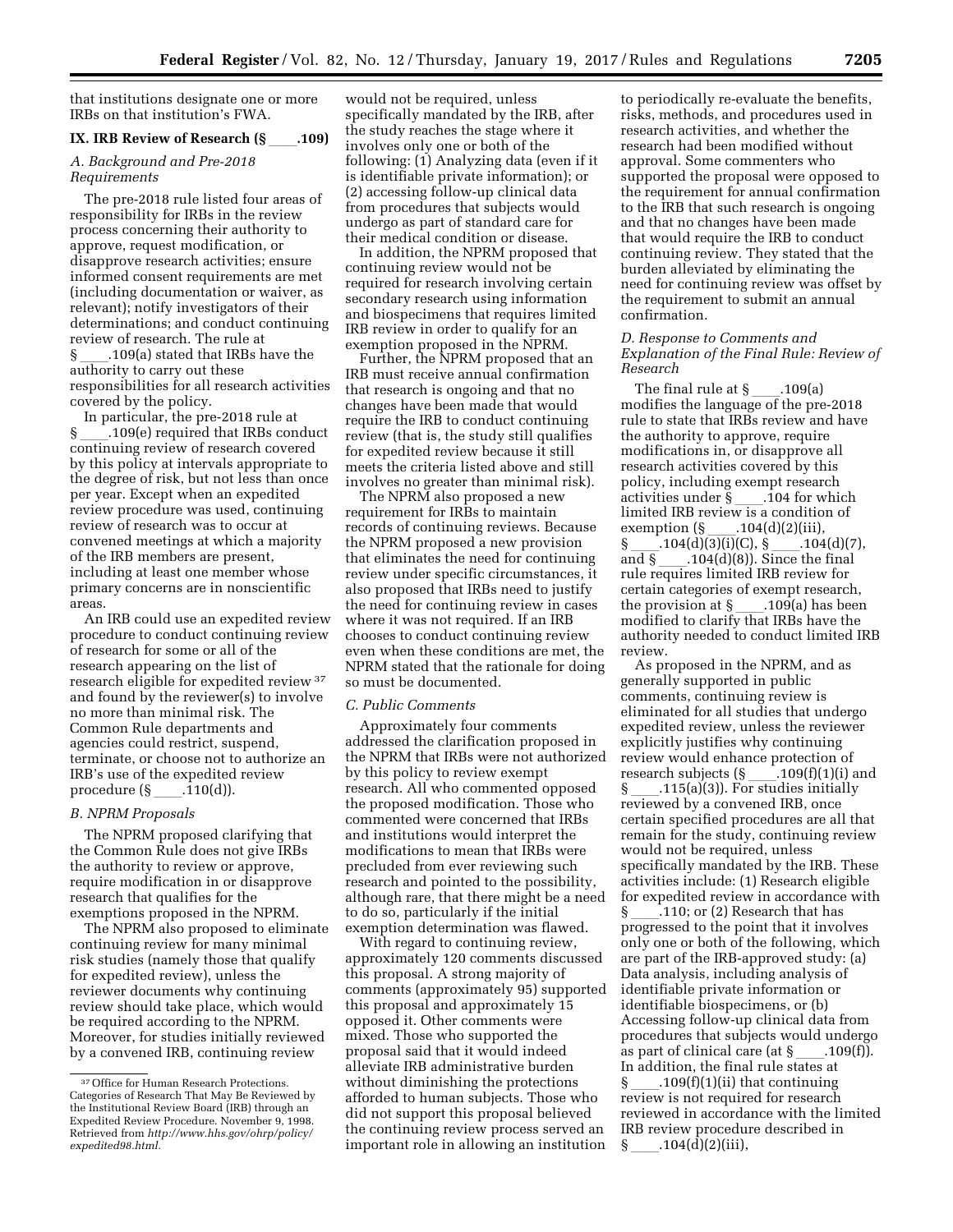that institutions designate one or more IRBs on that institution's FWA.

## IX. IRB Review of Research (§ ____.109)

### A. Background and Pre-2018 Requirements

The pre-2018 rule listed four areas of responsibility for IRBs in the review process concerning their authority to approve, request modification, or disapprove research activities; ensure informed consent requirements are met (including documentation or waiver, as relevant); notify investigators of their determinations; and conduct continuing review of research. The rule at § ____.109(a) stated that IRBs have the authority to carry out these responsibilities for all research activities covered by the policy.

In particular, the pre-2018 rule at § ____.109(e) required that IRBs conduct continuing review of research covered by this policy at intervals appropriate to the degree of risk, but not less than once per year. Except when an expedited review procedure was used, continuing review of research was to occur at convened meetings at which a majority of the IRB members are present, including at least one member whose primary concerns are in nonscientific areas.

An IRB could use an expedited review procedure to conduct continuing review of research for some or all of the research appearing on the list of research eligible for expedited review [37] and found by the reviewer(s) to involve no more than minimal risk. The Common Rule departments and agencies could restrict, suspend, terminate, or choose not to authorize an IRB's use of the expedited review procedure (§ ____.110(d)).

### B. NPRM Proposals

The NPRM proposed clarifying that the Common Rule does not give IRBs the authority to review or approve, require modification in or disapprove research that qualifies for the exemptions proposed in the NPRM.

The NPRM also proposed to eliminate continuing review for many minimal risk studies (namely those that qualify for expedited review), unless the reviewer documents why continuing review should take place, which would be required according to the NPRM. Moreover, for studies initially reviewed by a convened IRB, continuing review would not be required, unless specifically mandated by the IRB, after the study reaches the stage where it involves only one or both of the following: (1) Analyzing data (even if it is identifiable private information); or (2) accessing follow-up clinical data from procedures that subjects would undergo as part of standard care for their medical condition or disease.

In addition, the NPRM proposed that continuing review would not be required for research involving certain secondary research using information and biospecimens that requires limited IRB review in order to qualify for an exemption proposed in the NPRM.

Further, the NPRM proposed that an IRB must receive annual confirmation that research is ongoing and that no changes have been made that would require the IRB to conduct continuing review (that is, the study still qualifies for expedited review because it still meets the criteria listed above and still involves no greater than minimal risk).

The NPRM also proposed a new requirement for IRBs to maintain records of continuing reviews. Because the NPRM proposed a new provision that eliminates the need for continuing review under specific circumstances, it also proposed that IRBs need to justify the need for continuing review in cases where it was not required. If an IRB chooses to conduct continuing review even when these conditions are met, the NPRM stated that the rationale for doing so must be documented.

### C. Public Comments

Approximately four comments addressed the clarification proposed in the NPRM that IRBs were not authorized by this policy to review exempt research. All who commented opposed the proposed modification. Those who commented were concerned that IRBs and institutions would interpret the modifications to mean that IRBs were precluded from ever reviewing such research and pointed to the possibility, although rare, that there might be a need to do so, particularly if the initial exemption determination was flawed.

With regard to continuing review, approximately 120 comments discussed this proposal. A strong majority of comments (approximately 95) supported this proposal and approximately 15 opposed it. Other comments were mixed. Those who supported the proposal said that it would indeed alleviate IRB administrative burden without diminishing the protections afforded to human subjects. Those who did not support this proposal believed the continuing review process served an important role in allowing an institution to periodically re-evaluate the benefits, risks, methods, and procedures used in research activities, and whether the research had been modified without approval. Some commenters who supported the proposal were opposed to the requirement for annual confirmation to the IRB that such research is ongoing and that no changes have been made that would require the IRB to conduct continuing review. They stated that the burden alleviated by eliminating the need for continuing review was offset by the requirement to submit an annual confirmation.

### D. Response to Comments and Explanation of the Final Rule: Review of Research

The final rule at § ____.109(a) modifies the language of the pre-2018 rule to state that IRBs review and have the authority to approve, require modifications in, or disapprove all research activities covered by this policy, including exempt research activities under § ____.104 for which limited IRB review is a condition of exemption (§ ____.104(d)(2)(iii), § ____.104(d)(3)(i)(C), § ____.104(d)(7), and § ____.104(d)(8)). Since the final rule requires limited IRB review for certain categories of exempt research, the provision at § ____.109(a) has been modified to clarify that IRBs have the authority needed to conduct limited IRB review.

As proposed in the NPRM, and as generally supported in public comments, continuing review is eliminated for all studies that undergo expedited review, unless the reviewer explicitly justifies why continuing review would enhance protection of research subjects (§ ____.109(f)(1)(i) and § ____.115(a)(3)). For studies initially reviewed by a convened IRB, once certain specified procedures are all that remain for the study, continuing review would not be required, unless specifically mandated by the IRB. These activities include: (1) Research eligible for expedited review in accordance with § ____.110; or (2) Research that has progressed to the point that it involves only one or both of the following, which are part of the IRB-approved study: (a) Data analysis, including analysis of identifiable private information or identifiable biospecimens, or (b) Accessing follow-up clinical data from procedures that subjects would undergo as part of clinical care (at § ____.109(f)). In addition, the final rule states at § ____.109(f)(1)(ii) that continuing review is not required for research reviewed in accordance with the limited IRB review procedure described in § ____.104(d)(2)(iii),

[37] Office for Human Research Protections. Categories of Research That May Be Reviewed by the Institutional Review Board (IRB) through an Expedited Review Procedure. November 9, 1998. Retrieved from *http://www.hhs.gov/ohrp/policy/expedited98.html.*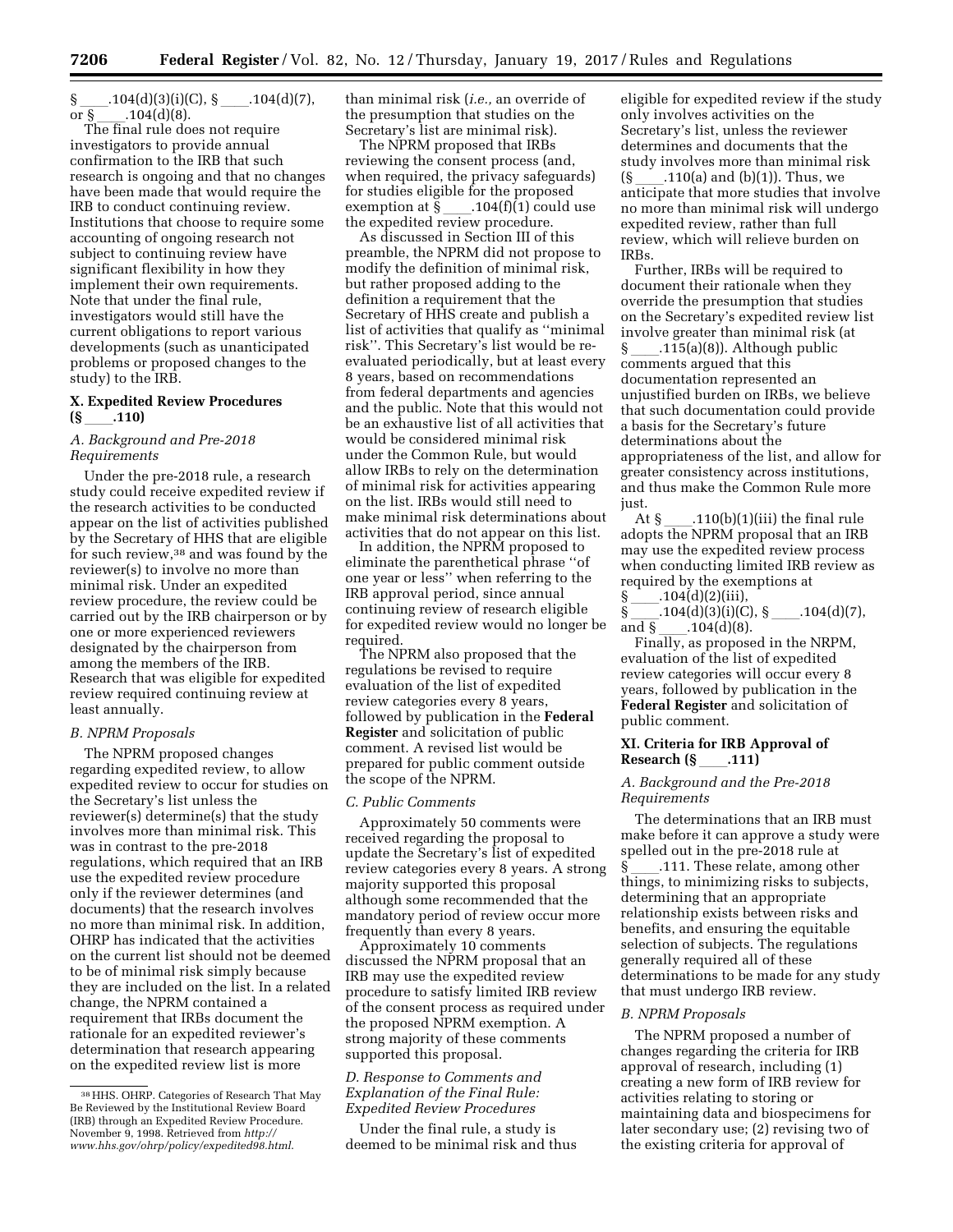§ ____.104(d)(3)(i)(C), § ____.104(d)(7), or § ____.104(d)(8).

The final rule does not require investigators to provide annual confirmation to the IRB that such research is ongoing and that no changes have been made that would require the IRB to conduct continuing review. Institutions that choose to require some accounting of ongoing research not subject to continuing review have significant flexibility in how they implement their own requirements. Note that under the final rule, investigators would still have the current obligations to report various developments (such as unanticipated problems or proposed changes to the study) to the IRB.

## X. Expedited Review Procedures (§ ____.110)

### A. Background and Pre-2018 Requirements

Under the pre-2018 rule, a research study could receive expedited review if the research activities to be conducted appear on the list of activities published by the Secretary of HHS that are eligible for such review,[38] and was found by the reviewer(s) to involve no more than minimal risk. Under an expedited review procedure, the review could be carried out by the IRB chairperson or by one or more experienced reviewers designated by the chairperson from among the members of the IRB. Research that was eligible for expedited review required continuing review at least annually.

### B. NPRM Proposals

The NPRM proposed changes regarding expedited review, to allow expedited review to occur for studies on the Secretary's list unless the reviewer(s) determine(s) that the study involves more than minimal risk. This was in contrast to the pre-2018 regulations, which required that an IRB use the expedited review procedure only if the reviewer determines (and documents) that the research involves no more than minimal risk. In addition, OHRP has indicated that the activities on the current list should not be deemed to be of minimal risk simply because they are included on the list. In a related change, the NPRM contained a requirement that IRBs document the rationale for an expedited reviewer's determination that research appearing on the expedited review list is more than minimal risk (*i.e.,* an override of the presumption that studies on the Secretary's list are minimal risk).

The NPRM proposed that IRBs reviewing the consent process (and, when required, the privacy safeguards) for studies eligible for the proposed exemption at § ____.104(f)(1) could use the expedited review procedure.

As discussed in Section III of this preamble, the NPRM did not propose to modify the definition of minimal risk, but rather proposed adding to the definition a requirement that the Secretary of HHS create and publish a list of activities that qualify as ''minimal risk''. This Secretary's list would be re-evaluated periodically, but at least every 8 years, based on recommendations from federal departments and agencies and the public. Note that this would not be an exhaustive list of all activities that would be considered minimal risk under the Common Rule, but would allow IRBs to rely on the determination of minimal risk for activities appearing on the list. IRBs would still need to make minimal risk determinations about activities that do not appear on this list.

In addition, the NPRM proposed to eliminate the parenthetical phrase ''of one year or less'' when referring to the IRB approval period, since annual continuing review of research eligible for expedited review would no longer be required.

The NPRM also proposed that the regulations be revised to require evaluation of the list of expedited review categories every 8 years, followed by publication in the **Federal Register** and solicitation of public comment. A revised list would be prepared for public comment outside the scope of the NPRM.

### C. Public Comments

Approximately 50 comments were received regarding the proposal to update the Secretary's list of expedited review categories every 8 years. A strong majority supported this proposal although some recommended that the mandatory period of review occur more frequently than every 8 years.

Approximately 10 comments discussed the NPRM proposal that an IRB may use the expedited review procedure to satisfy limited IRB review of the consent process as required under the proposed NPRM exemption. A strong majority of these comments supported this proposal.

### D. Response to Comments and Explanation of the Final Rule: Expedited Review Procedures

Under the final rule, a study is deemed to be minimal risk and thus eligible for expedited review if the study only involves activities on the Secretary's list, unless the reviewer determines and documents that the study involves more than minimal risk (§ ____.110(a) and (b)(1)). Thus, we anticipate that more studies that involve no more than minimal risk will undergo expedited review, rather than full review, which will relieve burden on IRBs.

Further, IRBs will be required to document their rationale when they override the presumption that studies on the Secretary's expedited review list involve greater than minimal risk (at § ____.115(a)(8)). Although public comments argued that this documentation represented an unjustified burden on IRBs, we believe that such documentation could provide a basis for the Secretary's future determinations about the appropriateness of the list, and allow for greater consistency across institutions, and thus make the Common Rule more just.

At § ____.110(b)(1)(iii) the final rule adopts the NPRM proposal that an IRB may use the expedited review process when conducting limited IRB review as required by the exemptions at § ____.104(d)(2)(iii), § ____.104(d)(3)(i)(C), § ____.104(d)(7), and § ____.104(d)(8).

Finally, as proposed in the NRPM, evaluation of the list of expedited review categories will occur every 8 years, followed by publication in the **Federal Register** and solicitation of public comment.

## XI. Criteria for IRB Approval of Research (§ ____.111)

### A. Background and the Pre-2018 Requirements

The determinations that an IRB must make before it can approve a study were spelled out in the pre-2018 rule at § ____.111. These relate, among other things, to minimizing risks to subjects, determining that an appropriate relationship exists between risks and benefits, and ensuring the equitable selection of subjects. The regulations generally required all of these determinations to be made for any study that must undergo IRB review.

### B. NPRM Proposals

The NPRM proposed a number of changes regarding the criteria for IRB approval of research, including (1) creating a new form of IRB review for activities relating to storing or maintaining data and biospecimens for later secondary use; (2) revising two of the existing criteria for approval of

---

[38] HHS. OHRP. Categories of Research That May Be Reviewed by the Institutional Review Board (IRB) through an Expedited Review Procedure. November 9, 1998. Retrieved from *http://www.hhs.gov/ohrp/policy/expedited98.html.*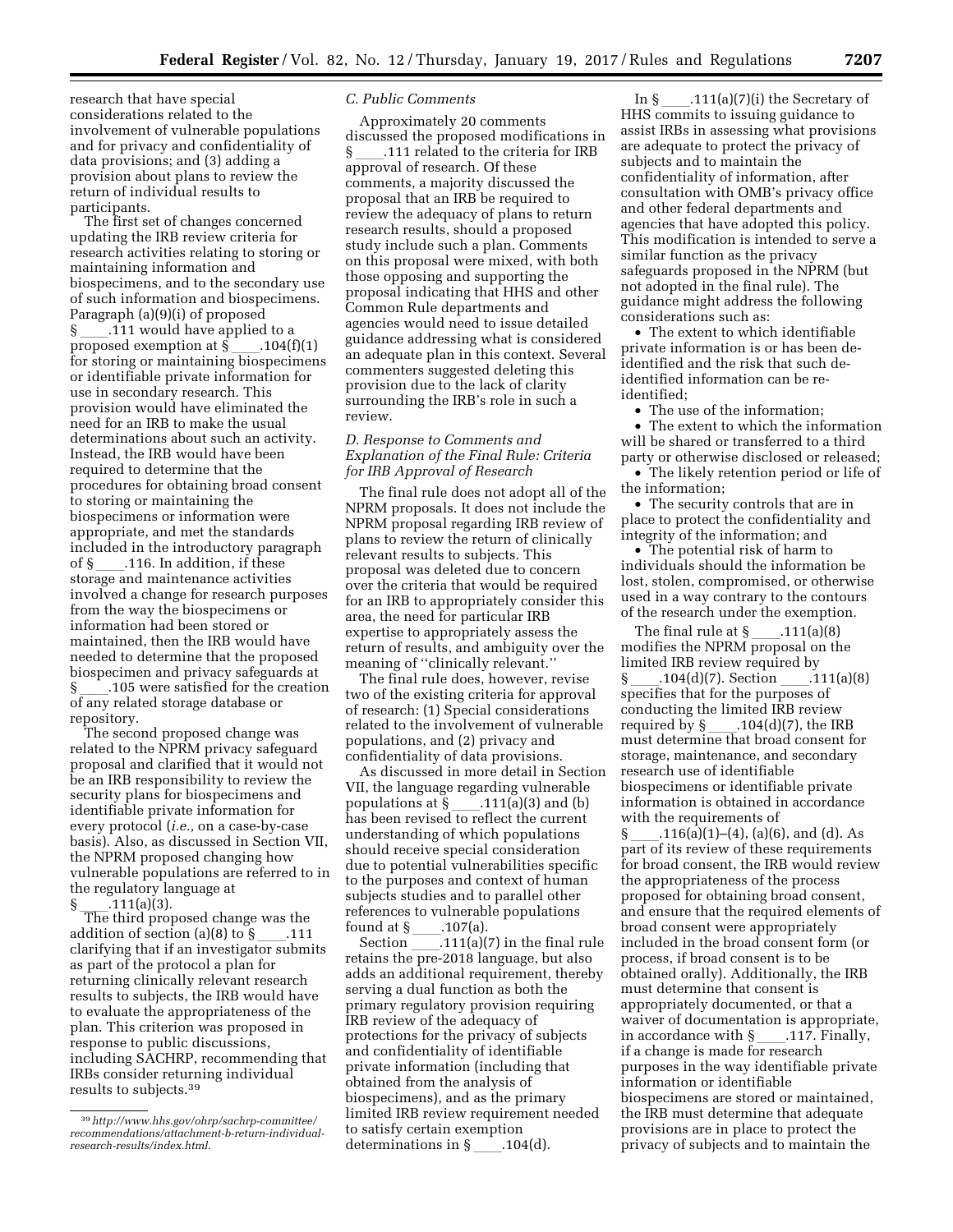research that have special considerations related to the involvement of vulnerable populations and for privacy and confidentiality of data provisions; and (3) adding a provision about plans to review the return of individual results to participants.

The first set of changes concerned updating the IRB review criteria for research activities relating to storing or maintaining information and biospecimens, and to the secondary use of such information and biospecimens. Paragraph (a)(9)(i) of proposed § ____.111 would have applied to a proposed exemption at § ____.104(f)(1) for storing or maintaining biospecimens or identifiable private information for use in secondary research. This provision would have eliminated the need for an IRB to make the usual determinations about such an activity. Instead, the IRB would have been required to determine that the procedures for obtaining broad consent to storing or maintaining the biospecimens or information were appropriate, and met the standards included in the introductory paragraph of § ____.116. In addition, if these storage and maintenance activities involved a change for research purposes from the way the biospecimens or information had been stored or maintained, then the IRB would have needed to determine that the proposed biospecimen and privacy safeguards at § ____.105 were satisfied for the creation of any related storage database or repository.

The second proposed change was related to the NPRM privacy safeguard proposal and clarified that it would not be an IRB responsibility to review the security plans for biospecimens and identifiable private information for every protocol (*i.e.,* on a case-by-case basis). Also, as discussed in Section VII, the NPRM proposed changing how vulnerable populations are referred to in the regulatory language at § ____.111(a)(3).

The third proposed change was the addition of section (a)(8) to § ____.111 clarifying that if an investigator submits as part of the protocol a plan for returning clinically relevant research results to subjects, the IRB would have to evaluate the appropriateness of the plan. This criterion was proposed in response to public discussions, including SACHRP, recommending that IRBs consider returning individual results to subjects.[39]

[39] *http://www.hhs.gov/ohrp/sachrp-committee/recommendations/attachment-b-return-individual-research-results/index.html.*

### *C. Public Comments*

Approximately 20 comments discussed the proposed modifications in § ____.111 related to the criteria for IRB approval of research. Of these comments, a majority discussed the proposal that an IRB be required to review the adequacy of plans to return research results, should a proposed study include such a plan. Comments on this proposal were mixed, with both those opposing and supporting the proposal indicating that HHS and other Common Rule departments and agencies would need to issue detailed guidance addressing what is considered an adequate plan in this context. Several commenters suggested deleting this provision due to the lack of clarity surrounding the IRB's role in such a review.

### *D. Response to Comments and Explanation of the Final Rule: Criteria for IRB Approval of Research*

The final rule does not adopt all of the NPRM proposals. It does not include the NPRM proposal regarding IRB review of plans to review the return of clinically relevant results to subjects. This proposal was deleted due to concern over the criteria that would be required for an IRB to appropriately consider this area, the need for particular IRB expertise to appropriately assess the return of results, and ambiguity over the meaning of ''clinically relevant.''

The final rule does, however, revise two of the existing criteria for approval of research: (1) Special considerations related to the involvement of vulnerable populations, and (2) privacy and confidentiality of data provisions.

As discussed in more detail in Section VII, the language regarding vulnerable populations at § ____.111(a)(3) and (b) has been revised to reflect the current understanding of which populations should receive special consideration due to potential vulnerabilities specific to the purposes and context of human subjects studies and to parallel other references to vulnerable populations found at § ____.107(a).

Section ____.111(a)(7) in the final rule retains the pre-2018 language, but also adds an additional requirement, thereby serving a dual function as both the primary regulatory provision requiring IRB review of the adequacy of protections for the privacy of subjects and confidentiality of identifiable private information (including that obtained from the analysis of biospecimens), and as the primary limited IRB review requirement needed to satisfy certain exemption determinations in § ____.104(d).

In § ____.111(a)(7)(i) the Secretary of HHS commits to issuing guidance to assist IRBs in assessing what provisions are adequate to protect the privacy of subjects and to maintain the confidentiality of information, after consultation with OMB's privacy office and other federal departments and agencies that have adopted this policy. This modification is intended to serve a similar function as the privacy safeguards proposed in the NPRM (but not adopted in the final rule). The guidance might address the following considerations such as:

- The extent to which identifiable private information is or has been de-identified and the risk that such de-identified information can be re-identified;
- The use of the information;
- The extent to which the information will be shared or transferred to a third party or otherwise disclosed or released;
- The likely retention period or life of the information;
- The security controls that are in place to protect the confidentiality and integrity of the information; and
- The potential risk of harm to individuals should the information be lost, stolen, compromised, or otherwise used in a way contrary to the contours of the research under the exemption.

The final rule at § ____.111(a)(8) modifies the NPRM proposal on the limited IRB review required by § ____.104(d)(7). Section ____.111(a)(8) specifies that for the purposes of conducting the limited IRB review required by § ____.104(d)(7), the IRB must determine that broad consent for storage, maintenance, and secondary research use of identifiable biospecimens or identifiable private information is obtained in accordance with the requirements of § ____.116(a)(1)–(4), (a)(6), and (d). As part of its review of these requirements for broad consent, the IRB would review the appropriateness of the process proposed for obtaining broad consent, and ensure that the required elements of broad consent were appropriately included in the broad consent form (or process, if broad consent is to be obtained orally). Additionally, the IRB must determine that consent is appropriately documented, or that a waiver of documentation is appropriate, in accordance with § ____.117. Finally, if a change is made for research purposes in the way identifiable private information or identifiable biospecimens are stored or maintained, the IRB must determine that adequate provisions are in place to protect the privacy of subjects and to maintain the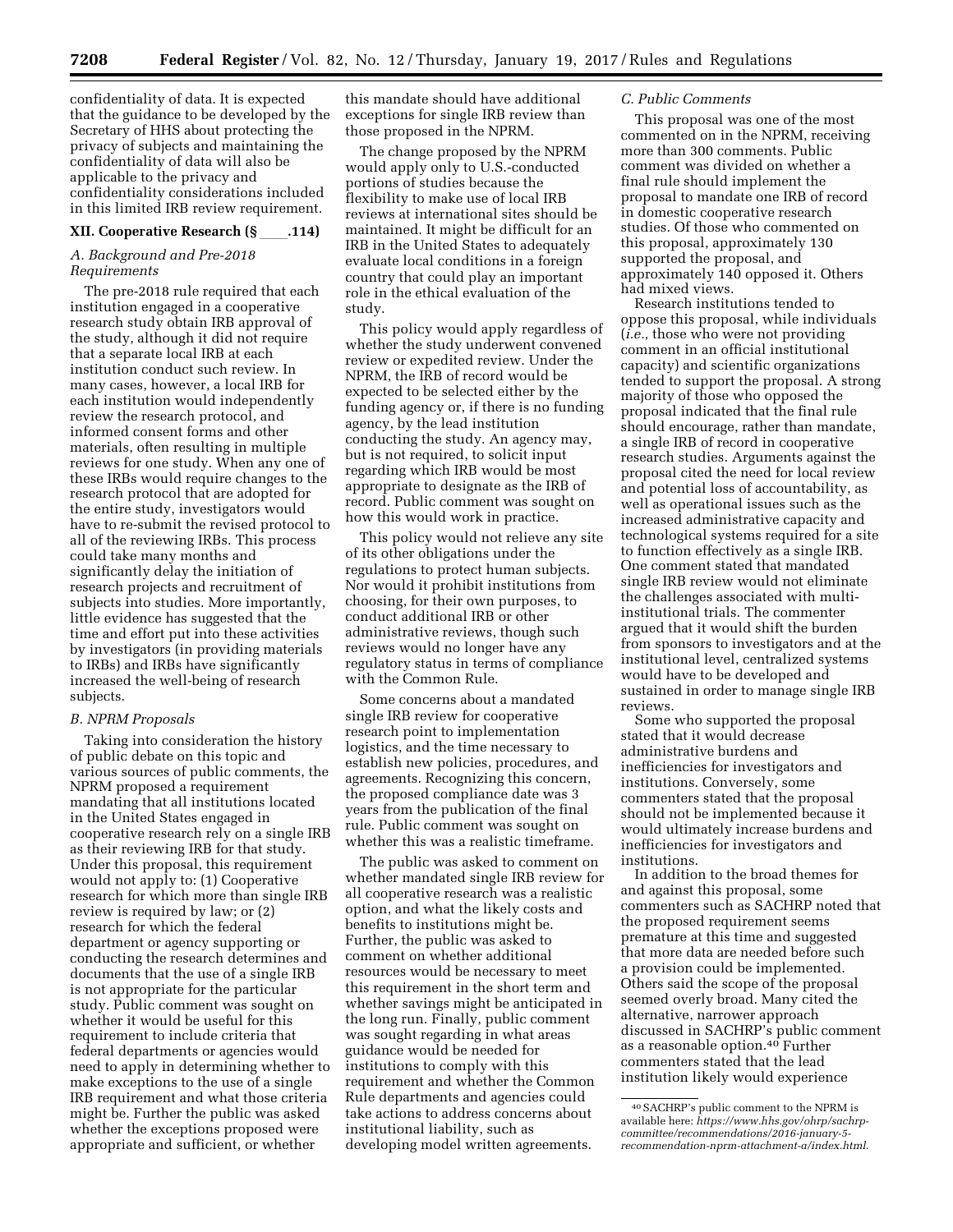confidentiality of data. It is expected that the guidance to be developed by the Secretary of HHS about protecting the privacy of subjects and maintaining the confidentiality of data will also be applicable to the privacy and confidentiality considerations included in this limited IRB review requirement.

## XII. Cooperative Research (§ ____.114)

### A. Background and Pre-2018 Requirements

The pre-2018 rule required that each institution engaged in a cooperative research study obtain IRB approval of the study, although it did not require that a separate local IRB at each institution conduct such review. In many cases, however, a local IRB for each institution would independently review the research protocol, and informed consent forms and other materials, often resulting in multiple reviews for one study. When any one of these IRBs would require changes to the research protocol that are adopted for the entire study, investigators would have to re-submit the revised protocol to all of the reviewing IRBs. This process could take many months and significantly delay the initiation of research projects and recruitment of subjects into studies. More importantly, little evidence has suggested that the time and effort put into these activities by investigators (in providing materials to IRBs) and IRBs have significantly increased the well-being of research subjects.

### B. NPRM Proposals

Taking into consideration the history of public debate on this topic and various sources of public comments, the NPRM proposed a requirement mandating that all institutions located in the United States engaged in cooperative research rely on a single IRB as their reviewing IRB for that study. Under this proposal, this requirement would not apply to: (1) Cooperative research for which more than single IRB review is required by law; or (2) research for which the federal department or agency supporting or conducting the research determines and documents that the use of a single IRB is not appropriate for the particular study. Public comment was sought on whether it would be useful for this requirement to include criteria that federal departments or agencies would need to apply in determining whether to make exceptions to the use of a single IRB requirement and what those criteria might be. Further the public was asked whether the exceptions proposed were appropriate and sufficient, or whether this mandate should have additional exceptions for single IRB review than those proposed in the NPRM.

The change proposed by the NPRM would apply only to U.S.-conducted portions of studies because the flexibility to make use of local IRB reviews at international sites should be maintained. It might be difficult for an IRB in the United States to adequately evaluate local conditions in a foreign country that could play an important role in the ethical evaluation of the study.

This policy would apply regardless of whether the study underwent convened review or expedited review. Under the NPRM, the IRB of record would be expected to be selected either by the funding agency or, if there is no funding agency, by the lead institution conducting the study. An agency may, but is not required, to solicit input regarding which IRB would be most appropriate to designate as the IRB of record. Public comment was sought on how this would work in practice.

This policy would not relieve any site of its other obligations under the regulations to protect human subjects. Nor would it prohibit institutions from choosing, for their own purposes, to conduct additional IRB or other administrative reviews, though such reviews would no longer have any regulatory status in terms of compliance with the Common Rule.

Some concerns about a mandated single IRB review for cooperative research point to implementation logistics, and the time necessary to establish new policies, procedures, and agreements. Recognizing this concern, the proposed compliance date was 3 years from the publication of the final rule. Public comment was sought on whether this was a realistic timeframe.

The public was asked to comment on whether mandated single IRB review for all cooperative research was a realistic option, and what the likely costs and benefits to institutions might be. Further, the public was asked to comment on whether additional resources would be necessary to meet this requirement in the short term and whether savings might be anticipated in the long run. Finally, public comment was sought regarding in what areas guidance would be needed for institutions to comply with this requirement and whether the Common Rule departments and agencies could take actions to address concerns about institutional liability, such as developing model written agreements.

### C. Public Comments

This proposal was one of the most commented on in the NPRM, receiving more than 300 comments. Public comment was divided on whether a final rule should implement the proposal to mandate one IRB of record in domestic cooperative research studies. Of those who commented on this proposal, approximately 130 supported the proposal, and approximately 140 opposed it. Others had mixed views.

Research institutions tended to oppose this proposal, while individuals (*i.e.,* those who were not providing comment in an official institutional capacity) and scientific organizations tended to support the proposal. A strong majority of those who opposed the proposal indicated that the final rule should encourage, rather than mandate, a single IRB of record in cooperative research studies. Arguments against the proposal cited the need for local review and potential loss of accountability, as well as operational issues such as the increased administrative capacity and technological systems required for a site to function effectively as a single IRB. One comment stated that mandated single IRB review would not eliminate the challenges associated with multi-institutional trials. The commenter argued that it would shift the burden from sponsors to investigators and at the institutional level, centralized systems would have to be developed and sustained in order to manage single IRB reviews.

Some who supported the proposal stated that it would decrease administrative burdens and inefficiencies for investigators and institutions. Conversely, some commenters stated that the proposal should not be implemented because it would ultimately increase burdens and inefficiencies for investigators and institutions.

In addition to the broad themes for and against this proposal, some commenters such as SACHRP noted that the proposed requirement seems premature at this time and suggested that more data are needed before such a provision could be implemented. Others said the scope of the proposal seemed overly broad. Many cited the alternative, narrower approach discussed in SACHRP's public comment as a reasonable option.[40] Further commenters stated that the lead institution likely would experience

[40] SACHRP's public comment to the NPRM is available here: *https://www.hhs.gov/ohrp/sachrp-committee/recommendations/2016-january-5-recommendation-nprm-attachment-a/index.html.*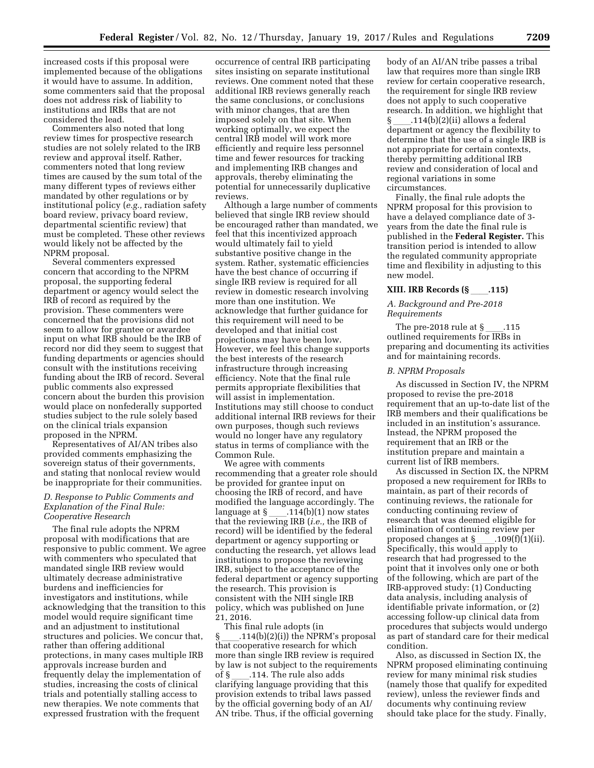increased costs if this proposal were implemented because of the obligations it would have to assume. In addition, some commenters said that the proposal does not address risk of liability to institutions and IRBs that are not considered the lead.

Commenters also noted that long review times for prospective research studies are not solely related to the IRB review and approval itself. Rather, commenters noted that long review times are caused by the sum total of the many different types of reviews either mandated by other regulations or by institutional policy (*e.g.,* radiation safety board review, privacy board review, departmental scientific review) that must be completed. These other reviews would likely not be affected by the NPRM proposal.

Several commenters expressed concern that according to the NPRM proposal, the supporting federal department or agency would select the IRB of record as required by the provision. These commenters were concerned that the provisions did not seem to allow for grantee or awardee input on what IRB should be the IRB of record nor did they seem to suggest that funding departments or agencies should consult with the institutions receiving funding about the IRB of record. Several public comments also expressed concern about the burden this provision would place on nonfederally supported studies subject to the rule solely based on the clinical trials expansion proposed in the NPRM.

Representatives of AI/AN tribes also provided comments emphasizing the sovereign status of their governments, and stating that nonlocal review would be inappropriate for their communities.

### *D. Response to Public Comments and Explanation of the Final Rule: Cooperative Research*

The final rule adopts the NPRM proposal with modifications that are responsive to public comment. We agree with commenters who speculated that mandated single IRB review would ultimately decrease administrative burdens and inefficiencies for investigators and institutions, while acknowledging that the transition to this model would require significant time and an adjustment to institutional structures and policies. We concur that, rather than offering additional protections, in many cases multiple IRB approvals increase burden and frequently delay the implementation of studies, increasing the costs of clinical trials and potentially stalling access to new therapies. We note comments that expressed frustration with the frequent occurrence of central IRB participating sites insisting on separate institutional reviews. One comment noted that these additional IRB reviews generally reach the same conclusions, or conclusions with minor changes, that are then imposed solely on that site. When working optimally, we expect the central IRB model will work more efficiently and require less personnel time and fewer resources for tracking and implementing IRB changes and approvals, thereby eliminating the potential for unnecessarily duplicative reviews.

Although a large number of comments believed that single IRB review should be encouraged rather than mandated, we feel that this incentivized approach would ultimately fail to yield substantive positive change in the system. Rather, systematic efficiencies have the best chance of occurring if single IRB review is required for all review in domestic research involving more than one institution. We acknowledge that further guidance for this requirement will need to be developed and that initial cost projections may have been low. However, we feel this change supports the best interests of the research infrastructure through increasing efficiency. Note that the final rule permits appropriate flexibilities that will assist in implementation. Institutions may still choose to conduct additional internal IRB reviews for their own purposes, though such reviews would no longer have any regulatory status in terms of compliance with the Common Rule.

We agree with comments recommending that a greater role should be provided for grantee input on choosing the IRB of record, and have modified the language accordingly. The language at § ____.114(b)(1) now states that the reviewing IRB (*i.e.,* the IRB of record) will be identified by the federal department or agency supporting or conducting the research, yet allows lead institutions to propose the reviewing IRB, subject to the acceptance of the federal department or agency supporting the research. This provision is consistent with the NIH single IRB policy, which was published on June 21, 2016.

This final rule adopts (in § ____.114(b)(2)(i)) the NPRM's proposal that cooperative research for which more than single IRB review is required by law is not subject to the requirements of § ____.114. The rule also adds clarifying language providing that this provision extends to tribal laws passed by the official governing body of an AI/AN tribe. Thus, if the official governing body of an AI/AN tribe passes a tribal law that requires more than single IRB review for certain cooperative research, the requirement for single IRB review does not apply to such cooperative research. In addition, we highlight that § ____.114(b)(2)(ii) allows a federal department or agency the flexibility to determine that the use of a single IRB is not appropriate for certain contexts, thereby permitting additional IRB review and consideration of local and regional variations in some circumstances.

Finally, the final rule adopts the NPRM proposal for this provision to have a delayed compliance date of 3-years from the date the final rule is published in the **Federal Register.** This transition period is intended to allow the regulated community appropriate time and flexibility in adjusting to this new model.

## XIII. IRB Records (§ ____.115)

### *A. Background and Pre-2018 Requirements*

The pre-2018 rule at § ____.115 outlined requirements for IRBs in preparing and documenting its activities and for maintaining records.

### *B. NPRM Proposals*

As discussed in Section IV, the NPRM proposed to revise the pre-2018 requirement that an up-to-date list of the IRB members and their qualifications be included in an institution's assurance. Instead, the NPRM proposed the requirement that an IRB or the institution prepare and maintain a current list of IRB members.

As discussed in Section IX, the NPRM proposed a new requirement for IRBs to maintain, as part of their records of continuing reviews, the rationale for conducting continuing review of research that was deemed eligible for elimination of continuing review per proposed changes at § ____.109(f)(1)(ii). Specifically, this would apply to research that had progressed to the point that it involves only one or both of the following, which are part of the IRB-approved study: (1) Conducting data analysis, including analysis of identifiable private information, or (2) accessing follow-up clinical data from procedures that subjects would undergo as part of standard care for their medical condition.

Also, as discussed in Section IX, the NPRM proposed eliminating continuing review for many minimal risk studies (namely those that qualify for expedited review), unless the reviewer finds and documents why continuing review should take place for the study. Finally,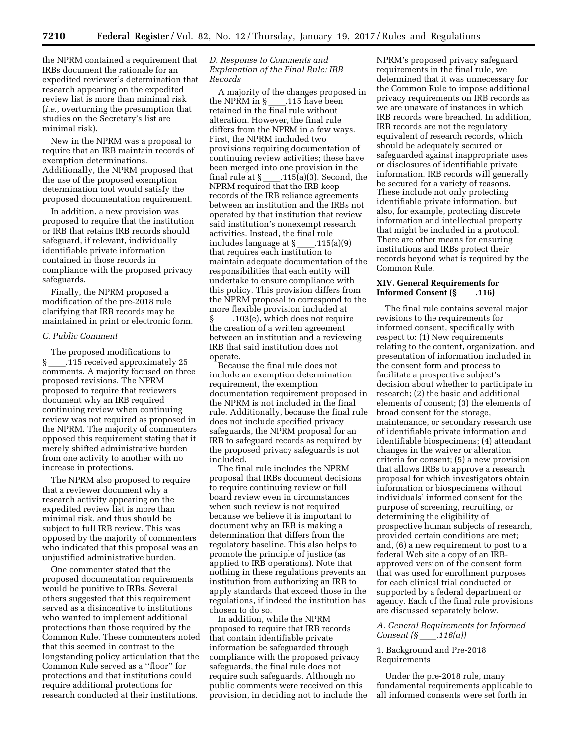the NPRM contained a requirement that IRBs document the rationale for an expedited reviewer's determination that research appearing on the expedited review list is more than minimal risk (*i.e.,* overturning the presumption that studies on the Secretary's list are minimal risk).

New in the NPRM was a proposal to require that an IRB maintain records of exemption determinations. Additionally, the NPRM proposed that the use of the proposed exemption determination tool would satisfy the proposed documentation requirement.

In addition, a new provision was proposed to require that the institution or IRB that retains IRB records should safeguard, if relevant, individually identifiable private information contained in those records in compliance with the proposed privacy safeguards.

Finally, the NPRM proposed a modification of the pre-2018 rule clarifying that IRB records may be maintained in print or electronic form.

### *C. Public Comment*

The proposed modifications to § ____.115 received approximately 25 comments. A majority focused on three proposed revisions. The NPRM proposed to require that reviewers document why an IRB required continuing review when continuing review was not required as proposed in the NPRM. The majority of commenters opposed this requirement stating that it merely shifted administrative burden from one activity to another with no increase in protections.

The NPRM also proposed to require that a reviewer document why a research activity appearing on the expedited review list is more than minimal risk, and thus should be subject to full IRB review. This was opposed by the majority of commenters who indicated that this proposal was an unjustified administrative burden.

One commenter stated that the proposed documentation requirements would be punitive to IRBs. Several others suggested that this requirement served as a disincentive to institutions who wanted to implement additional protections than those required by the Common Rule. These commenters noted that this seemed in contrast to the longstanding policy articulation that the Common Rule served as a ''floor'' for protections and that institutions could require additional protections for research conducted at their institutions.

### *D. Response to Comments and Explanation of the Final Rule: IRB Records*

A majority of the changes proposed in the NPRM in § ____.115 have been retained in the final rule without alteration. However, the final rule differs from the NPRM in a few ways. First, the NPRM included two provisions requiring documentation of continuing review activities; these have been merged into one provision in the final rule at § ____.115(a)(3). Second, the NPRM required that the IRB keep records of the IRB reliance agreements between an institution and the IRBs not operated by that institution that review said institution's nonexempt research activities. Instead, the final rule includes language at § ____.115(a)(9) that requires each institution to maintain adequate documentation of the responsibilities that each entity will undertake to ensure compliance with this policy. This provision differs from the NPRM proposal to correspond to the more flexible provision included at § ____.103(e), which does not require the creation of a written agreement between an institution and a reviewing IRB that said institution does not operate.

Because the final rule does not include an exemption determination requirement, the exemption documentation requirement proposed in the NPRM is not included in the final rule. Additionally, because the final rule does not include specified privacy safeguards, the NPRM proposal for an IRB to safeguard records as required by the proposed privacy safeguards is not included.

The final rule includes the NPRM proposal that IRBs document decisions to require continuing review or full board review even in circumstances when such review is not required because we believe it is important to document why an IRB is making a determination that differs from the regulatory baseline. This also helps to promote the principle of justice (as applied to IRB operations). Note that nothing in these regulations prevents an institution from authorizing an IRB to apply standards that exceed those in the regulations, if indeed the institution has chosen to do so.

In addition, while the NPRM proposed to require that IRB records that contain identifiable private information be safeguarded through compliance with the proposed privacy safeguards, the final rule does not require such safeguards. Although no public comments were received on this provision, in deciding not to include the NPRM's proposed privacy safeguard requirements in the final rule, we determined that it was unnecessary for the Common Rule to impose additional privacy requirements on IRB records as we are unaware of instances in which IRB records were breached. In addition, IRB records are not the regulatory equivalent of research records, which should be adequately secured or safeguarded against inappropriate uses or disclosures of identifiable private information. IRB records will generally be secured for a variety of reasons. These include not only protecting identifiable private information, but also, for example, protecting discrete information and intellectual property that might be included in a protocol. There are other means for ensuring institutions and IRBs protect their records beyond what is required by the Common Rule.

## XIV. General Requirements for Informed Consent (§ ____.116)

The final rule contains several major revisions to the requirements for informed consent, specifically with respect to: (1) New requirements relating to the content, organization, and presentation of information included in the consent form and process to facilitate a prospective subject's decision about whether to participate in research; (2) the basic and additional elements of consent; (3) the elements of broad consent for the storage, maintenance, or secondary research use of identifiable private information and identifiable biospecimens; (4) attendant changes in the waiver or alteration criteria for consent; (5) a new provision that allows IRBs to approve a research proposal for which investigators obtain information or biospecimens without individuals' informed consent for the purpose of screening, recruiting, or determining the eligibility of prospective human subjects of research, provided certain conditions are met; and, (6) a new requirement to post to a federal Web site a copy of an IRB-approved version of the consent form that was used for enrollment purposes for each clinical trial conducted or supported by a federal department or agency. Each of the final rule provisions are discussed separately below.

### *A. General Requirements for Informed Consent (§ ____.116(a))*

#### 1. Background and Pre-2018 Requirements

Under the pre-2018 rule, many fundamental requirements applicable to all informed consents were set forth in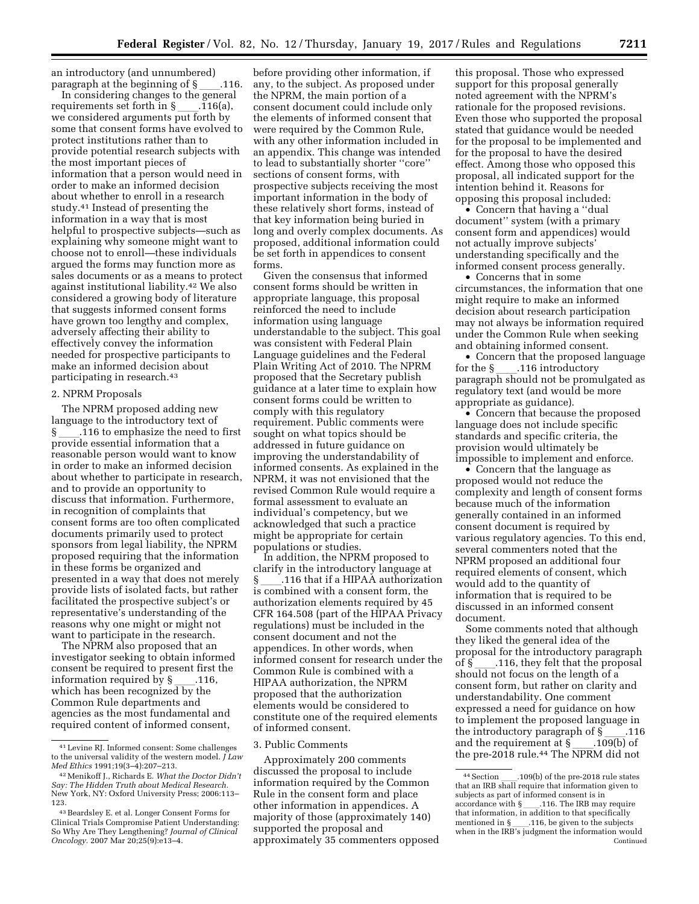an introductory (and unnumbered) paragraph at the beginning of § ____.116.

In considering changes to the general requirements set forth in § ____.116(a), we considered arguments put forth by some that consent forms have evolved to protect institutions rather than to provide potential research subjects with the most important pieces of information that a person would need in order to make an informed decision about whether to enroll in a research study.[41] Instead of presenting the information in a way that is most helpful to prospective subjects—such as explaining why someone might want to choose not to enroll—these individuals argued the forms may function more as sales documents or as a means to protect against institutional liability.[42] We also considered a growing body of literature that suggests informed consent forms have grown too lengthy and complex, adversely affecting their ability to effectively convey the information needed for prospective participants to make an informed decision about participating in research.[43]

2. NPRM Proposals

The NPRM proposed adding new language to the introductory text of § ____.116 to emphasize the need to first provide essential information that a reasonable person would want to know in order to make an informed decision about whether to participate in research, and to provide an opportunity to discuss that information. Furthermore, in recognition of complaints that consent forms are too often complicated documents primarily used to protect sponsors from legal liability, the NPRM proposed requiring that the information in these forms be organized and presented in a way that does not merely provide lists of isolated facts, but rather facilitated the prospective subject's or representative's understanding of the reasons why one might or might not want to participate in the research.

The NPRM also proposed that an investigator seeking to obtain informed consent be required to present first the information required by § ____.116, which has been recognized by the Common Rule departments and agencies as the most fundamental and required content of informed consent, before providing other information, if any, to the subject. As proposed under the NPRM, the main portion of a consent document could include only the elements of informed consent that were required by the Common Rule, with any other information included in an appendix. This change was intended to lead to substantially shorter ''core'' sections of consent forms, with prospective subjects receiving the most important information in the body of these relatively short forms, instead of that key information being buried in long and overly complex documents. As proposed, additional information could be set forth in appendices to consent forms.

Given the consensus that informed consent forms should be written in appropriate language, this proposal reinforced the need to include information using language understandable to the subject. This goal was consistent with Federal Plain Language guidelines and the Federal Plain Writing Act of 2010. The NPRM proposed that the Secretary publish guidance at a later time to explain how consent forms could be written to comply with this regulatory requirement. Public comments were sought on what topics should be addressed in future guidance on improving the understandability of informed consents. As explained in the NPRM, it was not envisioned that the revised Common Rule would require a formal assessment to evaluate an individual's competency, but we acknowledged that such a practice might be appropriate for certain populations or studies.

In addition, the NPRM proposed to clarify in the introductory language at § ____.116 that if a HIPAA authorization is combined with a consent form, the authorization elements required by 45 CFR 164.508 (part of the HIPAA Privacy regulations) must be included in the consent document and not the appendices. In other words, when informed consent for research under the Common Rule is combined with a HIPAA authorization, the NPRM proposed that the authorization elements would be considered to constitute one of the required elements of informed consent.

3. Public Comments

Approximately 200 comments discussed the proposal to include information required by the Common Rule in the consent form and place other information in appendices. A majority of those (approximately 140) supported the proposal and approximately 35 commenters opposed this proposal. Those who expressed support for this proposal generally noted agreement with the NPRM's rationale for the proposed revisions. Even those who supported the proposal stated that guidance would be needed for the proposal to be implemented and for the proposal to have the desired effect. Among those who opposed this proposal, all indicated support for the intention behind it. Reasons for opposing this proposal included:

- Concern that having a ''dual document'' system (with a primary consent form and appendices) would not actually improve subjects' understanding specifically and the informed consent process generally.
- Concerns that in some circumstances, the information that one might require to make an informed decision about research participation may not always be information required under the Common Rule when seeking and obtaining informed consent.
- Concern that the proposed language for the § ____.116 introductory paragraph should not be promulgated as regulatory text (and would be more appropriate as guidance).
- Concern that because the proposed language does not include specific standards and specific criteria, the provision would ultimately be impossible to implement and enforce.
- Concern that the language as proposed would not reduce the complexity and length of consent forms because much of the information generally contained in an informed consent document is required by various regulatory agencies. To this end, several commenters noted that the NPRM proposed an additional four required elements of consent, which would add to the quantity of information that is required to be discussed in an informed consent document.

Some comments noted that although they liked the general idea of the proposal for the introductory paragraph of § ____.116, they felt that the proposal should not focus on the length of a consent form, but rather on clarity and understandability. One comment expressed a need for guidance on how to implement the proposed language in the introductory paragraph of § ____.116 and the requirement at § ____.109(b) of the pre-2018 rule.[44] The NPRM did not

[41] Levine RJ. Informed consent: Some challenges to the universal validity of the western model. *J Law Med Ethics* 1991;19(3–4):207–213.

[42] Menikoff J., Richards E. *What the Doctor Didn't Say: The Hidden Truth about Medical Research.* New York, NY: Oxford University Press; 2006:113–123.

[43] Beardsley E. et al. Longer Consent Forms for Clinical Trials Compromise Patient Understanding: So Why Are They Lengthening? *Journal of Clinical Oncology.* 2007 Mar 20;25(9):e13–4.

[44] Section ____.109(b) of the pre-2018 rule states that an IRB shall require that information given to subjects as part of informed consent is in accordance with § ____.116. The IRB may require that information, in addition to that specifically mentioned in § ____.116, be given to the subjects when in the IRB's judgment the information would Continued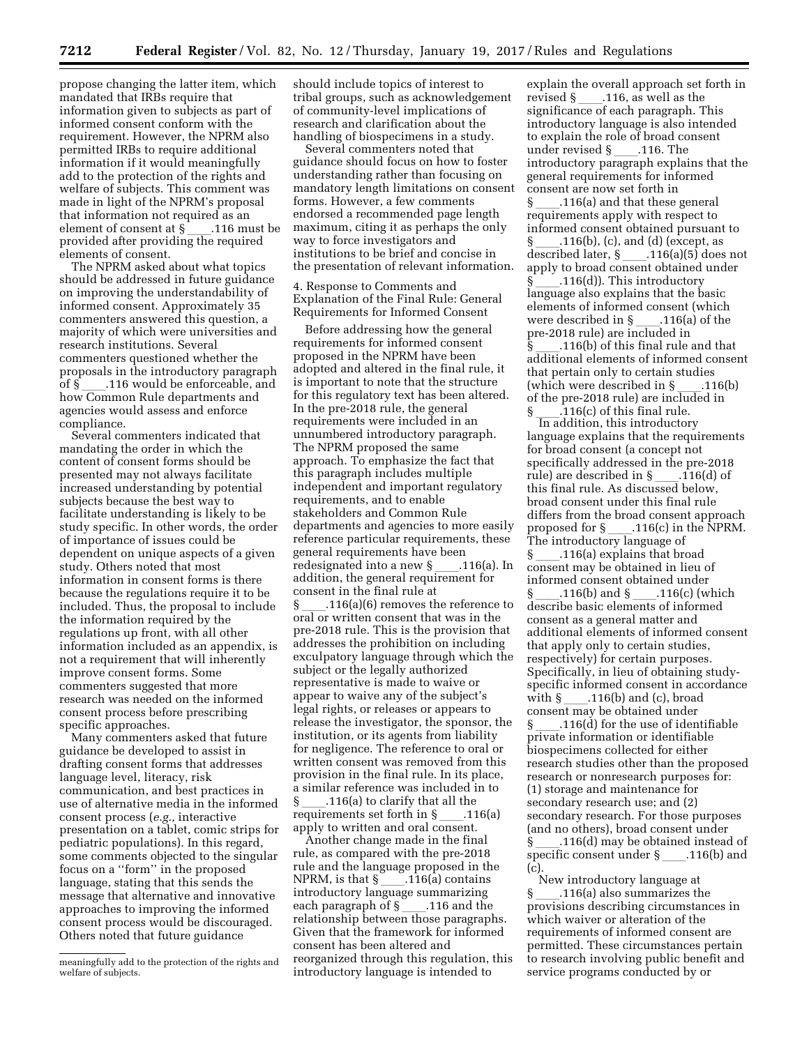propose changing the latter item, which mandated that IRBs require that information given to subjects as part of informed consent conform with the requirement. However, the NPRM also permitted IRBs to require additional information if it would meaningfully add to the protection of the rights and welfare of subjects. This comment was made in light of the NPRM's proposal that information not required as an element of consent at § ____.116 must be provided after providing the required elements of consent.

The NPRM asked about what topics should be addressed in future guidance on improving the understandability of informed consent. Approximately 35 commenters answered this question, a majority of which were universities and research institutions. Several commenters questioned whether the proposals in the introductory paragraph of § ____.116 would be enforceable, and how Common Rule departments and agencies would assess and enforce compliance.

Several commenters indicated that mandating the order in which the content of consent forms should be presented may not always facilitate increased understanding by potential subjects because the best way to facilitate understanding is likely to be study specific. In other words, the order of importance of issues could be dependent on unique aspects of a given study. Others noted that most information in consent forms is there because the regulations require it to be included. Thus, the proposal to include the information required by the regulations up front, with all other information included as an appendix, is not a requirement that will inherently improve consent forms. Some commenters suggested that more research was needed on the informed consent process before prescribing specific approaches.

Many commenters asked that future guidance be developed to assist in drafting consent forms that addresses language level, literacy, risk communication, and best practices in use of alternative media in the informed consent process (*e.g.,* interactive presentation on a tablet, comic strips for pediatric populations). In this regard, some comments objected to the singular focus on a "form" in the proposed language, stating that this sends the message that alternative and innovative approaches to improving the informed consent process would be discouraged. Others noted that future guidance should include topics of interest to tribal groups, such as acknowledgement of community-level implications of research and clarification about the handling of biospecimens in a study.

Several commenters noted that guidance should focus on how to foster understanding rather than focusing on mandatory length limitations on consent forms. However, a few comments endorsed a recommended page length maximum, citing it as perhaps the only way to force investigators and institutions to be brief and concise in the presentation of relevant information.

4. Response to Comments and Explanation of the Final Rule: General Requirements for Informed Consent

Before addressing how the general requirements for informed consent proposed in the NPRM have been adopted and altered in the final rule, it is important to note that the structure for this regulatory text has been altered. In the pre-2018 rule, the general requirements were included in an unnumbered introductory paragraph. The NPRM proposed the same approach. To emphasize the fact that this paragraph includes multiple independent and important regulatory requirements, and to enable stakeholders and Common Rule departments and agencies to more easily reference particular requirements, these general requirements have been redesignated into a new § ____.116(a). In addition, the general requirement for consent in the final rule at § ____.116(a)(6) removes the reference to oral or written consent that was in the pre-2018 rule. This is the provision that addresses the prohibition on including exculpatory language through which the subject or the legally authorized representative is made to waive or appear to waive any of the subject's legal rights, or releases or appears to release the investigator, the sponsor, the institution, or its agents from liability for negligence. The reference to oral or written consent was removed from this provision in the final rule. In its place, a similar reference was included in to § ____.116(a) to clarify that all the requirements set forth in § ____.116(a) apply to written and oral consent.

Another change made in the final rule, as compared with the pre-2018 rule and the language proposed in the NPRM, is that § ____.116(a) contains introductory language summarizing each paragraph of § ____.116 and the relationship between those paragraphs. Given that the framework for informed consent has been altered and reorganized through this regulation, this introductory language is intended to explain the overall approach set forth in revised § ____.116, as well as the significance of each paragraph. This introductory language is also intended to explain the role of broad consent under revised § ____.116. The introductory paragraph explains that the general requirements for informed consent are now set forth in § ____.116(a) and that these general requirements apply with respect to informed consent obtained pursuant to § ____.116(b), (c), and (d) (except, as described later, § ____.116(a)(5) does not apply to broad consent obtained under § ____.116(d)). This introductory language also explains that the basic elements of informed consent (which were described in § ____.116(a) of the pre-2018 rule) are included in § ____.116(b) of this final rule and that additional elements of informed consent that pertain only to certain studies (which were described in § ____.116(b) of the pre-2018 rule) are included in § ____.116(c) of this final rule.

In addition, this introductory language explains that the requirements for broad consent (a concept not specifically addressed in the pre-2018 rule) are described in § ____.116(d) of this final rule. As discussed below, broad consent under this final rule differs from the broad consent approach proposed for § ____.116(c) in the NPRM. The introductory language of § ____.116(a) explains that broad consent may be obtained in lieu of informed consent obtained under § ____.116(b) and § ____.116(c) (which describe basic elements of informed consent as a general matter and additional elements of informed consent that apply only to certain studies, respectively) for certain purposes. Specifically, in lieu of obtaining study-specific informed consent in accordance with § ____.116(b) and (c), broad consent may be obtained under § ____.116(d) for the use of identifiable private information or identifiable biospecimens collected for either research studies other than the proposed research or nonresearch purposes for: (1) storage and maintenance for secondary research use; and (2) secondary research. For those purposes (and no others), broad consent under § ____.116(d) may be obtained instead of specific consent under § ____.116(b) and (c).

New introductory language at § ____.116(a) also summarizes the provisions describing circumstances in which waiver or alteration of the requirements of informed consent are permitted. These circumstances pertain to research involving public benefit and service programs conducted by or

meaningfully add to the protection of the rights and welfare of subjects.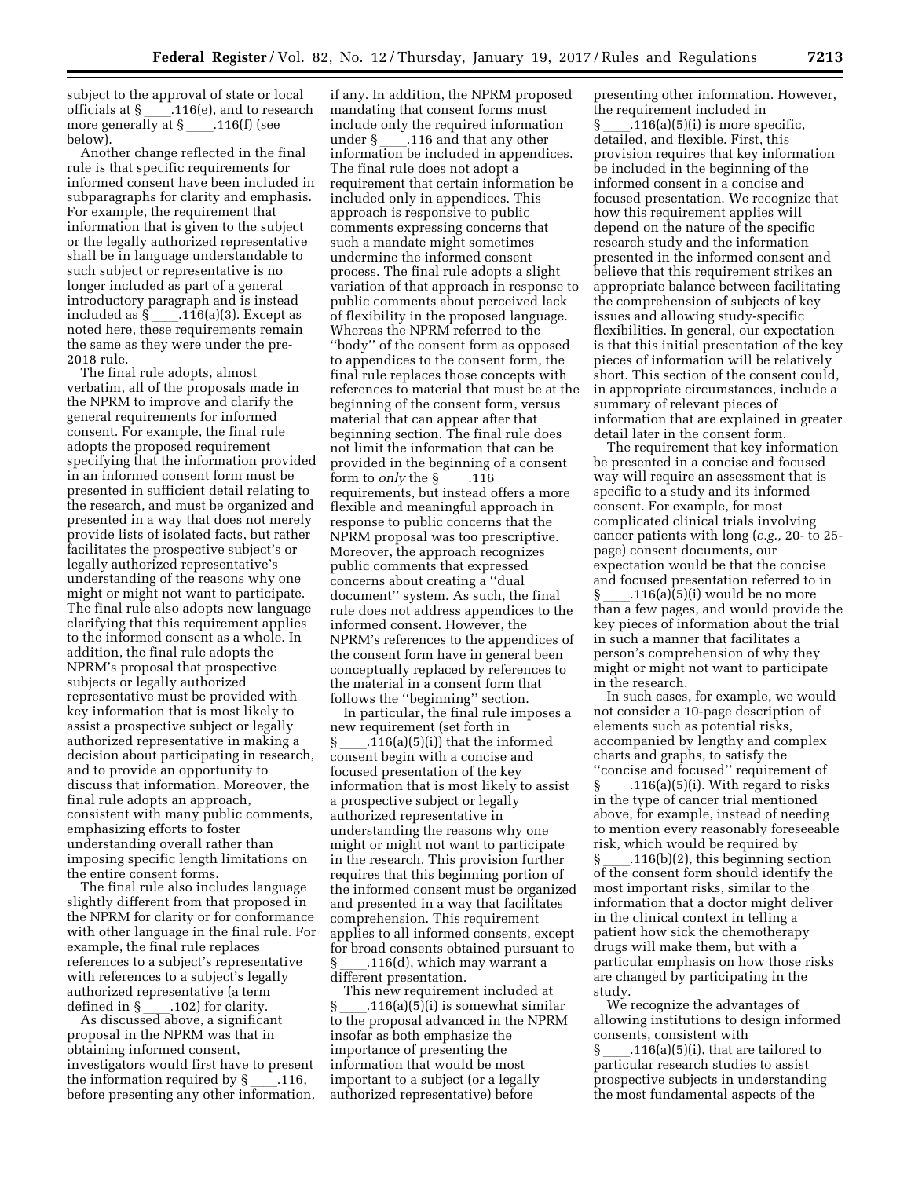subject to the approval of state or local officials at § ____.116(e), and to research more generally at § ____.116(f) (see below).

Another change reflected in the final rule is that specific requirements for informed consent have been included in subparagraphs for clarity and emphasis. For example, the requirement that information that is given to the subject or the legally authorized representative shall be in language understandable to such subject or representative is no longer included as part of a general introductory paragraph and is instead included as § ____.116(a)(3). Except as noted here, these requirements remain the same as they were under the pre-2018 rule.

The final rule adopts, almost verbatim, all of the proposals made in the NPRM to improve and clarify the general requirements for informed consent. For example, the final rule adopts the proposed requirement specifying that the information provided in an informed consent form must be presented in sufficient detail relating to the research, and must be organized and presented in a way that does not merely provide lists of isolated facts, but rather facilitates the prospective subject's or legally authorized representative's understanding of the reasons why one might or might not want to participate. The final rule also adopts new language clarifying that this requirement applies to the informed consent as a whole. In addition, the final rule adopts the NPRM's proposal that prospective subjects or legally authorized representative must be provided with key information that is most likely to assist a prospective subject or legally authorized representative in making a decision about participating in research, and to provide an opportunity to discuss that information. Moreover, the final rule adopts an approach, consistent with many public comments, emphasizing efforts to foster understanding overall rather than imposing specific length limitations on the entire consent forms.

The final rule also includes language slightly different from that proposed in the NPRM for clarity or for conformance with other language in the final rule. For example, the final rule replaces references to a subject's representative with references to a subject's legally authorized representative (a term defined in § ____.102) for clarity.

As discussed above, a significant proposal in the NPRM was that in obtaining informed consent, investigators would first have to present the information required by § ____.116, before presenting any other information, if any. In addition, the NPRM proposed mandating that consent forms must include only the required information under § ____.116 and that any other information be included in appendices. The final rule does not adopt a requirement that certain information be included only in appendices. This approach is responsive to public comments expressing concerns that such a mandate might sometimes undermine the informed consent process. The final rule adopts a slight variation of that approach in response to public comments about perceived lack of flexibility in the proposed language. Whereas the NPRM referred to the ''body'' of the consent form as opposed to appendices to the consent form, the final rule replaces those concepts with references to material that must be at the beginning of the consent form, versus material that can appear after that beginning section. The final rule does not limit the information that can be provided in the beginning of a consent form to *only* the § ____.116 requirements, but instead offers a more flexible and meaningful approach in response to public concerns that the NPRM proposal was too prescriptive. Moreover, the approach recognizes public comments that expressed concerns about creating a ''dual document'' system. As such, the final rule does not address appendices to the informed consent. However, the NPRM's references to the appendices of the consent form have in general been conceptually replaced by references to the material in a consent form that follows the ''beginning'' section.

In particular, the final rule imposes a new requirement (set forth in § ____.116(a)(5)(i)) that the informed consent begin with a concise and focused presentation of the key information that is most likely to assist a prospective subject or legally authorized representative in understanding the reasons why one might or might not want to participate in the research. This provision further requires that this beginning portion of the informed consent must be organized and presented in a way that facilitates comprehension. This requirement applies to all informed consents, except for broad consents obtained pursuant to § ____.116(d), which may warrant a different presentation.

This new requirement included at § ____.116(a)(5)(i) is somewhat similar to the proposal advanced in the NPRM insofar as both emphasize the importance of presenting the information that would be most important to a subject (or a legally authorized representative) before presenting other information. However, the requirement included in § ____.116(a)(5)(i) is more specific, detailed, and flexible. First, this provision requires that key information be included in the beginning of the informed consent in a concise and focused presentation. We recognize that how this requirement applies will depend on the nature of the specific research study and the information presented in the informed consent and believe that this requirement strikes an appropriate balance between facilitating the comprehension of subjects of key issues and allowing study-specific flexibilities. In general, our expectation is that this initial presentation of the key pieces of information will be relatively short. This section of the consent could, in appropriate circumstances, include a summary of relevant pieces of information that are explained in greater detail later in the consent form.

The requirement that key information be presented in a concise and focused way will require an assessment that is specific to a study and its informed consent. For example, for most complicated clinical trials involving cancer patients with long (*e.g.,* 20- to 25-page) consent documents, our expectation would be that the concise and focused presentation referred to in § ____.116(a)(5)(i) would be no more than a few pages, and would provide the key pieces of information about the trial in such a manner that facilitates a person's comprehension of why they might or might not want to participate in the research.

In such cases, for example, we would not consider a 10-page description of elements such as potential risks, accompanied by lengthy and complex charts and graphs, to satisfy the ''concise and focused'' requirement of § ____.116(a)(5)(i). With regard to risks in the type of cancer trial mentioned above, for example, instead of needing to mention every reasonably foreseeable risk, which would be required by § ____.116(b)(2), this beginning section of the consent form should identify the most important risks, similar to the information that a doctor might deliver in the clinical context in telling a patient how sick the chemotherapy drugs will make them, but with a particular emphasis on how those risks are changed by participating in the study.

We recognize the advantages of allowing institutions to design informed consents, consistent with § ____.116(a)(5)(i), that are tailored to particular research studies to assist prospective subjects in understanding the most fundamental aspects of the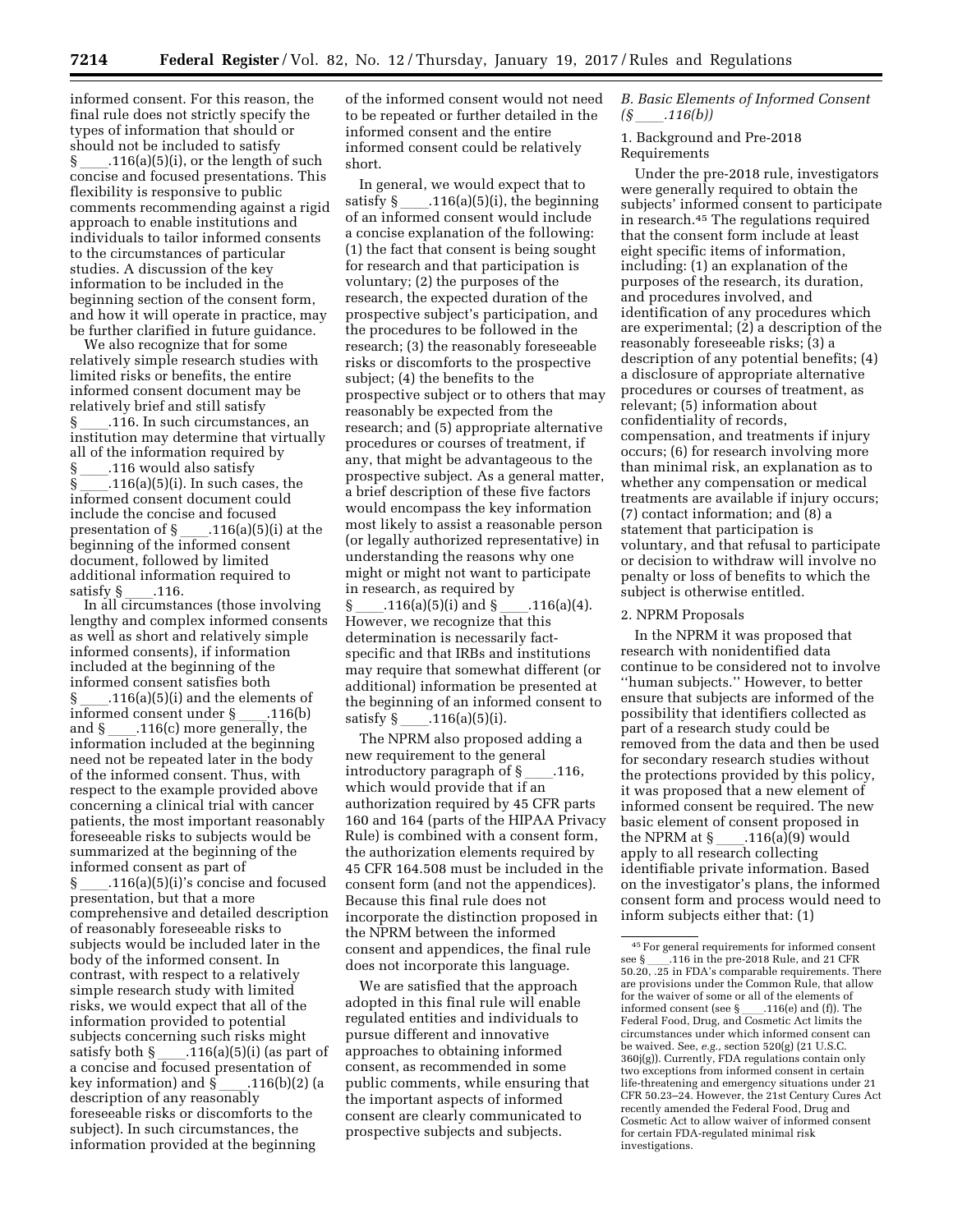informed consent. For this reason, the final rule does not strictly specify the types of information that should or should not be included to satisfy § ____.116(a)(5)(i), or the length of such concise and focused presentations. This flexibility is responsive to public comments recommending against a rigid approach to enable institutions and individuals to tailor informed consents to the circumstances of particular studies. A discussion of the key information to be included in the beginning section of the consent form, and how it will operate in practice, may be further clarified in future guidance.

We also recognize that for some relatively simple research studies with limited risks or benefits, the entire informed consent document may be relatively brief and still satisfy § ____.116. In such circumstances, an institution may determine that virtually all of the information required by § ____.116 would also satisfy § ____.116(a)(5)(i). In such cases, the informed consent document could include the concise and focused presentation of § ____.116(a)(5)(i) at the beginning of the informed consent document, followed by limited additional information required to satisfy § ____.116.

In all circumstances (those involving lengthy and complex informed consents as well as short and relatively simple informed consents), if information included at the beginning of the informed consent satisfies both § ____.116(a)(5)(i) and the elements of informed consent under § ____.116(b) and § ____.116(c) more generally, the information included at the beginning need not be repeated later in the body of the informed consent. Thus, with respect to the example provided above concerning a clinical trial with cancer patients, the most important reasonably foreseeable risks to subjects would be summarized at the beginning of the informed consent as part of § ____.116(a)(5)(i)'s concise and focused presentation, but that a more comprehensive and detailed description of reasonably foreseeable risks to subjects would be included later in the body of the informed consent. In contrast, with respect to a relatively simple research study with limited risks, we would expect that all of the information provided to potential subjects concerning such risks might satisfy both § ____.116(a)(5)(i) (as part of a concise and focused presentation of key information) and § ____.116(b)(2) (a description of any reasonably foreseeable risks or discomforts to the subject). In such circumstances, the information provided at the beginning of the informed consent would not need to be repeated or further detailed in the informed consent and the entire informed consent could be relatively short.

In general, we would expect that to satisfy § ____.116(a)(5)(i), the beginning of an informed consent would include a concise explanation of the following: (1) the fact that consent is being sought for research and that participation is voluntary; (2) the purposes of the research, the expected duration of the prospective subject's participation, and the procedures to be followed in the research; (3) the reasonably foreseeable risks or discomforts to the prospective subject; (4) the benefits to the prospective subject or to others that may reasonably be expected from the research; and (5) appropriate alternative procedures or courses of treatment, if any, that might be advantageous to the prospective subject. As a general matter, a brief description of these five factors would encompass the key information most likely to assist a reasonable person (or legally authorized representative) in understanding the reasons why one might or might not want to participate in research, as required by § ____.116(a)(5)(i) and § ____.116(a)(4). However, we recognize that this determination is necessarily fact-specific and that IRBs and institutions may require that somewhat different (or additional) information be presented at the beginning of an informed consent to satisfy § ____.116(a)(5)(i).

The NPRM also proposed adding a new requirement to the general introductory paragraph of § ____.116, which would provide that if an authorization required by 45 CFR parts 160 and 164 (parts of the HIPAA Privacy Rule) is combined with a consent form, the authorization elements required by 45 CFR 164.508 must be included in the consent form (and not the appendices). Because this final rule does not incorporate the distinction proposed in the NPRM between the informed consent and appendices, the final rule does not incorporate this language.

We are satisfied that the approach adopted in this final rule will enable regulated entities and individuals to pursue different and innovative approaches to obtaining informed consent, as recommended in some public comments, while ensuring that the important aspects of informed consent are clearly communicated to prospective subjects and subjects.

### *B. Basic Elements of Informed Consent (§ ____.116(b))*

#### 1. Background and Pre-2018 Requirements

Under the pre-2018 rule, investigators were generally required to obtain the subjects' informed consent to participate in research.[45] The regulations required that the consent form include at least eight specific items of information, including: (1) an explanation of the purposes of the research, its duration, and procedures involved, and identification of any procedures which are experimental; (2) a description of the reasonably foreseeable risks; (3) a description of any potential benefits; (4) a disclosure of appropriate alternative procedures or courses of treatment, as relevant; (5) information about confidentiality of records, compensation, and treatments if injury occurs; (6) for research involving more than minimal risk, an explanation as to whether any compensation or medical treatments are available if injury occurs; (7) contact information; and (8) a statement that participation is voluntary, and that refusal to participate or decision to withdraw will involve no penalty or loss of benefits to which the subject is otherwise entitled.

#### 2. NPRM Proposals

In the NPRM it was proposed that research with nonidentified data continue to be considered not to involve "human subjects." However, to better ensure that subjects are informed of the possibility that identifiers collected as part of a research study could be removed from the data and then be used for secondary research studies without the protections provided by this policy, it was proposed that a new element of informed consent be required. The new basic element of consent proposed in the NPRM at § ____.116(a)(9) would apply to all research collecting identifiable private information. Based on the investigator's plans, the informed consent form and process would need to inform subjects either that: (1)

---

[45] For general requirements for informed consent see § ____.116 in the pre-2018 Rule, and 21 CFR 50.20, .25 in FDA's comparable requirements. There are provisions under the Common Rule, that allow for the waiver of some or all of the elements of informed consent (see § ____.116(e) and (f)). The Federal Food, Drug, and Cosmetic Act limits the circumstances under which informed consent can be waived. See, *e.g.*, section 520(g) (21 U.S.C. 360j(g)). Currently, FDA regulations contain only two exceptions from informed consent in certain life-threatening and emergency situations under 21 CFR 50.23–24. However, the 21st Century Cures Act recently amended the Federal Food, Drug and Cosmetic Act to allow waiver of informed consent for certain FDA-regulated minimal risk investigations.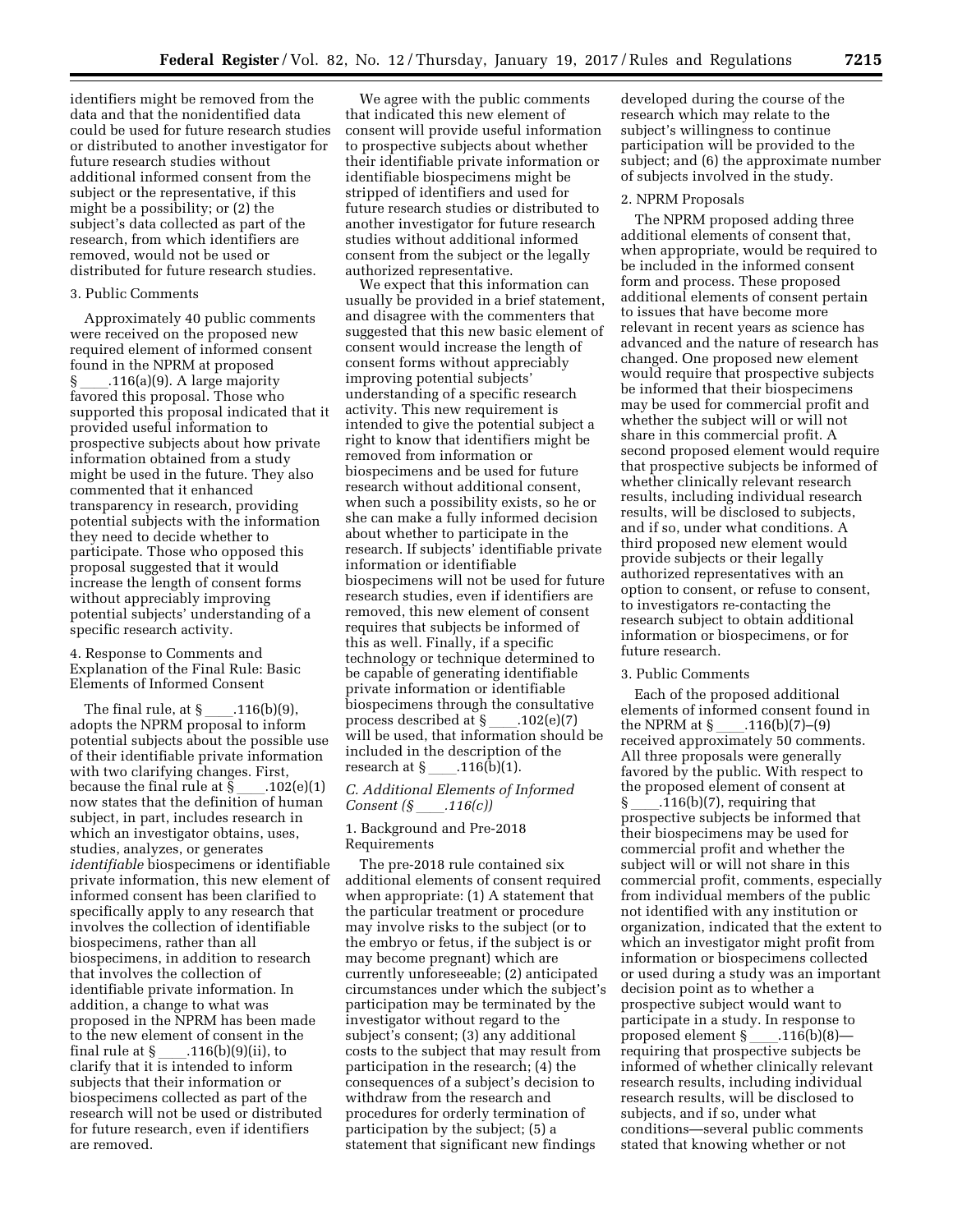identifiers might be removed from the data and that the nonidentified data could be used for future research studies or distributed to another investigator for future research studies without additional informed consent from the subject or the representative, if this might be a possibility; or (2) the subject's data collected as part of the research, from which identifiers are removed, would not be used or distributed for future research studies.

3. Public Comments

Approximately 40 public comments were received on the proposed new required element of informed consent found in the NPRM at proposed § ____.116(a)(9). A large majority favored this proposal. Those who supported this proposal indicated that it provided useful information to prospective subjects about how private information obtained from a study might be used in the future. They also commented that it enhanced transparency in research, providing potential subjects with the information they need to decide whether to participate. Those who opposed this proposal suggested that it would increase the length of consent forms without appreciably improving potential subjects' understanding of a specific research activity.

4. Response to Comments and Explanation of the Final Rule: Basic Elements of Informed Consent

The final rule, at § ____.116(b)(9), adopts the NPRM proposal to inform potential subjects about the possible use of their identifiable private information with two clarifying changes. First, because the final rule at § ____.102(e)(1) now states that the definition of human subject, in part, includes research in which an investigator obtains, uses, studies, analyzes, or generates *identifiable* biospecimens or identifiable private information, this new element of informed consent has been clarified to specifically apply to any research that involves the collection of identifiable biospecimens, rather than all biospecimens, in addition to research that involves the collection of identifiable private information. In addition, a change to what was proposed in the NPRM has been made to the new element of consent in the final rule at § ____.116(b)(9)(ii), to clarify that it is intended to inform subjects that their information or biospecimens collected as part of the research will not be used or distributed for future research, even if identifiers are removed.

We agree with the public comments that indicated this new element of consent will provide useful information to prospective subjects about whether their identifiable private information or identifiable biospecimens might be stripped of identifiers and used for future research studies or distributed to another investigator for future research studies without additional informed consent from the subject or the legally authorized representative.

We expect that this information can usually be provided in a brief statement, and disagree with the commenters that suggested that this new basic element of consent would increase the length of consent forms without appreciably improving potential subjects' understanding of a specific research activity. This new requirement is intended to give the potential subject a right to know that identifiers might be removed from information or biospecimens and be used for future research without additional consent, when such a possibility exists, so he or she can make a fully informed decision about whether to participate in the research. If subjects' identifiable private information or identifiable biospecimens will not be used for future research studies, even if identifiers are removed, this new element of consent requires that subjects be informed of this as well. Finally, if a specific technology or technique determined to be capable of generating identifiable private information or identifiable biospecimens through the consultative process described at § ____.102(e)(7) will be used, that information should be included in the description of the research at § ____.116(b)(1).

### *C. Additional Elements of Informed Consent (§ ____.116(c))*

1. Background and Pre-2018 Requirements

The pre-2018 rule contained six additional elements of consent required when appropriate: (1) A statement that the particular treatment or procedure may involve risks to the subject (or to the embryo or fetus, if the subject is or may become pregnant) which are currently unforeseeable; (2) anticipated circumstances under which the subject's participation may be terminated by the investigator without regard to the subject's consent; (3) any additional costs to the subject that may result from participation in the research; (4) the consequences of a subject's decision to withdraw from the research and procedures for orderly termination of participation by the subject; (5) a statement that significant new findings developed during the course of the research which may relate to the subject's willingness to continue participation will be provided to the subject; and (6) the approximate number of subjects involved in the study.

2. NPRM Proposals

The NPRM proposed adding three additional elements of consent that, when appropriate, would be required to be included in the informed consent form and process. These proposed additional elements of consent pertain to issues that have become more relevant in recent years as science has advanced and the nature of research has changed. One proposed new element would require that prospective subjects be informed that their biospecimens may be used for commercial profit and whether the subject will or will not share in this commercial profit. A second proposed element would require that prospective subjects be informed of whether clinically relevant research results, including individual research results, will be disclosed to subjects, and if so, under what conditions. A third proposed new element would provide subjects or their legally authorized representatives with an option to consent, or refuse to consent, to investigators re-contacting the research subject to obtain additional information or biospecimens, or for future research.

3. Public Comments

Each of the proposed additional elements of informed consent found in the NPRM at § ____.116(b)(7)–(9) received approximately 50 comments. All three proposals were generally favored by the public. With respect to the proposed element of consent at § ____.116(b)(7), requiring that prospective subjects be informed that their biospecimens may be used for commercial profit and whether the subject will or will not share in this commercial profit, comments, especially from individual members of the public not identified with any institution or organization, indicated that the extent to which an investigator might profit from information or biospecimens collected or used during a study was an important decision point as to whether a prospective subject would want to participate in a study. In response to proposed element § ____.116(b)(8)—requiring that prospective subjects be informed of whether clinically relevant research results, including individual research results, will be disclosed to subjects, and if so, under what conditions—several public comments stated that knowing whether or not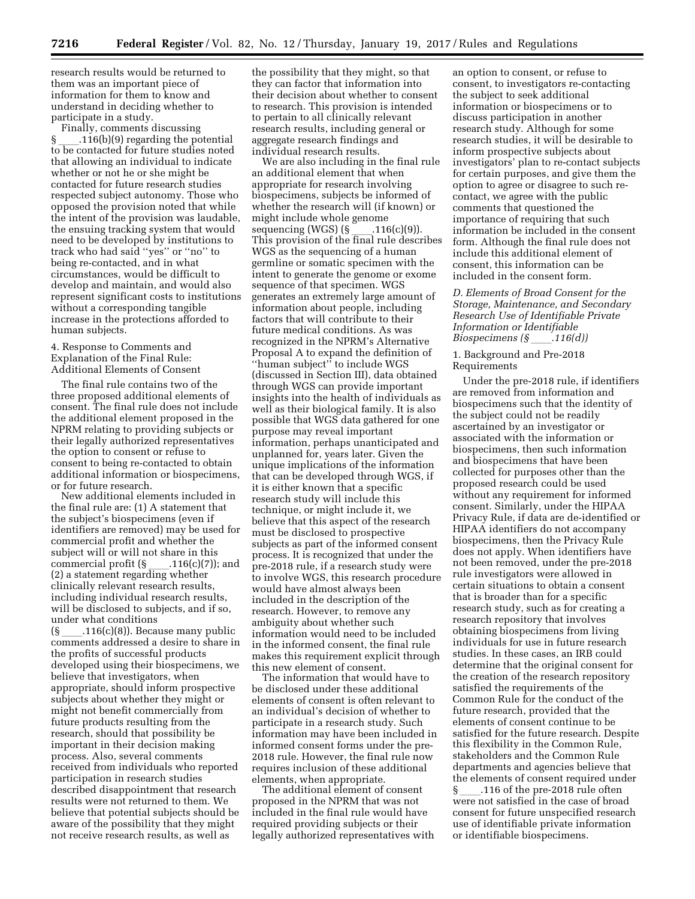research results would be returned to them was an important piece of information for them to know and understand in deciding whether to participate in a study.

Finally, comments discussing § ____.116(b)(9) regarding the potential to be contacted for future studies noted that allowing an individual to indicate whether or not he or she might be contacted for future research studies respected subject autonomy. Those who opposed the provision noted that while the intent of the provision was laudable, the ensuing tracking system that would need to be developed by institutions to track who had said "yes" or "no" to being re-contacted, and in what circumstances, would be difficult to develop and maintain, and would also represent significant costs to institutions without a corresponding tangible increase in the protections afforded to human subjects.

4. Response to Comments and Explanation of the Final Rule: Additional Elements of Consent

The final rule contains two of the three proposed additional elements of consent. The final rule does not include the additional element proposed in the NPRM relating to providing subjects or their legally authorized representatives the option to consent or refuse to consent to being re-contacted to obtain additional information or biospecimens, or for future research.

New additional elements included in the final rule are: (1) A statement that the subject's biospecimens (even if identifiers are removed) may be used for commercial profit and whether the subject will or will not share in this commercial profit (§ ____.116(c)(7)); and (2) a statement regarding whether clinically relevant research results, including individual research results, will be disclosed to subjects, and if so, under what conditions (§ ____.116(c)(8)). Because many public comments addressed a desire to share in the profits of successful products developed using their biospecimens, we believe that investigators, when appropriate, should inform prospective subjects about whether they might or might not benefit commercially from future products resulting from the research, should that possibility be important in their decision making process. Also, several comments received from individuals who reported participation in research studies described disappointment that research results were not returned to them. We believe that potential subjects should be aware of the possibility that they might not receive research results, as well as the possibility that they might, so that they can factor that information into their decision about whether to consent to research. This provision is intended to pertain to all clinically relevant research results, including general or aggregate research findings and individual research results.

We are also including in the final rule an additional element that when appropriate for research involving biospecimens, subjects be informed of whether the research will (if known) or might include whole genome sequencing (WGS) (§ ____.116(c)(9)). This provision of the final rule describes WGS as the sequencing of a human germline or somatic specimen with the intent to generate the genome or exome sequence of that specimen. WGS generates an extremely large amount of information about people, including factors that will contribute to their future medical conditions. As was recognized in the NPRM's Alternative Proposal A to expand the definition of "human subject" to include WGS (discussed in Section III), data obtained through WGS can provide important insights into the health of individuals as well as their biological family. It is also possible that WGS data gathered for one purpose may reveal important information, perhaps unanticipated and unplanned for, years later. Given the unique implications of the information that can be developed through WGS, if it is either known that a specific research study will include this technique, or might include it, we believe that this aspect of the research must be disclosed to prospective subjects as part of the informed consent process. It is recognized that under the pre-2018 rule, if a research study were to involve WGS, this research procedure would have almost always been included in the description of the research. However, to remove any ambiguity about whether such information would need to be included in the informed consent, the final rule makes this requirement explicit through this new element of consent.

The information that would have to be disclosed under these additional elements of consent is often relevant to an individual's decision of whether to participate in a research study. Such information may have been included in informed consent forms under the pre-2018 rule. However, the final rule now requires inclusion of these additional elements, when appropriate.

The additional element of consent proposed in the NPRM that was not included in the final rule would have required providing subjects or their legally authorized representatives with an option to consent, or refuse to consent, to investigators re-contacting the subject to seek additional information or biospecimens or to discuss participation in another research study. Although for some research studies, it will be desirable to inform prospective subjects about investigators' plan to re-contact subjects for certain purposes, and give them the option to agree or disagree to such re-contact, we agree with the public comments that questioned the importance of requiring that such information be included in the consent form. Although the final rule does not include this additional element of consent, this information can be included in the consent form.

*D. Elements of Broad Consent for the Storage, Maintenance, and Secondary Research Use of Identifiable Private Information or Identifiable Biospecimens (§ ____.116(d))*

1. Background and Pre-2018 Requirements

Under the pre-2018 rule, if identifiers are removed from information and biospecimens such that the identity of the subject could not be readily ascertained by an investigator or associated with the information or biospecimens, then such information and biospecimens that have been collected for purposes other than the proposed research could be used without any requirement for informed consent. Similarly, under the HIPAA Privacy Rule, if data are de-identified or HIPAA identifiers do not accompany biospecimens, then the Privacy Rule does not apply. When identifiers have not been removed, under the pre-2018 rule investigators were allowed in certain situations to obtain a consent that is broader than for a specific research study, such as for creating a research repository that involves obtaining biospecimens from living individuals for use in future research studies. In these cases, an IRB could determine that the original consent for the creation of the research repository satisfied the requirements of the Common Rule for the conduct of the future research, provided that the elements of consent continue to be satisfied for the future research. Despite this flexibility in the Common Rule, stakeholders and the Common Rule departments and agencies believe that the elements of consent required under § ____.116 of the pre-2018 rule often were not satisfied in the case of broad consent for future unspecified research use of identifiable private information or identifiable biospecimens.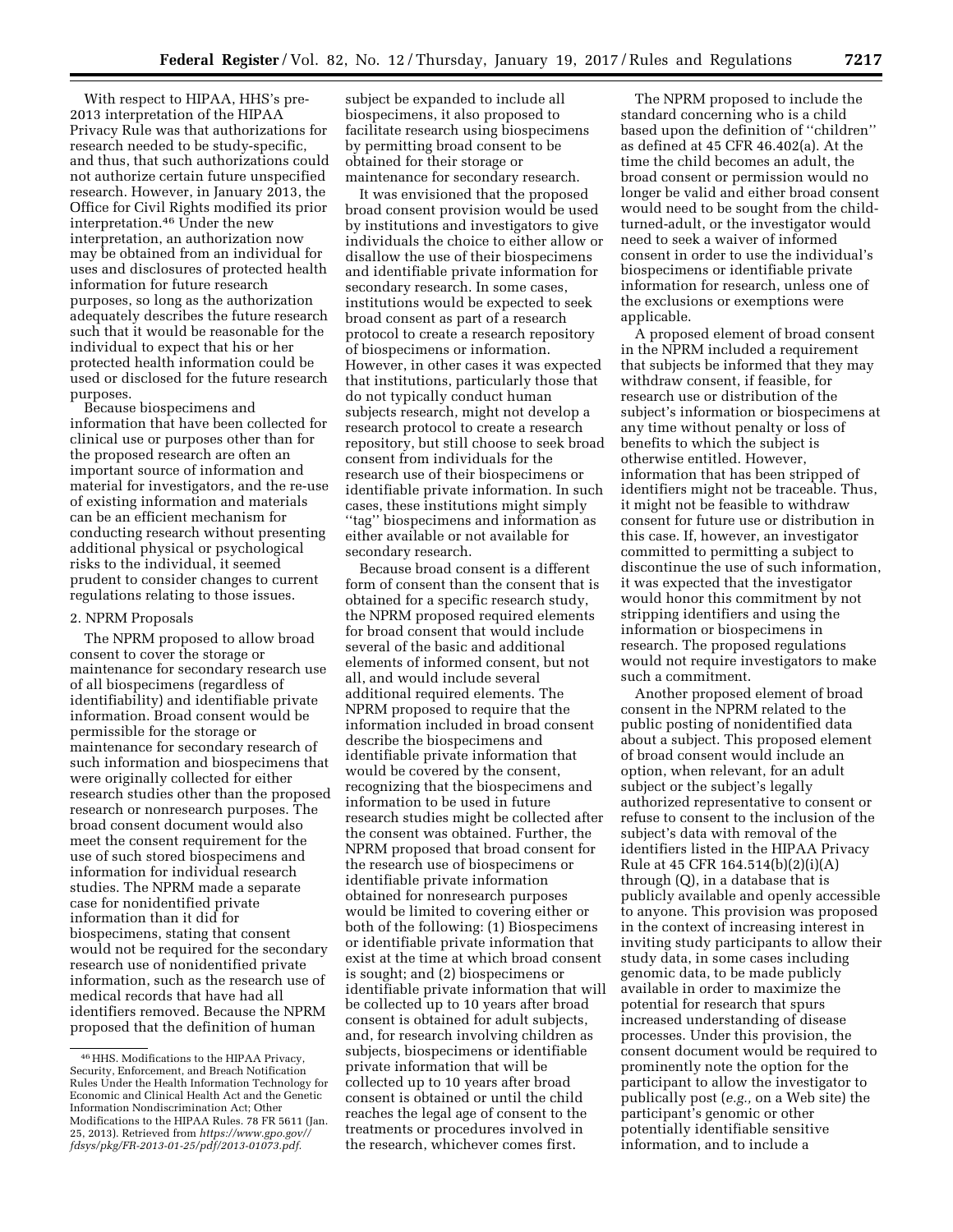With respect to HIPAA, HHS's pre-2013 interpretation of the HIPAA Privacy Rule was that authorizations for research needed to be study-specific, and thus, that such authorizations could not authorize certain future unspecified research. However, in January 2013, the Office for Civil Rights modified its prior interpretation.[46] Under the new interpretation, an authorization now may be obtained from an individual for uses and disclosures of protected health information for future research purposes, so long as the authorization adequately describes the future research such that it would be reasonable for the individual to expect that his or her protected health information could be used or disclosed for the future research purposes.

Because biospecimens and information that have been collected for clinical use or purposes other than for the proposed research are often an important source of information and material for investigators, and the re-use of existing information and materials can be an efficient mechanism for conducting research without presenting additional physical or psychological risks to the individual, it seemed prudent to consider changes to current regulations relating to those issues.

2. NPRM Proposals

The NPRM proposed to allow broad consent to cover the storage or maintenance for secondary research use of all biospecimens (regardless of identifiability) and identifiable private information. Broad consent would be permissible for the storage or maintenance for secondary research of such information and biospecimens that were originally collected for either research studies other than the proposed research or nonresearch purposes. The broad consent document would also meet the consent requirement for the use of such stored biospecimens and information for individual research studies. The NPRM made a separate case for nonidentified private information than it did for biospecimens, stating that consent would not be required for the secondary research use of nonidentified private information, such as the research use of medical records that have had all identifiers removed. Because the NPRM proposed that the definition of human subject be expanded to include all biospecimens, it also proposed to facilitate research using biospecimens by permitting broad consent to be obtained for their storage or maintenance for secondary research.

It was envisioned that the proposed broad consent provision would be used by institutions and investigators to give individuals the choice to either allow or disallow the use of their biospecimens and identifiable private information for secondary research. In some cases, institutions would be expected to seek broad consent as part of a research protocol to create a research repository of biospecimens or information. However, in other cases it was expected that institutions, particularly those that do not typically conduct human subjects research, might not develop a research protocol to create a research repository, but still choose to seek broad consent from individuals for the research use of their biospecimens or identifiable private information. In such cases, these institutions might simply "tag" biospecimens and information as either available or not available for secondary research.

Because broad consent is a different form of consent than the consent that is obtained for a specific research study, the NPRM proposed required elements for broad consent that would include several of the basic and additional elements of informed consent, but not all, and would include several additional required elements. The NPRM proposed to require that the information included in broad consent describe the biospecimens and identifiable private information that would be covered by the consent, recognizing that the biospecimens and information to be used in future research studies might be collected after the consent was obtained. Further, the NPRM proposed that broad consent for the research use of biospecimens or identifiable private information obtained for nonresearch purposes would be limited to covering either or both of the following: (1) Biospecimens or identifiable private information that exist at the time at which broad consent is sought; and (2) biospecimens or identifiable private information that will be collected up to 10 years after broad consent is obtained for adult subjects, and, for research involving children as subjects, biospecimens or identifiable private information that will be collected up to 10 years after broad consent is obtained or until the child reaches the legal age of consent to the treatments or procedures involved in the research, whichever comes first.

The NPRM proposed to include the standard concerning who is a child based upon the definition of "children" as defined at 45 CFR 46.402(a). At the time the child becomes an adult, the broad consent or permission would no longer be valid and either broad consent would need to be sought from the child-turned-adult, or the investigator would need to seek a waiver of informed consent in order to use the individual's biospecimens or identifiable private information for research, unless one of the exclusions or exemptions were applicable.

A proposed element of broad consent in the NPRM included a requirement that subjects be informed that they may withdraw consent, if feasible, for research use or distribution of the subject's information or biospecimens at any time without penalty or loss of benefits to which the subject is otherwise entitled. However, information that has been stripped of identifiers might not be traceable. Thus, it might not be feasible to withdraw consent for future use or distribution in this case. If, however, an investigator committed to permitting a subject to discontinue the use of such information, it was expected that the investigator would honor this commitment by not stripping identifiers and using the information or biospecimens in research. The proposed regulations would not require investigators to make such a commitment.

Another proposed element of broad consent in the NPRM related to the public posting of nonidentified data about a subject. This proposed element of broad consent would include an option, when relevant, for an adult subject or the subject's legally authorized representative to consent or refuse to consent to the inclusion of the subject's data with removal of the identifiers listed in the HIPAA Privacy Rule at 45 CFR 164.514(b)(2)(i)(A) through (Q), in a database that is publicly available and openly accessible to anyone. This provision was proposed in the context of increasing interest in inviting study participants to allow their study data, in some cases including genomic data, to be made publicly available in order to maximize the potential for research that spurs increased understanding of disease processes. Under this provision, the consent document would be required to prominently note the option for the participant to allow the investigator to publically post (*e.g.,* on a Web site) the participant's genomic or other potentially identifiable sensitive information, and to include a

---

[46] HHS. Modifications to the HIPAA Privacy, Security, Enforcement, and Breach Notification Rules Under the Health Information Technology for Economic and Clinical Health Act and the Genetic Information Nondiscrimination Act; Other Modifications to the HIPAA Rules. 78 FR 5611 (Jan. 25, 2013). Retrieved from *https://www.gpo.gov//fdsys/pkg/FR-2013-01-25/pdf/2013-01073.pdf.*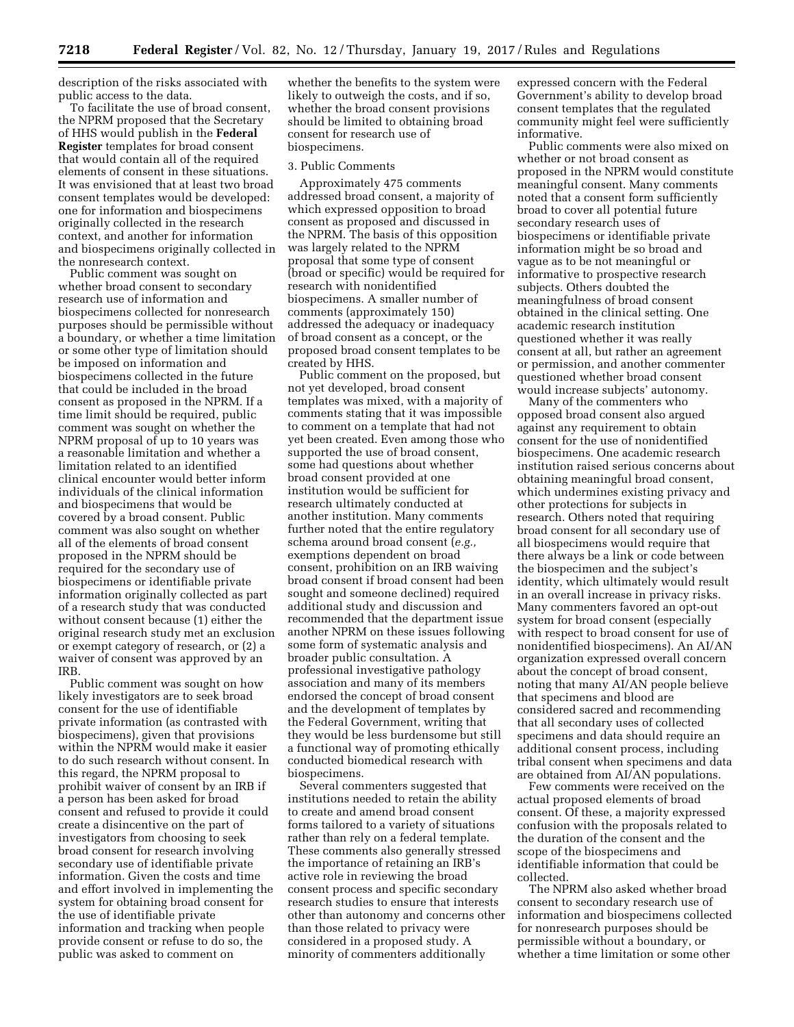description of the risks associated with public access to the data.

To facilitate the use of broad consent, the NPRM proposed that the Secretary of HHS would publish in the **Federal Register** templates for broad consent that would contain all of the required elements of consent in these situations. It was envisioned that at least two broad consent templates would be developed: one for information and biospecimens originally collected in the research context, and another for information and biospecimens originally collected in the nonresearch context.

Public comment was sought on whether broad consent to secondary research use of information and biospecimens collected for nonresearch purposes should be permissible without a boundary, or whether a time limitation or some other type of limitation should be imposed on information and biospecimens collected in the future that could be included in the broad consent as proposed in the NPRM. If a time limit should be required, public comment was sought on whether the NPRM proposal of up to 10 years was a reasonable limitation and whether a limitation related to an identified clinical encounter would better inform individuals of the clinical information and biospecimens that would be covered by a broad consent. Public comment was also sought on whether all of the elements of broad consent proposed in the NPRM should be required for the secondary use of biospecimens or identifiable private information originally collected as part of a research study that was conducted without consent because (1) either the original research study met an exclusion or exempt category of research, or (2) a waiver of consent was approved by an IRB.

Public comment was sought on how likely investigators are to seek broad consent for the use of identifiable private information (as contrasted with biospecimens), given that provisions within the NPRM would make it easier to do such research without consent. In this regard, the NPRM proposal to prohibit waiver of consent by an IRB if a person has been asked for broad consent and refused to provide it could create a disincentive on the part of investigators from choosing to seek broad consent for research involving secondary use of identifiable private information. Given the costs and time and effort involved in implementing the system for obtaining broad consent for the use of identifiable private information and tracking when people provide consent or refuse to do so, the public was asked to comment on whether the benefits to the system were likely to outweigh the costs, and if so, whether the broad consent provisions should be limited to obtaining broad consent for research use of biospecimens.

3. Public Comments

Approximately 475 comments addressed broad consent, a majority of which expressed opposition to broad consent as proposed and discussed in the NPRM. The basis of this opposition was largely related to the NPRM proposal that some type of consent (broad or specific) would be required for research with nonidentified biospecimens. A smaller number of comments (approximately 150) addressed the adequacy or inadequacy of broad consent as a concept, or the proposed broad consent templates to be created by HHS.

Public comment on the proposed, but not yet developed, broad consent templates was mixed, with a majority of comments stating that it was impossible to comment on a template that had not yet been created. Even among those who supported the use of broad consent, some had questions about whether broad consent provided at one institution would be sufficient for research ultimately conducted at another institution. Many comments further noted that the entire regulatory schema around broad consent (*e.g.,* exemptions dependent on broad consent, prohibition on an IRB waiving broad consent if broad consent had been sought and someone declined) required additional study and discussion and recommended that the department issue another NPRM on these issues following some form of systematic analysis and broader public consultation. A professional investigative pathology association and many of its members endorsed the concept of broad consent and the development of templates by the Federal Government, writing that they would be less burdensome but still a functional way of promoting ethically conducted biomedical research with biospecimens.

Several commenters suggested that institutions needed to retain the ability to create and amend broad consent forms tailored to a variety of situations rather than rely on a federal template. These comments also generally stressed the importance of retaining an IRB's active role in reviewing the broad consent process and specific secondary research studies to ensure that interests other than autonomy and concerns other than those related to privacy were considered in a proposed study. A minority of commenters additionally expressed concern with the Federal Government's ability to develop broad consent templates that the regulated community might feel were sufficiently informative.

Public comments were also mixed on whether or not broad consent as proposed in the NPRM would constitute meaningful consent. Many comments noted that a consent form sufficiently broad to cover all potential future secondary research uses of biospecimens or identifiable private information might be so broad and vague as to be not meaningful or informative to prospective research subjects. Others doubted the meaningfulness of broad consent obtained in the clinical setting. One academic research institution questioned whether it was really consent at all, but rather an agreement or permission, and another commenter questioned whether broad consent would increase subjects' autonomy.

Many of the commenters who opposed broad consent also argued against any requirement to obtain consent for the use of nonidentified biospecimens. One academic research institution raised serious concerns about obtaining meaningful broad consent, which undermines existing privacy and other protections for subjects in research. Others noted that requiring broad consent for all secondary use of all biospecimens would require that there always be a link or code between the biospecimen and the subject's identity, which ultimately would result in an overall increase in privacy risks. Many commenters favored an opt-out system for broad consent (especially with respect to broad consent for use of nonidentified biospecimens). An AI/AN organization expressed overall concern about the concept of broad consent, noting that many AI/AN people believe that specimens and blood are considered sacred and recommending that all secondary uses of collected specimens and data should require an additional consent process, including tribal consent when specimens and data are obtained from AI/AN populations.

Few comments were received on the actual proposed elements of broad consent. Of these, a majority expressed confusion with the proposals related to the duration of the consent and the scope of the biospecimens and identifiable information that could be collected.

The NPRM also asked whether broad consent to secondary research use of information and biospecimens collected for nonresearch purposes should be permissible without a boundary, or whether a time limitation or some other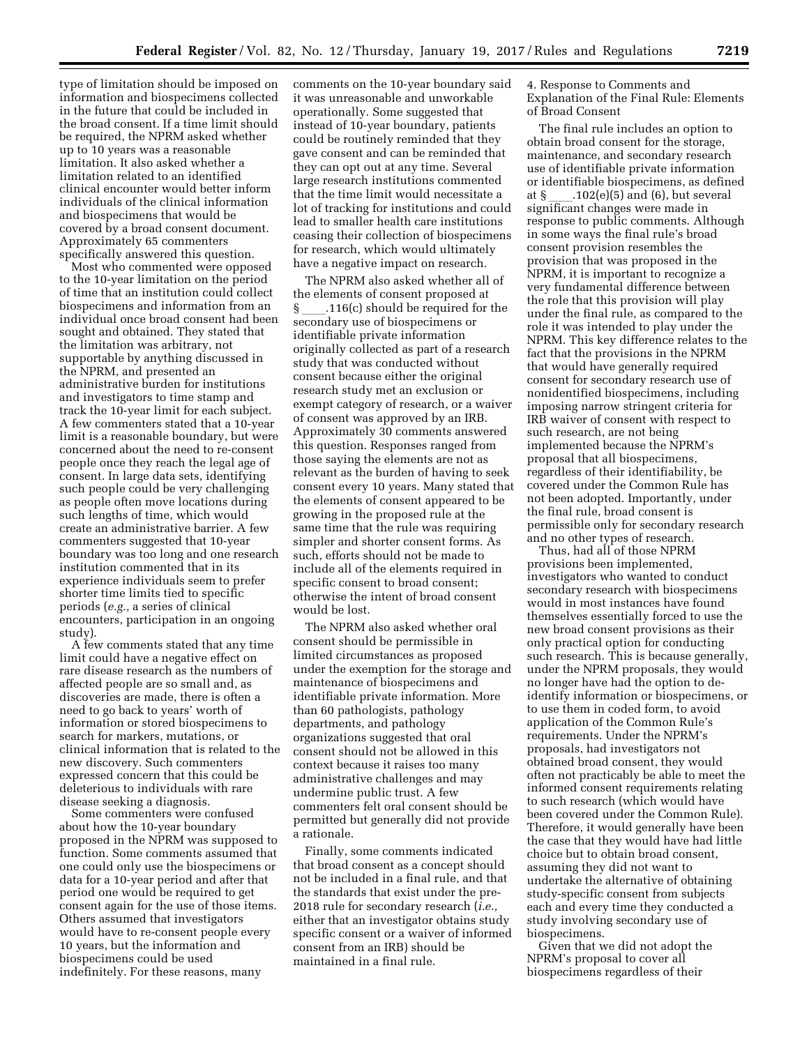type of limitation should be imposed on information and biospecimens collected in the future that could be included in the broad consent. If a time limit should be required, the NPRM asked whether up to 10 years was a reasonable limitation. It also asked whether a limitation related to an identified clinical encounter would better inform individuals of the clinical information and biospecimens that would be covered by a broad consent document. Approximately 65 commenters specifically answered this question.

Most who commented were opposed to the 10-year limitation on the period of time that an institution could collect biospecimens and information from an individual once broad consent had been sought and obtained. They stated that the limitation was arbitrary, not supportable by anything discussed in the NPRM, and presented an administrative burden for institutions and investigators to time stamp and track the 10-year limit for each subject. A few commenters stated that a 10-year limit is a reasonable boundary, but were concerned about the need to re-consent people once they reach the legal age of consent. In large data sets, identifying such people could be very challenging as people often move locations during such lengths of time, which would create an administrative barrier. A few commenters suggested that 10-year boundary was too long and one research institution commented that in its experience individuals seem to prefer shorter time limits tied to specific periods (*e.g.,* a series of clinical encounters, participation in an ongoing study).

A few comments stated that any time limit could have a negative effect on rare disease research as the numbers of affected people are so small and, as discoveries are made, there is often a need to go back to years' worth of information or stored biospecimens to search for markers, mutations, or clinical information that is related to the new discovery. Such commenters expressed concern that this could be deleterious to individuals with rare disease seeking a diagnosis.

Some commenters were confused about how the 10-year boundary proposed in the NPRM was supposed to function. Some comments assumed that one could only use the biospecimens or data for a 10-year period and after that period one would be required to get consent again for the use of those items. Others assumed that investigators would have to re-consent people every 10 years, but the information and biospecimens could be used indefinitely. For these reasons, many comments on the 10-year boundary said it was unreasonable and unworkable operationally. Some suggested that instead of 10-year boundary, patients could be routinely reminded that they gave consent and can be reminded that they can opt out at any time. Several large research institutions commented that the time limit would necessitate a lot of tracking for institutions and could lead to smaller health care institutions ceasing their collection of biospecimens for research, which would ultimately have a negative impact on research.

The NPRM also asked whether all of the elements of consent proposed at § ____.116(c) should be required for the secondary use of biospecimens or identifiable private information originally collected as part of a research study that was conducted without consent because either the original research study met an exclusion or exempt category of research, or a waiver of consent was approved by an IRB. Approximately 30 comments answered this question. Responses ranged from those saying the elements are not as relevant as the burden of having to seek consent every 10 years. Many stated that the elements of consent appeared to be growing in the proposed rule at the same time that the rule was requiring simpler and shorter consent forms. As such, efforts should not be made to include all of the elements required in specific consent to broad consent; otherwise the intent of broad consent would be lost.

The NPRM also asked whether oral consent should be permissible in limited circumstances as proposed under the exemption for the storage and maintenance of biospecimens and identifiable private information. More than 60 pathologists, pathology departments, and pathology organizations suggested that oral consent should not be allowed in this context because it raises too many administrative challenges and may undermine public trust. A few commenters felt oral consent should be permitted but generally did not provide a rationale.

Finally, some comments indicated that broad consent as a concept should not be included in a final rule, and that the standards that exist under the pre-2018 rule for secondary research (*i.e.,* either that an investigator obtains study specific consent or a waiver of informed consent from an IRB) should be maintained in a final rule.

4. Response to Comments and Explanation of the Final Rule: Elements of Broad Consent

The final rule includes an option to obtain broad consent for the storage, maintenance, and secondary research use of identifiable private information or identifiable biospecimens, as defined at § ____.102(e)(5) and (6), but several significant changes were made in response to public comments. Although in some ways the final rule's broad consent provision resembles the provision that was proposed in the NPRM, it is important to recognize a very fundamental difference between the role that this provision will play under the final rule, as compared to the role it was intended to play under the NPRM. This key difference relates to the fact that the provisions in the NPRM that would have generally required consent for secondary research use of nonidentified biospecimens, including imposing narrow stringent criteria for IRB waiver of consent with respect to such research, are not being implemented because the NPRM's proposal that all biospecimens, regardless of their identifiability, be covered under the Common Rule has not been adopted. Importantly, under the final rule, broad consent is permissible only for secondary research and no other types of research.

Thus, had all of those NPRM provisions been implemented, investigators who wanted to conduct secondary research with biospecimens would in most instances have found themselves essentially forced to use the new broad consent provisions as their only practical option for conducting such research. This is because generally, under the NPRM proposals, they would no longer have had the option to de-identify information or biospecimens, or to use them in coded form, to avoid application of the Common Rule's requirements. Under the NPRM's proposals, had investigators not obtained broad consent, they would often not practicably be able to meet the informed consent requirements relating to such research (which would have been covered under the Common Rule). Therefore, it would generally have been the case that they would have had little choice but to obtain broad consent, assuming they did not want to undertake the alternative of obtaining study-specific consent from subjects each and every time they conducted a study involving secondary use of biospecimens.

Given that we did not adopt the NPRM's proposal to cover all biospecimens regardless of their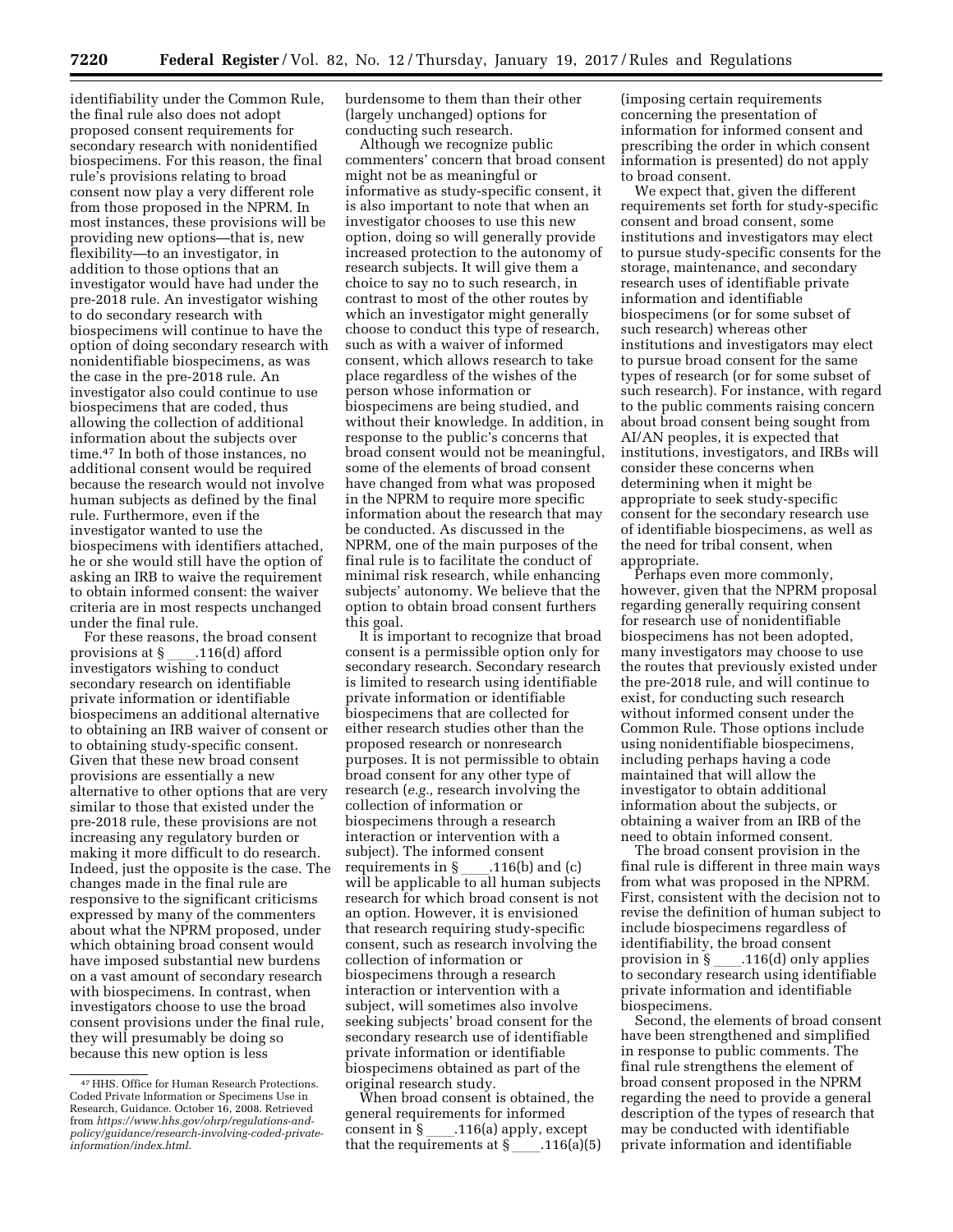identifiability under the Common Rule, the final rule also does not adopt proposed consent requirements for secondary research with nonidentified biospecimens. For this reason, the final rule's provisions relating to broad consent now play a very different role from those proposed in the NPRM. In most instances, these provisions will be providing new options—that is, new flexibility—to an investigator, in addition to those options that an investigator would have had under the pre-2018 rule. An investigator wishing to do secondary research with biospecimens will continue to have the option of doing secondary research with nonidentifiable biospecimens, as was the case in the pre-2018 rule. An investigator also could continue to use biospecimens that are coded, thus allowing the collection of additional information about the subjects over time.[47] In both of those instances, no additional consent would be required because the research would not involve human subjects as defined by the final rule. Furthermore, even if the investigator wanted to use the biospecimens with identifiers attached, he or she would still have the option of asking an IRB to waive the requirement to obtain informed consent: the waiver criteria are in most respects unchanged under the final rule.

For these reasons, the broad consent provisions at § ____.116(d) afford investigators wishing to conduct secondary research on identifiable private information or identifiable biospecimens an additional alternative to obtaining an IRB waiver of consent or to obtaining study-specific consent. Given that these new broad consent provisions are essentially a new alternative to other options that are very similar to those that existed under the pre-2018 rule, these provisions are not increasing any regulatory burden or making it more difficult to do research. Indeed, just the opposite is the case. The changes made in the final rule are responsive to the significant criticisms expressed by many of the commenters about what the NPRM proposed, under which obtaining broad consent would have imposed substantial new burdens on a vast amount of secondary research with biospecimens. In contrast, when investigators choose to use the broad consent provisions under the final rule, they will presumably be doing so because this new option is less burdensome to them than their other (largely unchanged) options for conducting such research.

Although we recognize public commenters' concern that broad consent might not be as meaningful or informative as study-specific consent, it is also important to note that when an investigator chooses to use this new option, doing so will generally provide increased protection to the autonomy of research subjects. It will give them a choice to say no to such research, in contrast to most of the other routes by which an investigator might generally choose to conduct this type of research, such as with a waiver of informed consent, which allows research to take place regardless of the wishes of the person whose information or biospecimens are being studied, and without their knowledge. In addition, in response to the public's concerns that broad consent would not be meaningful, some of the elements of broad consent have changed from what was proposed in the NPRM to require more specific information about the research that may be conducted. As discussed in the NPRM, one of the main purposes of the final rule is to facilitate the conduct of minimal risk research, while enhancing subjects' autonomy. We believe that the option to obtain broad consent furthers this goal.

It is important to recognize that broad consent is a permissible option only for secondary research. Secondary research is limited to research using identifiable private information or identifiable biospecimens that are collected for either research studies other than the proposed research or nonresearch purposes. It is not permissible to obtain broad consent for any other type of research (*e.g.,* research involving the collection of information or biospecimens through a research interaction or intervention with a subject). The informed consent requirements in § ____.116(b) and (c) will be applicable to all human subjects research for which broad consent is not an option. However, it is envisioned that research requiring study-specific consent, such as research involving the collection of information or biospecimens through a research interaction or intervention with a subject, will sometimes also involve seeking subjects' broad consent for the secondary research use of identifiable private information or identifiable biospecimens obtained as part of the original research study.

When broad consent is obtained, the general requirements for informed consent in § ____.116(a) apply, except that the requirements at § ____.116(a)(5) (imposing certain requirements concerning the presentation of information for informed consent and prescribing the order in which consent information is presented) do not apply to broad consent.

We expect that, given the different requirements set forth for study-specific consent and broad consent, some institutions and investigators may elect to pursue study-specific consents for the storage, maintenance, and secondary research uses of identifiable private information and identifiable biospecimens (or for some subset of such research) whereas other institutions and investigators may elect to pursue broad consent for the same types of research (or for some subset of such research). For instance, with regard to the public comments raising concern about broad consent being sought from AI/AN peoples, it is expected that institutions, investigators, and IRBs will consider these concerns when determining when it might be appropriate to seek study-specific consent for the secondary research use of identifiable biospecimens, as well as the need for tribal consent, when appropriate.

Perhaps even more commonly, however, given that the NPRM proposal regarding generally requiring consent for research use of nonidentifiable biospecimens has not been adopted, many investigators may choose to use the routes that previously existed under the pre-2018 rule, and will continue to exist, for conducting such research without informed consent under the Common Rule. Those options include using nonidentifiable biospecimens, including perhaps having a code maintained that will allow the investigator to obtain additional information about the subjects, or obtaining a waiver from an IRB of the need to obtain informed consent.

The broad consent provision in the final rule is different in three main ways from what was proposed in the NPRM. First, consistent with the decision not to revise the definition of human subject to include biospecimens regardless of identifiability, the broad consent provision in § ____.116(d) only applies to secondary research using identifiable private information and identifiable biospecimens.

Second, the elements of broad consent have been strengthened and simplified in response to public comments. The final rule strengthens the element of broad consent proposed in the NPRM regarding the need to provide a general description of the types of research that may be conducted with identifiable private information and identifiable

[47] HHS. Office for Human Research Protections. Coded Private Information or Specimens Use in Research, Guidance. October 16, 2008. Retrieved from *https://www.hhs.gov/ohrp/regulations-and-policy/guidance/research-involving-coded-private-information/index.html.*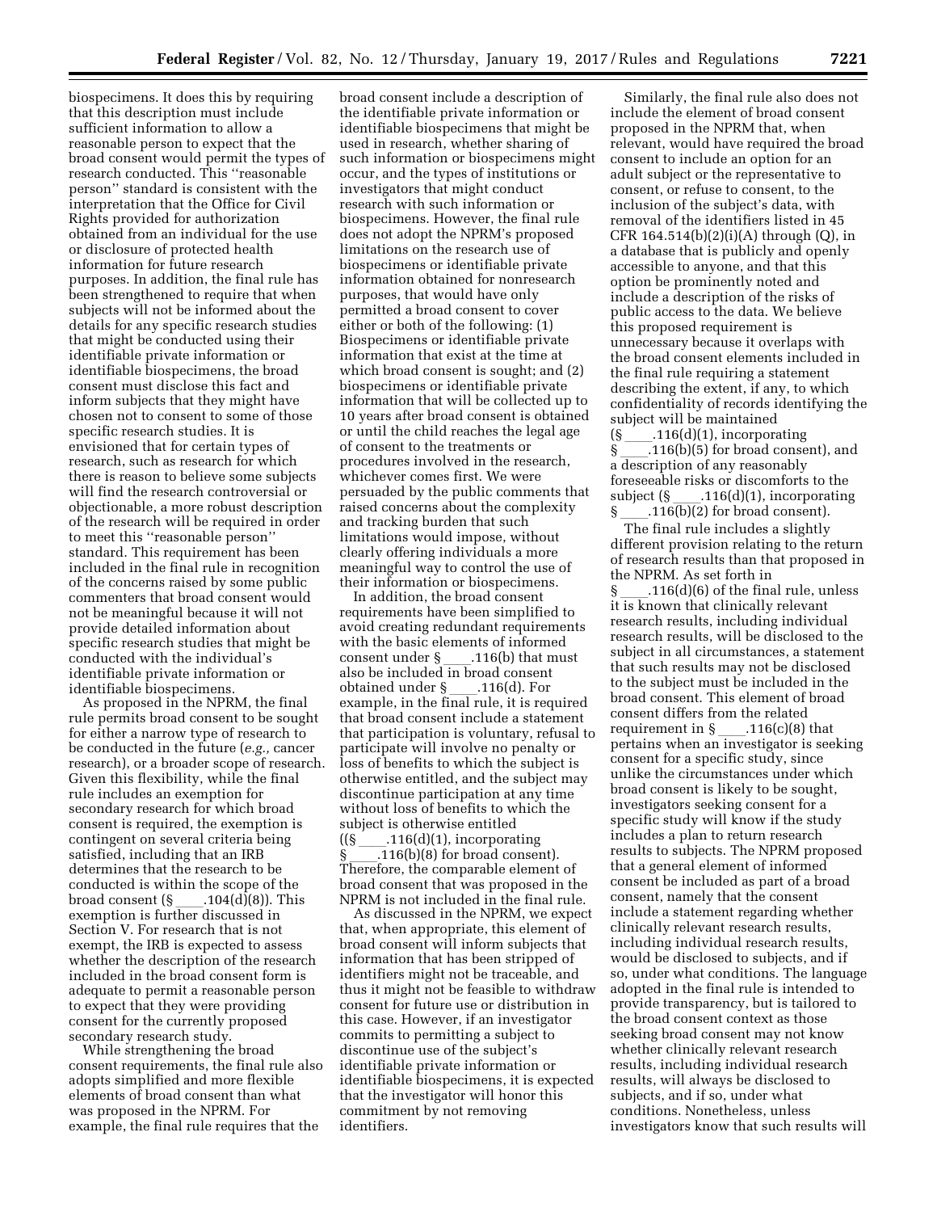biospecimens. It does this by requiring that this description must include sufficient information to allow a reasonable person to expect that the broad consent would permit the types of research conducted. This ''reasonable person'' standard is consistent with the interpretation that the Office for Civil Rights provided for authorization obtained from an individual for the use or disclosure of protected health information for future research purposes. In addition, the final rule has been strengthened to require that when subjects will not be informed about the details for any specific research studies that might be conducted using their identifiable private information or identifiable biospecimens, the broad consent must disclose this fact and inform subjects that they might have chosen not to consent to some of those specific research studies. It is envisioned that for certain types of research, such as research for which there is reason to believe some subjects will find the research controversial or objectionable, a more robust description of the research will be required in order to meet this ''reasonable person'' standard. This requirement has been included in the final rule in recognition of the concerns raised by some public commenters that broad consent would not be meaningful because it will not provide detailed information about specific research studies that might be conducted with the individual's identifiable private information or identifiable biospecimens.

As proposed in the NPRM, the final rule permits broad consent to be sought for either a narrow type of research to be conducted in the future (*e.g.,* cancer research), or a broader scope of research. Given this flexibility, while the final rule includes an exemption for secondary research for which broad consent is required, the exemption is contingent on several criteria being satisfied, including that an IRB determines that the research to be conducted is within the scope of the broad consent (§ ____.104(d)(8)). This exemption is further discussed in Section V. For research that is not exempt, the IRB is expected to assess whether the description of the research included in the broad consent form is adequate to permit a reasonable person to expect that they were providing consent for the currently proposed secondary research study.

While strengthening the broad consent requirements, the final rule also adopts simplified and more flexible elements of broad consent than what was proposed in the NPRM. For example, the final rule requires that the broad consent include a description of the identifiable private information or identifiable biospecimens that might be used in research, whether sharing of such information or biospecimens might occur, and the types of institutions or investigators that might conduct research with such information or biospecimens. However, the final rule does not adopt the NPRM's proposed limitations on the research use of biospecimens or identifiable private information obtained for nonresearch purposes, that would have only permitted a broad consent to cover either or both of the following: (1) Biospecimens or identifiable private information that exist at the time at which broad consent is sought; and (2) biospecimens or identifiable private information that will be collected up to 10 years after broad consent is obtained or until the child reaches the legal age of consent to the treatments or procedures involved in the research, whichever comes first. We were persuaded by the public comments that raised concerns about the complexity and tracking burden that such limitations would impose, without clearly offering individuals a more meaningful way to control the use of their information or biospecimens.

In addition, the broad consent requirements have been simplified to avoid creating redundant requirements with the basic elements of informed consent under § ____.116(b) that must also be included in broad consent obtained under § ____.116(d). For example, in the final rule, it is required that broad consent include a statement that participation is voluntary, refusal to participate will involve no penalty or loss of benefits to which the subject is otherwise entitled, and the subject may discontinue participation at any time without loss of benefits to which the subject is otherwise entitled ((§ ____.116(d)(1), incorporating § ____.116(b)(8) for broad consent). Therefore, the comparable element of broad consent that was proposed in the NPRM is not included in the final rule.

As discussed in the NPRM, we expect that, when appropriate, this element of broad consent will inform subjects that information that has been stripped of identifiers might not be traceable, and thus it might not be feasible to withdraw consent for future use or distribution in this case. However, if an investigator commits to permitting a subject to discontinue use of the subject's identifiable private information or identifiable biospecimens, it is expected that the investigator will honor this commitment by not removing identifiers.

Similarly, the final rule also does not include the element of broad consent proposed in the NPRM that, when relevant, would have required the broad consent to include an option for an adult subject or the representative to consent, or refuse to consent, to the inclusion of the subject's data, with removal of the identifiers listed in 45 CFR 164.514(b)(2)(i)(A) through (Q), in a database that is publicly and openly accessible to anyone, and that this option be prominently noted and include a description of the risks of public access to the data. We believe this proposed requirement is unnecessary because it overlaps with the broad consent elements included in the final rule requiring a statement describing the extent, if any, to which confidentiality of records identifying the subject will be maintained (§ ____.116(d)(1), incorporating § ____.116(b)(5) for broad consent), and a description of any reasonably foreseeable risks or discomforts to the subject (§ ____.116(d)(1), incorporating § ____.116(b)(2) for broad consent).

The final rule includes a slightly different provision relating to the return of research results than that proposed in the NPRM. As set forth in § ____.116(d)(6) of the final rule, unless it is known that clinically relevant research results, including individual research results, will be disclosed to the subject in all circumstances, a statement that such results may not be disclosed to the subject must be included in the broad consent. This element of broad consent differs from the related requirement in § ____.116(c)(8) that pertains when an investigator is seeking consent for a specific study, since unlike the circumstances under which broad consent is likely to be sought, investigators seeking consent for a specific study will know if the study includes a plan to return research results to subjects. The NPRM proposed that a general element of informed consent be included as part of a broad consent, namely that the consent include a statement regarding whether clinically relevant research results, including individual research results, would be disclosed to subjects, and if so, under what conditions. The language adopted in the final rule is intended to provide transparency, but is tailored to the broad consent context as those seeking broad consent may not know whether clinically relevant research results, including individual research results, will always be disclosed to subjects, and if so, under what conditions. Nonetheless, unless investigators know that such results will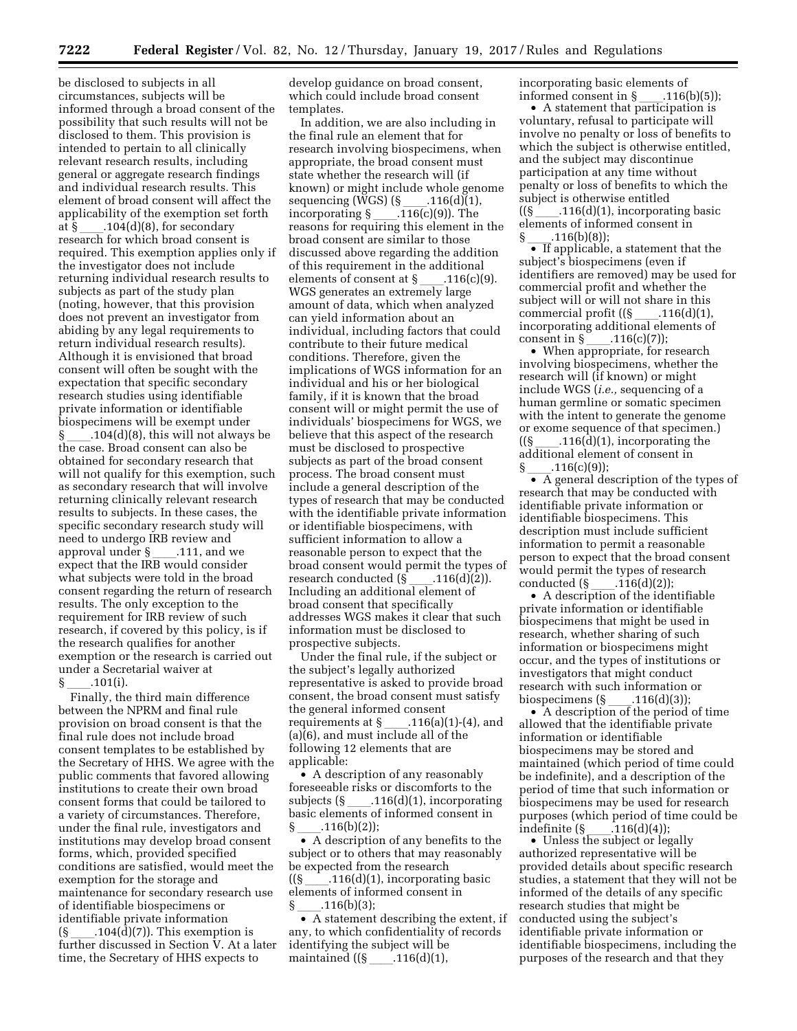be disclosed to subjects in all circumstances, subjects will be informed through a broad consent of the possibility that such results will not be disclosed to them. This provision is intended to pertain to all clinically relevant research results, including general or aggregate research findings and individual research results. This element of broad consent will affect the applicability of the exemption set forth at § ____.104(d)(8), for secondary research for which broad consent is required. This exemption applies only if the investigator does not include returning individual research results to subjects as part of the study plan (noting, however, that this provision does not prevent an investigator from abiding by any legal requirements to return individual research results). Although it is envisioned that broad consent will often be sought with the expectation that specific secondary research studies using identifiable private information or identifiable biospecimens will be exempt under § ____.104(d)(8), this will not always be the case. Broad consent can also be obtained for secondary research that will not qualify for this exemption, such as secondary research that will involve returning clinically relevant research results to subjects. In these cases, the specific secondary research study will need to undergo IRB review and approval under § ____.111, and we expect that the IRB would consider what subjects were told in the broad consent regarding the return of research results. The only exception to the requirement for IRB review of such research, if covered by this policy, is if the research qualifies for another exemption or the research is carried out under a Secretarial waiver at § ____.101(i).

Finally, the third main difference between the NPRM and final rule provision on broad consent is that the final rule does not include broad consent templates to be established by the Secretary of HHS. We agree with the public comments that favored allowing institutions to create their own broad consent forms that could be tailored to a variety of circumstances. Therefore, under the final rule, investigators and institutions may develop broad consent forms, which, provided specified conditions are satisfied, would meet the exemption for the storage and maintenance for secondary research use of identifiable biospecimens or identifiable private information (§ ____.104(d)(7)). This exemption is further discussed in Section V. At a later time, the Secretary of HHS expects to develop guidance on broad consent, which could include broad consent templates.

In addition, we are also including in the final rule an element that for research involving biospecimens, when appropriate, the broad consent must state whether the research will (if known) or might include whole genome sequencing (WGS) (§ ____.116(d)(1), incorporating § ____.116(c)(9)). The reasons for requiring this element in the broad consent are similar to those discussed above regarding the addition of this requirement in the additional elements of consent at § ____.116(c)(9). WGS generates an extremely large amount of data, which when analyzed can yield information about an individual, including factors that could contribute to their future medical conditions. Therefore, given the implications of WGS information for an individual and his or her biological family, if it is known that the broad consent will or might permit the use of individuals' biospecimens for WGS, we believe that this aspect of the research must be disclosed to prospective subjects as part of the broad consent process. The broad consent must include a general description of the types of research that may be conducted with the identifiable private information or identifiable biospecimens, with sufficient information to allow a reasonable person to expect that the broad consent would permit the types of research conducted (§ ____.116(d)(2)). Including an additional element of broad consent that specifically addresses WGS makes it clear that such information must be disclosed to prospective subjects.

Under the final rule, if the subject or the subject's legally authorized representative is asked to provide broad consent, the broad consent must satisfy the general informed consent requirements at § ____.116(a)(1)-(4), and (a)(6), and must include all of the following 12 elements that are applicable:

- A description of any reasonably foreseeable risks or discomforts to the subjects (§ ____.116(d)(1), incorporating basic elements of informed consent in § ____.116(b)(2));
- A description of any benefits to the subject or to others that may reasonably be expected from the research ((§ ____.116(d)(1), incorporating basic elements of informed consent in § ____.116(b)(3);
- A statement describing the extent, if any, to which confidentiality of records identifying the subject will be maintained ((§ ____.116(d)(1), incorporating basic elements of informed consent in § ____.116(b)(5));
- A statement that participation is voluntary, refusal to participate will involve no penalty or loss of benefits to which the subject is otherwise entitled, and the subject may discontinue participation at any time without penalty or loss of benefits to which the subject is otherwise entitled ((§ ____.116(d)(1), incorporating basic elements of informed consent in § ____.116(b)(8));
- If applicable, a statement that the subject's biospecimens (even if identifiers are removed) may be used for commercial profit and whether the subject will or will not share in this commercial profit ((§ ____.116(d)(1), incorporating additional elements of consent in § ____.116(c)(7));
- When appropriate, for research involving biospecimens, whether the research will (if known) or might include WGS (*i.e.,* sequencing of a human germline or somatic specimen with the intent to generate the genome or exome sequence of that specimen.) ((§ ____.116(d)(1), incorporating the additional element of consent in § ____.116(c)(9));
- A general description of the types of research that may be conducted with identifiable private information or identifiable biospecimens. This description must include sufficient information to permit a reasonable person to expect that the broad consent would permit the types of research conducted (§ ____.116(d)(2));
- A description of the identifiable private information or identifiable biospecimens that might be used in research, whether sharing of such information or biospecimens might occur, and the types of institutions or investigators that might conduct research with such information or biospecimens (§ ____.116(d)(3));
- A description of the period of time allowed that the identifiable private information or identifiable biospecimens may be stored and maintained (which period of time could be indefinite), and a description of the period of time that such information or biospecimens may be used for research purposes (which period of time could be indefinite (§ ____.116(d)(4));
- Unless the subject or legally authorized representative will be provided details about specific research studies, a statement that they will not be informed of the details of any specific research studies that might be conducted using the subject's identifiable private information or identifiable biospecimens, including the purposes of the research and that they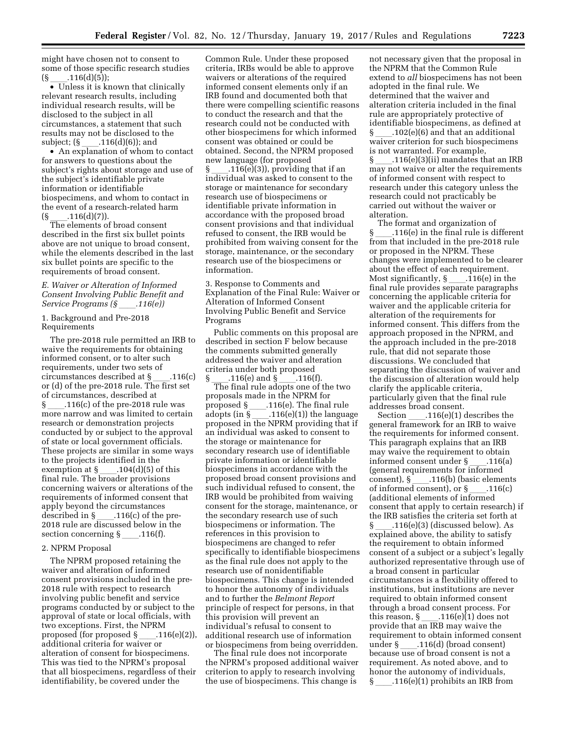might have chosen not to consent to some of those specific research studies (§ ____.116(d)(5));

- Unless it is known that clinically relevant research results, including individual research results, will be disclosed to the subject in all circumstances, a statement that such results may not be disclosed to the subject; (§ ____.116(d)(6)); and
- An explanation of whom to contact for answers to questions about the subject's rights about storage and use of the subject's identifiable private information or identifiable biospecimens, and whom to contact in the event of a research-related harm (§ ____.116(d)(7)).

The elements of broad consent described in the first six bullet points above are not unique to broad consent, while the elements described in the last six bullet points are specific to the requirements of broad consent.

### E. Waiver or Alteration of Informed Consent Involving Public Benefit and Service Programs (§ ____.116(e))

#### 1. Background and Pre-2018 Requirements

The pre-2018 rule permitted an IRB to waive the requirements for obtaining informed consent, or to alter such requirements, under two sets of circumstances described at § ____.116(c) or (d) of the pre-2018 rule. The first set of circumstances, described at § ____.116(c) of the pre-2018 rule was more narrow and was limited to certain research or demonstration projects conducted by or subject to the approval of state or local government officials. These projects are similar in some ways to the projects identified in the exemption at § ____.104(d)(5) of this final rule. The broader provisions concerning waivers or alterations of the requirements of informed consent that apply beyond the circumstances described in § ____.116(c) of the pre-2018 rule are discussed below in the section concerning § ____.116(f).

#### 2. NPRM Proposal

The NPRM proposed retaining the waiver and alteration of informed consent provisions included in the pre-2018 rule with respect to research involving public benefit and service programs conducted by or subject to the approval of state or local officials, with two exceptions. First, the NPRM proposed (for proposed § ____.116(e)(2)), additional criteria for waiver or alteration of consent for biospecimens. This was tied to the NPRM's proposal that all biospecimens, regardless of their identifiability, be covered under the Common Rule. Under these proposed criteria, IRBs would be able to approve waivers or alterations of the required informed consent elements only if an IRB found and documented both that there were compelling scientific reasons to conduct the research and that the research could not be conducted with other biospecimens for which informed consent was obtained or could be obtained. Second, the NPRM proposed new language (for proposed § ____.116(e)(3)), providing that if an individual was asked to consent to the storage or maintenance for secondary research use of biospecimens or identifiable private information in accordance with the proposed broad consent provisions and that individual refused to consent, the IRB would be prohibited from waiving consent for the storage, maintenance, or the secondary research use of the biospecimens or information.

#### 3. Response to Comments and Explanation of the Final Rule: Waiver or Alteration of Informed Consent Involving Public Benefit and Service Programs

Public comments on this proposal are described in section F below because the comments submitted generally addressed the waiver and alteration criteria under both proposed § ____.116(e) and § ____.116(f).

The final rule adopts one of the two proposals made in the NPRM for proposed § ____.116(e). The final rule adopts (in § ____.116(e)(1)) the language proposed in the NPRM providing that if an individual was asked to consent to the storage or maintenance for secondary research use of identifiable private information or identifiable biospecimens in accordance with the proposed broad consent provisions and such individual refused to consent, the IRB would be prohibited from waiving consent for the storage, maintenance, or the secondary research use of such biospecimens or information. The references in this provision to biospecimens are changed to refer specifically to identifiable biospecimens as the final rule does not apply to the research use of nonidentifiable biospecimens. This change is intended to honor the autonomy of individuals and to further the *Belmont Report* principle of respect for persons, in that this provision will prevent an individual's refusal to consent to additional research use of information or biospecimens from being overridden.

The final rule does not incorporate the NPRM's proposed additional waiver criterion to apply to research involving the use of biospecimens. This change is not necessary given that the proposal in the NPRM that the Common Rule extend to *all* biospecimens has not been adopted in the final rule. We determined that the waiver and alteration criteria included in the final rule are appropriately protective of identifiable biospecimens, as defined at § ____.102(e)(6) and that an additional waiver criterion for such biospecimens is not warranted. For example, § ____.116(e)(3)(ii) mandates that an IRB may not waive or alter the requirements of informed consent with respect to research under this category unless the research could not practicably be carried out without the waiver or alteration.

The format and organization of § ____.116(e) in the final rule is different from that included in the pre-2018 rule or proposed in the NPRM. These changes were implemented to be clearer about the effect of each requirement. Most significantly, § ____.116(e) in the final rule provides separate paragraphs concerning the applicable criteria for waiver and the applicable criteria for alteration of the requirements for informed consent. This differs from the approach proposed in the NPRM, and the approach included in the pre-2018 rule, that did not separate those discussions. We concluded that separating the discussion of waiver and the discussion of alteration would help clarify the applicable criteria, particularly given that the final rule addresses broad consent.

Section ____.116(e)(1) describes the general framework for an IRB to waive the requirements for informed consent. This paragraph explains that an IRB may waive the requirement to obtain informed consent under § ____.116(a) (general requirements for informed consent), § ____.116(b) (basic elements of informed consent), or § ____.116(c) (additional elements of informed consent that apply to certain research) if the IRB satisfies the criteria set forth at § ____.116(e)(3) (discussed below). As explained above, the ability to satisfy the requirement to obtain informed consent of a subject or a subject's legally authorized representative through use of a broad consent in particular circumstances is a flexibility offered to institutions, but institutions are never required to obtain informed consent through a broad consent process. For this reason, § ____.116(e)(1) does not provide that an IRB may waive the requirement to obtain informed consent under § ____.116(d) (broad consent) because use of broad consent is not a requirement. As noted above, and to honor the autonomy of individuals, § ____.116(e)(1) prohibits an IRB from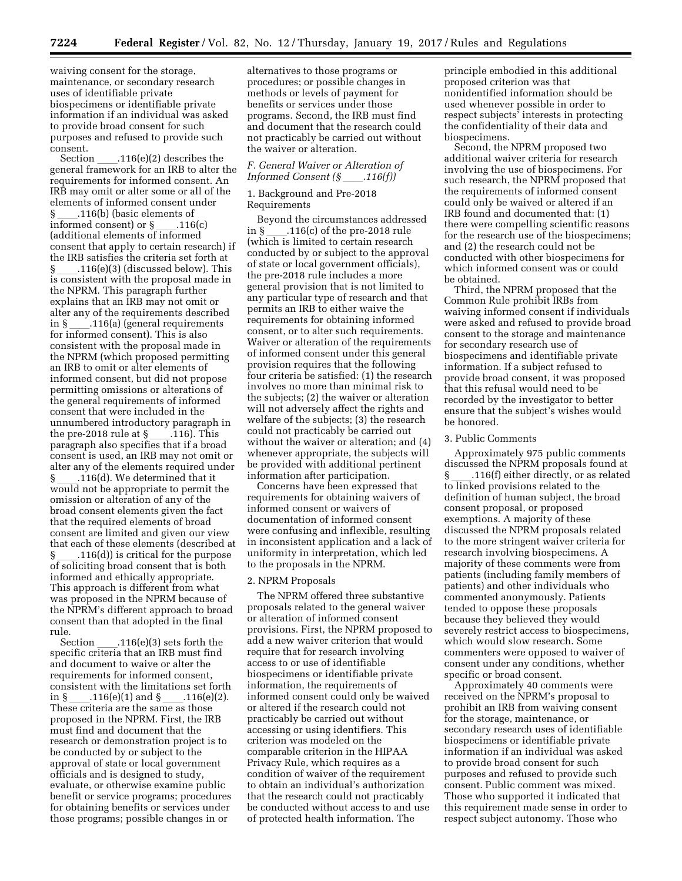waiving consent for the storage, maintenance, or secondary research uses of identifiable private biospecimens or identifiable private information if an individual was asked to provide broad consent for such purposes and refused to provide such consent.

Section ____.116(e)(2) describes the general framework for an IRB to alter the requirements for informed consent. An IRB may omit or alter some or all of the elements of informed consent under § ____.116(b) (basic elements of informed consent) or § ____.116(c) (additional elements of informed consent that apply to certain research) if the IRB satisfies the criteria set forth at § ____.116(e)(3) (discussed below). This is consistent with the proposal made in the NPRM. This paragraph further explains that an IRB may not omit or alter any of the requirements described in § ____.116(a) (general requirements for informed consent). This is also consistent with the proposal made in the NPRM (which proposed permitting an IRB to omit or alter elements of informed consent, but did not propose permitting omissions or alterations of the general requirements of informed consent that were included in the unnumbered introductory paragraph in the pre-2018 rule at § ____.116). This paragraph also specifies that if a broad consent is used, an IRB may not omit or alter any of the elements required under § ____.116(d). We determined that it would not be appropriate to permit the omission or alteration of any of the broad consent elements given the fact that the required elements of broad consent are limited and given our view that each of these elements (described at § ____.116(d)) is critical for the purpose of soliciting broad consent that is both informed and ethically appropriate. This approach is different from what was proposed in the NPRM because of the NPRM's different approach to broad consent than that adopted in the final rule.

Section ____.116(e)(3) sets forth the specific criteria that an IRB must find and document to waive or alter the requirements for informed consent, consistent with the limitations set forth in § ____.116(e)(1) and § ____.116(e)(2). These criteria are the same as those proposed in the NPRM. First, the IRB must find and document that the research or demonstration project is to be conducted by or subject to the approval of state or local government officials and is designed to study, evaluate, or otherwise examine public benefit or service programs; procedures for obtaining benefits or services under those programs; possible changes in or alternatives to those programs or procedures; or possible changes in methods or levels of payment for benefits or services under those programs. Second, the IRB must find and document that the research could not practicably be carried out without the waiver or alteration.

## *F. General Waiver or Alteration of Informed Consent (§ ____.116(f))*

### 1. Background and Pre-2018 Requirements

Beyond the circumstances addressed in § ____.116(c) of the pre-2018 rule (which is limited to certain research conducted by or subject to the approval of state or local government officials), the pre-2018 rule includes a more general provision that is not limited to any particular type of research and that permits an IRB to either waive the requirements for obtaining informed consent, or to alter such requirements. Waiver or alteration of the requirements of informed consent under this general provision requires that the following four criteria be satisfied: (1) the research involves no more than minimal risk to the subjects; (2) the waiver or alteration will not adversely affect the rights and welfare of the subjects; (3) the research could not practicably be carried out without the waiver or alteration; and (4) whenever appropriate, the subjects will be provided with additional pertinent information after participation.

Concerns have been expressed that requirements for obtaining waivers of informed consent or waivers of documentation of informed consent were confusing and inflexible, resulting in inconsistent application and a lack of uniformity in interpretation, which led to the proposals in the NPRM.

### 2. NPRM Proposals

The NPRM offered three substantive proposals related to the general waiver or alteration of informed consent provisions. First, the NPRM proposed to add a new waiver criterion that would require that for research involving access to or use of identifiable biospecimens or identifiable private information, the requirements of informed consent could only be waived or altered if the research could not practicably be carried out without accessing or using identifiers. This criterion was modeled on the comparable criterion in the HIPAA Privacy Rule, which requires as a condition of waiver of the requirement to obtain an individual's authorization that the research could not practicably be conducted without access to and use of protected health information. The principle embodied in this additional proposed criterion was that nonidentified information should be used whenever possible in order to respect subjects' interests in protecting the confidentiality of their data and biospecimens.

Second, the NPRM proposed two additional waiver criteria for research involving the use of biospecimens. For such research, the NPRM proposed that the requirements of informed consent could only be waived or altered if an IRB found and documented that: (1) there were compelling scientific reasons for the research use of the biospecimens; and (2) the research could not be conducted with other biospecimens for which informed consent was or could be obtained.

Third, the NPRM proposed that the Common Rule prohibit IRBs from waiving informed consent if individuals were asked and refused to provide broad consent to the storage and maintenance for secondary research use of biospecimens and identifiable private information. If a subject refused to provide broad consent, it was proposed that this refusal would need to be recorded by the investigator to better ensure that the subject's wishes would be honored.

### 3. Public Comments

Approximately 975 public comments discussed the NPRM proposals found at § ____.116(f) either directly, or as related to linked provisions related to the definition of human subject, the broad consent proposal, or proposed exemptions. A majority of these discussed the NPRM proposals related to the more stringent waiver criteria for research involving biospecimens. A majority of these comments were from patients (including family members of patients) and other individuals who commented anonymously. Patients tended to oppose these proposals because they believed they would severely restrict access to biospecimens, which would slow research. Some commenters were opposed to waiver of consent under any conditions, whether specific or broad consent.

Approximately 40 comments were received on the NPRM's proposal to prohibit an IRB from waiving consent for the storage, maintenance, or secondary research uses of identifiable biospecimens or identifiable private information if an individual was asked to provide broad consent for such purposes and refused to provide such consent. Public comment was mixed. Those who supported it indicated that this requirement made sense in order to respect subject autonomy. Those who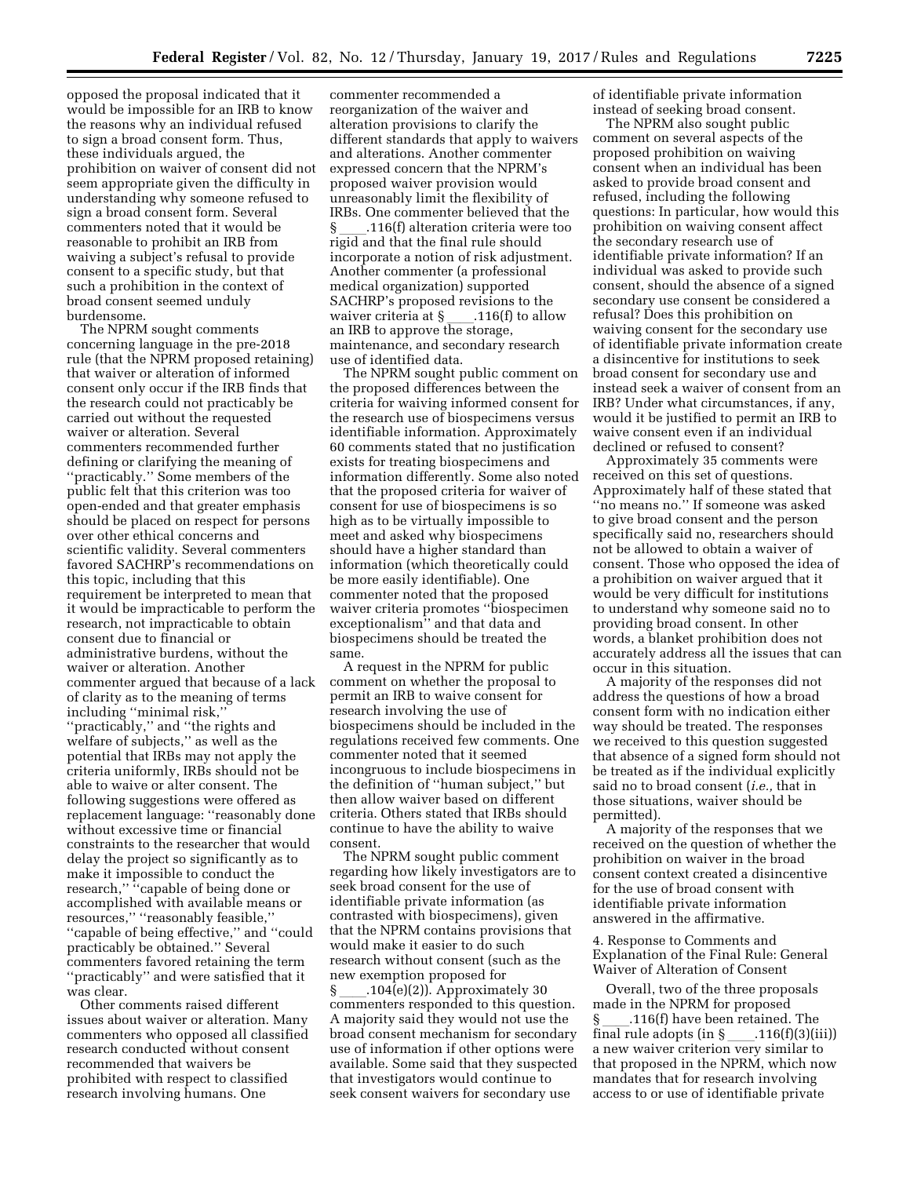opposed the proposal indicated that it would be impossible for an IRB to know the reasons why an individual refused to sign a broad consent form. Thus, these individuals argued, the prohibition on waiver of consent did not seem appropriate given the difficulty in understanding why someone refused to sign a broad consent form. Several commenters noted that it would be reasonable to prohibit an IRB from waiving a subject's refusal to provide consent to a specific study, but that such a prohibition in the context of broad consent seemed unduly burdensome.

The NPRM sought comments concerning language in the pre-2018 rule (that the NPRM proposed retaining) that waiver or alteration of informed consent only occur if the IRB finds that the research could not practicably be carried out without the requested waiver or alteration. Several commenters recommended further defining or clarifying the meaning of "practicably." Some members of the public felt that this criterion was too open-ended and that greater emphasis should be placed on respect for persons over other ethical concerns and scientific validity. Several commenters favored SACHRP's recommendations on this topic, including that this requirement be interpreted to mean that it would be impracticable to perform the research, not impracticable to obtain consent due to financial or administrative burdens, without the waiver or alteration. Another commenter argued that because of a lack of clarity as to the meaning of terms including "minimal risk," "practicably," and "the rights and welfare of subjects," as well as the potential that IRBs may not apply the criteria uniformly, IRBs should not be able to waive or alter consent. The following suggestions were offered as replacement language: "reasonably done without excessive time or financial constraints to the researcher that would delay the project so significantly as to make it impossible to conduct the research," "capable of being done or accomplished with available means or resources," "reasonably feasible," "capable of being effective," and "could practicably be obtained." Several commenters favored retaining the term "practicably" and were satisfied that it was clear.

Other comments raised different issues about waiver or alteration. Many commenters who opposed all classified research conducted without consent recommended that waivers be prohibited with respect to classified research involving humans. One commenter recommended a reorganization of the waiver and alteration provisions to clarify the different standards that apply to waivers and alterations. Another commenter expressed concern that the NPRM's proposed waiver provision would unreasonably limit the flexibility of IRBs. One commenter believed that the § \_\_\_\_.116(f) alteration criteria were too rigid and that the final rule should incorporate a notion of risk adjustment. Another commenter (a professional medical organization) supported SACHRP's proposed revisions to the waiver criteria at § \_\_\_\_.116(f) to allow an IRB to approve the storage, maintenance, and secondary research use of identified data.

The NPRM sought public comment on the proposed differences between the criteria for waiving informed consent for the research use of biospecimens versus identifiable information. Approximately 60 comments stated that no justification exists for treating biospecimens and information differently. Some also noted that the proposed criteria for waiver of consent for use of biospecimens is so high as to be virtually impossible to meet and asked why biospecimens should have a higher standard than information (which theoretically could be more easily identifiable). One commenter noted that the proposed waiver criteria promotes "biospecimen exceptionalism" and that data and biospecimens should be treated the same.

A request in the NPRM for public comment on whether the proposal to permit an IRB to waive consent for research involving the use of biospecimens should be included in the regulations received few comments. One commenter noted that it seemed incongruous to include biospecimens in the definition of "human subject," but then allow waiver based on different criteria. Others stated that IRBs should continue to have the ability to waive consent.

The NPRM sought public comment regarding how likely investigators are to seek broad consent for the use of identifiable private information (as contrasted with biospecimens), given that the NPRM contains provisions that would make it easier to do such research without consent (such as the new exemption proposed for § \_\_\_\_.104(e)(2)). Approximately 30 commenters responded to this question. A majority said they would not use the broad consent mechanism for secondary use of information if other options were available. Some said that they suspected that investigators would continue to seek consent waivers for secondary use of identifiable private information instead of seeking broad consent.

The NPRM also sought public comment on several aspects of the proposed prohibition on waiving consent when an individual has been asked to provide broad consent and refused, including the following questions: In particular, how would this prohibition on waiving consent affect the secondary research use of identifiable private information? If an individual was asked to provide such consent, should the absence of a signed secondary use consent be considered a refusal? Does this prohibition on waiving consent for the secondary use of identifiable private information create a disincentive for institutions to seek broad consent for secondary use and instead seek a waiver of consent from an IRB? Under what circumstances, if any, would it be justified to permit an IRB to waive consent even if an individual declined or refused to consent?

Approximately 35 comments were received on this set of questions. Approximately half of these stated that "no means no." If someone was asked to give broad consent and the person specifically said no, researchers should not be allowed to obtain a waiver of consent. Those who opposed the idea of a prohibition on waiver argued that it would be very difficult for institutions to understand why someone said no to providing broad consent. In other words, a blanket prohibition does not accurately address all the issues that can occur in this situation.

A majority of the responses did not address the questions of how a broad consent form with no indication either way should be treated. The responses we received to this question suggested that absence of a signed form should not be treated as if the individual explicitly said no to broad consent (*i.e.,* that in those situations, waiver should be permitted).

A majority of the responses that we received on the question of whether the prohibition on waiver in the broad consent context created a disincentive for the use of broad consent with identifiable private information answered in the affirmative.

4. Response to Comments and Explanation of the Final Rule: General Waiver of Alteration of Consent

Overall, two of the three proposals made in the NPRM for proposed § \_\_\_\_.116(f) have been retained. The final rule adopts (in § \_\_\_\_.116(f)(3)(iii)) a new waiver criterion very similar to that proposed in the NPRM, which now mandates that for research involving access to or use of identifiable private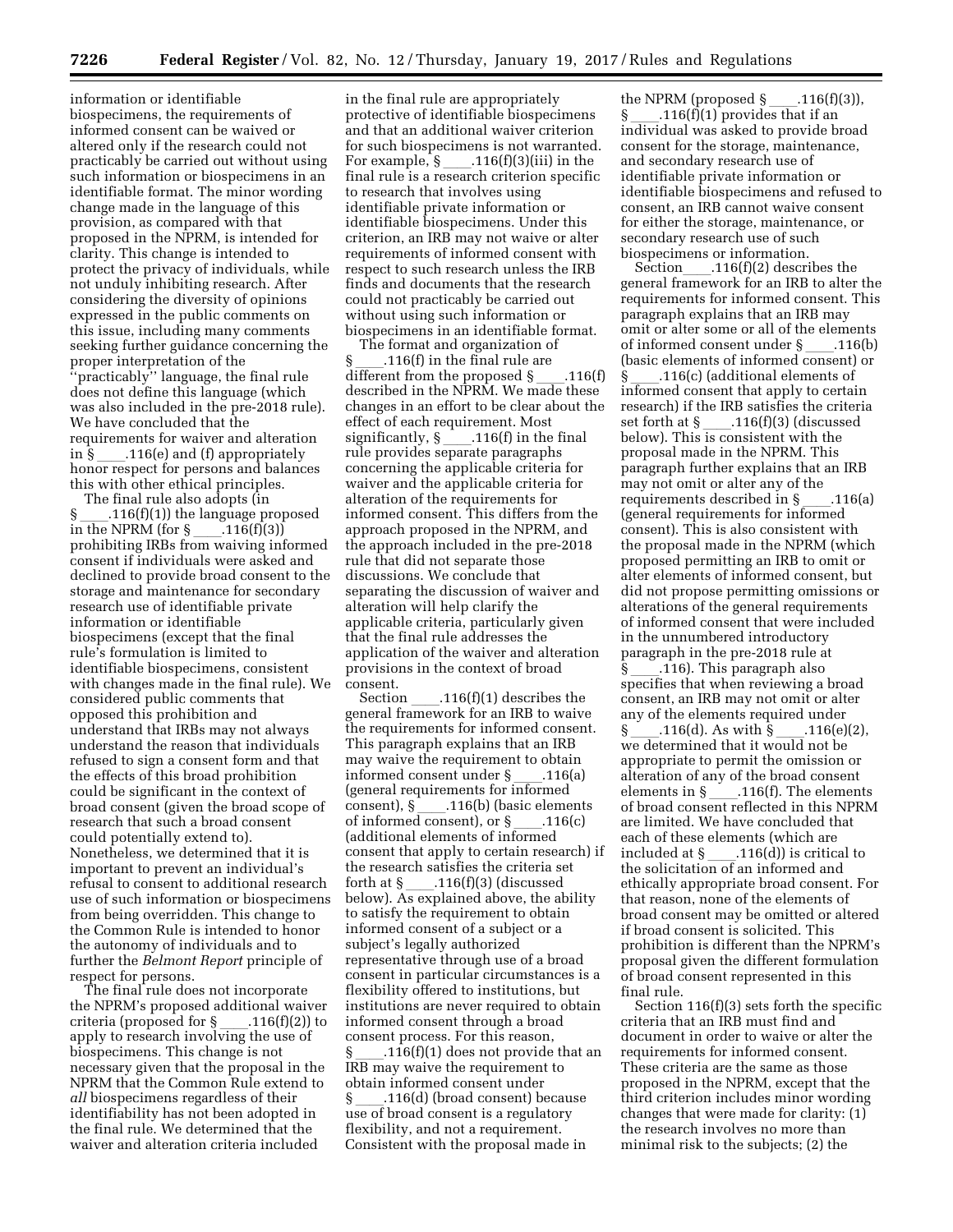information or identifiable biospecimens, the requirements of informed consent can be waived or altered only if the research could not practicably be carried out without using such information or biospecimens in an identifiable format. The minor wording change made in the language of this provision, as compared with that proposed in the NPRM, is intended for clarity. This change is intended to protect the privacy of individuals, while not unduly inhibiting research. After considering the diversity of opinions expressed in the public comments on this issue, including many comments seeking further guidance concerning the proper interpretation of the ''practicably'' language, the final rule does not define this language (which was also included in the pre-2018 rule). We have concluded that the requirements for waiver and alteration in § ___.116(e) and (f) appropriately honor respect for persons and balances this with other ethical principles.

The final rule also adopts (in § ___.116(f)(1)) the language proposed in the NPRM (for § ___.116(f)(3)) prohibiting IRBs from waiving informed consent if individuals were asked and declined to provide broad consent to the storage and maintenance for secondary research use of identifiable private information or identifiable biospecimens (except that the final rule's formulation is limited to identifiable biospecimens, consistent with changes made in the final rule). We considered public comments that opposed this prohibition and understand that IRBs may not always understand the reason that individuals refused to sign a consent form and that the effects of this broad prohibition could be significant in the context of broad consent (given the broad scope of research that such a broad consent could potentially extend to). Nonetheless, we determined that it is important to prevent an individual's refusal to consent to additional research use of such information or biospecimens from being overridden. This change to the Common Rule is intended to honor the autonomy of individuals and to further the *Belmont Report* principle of respect for persons.

The final rule does not incorporate the NPRM's proposed additional waiver criteria (proposed for § ___.116(f)(2)) to apply to research involving the use of biospecimens. This change is not necessary given that the proposal in the NPRM that the Common Rule extend to *all* biospecimens regardless of their identifiability has not been adopted in the final rule. We determined that the waiver and alteration criteria included in the final rule are appropriately protective of identifiable biospecimens and that an additional waiver criterion for such biospecimens is not warranted. For example, § ___.116(f)(3)(iii) in the final rule is a research criterion specific to research that involves using identifiable private information or identifiable biospecimens. Under this criterion, an IRB may not waive or alter requirements of informed consent with respect to such research unless the IRB finds and documents that the research could not practicably be carried out without using such information or biospecimens in an identifiable format.

The format and organization of § ___.116(f) in the final rule are different from the proposed § ___.116(f) described in the NPRM. We made these changes in an effort to be clear about the effect of each requirement. Most significantly, § ___.116(f) in the final rule provides separate paragraphs concerning the applicable criteria for waiver and the applicable criteria for alteration of the requirements for informed consent. This differs from the approach proposed in the NPRM, and the approach included in the pre-2018 rule that did not separate those discussions. We conclude that separating the discussion of waiver and alteration will help clarify the applicable criteria, particularly given that the final rule addresses the application of the waiver and alteration provisions in the context of broad consent.

Section ___.116(f)(1) describes the general framework for an IRB to waive the requirements for informed consent. This paragraph explains that an IRB may waive the requirement to obtain informed consent under § ___.116(a) (general requirements for informed consent), § ___.116(b) (basic elements of informed consent), or § ___.116(c) (additional elements of informed consent that apply to certain research) if the research satisfies the criteria set forth at § ___.116(f)(3) (discussed below). As explained above, the ability to satisfy the requirement to obtain informed consent of a subject or a subject's legally authorized representative through use of a broad consent in particular circumstances is a flexibility offered to institutions, but institutions are never required to obtain informed consent through a broad consent process. For this reason, § ___.116(f)(1) does not provide that an IRB may waive the requirement to obtain informed consent under § ___.116(d) (broad consent) because use of broad consent is a regulatory flexibility, and not a requirement. Consistent with the proposal made in the NPRM (proposed § ___.116(f)(3)), § ___.116(f)(1) provides that if an individual was asked to provide broad consent for the storage, maintenance, and secondary research use of identifiable private information or identifiable biospecimens and refused to consent, an IRB cannot waive consent for either the storage, maintenance, or secondary research use of such biospecimens or information.

Section ___.116(f)(2) describes the general framework for an IRB to alter the requirements for informed consent. This paragraph explains that an IRB may omit or alter some or all of the elements of informed consent under § ___.116(b) (basic elements of informed consent) or § ___.116(c) (additional elements of informed consent that apply to certain research) if the IRB satisfies the criteria set forth at § ___.116(f)(3) (discussed below). This is consistent with the proposal made in the NPRM. This paragraph further explains that an IRB may not omit or alter any of the requirements described in § ___.116(a) (general requirements for informed consent). This is also consistent with the proposal made in the NPRM (which proposed permitting an IRB to omit or alter elements of informed consent, but did not propose permitting omissions or alterations of the general requirements of informed consent that were included in the unnumbered introductory paragraph in the pre-2018 rule at § ___.116). This paragraph also specifies that when reviewing a broad consent, an IRB may not omit or alter any of the elements required under § ___.116(d). As with § ___.116(e)(2), we determined that it would not be appropriate to permit the omission or alteration of any of the broad consent elements in § ___.116(f). The elements of broad consent reflected in this NPRM are limited. We have concluded that each of these elements (which are included at § ___.116(d)) is critical to the solicitation of an informed and ethically appropriate broad consent. For that reason, none of the elements of broad consent may be omitted or altered if broad consent is solicited. This prohibition is different than the NPRM's proposal given the different formulation of broad consent represented in this final rule.

Section 116(f)(3) sets forth the specific criteria that an IRB must find and document in order to waive or alter the requirements for informed consent. These criteria are the same as those proposed in the NPRM, except that the third criterion includes minor wording changes that were made for clarity: (1) the research involves no more than minimal risk to the subjects; (2) the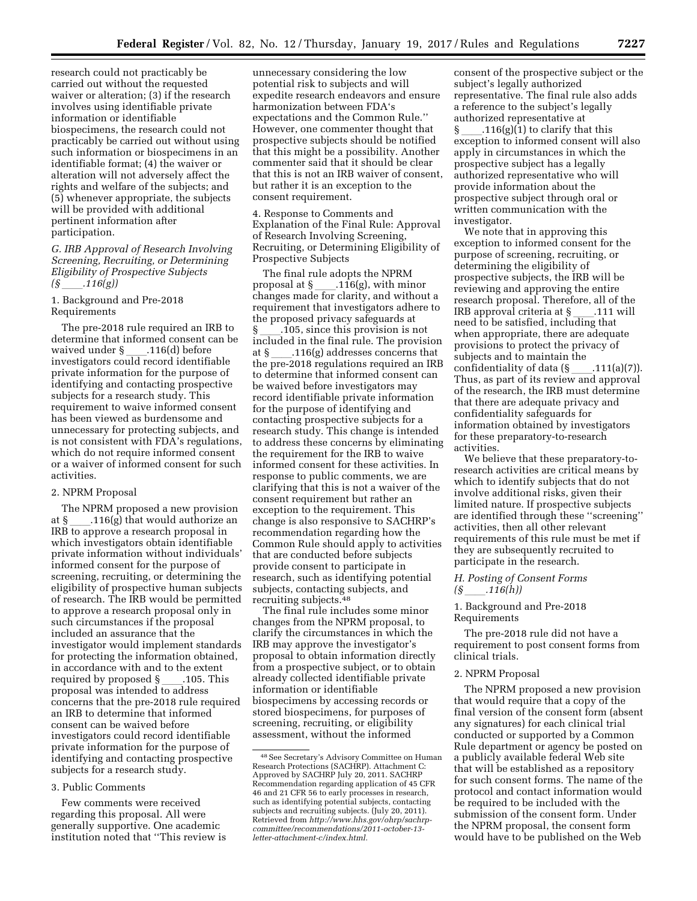research could not practicably be carried out without the requested waiver or alteration; (3) if the research involves using identifiable private information or identifiable biospecimens, the research could not practicably be carried out without using such information or biospecimens in an identifiable format; (4) the waiver or alteration will not adversely affect the rights and welfare of the subjects; and (5) whenever appropriate, the subjects will be provided with additional pertinent information after participation.

### *G. IRB Approval of Research Involving Screening, Recruiting, or Determining Eligibility of Prospective Subjects (§ ____.116(g))*

#### 1. Background and Pre-2018 Requirements

The pre-2018 rule required an IRB to determine that informed consent can be waived under § ____.116(d) before investigators could record identifiable private information for the purpose of identifying and contacting prospective subjects for a research study. This requirement to waive informed consent has been viewed as burdensome and unnecessary for protecting subjects, and is not consistent with FDA's regulations, which do not require informed consent or a waiver of informed consent for such activities.

#### 2. NPRM Proposal

The NPRM proposed a new provision at § ____.116(g) that would authorize an IRB to approve a research proposal in which investigators obtain identifiable private information without individuals' informed consent for the purpose of screening, recruiting, or determining the eligibility of prospective human subjects of research. The IRB would be permitted to approve a research proposal only in such circumstances if the proposal included an assurance that the investigator would implement standards for protecting the information obtained, in accordance with and to the extent required by proposed § ____.105. This proposal was intended to address concerns that the pre-2018 rule required an IRB to determine that informed consent can be waived before investigators could record identifiable private information for the purpose of identifying and contacting prospective subjects for a research study.

#### 3. Public Comments

Few comments were received regarding this proposal. All were generally supportive. One academic institution noted that ''This review is unnecessary considering the low potential risk to subjects and will expedite research endeavors and ensure harmonization between FDA's expectations and the Common Rule.'' However, one commenter thought that prospective subjects should be notified that this might be a possibility. Another commenter said that it should be clear that this is not an IRB waiver of consent, but rather it is an exception to the consent requirement.

#### 4. Response to Comments and Explanation of the Final Rule: Approval of Research Involving Screening, Recruiting, or Determining Eligibility of Prospective Subjects

The final rule adopts the NPRM proposal at § ____.116(g), with minor changes made for clarity, and without a requirement that investigators adhere to the proposed privacy safeguards at § ____.105, since this provision is not included in the final rule. The provision at § ____.116(g) addresses concerns that the pre-2018 regulations required an IRB to determine that informed consent can be waived before investigators may record identifiable private information for the purpose of identifying and contacting prospective subjects for a research study. This change is intended to address these concerns by eliminating the requirement for the IRB to waive informed consent for these activities. In response to public comments, we are clarifying that this is not a waiver of the consent requirement but rather an exception to the requirement. This change is also responsive to SACHRP's recommendation regarding how the Common Rule should apply to activities that are conducted before subjects provide consent to participate in research, such as identifying potential subjects, contacting subjects, and recruiting subjects.[48]

The final rule includes some minor changes from the NPRM proposal, to clarify the circumstances in which the IRB may approve the investigator's proposal to obtain information directly from a prospective subject, or to obtain already collected identifiable private information or identifiable biospecimens by accessing records or stored biospecimens, for purposes of screening, recruiting, or eligibility assessment, without the informed consent of the prospective subject or the subject's legally authorized representative. The final rule also adds a reference to the subject's legally authorized representative at § ____.116(g)(1) to clarify that this exception to informed consent will also apply in circumstances in which the prospective subject has a legally authorized representative who will provide information about the prospective subject through oral or written communication with the investigator.

We note that in approving this exception to informed consent for the purpose of screening, recruiting, or determining the eligibility of prospective subjects, the IRB will be reviewing and approving the entire research proposal. Therefore, all of the IRB approval criteria at § ____.111 will need to be satisfied, including that when appropriate, there are adequate provisions to protect the privacy of subjects and to maintain the confidentiality of data (§ ____.111(a)(7)). Thus, as part of its review and approval of the research, the IRB must determine that there are adequate privacy and confidentiality safeguards for information obtained by investigators for these preparatory-to-research activities.

We believe that these preparatory-to-research activities are critical means by which to identify subjects that do not involve additional risks, given their limited nature. If prospective subjects are identified through these ''screening'' activities, then all other relevant requirements of this rule must be met if they are subsequently recruited to participate in the research.

### *H. Posting of Consent Forms (§ ____.116(h))*

#### 1. Background and Pre-2018 Requirements

The pre-2018 rule did not have a requirement to post consent forms from clinical trials.

#### 2. NPRM Proposal

The NPRM proposed a new provision that would require that a copy of the final version of the consent form (absent any signatures) for each clinical trial conducted or supported by a Common Rule department or agency be posted on a publicly available federal Web site that will be established as a repository for such consent forms. The name of the protocol and contact information would be required to be included with the submission of the consent form. Under the NPRM proposal, the consent form would have to be published on the Web

---

[48] See Secretary's Advisory Committee on Human Research Protections (SACHRP). Attachment C: Approved by SACHRP July 20, 2011. SACHRP Recommendation regarding application of 45 CFR 46 and 21 CFR 56 to early processes in research, such as identifying potential subjects, contacting subjects and recruiting subjects. (July 20, 2011). Retrieved from *http://www.hhs.gov/ohrp/sachrp-committee/recommendations/2011-october-13-letter-attachment-c/index.html.*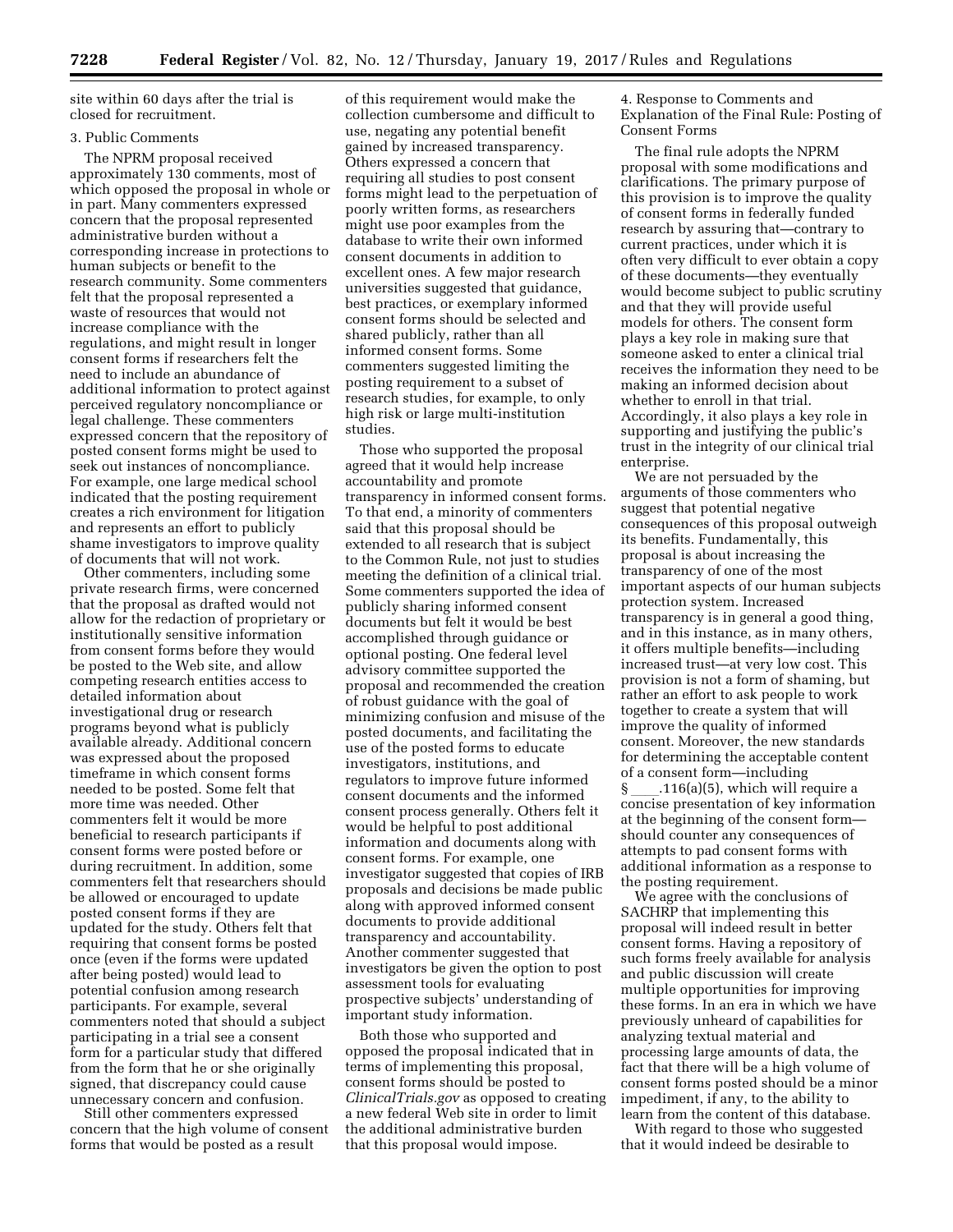site within 60 days after the trial is closed for recruitment.

3. Public Comments

The NPRM proposal received approximately 130 comments, most of which opposed the proposal in whole or in part. Many commenters expressed concern that the proposal represented administrative burden without a corresponding increase in protections to human subjects or benefit to the research community. Some commenters felt that the proposal represented a waste of resources that would not increase compliance with the regulations, and might result in longer consent forms if researchers felt the need to include an abundance of additional information to protect against perceived regulatory noncompliance or legal challenge. These commenters expressed concern that the repository of posted consent forms might be used to seek out instances of noncompliance. For example, one large medical school indicated that the posting requirement creates a rich environment for litigation and represents an effort to publicly shame investigators to improve quality of documents that will not work.

Other commenters, including some private research firms, were concerned that the proposal as drafted would not allow for the redaction of proprietary or institutionally sensitive information from consent forms before they would be posted to the Web site, and allow competing research entities access to detailed information about investigational drug or research programs beyond what is publicly available already. Additional concern was expressed about the proposed timeframe in which consent forms needed to be posted. Some felt that more time was needed. Other commenters felt it would be more beneficial to research participants if consent forms were posted before or during recruitment. In addition, some commenters felt that researchers should be allowed or encouraged to update posted consent forms if they are updated for the study. Others felt that requiring that consent forms be posted once (even if the forms were updated after being posted) would lead to potential confusion among research participants. For example, several commenters noted that should a subject participating in a trial see a consent form for a particular study that differed from the form that he or she originally signed, that discrepancy could cause unnecessary concern and confusion.

Still other commenters expressed concern that the high volume of consent forms that would be posted as a result of this requirement would make the collection cumbersome and difficult to use, negating any potential benefit gained by increased transparency. Others expressed a concern that requiring all studies to post consent forms might lead to the perpetuation of poorly written forms, as researchers might use poor examples from the database to write their own informed consent documents in addition to excellent ones. A few major research universities suggested that guidance, best practices, or exemplary informed consent forms should be selected and shared publicly, rather than all informed consent forms. Some commenters suggested limiting the posting requirement to a subset of research studies, for example, to only high risk or large multi-institution studies.

Those who supported the proposal agreed that it would help increase accountability and promote transparency in informed consent forms. To that end, a minority of commenters said that this proposal should be extended to all research that is subject to the Common Rule, not just to studies meeting the definition of a clinical trial. Some commenters supported the idea of publicly sharing informed consent documents but felt it would be best accomplished through guidance or optional posting. One federal level advisory committee supported the proposal and recommended the creation of robust guidance with the goal of minimizing confusion and misuse of the posted documents, and facilitating the use of the posted forms to educate investigators, institutions, and regulators to improve future informed consent documents and the informed consent process generally. Others felt it would be helpful to post additional information and documents along with consent forms. For example, one investigator suggested that copies of IRB proposals and decisions be made public along with approved informed consent documents to provide additional transparency and accountability. Another commenter suggested that investigators be given the option to post assessment tools for evaluating prospective subjects' understanding of important study information.

Both those who supported and opposed the proposal indicated that in terms of implementing this proposal, consent forms should be posted to *ClinicalTrials.gov* as opposed to creating a new federal Web site in order to limit the additional administrative burden that this proposal would impose.

4. Response to Comments and Explanation of the Final Rule: Posting of Consent Forms

The final rule adopts the NPRM proposal with some modifications and clarifications. The primary purpose of this provision is to improve the quality of consent forms in federally funded research by assuring that—contrary to current practices, under which it is often very difficult to ever obtain a copy of these documents—they eventually would become subject to public scrutiny and that they will provide useful models for others. The consent form plays a key role in making sure that someone asked to enter a clinical trial receives the information they need to be making an informed decision about whether to enroll in that trial. Accordingly, it also plays a key role in supporting and justifying the public's trust in the integrity of our clinical trial enterprise.

We are not persuaded by the arguments of those commenters who suggest that potential negative consequences of this proposal outweigh its benefits. Fundamentally, this proposal is about increasing the transparency of one of the most important aspects of our human subjects protection system. Increased transparency is in general a good thing, and in this instance, as in many others, it offers multiple benefits—including increased trust—at very low cost. This provision is not a form of shaming, but rather an effort to ask people to work together to create a system that will improve the quality of informed consent. Moreover, the new standards for determining the acceptable content of a consent form—including § \_\_\_\_.116(a)(5), which will require a concise presentation of key information at the beginning of the consent form—should counter any consequences of attempts to pad consent forms with additional information as a response to the posting requirement.

We agree with the conclusions of SACHRP that implementing this proposal will indeed result in better consent forms. Having a repository of such forms freely available for analysis and public discussion will create multiple opportunities for improving these forms. In an era in which we have previously unheard of capabilities for analyzing textual material and processing large amounts of data, the fact that there will be a high volume of consent forms posted should be a minor impediment, if any, to the ability to learn from the content of this database.

With regard to those who suggested that it would indeed be desirable to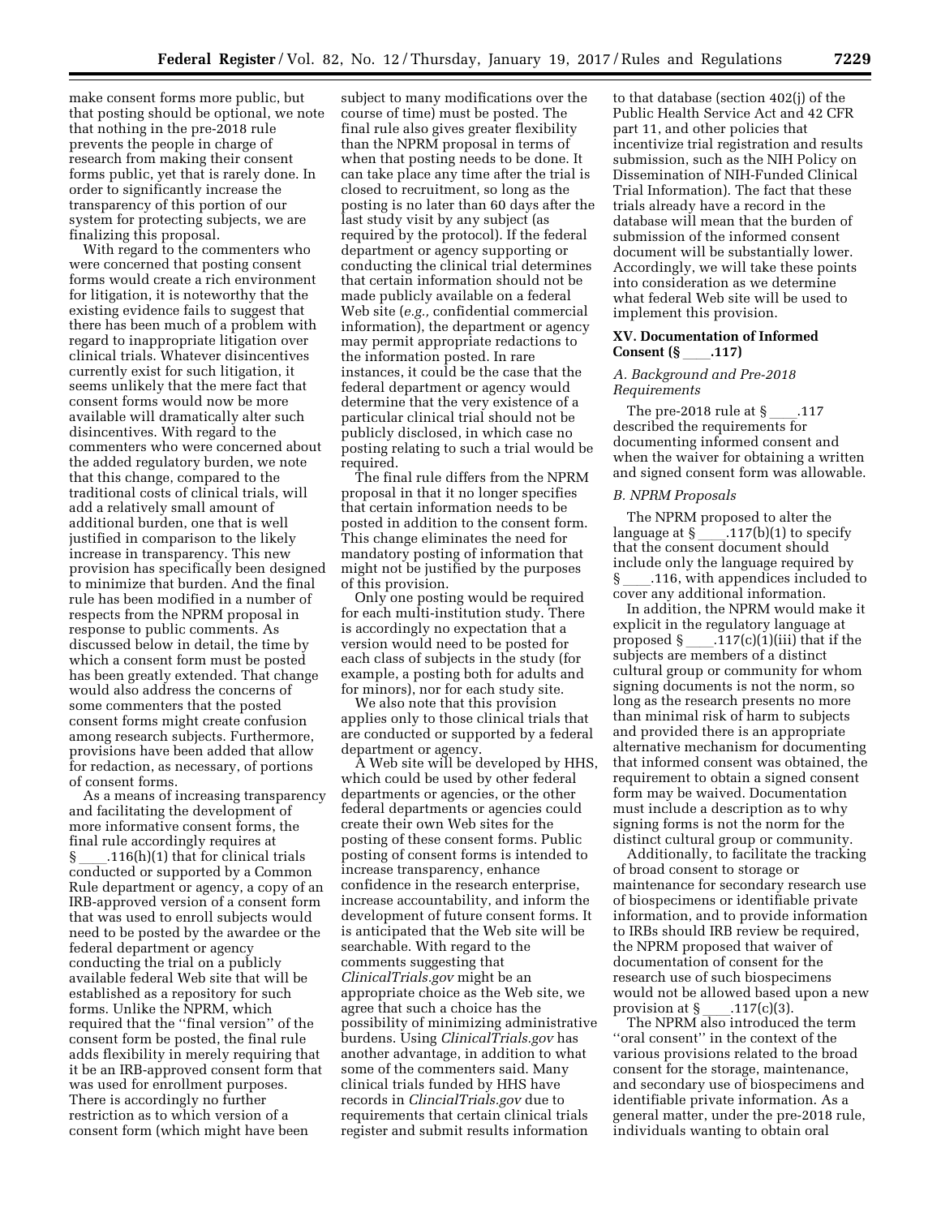make consent forms more public, but that posting should be optional, we note that nothing in the pre-2018 rule prevents the people in charge of research from making their consent forms public, yet that is rarely done. In order to significantly increase the transparency of this portion of our system for protecting subjects, we are finalizing this proposal.

With regard to the commenters who were concerned that posting consent forms would create a rich environment for litigation, it is noteworthy that the existing evidence fails to suggest that there has been much of a problem with regard to inappropriate litigation over clinical trials. Whatever disincentives currently exist for such litigation, it seems unlikely that the mere fact that consent forms would now be more available will dramatically alter such disincentives. With regard to the commenters who were concerned about the added regulatory burden, we note that this change, compared to the traditional costs of clinical trials, will add a relatively small amount of additional burden, one that is well justified in comparison to the likely increase in transparency. This new provision has specifically been designed to minimize that burden. And the final rule has been modified in a number of respects from the NPRM proposal in response to public comments. As discussed below in detail, the time by which a consent form must be posted has been greatly extended. That change would also address the concerns of some commenters that the posted consent forms might create confusion among research subjects. Furthermore, provisions have been added that allow for redaction, as necessary, of portions of consent forms.

As a means of increasing transparency and facilitating the development of more informative consent forms, the final rule accordingly requires at § ____.116(h)(1) that for clinical trials conducted or supported by a Common Rule department or agency, a copy of an IRB-approved version of a consent form that was used to enroll subjects would need to be posted by the awardee or the federal department or agency conducting the trial on a publicly available federal Web site that will be established as a repository for such forms. Unlike the NPRM, which required that the ''final version'' of the consent form be posted, the final rule adds flexibility in merely requiring that it be an IRB-approved consent form that was used for enrollment purposes. There is accordingly no further restriction as to which version of a consent form (which might have been subject to many modifications over the course of time) must be posted. The final rule also gives greater flexibility than the NPRM proposal in terms of when that posting needs to be done. It can take place any time after the trial is closed to recruitment, so long as the posting is no later than 60 days after the last study visit by any subject (as required by the protocol). If the federal department or agency supporting or conducting the clinical trial determines that certain information should not be made publicly available on a federal Web site (*e.g.,* confidential commercial information), the department or agency may permit appropriate redactions to the information posted. In rare instances, it could be the case that the federal department or agency would determine that the very existence of a particular clinical trial should not be publicly disclosed, in which case no posting relating to such a trial would be required.

The final rule differs from the NPRM proposal in that it no longer specifies that certain information needs to be posted in addition to the consent form. This change eliminates the need for mandatory posting of information that might not be justified by the purposes of this provision.

Only one posting would be required for each multi-institution study. There is accordingly no expectation that a version would need to be posted for each class of subjects in the study (for example, a posting both for adults and for minors), nor for each study site.

We also note that this provision applies only to those clinical trials that are conducted or supported by a federal department or agency.

A Web site will be developed by HHS, which could be used by other federal departments or agencies, or the other federal departments or agencies could create their own Web sites for the posting of these consent forms. Public posting of consent forms is intended to increase transparency, enhance confidence in the research enterprise, increase accountability, and inform the development of future consent forms. It is anticipated that the Web site will be searchable. With regard to the comments suggesting that *ClinicalTrials.gov* might be an appropriate choice as the Web site, we agree that such a choice has the possibility of minimizing administrative burdens. Using *ClinicalTrials.gov* has another advantage, in addition to what some of the commenters said. Many clinical trials funded by HHS have records in *ClincialTrials.gov* due to requirements that certain clinical trials register and submit results information to that database (section 402(j) of the Public Health Service Act and 42 CFR part 11, and other policies that incentivize trial registration and results submission, such as the NIH Policy on Dissemination of NIH-Funded Clinical Trial Information). The fact that these trials already have a record in the database will mean that the burden of submission of the informed consent document will be substantially lower. Accordingly, we will take these points into consideration as we determine what federal Web site will be used to implement this provision.

## XV. Documentation of Informed Consent (§ ____.117)

### A. Background and Pre-2018 Requirements

The pre-2018 rule at § ____.117 described the requirements for documenting informed consent and when the waiver for obtaining a written and signed consent form was allowable.

### B. NPRM Proposals

The NPRM proposed to alter the language at § ____.117(b)(1) to specify that the consent document should include only the language required by § ____.116, with appendices included to cover any additional information.

In addition, the NPRM would make it explicit in the regulatory language at proposed § ____.117(c)(1)(iii) that if the subjects are members of a distinct cultural group or community for whom signing documents is not the norm, so long as the research presents no more than minimal risk of harm to subjects and provided there is an appropriate alternative mechanism for documenting that informed consent was obtained, the requirement to obtain a signed consent form may be waived. Documentation must include a description as to why signing forms is not the norm for the distinct cultural group or community.

Additionally, to facilitate the tracking of broad consent to storage or maintenance for secondary research use of biospecimens or identifiable private information, and to provide information to IRBs should IRB review be required, the NPRM proposed that waiver of documentation of consent for the research use of such biospecimens would not be allowed based upon a new provision at § ____.117(c)(3).

The NPRM also introduced the term ''oral consent'' in the context of the various provisions related to the broad consent for the storage, maintenance, and secondary use of biospecimens and identifiable private information. As a general matter, under the pre-2018 rule, individuals wanting to obtain oral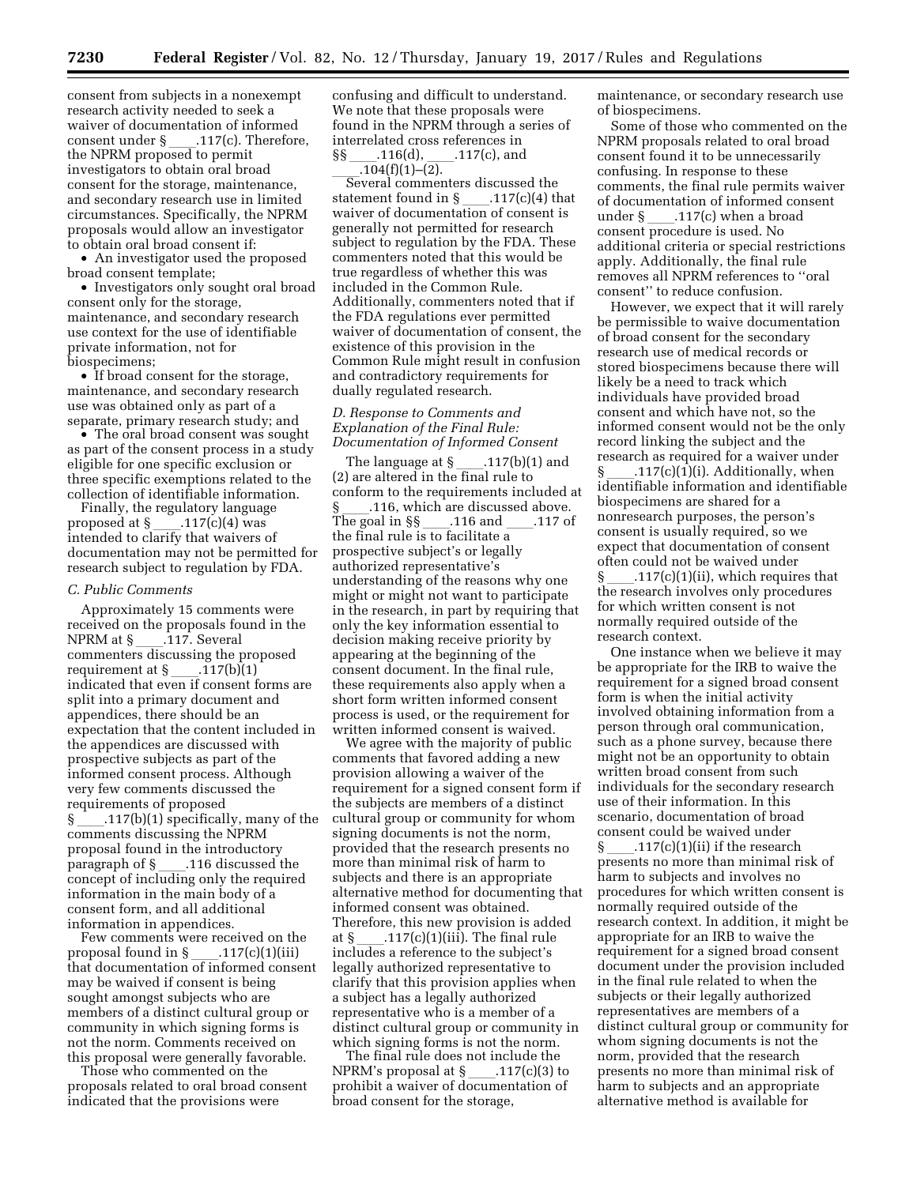consent from subjects in a nonexempt research activity needed to seek a waiver of documentation of informed consent under § ____.117(c). Therefore, the NPRM proposed to permit investigators to obtain oral broad consent for the storage, maintenance, and secondary research use in limited circumstances. Specifically, the NPRM proposals would allow an investigator to obtain oral broad consent if:

- An investigator used the proposed broad consent template;
- Investigators only sought oral broad consent only for the storage, maintenance, and secondary research use context for the use of identifiable private information, not for biospecimens;
- If broad consent for the storage, maintenance, and secondary research use was obtained only as part of a separate, primary research study; and
- The oral broad consent was sought as part of the consent process in a study eligible for one specific exclusion or three specific exemptions related to the collection of identifiable information.

Finally, the regulatory language proposed at § ____.117(c)(4) was intended to clarify that waivers of documentation may not be permitted for research subject to regulation by FDA.

### C. Public Comments

Approximately 15 comments were received on the proposals found in the NPRM at § ____.117. Several commenters discussing the proposed requirement at § ____.117(b)(1) indicated that even if consent forms are split into a primary document and appendices, there should be an expectation that the content included in the appendices are discussed with prospective subjects as part of the informed consent process. Although very few comments discussed the requirements of proposed § ____.117(b)(1) specifically, many of the comments discussing the NPRM proposal found in the introductory paragraph of § ____.116 discussed the concept of including only the required information in the main body of a consent form, and all additional information in appendices.

Few comments were received on the proposal found in § ____.117(c)(1)(iii) that documentation of informed consent may be waived if consent is being sought amongst subjects who are members of a distinct cultural group or community in which signing forms is not the norm. Comments received on this proposal were generally favorable.

Those who commented on the proposals related to oral broad consent indicated that the provisions were confusing and difficult to understand. We note that these proposals were found in the NPRM through a series of interrelated cross references in §§ ____.116(d), ____.117(c), and ____.104(f)(1)–(2).

Several commenters discussed the statement found in § ____.117(c)(4) that waiver of documentation of consent is generally not permitted for research subject to regulation by the FDA. These commenters noted that this would be true regardless of whether this was included in the Common Rule. Additionally, commenters noted that if the FDA regulations ever permitted waiver of documentation of consent, the existence of this provision in the Common Rule might result in confusion and contradictory requirements for dually regulated research.

### D. Response to Comments and Explanation of the Final Rule: Documentation of Informed Consent

The language at § ____.117(b)(1) and (2) are altered in the final rule to conform to the requirements included at § ____.116, which are discussed above. The goal in §§ ____.116 and ____.117 of the final rule is to facilitate a prospective subject's or legally authorized representative's understanding of the reasons why one might or might not want to participate in the research, in part by requiring that only the key information essential to decision making receive priority by appearing at the beginning of the consent document. In the final rule, these requirements also apply when a short form written informed consent process is used, or the requirement for written informed consent is waived.

We agree with the majority of public comments that favored adding a new provision allowing a waiver of the requirement for a signed consent form if the subjects are members of a distinct cultural group or community for whom signing documents is not the norm, provided that the research presents no more than minimal risk of harm to subjects and there is an appropriate alternative method for documenting that informed consent was obtained. Therefore, this new provision is added at § ____.117(c)(1)(iii). The final rule includes a reference to the subject's legally authorized representative to clarify that this provision applies when a subject has a legally authorized representative who is a member of a distinct cultural group or community in which signing forms is not the norm.

The final rule does not include the NPRM's proposal at § ____.117(c)(3) to prohibit a waiver of documentation of broad consent for the storage, maintenance, or secondary research use of biospecimens.

Some of those who commented on the NPRM proposals related to oral broad consent found it to be unnecessarily confusing. In response to these comments, the final rule permits waiver of documentation of informed consent under § ____.117(c) when a broad consent procedure is used. No additional criteria or special restrictions apply. Additionally, the final rule removes all NPRM references to "oral consent" to reduce confusion.

However, we expect that it will rarely be permissible to waive documentation of broad consent for the secondary research use of medical records or stored biospecimens because there will likely be a need to track which individuals have provided broad consent and which have not, so the informed consent would not be the only record linking the subject and the research as required for a waiver under § ____.117(c)(1)(i). Additionally, when identifiable information and identifiable biospecimens are shared for a nonresearch purposes, the person's consent is usually required, so we expect that documentation of consent often could not be waived under § ____.117(c)(1)(ii), which requires that the research involves only procedures for which written consent is not normally required outside of the research context.

One instance when we believe it may be appropriate for the IRB to waive the requirement for a signed broad consent form is when the initial activity involved obtaining information from a person through oral communication, such as a phone survey, because there might not be an opportunity to obtain written broad consent from such individuals for the secondary research use of their information. In this scenario, documentation of broad consent could be waived under § ____.117(c)(1)(ii) if the research presents no more than minimal risk of harm to subjects and involves no procedures for which written consent is normally required outside of the research context. In addition, it might be appropriate for an IRB to waive the requirement for a signed broad consent document under the provision included in the final rule related to when the subjects or their legally authorized representatives are members of a distinct cultural group or community for whom signing documents is not the norm, provided that the research presents no more than minimal risk of harm to subjects and an appropriate alternative method is available for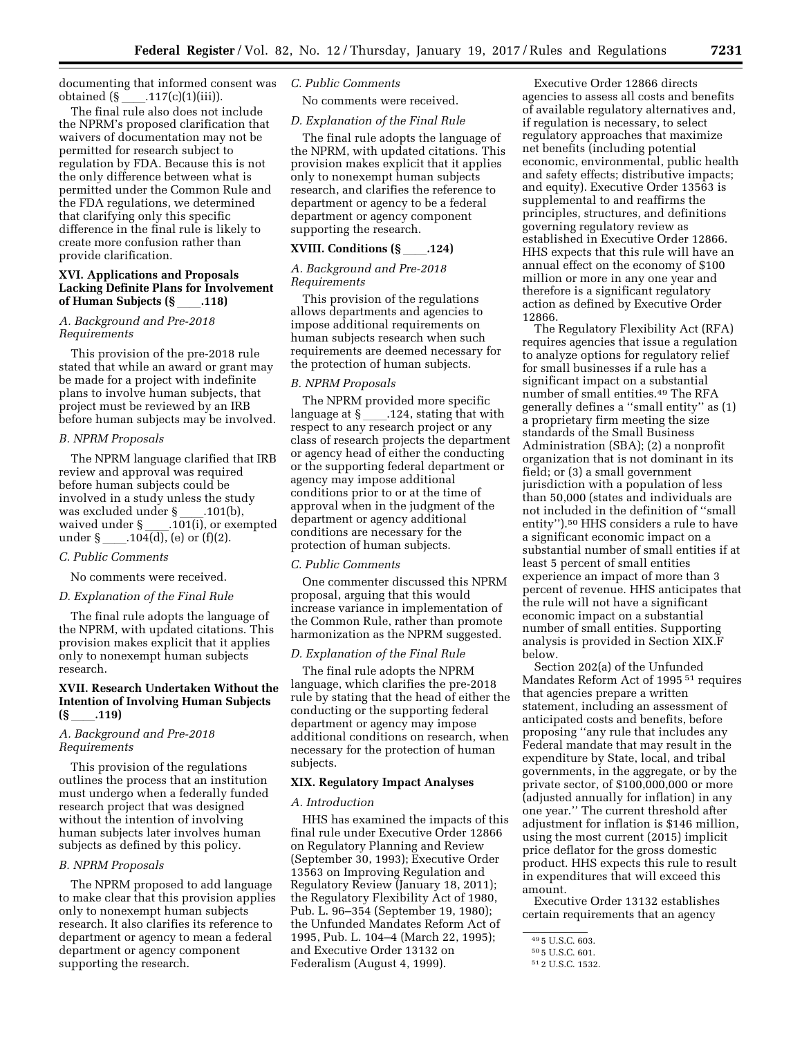documenting that informed consent was obtained (§ ____.117(c)(1)(iii)).

The final rule also does not include the NPRM's proposed clarification that waivers of documentation may not be permitted for research subject to regulation by FDA. Because this is not the only difference between what is permitted under the Common Rule and the FDA regulations, we determined that clarifying only this specific difference in the final rule is likely to create more confusion rather than provide clarification.

## XVI. Applications and Proposals Lacking Definite Plans for Involvement of Human Subjects (§ ____.118)

### A. Background and Pre-2018 Requirements

This provision of the pre-2018 rule stated that while an award or grant may be made for a project with indefinite plans to involve human subjects, that project must be reviewed by an IRB before human subjects may be involved.

### B. NPRM Proposals

The NPRM language clarified that IRB review and approval was required before human subjects could be involved in a study unless the study was excluded under § ____.101(b), waived under § ____.101(i), or exempted under § ____.104(d), (e) or (f)(2).

### C. Public Comments

No comments were received.

### D. Explanation of the Final Rule

The final rule adopts the language of the NPRM, with updated citations. This provision makes explicit that it applies only to nonexempt human subjects research.

## XVII. Research Undertaken Without the Intention of Involving Human Subjects (§ ____.119)

### A. Background and Pre-2018 Requirements

This provision of the regulations outlines the process that an institution must undergo when a federally funded research project that was designed without the intention of involving human subjects later involves human subjects as defined by this policy.

### B. NPRM Proposals

The NPRM proposed to add language to make clear that this provision applies only to nonexempt human subjects research. It also clarifies its reference to department or agency to mean a federal department or agency component supporting the research.

### C. Public Comments

No comments were received.

### D. Explanation of the Final Rule

The final rule adopts the language of the NPRM, with updated citations. This provision makes explicit that it applies only to nonexempt human subjects research, and clarifies the reference to department or agency to be a federal department or agency component supporting the research.

## XVIII. Conditions (§ ____.124)

### A. Background and Pre-2018 Requirements

This provision of the regulations allows departments and agencies to impose additional requirements on human subjects research when such requirements are deemed necessary for the protection of human subjects.

### B. NPRM Proposals

The NPRM provided more specific language at § ____.124, stating that with respect to any research project or any class of research projects the department or agency head of either the conducting or the supporting federal department or agency may impose additional conditions prior to or at the time of approval when in the judgment of the department or agency additional conditions are necessary for the protection of human subjects.

### C. Public Comments

One commenter discussed this NPRM proposal, arguing that this would increase variance in implementation of the Common Rule, rather than promote harmonization as the NPRM suggested.

### D. Explanation of the Final Rule

The final rule adopts the NPRM language, which clarifies the pre-2018 rule by stating that the head of either the conducting or the supporting federal department or agency may impose additional conditions on research, when necessary for the protection of human subjects.

## XIX. Regulatory Impact Analyses

### A. Introduction

HHS has examined the impacts of this final rule under Executive Order 12866 on Regulatory Planning and Review (September 30, 1993); Executive Order 13563 on Improving Regulation and Regulatory Review (January 18, 2011); the Regulatory Flexibility Act of 1980, Pub. L. 96–354 (September 19, 1980); the Unfunded Mandates Reform Act of 1995, Pub. L. 104–4 (March 22, 1995); and Executive Order 13132 on Federalism (August 4, 1999).

Executive Order 12866 directs agencies to assess all costs and benefits of available regulatory alternatives and, if regulation is necessary, to select regulatory approaches that maximize net benefits (including potential economic, environmental, public health and safety effects; distributive impacts; and equity). Executive Order 13563 is supplemental to and reaffirms the principles, structures, and definitions governing regulatory review as established in Executive Order 12866. HHS expects that this rule will have an annual effect on the economy of $100 million or more in any one year and therefore is a significant regulatory action as defined by Executive Order 12866.

The Regulatory Flexibility Act (RFA) requires agencies that issue a regulation to analyze options for regulatory relief for small businesses if a rule has a significant impact on a substantial number of small entities.[49] The RFA generally defines a ''small entity'' as (1) a proprietary firm meeting the size standards of the Small Business Administration (SBA); (2) a nonprofit organization that is not dominant in its field; or (3) a small government jurisdiction with a population of less than 50,000 (states and individuals are not included in the definition of ''small entity'').[50] HHS considers a rule to have a significant economic impact on a substantial number of small entities if at least 5 percent of small entities experience an impact of more than 3 percent of revenue. HHS anticipates that the rule will not have a significant economic impact on a substantial number of small entities. Supporting analysis is provided in Section XIX.F below.

Section 202(a) of the Unfunded Mandates Reform Act of 1995[51] requires that agencies prepare a written statement, including an assessment of anticipated costs and benefits, before proposing ''any rule that includes any Federal mandate that may result in the expenditure by State, local, and tribal governments, in the aggregate, or by the private sector, of $100,000,000 or more (adjusted annually for inflation) in any one year.'' The current threshold after adjustment for inflation is $146 million, using the most current (2015) implicit price deflator for the gross domestic product. HHS expects this rule to result in expenditures that will exceed this amount.

Executive Order 13132 establishes certain requirements that an agency

[49] 5 U.S.C. 603.

[50] 5 U.S.C. 601.

[51] 2 U.S.C. 1532.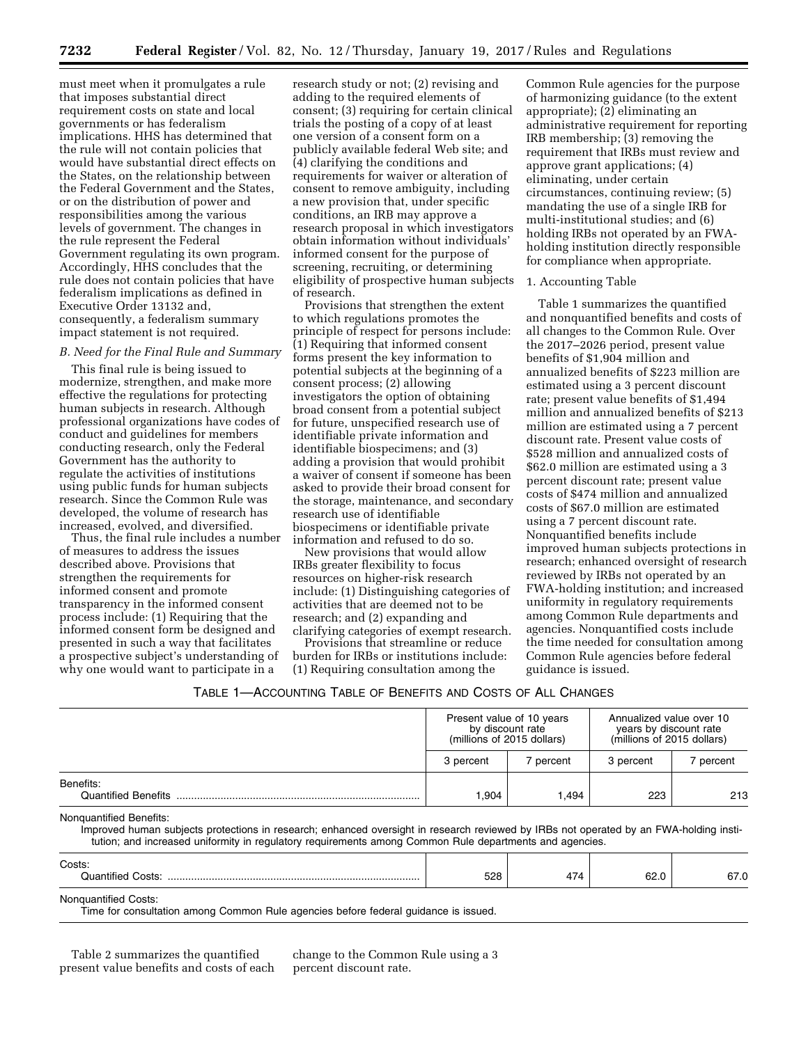must meet when it promulgates a rule that imposes substantial direct requirement costs on state and local governments or has federalism implications. HHS has determined that the rule will not contain policies that would have substantial direct effects on the States, on the relationship between the Federal Government and the States, or on the distribution of power and responsibilities among the various levels of government. The changes in the rule represent the Federal Government regulating its own program. Accordingly, HHS concludes that the rule does not contain policies that have federalism implications as defined in Executive Order 13132 and, consequently, a federalism summary impact statement is not required.

### *B. Need for the Final Rule and Summary*

This final rule is being issued to modernize, strengthen, and make more effective the regulations for protecting human subjects in research. Although professional organizations have codes of conduct and guidelines for members conducting research, only the Federal Government has the authority to regulate the activities of institutions using public funds for human subjects research. Since the Common Rule was developed, the volume of research has increased, evolved, and diversified.

Thus, the final rule includes a number of measures to address the issues described above. Provisions that strengthen the requirements for informed consent and promote transparency in the informed consent process include: (1) Requiring that the informed consent form be designed and presented in such a way that facilitates a prospective subject's understanding of why one would want to participate in a research study or not; (2) revising and adding to the required elements of consent; (3) requiring for certain clinical trials the posting of a copy of at least one version of a consent form on a publicly available federal Web site; and (4) clarifying the conditions and requirements for waiver or alteration of consent to remove ambiguity, including a new provision that, under specific conditions, an IRB may approve a research proposal in which investigators obtain information without individuals' informed consent for the purpose of screening, recruiting, or determining eligibility of prospective human subjects of research.

Provisions that strengthen the extent to which regulations promotes the principle of respect for persons include: (1) Requiring that informed consent forms present the key information to potential subjects at the beginning of a consent process; (2) allowing investigators the option of obtaining broad consent from a potential subject for future, unspecified research use of identifiable private information and identifiable biospecimens; and (3) adding a provision that would prohibit a waiver of consent if someone has been asked to provide their broad consent for the storage, maintenance, and secondary research use of identifiable biospecimens or identifiable private information and refused to do so.

New provisions that would allow IRBs greater flexibility to focus resources on higher-risk research include: (1) Distinguishing categories of activities that are deemed not to be research; and (2) expanding and clarifying categories of exempt research.

Provisions that streamline or reduce burden for IRBs or institutions include: (1) Requiring consultation among the Common Rule agencies for the purpose of harmonizing guidance (to the extent appropriate); (2) eliminating an administrative requirement for reporting IRB membership; (3) removing the requirement that IRBs must review and approve grant applications; (4) eliminating, under certain circumstances, continuing review; (5) mandating the use of a single IRB for multi-institutional studies; and (6) holding IRBs not operated by an FWA-holding institution directly responsible for compliance when appropriate.

#### 1. Accounting Table

Table 1 summarizes the quantified and nonquantified benefits and costs of all changes to the Common Rule. Over the 2017–2026 period, present value benefits of $1,904 million and annualized benefits of $223 million are estimated using a 3 percent discount rate; present value benefits of $1,494 million and annualized benefits of $213 million are estimated using a 7 percent discount rate. Present value costs of $528 million and annualized costs of $62.0 million are estimated using a 3 percent discount rate; present value costs of $474 million and annualized costs of $67.0 million are estimated using a 7 percent discount rate. Nonquantified benefits include improved human subjects protections in research; enhanced oversight of research reviewed by IRBs not operated by an FWA-holding institution; and increased uniformity in regulatory requirements among Common Rule departments and agencies. Nonquantified costs include the time needed for consultation among Common Rule agencies before federal guidance is issued.

TABLE 1—ACCOUNTING TABLE OF BENEFITS AND COSTS OF ALL CHANGES

| | Present value of 10 years by discount rate (millions of 2015 dollars) | | Annualized value over 10 years by discount rate (millions of 2015 dollars) | |
|---|---|---|---|---|
| | 3 percent | 7 percent | 3 percent | 7 percent |
| Benefits: | | | | |
| Quantified Benefits | 1,904 | 1,494 | 223 | 213 |
| Nonquantified Benefits: Improved human subjects protections in research; enhanced oversight in research reviewed by IRBs not operated by an FWA-holding institution; and increased uniformity in regulatory requirements among Common Rule departments and agencies. | | | | |
| Costs: | | | | |
| Quantified Costs: | 528 | 474 | 62.0 | 67.0 |
| Nonquantified Costs: Time for consultation among Common Rule agencies before federal guidance is issued. | | | | |

Table 2 summarizes the quantified present value benefits and costs of each change to the Common Rule using a 3 percent discount rate.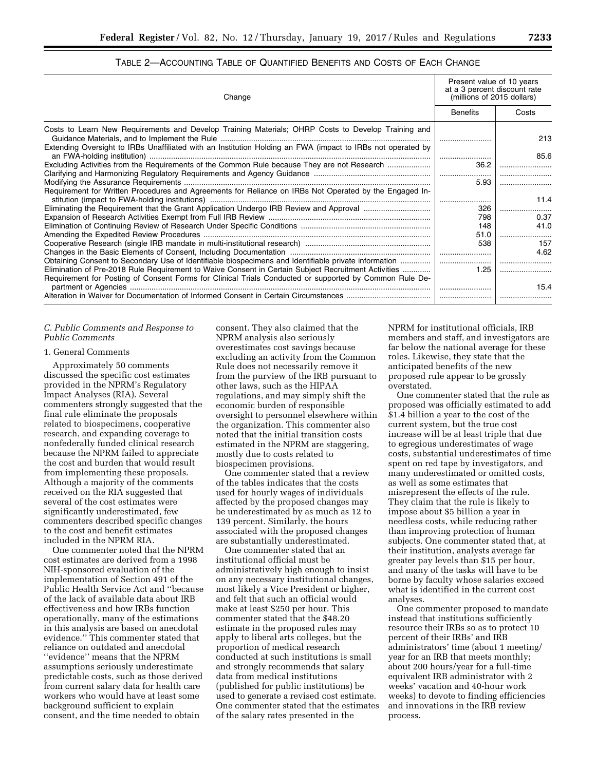TABLE 2—ACCOUNTING TABLE OF QUANTIFIED BENEFITS AND COSTS OF EACH CHANGE

| Change | Present value of 10 years at a 3 percent discount rate (millions of 2015 dollars) | |
|---|---|---|
| | Benefits | Costs |
| Costs to Learn New Requirements and Develop Training Materials; OHRP Costs to Develop Training and Guidance Materials, and to Implement the Rule | | 213 |
| Extending Oversight to IRBs Unaffiliated with an Institution Holding an FWA (impact to IRBs not operated by an FWA-holding institution) | | 85.6 |
| Excluding Activities from the Requirements of the Common Rule because They are not Research | 36.2 | |
| Clarifying and Harmonizing Regulatory Requirements and Agency Guidance | | |
| Modifying the Assurance Requirements | 5.93 | |
| Requirement for Written Procedures and Agreements for Reliance on IRBs Not Operated by the Engaged Institution (impact to FWA-holding institutions) | | 11.4 |
| Eliminating the Requirement that the Grant Application Undergo IRB Review and Approval | 326 | |
| Expansion of Research Activities Exempt from Full IRB Review | 798 | 0.37 |
| Elimination of Continuing Review of Research Under Specific Conditions | 148 | 41.0 |
| Amending the Expedited Review Procedures | 51.0 | |
| Cooperative Research (single IRB mandate in multi-institutional research) | 538 | 157 |
| Changes in the Basic Elements of Consent, Including Documentation | | 4.62 |
| Obtaining Consent to Secondary Use of Identifiable biospecimens and Identifiable private information | | |
| Elimination of Pre-2018 Rule Requirement to Waive Consent in Certain Subject Recruitment Activities | 1.25 | |
| Requirement for Posting of Consent Forms for Clinical Trials Conducted or supported by Common Rule Department or Agencies | | 15.4 |
| Alteration in Waiver for Documentation of Informed Consent in Certain Circumstances | | |

### *C. Public Comments and Response to Public Comments*

#### 1. General Comments

Approximately 50 comments discussed the specific cost estimates provided in the NPRM's Regulatory Impact Analyses (RIA). Several commenters strongly suggested that the final rule eliminate the proposals related to biospecimens, cooperative research, and expanding coverage to nonfederally funded clinical research because the NPRM failed to appreciate the cost and burden that would result from implementing these proposals. Although a majority of the comments received on the RIA suggested that several of the cost estimates were significantly underestimated, few commenters described specific changes to the cost and benefit estimates included in the NPRM RIA.

One commenter noted that the NPRM cost estimates are derived from a 1998 NIH-sponsored evaluation of the implementation of Section 491 of the Public Health Service Act and ''because of the lack of available data about IRB effectiveness and how IRBs function operationally, many of the estimations in this analysis are based on anecdotal evidence.'' This commenter stated that reliance on outdated and anecdotal ''evidence'' means that the NPRM assumptions seriously underestimate predictable costs, such as those derived from current salary data for health care workers who would have at least some background sufficient to explain consent, and the time needed to obtain consent. They also claimed that the NPRM analysis also seriously overestimates cost savings because excluding an activity from the Common Rule does not necessarily remove it from the purview of the IRB pursuant to other laws, such as the HIPAA regulations, and may simply shift the economic burden of responsible oversight to personnel elsewhere within the organization. This commenter also noted that the initial transition costs estimated in the NPRM are staggering, mostly due to costs related to biospecimen provisions.

One commenter stated that a review of the tables indicates that the costs used for hourly wages of individuals affected by the proposed changes may be underestimated by as much as 12 to 139 percent. Similarly, the hours associated with the proposed changes are substantially underestimated.

One commenter stated that an institutional official must be administratively high enough to insist on any necessary institutional changes, most likely a Vice President or higher, and felt that such an official would make at least $250 per hour. This commenter stated that the $48.20 estimate in the proposed rules may apply to liberal arts colleges, but the proportion of medical research conducted at such institutions is small and strongly recommends that salary data from medical institutions (published for public institutions) be used to generate a revised cost estimate. One commenter stated that the estimates of the salary rates presented in the NPRM for institutional officials, IRB members and staff, and investigators are far below the national average for these roles. Likewise, they state that the anticipated benefits of the new proposed rule appear to be grossly overstated.

One commenter stated that the rule as proposed was officially estimated to add $1.4 billion a year to the cost of the current system, but the true cost increase will be at least triple that due to egregious underestimates of wage costs, substantial underestimates of time spent on red tape by investigators, and many underestimated or omitted costs, as well as some estimates that misrepresent the effects of the rule. They claim that the rule is likely to impose about $5 billion a year in needless costs, while reducing rather than improving protection of human subjects. One commenter stated that, at their institution, analysts average far greater pay levels than $15 per hour, and many of the tasks will have to be borne by faculty whose salaries exceed what is identified in the current cost analyses.

One commenter proposed to mandate instead that institutions sufficiently resource their IRBs so as to protect 10 percent of their IRBs' and IRB administrators' time (about 1 meeting/year for an IRB that meets monthly; about 200 hours/year for a full-time equivalent IRB administrator with 2 weeks' vacation and 40-hour work weeks) to devote to finding efficiencies and innovations in the IRB review process.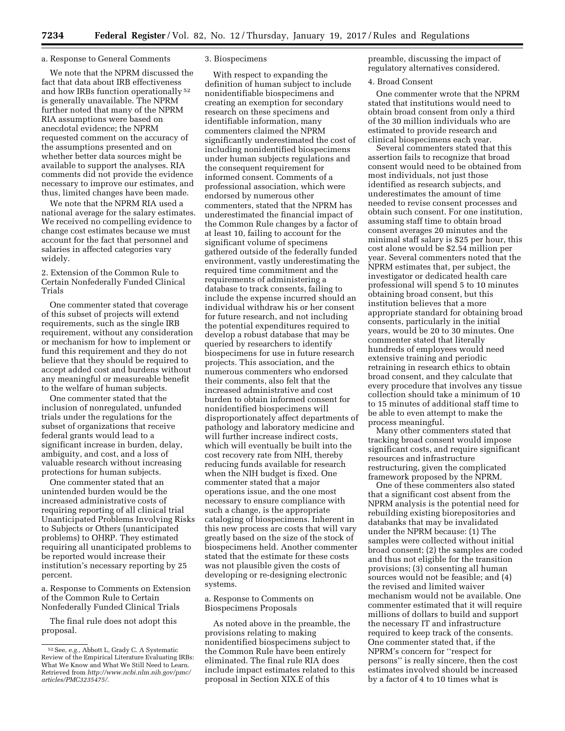a. Response to General Comments

We note that the NPRM discussed the fact that data about IRB effectiveness and how IRBs function operationally [52] is generally unavailable. The NPRM further noted that many of the NPRM RIA assumptions were based on anecdotal evidence; the NPRM requested comment on the accuracy of the assumptions presented and on whether better data sources might be available to support the analyses. RIA comments did not provide the evidence necessary to improve our estimates, and thus, limited changes have been made.

We note that the NPRM RIA used a national average for the salary estimates. We received no compelling evidence to change cost estimates because we must account for the fact that personnel and salaries in affected categories vary widely.

2. Extension of the Common Rule to Certain Nonfederally Funded Clinical Trials

One commenter stated that coverage of this subset of projects will extend requirements, such as the single IRB requirement, without any consideration or mechanism for how to implement or fund this requirement and they do not believe that they should be required to accept added cost and burdens without any meaningful or measureable benefit to the welfare of human subjects.

One commenter stated that the inclusion of nonregulated, unfunded trials under the regulations for the subset of organizations that receive federal grants would lead to a significant increase in burden, delay, ambiguity, and cost, and a loss of valuable research without increasing protections for human subjects.

One commenter stated that an unintended burden would be the increased administrative costs of requiring reporting of all clinical trial Unanticipated Problems Involving Risks to Subjects or Others (unanticipated problems) to OHRP. They estimated requiring all unanticipated problems to be reported would increase their institution's necessary reporting by 25 percent.

a. Response to Comments on Extension of the Common Rule to Certain Nonfederally Funded Clinical Trials

The final rule does not adopt this proposal.

3. Biospecimens

With respect to expanding the definition of human subject to include nonidentifiable biospecimens and creating an exemption for secondary research on these specimens and identifiable information, many commenters claimed the NPRM significantly underestimated the cost of including nonidentified biospecimens under human subjects regulations and the consequent requirement for informed consent. Comments of a professional association, which were endorsed by numerous other commenters, stated that the NPRM has underestimated the financial impact of the Common Rule changes by a factor of at least 10, failing to account for the significant volume of specimens gathered outside of the federally funded environment, vastly underestimating the required time commitment and the requirements of administering a database to track consents, failing to include the expense incurred should an individual withdraw his or her consent for future research, and not including the potential expenditures required to develop a robust database that may be queried by researchers to identify biospecimens for use in future research projects. This association, and the numerous commenters who endorsed their comments, also felt that the increased administrative and cost burden to obtain informed consent for nonidentified biospecimens will disproportionately affect departments of pathology and laboratory medicine and will further increase indirect costs, which will eventually be built into the cost recovery rate from NIH, thereby reducing funds available for research when the NIH budget is fixed. One commenter stated that a major operations issue, and the one most necessary to ensure compliance with such a change, is the appropriate cataloging of biospecimens. Inherent in this new process are costs that will vary greatly based on the size of the stock of biospecimens held. Another commenter stated that the estimate for these costs was not plausible given the costs of developing or re-designing electronic systems.

a. Response to Comments on Biospecimens Proposals

As noted above in the preamble, the provisions relating to making nonidentified biospecimens subject to the Common Rule have been entirely eliminated. The final rule RIA does include impact estimates related to this proposal in Section XIX.E of this preamble, discussing the impact of regulatory alternatives considered.

4. Broad Consent

One commenter wrote that the NPRM stated that institutions would need to obtain broad consent from only a third of the 30 million individuals who are estimated to provide research and clinical biospecimens each year.

Several commenters stated that this assertion fails to recognize that broad consent would need to be obtained from most individuals, not just those identified as research subjects, and underestimates the amount of time needed to revise consent processes and obtain such consent. For one institution, assuming staff time to obtain broad consent averages 20 minutes and the minimal staff salary is $25 per hour, this cost alone would be $2.54 million per year. Several commenters noted that the NPRM estimates that, per subject, the investigator or dedicated health care professional will spend 5 to 10 minutes obtaining broad consent, but this institution believes that a more appropriate standard for obtaining broad consents, particularly in the initial years, would be 20 to 30 minutes. One commenter stated that literally hundreds of employees would need extensive training and periodic retraining in research ethics to obtain broad consent, and they calculate that every procedure that involves any tissue collection should take a minimum of 10 to 15 minutes of additional staff time to be able to even attempt to make the process meaningful.

Many other commenters stated that tracking broad consent would impose significant costs, and require significant resources and infrastructure restructuring, given the complicated framework proposed by the NPRM.

One of these commenters also stated that a significant cost absent from the NPRM analysis is the potential need for rebuilding existing biorepositories and databanks that may be invalidated under the NPRM because: (1) The samples were collected without initial broad consent; (2) the samples are coded and thus not eligible for the transition provisions; (3) consenting all human sources would not be feasible; and (4) the revised and limited waiver mechanism would not be available. One commenter estimated that it will require millions of dollars to build and support the necessary IT and infrastructure required to keep track of the consents. One commenter stated that, if the NPRM's concern for ''respect for persons'' is really sincere, then the cost estimates involved should be increased by a factor of 4 to 10 times what is

---

[52] See, *e.g.,* Abbott L, Grady C. A Systematic Review of the Empirical Literature Evaluating IRBs: What We Know and What We Still Need to Learn. Retrieved from *http://www.ncbi.nlm.nih.gov/pmc/articles/PMC3235475/.*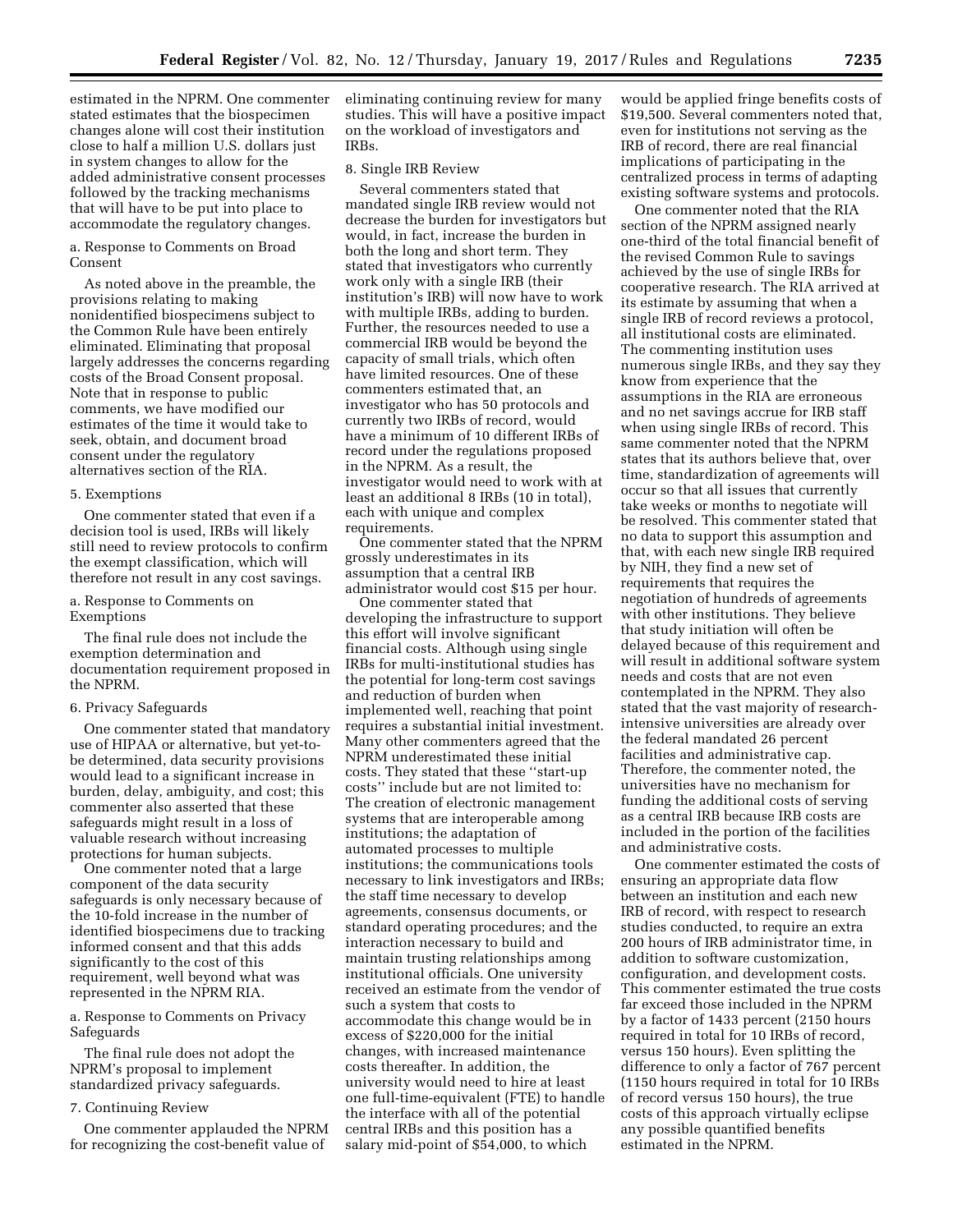estimated in the NPRM. One commenter stated estimates that the biospecimen changes alone will cost their institution close to half a million U.S. dollars just in system changes to allow for the added administrative consent processes followed by the tracking mechanisms that will have to be put into place to accommodate the regulatory changes.

a. Response to Comments on Broad Consent

As noted above in the preamble, the provisions relating to making nonidentified biospecimens subject to the Common Rule have been entirely eliminated. Eliminating that proposal largely addresses the concerns regarding costs of the Broad Consent proposal. Note that in response to public comments, we have modified our estimates of the time it would take to seek, obtain, and document broad consent under the regulatory alternatives section of the RIA.

5. Exemptions

One commenter stated that even if a decision tool is used, IRBs will likely still need to review protocols to confirm the exempt classification, which will therefore not result in any cost savings.

a. Response to Comments on Exemptions

The final rule does not include the exemption determination and documentation requirement proposed in the NPRM.

6. Privacy Safeguards

One commenter stated that mandatory use of HIPAA or alternative, but yet-to-be determined, data security provisions would lead to a significant increase in burden, delay, ambiguity, and cost; this commenter also asserted that these safeguards might result in a loss of valuable research without increasing protections for human subjects.

One commenter noted that a large component of the data security safeguards is only necessary because of the 10-fold increase in the number of identified biospecimens due to tracking informed consent and that this adds significantly to the cost of this requirement, well beyond what was represented in the NPRM RIA.

a. Response to Comments on Privacy Safeguards

The final rule does not adopt the NPRM's proposal to implement standardized privacy safeguards.

7. Continuing Review

One commenter applauded the NPRM for recognizing the cost-benefit value of eliminating continuing review for many studies. This will have a positive impact on the workload of investigators and IRBs.

8. Single IRB Review

Several commenters stated that mandated single IRB review would not decrease the burden for investigators but would, in fact, increase the burden in both the long and short term. They stated that investigators who currently work only with a single IRB (their institution's IRB) will now have to work with multiple IRBs, adding to burden. Further, the resources needed to use a commercial IRB would be beyond the capacity of small trials, which often have limited resources. One of these commenters estimated that, an investigator who has 50 protocols and currently two IRBs of record, would have a minimum of 10 different IRBs of record under the regulations proposed in the NPRM. As a result, the investigator would need to work with at least an additional 8 IRBs (10 in total), each with unique and complex requirements.

One commenter stated that the NPRM grossly underestimates in its assumption that a central IRB administrator would cost $15 per hour.

One commenter stated that developing the infrastructure to support this effort will involve significant financial costs. Although using single IRBs for multi-institutional studies has the potential for long-term cost savings and reduction of burden when implemented well, reaching that point requires a substantial initial investment. Many other commenters agreed that the NPRM underestimated these initial costs. They stated that these ''start-up costs'' include but are not limited to: The creation of electronic management systems that are interoperable among institutions; the adaptation of automated processes to multiple institutions; the communications tools necessary to link investigators and IRBs; the staff time necessary to develop agreements, consensus documents, or standard operating procedures; and the interaction necessary to build and maintain trusting relationships among institutional officials. One university received an estimate from the vendor of such a system that costs to accommodate this change would be in excess of $220,000 for the initial changes, with increased maintenance costs thereafter. In addition, the university would need to hire at least one full-time-equivalent (FTE) to handle the interface with all of the potential central IRBs and this position has a salary mid-point of $54,000, to which would be applied fringe benefits costs of $19,500. Several commenters noted that, even for institutions not serving as the IRB of record, there are real financial implications of participating in the centralized process in terms of adapting existing software systems and protocols.

One commenter noted that the RIA section of the NPRM assigned nearly one-third of the total financial benefit of the revised Common Rule to savings achieved by the use of single IRBs for cooperative research. The RIA arrived at its estimate by assuming that when a single IRB of record reviews a protocol, all institutional costs are eliminated. The commenting institution uses numerous single IRBs, and they say they know from experience that the assumptions in the RIA are erroneous and no net savings accrue for IRB staff when using single IRBs of record. This same commenter noted that the NPRM states that its authors believe that, over time, standardization of agreements will occur so that all issues that currently take weeks or months to negotiate will be resolved. This commenter stated that no data to support this assumption and that, with each new single IRB required by NIH, they find a new set of requirements that requires the negotiation of hundreds of agreements with other institutions. They believe that study initiation will often be delayed because of this requirement and will result in additional software system needs and costs that are not even contemplated in the NPRM. They also stated that the vast majority of research-intensive universities are already over the federal mandated 26 percent facilities and administrative cap. Therefore, the commenter noted, the universities have no mechanism for funding the additional costs of serving as a central IRB because IRB costs are included in the portion of the facilities and administrative costs.

One commenter estimated the costs of ensuring an appropriate data flow between an institution and each new IRB of record, with respect to research studies conducted, to require an extra 200 hours of IRB administrator time, in addition to software customization, configuration, and development costs. This commenter estimated the true costs far exceed those included in the NPRM by a factor of 1433 percent (2150 hours required in total for 10 IRBs of record, versus 150 hours). Even splitting the difference to only a factor of 767 percent (1150 hours required in total for 10 IRBs of record versus 150 hours), the true costs of this approach virtually eclipse any possible quantified benefits estimated in the NPRM.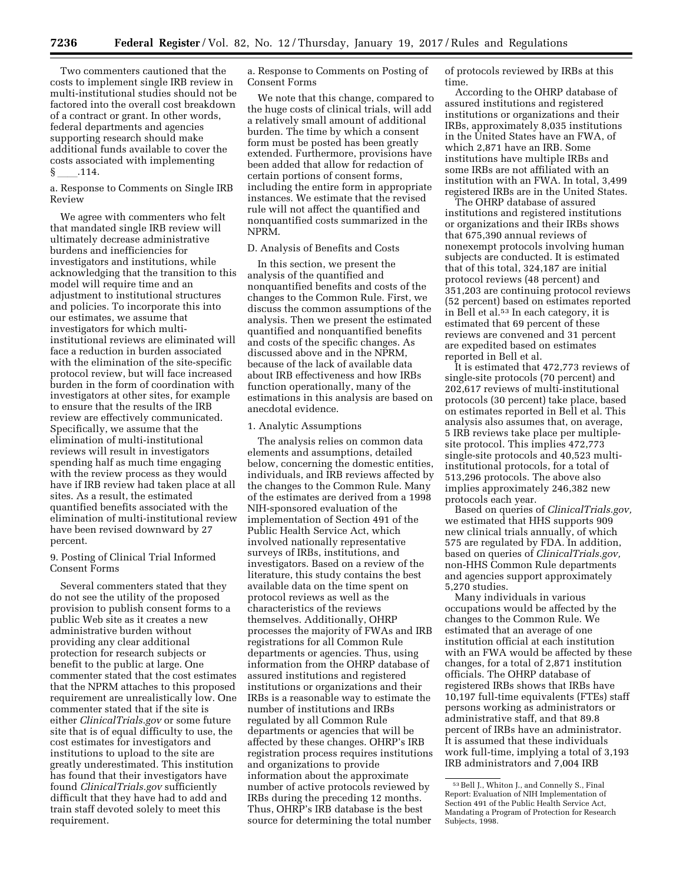Two commenters cautioned that the costs to implement single IRB review in multi-institutional studies should not be factored into the overall cost breakdown of a contract or grant. In other words, federal departments and agencies supporting research should make additional funds available to cover the costs associated with implementing § ____.114.

a. Response to Comments on Single IRB Review

We agree with commenters who felt that mandated single IRB review will ultimately decrease administrative burdens and inefficiencies for investigators and institutions, while acknowledging that the transition to this model will require time and an adjustment to institutional structures and policies. To incorporate this into our estimates, we assume that investigators for which multi-institutional reviews are eliminated will face a reduction in burden associated with the elimination of the site-specific protocol review, but will face increased burden in the form of coordination with investigators at other sites, for example to ensure that the results of the IRB review are effectively communicated. Specifically, we assume that the elimination of multi-institutional reviews will result in investigators spending half as much time engaging with the review process as they would have if IRB review had taken place at all sites. As a result, the estimated quantified benefits associated with the elimination of multi-institutional review have been revised downward by 27 percent.

9. Posting of Clinical Trial Informed Consent Forms

Several commenters stated that they do not see the utility of the proposed provision to publish consent forms to a public Web site as it creates a new administrative burden without providing any clear additional protection for research subjects or benefit to the public at large. One commenter stated that the cost estimates that the NPRM attaches to this proposed requirement are unrealistically low. One commenter stated that if the site is either *ClinicalTrials.gov* or some future site that is of equal difficulty to use, the cost estimates for investigators and institutions to upload to the site are greatly underestimated. This institution has found that their investigators have found *ClinicalTrials.gov* sufficiently difficult that they have had to add and train staff devoted solely to meet this requirement.

a. Response to Comments on Posting of Consent Forms

We note that this change, compared to the huge costs of clinical trials, will add a relatively small amount of additional burden. The time by which a consent form must be posted has been greatly extended. Furthermore, provisions have been added that allow for redaction of certain portions of consent forms, including the entire form in appropriate instances. We estimate that the revised rule will not affect the quantified and nonquantified costs summarized in the NPRM.

D. Analysis of Benefits and Costs

In this section, we present the analysis of the quantified and nonquantified benefits and costs of the changes to the Common Rule. First, we discuss the common assumptions of the analysis. Then we present the estimated quantified and nonquantified benefits and costs of the specific changes. As discussed above and in the NPRM, because of the lack of available data about IRB effectiveness and how IRBs function operationally, many of the estimations in this analysis are based on anecdotal evidence.

1. Analytic Assumptions

The analysis relies on common data elements and assumptions, detailed below, concerning the domestic entities, individuals, and IRB reviews affected by the changes to the Common Rule. Many of the estimates are derived from a 1998 NIH-sponsored evaluation of the implementation of Section 491 of the Public Health Service Act, which involved nationally representative surveys of IRBs, institutions, and investigators. Based on a review of the literature, this study contains the best available data on the time spent on protocol reviews as well as the characteristics of the reviews themselves. Additionally, OHRP processes the majority of FWAs and IRB registrations for all Common Rule departments or agencies. Thus, using information from the OHRP database of assured institutions and registered institutions or organizations and their IRBs is a reasonable way to estimate the number of institutions and IRBs regulated by all Common Rule departments or agencies that will be affected by these changes. OHRP's IRB registration process requires institutions and organizations to provide information about the approximate number of active protocols reviewed by IRBs during the preceding 12 months. Thus, OHRP's IRB database is the best source for determining the total number of protocols reviewed by IRBs at this time.

According to the OHRP database of assured institutions and registered institutions or organizations and their IRBs, approximately 8,035 institutions in the United States have an FWA, of which 2,871 have an IRB. Some institutions have multiple IRBs and some IRBs are not affiliated with an institution with an FWA. In total, 3,499 registered IRBs are in the United States.

The OHRP database of assured institutions and registered institutions or organizations and their IRBs shows that 675,390 annual reviews of nonexempt protocols involving human subjects are conducted. It is estimated that of this total, 324,187 are initial protocol reviews (48 percent) and 351,203 are continuing protocol reviews (52 percent) based on estimates reported in Bell et al.[53] In each category, it is estimated that 69 percent of these reviews are convened and 31 percent are expedited based on estimates reported in Bell et al.

It is estimated that 472,773 reviews of single-site protocols (70 percent) and 202,617 reviews of multi-institutional protocols (30 percent) take place, based on estimates reported in Bell et al. This analysis also assumes that, on average, 5 IRB reviews take place per multiple-site protocol. This implies 472,773 single-site protocols and 40,523 multi-institutional protocols, for a total of 513,296 protocols. The above also implies approximately 246,382 new protocols each year.

Based on queries of *ClinicalTrials.gov,* we estimated that HHS supports 909 new clinical trials annually, of which 575 are regulated by FDA. In addition, based on queries of *ClinicalTrials.gov,* non-HHS Common Rule departments and agencies support approximately 5,270 studies.

Many individuals in various occupations would be affected by the changes to the Common Rule. We estimated that an average of one institution official at each institution with an FWA would be affected by these changes, for a total of 2,871 institution officials. The OHRP database of registered IRBs shows that IRBs have 10,197 full-time equivalents (FTEs) staff persons working as administrators or administrative staff, and that 89.8 percent of IRBs have an administrator. It is assumed that these individuals work full-time, implying a total of 3,193 IRB administrators and 7,004 IRB

[53] Bell J., Whiton J., and Connelly S., Final Report: Evaluation of NIH Implementation of Section 491 of the Public Health Service Act, Mandating a Program of Protection for Research Subjects, 1998.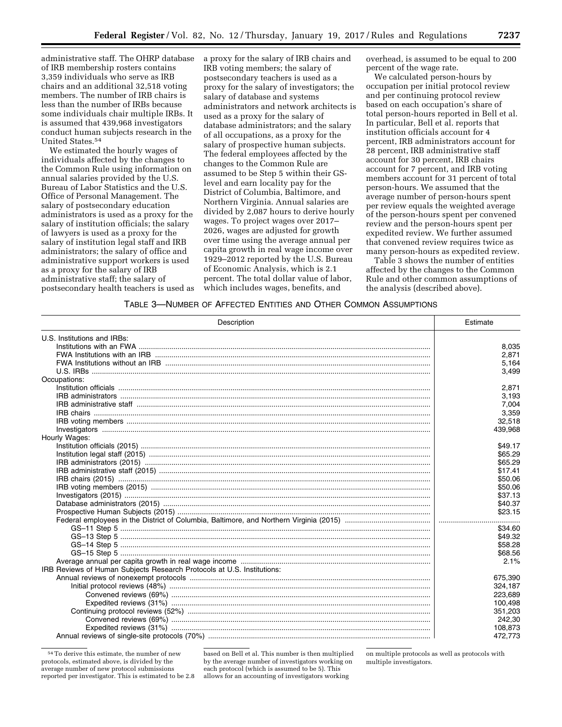administrative staff. The OHRP database of IRB membership rosters contains 3,359 individuals who serve as IRB chairs and an additional 32,518 voting members. The number of IRB chairs is less than the number of IRBs because some individuals chair multiple IRBs. It is assumed that 439,968 investigators conduct human subjects research in the United States.[54]

We estimated the hourly wages of individuals affected by the changes to the Common Rule using information on annual salaries provided by the U.S. Bureau of Labor Statistics and the U.S. Office of Personal Management. The salary of postsecondary education administrators is used as a proxy for the salary of institution officials; the salary of lawyers is used as a proxy for the salary of institution legal staff and IRB administrators; the salary of office and administrative support workers is used as a proxy for the salary of IRB administrative staff; the salary of postsecondary health teachers is used as a proxy for the salary of IRB chairs and IRB voting members; the salary of postsecondary teachers is used as a proxy for the salary of investigators; the salary of database and systems administrators and network architects is used as a proxy for the salary of database administrators; and the salary of all occupations, as a proxy for the salary of prospective human subjects. The federal employees affected by the changes to the Common Rule are assumed to be Step 5 within their GS-level and earn locality pay for the District of Columbia, Baltimore, and Northern Virginia. Annual salaries are divided by 2,087 hours to derive hourly wages. To project wages over 2017–2026, wages are adjusted for growth over time using the average annual per capita growth in real wage income over 1929–2012 reported by the U.S. Bureau of Economic Analysis, which is 2.1 percent. The total dollar value of labor, which includes wages, benefits, and overhead, is assumed to be equal to 200 percent of the wage rate.

We calculated person-hours by occupation per initial protocol review and per continuing protocol review based on each occupation's share of total person-hours reported in Bell et al. In particular, Bell et al. reports that institution officials account for 4 percent, IRB administrators account for 28 percent, IRB administrative staff account for 30 percent, IRB chairs account for 7 percent, and IRB voting members account for 31 percent of total person-hours. We assumed that the average number of person-hours spent per review equals the weighted average of the person-hours spent per convened review and the person-hours spent per expedited review. We further assumed that convened review requires twice as many person-hours as expedited review.

Table 3 shows the number of entities affected by the changes to the Common Rule and other common assumptions of the analysis (described above).

TABLE 3—NUMBER OF AFFECTED ENTITIES AND OTHER COMMON ASSUMPTIONS

| Description | Estimate |
|---|---|
| U.S. Institutions and IRBs: | |
| Institutions with an FWA | 8,035 |
| FWA Institutions with an IRB | 2,871 |
| FWA Institutions without an IRB | 5,164 |
| U.S. IRBs | 3,499 |
| Occupations: | |
| Institution officials | 2,871 |
| IRB administrators | 3,193 |
| IRB administrative staff | 7,004 |
| IRB chairs | 3,359 |
| IRB voting members | 32,518 |
| Investigators | 439,968 |
| Hourly Wages: | |
| Institution officials (2015) | $49.17 |
| Institution legal staff (2015) | $65.29 |
| IRB administrators (2015) | $65.29 |
| IRB administrative staff (2015) | $17.41 |
| IRB chairs (2015) | $50.06 |
| IRB voting members (2015) | $50.06 |
| Investigators (2015) | $37.13 |
| Database administrators (2015) | $40.37 |
| Prospective Human Subjects (2015) | $23.15 |
| Federal employees in the District of Columbia, Baltimore, and Northern Virginia (2015) | |
| GS–11 Step 5 | $34.60 |
| GS–13 Step 5 | $49.32 |
| GS–14 Step 5 | $58.28 |
| GS–15 Step 5 | $68.56 |
| Average annual per capita growth in real wage income | 2.1% |
| IRB Reviews of Human Subjects Research Protocols at U.S. Institutions: | |
| Annual reviews of nonexempt protocols | 675,390 |
| Initial protocol reviews (48%) | 324,187 |
| Convened reviews (69%) | 223,689 |
| Expedited reviews (31%) | 100,498 |
| Continuing protocol reviews (52%) | 351,203 |
| Convened reviews (69%) | 242,30 |
| Expedited reviews (31%) | 108,873 |
| Annual reviews of single-site protocols (70%) | 472,773 |

[54] To derive this estimate, the number of new protocols, estimated above, is divided by the average number of new protocol submissions reported per investigator. This is estimated to be 2.8 based on Bell et al. This number is then multiplied by the average number of investigators working on each protocol (which is assumed to be 5). This allows for an accounting of investigators working on multiple protocols as well as protocols with multiple investigators.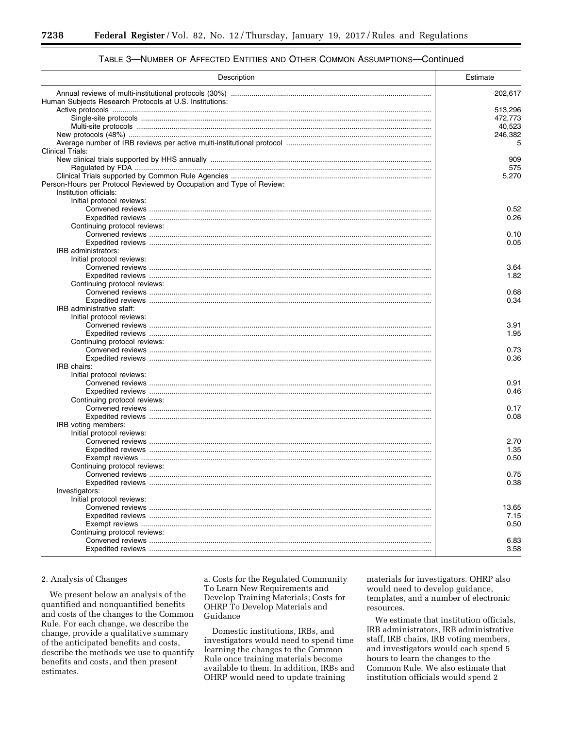TABLE 3—NUMBER OF AFFECTED ENTITIES AND OTHER COMMON ASSUMPTIONS—Continued

| Description | Estimate |
|---|---|
| Annual reviews of multi-institutional protocols (30%) | 202,617 |
| Human Subjects Research Protocols at U.S. Institutions: | |
| Active protocols | 513,296 |
| Single-site protocols | 472,773 |
| Multi-site protocols | 40,523 |
| New protocols (48%) | 246,382 |
| Average number of IRB reviews per active multi-institutional protocol | 5 |
| Clinical Trials: | |
| New clinical trials supported by HHS annually | 909 |
| Regulated by FDA | 575 |
| Clinical Trials supported by Common Rule Agencies | 5,270 |
| Person-Hours per Protocol Reviewed by Occupation and Type of Review: | |
| Institution officials: | |
| Initial protocol reviews: | |
| Convened reviews | 0.52 |
| Expedited reviews | 0.26 |
| Continuing protocol reviews: | |
| Convened reviews | 0.10 |
| Expedited reviews | 0.05 |
| IRB administrators: | |
| Initial protocol reviews: | |
| Convened reviews | 3.64 |
| Expedited reviews | 1.82 |
| Continuing protocol reviews: | |
| Convened reviews | 0.68 |
| Expedited reviews | 0.34 |
| IRB administrative staff: | |
| Initial protocol reviews: | |
| Convened reviews | 3.91 |
| Expedited reviews | 1.95 |
| Continuing protocol reviews: | |
| Convened reviews | 0.73 |
| Expedited reviews | 0.36 |
| IRB chairs: | |
| Initial protocol reviews: | |
| Convened reviews | 0.91 |
| Expedited reviews | 0.46 |
| Continuing protocol reviews: | |
| Convened reviews | 0.17 |
| Expedited reviews | 0.08 |
| IRB voting members: | |
| Initial protocol reviews: | |
| Convened reviews | 2.70 |
| Expedited reviews | 1.35 |
| Exempt reviews | 0.50 |
| Continuing protocol reviews: | |
| Convened reviews | 0.75 |
| Expedited reviews | 0.38 |
| Investigators: | |
| Initial protocol reviews: | |
| Convened reviews | 13.65 |
| Expedited reviews | 7.15 |
| Exempt reviews | 0.50 |
| Continuing protocol reviews: | |
| Convened reviews | 6.83 |
| Expedited reviews | 3.58 |

2. Analysis of Changes

We present below an analysis of the quantified and nonquantified benefits and costs of the changes to the Common Rule. For each change, we describe the change, provide a qualitative summary of the anticipated benefits and costs, describe the methods we use to quantify benefits and costs, and then present estimates.

a. Costs for the Regulated Community To Learn New Requirements and Develop Training Materials; Costs for OHRP To Develop Materials and Guidance

Domestic institutions, IRBs, and investigators would need to spend time learning the changes to the Common Rule once training materials become available to them. In addition, IRBs and OHRP would need to update training materials for investigators. OHRP also would need to develop guidance, templates, and a number of electronic resources.

We estimate that institution officials, IRB administrators, IRB administrative staff, IRB chairs, IRB voting members, and investigators would each spend 5 hours to learn the changes to the Common Rule. We also estimate that institution officials would spend 2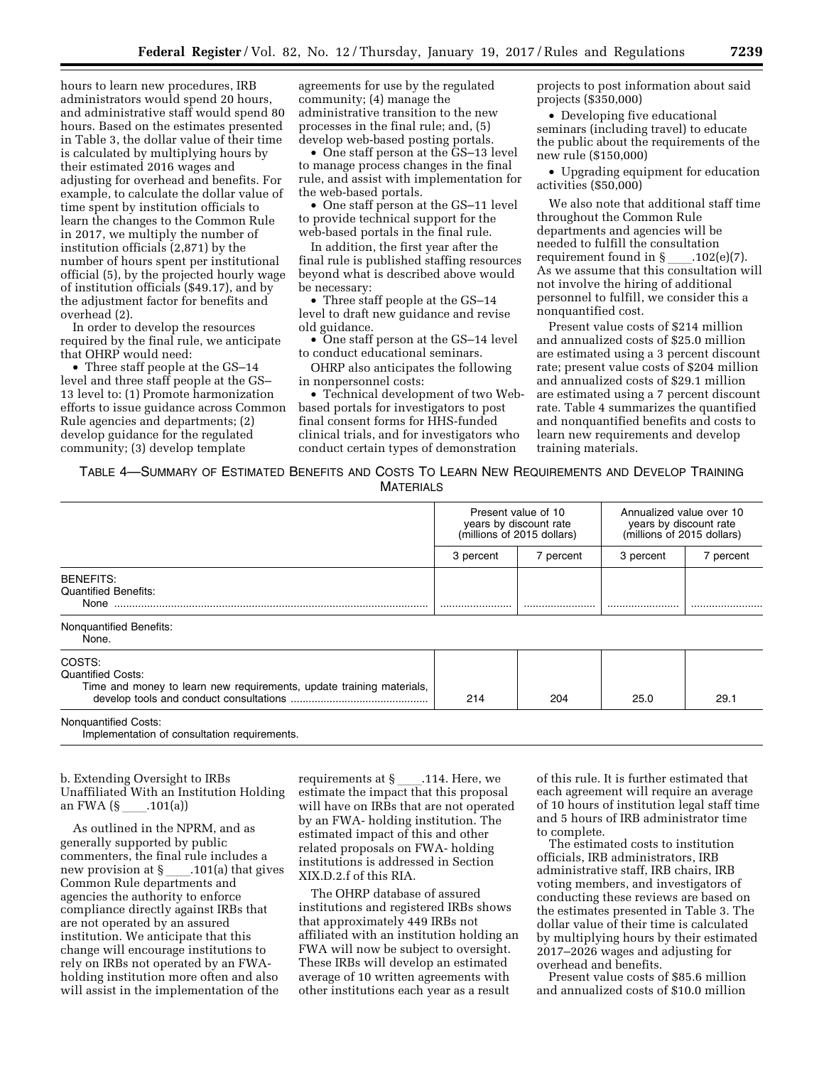hours to learn new procedures, IRB administrators would spend 20 hours, and administrative staff would spend 80 hours. Based on the estimates presented in Table 3, the dollar value of their time is calculated by multiplying hours by their estimated 2016 wages and adjusting for overhead and benefits. For example, to calculate the dollar value of time spent by institution officials to learn the changes to the Common Rule in 2017, we multiply the number of institution officials (2,871) by the number of hours spent per institutional official (5), by the projected hourly wage of institution officials ($49.17), and by the adjustment factor for benefits and overhead (2).

In order to develop the resources required by the final rule, we anticipate that OHRP would need:

- Three staff people at the GS–14 level and three staff people at the GS–13 level to: (1) Promote harmonization efforts to issue guidance across Common Rule agencies and departments; (2) develop guidance for the regulated community; (3) develop template agreements for use by the regulated community; (4) manage the administrative transition to the new processes in the final rule; and, (5) develop web-based posting portals.
- One staff person at the GS–13 level to manage process changes in the final rule, and assist with implementation for the web-based portals.
- One staff person at the GS–11 level to provide technical support for the web-based portals in the final rule.

In addition, the first year after the final rule is published staffing resources beyond what is described above would be necessary:

- Three staff people at the GS–14 level to draft new guidance and revise old guidance.
- One staff person at the GS–14 level to conduct educational seminars.

OHRP also anticipates the following in nonpersonnel costs:

- Technical development of two Web-based portals for investigators to post final consent forms for HHS-funded clinical trials, and for investigators who conduct certain types of demonstration projects to post information about said projects ($350,000)
- Developing five educational seminars (including travel) to educate the public about the requirements of the new rule ($150,000)
- Upgrading equipment for education activities ($50,000)

We also note that additional staff time throughout the Common Rule departments and agencies will be needed to fulfill the consultation requirement found in §____.102(e)(7). As we assume that this consultation will not involve the hiring of additional personnel to fulfill, we consider this a nonquantified cost.

Present value costs of $214 million and annualized costs of $25.0 million are estimated using a 3 percent discount rate; present value costs of $204 million and annualized costs of $29.1 million are estimated using a 7 percent discount rate. Table 4 summarizes the quantified and nonquantified benefits and costs to learn new requirements and develop training materials.

TABLE 4—SUMMARY OF ESTIMATED BENEFITS AND COSTS TO LEARN NEW REQUIREMENTS AND DEVELOP TRAINING MATERIALS

| | Present value of 10 years by discount rate (millions of 2015 dollars) | | Annualized value over 10 years by discount rate (millions of 2015 dollars) | |
|---|---|---|---|---|
| | 3 percent | 7 percent | 3 percent | 7 percent |
| BENEFITS: | | | | |
| Quantified Benefits: | | | | |
| None | | | | |
| Nonquantified Benefits: | | | | |
| None. | | | | |
| COSTS: | | | | |
| Quantified Costs: | | | | |
| Time and money to learn new requirements, update training materials, develop tools and conduct consultations | 214 | 204 | 25.0 | 29.1 |
| Nonquantified Costs: | | | | |
| Implementation of consultation requirements. | | | | |

b. Extending Oversight to IRBs Unaffiliated With an Institution Holding an FWA (§____.101(a))

As outlined in the NPRM, and as generally supported by public commenters, the final rule includes a new provision at §____.101(a) that gives Common Rule departments and agencies the authority to enforce compliance directly against IRBs that are not operated by an assured institution. We anticipate that this change will encourage institutions to rely on IRBs not operated by an FWA-holding institution more often and also will assist in the implementation of the requirements at §____.114. Here, we estimate the impact that this proposal will have on IRBs that are not operated by an FWA- holding institution. The estimated impact of this and other related proposals on FWA- holding institutions is addressed in Section XIX.D.2.f of this RIA.

The OHRP database of assured institutions and registered IRBs shows that approximately 449 IRBs not affiliated with an institution holding an FWA will now be subject to oversight. These IRBs will develop an estimated average of 10 written agreements with other institutions each year as a result of this rule. It is further estimated that each agreement will require an average of 10 hours of institution legal staff time and 5 hours of IRB administrator time to complete.

The estimated costs to institution officials, IRB administrators, IRB administrative staff, IRB chairs, IRB voting members, and investigators of conducting these reviews are based on the estimates presented in Table 3. The dollar value of their time is calculated by multiplying hours by their estimated 2017–2026 wages and adjusting for overhead and benefits.

Present value costs of $85.6 million and annualized costs of $10.0 million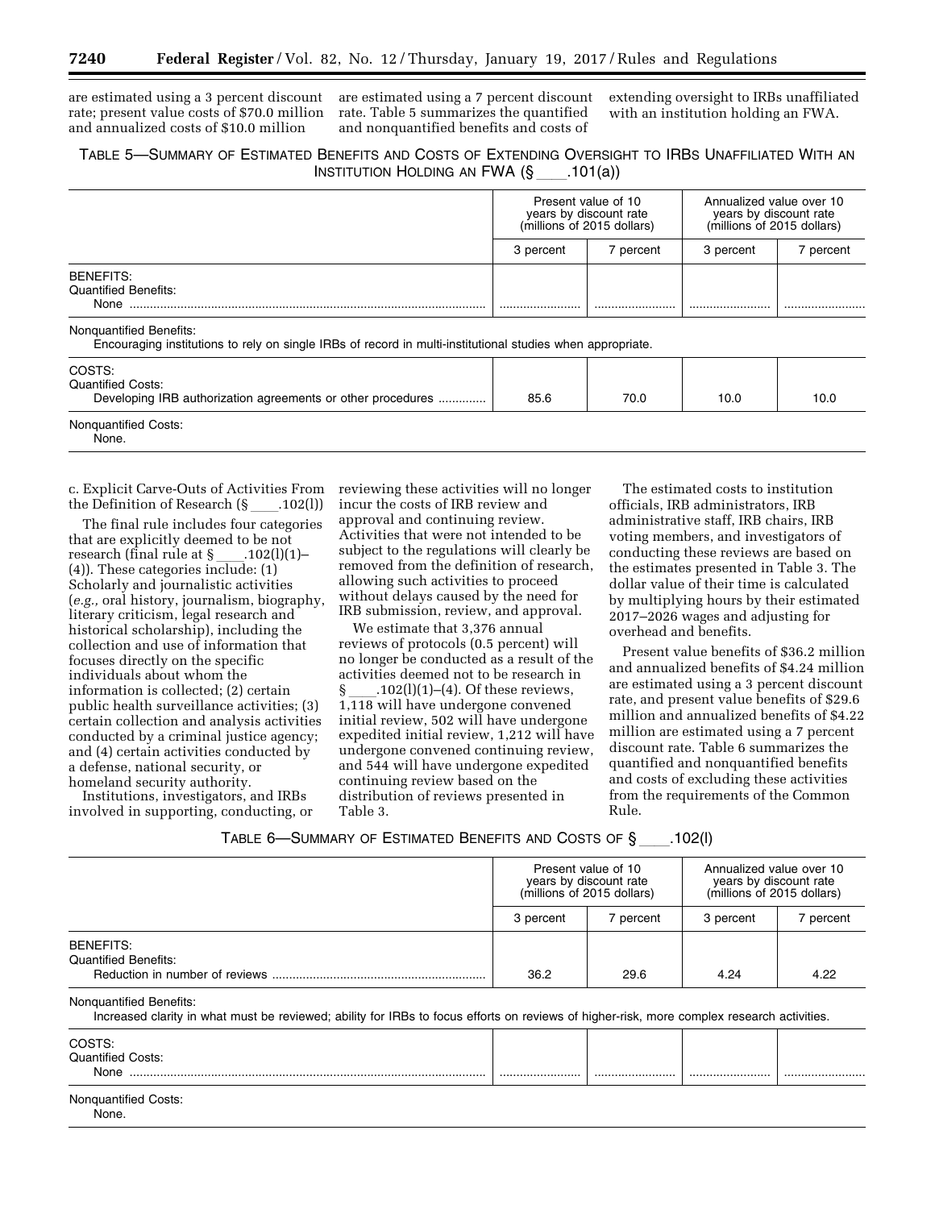are estimated using a 3 percent discount rate; present value costs of $70.0 million and annualized costs of $10.0 million are estimated using a 7 percent discount rate. Table 5 summarizes the quantified and nonquantified benefits and costs of extending oversight to IRBs unaffiliated with an institution holding an FWA.

TABLE 5—SUMMARY OF ESTIMATED BENEFITS AND COSTS OF EXTENDING OVERSIGHT TO IRBS UNAFFILIATED WITH AN INSTITUTION HOLDING AN FWA (§ ____.101(a))

| | Present value of 10 years by discount rate (millions of 2015 dollars) | | Annualized value over 10 years by discount rate (millions of 2015 dollars) | |
|---|---|---|---|---|
| | 3 percent | 7 percent | 3 percent | 7 percent |
| BENEFITS: | | | | |
| Quantified Benefits: | | | | |
| None | | | | |
| Nonquantified Benefits: | | | | |
| Encouraging institutions to rely on single IRBs of record in multi-institutional studies when appropriate. | | | | |
| COSTS: | | | | |
| Quantified Costs: | | | | |
| Developing IRB authorization agreements or other procedures | 85.6 | 70.0 | 10.0 | 10.0 |
| Nonquantified Costs: | | | | |
| None. | | | | |

c. Explicit Carve-Outs of Activities From the Definition of Research (§ ____.102(l))

The final rule includes four categories that are explicitly deemed to be not research (final rule at § ____.102(l)(1)–(4)). These categories include: (1) Scholarly and journalistic activities (*e.g.,* oral history, journalism, biography, literary criticism, legal research and historical scholarship), including the collection and use of information that focuses directly on the specific individuals about whom the information is collected; (2) certain public health surveillance activities; (3) certain collection and analysis activities conducted by a criminal justice agency; and (4) certain activities conducted by a defense, national security, or homeland security authority.

Institutions, investigators, and IRBs involved in supporting, conducting, or reviewing these activities will no longer incur the costs of IRB review and approval and continuing review. Activities that were not intended to be subject to the regulations will clearly be removed from the definition of research, allowing such activities to proceed without delays caused by the need for IRB submission, review, and approval.

We estimate that 3,376 annual reviews of protocols (0.5 percent) will no longer be conducted as a result of the activities deemed not to be research in § ____.102(l)(1)–(4). Of these reviews, 1,118 will have undergone convened initial review, 502 will have undergone expedited initial review, 1,212 will have undergone convened continuing review, and 544 will have undergone expedited continuing review based on the distribution of reviews presented in Table 3.

The estimated costs to institution officials, IRB administrators, IRB administrative staff, IRB chairs, IRB voting members, and investigators of conducting these reviews are based on the estimates presented in Table 3. The dollar value of their time is calculated by multiplying hours by their estimated 2017–2026 wages and adjusting for overhead and benefits.

Present value benefits of $36.2 million and annualized benefits of $4.24 million are estimated using a 3 percent discount rate, and present value benefits of $29.6 million and annualized benefits of $4.22 million are estimated using a 7 percent discount rate. Table 6 summarizes the quantified and nonquantified benefits and costs of excluding these activities from the requirements of the Common Rule.

TABLE 6—SUMMARY OF ESTIMATED BENEFITS AND COSTS OF § ____.102(l)

| | Present value of 10 years by discount rate (millions of 2015 dollars) | | Annualized value over 10 years by discount rate (millions of 2015 dollars) | |
|---|---|---|---|---|
| | 3 percent | 7 percent | 3 percent | 7 percent |
| BENEFITS: | | | | |
| Quantified Benefits: | | | | |
| Reduction in number of reviews | 36.2 | 29.6 | 4.24 | 4.22 |
| Nonquantified Benefits: | | | | |
| Increased clarity in what must be reviewed; ability for IRBs to focus efforts on reviews of higher-risk, more complex research activities. | | | | |
| COSTS: | | | | |
| Quantified Costs: | | | | |
| None | | | | |
| Nonquantified Costs: | | | | |
| None. | | | | |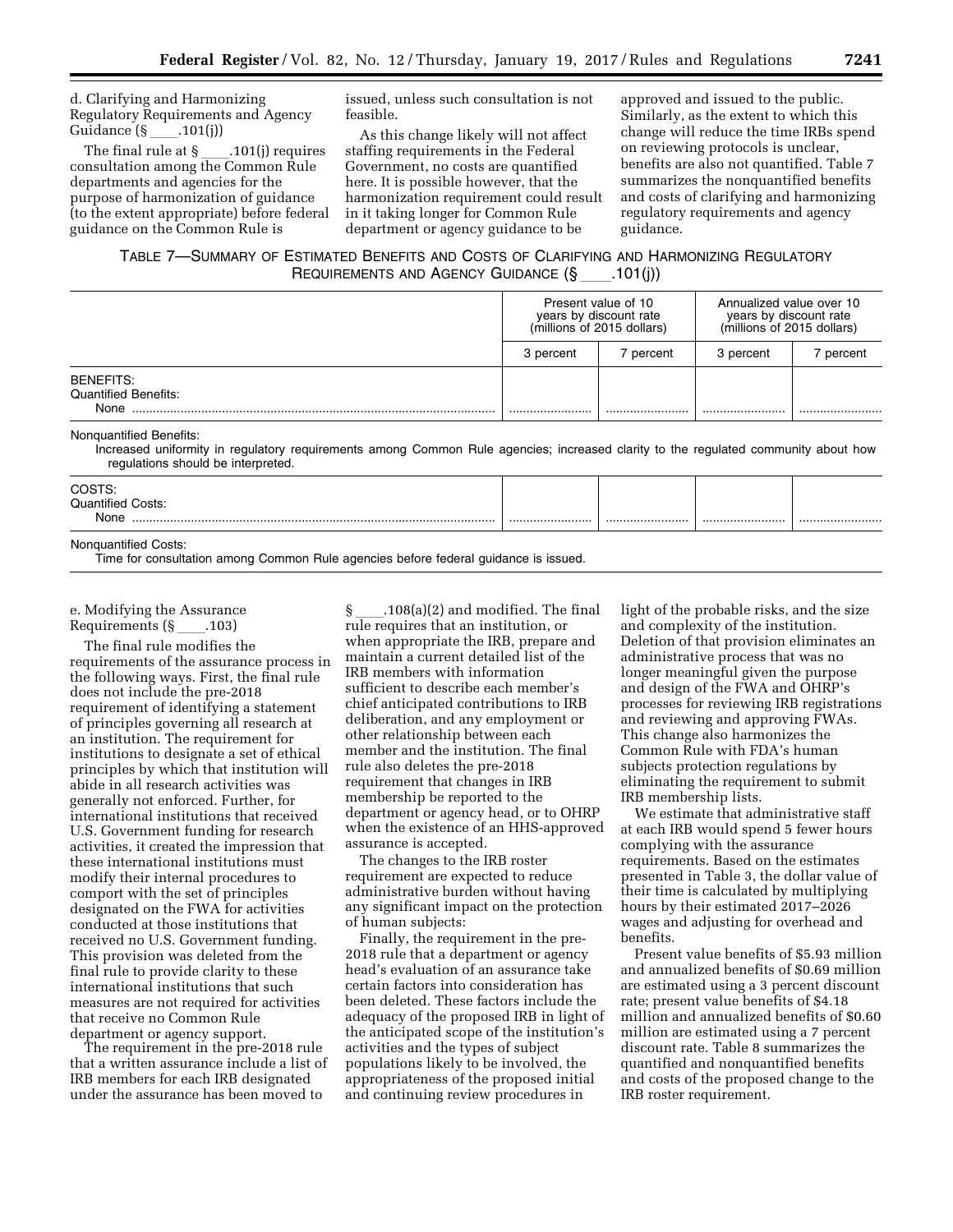d. Clarifying and Harmonizing Regulatory Requirements and Agency Guidance (§ ____.101(j))

The final rule at § ____.101(j) requires consultation among the Common Rule departments and agencies for the purpose of harmonization of guidance (to the extent appropriate) before federal guidance on the Common Rule is issued, unless such consultation is not feasible.

As this change likely will not affect staffing requirements in the Federal Government, no costs are quantified here. It is possible however, that the harmonization requirement could result in it taking longer for Common Rule department or agency guidance to be approved and issued to the public. Similarly, as the extent to which this change will reduce the time IRBs spend on reviewing protocols is unclear, benefits are also not quantified. Table 7 summarizes the nonquantified benefits and costs of clarifying and harmonizing regulatory requirements and agency guidance.

TABLE 7—SUMMARY OF ESTIMATED BENEFITS AND COSTS OF CLARIFYING AND HARMONIZING REGULATORY REQUIREMENTS AND AGENCY GUIDANCE (§ ____.101(j))

| | Present value of 10 years by discount rate (millions of 2015 dollars) | | Annualized value over 10 years by discount rate (millions of 2015 dollars) | |
|---|---|---|---|---|
| | 3 percent | 7 percent | 3 percent | 7 percent |
| BENEFITS: | | | | |
| Quantified Benefits: | | | | |
| None | | | | |
| Nonquantified Benefits: | | | | |
| Increased uniformity in regulatory requirements among Common Rule agencies; increased clarity to the regulated community about how regulations should be interpreted. | | | | |
| COSTS: | | | | |
| Quantified Costs: | | | | |
| None | | | | |
| Nonquantified Costs: | | | | |
| Time for consultation among Common Rule agencies before federal guidance is issued. | | | | |

e. Modifying the Assurance Requirements (§ ____.103)

The final rule modifies the requirements of the assurance process in the following ways. First, the final rule does not include the pre-2018 requirement of identifying a statement of principles governing all research at an institution. The requirement for institutions to designate a set of ethical principles by which that institution will abide in all research activities was generally not enforced. Further, for international institutions that received U.S. Government funding for research activities, it created the impression that these international institutions must modify their internal procedures to comport with the set of principles designated on the FWA for activities conducted at those institutions that received no U.S. Government funding. This provision was deleted from the final rule to provide clarity to these international institutions that such measures are not required for activities that receive no Common Rule department or agency support.

The requirement in the pre-2018 rule that a written assurance include a list of IRB members for each IRB designated under the assurance has been moved to § ____.108(a)(2) and modified. The final rule requires that an institution, or when appropriate the IRB, prepare and maintain a current detailed list of the IRB members with information sufficient to describe each member's chief anticipated contributions to IRB deliberation, and any employment or other relationship between each member and the institution. The final rule also deletes the pre-2018 requirement that changes in IRB membership be reported to the department or agency head, or to OHRP when the existence of an HHS-approved assurance is accepted.

The changes to the IRB roster requirement are expected to reduce administrative burden without having any significant impact on the protection of human subjects:

Finally, the requirement in the pre-2018 rule that a department or agency head's evaluation of an assurance take certain factors into consideration has been deleted. These factors include the adequacy of the proposed IRB in light of the anticipated scope of the institution's activities and the types of subject populations likely to be involved, the appropriateness of the proposed initial and continuing review procedures in light of the probable risks, and the size and complexity of the institution. Deletion of that provision eliminates an administrative process that was no longer meaningful given the purpose and design of the FWA and OHRP's processes for reviewing IRB registrations and reviewing and approving FWAs. This change also harmonizes the Common Rule with FDA's human subjects protection regulations by eliminating the requirement to submit IRB membership lists.

We estimate that administrative staff at each IRB would spend 5 fewer hours complying with the assurance requirements. Based on the estimates presented in Table 3, the dollar value of their time is calculated by multiplying hours by their estimated 2017–2026 wages and adjusting for overhead and benefits.

Present value benefits of $5.93 million and annualized benefits of $0.69 million are estimated using a 3 percent discount rate; present value benefits of $4.18 million and annualized benefits of $0.60 million are estimated using a 7 percent discount rate. Table 8 summarizes the quantified and nonquantified benefits and costs of the proposed change to the IRB roster requirement.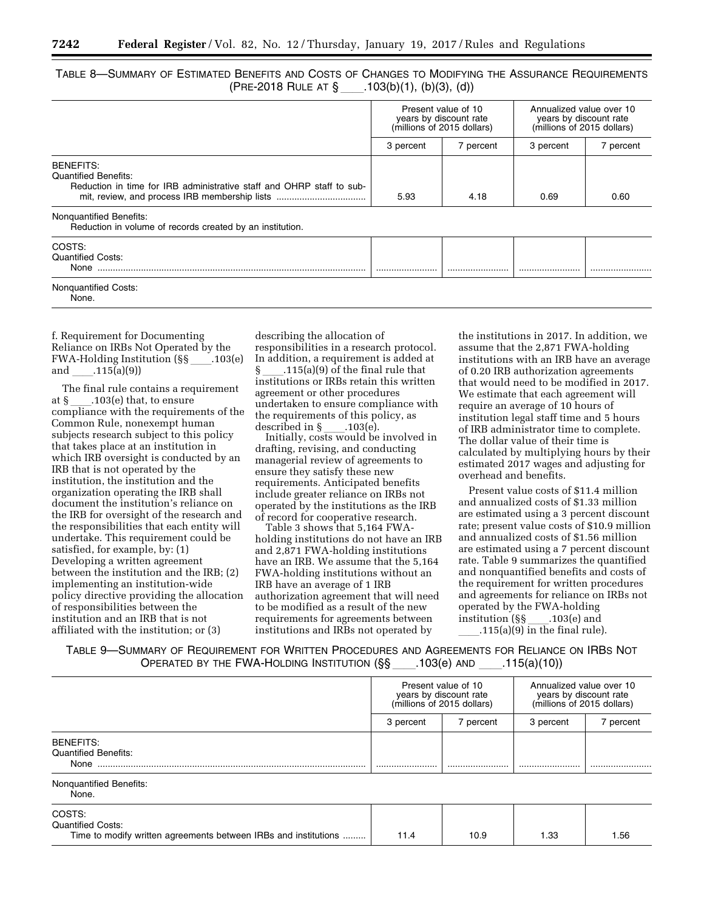TABLE 8—SUMMARY OF ESTIMATED BENEFITS AND COSTS OF CHANGES TO MODIFYING THE ASSURANCE REQUIREMENTS (PRE-2018 RULE AT § ____.103(b)(1), (b)(3), (d))

| | Present value of 10 years by discount rate (millions of 2015 dollars) | | Annualized value over 10 years by discount rate (millions of 2015 dollars) | |
|---|---|---|---|---|
| | 3 percent | 7 percent | 3 percent | 7 percent |
| BENEFITS: | | | | |
| Quantified Benefits: | | | | |
| Reduction in time for IRB administrative staff and OHRP staff to submit, review, and process IRB membership lists | 5.93 | 4.18 | 0.69 | 0.60 |
| Nonquantified Benefits: | | | | |
| Reduction in volume of records created by an institution. | | | | |
| COSTS: | | | | |
| Quantified Costs: | | | | |
| None | | | | |
| Nonquantified Costs: | | | | |
| None. | | | | |

f. Requirement for Documenting Reliance on IRBs Not Operated by the FWA-Holding Institution (§§ ____.103(e) and ____.115(a)(9))

The final rule contains a requirement at § ____.103(e) that, to ensure compliance with the requirements of the Common Rule, nonexempt human subjects research subject to this policy that takes place at an institution in which IRB oversight is conducted by an IRB that is not operated by the institution, the institution and the organization operating the IRB shall document the institution's reliance on the IRB for oversight of the research and the responsibilities that each entity will undertake. This requirement could be satisfied, for example, by: (1) Developing a written agreement between the institution and the IRB; (2) implementing an institution-wide policy directive providing the allocation of responsibilities between the institution and an IRB that is not affiliated with the institution; or (3) describing the allocation of responsibilities in a research protocol. In addition, a requirement is added at § ____.115(a)(9) of the final rule that institutions or IRBs retain this written agreement or other procedures undertaken to ensure compliance with the requirements of this policy, as described in § ____.103(e).

Initially, costs would be involved in drafting, revising, and conducting managerial review of agreements to ensure they satisfy these new requirements. Anticipated benefits include greater reliance on IRBs not operated by the institutions as the IRB of record for cooperative research.

Table 3 shows that 5,164 FWA-holding institutions do not have an IRB and 2,871 FWA-holding institutions have an IRB. We assume that the 5,164 FWA-holding institutions without an IRB have an average of 1 IRB authorization agreement that will need to be modified as a result of the new requirements for agreements between institutions and IRBs not operated by the institutions in 2017. In addition, we assume that the 2,871 FWA-holding institutions with an IRB have an average of 0.20 IRB authorization agreements that would need to be modified in 2017. We estimate that each agreement will require an average of 10 hours of institution legal staff time and 5 hours of IRB administrator time to complete. The dollar value of their time is calculated by multiplying hours by their estimated 2017 wages and adjusting for overhead and benefits.

Present value costs of $11.4 million and annualized costs of $1.33 million are estimated using a 3 percent discount rate; present value costs of $10.9 million and annualized costs of $1.56 million are estimated using a 7 percent discount rate. Table 9 summarizes the quantified and nonquantified benefits and costs of the requirement for written procedures and agreements for reliance on IRBs not operated by the FWA-holding institution (§§ ____.103(e) and ____.115(a)(9) in the final rule).

TABLE 9—SUMMARY OF REQUIREMENT FOR WRITTEN PROCEDURES AND AGREEMENTS FOR RELIANCE ON IRBS NOT OPERATED BY THE FWA-HOLDING INSTITUTION (§§ ____.103(e) AND ____.115(a)(10))

| | Present value of 10 years by discount rate (millions of 2015 dollars) | | Annualized value over 10 years by discount rate (millions of 2015 dollars) | |
|---|---|---|---|---|
| | 3 percent | 7 percent | 3 percent | 7 percent |
| BENEFITS: | | | | |
| Quantified Benefits: | | | | |
| None | | | | |
| Nonquantified Benefits: | | | | |
| None. | | | | |
| COSTS: | | | | |
| Quantified Costs: | | | | |
| Time to modify written agreements between IRBs and institutions | 11.4 | 10.9 | 1.33 | 1.56 |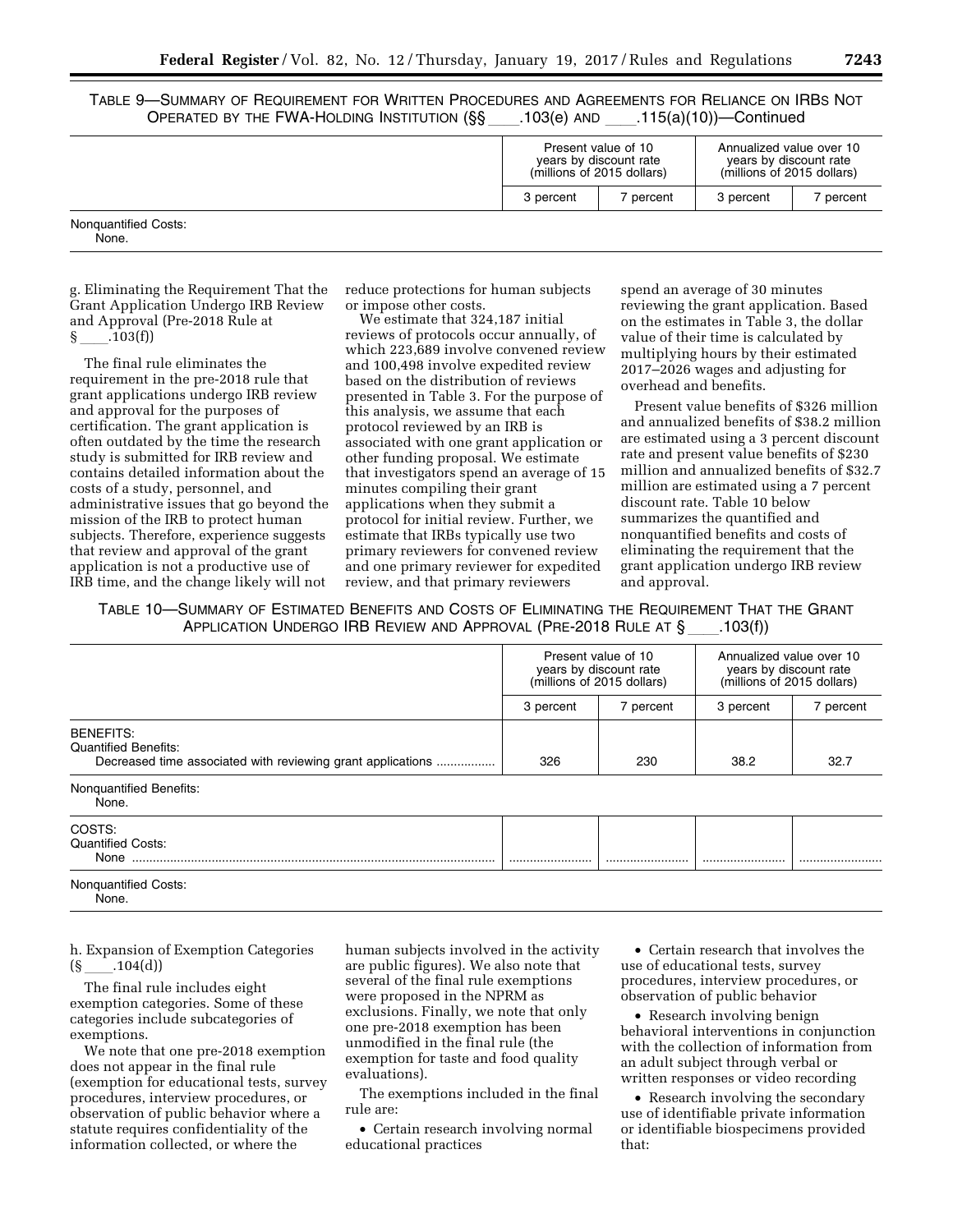TABLE 9—SUMMARY OF REQUIREMENT FOR WRITTEN PROCEDURES AND AGREEMENTS FOR RELIANCE ON IRBS NOT OPERATED BY THE FWA-HOLDING INSTITUTION (§§ ____.103(e) AND ____.115(a)(10))—Continued

| | Present value of 10 years by discount rate (millions of 2015 dollars) | | Annualized value over 10 years by discount rate (millions of 2015 dollars) | |
|---|---|---|---|---|
| | 3 percent | 7 percent | 3 percent | 7 percent |
| Nonquantified Costs: | | | | |
| None. | | | | |

g. Eliminating the Requirement That the Grant Application Undergo IRB Review and Approval (Pre-2018 Rule at § ____.103(f))

The final rule eliminates the requirement in the pre-2018 rule that grant applications undergo IRB review and approval for the purposes of certification. The grant application is often outdated by the time the research study is submitted for IRB review and contains detailed information about the costs of a study, personnel, and administrative issues that go beyond the mission of the IRB to protect human subjects. Therefore, experience suggests that review and approval of the grant application is not a productive use of IRB time, and the change likely will not reduce protections for human subjects or impose other costs.

We estimate that 324,187 initial reviews of protocols occur annually, of which 223,689 involve convened review and 100,498 involve expedited review based on the distribution of reviews presented in Table 3. For the purpose of this analysis, we assume that each protocol reviewed by an IRB is associated with one grant application or other funding proposal. We estimate that investigators spend an average of 15 minutes compiling their grant applications when they submit a protocol for initial review. Further, we estimate that IRBs typically use two primary reviewers for convened review and one primary reviewer for expedited review, and that primary reviewers spend an average of 30 minutes reviewing the grant application. Based on the estimates in Table 3, the dollar value of their time is calculated by multiplying hours by their estimated 2017–2026 wages and adjusting for overhead and benefits.

Present value benefits of $326 million and annualized benefits of $38.2 million are estimated using a 3 percent discount rate and present value benefits of $230 million and annualized benefits of $32.7 million are estimated using a 7 percent discount rate. Table 10 below summarizes the quantified and nonquantified benefits and costs of eliminating the requirement that the grant application undergo IRB review and approval.

TABLE 10—SUMMARY OF ESTIMATED BENEFITS AND COSTS OF ELIMINATING THE REQUIREMENT THAT THE GRANT APPLICATION UNDERGO IRB REVIEW AND APPROVAL (PRE-2018 RULE AT § ____.103(f))

| | Present value of 10 years by discount rate (millions of 2015 dollars) | | Annualized value over 10 years by discount rate (millions of 2015 dollars) | |
|---|---|---|---|---|
| | 3 percent | 7 percent | 3 percent | 7 percent |
| BENEFITS: | | | | |
| Quantified Benefits: | | | | |
| Decreased time associated with reviewing grant applications | 326 | 230 | 38.2 | 32.7 |
| Nonquantified Benefits: | | | | |
| None. | | | | |
| COSTS: | | | | |
| Quantified Costs: | | | | |
| None | | | | |
| Nonquantified Costs: | | | | |
| None. | | | | |

h. Expansion of Exemption Categories (§ ____.104(d))

The final rule includes eight exemption categories. Some of these categories include subcategories of exemptions.

We note that one pre-2018 exemption does not appear in the final rule (exemption for educational tests, survey procedures, interview procedures, or observation of public behavior where a statute requires confidentiality of the information collected, or where the human subjects involved in the activity are public figures). We also note that several of the final rule exemptions were proposed in the NPRM as exclusions. Finally, we note that only one pre-2018 exemption has been unmodified in the final rule (the exemption for taste and food quality evaluations).

The exemptions included in the final rule are:

- Certain research involving normal educational practices
- Certain research that involves the use of educational tests, survey procedures, interview procedures, or observation of public behavior
- Research involving benign behavioral interventions in conjunction with the collection of information from an adult subject through verbal or written responses or video recording
- Research involving the secondary use of identifiable private information or identifiable biospecimens provided that: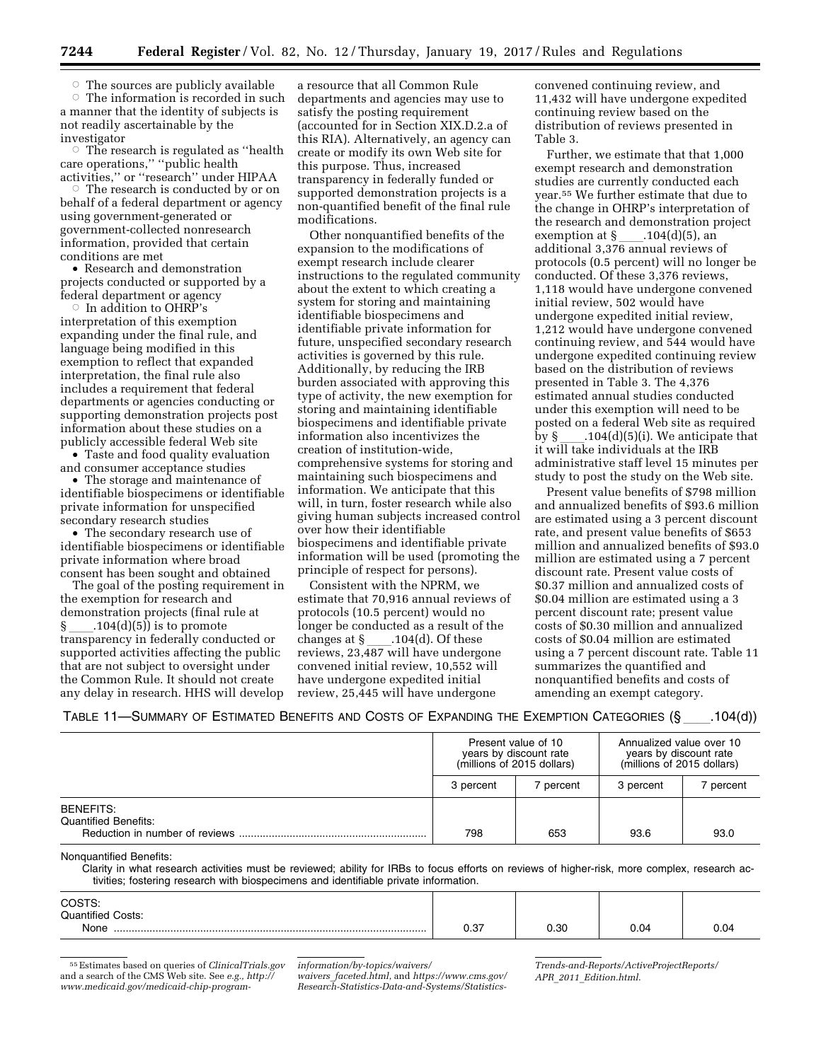- ○ The sources are publicly available
- ○ The information is recorded in such a manner that the identity of subjects is not readily ascertainable by the investigator
- ○ The research is regulated as ''health care operations,'' ''public health activities,'' or ''research'' under HIPAA
- ○ The research is conducted by or on behalf of a federal department or agency using government-generated or government-collected nonresearch information, provided that certain conditions are met
- • Research and demonstration projects conducted or supported by a federal department or agency
- ○ In addition to OHRP's interpretation of this exemption expanding under the final rule, and language being modified in this exemption to reflect that expanded interpretation, the final rule also includes a requirement that federal departments or agencies conducting or supporting demonstration projects post information about these studies on a publicly accessible federal Web site
- • Taste and food quality evaluation and consumer acceptance studies
- • The storage and maintenance of identifiable biospecimens or identifiable private information for unspecified secondary research studies
- • The secondary research use of identifiable biospecimens or identifiable private information where broad consent has been sought and obtained

The goal of the posting requirement in the exemption for research and demonstration projects (final rule at § ____.104(d)(5)) is to promote transparency in federally conducted or supported activities affecting the public that are not subject to oversight under the Common Rule. It should not create any delay in research. HHS will develop a resource that all Common Rule departments and agencies may use to satisfy the posting requirement (accounted for in Section XIX.D.2.a of this RIA). Alternatively, an agency can create or modify its own Web site for this purpose. Thus, increased transparency in federally funded or supported demonstration projects is a non-quantified benefit of the final rule modifications.

Other nonquantified benefits of the expansion to the modifications of exempt research include clearer instructions to the regulated community about the extent to which creating a system for storing and maintaining identifiable biospecimens and identifiable private information for future, unspecified secondary research activities is governed by this rule. Additionally, by reducing the IRB burden associated with approving this type of activity, the new exemption for storing and maintaining identifiable biospecimens and identifiable private information also incentivizes the creation of institution-wide, comprehensive systems for storing and maintaining such biospecimens and information. We anticipate that this will, in turn, foster research while also giving human subjects increased control over how their identifiable biospecimens and identifiable private information will be used (promoting the principle of respect for persons).

Consistent with the NPRM, we estimate that 70,916 annual reviews of protocols (10.5 percent) would no longer be conducted as a result of the changes at § ____.104(d). Of these reviews, 23,487 will have undergone convened initial review, 10,552 will have undergone expedited initial review, 25,445 will have undergone convened continuing review, and 11,432 will have undergone expedited continuing review based on the distribution of reviews presented in Table 3.

Further, we estimate that that 1,000 exempt research and demonstration studies are currently conducted each year.[55] We further estimate that due to the change in OHRP's interpretation of the research and demonstration project exemption at § ____.104(d)(5), an additional 3,376 annual reviews of protocols (0.5 percent) will no longer be conducted. Of these 3,376 reviews, 1,118 would have undergone convened initial review, 502 would have undergone expedited initial review, 1,212 would have undergone convened continuing review, and 544 would have undergone expedited continuing review based on the distribution of reviews presented in Table 3. The 4,376 estimated annual studies conducted under this exemption will need to be posted on a federal Web site as required by § ____.104(d)(5)(i). We anticipate that it will take individuals at the IRB administrative staff level 15 minutes per study to post the study on the Web site.

Present value benefits of $798 million and annualized benefits of $93.6 million are estimated using a 3 percent discount rate, and present value benefits of $653 million and annualized benefits of $93.0 million are estimated using a 7 percent discount rate. Present value costs of $0.37 million and annualized costs of $0.04 million are estimated using a 3 percent discount rate; present value costs of $0.30 million and annualized costs of $0.04 million are estimated using a 7 percent discount rate. Table 11 summarizes the quantified and nonquantified benefits and costs of amending an exempt category.

TABLE 11—SUMMARY OF ESTIMATED BENEFITS AND COSTS OF EXPANDING THE EXEMPTION CATEGORIES (§ ____.104(d))

| | Present value of 10 years by discount rate (millions of 2015 dollars) | | Annualized value over 10 years by discount rate (millions of 2015 dollars) | |
|---|---|---|---|---|
| | 3 percent | 7 percent | 3 percent | 7 percent |
| BENEFITS: | | | | |
| Quantified Benefits: | | | | |
| Reduction in number of reviews | 798 | 653 | 93.6 | 93.0 |
| Nonquantified Benefits: Clarity in what research activities must be reviewed; ability for IRBs to focus efforts on reviews of higher-risk, more complex, research activities; fostering research with biospecimens and identifiable private information. | | | | |
| COSTS: | | | | |
| Quantified Costs: | | | | |
| None | 0.37 | 0.30 | 0.04 | 0.04 |

[55] Estimates based on queries of *ClinicalTrials.gov* and a search of the CMS Web site. See *e.g., http://www.medicaid.gov/medicaid-chip-program-information/by-topics/waivers/waivers_faceted.html*, and *https://www.cms.gov/Research-Statistics-Data-and-Systems/Statistics-Trends-and-Reports/ActiveProjectReports/APR_2011_Edition.html*.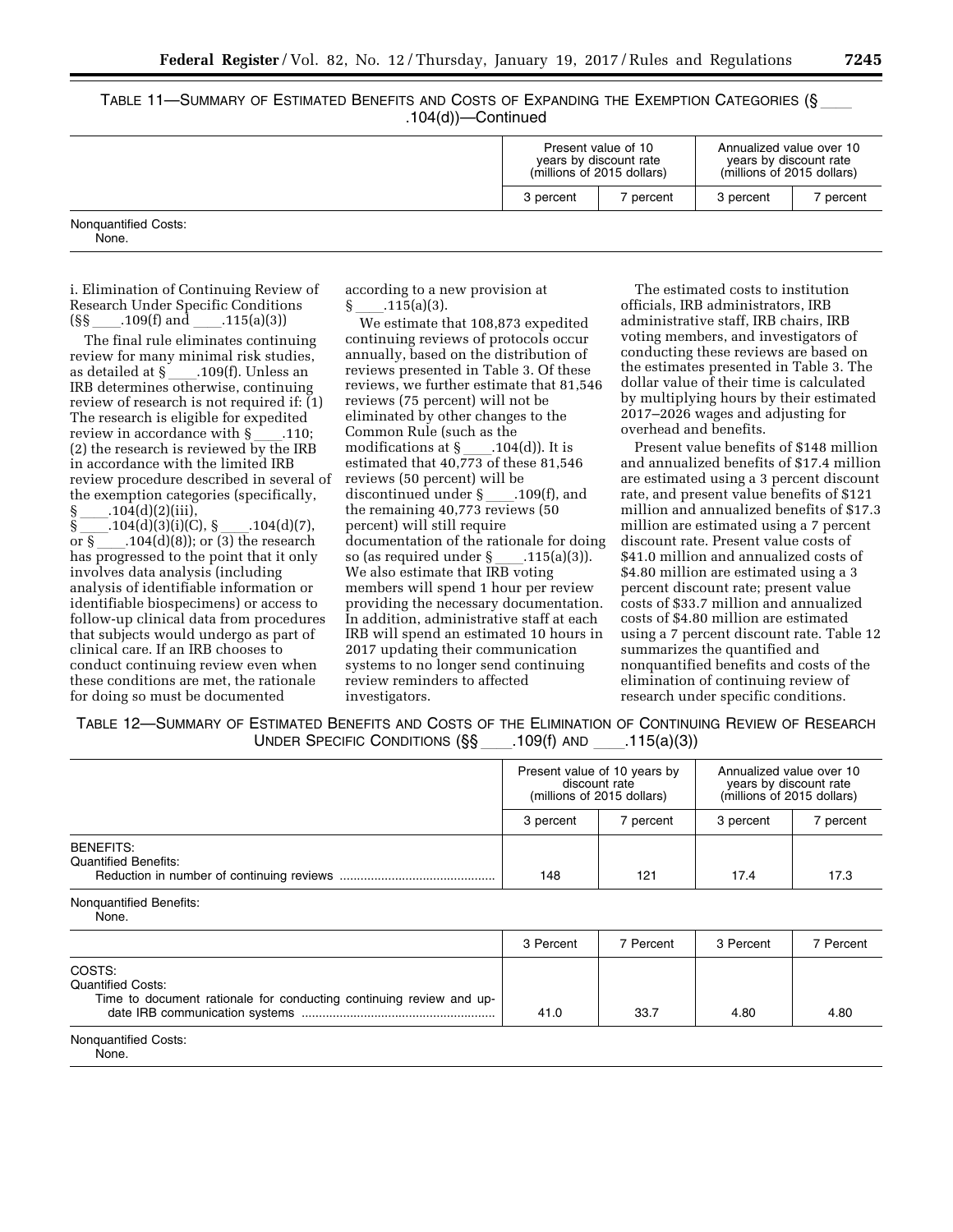TABLE 11—SUMMARY OF ESTIMATED BENEFITS AND COSTS OF EXPANDING THE EXEMPTION CATEGORIES (§ ____ .104(d))—Continued

| | Present value of 10 years by discount rate (millions of 2015 dollars) | | Annualized value over 10 years by discount rate (millions of 2015 dollars) | |
|---|---|---|---|---|
| | 3 percent | 7 percent | 3 percent | 7 percent |
| Nonquantified Costs: | | | | |
| None. | | | | |

i. Elimination of Continuing Review of Research Under Specific Conditions (§§ ____.109(f) and ____.115(a)(3))

The final rule eliminates continuing review for many minimal risk studies, as detailed at § ____.109(f). Unless an IRB determines otherwise, continuing review of research is not required if: (1) The research is eligible for expedited review in accordance with § ____.110; (2) the research is reviewed by the IRB in accordance with the limited IRB review procedure described in several of the exemption categories (specifically, § ____.104(d)(2)(iii), § ____.104(d)(3)(i)(C), § ____.104(d)(7), or § ____.104(d)(8)); or (3) the research has progressed to the point that it only involves data analysis (including analysis of identifiable information or identifiable biospecimens) or access to follow-up clinical data from procedures that subjects would undergo as part of clinical care. If an IRB chooses to conduct continuing review even when these conditions are met, the rationale for doing so must be documented according to a new provision at § ____.115(a)(3).

We estimate that 108,873 expedited continuing reviews of protocols occur annually, based on the distribution of reviews presented in Table 3. Of these reviews, we further estimate that 81,546 reviews (75 percent) will not be eliminated by other changes to the Common Rule (such as the modifications at § ____.104(d)). It is estimated that 40,773 of these 81,546 reviews (50 percent) will be discontinued under § ____.109(f), and the remaining 40,773 reviews (50 percent) will still require documentation of the rationale for doing so (as required under § ____.115(a)(3)). We also estimate that IRB voting members will spend 1 hour per review providing the necessary documentation. In addition, administrative staff at each IRB will spend an estimated 10 hours in 2017 updating their communication systems to no longer send continuing review reminders to affected investigators.

The estimated costs to institution officials, IRB administrators, IRB administrative staff, IRB chairs, IRB voting members, and investigators of conducting these reviews are based on the estimates presented in Table 3. The dollar value of their time is calculated by multiplying hours by their estimated 2017–2026 wages and adjusting for overhead and benefits.

Present value benefits of $148 million and annualized benefits of $17.4 million are estimated using a 3 percent discount rate, and present value benefits of $121 million and annualized benefits of $17.3 million are estimated using a 7 percent discount rate. Present value costs of $41.0 million and annualized costs of $4.80 million are estimated using a 3 percent discount rate; present value costs of $33.7 million and annualized costs of $4.80 million are estimated using a 7 percent discount rate. Table 12 summarizes the quantified and nonquantified benefits and costs of the elimination of continuing review of research under specific conditions.

TABLE 12—SUMMARY OF ESTIMATED BENEFITS AND COSTS OF THE ELIMINATION OF CONTINUING REVIEW OF RESEARCH UNDER SPECIFIC CONDITIONS (§§ ____.109(f) AND ____.115(a)(3))

| | Present value of 10 years by discount rate (millions of 2015 dollars) | | Annualized value over 10 years by discount rate (millions of 2015 dollars) | |
|---|---|---|---|---|
| | 3 percent | 7 percent | 3 percent | 7 percent |
| BENEFITS: | | | | |
| Quantified Benefits: | | | | |
| Reduction in number of continuing reviews | 148 | 121 | 17.4 | 17.3 |
| Nonquantified Benefits: | | | | |
| None. | | | | |
| | 3 Percent | 7 Percent | 3 Percent | 7 Percent |
| COSTS: | | | | |
| Quantified Costs: | | | | |
| Time to document rationale for conducting continuing review and update IRB communication systems | 41.0 | 33.7 | 4.80 | 4.80 |
| Nonquantified Costs: | | | | |
| None. | | | | |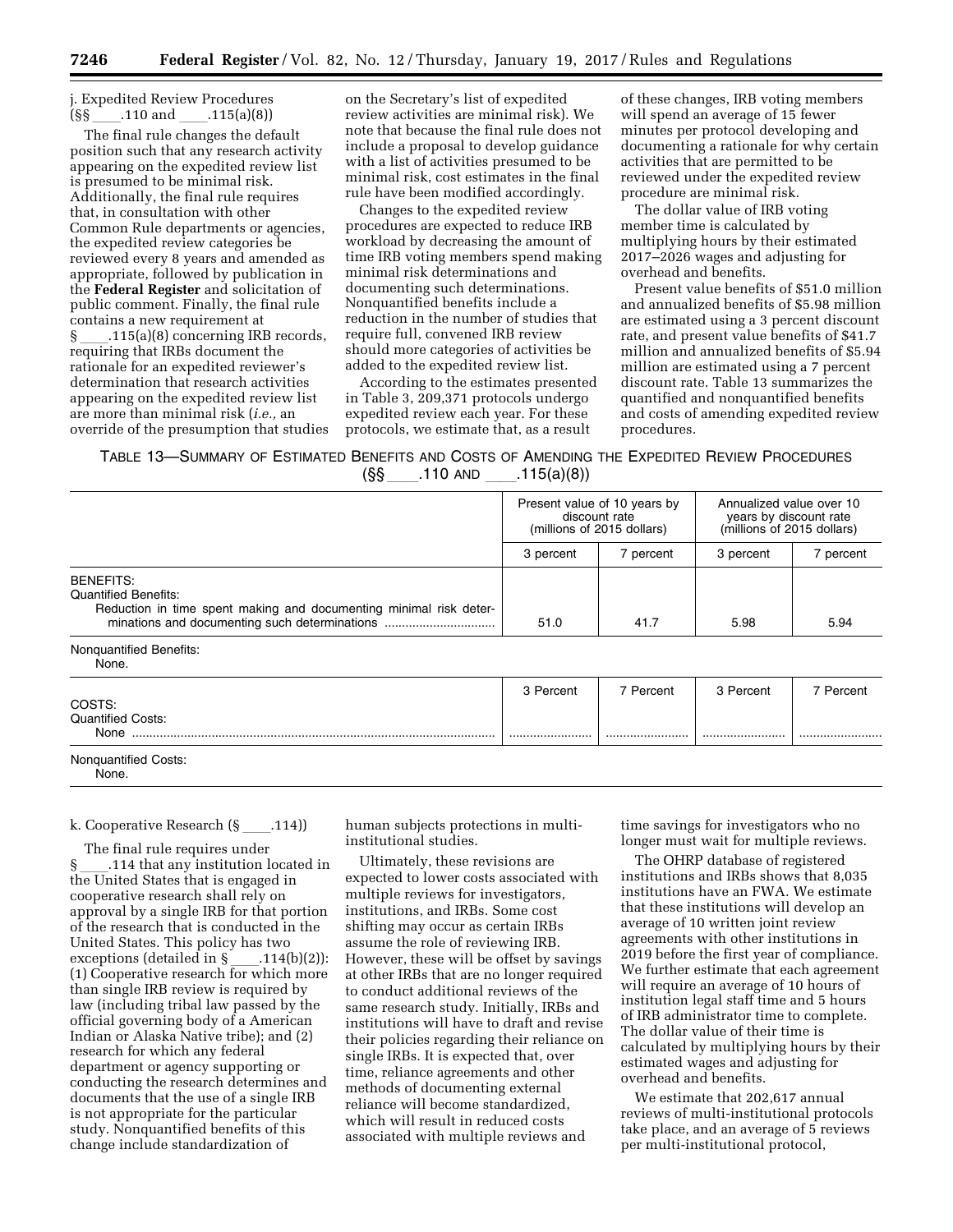j. Expedited Review Procedures (§§ ____.110 and ____.115(a)(8))

The final rule changes the default position such that any research activity appearing on the expedited review list is presumed to be minimal risk. Additionally, the final rule requires that, in consultation with other Common Rule departments or agencies, the expedited review categories be reviewed every 8 years and amended as appropriate, followed by publication in the **Federal Register** and solicitation of public comment. Finally, the final rule contains a new requirement at § ____.115(a)(8) concerning IRB records, requiring that IRBs document the rationale for an expedited reviewer's determination that research activities appearing on the expedited review list are more than minimal risk (*i.e.,* an override of the presumption that studies on the Secretary's list of expedited review activities are minimal risk). We note that because the final rule does not include a proposal to develop guidance with a list of activities presumed to be minimal risk, cost estimates in the final rule have been modified accordingly.

Changes to the expedited review procedures are expected to reduce IRB workload by decreasing the amount of time IRB voting members spend making minimal risk determinations and documenting such determinations. Nonquantified benefits include a reduction in the number of studies that require full, convened IRB review should more categories of activities be added to the expedited review list.

According to the estimates presented in Table 3, 209,371 protocols undergo expedited review each year. For these protocols, we estimate that, as a result of these changes, IRB voting members will spend an average of 15 fewer minutes per protocol developing and documenting a rationale for why certain activities that are permitted to be reviewed under the expedited review procedure are minimal risk.

The dollar value of IRB voting member time is calculated by multiplying hours by their estimated 2017–2026 wages and adjusting for overhead and benefits.

Present value benefits of $51.0 million and annualized benefits of $5.98 million are estimated using a 3 percent discount rate, and present value benefits of $41.7 million and annualized benefits of $5.94 million are estimated using a 7 percent discount rate. Table 13 summarizes the quantified and nonquantified benefits and costs of amending expedited review procedures.

TABLE 13—SUMMARY OF ESTIMATED BENEFITS AND COSTS OF AMENDING THE EXPEDITED REVIEW PROCEDURES (§§ ____.110 AND ____.115(a)(8))

| | Present value of 10 years by discount rate (millions of 2015 dollars) | | Annualized value over 10 years by discount rate (millions of 2015 dollars) | |
|---|---|---|---|---|
| | 3 percent | 7 percent | 3 percent | 7 percent |
| BENEFITS: | | | | |
| Quantified Benefits: | | | | |
| Reduction in time spent making and documenting minimal risk determinations and documenting such determinations | 51.0 | 41.7 | 5.98 | 5.94 |
| Nonquantified Benefits: | | | | |
| None. | | | | |
| | 3 Percent | 7 Percent | 3 Percent | 7 Percent |
| COSTS: | | | | |
| Quantified Costs: | | | | |
| None | ........................ | ........................ | ........................ | ........................ |
| Nonquantified Costs: | | | | |
| None. | | | | |

k. Cooperative Research (§ ____.114))

The final rule requires under § ____.114 that any institution located in the United States that is engaged in cooperative research shall rely on approval by a single IRB for that portion of the research that is conducted in the United States. This policy has two exceptions (detailed in § ____.114(b)(2)): (1) Cooperative research for which more than single IRB review is required by law (including tribal law passed by the official governing body of a American Indian or Alaska Native tribe); and (2) research for which any federal department or agency supporting or conducting the research determines and documents that the use of a single IRB is not appropriate for the particular study. Nonquantified benefits of this change include standardization of human subjects protections in multi-institutional studies.

Ultimately, these revisions are expected to lower costs associated with multiple reviews for investigators, institutions, and IRBs. Some cost shifting may occur as certain IRBs assume the role of reviewing IRB. However, these will be offset by savings at other IRBs that are no longer required to conduct additional reviews of the same research study. Initially, IRBs and institutions will have to draft and revise their policies regarding their reliance on single IRBs. It is expected that, over time, reliance agreements and other methods of documenting external reliance will become standardized, which will result in reduced costs associated with multiple reviews and time savings for investigators who no longer must wait for multiple reviews.

The OHRP database of registered institutions and IRBs shows that 8,035 institutions have an FWA. We estimate that these institutions will develop an average of 10 written joint review agreements with other institutions in 2019 before the first year of compliance. We further estimate that each agreement will require an average of 10 hours of institution legal staff time and 5 hours of IRB administrator time to complete. The dollar value of their time is calculated by multiplying hours by their estimated wages and adjusting for overhead and benefits.

We estimate that 202,617 annual reviews of multi-institutional protocols take place, and an average of 5 reviews per multi-institutional protocol,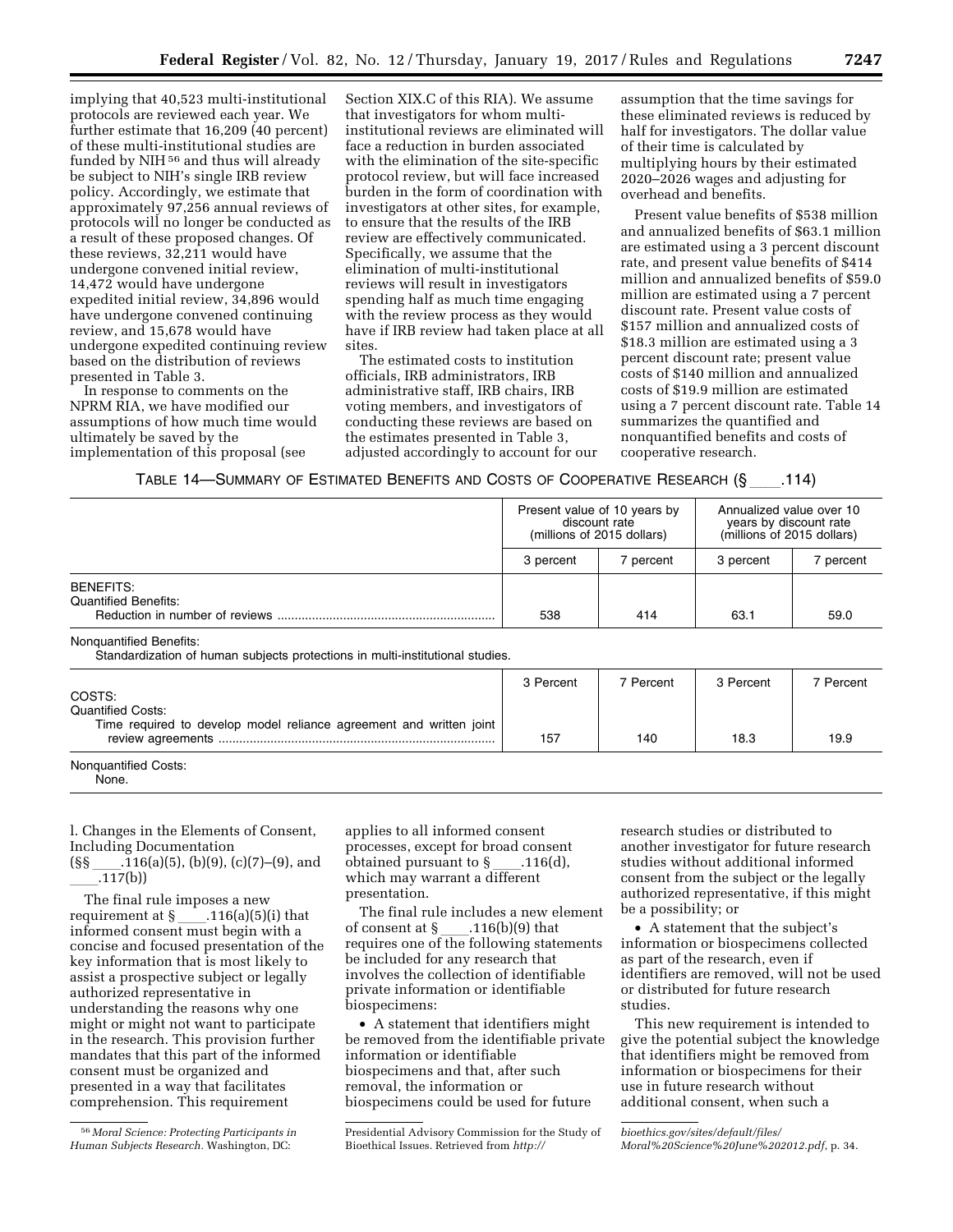implying that 40,523 multi-institutional protocols are reviewed each year. We further estimate that 16,209 (40 percent) of these multi-institutional studies are funded by NIH [56] and thus will already be subject to NIH's single IRB review policy. Accordingly, we estimate that approximately 97,256 annual reviews of protocols will no longer be conducted as a result of these proposed changes. Of these reviews, 32,211 would have undergone convened initial review, 14,472 would have undergone expedited initial review, 34,896 would have undergone convened continuing review, and 15,678 would have undergone expedited continuing review based on the distribution of reviews presented in Table 3.

In response to comments on the NPRM RIA, we have modified our assumptions of how much time would ultimately be saved by the implementation of this proposal (see Section XIX.C of this RIA). We assume that investigators for whom multi-institutional reviews are eliminated will face a reduction in burden associated with the elimination of the site-specific protocol review, but will face increased burden in the form of coordination with investigators at other sites, for example, to ensure that the results of the IRB review are effectively communicated. Specifically, we assume that the elimination of multi-institutional reviews will result in investigators spending half as much time engaging with the review process as they would have if IRB review had taken place at all sites.

The estimated costs to institution officials, IRB administrators, IRB administrative staff, IRB chairs, IRB voting members, and investigators of conducting these reviews are based on the estimates presented in Table 3, adjusted accordingly to account for our assumption that the time savings for these eliminated reviews is reduced by half for investigators. The dollar value of their time is calculated by multiplying hours by their estimated 2020–2026 wages and adjusting for overhead and benefits.

Present value benefits of $538 million and annualized benefits of $63.1 million are estimated using a 3 percent discount rate, and present value benefits of $414 million and annualized benefits of $59.0 million are estimated using a 7 percent discount rate. Present value costs of $157 million and annualized costs of $18.3 million are estimated using a 3 percent discount rate; present value costs of $140 million and annualized costs of $19.9 million are estimated using a 7 percent discount rate. Table 14 summarizes the quantified and nonquantified benefits and costs of cooperative research.

TABLE 14—SUMMARY OF ESTIMATED BENEFITS AND COSTS OF COOPERATIVE RESEARCH (§ ____.114)

| | Present value of 10 years by discount rate (millions of 2015 dollars) | | Annualized value over 10 years by discount rate (millions of 2015 dollars) | |
|---|---|---|---|---|
| | 3 percent | 7 percent | 3 percent | 7 percent |
| BENEFITS: | | | | |
| Quantified Benefits: | | | | |
| Reduction in number of reviews | 538 | 414 | 63.1 | 59.0 |
| Nonquantified Benefits: | | | | |
| Standardization of human subjects protections in multi-institutional studies. | | | | |
| | 3 Percent | 7 Percent | 3 Percent | 7 Percent |
| COSTS: | | | | |
| Quantified Costs: | | | | |
| Time required to develop model reliance agreement and written joint review agreements | 157 | 140 | 18.3 | 19.9 |
| Nonquantified Costs: | | | | |
| None. | | | | |

l. Changes in the Elements of Consent, Including Documentation (§§ ____.116(a)(5), (b)(9), (c)(7)–(9), and ____.117(b))

The final rule imposes a new requirement at § ____.116(a)(5)(i) that informed consent must begin with a concise and focused presentation of the key information that is most likely to assist a prospective subject or legally authorized representative in understanding the reasons why one might or might not want to participate in the research. This provision further mandates that this part of the informed consent must be organized and presented in a way that facilitates comprehension. This requirement applies to all informed consent processes, except for broad consent obtained pursuant to § ____.116(d), which may warrant a different presentation.

The final rule includes a new element of consent at § ____.116(b)(9) that requires one of the following statements be included for any research that involves the collection of identifiable private information or identifiable biospecimens:

- A statement that identifiers might be removed from the identifiable private information or identifiable biospecimens and that, after such removal, the information or biospecimens could be used for future research studies or distributed to another investigator for future research studies without additional informed consent from the subject or the legally authorized representative, if this might be a possibility; or
- A statement that the subject's information or biospecimens collected as part of the research, even if identifiers are removed, will not be used or distributed for future research studies.

This new requirement is intended to give the potential subject the knowledge that identifiers might be removed from information or biospecimens for their use in future research without additional consent, when such a

[56] *Moral Science: Protecting Participants in Human Subjects Research.* Washington, DC: Presidential Advisory Commission for the Study of Bioethical Issues. Retrieved from *http://bioethics.gov/sites/default/files/Moral%20Science%20June%202012.pdf*, p. 34.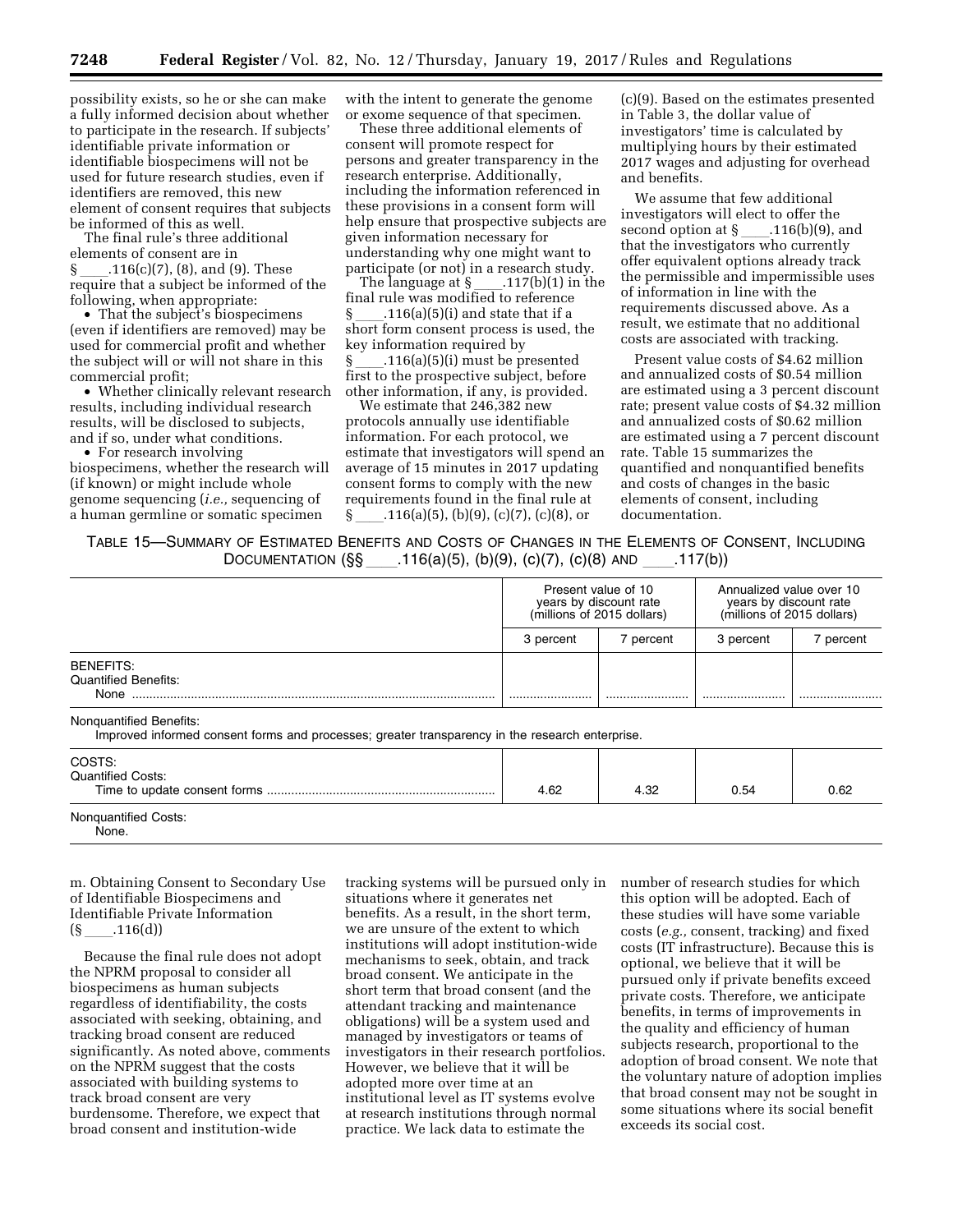possibility exists, so he or she can make a fully informed decision about whether to participate in the research. If subjects' identifiable private information or identifiable biospecimens will not be used for future research studies, even if identifiers are removed, this new element of consent requires that subjects be informed of this as well.

The final rule's three additional elements of consent are in § ___.116(c)(7), (8), and (9). These require that a subject be informed of the following, when appropriate:

- That the subject's biospecimens (even if identifiers are removed) may be used for commercial profit and whether the subject will or will not share in this commercial profit;
- Whether clinically relevant research results, including individual research results, will be disclosed to subjects, and if so, under what conditions.
- For research involving biospecimens, whether the research will (if known) or might include whole genome sequencing (*i.e.,* sequencing of a human germline or somatic specimen with the intent to generate the genome or exome sequence of that specimen.

These three additional elements of consent will promote respect for persons and greater transparency in the research enterprise. Additionally, including the information referenced in these provisions in a consent form will help ensure that prospective subjects are given information necessary for understanding why one might want to participate (or not) in a research study.

The language at § ___.117(b)(1) in the final rule was modified to reference § ___.116(a)(5)(i) and state that if a short form consent process is used, the key information required by § ___.116(a)(5)(i) must be presented first to the prospective subject, before other information, if any, is provided.

We estimate that 246,382 new protocols annually use identifiable information. For each protocol, we estimate that investigators will spend an average of 15 minutes in 2017 updating consent forms to comply with the new requirements found in the final rule at § ___.116(a)(5), (b)(9), (c)(7), (c)(8), or (c)(9). Based on the estimates presented in Table 3, the dollar value of investigators' time is calculated by multiplying hours by their estimated 2017 wages and adjusting for overhead and benefits.

We assume that few additional investigators will elect to offer the second option at § ___.116(b)(9), and that the investigators who currently offer equivalent options already track the permissible and impermissible uses of information in line with the requirements discussed above. As a result, we estimate that no additional costs are associated with tracking.

Present value costs of $4.62 million and annualized costs of $0.54 million are estimated using a 3 percent discount rate; present value costs of $4.32 million and annualized costs of $0.62 million are estimated using a 7 percent discount rate. Table 15 summarizes the quantified and nonquantified benefits and costs of changes in the basic elements of consent, including documentation.

TABLE 15—SUMMARY OF ESTIMATED BENEFITS AND COSTS OF CHANGES IN THE ELEMENTS OF CONSENT, INCLUDING DOCUMENTATION (§§ ___.116(a)(5), (b)(9), (c)(7), (c)(8) AND ___.117(b))

| | Present value of 10 years by discount rate (millions of 2015 dollars) | | Annualized value over 10 years by discount rate (millions of 2015 dollars) | |
|---|---|---|---|---|
| | 3 percent | 7 percent | 3 percent | 7 percent |
| BENEFITS: | | | | |
| Quantified Benefits: | | | | |
| None | | | | |
| Nonquantified Benefits: Improved informed consent forms and processes; greater transparency in the research enterprise. | | | | |
| COSTS: | | | | |
| Quantified Costs: | | | | |
| Time to update consent forms | 4.62 | 4.32 | 0.54 | 0.62 |
| Nonquantified Costs: None. | | | | |

m. Obtaining Consent to Secondary Use of Identifiable Biospecimens and Identifiable Private Information (§ ___.116(d))

Because the final rule does not adopt the NPRM proposal to consider all biospecimens as human subjects regardless of identifiability, the costs associated with seeking, obtaining, and tracking broad consent are reduced significantly. As noted above, comments on the NPRM suggest that the costs associated with building systems to track broad consent are very burdensome. Therefore, we expect that broad consent and institution-wide tracking systems will be pursued only in situations where it generates net benefits. As a result, in the short term, we are unsure of the extent to which institutions will adopt institution-wide mechanisms to seek, obtain, and track broad consent. We anticipate in the short term that broad consent (and the attendant tracking and maintenance obligations) will be a system used and managed by investigators or teams of investigators in their research portfolios. However, we believe that it will be adopted more over time at an institutional level as IT systems evolve at research institutions through normal practice. We lack data to estimate the number of research studies for which this option will be adopted. Each of these studies will have some variable costs (*e.g.,* consent, tracking) and fixed costs (IT infrastructure). Because this is optional, we believe that it will be pursued only if private benefits exceed private costs. Therefore, we anticipate benefits, in terms of improvements in the quality and efficiency of human subjects research, proportional to the adoption of broad consent. We note that the voluntary nature of adoption implies that broad consent may not be sought in some situations where its social benefit exceeds its social cost.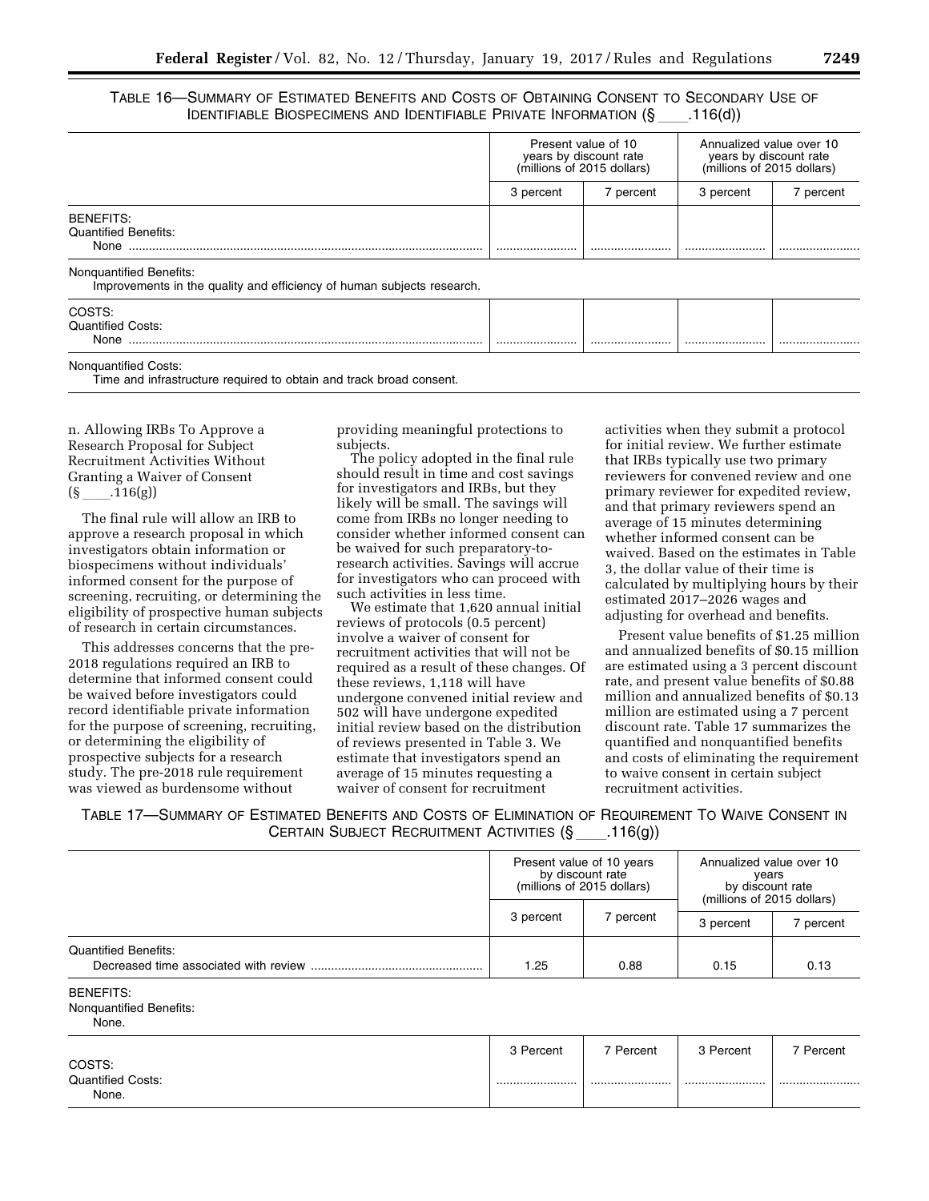TABLE 16—SUMMARY OF ESTIMATED BENEFITS AND COSTS OF OBTAINING CONSENT TO SECONDARY USE OF IDENTIFIABLE BIOSPECIMENS AND IDENTIFIABLE PRIVATE INFORMATION (§ ____.116(d))

| | Present value of 10 years by discount rate (millions of 2015 dollars) | | Annualized value over 10 years by discount rate (millions of 2015 dollars) | |
|---|---|---|---|---|
| | 3 percent | 7 percent | 3 percent | 7 percent |
| BENEFITS: | | | | |
| Quantified Benefits: | | | | |
| None | ........................ | ........................ | ........................ | ........................ |
| Nonquantified Benefits: | | | | |
| Improvements in the quality and efficiency of human subjects research. | | | | |
| COSTS: | | | | |
| Quantified Costs: | | | | |
| None | ........................ | ........................ | ........................ | ........................ |
| Nonquantified Costs: | | | | |
| Time and infrastructure required to obtain and track broad consent. | | | | |

n. Allowing IRBs To Approve a Research Proposal for Subject Recruitment Activities Without Granting a Waiver of Consent (§ ____.116(g))

The final rule will allow an IRB to approve a research proposal in which investigators obtain information or biospecimens without individuals' informed consent for the purpose of screening, recruiting, or determining the eligibility of prospective human subjects of research in certain circumstances.

This addresses concerns that the pre-2018 regulations required an IRB to determine that informed consent could be waived before investigators could record identifiable private information for the purpose of screening, recruiting, or determining the eligibility of prospective subjects for a research study. The pre-2018 rule requirement was viewed as burdensome without providing meaningful protections to subjects.

The policy adopted in the final rule should result in time and cost savings for investigators and IRBs, but they likely will be small. The savings will come from IRBs no longer needing to consider whether informed consent can be waived for such preparatory-to-research activities. Savings will accrue for investigators who can proceed with such activities in less time.

We estimate that 1,620 annual initial reviews of protocols (0.5 percent) involve a waiver of consent for recruitment activities that will not be required as a result of these changes. Of these reviews, 1,118 will have undergone convened initial review and 502 will have undergone expedited initial review based on the distribution of reviews presented in Table 3. We estimate that investigators spend an average of 15 minutes requesting a waiver of consent for recruitment activities when they submit a protocol for initial review. We further estimate that IRBs typically use two primary reviewers for convened review and one primary reviewer for expedited review, and that primary reviewers spend an average of 15 minutes determining whether informed consent can be waived. Based on the estimates in Table 3, the dollar value of their time is calculated by multiplying hours by their estimated 2017–2026 wages and adjusting for overhead and benefits.

Present value benefits of $1.25 million and annualized benefits of $0.15 million are estimated using a 3 percent discount rate, and present value benefits of $0.88 million and annualized benefits of $0.13 million are estimated using a 7 percent discount rate. Table 17 summarizes the quantified and nonquantified benefits and costs of eliminating the requirement to waive consent in certain subject recruitment activities.

TABLE 17—SUMMARY OF ESTIMATED BENEFITS AND COSTS OF ELIMINATION OF REQUIREMENT TO WAIVE CONSENT IN CERTAIN SUBJECT RECRUITMENT ACTIVITIES (§ ____.116(g))

| | Present value of 10 years by discount rate (millions of 2015 dollars) | | Annualized value over 10 years by discount rate (millions of 2015 dollars) | |
|---|---|---|---|---|
| | 3 percent | 7 percent | 3 percent | 7 percent |
| Quantified Benefits: | | | | |
| Decreased time associated with review | 1.25 | 0.88 | 0.15 | 0.13 |
| BENEFITS: | | | | |
| Nonquantified Benefits: | | | | |
| None. | | | | |
| | 3 Percent | 7 Percent | 3 Percent | 7 Percent |
| COSTS: | | | | |
| Quantified Costs: | | | | |
| None. | ........................ | ........................ | ........................ | ........................ |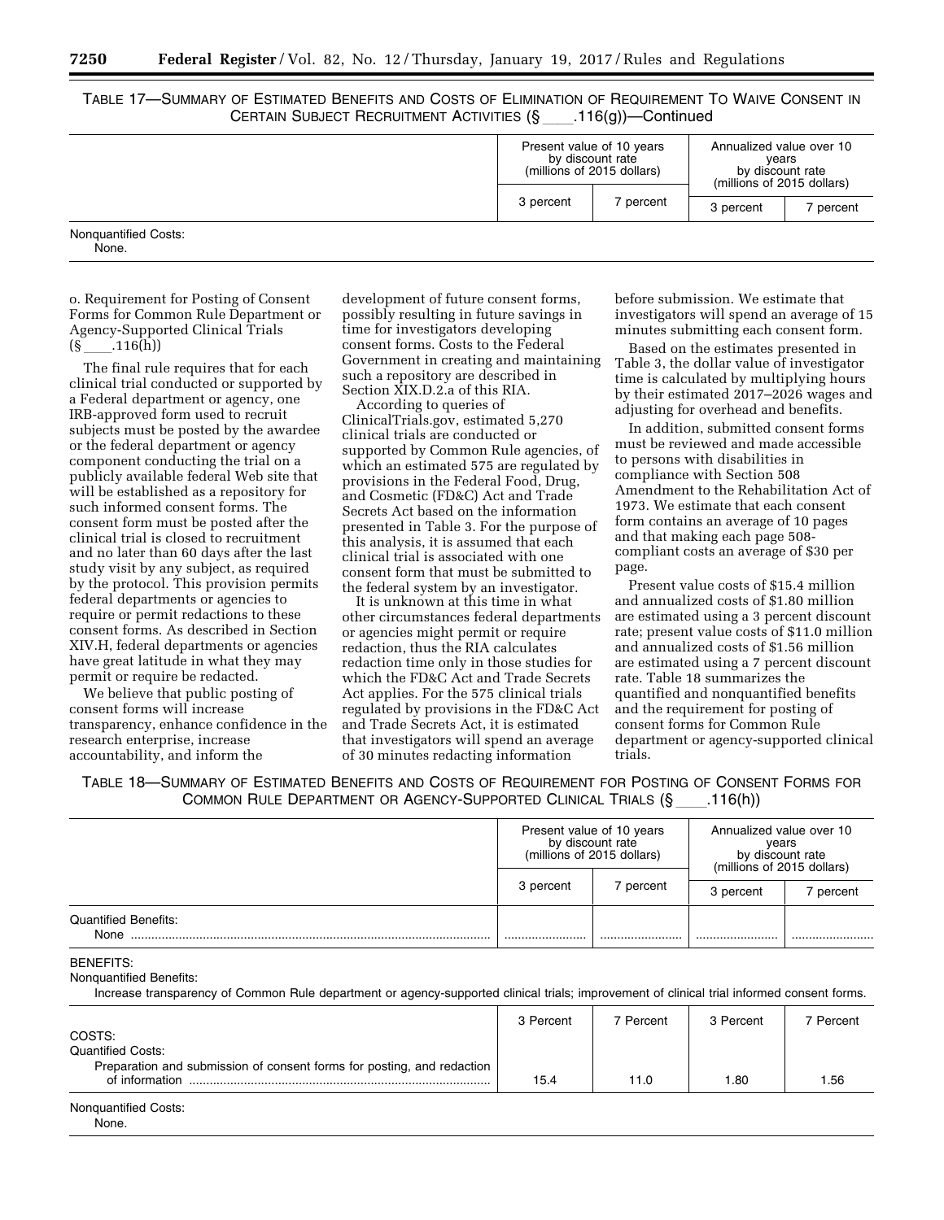TABLE 17—SUMMARY OF ESTIMATED BENEFITS AND COSTS OF ELIMINATION OF REQUIREMENT TO WAIVE CONSENT IN CERTAIN SUBJECT RECRUITMENT ACTIVITIES (§ ____.116(g))—Continued

| | Present value of 10 years by discount rate (millions of 2015 dollars) | | Annualized value over 10 years by discount rate (millions of 2015 dollars) | |
|---|---|---|---|---|
| | 3 percent | 7 percent | 3 percent | 7 percent |
| Nonquantified Costs: | | | | |
| None. | | | | |

o. Requirement for Posting of Consent Forms for Common Rule Department or Agency-Supported Clinical Trials (§ ____.116(h))

The final rule requires that for each clinical trial conducted or supported by a Federal department or agency, one IRB-approved form used to recruit subjects must be posted by the awardee or the federal department or agency component conducting the trial on a publicly available federal Web site that will be established as a repository for such informed consent forms. The consent form must be posted after the clinical trial is closed to recruitment and no later than 60 days after the last study visit by any subject, as required by the protocol. This provision permits federal departments or agencies to require or permit redactions to these consent forms. As described in Section XIV.H, federal departments or agencies have great latitude in what they may permit or require be redacted.

We believe that public posting of consent forms will increase transparency, enhance confidence in the research enterprise, increase accountability, and inform the development of future consent forms, possibly resulting in future savings in time for investigators developing consent forms. Costs to the Federal Government in creating and maintaining such a repository are described in Section XIX.D.2.a of this RIA.

According to queries of ClinicalTrials.gov, estimated 5,270 clinical trials are conducted or supported by Common Rule agencies, of which an estimated 575 are regulated by provisions in the Federal Food, Drug, and Cosmetic (FD&C) Act and Trade Secrets Act based on the information presented in Table 3. For the purpose of this analysis, it is assumed that each clinical trial is associated with one consent form that must be submitted to the federal system by an investigator.

It is unknown at this time in what other circumstances federal departments or agencies might permit or require redaction, thus the RIA calculates redaction time only in those studies for which the FD&C Act and Trade Secrets Act applies. For the 575 clinical trials regulated by provisions in the FD&C Act and Trade Secrets Act, it is estimated that investigators will spend an average of 30 minutes redacting information before submission. We estimate that investigators will spend an average of 15 minutes submitting each consent form.

Based on the estimates presented in Table 3, the dollar value of investigator time is calculated by multiplying hours by their estimated 2017–2026 wages and adjusting for overhead and benefits.

In addition, submitted consent forms must be reviewed and made accessible to persons with disabilities in compliance with Section 508 Amendment to the Rehabilitation Act of 1973. We estimate that each consent form contains an average of 10 pages and that making each page 508-compliant costs an average of $30 per page.

Present value costs of $15.4 million and annualized costs of $1.80 million are estimated using a 3 percent discount rate; present value costs of $11.0 million and annualized costs of $1.56 million are estimated using a 7 percent discount rate. Table 18 summarizes the quantified and nonquantified benefits and the requirement for posting of consent forms for Common Rule department or agency-supported clinical trials.

TABLE 18—SUMMARY OF ESTIMATED BENEFITS AND COSTS OF REQUIREMENT FOR POSTING OF CONSENT FORMS FOR COMMON RULE DEPARTMENT OR AGENCY-SUPPORTED CLINICAL TRIALS (§ ____.116(h))

| | Present value of 10 years by discount rate (millions of 2015 dollars) | | Annualized value over 10 years by discount rate (millions of 2015 dollars) | |
|---|---|---|---|---|
| | 3 percent | 7 percent | 3 percent | 7 percent |
| Quantified Benefits: | | | | |
| None | .................... | .................... | .................... | .................... |
| BENEFITS: | | | | |
| Nonquantified Benefits: | | | | |
| Increase transparency of Common Rule department or agency-supported clinical trials; improvement of clinical trial informed consent forms. | | | | |
| | 3 Percent | 7 Percent | 3 Percent | 7 Percent |
| COSTS: | | | | |
| Quantified Costs: | | | | |
| Preparation and submission of consent forms for posting, and redaction of information | 15.4 | 11.0 | 1.80 | 1.56 |
| Nonquantified Costs: | | | | |
| None. | | | | |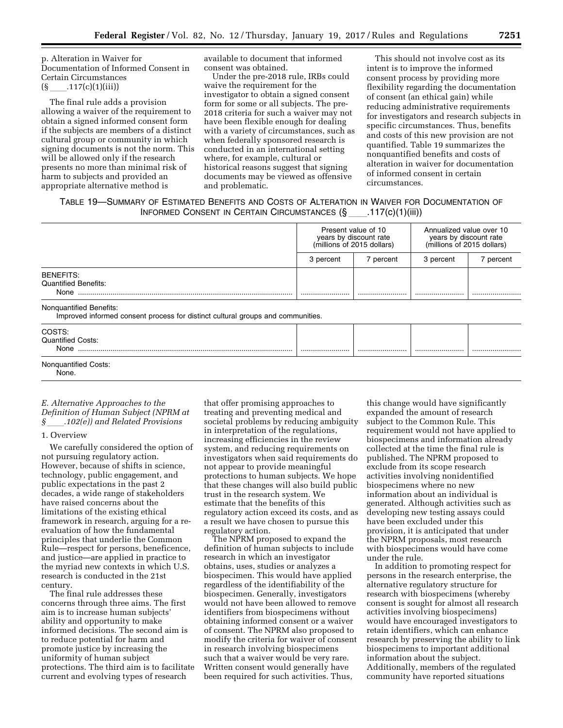p. Alteration in Waiver for Documentation of Informed Consent in Certain Circumstances (§ ____.117(c)(1)(iii))

The final rule adds a provision allowing a waiver of the requirement to obtain a signed informed consent form if the subjects are members of a distinct cultural group or community in which signing documents is not the norm. This will be allowed only if the research presents no more than minimal risk of harm to subjects and provided an appropriate alternative method is available to document that informed consent was obtained.

Under the pre-2018 rule, IRBs could waive the requirement for the investigator to obtain a signed consent form for some or all subjects. The pre-2018 criteria for such a waiver may not have been flexible enough for dealing with a variety of circumstances, such as when federally sponsored research is conducted in an international setting where, for example, cultural or historical reasons suggest that signing documents may be viewed as offensive and problematic.

This should not involve cost as its intent is to improve the informed consent process by providing more flexibility regarding the documentation of consent (an ethical gain) while reducing administrative requirements for investigators and research subjects in specific circumstances. Thus, benefits and costs of this new provision are not quantified. Table 19 summarizes the nonquantified benefits and costs of alteration in waiver for documentation of informed consent in certain circumstances.

TABLE 19—SUMMARY OF ESTIMATED BENEFITS AND COSTS OF ALTERATION IN WAIVER FOR DOCUMENTATION OF INFORMED CONSENT IN CERTAIN CIRCUMSTANCES (§ ____.117(c)(1)(iii))

| | Present value of 10 years by discount rate (millions of 2015 dollars) | | Annualized value over 10 years by discount rate (millions of 2015 dollars) | |
|---|---|---|---|---|
| | 3 percent | 7 percent | 3 percent | 7 percent |
| BENEFITS: | | | | |
| Quantified Benefits: | | | | |
| None | | | | |
| Nonquantified Benefits: | | | | |
| Improved informed consent process for distinct cultural groups and communities. | | | | |
| COSTS: | | | | |
| Quantified Costs: | | | | |
| None | | | | |
| Nonquantified Costs: | | | | |
| None. | | | | |

*E. Alternative Approaches to the Definition of Human Subject (NPRM at § ____.102(e)) and Related Provisions*

1. Overview

We carefully considered the option of not pursuing regulatory action. However, because of shifts in science, technology, public engagement, and public expectations in the past 2 decades, a wide range of stakeholders have raised concerns about the limitations of the existing ethical framework in research, arguing for a re-evaluation of how the fundamental principles that underlie the Common Rule—respect for persons, beneficence, and justice—are applied in practice to the myriad new contexts in which U.S. research is conducted in the 21st century.

The final rule addresses these concerns through three aims. The first aim is to increase human subjects' ability and opportunity to make informed decisions. The second aim is to reduce potential for harm and promote justice by increasing the uniformity of human subject protections. The third aim is to facilitate current and evolving types of research that offer promising approaches to treating and preventing medical and societal problems by reducing ambiguity in interpretation of the regulations, increasing efficiencies in the review system, and reducing requirements on investigators when said requirements do not appear to provide meaningful protections to human subjects. We hope that these changes will also build public trust in the research system. We estimate that the benefits of this regulatory action exceed its costs, and as a result we have chosen to pursue this regulatory action.

The NPRM proposed to expand the definition of human subjects to include research in which an investigator obtains, uses, studies or analyzes a biospecimen. This would have applied regardless of the identifiability of the biospecimen. Generally, investigators would not have been allowed to remove identifiers from biospecimens without obtaining informed consent or a waiver of consent. The NPRM also proposed to modify the criteria for waiver of consent in research involving biospecimens such that a waiver would be very rare. Written consent would generally have been required for such activities. Thus, this change would have significantly expanded the amount of research subject to the Common Rule. This requirement would not have applied to biospecimens and information already collected at the time the final rule is published. The NPRM proposed to exclude from its scope research activities involving nonidentified biospecimens where no new information about an individual is generated. Although activities such as developing new testing assays could have been excluded under this provision, it is anticipated that under the NPRM proposals, most research with biospecimens would have come under the rule.

In addition to promoting respect for persons in the research enterprise, the alternative regulatory structure for research with biospecimens (whereby consent is sought for almost all research activities involving biospecimens) would have encouraged investigators to retain identifiers, which can enhance research by preserving the ability to link biospecimens to important additional information about the subject. Additionally, members of the regulated community have reported situations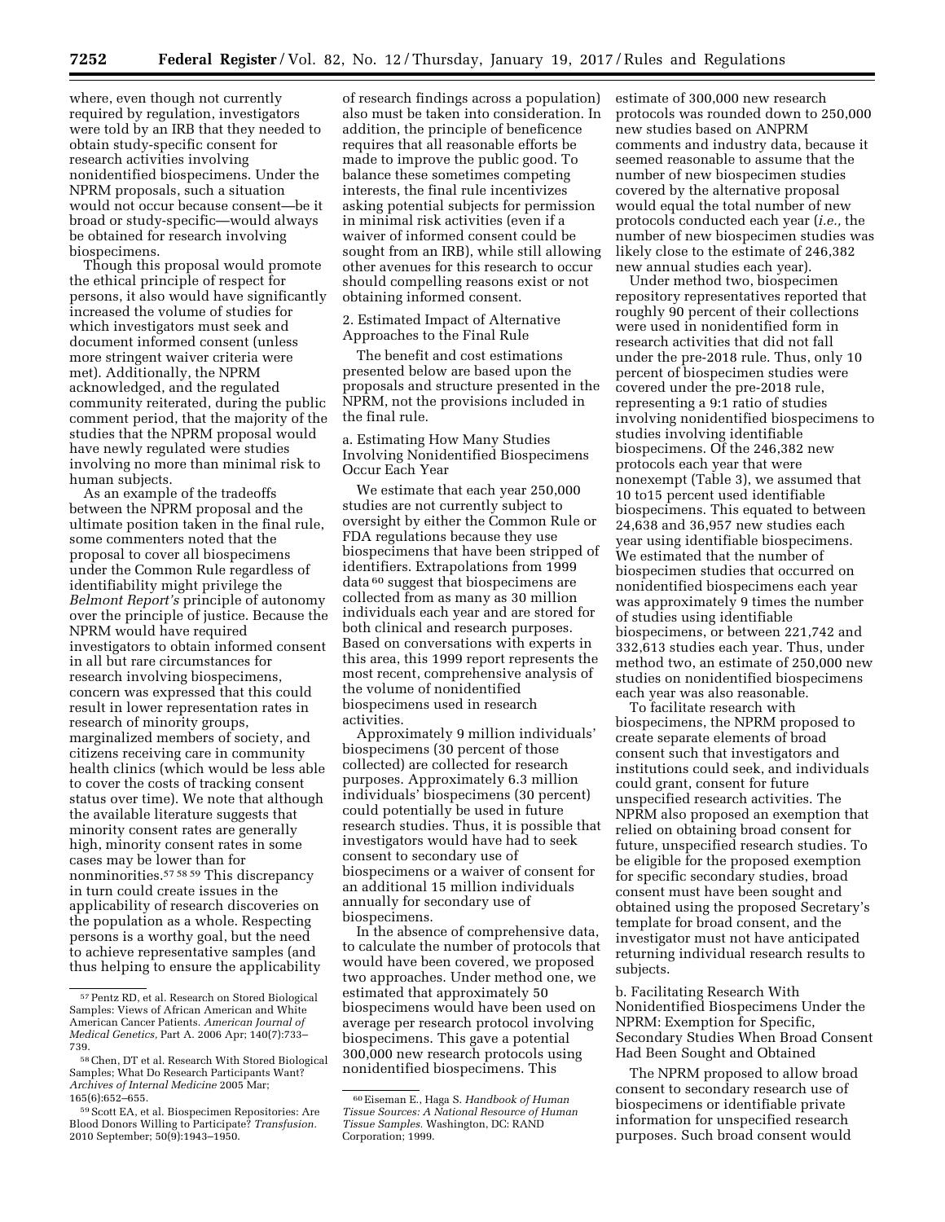where, even though not currently required by regulation, investigators were told by an IRB that they needed to obtain study-specific consent for research activities involving nonidentified biospecimens. Under the NPRM proposals, such a situation would not occur because consent—be it broad or study-specific—would always be obtained for research involving biospecimens.

Though this proposal would promote the ethical principle of respect for persons, it also would have significantly increased the volume of studies for which investigators must seek and document informed consent (unless more stringent waiver criteria were met). Additionally, the NPRM acknowledged, and the regulated community reiterated, during the public comment period, that the majority of the studies that the NPRM proposal would have newly regulated were studies involving no more than minimal risk to human subjects.

As an example of the tradeoffs between the NPRM proposal and the ultimate position taken in the final rule, some commenters noted that the proposal to cover all biospecimens under the Common Rule regardless of identifiability might privilege the *Belmont Report's* principle of autonomy over the principle of justice. Because the NPRM would have required investigators to obtain informed consent in all but rare circumstances for research involving biospecimens, concern was expressed that this could result in lower representation rates in research of minority groups, marginalized members of society, and citizens receiving care in community health clinics (which would be less able to cover the costs of tracking consent status over time). We note that although the available literature suggests that minority consent rates are generally high, minority consent rates in some cases may be lower than for nonminorities.[57 58 59] This discrepancy in turn could create issues in the applicability of research discoveries on the population as a whole. Respecting persons is a worthy goal, but the need to achieve representative samples (and thus helping to ensure the applicability of research findings across a population) also must be taken into consideration. In addition, the principle of beneficence requires that all reasonable efforts be made to improve the public good. To balance these sometimes competing interests, the final rule incentivizes asking potential subjects for permission in minimal risk activities (even if a waiver of informed consent could be sought from an IRB), while still allowing other avenues for this research to occur should compelling reasons exist or not obtaining informed consent.

2. Estimated Impact of Alternative Approaches to the Final Rule

The benefit and cost estimations presented below are based upon the proposals and structure presented in the NPRM, not the provisions included in the final rule.

a. Estimating How Many Studies Involving Nonidentified Biospecimens Occur Each Year

We estimate that each year 250,000 studies are not currently subject to oversight by either the Common Rule or FDA regulations because they use biospecimens that have been stripped of identifiers. Extrapolations from 1999 data[60] suggest that biospecimens are collected from as many as 30 million individuals each year and are stored for both clinical and research purposes. Based on conversations with experts in this area, this 1999 report represents the most recent, comprehensive analysis of the volume of nonidentified biospecimens used in research activities.

Approximately 9 million individuals' biospecimens (30 percent of those collected) are collected for research purposes. Approximately 6.3 million individuals' biospecimens (30 percent) could potentially be used in future research studies. Thus, it is possible that investigators would have had to seek consent to secondary use of biospecimens or a waiver of consent for an additional 15 million individuals annually for secondary use of biospecimens.

In the absence of comprehensive data, to calculate the number of protocols that would have been covered, we proposed two approaches. Under method one, we estimated that approximately 50 biospecimens would have been used on average per research protocol involving biospecimens. This gave a potential 300,000 new research protocols using nonidentified biospecimens. This estimate of 300,000 new research protocols was rounded down to 250,000 new studies based on ANPRM comments and industry data, because it seemed reasonable to assume that the number of new biospecimen studies covered by the alternative proposal would equal the total number of new protocols conducted each year (*i.e.,* the number of new biospecimen studies was likely close to the estimate of 246,382 new annual studies each year).

Under method two, biospecimen repository representatives reported that roughly 90 percent of their collections were used in nonidentified form in research activities that did not fall under the pre-2018 rule. Thus, only 10 percent of biospecimen studies were covered under the pre-2018 rule, representing a 9:1 ratio of studies involving nonidentified biospecimens to studies involving identifiable biospecimens. Of the 246,382 new protocols each year that were nonexempt (Table 3), we assumed that 10 to15 percent used identifiable biospecimens. This equated to between 24,638 and 36,957 new studies each year using identifiable biospecimens. We estimated that the number of biospecimen studies that occurred on nonidentified biospecimens each year was approximately 9 times the number of studies using identifiable biospecimens, or between 221,742 and 332,613 studies each year. Thus, under method two, an estimate of 250,000 new studies on nonidentified biospecimens each year was also reasonable.

To facilitate research with biospecimens, the NPRM proposed to create separate elements of broad consent such that investigators and institutions could seek, and individuals could grant, consent for future unspecified research activities. The NPRM also proposed an exemption that relied on obtaining broad consent for future, unspecified research studies. To be eligible for the proposed exemption for specific secondary studies, broad consent must have been sought and obtained using the proposed Secretary's template for broad consent, and the investigator must not have anticipated returning individual research results to subjects.

b. Facilitating Research With Nonidentified Biospecimens Under the NPRM: Exemption for Specific, Secondary Studies When Broad Consent Had Been Sought and Obtained

The NPRM proposed to allow broad consent to secondary research use of biospecimens or identifiable private information for unspecified research purposes. Such broad consent would

---

[57] Pentz RD, et al. Research on Stored Biological Samples: Views of African American and White American Cancer Patients. *American Journal of Medical Genetics,* Part A. 2006 Apr; 140(7):733–739.

[58] Chen, DT et al. Research With Stored Biological Samples; What Do Research Participants Want? *Archives of Internal Medicine* 2005 Mar; 165(6):652–655.

[59] Scott EA, et al. Biospecimen Repositories: Are Blood Donors Willing to Participate? *Transfusion.* 2010 September; 50(9):1943–1950.

[60] Eiseman E., Haga S. *Handbook of Human Tissue Sources: A National Resource of Human Tissue Samples.* Washington, DC: RAND Corporation; 1999.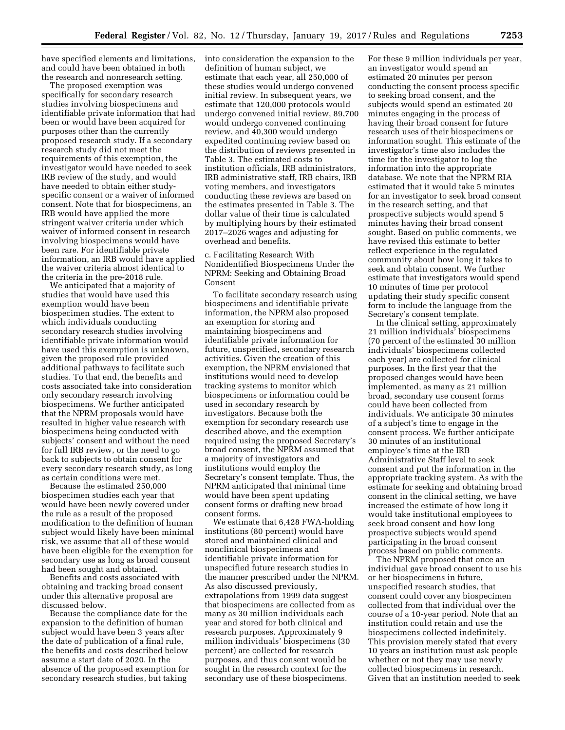have specified elements and limitations, and could have been obtained in both the research and nonresearch setting.

The proposed exemption was specifically for secondary research studies involving biospecimens and identifiable private information that had been or would have been acquired for purposes other than the currently proposed research study. If a secondary research study did not meet the requirements of this exemption, the investigator would have needed to seek IRB review of the study, and would have needed to obtain either study-specific consent or a waiver of informed consent. Note that for biospecimens, an IRB would have applied the more stringent waiver criteria under which waiver of informed consent in research involving biospecimens would have been rare. For identifiable private information, an IRB would have applied the waiver criteria almost identical to the criteria in the pre-2018 rule.

We anticipated that a majority of studies that would have used this exemption would have been biospecimen studies. The extent to which individuals conducting secondary research studies involving identifiable private information would have used this exemption is unknown, given the proposed rule provided additional pathways to facilitate such studies. To that end, the benefits and costs associated take into consideration only secondary research involving biospecimens. We further anticipated that the NPRM proposals would have resulted in higher value research with biospecimens being conducted with subjects' consent and without the need for full IRB review, or the need to go back to subjects to obtain consent for every secondary research study, as long as certain conditions were met.

Because the estimated 250,000 biospecimen studies each year that would have been newly covered under the rule as a result of the proposed modification to the definition of human subject would likely have been minimal risk, we assume that all of these would have been eligible for the exemption for secondary use as long as broad consent had been sought and obtained.

Benefits and costs associated with obtaining and tracking broad consent under this alternative proposal are discussed below.

Because the compliance date for the expansion to the definition of human subject would have been 3 years after the date of publication of a final rule, the benefits and costs described below assume a start date of 2020. In the absence of the proposed exemption for secondary research studies, but taking into consideration the expansion to the definition of human subject, we estimate that each year, all 250,000 of these studies would undergo convened initial review. In subsequent years, we estimate that 120,000 protocols would undergo convened initial review, 89,700 would undergo convened continuing review, and 40,300 would undergo expedited continuing review based on the distribution of reviews presented in Table 3. The estimated costs to institution officials, IRB administrators, IRB administrative staff, IRB chairs, IRB voting members, and investigators conducting these reviews are based on the estimates presented in Table 3. The dollar value of their time is calculated by multiplying hours by their estimated 2017–2026 wages and adjusting for overhead and benefits.

c. Facilitating Research With Nonidentified Biospecimens Under the NPRM: Seeking and Obtaining Broad Consent

To facilitate secondary research using biospecimens and identifiable private information, the NPRM also proposed an exemption for storing and maintaining biospecimens and identifiable private information for future, unspecified, secondary research activities. Given the creation of this exemption, the NPRM envisioned that institutions would need to develop tracking systems to monitor which biospecimens or information could be used in secondary research by investigators. Because both the exemption for secondary research use described above, and the exemption required using the proposed Secretary's broad consent, the NPRM assumed that a majority of investigators and institutions would employ the Secretary's consent template. Thus, the NPRM anticipated that minimal time would have been spent updating consent forms or drafting new broad consent forms.

We estimate that 6,428 FWA-holding institutions (80 percent) would have stored and maintained clinical and nonclinical biospecimens and identifiable private information for unspecified future research studies in the manner prescribed under the NPRM. As also discussed previously, extrapolations from 1999 data suggest that biospecimens are collected from as many as 30 million individuals each year and stored for both clinical and research purposes. Approximately 9 million individuals' biospecimens (30 percent) are collected for research purposes, and thus consent would be sought in the research context for the secondary use of these biospecimens. For these 9 million individuals per year, an investigator would spend an estimated 20 minutes per person conducting the consent process specific to seeking broad consent, and the subjects would spend an estimated 20 minutes engaging in the process of having their broad consent for future research uses of their biospecimens or information sought. This estimate of the investigator's time also includes the time for the investigator to log the information into the appropriate database. We note that the NPRM RIA estimated that it would take 5 minutes for an investigator to seek broad consent in the research setting, and that prospective subjects would spend 5 minutes having their broad consent sought. Based on public comments, we have revised this estimate to better reflect experience in the regulated community about how long it takes to seek and obtain consent. We further estimate that investigators would spend 10 minutes of time per protocol updating their study specific consent form to include the language from the Secretary's consent template.

In the clinical setting, approximately 21 million individuals' biospecimens (70 percent of the estimated 30 million individuals' biospecimens collected each year) are collected for clinical purposes. In the first year that the proposed changes would have been implemented, as many as 21 million broad, secondary use consent forms could have been collected from individuals. We anticipate 30 minutes of a subject's time to engage in the consent process. We further anticipate 30 minutes of an institutional employee's time at the IRB Administrative Staff level to seek consent and put the information in the appropriate tracking system. As with the estimate for seeking and obtaining broad consent in the clinical setting, we have increased the estimate of how long it would take institutional employees to seek broad consent and how long prospective subjects would spend participating in the broad consent process based on public comments.

The NPRM proposed that once an individual gave broad consent to use his or her biospecimens in future, unspecified research studies, that consent could cover any biospecimen collected from that individual over the course of a 10-year period. Note that an institution could retain and use the biospecimens collected indefinitely. This provision merely stated that every 10 years an institution must ask people whether or not they may use newly collected biospecimens in research. Given that an institution needed to seek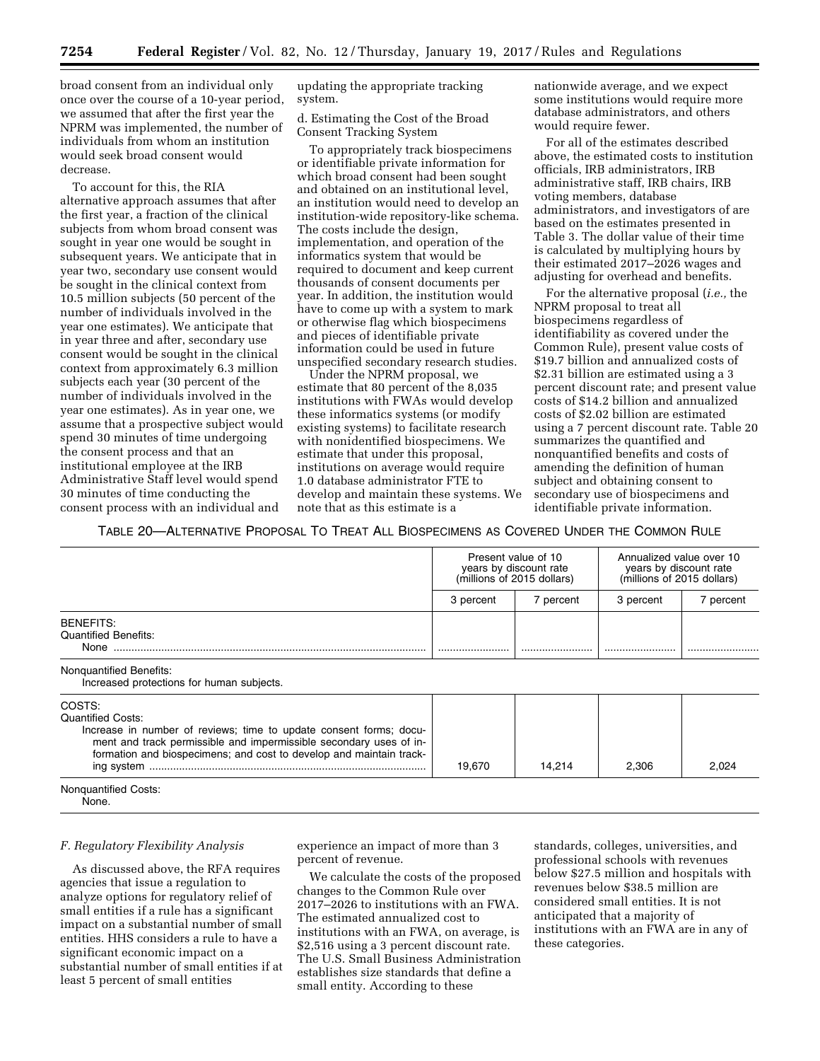broad consent from an individual only once over the course of a 10-year period, we assumed that after the first year the NPRM was implemented, the number of individuals from whom an institution would seek broad consent would decrease.

To account for this, the RIA alternative approach assumes that after the first year, a fraction of the clinical subjects from whom broad consent was sought in year one would be sought in subsequent years. We anticipate that in year two, secondary use consent would be sought in the clinical context from 10.5 million subjects (50 percent of the number of individuals involved in the year one estimates). We anticipate that in year three and after, secondary use consent would be sought in the clinical context from approximately 6.3 million subjects each year (30 percent of the number of individuals involved in the year one estimates). As in year one, we assume that a prospective subject would spend 30 minutes of time undergoing the consent process and that an institutional employee at the IRB Administrative Staff level would spend 30 minutes of time conducting the consent process with an individual and updating the appropriate tracking system.

d. Estimating the Cost of the Broad Consent Tracking System

To appropriately track biospecimens or identifiable private information for which broad consent had been sought and obtained on an institutional level, an institution would need to develop an institution-wide repository-like schema. The costs include the design, implementation, and operation of the informatics system that would be required to document and keep current thousands of consent documents per year. In addition, the institution would have to come up with a system to mark or otherwise flag which biospecimens and pieces of identifiable private information could be used in future unspecified secondary research studies.

Under the NPRM proposal, we estimate that 80 percent of the 8,035 institutions with FWAs would develop these informatics systems (or modify existing systems) to facilitate research with nonidentified biospecimens. We estimate that under this proposal, institutions on average would require 1.0 database administrator FTE to develop and maintain these systems. We note that as this estimate is a nationwide average, and we expect some institutions would require more database administrators, and others would require fewer.

For all of the estimates described above, the estimated costs to institution officials, IRB administrators, IRB administrative staff, IRB chairs, IRB voting members, database administrators, and investigators of are based on the estimates presented in Table 3. The dollar value of their time is calculated by multiplying hours by their estimated 2017–2026 wages and adjusting for overhead and benefits.

For the alternative proposal (*i.e.,* the NPRM proposal to treat all biospecimens regardless of identifiability as covered under the Common Rule), present value costs of $19.7 billion and annualized costs of $2.31 billion are estimated using a 3 percent discount rate; and present value costs of $14.2 billion and annualized costs of $2.02 billion are estimated using a 7 percent discount rate. Table 20 summarizes the quantified and nonquantified benefits and costs of amending the definition of human subject and obtaining consent to secondary use of biospecimens and identifiable private information.

TABLE 20—ALTERNATIVE PROPOSAL TO TREAT ALL BIOSPECIMENS AS COVERED UNDER THE COMMON RULE

| | Present value of 10 years by discount rate (millions of 2015 dollars) | | Annualized value over 10 years by discount rate (millions of 2015 dollars) | |
|---|---|---|---|---|
| | 3 percent | 7 percent | 3 percent | 7 percent |
| BENEFITS: | | | | |
| Quantified Benefits: | | | | |
| None | | | | |
| Nonquantified Benefits: | | | | |
| Increased protections for human subjects. | | | | |
| COSTS: | | | | |
| Quantified Costs: | | | | |
| Increase in number of reviews; time to update consent forms; document and track permissible and impermissible secondary uses of information and biospecimens; and cost to develop and maintain tracking system | 19,670 | 14,214 | 2,306 | 2,024 |
| Nonquantified Costs: | | | | |
| None. | | | | |

### F. Regulatory Flexibility Analysis

As discussed above, the RFA requires agencies that issue a regulation to analyze options for regulatory relief of small entities if a rule has a significant impact on a substantial number of small entities. HHS considers a rule to have a significant economic impact on a substantial number of small entities if at least 5 percent of small entities experience an impact of more than 3 percent of revenue.

We calculate the costs of the proposed changes to the Common Rule over 2017–2026 to institutions with an FWA. The estimated annualized cost to institutions with an FWA, on average, is $2,516 using a 3 percent discount rate. The U.S. Small Business Administration establishes size standards that define a small entity. According to these standards, colleges, universities, and professional schools with revenues below $27.5 million and hospitals with revenues below $38.5 million are considered small entities. It is not anticipated that a majority of institutions with an FWA are in any of these categories.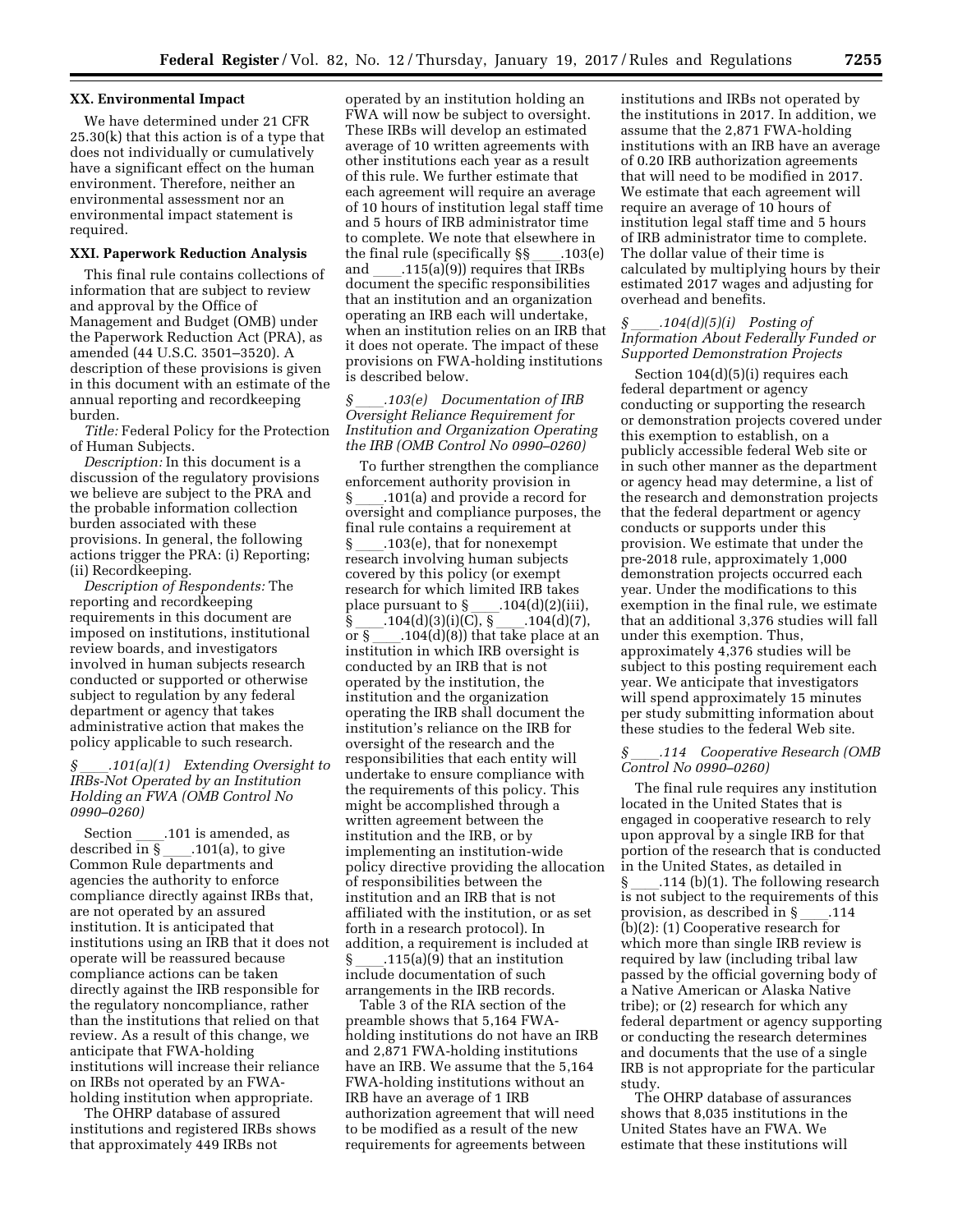## XX. Environmental Impact

We have determined under 21 CFR 25.30(k) that this action is of a type that does not individually or cumulatively have a significant effect on the human environment. Therefore, neither an environmental assessment nor an environmental impact statement is required.

## XXI. Paperwork Reduction Analysis

This final rule contains collections of information that are subject to review and approval by the Office of Management and Budget (OMB) under the Paperwork Reduction Act (PRA), as amended (44 U.S.C. 3501–3520). A description of these provisions is given in this document with an estimate of the annual reporting and recordkeeping burden.

*Title:* Federal Policy for the Protection of Human Subjects.

*Description:* In this document is a discussion of the regulatory provisions we believe are subject to the PRA and the probable information collection burden associated with these provisions. In general, the following actions trigger the PRA: (i) Reporting; (ii) Recordkeeping.

*Description of Respondents:* The reporting and recordkeeping requirements in this document are imposed on institutions, institutional review boards, and investigators involved in human subjects research conducted or supported or otherwise subject to regulation by any federal department or agency that takes administrative action that makes the policy applicable to such research.

### *§ ____.101(a)(1) Extending Oversight to IRBs-Not Operated by an Institution Holding an FWA (OMB Control No 0990–0260)*

Section ____.101 is amended, as described in § ____.101(a), to give Common Rule departments and agencies the authority to enforce compliance directly against IRBs that, are not operated by an assured institution. It is anticipated that institutions using an IRB that it does not operate will be reassured because compliance actions can be taken directly against the IRB responsible for the regulatory noncompliance, rather than the institutions that relied on that review. As a result of this change, we anticipate that FWA-holding institutions will increase their reliance on IRBs not operated by an FWA-holding institution when appropriate.

The OHRP database of assured institutions and registered IRBs shows that approximately 449 IRBs not operated by an institution holding an FWA will now be subject to oversight. These IRBs will develop an estimated average of 10 written agreements with other institutions each year as a result of this rule. We further estimate that each agreement will require an average of 10 hours of institution legal staff time and 5 hours of IRB administrator time to complete. We note that elsewhere in the final rule (specifically §§ ____.103(e) and ____.115(a)(9)) requires that IRBs document the specific responsibilities that an institution and an organization operating an IRB each will undertake, when an institution relies on an IRB that it does not operate. The impact of these provisions on FWA-holding institutions is described below.

### *§ ____.103(e) Documentation of IRB Oversight Reliance Requirement for Institution and Organization Operating the IRB (OMB Control No 0990–0260)*

To further strengthen the compliance enforcement authority provision in § ____.101(a) and provide a record for oversight and compliance purposes, the final rule contains a requirement at § ____.103(e), that for nonexempt research involving human subjects covered by this policy (or exempt research for which limited IRB takes place pursuant to § ____.104(d)(2)(iii), § ____.104(d)(3)(i)(C), § ____.104(d)(7), or § ____.104(d)(8)) that take place at an institution in which IRB oversight is conducted by an IRB that is not operated by the institution, the institution and the organization operating the IRB shall document the institution's reliance on the IRB for oversight of the research and the responsibilities that each entity will undertake to ensure compliance with the requirements of this policy. This might be accomplished through a written agreement between the institution and the IRB, or by implementing an institution-wide policy directive providing the allocation of responsibilities between the institution and an IRB that is not affiliated with the institution, or as set forth in a research protocol). In addition, a requirement is included at § ____.115(a)(9) that an institution include documentation of such arrangements in the IRB records.

Table 3 of the RIA section of the preamble shows that 5,164 FWA-holding institutions do not have an IRB and 2,871 FWA-holding institutions have an IRB. We assume that the 5,164 FWA-holding institutions without an IRB have an average of 1 IRB authorization agreement that will need to be modified as a result of the new requirements for agreements between institutions and IRBs not operated by the institutions in 2017. In addition, we assume that the 2,871 FWA-holding institutions with an IRB have an average of 0.20 IRB authorization agreements that will need to be modified in 2017. We estimate that each agreement will require an average of 10 hours of institution legal staff time and 5 hours of IRB administrator time to complete. The dollar value of their time is calculated by multiplying hours by their estimated 2017 wages and adjusting for overhead and benefits.

### *§ ____.104(d)(5)(i) Posting of Information About Federally Funded or Supported Demonstration Projects*

Section 104(d)(5)(i) requires each federal department or agency conducting or supporting the research or demonstration projects covered under this exemption to establish, on a publicly accessible federal Web site or in such other manner as the department or agency head may determine, a list of the research and demonstration projects that the federal department or agency conducts or supports under this provision. We estimate that under the pre-2018 rule, approximately 1,000 demonstration projects occurred each year. Under the modifications to this exemption in the final rule, we estimate that an additional 3,376 studies will fall under this exemption. Thus, approximately 4,376 studies will be subject to this posting requirement each year. We anticipate that investigators will spend approximately 15 minutes per study submitting information about these studies to the federal Web site.

### *§ ____.114 Cooperative Research (OMB Control No 0990–0260)*

The final rule requires any institution located in the United States that is engaged in cooperative research to rely upon approval by a single IRB for that portion of the research that is conducted in the United States, as detailed in § ____.114 (b)(1). The following research is not subject to the requirements of this provision, as described in § ____.114 (b)(2): (1) Cooperative research for which more than single IRB review is required by law (including tribal law passed by the official governing body of a Native American or Alaska Native tribe); or (2) research for which any federal department or agency supporting or conducting the research determines and documents that the use of a single IRB is not appropriate for the particular study.

The OHRP database of assurances shows that 8,035 institutions in the United States have an FWA. We estimate that these institutions will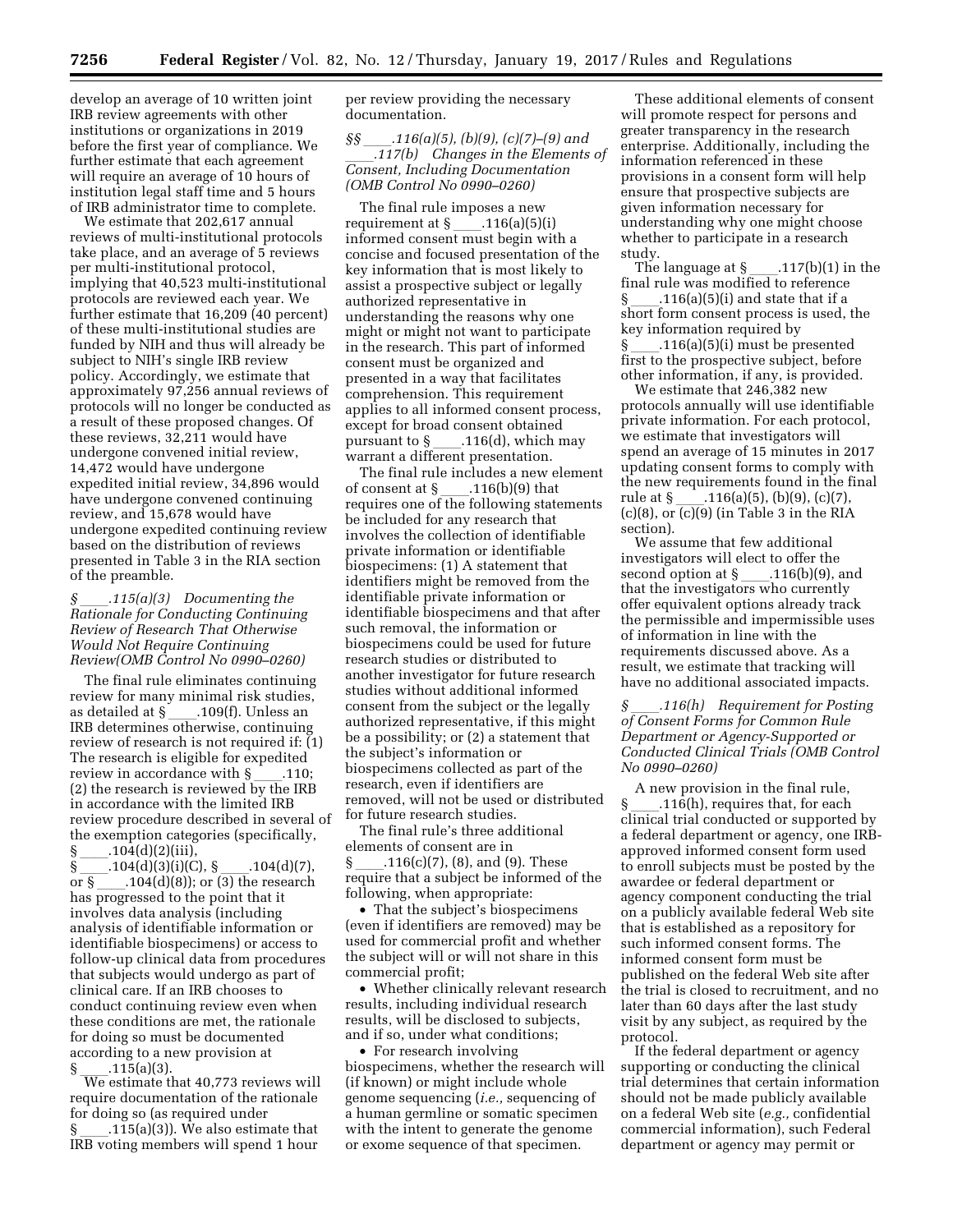develop an average of 10 written joint IRB review agreements with other institutions or organizations in 2019 before the first year of compliance. We further estimate that each agreement will require an average of 10 hours of institution legal staff time and 5 hours of IRB administrator time to complete.

We estimate that 202,617 annual reviews of multi-institutional protocols take place, and an average of 5 reviews per multi-institutional protocol, implying that 40,523 multi-institutional protocols are reviewed each year. We further estimate that 16,209 (40 percent) of these multi-institutional studies are funded by NIH and thus will already be subject to NIH's single IRB review policy. Accordingly, we estimate that approximately 97,256 annual reviews of protocols will no longer be conducted as a result of these proposed changes. Of these reviews, 32,211 would have undergone convened initial review, 14,472 would have undergone expedited initial review, 34,896 would have undergone convened continuing review, and 15,678 would have undergone expedited continuing review based on the distribution of reviews presented in Table 3 in the RIA section of the preamble.

### *§ ____.115(a)(3) Documenting the Rationale for Conducting Continuing Review of Research That Otherwise Would Not Require Continuing Review(OMB Control No 0990–0260)*

The final rule eliminates continuing review for many minimal risk studies, as detailed at § ____.109(f). Unless an IRB determines otherwise, continuing review of research is not required if: (1) The research is eligible for expedited review in accordance with § ____.110; (2) the research is reviewed by the IRB in accordance with the limited IRB review procedure described in several of the exemption categories (specifically, § ____.104(d)(2)(iii), § ____.104(d)(3)(i)(C), § ____.104(d)(7), or § ____.104(d)(8)); or (3) the research has progressed to the point that it involves data analysis (including analysis of identifiable information or identifiable biospecimens) or access to follow-up clinical data from procedures that subjects would undergo as part of clinical care. If an IRB chooses to conduct continuing review even when these conditions are met, the rationale for doing so must be documented according to a new provision at § ____.115(a)(3).

We estimate that 40,773 reviews will require documentation of the rationale for doing so (as required under § ____.115(a)(3)). We also estimate that IRB voting members will spend 1 hour per review providing the necessary documentation.

### *§§ ____.116(a)(5), (b)(9), (c)(7)–(9) and ____.117(b) Changes in the Elements of Consent, Including Documentation (OMB Control No 0990–0260)*

The final rule imposes a new requirement at § ____.116(a)(5)(i) informed consent must begin with a concise and focused presentation of the key information that is most likely to assist a prospective subject or legally authorized representative in understanding the reasons why one might or might not want to participate in the research. This part of informed consent must be organized and presented in a way that facilitates comprehension. This requirement applies to all informed consent process, except for broad consent obtained pursuant to § ____.116(d), which may warrant a different presentation.

The final rule includes a new element of consent at § ____.116(b)(9) that requires one of the following statements be included for any research that involves the collection of identifiable private information or identifiable biospecimens: (1) A statement that identifiers might be removed from the identifiable private information or identifiable biospecimens and that after such removal, the information or biospecimens could be used for future research studies or distributed to another investigator for future research studies without additional informed consent from the subject or the legally authorized representative, if this might be a possibility; or (2) a statement that the subject's information or biospecimens collected as part of the research, even if identifiers are removed, will not be used or distributed for future research studies.

The final rule's three additional elements of consent are in § ____.116(c)(7), (8), and (9). These require that a subject be informed of the following, when appropriate:

- That the subject's biospecimens (even if identifiers are removed) may be used for commercial profit and whether the subject will or will not share in this commercial profit;
- Whether clinically relevant research results, including individual research results, will be disclosed to subjects, and if so, under what conditions;
- For research involving biospecimens, whether the research will (if known) or might include whole genome sequencing (*i.e.,* sequencing of a human germline or somatic specimen with the intent to generate the genome or exome sequence of that specimen.

These additional elements of consent will promote respect for persons and greater transparency in the research enterprise. Additionally, including the information referenced in these provisions in a consent form will help ensure that prospective subjects are given information necessary for understanding why one might choose whether to participate in a research study.

The language at § ____.117(b)(1) in the final rule was modified to reference § ____.116(a)(5)(i) and state that if a short form consent process is used, the key information required by § ____.116(a)(5)(i) must be presented first to the prospective subject, before other information, if any, is provided.

We estimate that 246,382 new protocols annually will use identifiable private information. For each protocol, we estimate that investigators will spend an average of 15 minutes in 2017 updating consent forms to comply with the new requirements found in the final rule at § ____.116(a)(5), (b)(9), (c)(7), (c)(8), or (c)(9) (in Table 3 in the RIA section).

We assume that few additional investigators will elect to offer the second option at § ____.116(b)(9), and that the investigators who currently offer equivalent options already track the permissible and impermissible uses of information in line with the requirements discussed above. As a result, we estimate that tracking will have no additional associated impacts.

### *§ ____.116(h) Requirement for Posting of Consent Forms for Common Rule Department or Agency-Supported or Conducted Clinical Trials (OMB Control No 0990–0260)*

A new provision in the final rule, § ____.116(h), requires that, for each clinical trial conducted or supported by a federal department or agency, one IRB-approved informed consent form used to enroll subjects must be posted by the awardee or federal department or agency component conducting the trial on a publicly available federal Web site that is established as a repository for such informed consent forms. The informed consent form must be published on the federal Web site after the trial is closed to recruitment, and no later than 60 days after the last study visit by any subject, as required by the protocol.

If the federal department or agency supporting or conducting the clinical trial determines that certain information should not be made publicly available on a federal Web site (*e.g.,* confidential commercial information), such Federal department or agency may permit or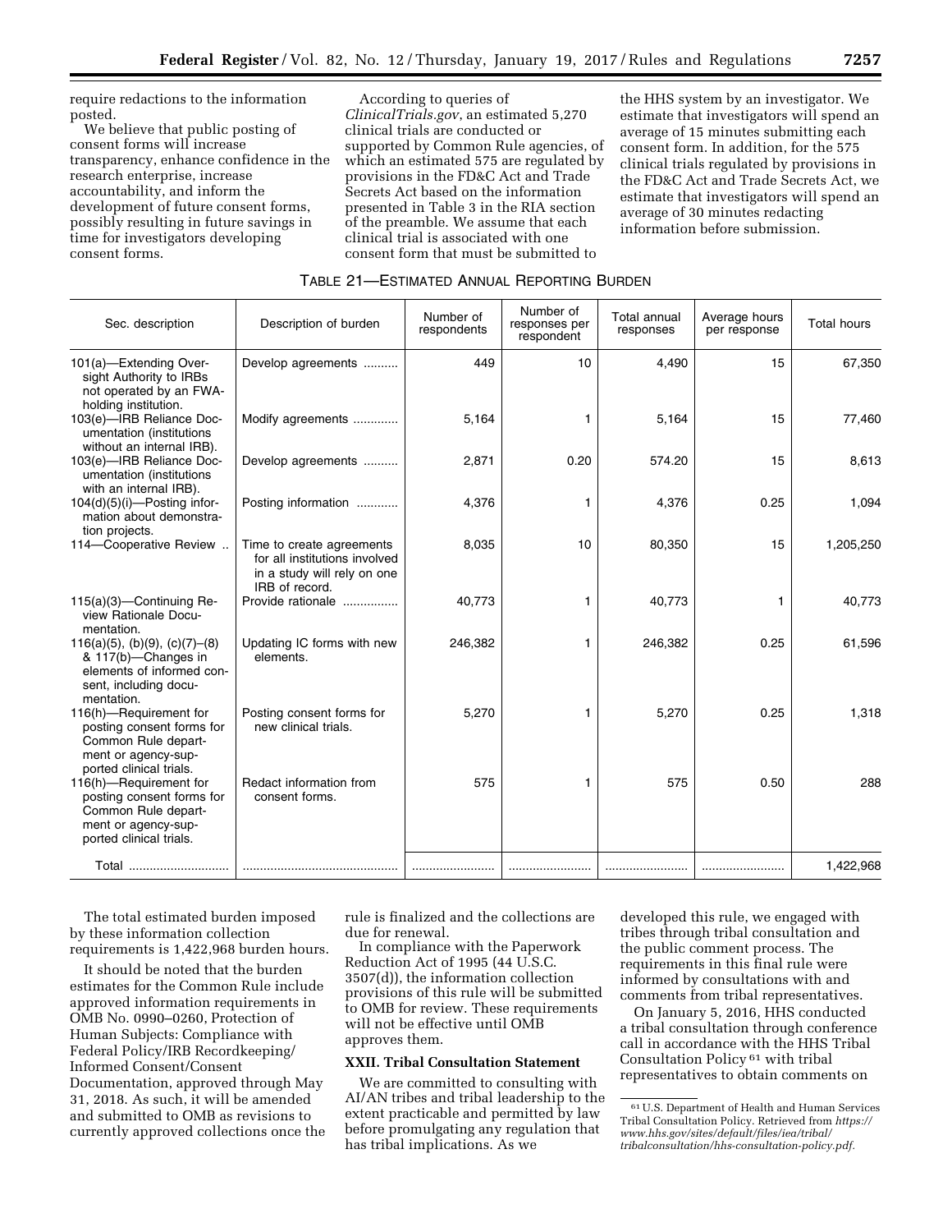require redactions to the information posted.

We believe that public posting of consent forms will increase transparency, enhance confidence in the research enterprise, increase accountability, and inform the development of future consent forms, possibly resulting in future savings in time for investigators developing consent forms.

According to queries of *ClinicalTrials.gov*, an estimated 5,270 clinical trials are conducted or supported by Common Rule agencies, of which an estimated 575 are regulated by provisions in the FD&C Act and Trade Secrets Act based on the information presented in Table 3 in the RIA section of the preamble. We assume that each clinical trial is associated with one consent form that must be submitted to the HHS system by an investigator. We estimate that investigators will spend an average of 15 minutes submitting each consent form. In addition, for the 575 clinical trials regulated by provisions in the FD&C Act and Trade Secrets Act, we estimate that investigators will spend an average of 30 minutes redacting information before submission.

TABLE 21—ESTIMATED ANNUAL REPORTING BURDEN

| Sec. description | Description of burden | Number of respondents | Number of responses per respondent | Total annual responses | Average hours per response | Total hours |
|---|---|---|---|---|---|---|
| 101(a)—Extending Oversight Authority to IRBs not operated by an FWA-holding institution. | Develop agreements | 449 | 10 | 4,490 | 15 | 67,350 |
| 103(e)—IRB Reliance Documentation (institutions without an internal IRB). | Modify agreements | 5,164 | 1 | 5,164 | 15 | 77,460 |
| 103(e)—IRB Reliance Documentation (institutions with an internal IRB). | Develop agreements | 2,871 | 0.20 | 574.20 | 15 | 8,613 |
| 104(d)(5)(i)—Posting information about demonstration projects. | Posting information | 4,376 | 1 | 4,376 | 0.25 | 1,094 |
| 114—Cooperative Review | Time to create agreements for all institutions involved in a study will rely on one IRB of record. | 8,035 | 10 | 80,350 | 15 | 1,205,250 |
| 115(a)(3)—Continuing Review Rationale Documentation. | Provide rationale | 40,773 | 1 | 40,773 | 1 | 40,773 |
| 116(a)(5), (b)(9), (c)(7)–(8) & 117(b)—Changes in elements of informed consent, including documentation. | Updating IC forms with new elements. | 246,382 | 1 | 246,382 | 0.25 | 61,596 |
| 116(h)—Requirement for posting consent forms for Common Rule department or agency-supported clinical trials. | Posting consent forms for new clinical trials. | 5,270 | 1 | 5,270 | 0.25 | 1,318 |
| 116(h)—Requirement for posting consent forms for Common Rule department or agency-supported clinical trials. | Redact information from consent forms. | 575 | 1 | 575 | 0.50 | 288 |
| Total | | | | | | 1,422,968 |

The total estimated burden imposed by these information collection requirements is 1,422,968 burden hours.

It should be noted that the burden estimates for the Common Rule include approved information requirements in OMB No. 0990–0260, Protection of Human Subjects: Compliance with Federal Policy/IRB Recordkeeping/Informed Consent/Consent Documentation, approved through May 31, 2018. As such, it will be amended and submitted to OMB as revisions to currently approved collections once the rule is finalized and the collections are due for renewal.

In compliance with the Paperwork Reduction Act of 1995 (44 U.S.C. 3507(d)), the information collection provisions of this rule will be submitted to OMB for review. These requirements will not be effective until OMB approves them.

### XXII. Tribal Consultation Statement

We are committed to consulting with AI/AN tribes and tribal leadership to the extent practicable and permitted by law before promulgating any regulation that has tribal implications. As we developed this rule, we engaged with tribes through tribal consultation and the public comment process. The requirements in this final rule were informed by consultations with and comments from tribal representatives.

On January 5, 2016, HHS conducted a tribal consultation through conference call in accordance with the HHS Tribal Consultation Policy[61] with tribal representatives to obtain comments on

[61] U.S. Department of Health and Human Services Tribal Consultation Policy. Retrieved from *https://www.hhs.gov/sites/default/files/iea/tribal/tribalconsultation/hhs-consultation-policy.pdf.*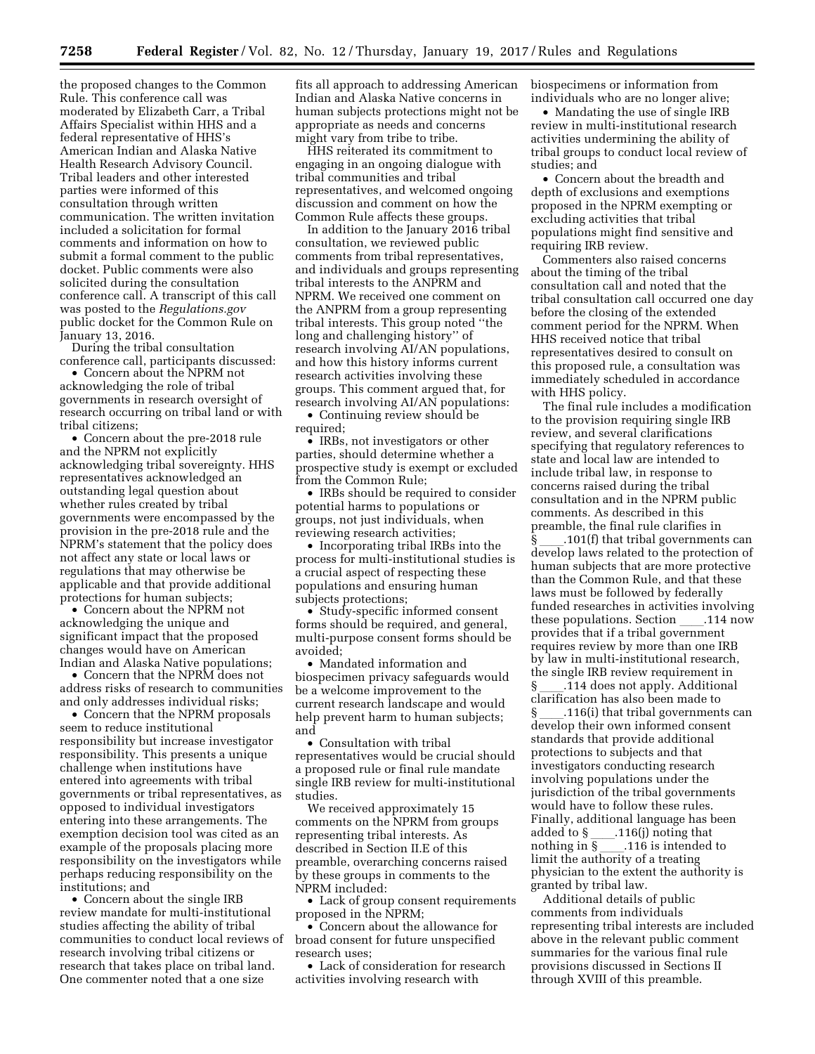the proposed changes to the Common Rule. This conference call was moderated by Elizabeth Carr, a Tribal Affairs Specialist within HHS and a federal representative of HHS's American Indian and Alaska Native Health Research Advisory Council. Tribal leaders and other interested parties were informed of this consultation through written communication. The written invitation included a solicitation for formal comments and information on how to submit a formal comment to the public docket. Public comments were also solicited during the consultation conference call. A transcript of this call was posted to the *Regulations.gov* public docket for the Common Rule on January 13, 2016.

During the tribal consultation conference call, participants discussed:

- Concern about the NPRM not acknowledging the role of tribal governments in research oversight of research occurring on tribal land or with tribal citizens;
- Concern about the pre-2018 rule and the NPRM not explicitly acknowledging tribal sovereignty. HHS representatives acknowledged an outstanding legal question about whether rules created by tribal governments were encompassed by the provision in the pre-2018 rule and the NPRM's statement that the policy does not affect any state or local laws or regulations that may otherwise be applicable and that provide additional protections for human subjects;
- Concern about the NPRM not acknowledging the unique and significant impact that the proposed changes would have on American Indian and Alaska Native populations;
- Concern that the NPRM does not address risks of research to communities and only addresses individual risks;
- Concern that the NPRM proposals seem to reduce institutional responsibility but increase investigator responsibility. This presents a unique challenge when institutions have entered into agreements with tribal governments or tribal representatives, as opposed to individual investigators entering into these arrangements. The exemption decision tool was cited as an example of the proposals placing more responsibility on the investigators while perhaps reducing responsibility on the institutions; and
- Concern about the single IRB review mandate for multi-institutional studies affecting the ability of tribal communities to conduct local reviews of research involving tribal citizens or research that takes place on tribal land. One commenter noted that a one size fits all approach to addressing American Indian and Alaska Native concerns in human subjects protections might not be appropriate as needs and concerns might vary from tribe to tribe.

HHS reiterated its commitment to engaging in an ongoing dialogue with tribal communities and tribal representatives, and welcomed ongoing discussion and comment on how the Common Rule affects these groups.

In addition to the January 2016 tribal consultation, we reviewed public comments from tribal representatives, and individuals and groups representing tribal interests to the ANPRM and NPRM. We received one comment on the ANPRM from a group representing tribal interests. This group noted ''the long and challenging history'' of research involving AI/AN populations, and how this history informs current research activities involving these groups. This comment argued that, for research involving AI/AN populations:

- Continuing review should be required;
- IRBs, not investigators or other parties, should determine whether a prospective study is exempt or excluded from the Common Rule;
- IRBs should be required to consider potential harms to populations or groups, not just individuals, when reviewing research activities;
- Incorporating tribal IRBs into the process for multi-institutional studies is a crucial aspect of respecting these populations and ensuring human subjects protections;
- Study-specific informed consent forms should be required, and general, multi-purpose consent forms should be avoided;
- Mandated information and biospecimen privacy safeguards would be a welcome improvement to the current research landscape and would help prevent harm to human subjects; and
- Consultation with tribal representatives would be crucial should a proposed rule or final rule mandate single IRB review for multi-institutional studies.

We received approximately 15 comments on the NPRM from groups representing tribal interests. As described in Section II.E of this preamble, overarching concerns raised by these groups in comments to the NPRM included:

- Lack of group consent requirements proposed in the NPRM;
- Concern about the allowance for broad consent for future unspecified research uses;
- Lack of consideration for research activities involving research with biospecimens or information from individuals who are no longer alive;
- Mandating the use of single IRB review in multi-institutional research activities undermining the ability of tribal groups to conduct local review of studies; and
- Concern about the breadth and depth of exclusions and exemptions proposed in the NPRM exempting or excluding activities that tribal populations might find sensitive and requiring IRB review.

Commenters also raised concerns about the timing of the tribal consultation call and noted that the tribal consultation call occurred one day before the closing of the extended comment period for the NPRM. When HHS received notice that tribal representatives desired to consult on this proposed rule, a consultation was immediately scheduled in accordance with HHS policy.

The final rule includes a modification to the provision requiring single IRB review, and several clarifications specifying that regulatory references to state and local law are intended to include tribal law, in response to concerns raised during the tribal consultation and in the NPRM public comments. As described in this preamble, the final rule clarifies in § ____.101(f) that tribal governments can develop laws related to the protection of human subjects that are more protective than the Common Rule, and that these laws must be followed by federally funded researches in activities involving these populations. Section ____.114 now provides that if a tribal government requires review by more than one IRB by law in multi-institutional research, the single IRB review requirement in § ____.114 does not apply. Additional clarification has also been made to § ____.116(i) that tribal governments can develop their own informed consent standards that provide additional protections to subjects and that investigators conducting research involving populations under the jurisdiction of the tribal governments would have to follow these rules. Finally, additional language has been added to § ____.116(j) noting that nothing in § ____.116 is intended to limit the authority of a treating physician to the extent the authority is granted by tribal law.

Additional details of public comments from individuals representing tribal interests are included above in the relevant public comment summaries for the various final rule provisions discussed in Sections II through XVIII of this preamble.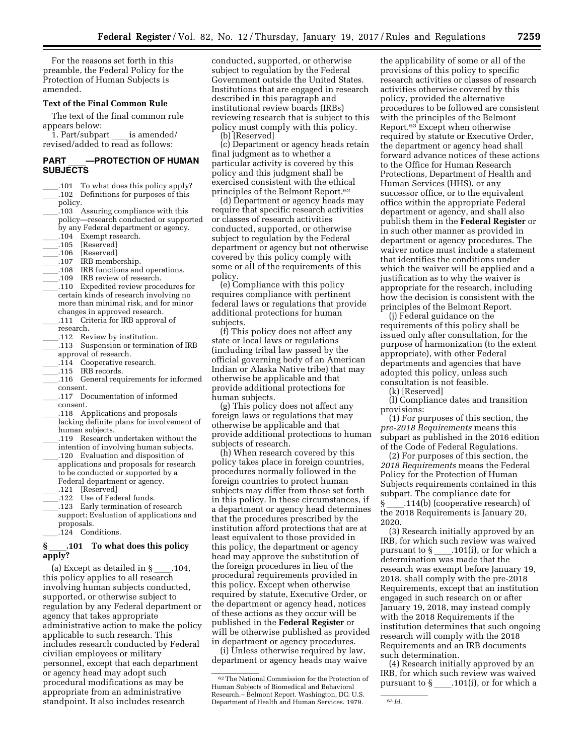For the reasons set forth in this preamble, the Federal Policy for the Protection of Human Subjects is amended.

**Text of the Final Common Rule**

The text of the final common rule appears below:

1. Part/subpart ____is amended/revised/added to read as follows:

## PART ___—PROTECTION OF HUMAN SUBJECTS

____.101 To what does this policy apply?
____.102 Definitions for purposes of this policy.
____.103 Assuring compliance with this policy—research conducted or supported by any Federal department or agency.
____.104 Exempt research.
____.105 [Reserved]
____.106 [Reserved]
____.107 IRB membership.
____.108 IRB functions and operations.
____.109 IRB review of research.
____.110 Expedited review procedures for certain kinds of research involving no more than minimal risk, and for minor changes in approved research.
____.111 Criteria for IRB approval of research.
____.112 Review by institution.
____.113 Suspension or termination of IRB approval of research.
____.114 Cooperative research.
____.115 IRB records.
____.116 General requirements for informed consent.
____.117 Documentation of informed consent.
____.118 Applications and proposals lacking definite plans for involvement of human subjects.
____.119 Research undertaken without the intention of involving human subjects.
____.120 Evaluation and disposition of applications and proposals for research to be conducted or supported by a Federal department or agency.
____.121 [Reserved]
____.122 Use of Federal funds.
____.123 Early termination of research support: Evaluation of applications and proposals.
____.124 Conditions.

### § ____.101 To what does this policy apply?

(a) Except as detailed in § ____.104, this policy applies to all research involving human subjects conducted, supported, or otherwise subject to regulation by any Federal department or agency that takes appropriate administrative action to make the policy applicable to such research. This includes research conducted by Federal civilian employees or military personnel, except that each department or agency head may adopt such procedural modifications as may be appropriate from an administrative standpoint. It also includes research conducted, supported, or otherwise subject to regulation by the Federal Government outside the United States. Institutions that are engaged in research described in this paragraph and institutional review boards (IRBs) reviewing research that is subject to this policy must comply with this policy.

(b) [Reserved]

(c) Department or agency heads retain final judgment as to whether a particular activity is covered by this policy and this judgment shall be exercised consistent with the ethical principles of the Belmont Report.[62]

(d) Department or agency heads may require that specific research activities or classes of research activities conducted, supported, or otherwise subject to regulation by the Federal department or agency but not otherwise covered by this policy comply with some or all of the requirements of this policy.

(e) Compliance with this policy requires compliance with pertinent federal laws or regulations that provide additional protections for human subjects.

(f) This policy does not affect any state or local laws or regulations (including tribal law passed by the official governing body of an American Indian or Alaska Native tribe) that may otherwise be applicable and that provide additional protections for human subjects.

(g) This policy does not affect any foreign laws or regulations that may otherwise be applicable and that provide additional protections to human subjects of research.

(h) When research covered by this policy takes place in foreign countries, procedures normally followed in the foreign countries to protect human subjects may differ from those set forth in this policy. In these circumstances, if a department or agency head determines that the procedures prescribed by the institution afford protections that are at least equivalent to those provided in this policy, the department or agency head may approve the substitution of the foreign procedures in lieu of the procedural requirements provided in this policy. Except when otherwise required by statute, Executive Order, or the department or agency head, notices of these actions as they occur will be published in the **Federal Register** or will be otherwise published as provided in department or agency procedures.

(i) Unless otherwise required by law, department or agency heads may waive the applicability of some or all of the provisions of this policy to specific research activities or classes of research activities otherwise covered by this policy, provided the alternative procedures to be followed are consistent with the principles of the Belmont Report.[63] Except when otherwise required by statute or Executive Order, the department or agency head shall forward advance notices of these actions to the Office for Human Research Protections, Department of Health and Human Services (HHS), or any successor office, or to the equivalent office within the appropriate Federal department or agency, and shall also publish them in the **Federal Register** or in such other manner as provided in department or agency procedures. The waiver notice must include a statement that identifies the conditions under which the waiver will be applied and a justification as to why the waiver is appropriate for the research, including how the decision is consistent with the principles of the Belmont Report.

(j) Federal guidance on the requirements of this policy shall be issued only after consultation, for the purpose of harmonization (to the extent appropriate), with other Federal departments and agencies that have adopted this policy, unless such consultation is not feasible.

(k) [Reserved]

(l) Compliance dates and transition provisions:

(1) For purposes of this section, the *pre-2018 Requirements* means this subpart as published in the 2016 edition of the Code of Federal Regulations.

(2) For purposes of this section, the *2018 Requirements* means the Federal Policy for the Protection of Human Subjects requirements contained in this subpart. The compliance date for § ____.114(b) (cooperative research) of the 2018 Requirements is January 20, 2020.

(3) Research initially approved by an IRB, for which such review was waived pursuant to § ____.101(i), or for which a determination was made that the research was exempt before January 19, 2018, shall comply with the pre-2018 Requirements, except that an institution engaged in such research on or after January 19, 2018, may instead comply with the 2018 Requirements if the institution determines that such ongoing research will comply with the 2018 Requirements and an IRB documents such determination.

(4) Research initially approved by an IRB, for which such review was waived pursuant to § ____.101(i), or for which a

[62] The National Commission for the Protection of Human Subjects of Biomedical and Behavioral Research.– Belmont Report. Washington, DC: U.S. Department of Health and Human Services. 1979.

[63] *Id.*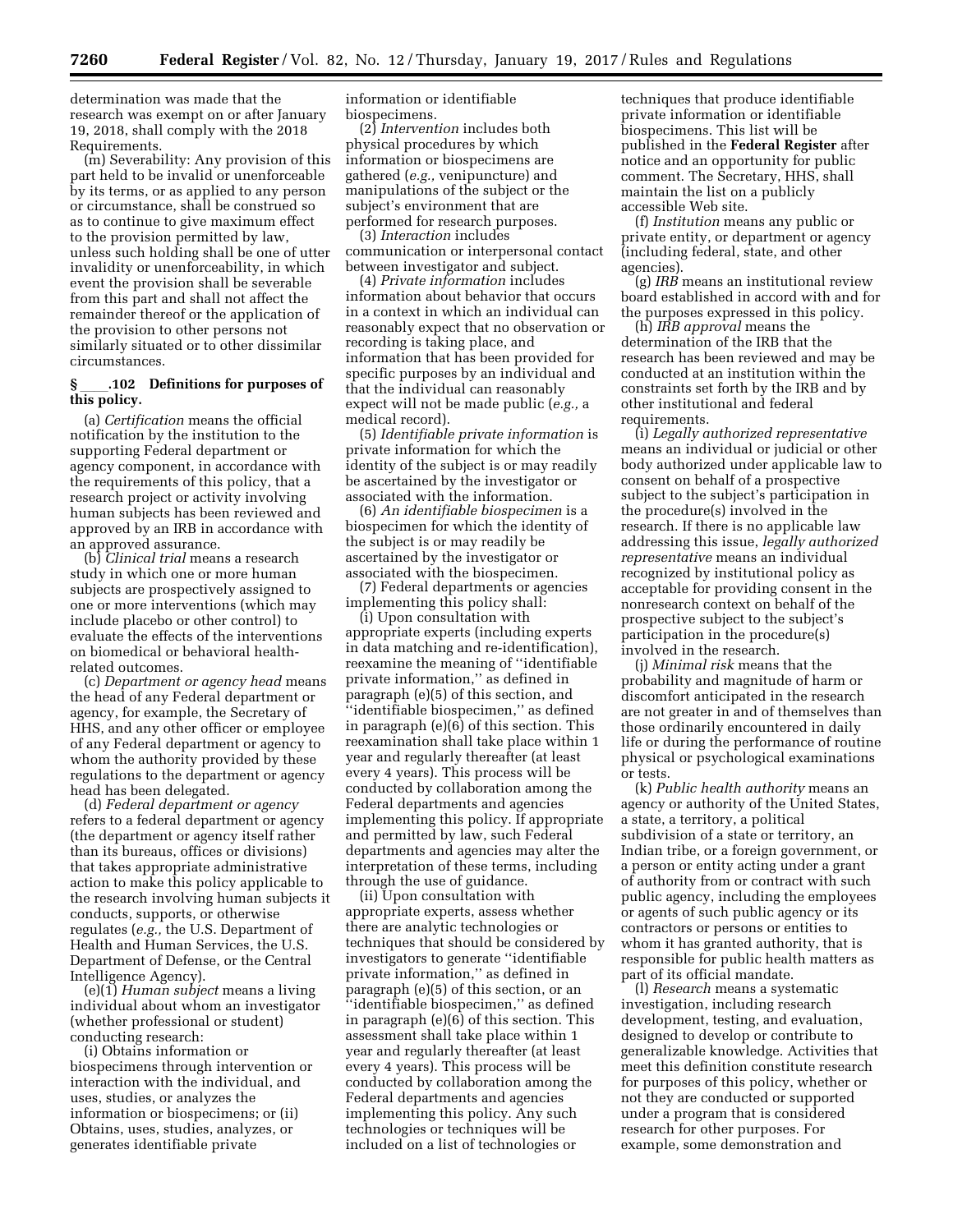determination was made that the research was exempt on or after January 19, 2018, shall comply with the 2018 Requirements.

(m) Severability: Any provision of this part held to be invalid or unenforceable by its terms, or as applied to any person or circumstance, shall be construed so as to continue to give maximum effect to the provision permitted by law, unless such holding shall be one of utter invalidity or unenforceability, in which event the provision shall be severable from this part and shall not affect the remainder thereof or the application of the provision to other persons not similarly situated or to other dissimilar circumstances.

**§ ____.102 Definitions for purposes of this policy.**

(a) *Certification* means the official notification by the institution to the supporting Federal department or agency component, in accordance with the requirements of this policy, that a research project or activity involving human subjects has been reviewed and approved by an IRB in accordance with an approved assurance.

(b) *Clinical trial* means a research study in which one or more human subjects are prospectively assigned to one or more interventions (which may include placebo or other control) to evaluate the effects of the interventions on biomedical or behavioral health-related outcomes.

(c) *Department or agency head* means the head of any Federal department or agency, for example, the Secretary of HHS, and any other officer or employee of any Federal department or agency to whom the authority provided by these regulations to the department or agency head has been delegated.

(d) *Federal department or agency* refers to a federal department or agency (the department or agency itself rather than its bureaus, offices or divisions) that takes appropriate administrative action to make this policy applicable to the research involving human subjects it conducts, supports, or otherwise regulates (*e.g.,* the U.S. Department of Health and Human Services, the U.S. Department of Defense, or the Central Intelligence Agency).

(e)(1) *Human subject* means a living individual about whom an investigator (whether professional or student) conducting research:

(i) Obtains information or biospecimens through intervention or interaction with the individual, and uses, studies, or analyzes the information or biospecimens; or (ii) Obtains, uses, studies, analyzes, or generates identifiable private information or identifiable biospecimens.

(2) *Intervention* includes both physical procedures by which information or biospecimens are gathered (*e.g.,* venipuncture) and manipulations of the subject or the subject's environment that are performed for research purposes.

(3) *Interaction* includes communication or interpersonal contact between investigator and subject.

(4) *Private information* includes information about behavior that occurs in a context in which an individual can reasonably expect that no observation or recording is taking place, and information that has been provided for specific purposes by an individual and that the individual can reasonably expect will not be made public (*e.g.,* a medical record).

(5) *Identifiable private information* is private information for which the identity of the subject is or may readily be ascertained by the investigator or associated with the information.

(6) *An identifiable biospecimen* is a biospecimen for which the identity of the subject is or may readily be ascertained by the investigator or associated with the biospecimen.

(7) Federal departments or agencies implementing this policy shall:

(i) Upon consultation with appropriate experts (including experts in data matching and re-identification), reexamine the meaning of ''identifiable private information,'' as defined in paragraph (e)(5) of this section, and ''identifiable biospecimen,'' as defined in paragraph (e)(6) of this section. This reexamination shall take place within 1 year and regularly thereafter (at least every 4 years). This process will be conducted by collaboration among the Federal departments and agencies implementing this policy. If appropriate and permitted by law, such Federal departments and agencies may alter the interpretation of these terms, including through the use of guidance.

(ii) Upon consultation with appropriate experts, assess whether there are analytic technologies or techniques that should be considered by investigators to generate ''identifiable private information,'' as defined in paragraph (e)(5) of this section, or an ''identifiable biospecimen,'' as defined in paragraph (e)(6) of this section. This assessment shall take place within 1 year and regularly thereafter (at least every 4 years). This process will be conducted by collaboration among the Federal departments and agencies implementing this policy. Any such technologies or techniques will be included on a list of technologies or techniques that produce identifiable private information or identifiable biospecimens. This list will be published in the **Federal Register** after notice and an opportunity for public comment. The Secretary, HHS, shall maintain the list on a publicly accessible Web site.

(f) *Institution* means any public or private entity, or department or agency (including federal, state, and other agencies).

(g) *IRB* means an institutional review board established in accord with and for the purposes expressed in this policy.

(h) *IRB approval* means the determination of the IRB that the research has been reviewed and may be conducted at an institution within the constraints set forth by the IRB and by other institutional and federal requirements.

(i) *Legally authorized representative* means an individual or judicial or other body authorized under applicable law to consent on behalf of a prospective subject to the subject's participation in the procedure(s) involved in the research. If there is no applicable law addressing this issue, *legally authorized representative* means an individual recognized by institutional policy as acceptable for providing consent in the nonresearch context on behalf of the prospective subject to the subject's participation in the procedure(s) involved in the research.

(j) *Minimal risk* means that the probability and magnitude of harm or discomfort anticipated in the research are not greater in and of themselves than those ordinarily encountered in daily life or during the performance of routine physical or psychological examinations or tests.

(k) *Public health authority* means an agency or authority of the United States, a state, a territory, a political subdivision of a state or territory, an Indian tribe, or a foreign government, or a person or entity acting under a grant of authority from or contract with such public agency, including the employees or agents of such public agency or its contractors or persons or entities to whom it has granted authority, that is responsible for public health matters as part of its official mandate.

(l) *Research* means a systematic investigation, including research development, testing, and evaluation, designed to develop or contribute to generalizable knowledge. Activities that meet this definition constitute research for purposes of this policy, whether or not they are conducted or supported under a program that is considered research for other purposes. For example, some demonstration and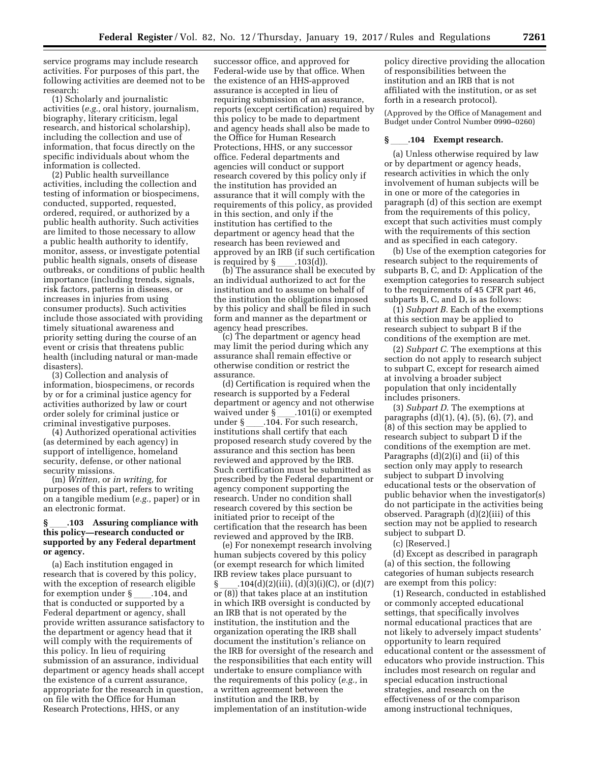service programs may include research activities. For purposes of this part, the following activities are deemed not to be research:

(1) Scholarly and journalistic activities (*e.g.,* oral history, journalism, biography, literary criticism, legal research, and historical scholarship), including the collection and use of information, that focus directly on the specific individuals about whom the information is collected.

(2) Public health surveillance activities, including the collection and testing of information or biospecimens, conducted, supported, requested, ordered, required, or authorized by a public health authority. Such activities are limited to those necessary to allow a public health authority to identify, monitor, assess, or investigate potential public health signals, onsets of disease outbreaks, or conditions of public health importance (including trends, signals, risk factors, patterns in diseases, or increases in injuries from using consumer products). Such activities include those associated with providing timely situational awareness and priority setting during the course of an event or crisis that threatens public health (including natural or man-made disasters).

(3) Collection and analysis of information, biospecimens, or records by or for a criminal justice agency for activities authorized by law or court order solely for criminal justice or criminal investigative purposes.

(4) Authorized operational activities (as determined by each agency) in support of intelligence, homeland security, defense, or other national security missions.

(m) *Written,* or *in writing,* for purposes of this part, refers to writing on a tangible medium (*e.g.,* paper) or in an electronic format.

### § ____.103 Assuring compliance with this policy—research conducted or supported by any Federal department or agency.

(a) Each institution engaged in research that is covered by this policy, with the exception of research eligible for exemption under § ____.104, and that is conducted or supported by a Federal department or agency, shall provide written assurance satisfactory to the department or agency head that it will comply with the requirements of this policy. In lieu of requiring submission of an assurance, individual department or agency heads shall accept the existence of a current assurance, appropriate for the research in question, on file with the Office for Human Research Protections, HHS, or any successor office, and approved for Federal-wide use by that office. When the existence of an HHS-approved assurance is accepted in lieu of requiring submission of an assurance, reports (except certification) required by this policy to be made to department and agency heads shall also be made to the Office for Human Research Protections, HHS, or any successor office. Federal departments and agencies will conduct or support research covered by this policy only if the institution has provided an assurance that it will comply with the requirements of this policy, as provided in this section, and only if the institution has certified to the department or agency head that the research has been reviewed and approved by an IRB (if such certification is required by § ____.103(d)).

(b) The assurance shall be executed by an individual authorized to act for the institution and to assume on behalf of the institution the obligations imposed by this policy and shall be filed in such form and manner as the department or agency head prescribes.

(c) The department or agency head may limit the period during which any assurance shall remain effective or otherwise condition or restrict the assurance.

(d) Certification is required when the research is supported by a Federal department or agency and not otherwise waived under § ____.101(i) or exempted under § ____.104. For such research, institutions shall certify that each proposed research study covered by the assurance and this section has been reviewed and approved by the IRB. Such certification must be submitted as prescribed by the Federal department or agency component supporting the research. Under no condition shall research covered by this section be initiated prior to receipt of the certification that the research has been reviewed and approved by the IRB.

(e) For nonexempt research involving human subjects covered by this policy (or exempt research for which limited IRB review takes place pursuant to § ____.104(d)(2)(iii), (d)(3)(i)(C), or (d)(7) or (8)) that takes place at an institution in which IRB oversight is conducted by an IRB that is not operated by the institution, the institution and the organization operating the IRB shall document the institution's reliance on the IRB for oversight of the research and the responsibilities that each entity will undertake to ensure compliance with the requirements of this policy (*e.g.,* in a written agreement between the institution and the IRB, by implementation of an institution-wide policy directive providing the allocation of responsibilities between the institution and an IRB that is not affiliated with the institution, or as set forth in a research protocol).

(Approved by the Office of Management and Budget under Control Number 0990–0260)

### § ____.104 Exempt research.

(a) Unless otherwise required by law or by department or agency heads, research activities in which the only involvement of human subjects will be in one or more of the categories in paragraph (d) of this section are exempt from the requirements of this policy, except that such activities must comply with the requirements of this section and as specified in each category.

(b) Use of the exemption categories for research subject to the requirements of subparts B, C, and D: Application of the exemption categories to research subject to the requirements of 45 CFR part 46, subparts B, C, and D, is as follows:

(1) *Subpart B.* Each of the exemptions at this section may be applied to research subject to subpart B if the conditions of the exemption are met.

(2) *Subpart C.* The exemptions at this section do not apply to research subject to subpart C, except for research aimed at involving a broader subject population that only incidentally includes prisoners.

(3) *Subpart D.* The exemptions at paragraphs (d)(1), (4), (5), (6), (7), and (8) of this section may be applied to research subject to subpart D if the conditions of the exemption are met. Paragraphs (d)(2)(i) and (ii) of this section only may apply to research subject to subpart D involving educational tests or the observation of public behavior when the investigator(s) do not participate in the activities being observed. Paragraph (d)(2)(iii) of this section may not be applied to research subject to subpart D.

(c) [Reserved.]

(d) Except as described in paragraph (a) of this section, the following categories of human subjects research are exempt from this policy:

(1) Research, conducted in established or commonly accepted educational settings, that specifically involves normal educational practices that are not likely to adversely impact students' opportunity to learn required educational content or the assessment of educators who provide instruction. This includes most research on regular and special education instructional strategies, and research on the effectiveness of or the comparison among instructional techniques,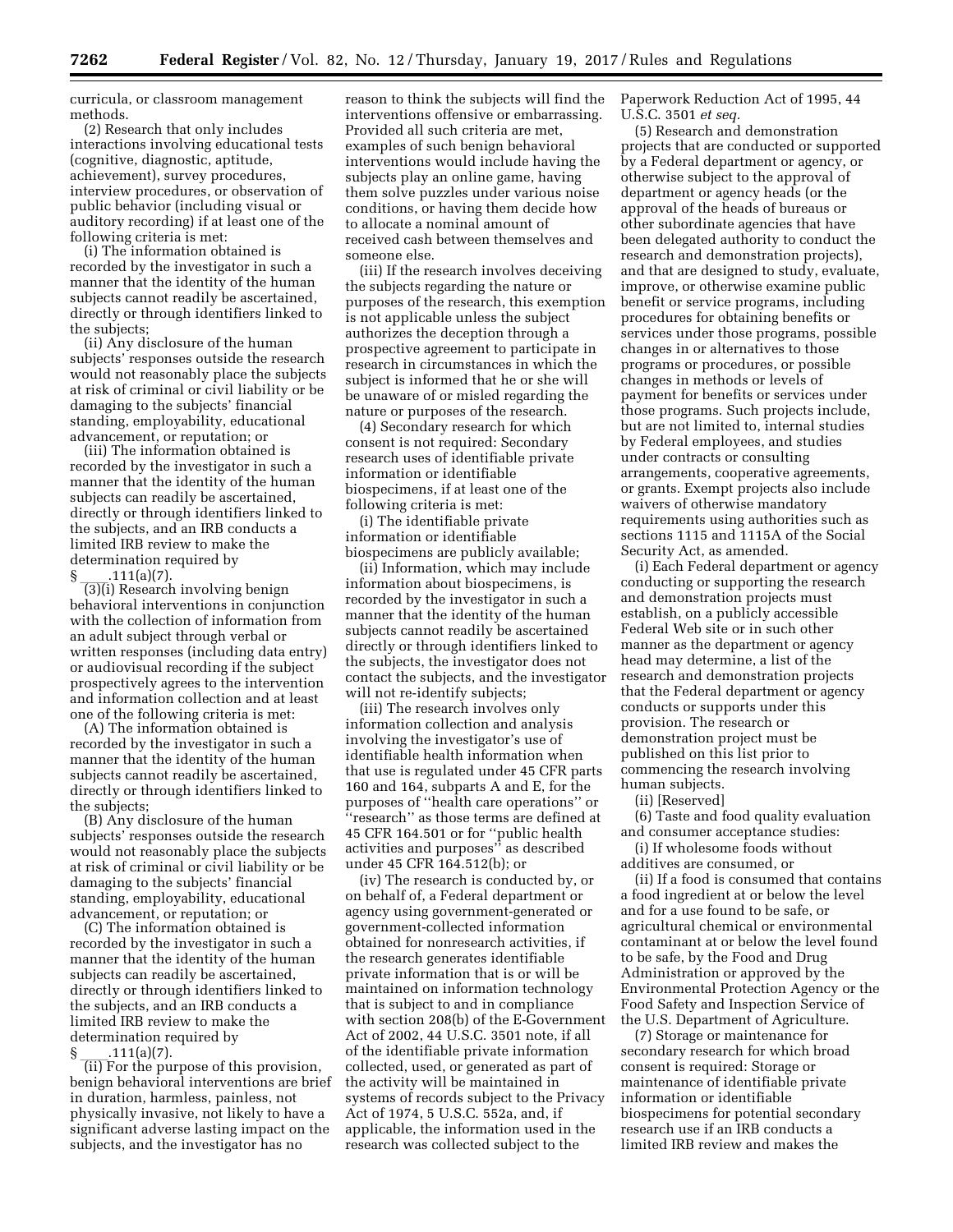curricula, or classroom management methods.

(2) Research that only includes interactions involving educational tests (cognitive, diagnostic, aptitude, achievement), survey procedures, interview procedures, or observation of public behavior (including visual or auditory recording) if at least one of the following criteria is met:

(i) The information obtained is recorded by the investigator in such a manner that the identity of the human subjects cannot readily be ascertained, directly or through identifiers linked to the subjects;

(ii) Any disclosure of the human subjects' responses outside the research would not reasonably place the subjects at risk of criminal or civil liability or be damaging to the subjects' financial standing, employability, educational advancement, or reputation; or

(iii) The information obtained is recorded by the investigator in such a manner that the identity of the human subjects can readily be ascertained, directly or through identifiers linked to the subjects, and an IRB conducts a limited IRB review to make the determination required by §\_\_\_\_.111(a)(7).

(3)(i) Research involving benign behavioral interventions in conjunction with the collection of information from an adult subject through verbal or written responses (including data entry) or audiovisual recording if the subject prospectively agrees to the intervention and information collection and at least one of the following criteria is met:

(A) The information obtained is recorded by the investigator in such a manner that the identity of the human subjects cannot readily be ascertained, directly or through identifiers linked to the subjects;

(B) Any disclosure of the human subjects' responses outside the research would not reasonably place the subjects at risk of criminal or civil liability or be damaging to the subjects' financial standing, employability, educational advancement, or reputation; or

(C) The information obtained is recorded by the investigator in such a manner that the identity of the human subjects can readily be ascertained, directly or through identifiers linked to the subjects, and an IRB conducts a limited IRB review to make the determination required by §\_\_\_\_.111(a)(7).

(ii) For the purpose of this provision, benign behavioral interventions are brief in duration, harmless, painless, not physically invasive, not likely to have a significant adverse lasting impact on the subjects, and the investigator has no reason to think the subjects will find the interventions offensive or embarrassing. Provided all such criteria are met, examples of such benign behavioral interventions would include having the subjects play an online game, having them solve puzzles under various noise conditions, or having them decide how to allocate a nominal amount of received cash between themselves and someone else.

(iii) If the research involves deceiving the subjects regarding the nature or purposes of the research, this exemption is not applicable unless the subject authorizes the deception through a prospective agreement to participate in research in circumstances in which the subject is informed that he or she will be unaware of or misled regarding the nature or purposes of the research.

(4) Secondary research for which consent is not required: Secondary research uses of identifiable private information or identifiable biospecimens, if at least one of the following criteria is met:

(i) The identifiable private information or identifiable biospecimens are publicly available;

(ii) Information, which may include information about biospecimens, is recorded by the investigator in such a manner that the identity of the human subjects cannot readily be ascertained directly or through identifiers linked to the subjects, the investigator does not contact the subjects, and the investigator will not re-identify subjects;

(iii) The research involves only information collection and analysis involving the investigator's use of identifiable health information when that use is regulated under 45 CFR parts 160 and 164, subparts A and E, for the purposes of "health care operations" or "research" as those terms are defined at 45 CFR 164.501 or for "public health activities and purposes" as described under 45 CFR 164.512(b); or

(iv) The research is conducted by, or on behalf of, a Federal department or agency using government-generated or government-collected information obtained for nonresearch activities, if the research generates identifiable private information that is or will be maintained on information technology that is subject to and in compliance with section 208(b) of the E-Government Act of 2002, 44 U.S.C. 3501 note, if all of the identifiable private information collected, used, or generated as part of the activity will be maintained in systems of records subject to the Privacy Act of 1974, 5 U.S.C. 552a, and, if applicable, the information used in the research was collected subject to the Paperwork Reduction Act of 1995, 44 U.S.C. 3501 *et seq.*

(5) Research and demonstration projects that are conducted or supported by a Federal department or agency, or otherwise subject to the approval of department or agency heads (or the approval of the heads of bureaus or other subordinate agencies that have been delegated authority to conduct the research and demonstration projects), and that are designed to study, evaluate, improve, or otherwise examine public benefit or service programs, including procedures for obtaining benefits or services under those programs, possible changes in or alternatives to those programs or procedures, or possible changes in methods or levels of payment for benefits or services under those programs. Such projects include, but are not limited to, internal studies by Federal employees, and studies under contracts or consulting arrangements, cooperative agreements, or grants. Exempt projects also include waivers of otherwise mandatory requirements using authorities such as sections 1115 and 1115A of the Social Security Act, as amended.

(i) Each Federal department or agency conducting or supporting the research and demonstration projects must establish, on a publicly accessible Federal Web site or in such other manner as the department or agency head may determine, a list of the research and demonstration projects that the Federal department or agency conducts or supports under this provision. The research or demonstration project must be published on this list prior to commencing the research involving human subjects.

(ii) [Reserved]

(6) Taste and food quality evaluation and consumer acceptance studies:

(i) If wholesome foods without additives are consumed, or

(ii) If a food is consumed that contains a food ingredient at or below the level and for a use found to be safe, or agricultural chemical or environmental contaminant at or below the level found to be safe, by the Food and Drug Administration or approved by the Environmental Protection Agency or the Food Safety and Inspection Service of the U.S. Department of Agriculture.

(7) Storage or maintenance for secondary research for which broad consent is required: Storage or maintenance of identifiable private information or identifiable biospecimens for potential secondary research use if an IRB conducts a limited IRB review and makes the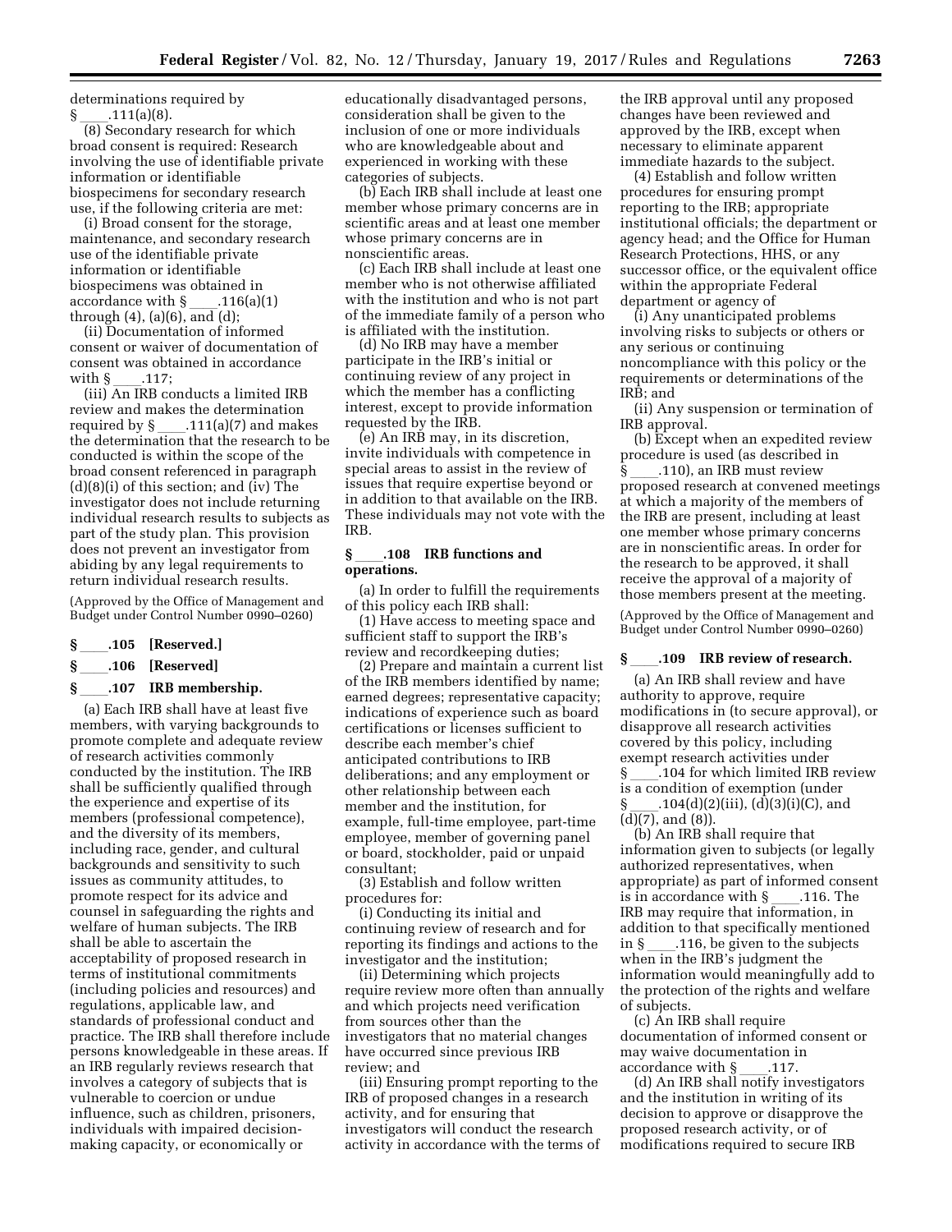determinations required by § ____.111(a)(8).

(8) Secondary research for which broad consent is required: Research involving the use of identifiable private information or identifiable biospecimens for secondary research use, if the following criteria are met:

(i) Broad consent for the storage, maintenance, and secondary research use of the identifiable private information or identifiable biospecimens was obtained in accordance with § ____.116(a)(1) through (4), (a)(6), and (d);

(ii) Documentation of informed consent or waiver of documentation of consent was obtained in accordance with § ____.117;

(iii) An IRB conducts a limited IRB review and makes the determination required by § ____.111(a)(7) and makes the determination that the research to be conducted is within the scope of the broad consent referenced in paragraph (d)(8)(i) of this section; and (iv) The investigator does not include returning individual research results to subjects as part of the study plan. This provision does not prevent an investigator from abiding by any legal requirements to return individual research results.

(Approved by the Office of Management and Budget under Control Number 0990–0260)

**§ ____.105 [Reserved.]**

**§ ____.106 [Reserved]**

**§ ____.107 IRB membership.**

(a) Each IRB shall have at least five members, with varying backgrounds to promote complete and adequate review of research activities commonly conducted by the institution. The IRB shall be sufficiently qualified through the experience and expertise of its members (professional competence), and the diversity of its members, including race, gender, and cultural backgrounds and sensitivity to such issues as community attitudes, to promote respect for its advice and counsel in safeguarding the rights and welfare of human subjects. The IRB shall be able to ascertain the acceptability of proposed research in terms of institutional commitments (including policies and resources) and regulations, applicable law, and standards of professional conduct and practice. The IRB shall therefore include persons knowledgeable in these areas. If an IRB regularly reviews research that involves a category of subjects that is vulnerable to coercion or undue influence, such as children, prisoners, individuals with impaired decision-making capacity, or economically or educationally disadvantaged persons, consideration shall be given to the inclusion of one or more individuals who are knowledgeable about and experienced in working with these categories of subjects.

(b) Each IRB shall include at least one member whose primary concerns are in scientific areas and at least one member whose primary concerns are in nonscientific areas.

(c) Each IRB shall include at least one member who is not otherwise affiliated with the institution and who is not part of the immediate family of a person who is affiliated with the institution.

(d) No IRB may have a member participate in the IRB's initial or continuing review of any project in which the member has a conflicting interest, except to provide information requested by the IRB.

(e) An IRB may, in its discretion, invite individuals with competence in special areas to assist in the review of issues that require expertise beyond or in addition to that available on the IRB. These individuals may not vote with the IRB.

**§ ____.108 IRB functions and operations.**

(a) In order to fulfill the requirements of this policy each IRB shall:

(1) Have access to meeting space and sufficient staff to support the IRB's review and recordkeeping duties;

(2) Prepare and maintain a current list of the IRB members identified by name; earned degrees; representative capacity; indications of experience such as board certifications or licenses sufficient to describe each member's chief anticipated contributions to IRB deliberations; and any employment or other relationship between each member and the institution, for example, full-time employee, part-time employee, member of governing panel or board, stockholder, paid or unpaid consultant;

(3) Establish and follow written procedures for:

(i) Conducting its initial and continuing review of research and for reporting its findings and actions to the investigator and the institution;

(ii) Determining which projects require review more often than annually and which projects need verification from sources other than the investigators that no material changes have occurred since previous IRB review; and

(iii) Ensuring prompt reporting to the IRB of proposed changes in a research activity, and for ensuring that investigators will conduct the research activity in accordance with the terms of the IRB approval until any proposed changes have been reviewed and approved by the IRB, except when necessary to eliminate apparent immediate hazards to the subject.

(4) Establish and follow written procedures for ensuring prompt reporting to the IRB; appropriate institutional officials; the department or agency head; and the Office for Human Research Protections, HHS, or any successor office, or the equivalent office within the appropriate Federal department or agency of

(i) Any unanticipated problems involving risks to subjects or others or any serious or continuing noncompliance with this policy or the requirements or determinations of the IRB; and

(ii) Any suspension or termination of IRB approval.

(b) Except when an expedited review procedure is used (as described in § ____.110), an IRB must review proposed research at convened meetings at which a majority of the members of the IRB are present, including at least one member whose primary concerns are in nonscientific areas. In order for the research to be approved, it shall receive the approval of a majority of those members present at the meeting.

(Approved by the Office of Management and Budget under Control Number 0990–0260)

**§ ____.109 IRB review of research.**

(a) An IRB shall review and have authority to approve, require modifications in (to secure approval), or disapprove all research activities covered by this policy, including exempt research activities under § ____.104 for which limited IRB review is a condition of exemption (under § ____.104(d)(2)(iii), (d)(3)(i)(C), and (d)(7), and (8)).

(b) An IRB shall require that information given to subjects (or legally authorized representatives, when appropriate) as part of informed consent is in accordance with § ____.116. The IRB may require that information, in addition to that specifically mentioned in § ____.116, be given to the subjects when in the IRB's judgment the information would meaningfully add to the protection of the rights and welfare of subjects.

(c) An IRB shall require documentation of informed consent or may waive documentation in accordance with § ____.117.

(d) An IRB shall notify investigators and the institution in writing of its decision to approve or disapprove the proposed research activity, or of modifications required to secure IRB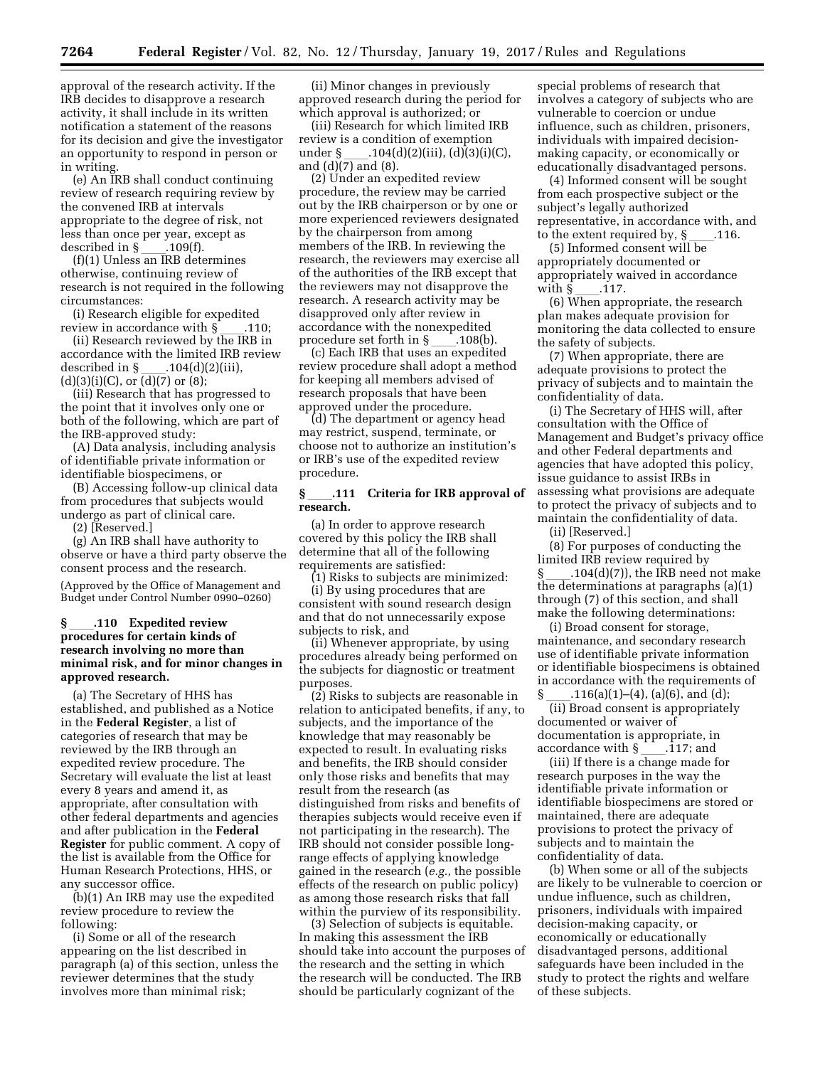approval of the research activity. If the IRB decides to disapprove a research activity, it shall include in its written notification a statement of the reasons for its decision and give the investigator an opportunity to respond in person or in writing.

(e) An IRB shall conduct continuing review of research requiring review by the convened IRB at intervals appropriate to the degree of risk, not less than once per year, except as described in § ____.109(f).

(f)(1) Unless an IRB determines otherwise, continuing review of research is not required in the following circumstances:

(i) Research eligible for expedited review in accordance with § ____.110;

(ii) Research reviewed by the IRB in accordance with the limited IRB review described in § ____.104(d)(2)(iii), (d)(3)(i)(C), or (d)(7) or (8);

(iii) Research that has progressed to the point that it involves only one or both of the following, which are part of the IRB-approved study:

(A) Data analysis, including analysis of identifiable private information or identifiable biospecimens, or

(B) Accessing follow-up clinical data from procedures that subjects would undergo as part of clinical care.

(2) [Reserved.]

(g) An IRB shall have authority to observe or have a third party observe the consent process and the research.

(Approved by the Office of Management and Budget under Control Number 0990–0260)

### § ____.110 Expedited review procedures for certain kinds of research involving no more than minimal risk, and for minor changes in approved research.

(a) The Secretary of HHS has established, and published as a Notice in the **Federal Register**, a list of categories of research that may be reviewed by the IRB through an expedited review procedure. The Secretary will evaluate the list at least every 8 years and amend it, as appropriate, after consultation with other federal departments and agencies and after publication in the **Federal Register** for public comment. A copy of the list is available from the Office for Human Research Protections, HHS, or any successor office.

(b)(1) An IRB may use the expedited review procedure to review the following:

(i) Some or all of the research appearing on the list described in paragraph (a) of this section, unless the reviewer determines that the study involves more than minimal risk;

(ii) Minor changes in previously approved research during the period for which approval is authorized; or

(iii) Research for which limited IRB review is a condition of exemption under § ____.104(d)(2)(iii), (d)(3)(i)(C), and (d)(7) and (8).

(2) Under an expedited review procedure, the review may be carried out by the IRB chairperson or by one or more experienced reviewers designated by the chairperson from among members of the IRB. In reviewing the research, the reviewers may exercise all of the authorities of the IRB except that the reviewers may not disapprove the research. A research activity may be disapproved only after review in accordance with the nonexpedited procedure set forth in § ____.108(b).

(c) Each IRB that uses an expedited review procedure shall adopt a method for keeping all members advised of research proposals that have been approved under the procedure.

(d) The department or agency head may restrict, suspend, terminate, or choose not to authorize an institution's or IRB's use of the expedited review procedure.

### § ____.111 Criteria for IRB approval of research.

(a) In order to approve research covered by this policy the IRB shall determine that all of the following requirements are satisfied:

(1) Risks to subjects are minimized:

(i) By using procedures that are consistent with sound research design and that do not unnecessarily expose subjects to risk, and

(ii) Whenever appropriate, by using procedures already being performed on the subjects for diagnostic or treatment purposes.

(2) Risks to subjects are reasonable in relation to anticipated benefits, if any, to subjects, and the importance of the knowledge that may reasonably be expected to result. In evaluating risks and benefits, the IRB should consider only those risks and benefits that may result from the research (as distinguished from risks and benefits of therapies subjects would receive even if not participating in the research). The IRB should not consider possible long-range effects of applying knowledge gained in the research (*e.g.,* the possible effects of the research on public policy) as among those research risks that fall within the purview of its responsibility.

(3) Selection of subjects is equitable. In making this assessment the IRB should take into account the purposes of the research and the setting in which the research will be conducted. The IRB should be particularly cognizant of the special problems of research that involves a category of subjects who are vulnerable to coercion or undue influence, such as children, prisoners, individuals with impaired decision-making capacity, or economically or educationally disadvantaged persons.

(4) Informed consent will be sought from each prospective subject or the subject's legally authorized representative, in accordance with, and to the extent required by, § ____.116.

(5) Informed consent will be appropriately documented or appropriately waived in accordance with § ____.117.

(6) When appropriate, the research plan makes adequate provision for monitoring the data collected to ensure the safety of subjects.

(7) When appropriate, there are adequate provisions to protect the privacy of subjects and to maintain the confidentiality of data.

(i) The Secretary of HHS will, after consultation with the Office of Management and Budget's privacy office and other Federal departments and agencies that have adopted this policy, issue guidance to assist IRBs in assessing what provisions are adequate to protect the privacy of subjects and to maintain the confidentiality of data.

(ii) [Reserved.]

(8) For purposes of conducting the limited IRB review required by § ____.104(d)(7)), the IRB need not make the determinations at paragraphs (a)(1) through (7) of this section, and shall make the following determinations:

(i) Broad consent for storage, maintenance, and secondary research use of identifiable private information or identifiable biospecimens is obtained in accordance with the requirements of § ____.116(a)(1)–(4), (a)(6), and (d);

(ii) Broad consent is appropriately documented or waiver of documentation is appropriate, in accordance with § ____.117; and

(iii) If there is a change made for research purposes in the way the identifiable private information or identifiable biospecimens are stored or maintained, there are adequate provisions to protect the privacy of subjects and to maintain the confidentiality of data.

(b) When some or all of the subjects are likely to be vulnerable to coercion or undue influence, such as children, prisoners, individuals with impaired decision-making capacity, or economically or educationally disadvantaged persons, additional safeguards have been included in the study to protect the rights and welfare of these subjects.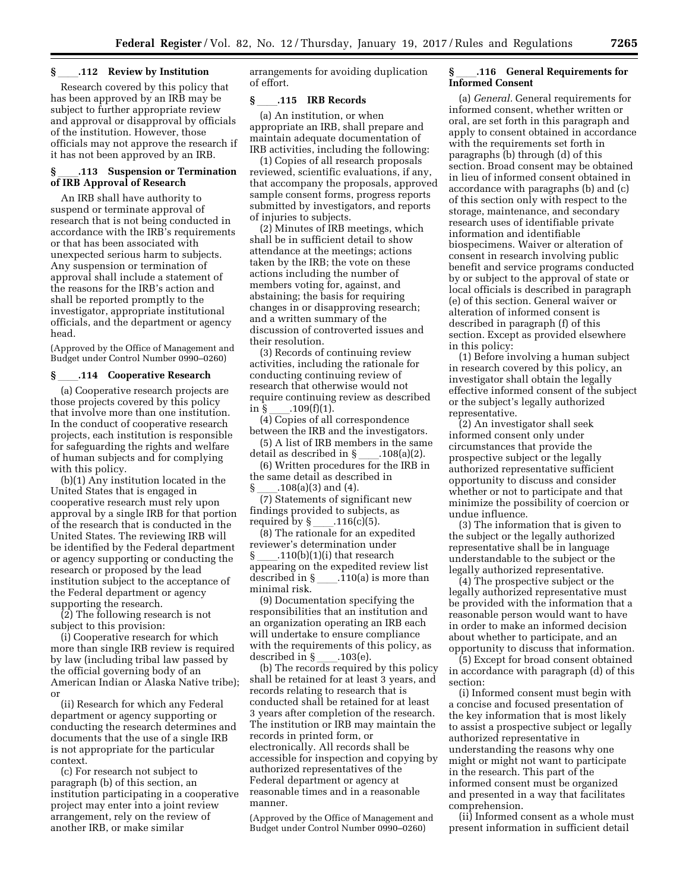### § ___.112 Review by Institution

Research covered by this policy that has been approved by an IRB may be subject to further appropriate review and approval or disapproval by officials of the institution. However, those officials may not approve the research if it has not been approved by an IRB.

### § ___.113 Suspension or Termination of IRB Approval of Research

An IRB shall have authority to suspend or terminate approval of research that is not being conducted in accordance with the IRB's requirements or that has been associated with unexpected serious harm to subjects. Any suspension or termination of approval shall include a statement of the reasons for the IRB's action and shall be reported promptly to the investigator, appropriate institutional officials, and the department or agency head.

(Approved by the Office of Management and Budget under Control Number 0990–0260)

### § ___.114 Cooperative Research

(a) Cooperative research projects are those projects covered by this policy that involve more than one institution. In the conduct of cooperative research projects, each institution is responsible for safeguarding the rights and welfare of human subjects and for complying with this policy.

(b)(1) Any institution located in the United States that is engaged in cooperative research must rely upon approval by a single IRB for that portion of the research that is conducted in the United States. The reviewing IRB will be identified by the Federal department or agency supporting or conducting the research or proposed by the lead institution subject to the acceptance of the Federal department or agency supporting the research.

(2) The following research is not subject to this provision:

(i) Cooperative research for which more than single IRB review is required by law (including tribal law passed by the official governing body of an American Indian or Alaska Native tribe); or

(ii) Research for which any Federal department or agency supporting or conducting the research determines and documents that the use of a single IRB is not appropriate for the particular context.

(c) For research not subject to paragraph (b) of this section, an institution participating in a cooperative project may enter into a joint review arrangement, rely on the review of another IRB, or make similar arrangements for avoiding duplication of effort.

### § ___.115 IRB Records

(a) An institution, or when appropriate an IRB, shall prepare and maintain adequate documentation of IRB activities, including the following:

(1) Copies of all research proposals reviewed, scientific evaluations, if any, that accompany the proposals, approved sample consent forms, progress reports submitted by investigators, and reports of injuries to subjects.

(2) Minutes of IRB meetings, which shall be in sufficient detail to show attendance at the meetings; actions taken by the IRB; the vote on these actions including the number of members voting for, against, and abstaining; the basis for requiring changes in or disapproving research; and a written summary of the discussion of controverted issues and their resolution.

(3) Records of continuing review activities, including the rationale for conducting continuing review of research that otherwise would not require continuing review as described in § ___.109(f)(1).

(4) Copies of all correspondence between the IRB and the investigators.

(5) A list of IRB members in the same detail as described in § ___.108(a)(2).

(6) Written procedures for the IRB in the same detail as described in § ___.108(a)(3) and (4).

(7) Statements of significant new findings provided to subjects, as required by § ___.116(c)(5).

(8) The rationale for an expedited reviewer's determination under § ___.110(b)(1)(i) that research appearing on the expedited review list described in § ___.110(a) is more than minimal risk.

(9) Documentation specifying the responsibilities that an institution and an organization operating an IRB each will undertake to ensure compliance with the requirements of this policy, as described in § ___.103(e).

(b) The records required by this policy shall be retained for at least 3 years, and records relating to research that is conducted shall be retained for at least 3 years after completion of the research. The institution or IRB may maintain the records in printed form, or electronically. All records shall be accessible for inspection and copying by authorized representatives of the Federal department or agency at reasonable times and in a reasonable manner.

(Approved by the Office of Management and Budget under Control Number 0990–0260)

### § ___.116 General Requirements for Informed Consent

(a) *General.* General requirements for informed consent, whether written or oral, are set forth in this paragraph and apply to consent obtained in accordance with the requirements set forth in paragraphs (b) through (d) of this section. Broad consent may be obtained in lieu of informed consent obtained in accordance with paragraphs (b) and (c) of this section only with respect to the storage, maintenance, and secondary research uses of identifiable private information and identifiable biospecimens. Waiver or alteration of consent in research involving public benefit and service programs conducted by or subject to the approval of state or local officials is described in paragraph (e) of this section. General waiver or alteration of informed consent is described in paragraph (f) of this section. Except as provided elsewhere in this policy:

(1) Before involving a human subject in research covered by this policy, an investigator shall obtain the legally effective informed consent of the subject or the subject's legally authorized representative.

(2) An investigator shall seek informed consent only under circumstances that provide the prospective subject or the legally authorized representative sufficient opportunity to discuss and consider whether or not to participate and that minimize the possibility of coercion or undue influence.

(3) The information that is given to the subject or the legally authorized representative shall be in language understandable to the subject or the legally authorized representative.

(4) The prospective subject or the legally authorized representative must be provided with the information that a reasonable person would want to have in order to make an informed decision about whether to participate, and an opportunity to discuss that information.

(5) Except for broad consent obtained in accordance with paragraph (d) of this section:

(i) Informed consent must begin with a concise and focused presentation of the key information that is most likely to assist a prospective subject or legally authorized representative in understanding the reasons why one might or might not want to participate in the research. This part of the informed consent must be organized and presented in a way that facilitates comprehension.

(ii) Informed consent as a whole must present information in sufficient detail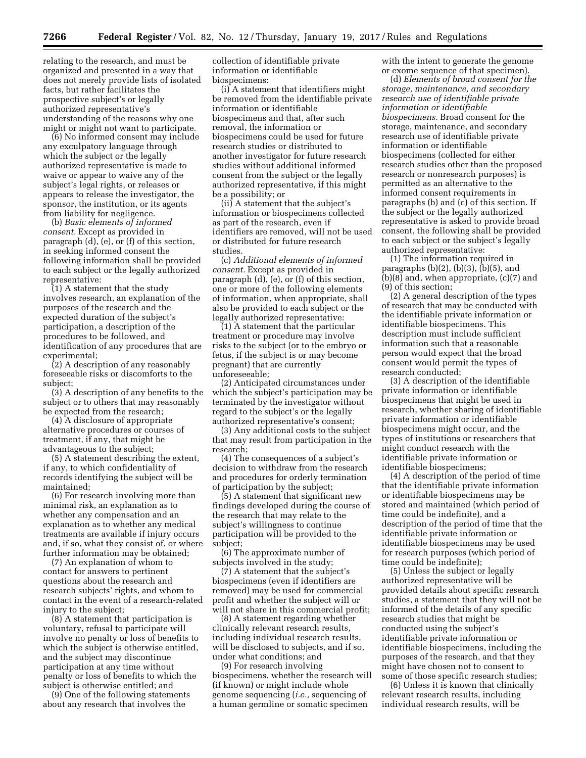relating to the research, and must be organized and presented in a way that does not merely provide lists of isolated facts, but rather facilitates the prospective subject's or legally authorized representative's understanding of the reasons why one might or might not want to participate.

(6) No informed consent may include any exculpatory language through which the subject or the legally authorized representative is made to waive or appear to waive any of the subject's legal rights, or releases or appears to release the investigator, the sponsor, the institution, or its agents from liability for negligence.

(b) *Basic elements of informed consent.* Except as provided in paragraph (d), (e), or (f) of this section, in seeking informed consent the following information shall be provided to each subject or the legally authorized representative:

(1) A statement that the study involves research, an explanation of the purposes of the research and the expected duration of the subject's participation, a description of the procedures to be followed, and identification of any procedures that are experimental;

(2) A description of any reasonably foreseeable risks or discomforts to the subject;

(3) A description of any benefits to the subject or to others that may reasonably be expected from the research;

(4) A disclosure of appropriate alternative procedures or courses of treatment, if any, that might be advantageous to the subject;

(5) A statement describing the extent, if any, to which confidentiality of records identifying the subject will be maintained;

(6) For research involving more than minimal risk, an explanation as to whether any compensation and an explanation as to whether any medical treatments are available if injury occurs and, if so, what they consist of, or where further information may be obtained;

(7) An explanation of whom to contact for answers to pertinent questions about the research and research subjects' rights, and whom to contact in the event of a research-related injury to the subject;

(8) A statement that participation is voluntary, refusal to participate will involve no penalty or loss of benefits to which the subject is otherwise entitled, and the subject may discontinue participation at any time without penalty or loss of benefits to which the subject is otherwise entitled; and

(9) One of the following statements about any research that involves the collection of identifiable private information or identifiable biospecimens:

(i) A statement that identifiers might be removed from the identifiable private information or identifiable biospecimens and that, after such removal, the information or biospecimens could be used for future research studies or distributed to another investigator for future research studies without additional informed consent from the subject or the legally authorized representative, if this might be a possibility; or

(ii) A statement that the subject's information or biospecimens collected as part of the research, even if identifiers are removed, will not be used or distributed for future research studies.

(c) *Additional elements of informed consent.* Except as provided in paragraph (d), (e), or (f) of this section, one or more of the following elements of information, when appropriate, shall also be provided to each subject or the legally authorized representative:

(1) A statement that the particular treatment or procedure may involve risks to the subject (or to the embryo or fetus, if the subject is or may become pregnant) that are currently unforeseeable;

(2) Anticipated circumstances under which the subject's participation may be terminated by the investigator without regard to the subject's or the legally authorized representative's consent;

(3) Any additional costs to the subject that may result from participation in the research;

(4) The consequences of a subject's decision to withdraw from the research and procedures for orderly termination of participation by the subject;

(5) A statement that significant new findings developed during the course of the research that may relate to the subject's willingness to continue participation will be provided to the subject;

(6) The approximate number of subjects involved in the study;

(7) A statement that the subject's biospecimens (even if identifiers are removed) may be used for commercial profit and whether the subject will or will not share in this commercial profit;

(8) A statement regarding whether clinically relevant research results, including individual research results, will be disclosed to subjects, and if so, under what conditions; and

(9) For research involving biospecimens, whether the research will (if known) or might include whole genome sequencing (*i.e.,* sequencing of a human germline or somatic specimen with the intent to generate the genome or exome sequence of that specimen).

(d) *Elements of broad consent for the storage, maintenance, and secondary research use of identifiable private information or identifiable biospecimens.* Broad consent for the storage, maintenance, and secondary research use of identifiable private information or identifiable biospecimens (collected for either research studies other than the proposed research or nonresearch purposes) is permitted as an alternative to the informed consent requirements in paragraphs (b) and (c) of this section. If the subject or the legally authorized representative is asked to provide broad consent, the following shall be provided to each subject or the subject's legally authorized representative:

(1) The information required in paragraphs (b)(2), (b)(3), (b)(5), and (b)(8) and, when appropriate, (c)(7) and (9) of this section;

(2) A general description of the types of research that may be conducted with the identifiable private information or identifiable biospecimens. This description must include sufficient information such that a reasonable person would expect that the broad consent would permit the types of research conducted;

(3) A description of the identifiable private information or identifiable biospecimens that might be used in research, whether sharing of identifiable private information or identifiable biospecimens might occur, and the types of institutions or researchers that might conduct research with the identifiable private information or identifiable biospecimens;

(4) A description of the period of time that the identifiable private information or identifiable biospecimens may be stored and maintained (which period of time could be indefinite), and a description of the period of time that the identifiable private information or identifiable biospecimens may be used for research purposes (which period of time could be indefinite);

(5) Unless the subject or legally authorized representative will be provided details about specific research studies, a statement that they will not be informed of the details of any specific research studies that might be conducted using the subject's identifiable private information or identifiable biospecimens, including the purposes of the research, and that they might have chosen not to consent to some of those specific research studies;

(6) Unless it is known that clinically relevant research results, including individual research results, will be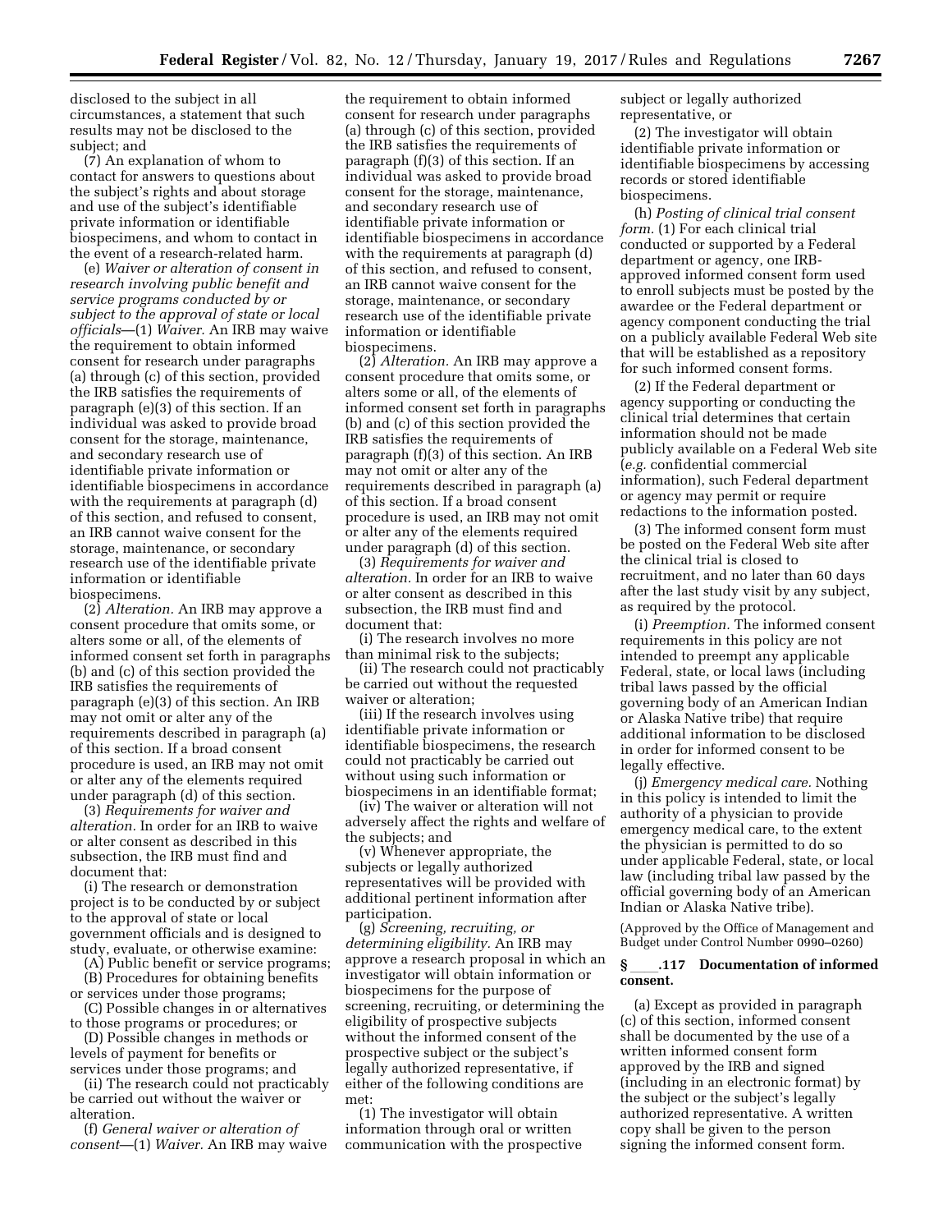disclosed to the subject in all circumstances, a statement that such results may not be disclosed to the subject; and

(7) An explanation of whom to contact for answers to questions about the subject's rights and about storage and use of the subject's identifiable private information or identifiable biospecimens, and whom to contact in the event of a research-related harm.

(e) *Waiver or alteration of consent in research involving public benefit and service programs conducted by or subject to the approval of state or local officials*—(1) *Waiver.* An IRB may waive the requirement to obtain informed consent for research under paragraphs (a) through (c) of this section, provided the IRB satisfies the requirements of paragraph (e)(3) of this section. If an individual was asked to provide broad consent for the storage, maintenance, and secondary research use of identifiable private information or identifiable biospecimens in accordance with the requirements at paragraph (d) of this section, and refused to consent, an IRB cannot waive consent for the storage, maintenance, or secondary research use of the identifiable private information or identifiable biospecimens.

(2) *Alteration.* An IRB may approve a consent procedure that omits some, or alters some or all, of the elements of informed consent set forth in paragraphs (b) and (c) of this section provided the IRB satisfies the requirements of paragraph (e)(3) of this section. An IRB may not omit or alter any of the requirements described in paragraph (a) of this section. If a broad consent procedure is used, an IRB may not omit or alter any of the elements required under paragraph (d) of this section.

(3) *Requirements for waiver and alteration.* In order for an IRB to waive or alter consent as described in this subsection, the IRB must find and document that:

(i) The research or demonstration project is to be conducted by or subject to the approval of state or local government officials and is designed to study, evaluate, or otherwise examine:

(A) Public benefit or service programs;

(B) Procedures for obtaining benefits or services under those programs;

(C) Possible changes in or alternatives to those programs or procedures; or

(D) Possible changes in methods or levels of payment for benefits or services under those programs; and

(ii) The research could not practicably be carried out without the waiver or alteration.

(f) *General waiver or alteration of consent*—(1) *Waiver.* An IRB may waive the requirement to obtain informed consent for research under paragraphs (a) through (c) of this section, provided the IRB satisfies the requirements of paragraph (f)(3) of this section. If an individual was asked to provide broad consent for the storage, maintenance, and secondary research use of identifiable private information or identifiable biospecimens in accordance with the requirements at paragraph (d) of this section, and refused to consent, an IRB cannot waive consent for the storage, maintenance, or secondary research use of the identifiable private information or identifiable biospecimens.

(2) *Alteration.* An IRB may approve a consent procedure that omits some, or alters some or all, of the elements of informed consent set forth in paragraphs (b) and (c) of this section provided the IRB satisfies the requirements of paragraph (f)(3) of this section. An IRB may not omit or alter any of the requirements described in paragraph (a) of this section. If a broad consent procedure is used, an IRB may not omit or alter any of the elements required under paragraph (d) of this section.

(3) *Requirements for waiver and alteration.* In order for an IRB to waive or alter consent as described in this subsection, the IRB must find and document that:

(i) The research involves no more than minimal risk to the subjects;

(ii) The research could not practicably be carried out without the requested waiver or alteration;

(iii) If the research involves using identifiable private information or identifiable biospecimens, the research could not practicably be carried out without using such information or biospecimens in an identifiable format;

(iv) The waiver or alteration will not adversely affect the rights and welfare of the subjects; and

(v) Whenever appropriate, the subjects or legally authorized representatives will be provided with additional pertinent information after participation.

(g) *Screening, recruiting, or determining eligibility.* An IRB may approve a research proposal in which an investigator will obtain information or biospecimens for the purpose of screening, recruiting, or determining the eligibility of prospective subjects without the informed consent of the prospective subject or the subject's legally authorized representative, if either of the following conditions are met:

(1) The investigator will obtain information through oral or written communication with the prospective subject or legally authorized representative, or

(2) The investigator will obtain identifiable private information or identifiable biospecimens by accessing records or stored identifiable biospecimens.

(h) *Posting of clinical trial consent form.* (1) For each clinical trial conducted or supported by a Federal department or agency, one IRB-approved informed consent form used to enroll subjects must be posted by the awardee or the Federal department or agency component conducting the trial on a publicly available Federal Web site that will be established as a repository for such informed consent forms.

(2) If the Federal department or agency supporting or conducting the clinical trial determines that certain information should not be made publicly available on a Federal Web site (*e.g.* confidential commercial information), such Federal department or agency may permit or require redactions to the information posted.

(3) The informed consent form must be posted on the Federal Web site after the clinical trial is closed to recruitment, and no later than 60 days after the last study visit by any subject, as required by the protocol.

(i) *Preemption.* The informed consent requirements in this policy are not intended to preempt any applicable Federal, state, or local laws (including tribal laws passed by the official governing body of an American Indian or Alaska Native tribe) that require additional information to be disclosed in order for informed consent to be legally effective.

(j) *Emergency medical care.* Nothing in this policy is intended to limit the authority of a physician to provide emergency medical care, to the extent the physician is permitted to do so under applicable Federal, state, or local law (including tribal law passed by the official governing body of an American Indian or Alaska Native tribe).

(Approved by the Office of Management and Budget under Control Number 0990–0260)

### § ____.117 Documentation of informed consent.

(a) Except as provided in paragraph (c) of this section, informed consent shall be documented by the use of a written informed consent form approved by the IRB and signed (including in an electronic format) by the subject or the subject's legally authorized representative. A written copy shall be given to the person signing the informed consent form.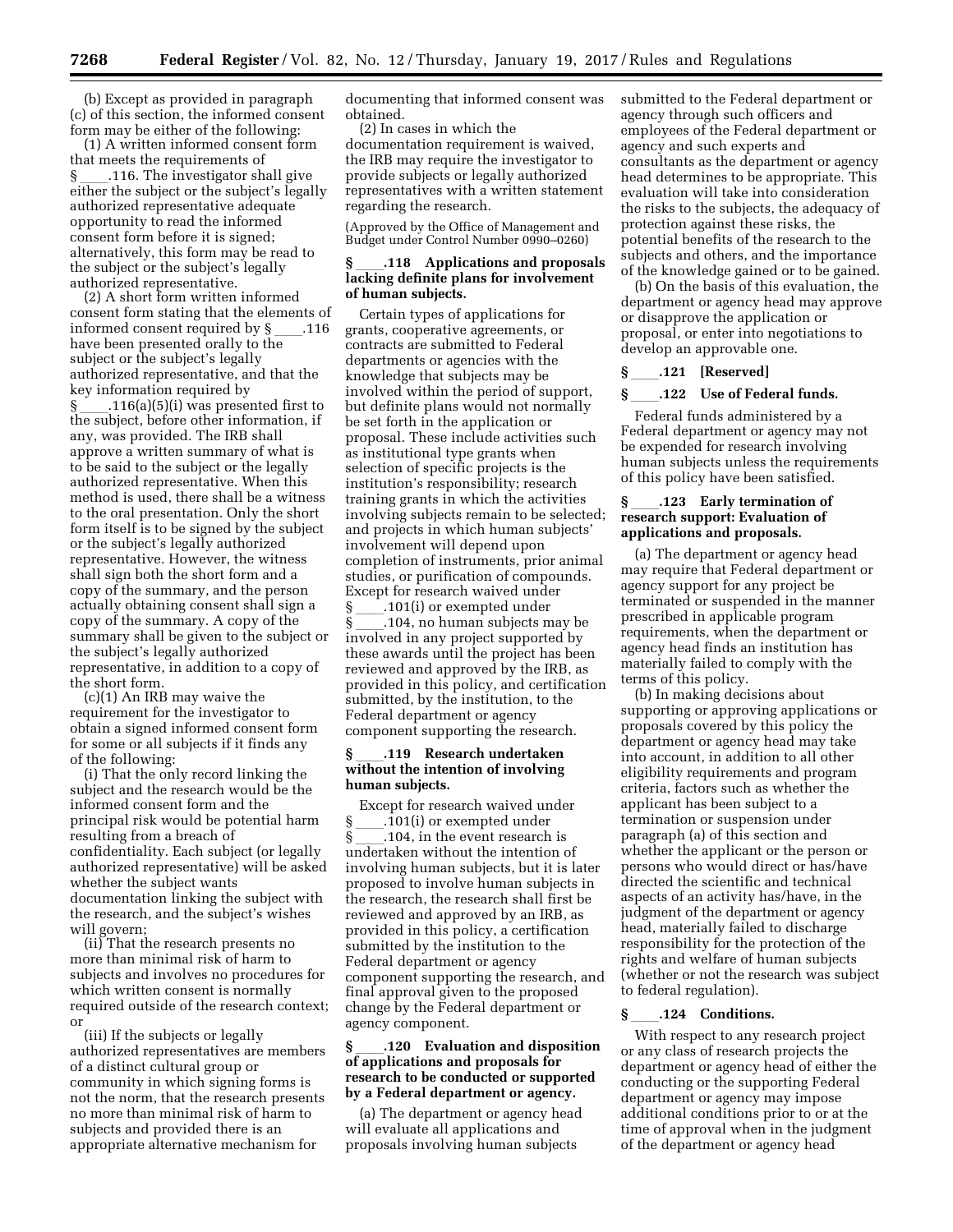(b) Except as provided in paragraph (c) of this section, the informed consent form may be either of the following:

(1) A written informed consent form that meets the requirements of § ____.116. The investigator shall give either the subject or the subject's legally authorized representative adequate opportunity to read the informed consent form before it is signed; alternatively, this form may be read to the subject or the subject's legally authorized representative.

(2) A short form written informed consent form stating that the elements of informed consent required by § ____.116 have been presented orally to the subject or the subject's legally authorized representative, and that the key information required by § ____.116(a)(5)(i) was presented first to the subject, before other information, if any, was provided. The IRB shall approve a written summary of what is to be said to the subject or the legally authorized representative. When this method is used, there shall be a witness to the oral presentation. Only the short form itself is to be signed by the subject or the subject's legally authorized representative. However, the witness shall sign both the short form and a copy of the summary, and the person actually obtaining consent shall sign a copy of the summary. A copy of the summary shall be given to the subject or the subject's legally authorized representative, in addition to a copy of the short form.

(c)(1) An IRB may waive the requirement for the investigator to obtain a signed informed consent form for some or all subjects if it finds any of the following:

(i) That the only record linking the subject and the research would be the informed consent form and the principal risk would be potential harm resulting from a breach of confidentiality. Each subject (or legally authorized representative) will be asked whether the subject wants documentation linking the subject with the research, and the subject's wishes will govern;

(ii) That the research presents no more than minimal risk of harm to subjects and involves no procedures for which written consent is normally required outside of the research context; or

(iii) If the subjects or legally authorized representatives are members of a distinct cultural group or community in which signing forms is not the norm, that the research presents no more than minimal risk of harm to subjects and provided there is an appropriate alternative mechanism for documenting that informed consent was obtained.

(2) In cases in which the documentation requirement is waived, the IRB may require the investigator to provide subjects or legally authorized representatives with a written statement regarding the research.

(Approved by the Office of Management and Budget under Control Number 0990–0260)

### § ____.118 Applications and proposals lacking definite plans for involvement of human subjects.

Certain types of applications for grants, cooperative agreements, or contracts are submitted to Federal departments or agencies with the knowledge that subjects may be involved within the period of support, but definite plans would not normally be set forth in the application or proposal. These include activities such as institutional type grants when selection of specific projects is the institution's responsibility; research training grants in which the activities involving subjects remain to be selected; and projects in which human subjects' involvement will depend upon completion of instruments, prior animal studies, or purification of compounds. Except for research waived under § ____.101(i) or exempted under § ____.104, no human subjects may be involved in any project supported by these awards until the project has been reviewed and approved by the IRB, as provided in this policy, and certification submitted, by the institution, to the Federal department or agency component supporting the research.

### § ____.119 Research undertaken without the intention of involving human subjects.

Except for research waived under § ____.101(i) or exempted under § ____.104, in the event research is undertaken without the intention of involving human subjects, but it is later proposed to involve human subjects in the research, the research shall first be reviewed and approved by an IRB, as provided in this policy, a certification submitted by the institution to the Federal department or agency component supporting the research, and final approval given to the proposed change by the Federal department or agency component.

### § ____.120 Evaluation and disposition of applications and proposals for research to be conducted or supported by a Federal department or agency.

(a) The department or agency head will evaluate all applications and proposals involving human subjects submitted to the Federal department or agency through such officers and employees of the Federal department or agency and such experts and consultants as the department or agency head determines to be appropriate. This evaluation will take into consideration the risks to the subjects, the adequacy of protection against these risks, the potential benefits of the research to the subjects and others, and the importance of the knowledge gained or to be gained.

(b) On the basis of this evaluation, the department or agency head may approve or disapprove the application or proposal, or enter into negotiations to develop an approvable one.

### § ____.121 [Reserved]

### § ____.122 Use of Federal funds.

Federal funds administered by a Federal department or agency may not be expended for research involving human subjects unless the requirements of this policy have been satisfied.

### § ____.123 Early termination of research support: Evaluation of applications and proposals.

(a) The department or agency head may require that Federal department or agency support for any project be terminated or suspended in the manner prescribed in applicable program requirements, when the department or agency head finds an institution has materially failed to comply with the terms of this policy.

(b) In making decisions about supporting or approving applications or proposals covered by this policy the department or agency head may take into account, in addition to all other eligibility requirements and program criteria, factors such as whether the applicant has been subject to a termination or suspension under paragraph (a) of this section and whether the applicant or the person or persons who would direct or has/have directed the scientific and technical aspects of an activity has/have, in the judgment of the department or agency head, materially failed to discharge responsibility for the protection of the rights and welfare of human subjects (whether or not the research was subject to federal regulation).

### § ____.124 Conditions.

With respect to any research project or any class of research projects the department or agency head of either the conducting or the supporting Federal department or agency may impose additional conditions prior to or at the time of approval when in the judgment of the department or agency head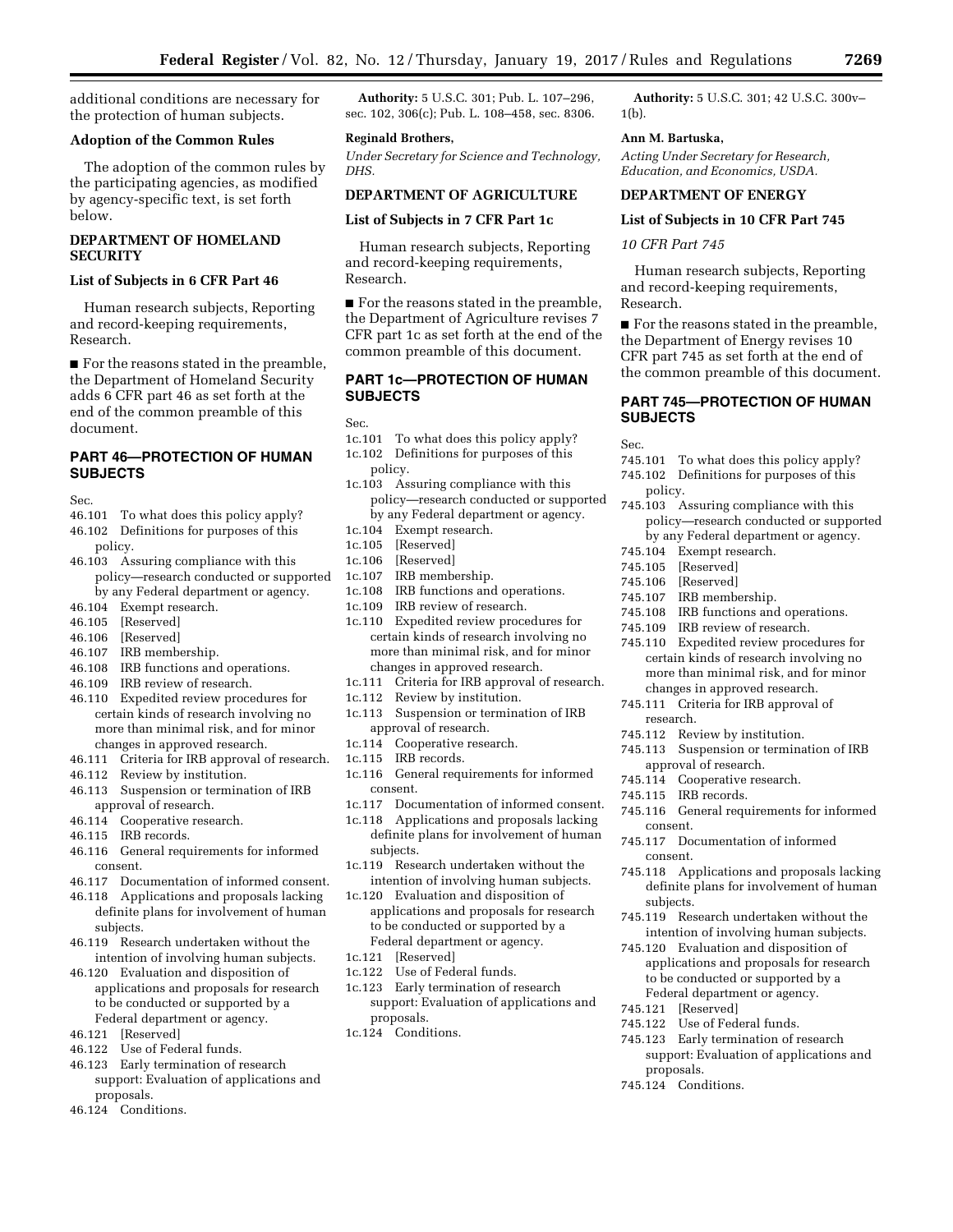additional conditions are necessary for the protection of human subjects.

**Adoption of the Common Rules**

The adoption of the common rules by the participating agencies, as modified by agency-specific text, is set forth below.

## DEPARTMENT OF HOMELAND SECURITY

**List of Subjects in 6 CFR Part 46**

Human research subjects, Reporting and record-keeping requirements, Research.

■ For the reasons stated in the preamble, the Department of Homeland Security adds 6 CFR part 46 as set forth at the end of the common preamble of this document.

## PART 46—PROTECTION OF HUMAN SUBJECTS

Sec.
- 46.101 To what does this policy apply?
- 46.102 Definitions for purposes of this policy.
- 46.103 Assuring compliance with this policy—research conducted or supported by any Federal department or agency.
- 46.104 Exempt research.
- 46.105 [Reserved]
- 46.106 [Reserved]
- 46.107 IRB membership.
- 46.108 IRB functions and operations.
- 46.109 IRB review of research.
- 46.110 Expedited review procedures for certain kinds of research involving no more than minimal risk, and for minor changes in approved research.
- 46.111 Criteria for IRB approval of research.
- 46.112 Review by institution.
- 46.113 Suspension or termination of IRB approval of research.
- 46.114 Cooperative research.
- 46.115 IRB records.
- 46.116 General requirements for informed consent.
- 46.117 Documentation of informed consent.
- 46.118 Applications and proposals lacking definite plans for involvement of human subjects.
- 46.119 Research undertaken without the intention of involving human subjects.
- 46.120 Evaluation and disposition of applications and proposals for research to be conducted or supported by a Federal department or agency.
- 46.121 [Reserved]
- 46.122 Use of Federal funds.
- 46.123 Early termination of research support: Evaluation of applications and proposals.
- 46.124 Conditions.

**Authority:** 5 U.S.C. 301; Pub. L. 107–296, sec. 102, 306(c); Pub. L. 108–458, sec. 8306.

**Reginald Brothers,**

*Under Secretary for Science and Technology, DHS.*

## DEPARTMENT OF AGRICULTURE

**List of Subjects in 7 CFR Part 1c**

Human research subjects, Reporting and record-keeping requirements, Research.

■ For the reasons stated in the preamble, the Department of Agriculture revises 7 CFR part 1c as set forth at the end of the common preamble of this document.

## PART 1c—PROTECTION OF HUMAN SUBJECTS

Sec.
- 1c.101 To what does this policy apply?
- 1c.102 Definitions for purposes of this policy.
- 1c.103 Assuring compliance with this policy—research conducted or supported by any Federal department or agency.
- 1c.104 Exempt research.
- 1c.105 [Reserved]
- 1c.106 [Reserved]
- 1c.107 IRB membership.
- 1c.108 IRB functions and operations.
- 1c.109 IRB review of research.
- 1c.110 Expedited review procedures for certain kinds of research involving no more than minimal risk, and for minor changes in approved research.
- 1c.111 Criteria for IRB approval of research.
- 1c.112 Review by institution.
- 1c.113 Suspension or termination of IRB approval of research.
- 1c.114 Cooperative research.
- 1c.115 IRB records.
- 1c.116 General requirements for informed consent.
- 1c.117 Documentation of informed consent.
- 1c.118 Applications and proposals lacking definite plans for involvement of human subjects.
- 1c.119 Research undertaken without the intention of involving human subjects.
- 1c.120 Evaluation and disposition of applications and proposals for research to be conducted or supported by a Federal department or agency.
- 1c.121 [Reserved]
- 1c.122 Use of Federal funds.
- 1c.123 Early termination of research support: Evaluation of applications and proposals.
- 1c.124 Conditions.

**Authority:** 5 U.S.C. 301; 42 U.S.C. 300v–1(b).

**Ann M. Bartuska,**

*Acting Under Secretary for Research, Education, and Economics, USDA.*

## DEPARTMENT OF ENERGY

**List of Subjects in 10 CFR Part 745**

*10 CFR Part 745*

Human research subjects, Reporting and record-keeping requirements, Research.

■ For the reasons stated in the preamble, the Department of Energy revises 10 CFR part 745 as set forth at the end of the common preamble of this document.

## PART 745—PROTECTION OF HUMAN SUBJECTS

Sec.
- 745.101 To what does this policy apply?
- 745.102 Definitions for purposes of this policy.
- 745.103 Assuring compliance with this policy—research conducted or supported by any Federal department or agency.
- 745.104 Exempt research.
- 745.105 [Reserved]
- 745.106 [Reserved]
- 745.107 IRB membership.
- 745.108 IRB functions and operations.
- 745.109 IRB review of research.
- 745.110 Expedited review procedures for certain kinds of research involving no more than minimal risk, and for minor changes in approved research.
- 745.111 Criteria for IRB approval of research.
- 745.112 Review by institution.
- 745.113 Suspension or termination of IRB approval of research.
- 745.114 Cooperative research.
- 745.115 IRB records.
- 745.116 General requirements for informed consent.
- 745.117 Documentation of informed consent.
- 745.118 Applications and proposals lacking definite plans for involvement of human subjects.
- 745.119 Research undertaken without the intention of involving human subjects.
- 745.120 Evaluation and disposition of applications and proposals for research to be conducted or supported by a Federal department or agency.
- 745.121 [Reserved]
- 745.122 Use of Federal funds.
- 745.123 Early termination of research support: Evaluation of applications and proposals.
- 745.124 Conditions.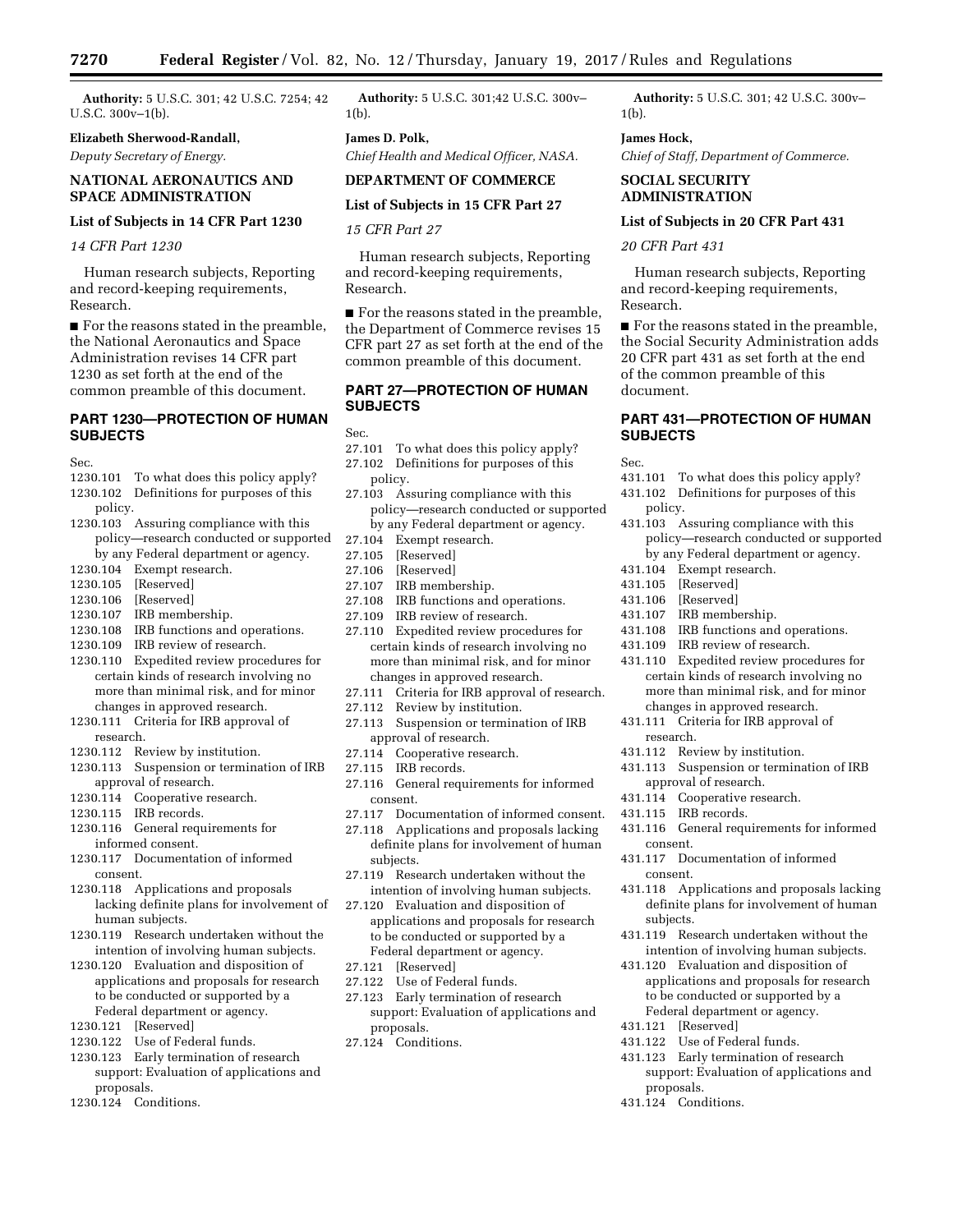**Authority:** 5 U.S.C. 301; 42 U.S.C. 7254; 42 U.S.C. 300v–1(b).

**Elizabeth Sherwood-Randall,**

*Deputy Secretary of Energy.*

## NATIONAL AERONAUTICS AND SPACE ADMINISTRATION

### List of Subjects in 14 CFR Part 1230

*14 CFR Part 1230*

Human research subjects, Reporting and record-keeping requirements, Research.

■ For the reasons stated in the preamble, the National Aeronautics and Space Administration revises 14 CFR part 1230 as set forth at the end of the common preamble of this document.

## PART 1230—PROTECTION OF HUMAN SUBJECTS

Sec.

1230.101 To what does this policy apply?
1230.102 Definitions for purposes of this policy.
1230.103 Assuring compliance with this policy—research conducted or supported by any Federal department or agency.
1230.104 Exempt research.
1230.105 [Reserved]
1230.106 [Reserved]
1230.107 IRB membership.
1230.108 IRB functions and operations.
1230.109 IRB review of research.
1230.110 Expedited review procedures for certain kinds of research involving no more than minimal risk, and for minor changes in approved research.
1230.111 Criteria for IRB approval of research.
1230.112 Review by institution.
1230.113 Suspension or termination of IRB approval of research.
1230.114 Cooperative research.
1230.115 IRB records.
1230.116 General requirements for informed consent.
1230.117 Documentation of informed consent.
1230.118 Applications and proposals lacking definite plans for involvement of human subjects.
1230.119 Research undertaken without the intention of involving human subjects.
1230.120 Evaluation and disposition of applications and proposals for research to be conducted or supported by a Federal department or agency.
1230.121 [Reserved]
1230.122 Use of Federal funds.
1230.123 Early termination of research support: Evaluation of applications and proposals.
1230.124 Conditions.

**Authority:** 5 U.S.C. 301;42 U.S.C. 300v–1(b).

**James D. Polk,**

*Chief Health and Medical Officer, NASA.*

## DEPARTMENT OF COMMERCE

### List of Subjects in 15 CFR Part 27

*15 CFR Part 27*

Human research subjects, Reporting and record-keeping requirements, Research.

■ For the reasons stated in the preamble, the Department of Commerce revises 15 CFR part 27 as set forth at the end of the common preamble of this document.

## PART 27—PROTECTION OF HUMAN SUBJECTS

Sec.

27.101 To what does this policy apply?
27.102 Definitions for purposes of this policy.
27.103 Assuring compliance with this policy—research conducted or supported by any Federal department or agency.
27.104 Exempt research.
27.105 [Reserved]
27.106 [Reserved]
27.107 IRB membership.
27.108 IRB functions and operations.
27.109 IRB review of research.
27.110 Expedited review procedures for certain kinds of research involving no more than minimal risk, and for minor changes in approved research.
27.111 Criteria for IRB approval of research.
27.112 Review by institution.
27.113 Suspension or termination of IRB approval of research.
27.114 Cooperative research.
27.115 IRB records.
27.116 General requirements for informed consent.
27.117 Documentation of informed consent.
27.118 Applications and proposals lacking definite plans for involvement of human subjects.
27.119 Research undertaken without the intention of involving human subjects.
27.120 Evaluation and disposition of applications and proposals for research to be conducted or supported by a Federal department or agency.
27.121 [Reserved]
27.122 Use of Federal funds.
27.123 Early termination of research support: Evaluation of applications and proposals.
27.124 Conditions.

**Authority:** 5 U.S.C. 301; 42 U.S.C. 300v–1(b).

**James Hock,**

*Chief of Staff, Department of Commerce.*

## SOCIAL SECURITY ADMINISTRATION

### List of Subjects in 20 CFR Part 431

*20 CFR Part 431*

Human research subjects, Reporting and record-keeping requirements, Research.

■ For the reasons stated in the preamble, the Social Security Administration adds 20 CFR part 431 as set forth at the end of the common preamble of this document.

## PART 431—PROTECTION OF HUMAN SUBJECTS

Sec.

431.101 To what does this policy apply?
431.102 Definitions for purposes of this policy.
431.103 Assuring compliance with this policy—research conducted or supported by any Federal department or agency.
431.104 Exempt research.
431.105 [Reserved]
431.106 [Reserved]
431.107 IRB membership.
431.108 IRB functions and operations.
431.109 IRB review of research.
431.110 Expedited review procedures for certain kinds of research involving no more than minimal risk, and for minor changes in approved research.
431.111 Criteria for IRB approval of research.
431.112 Review by institution.
431.113 Suspension or termination of IRB approval of research.
431.114 Cooperative research.
431.115 IRB records.
431.116 General requirements for informed consent.
431.117 Documentation of informed consent.
431.118 Applications and proposals lacking definite plans for involvement of human subjects.
431.119 Research undertaken without the intention of involving human subjects.
431.120 Evaluation and disposition of applications and proposals for research to be conducted or supported by a Federal department or agency.
431.121 [Reserved]
431.122 Use of Federal funds.
431.123 Early termination of research support: Evaluation of applications and proposals.
431.124 Conditions.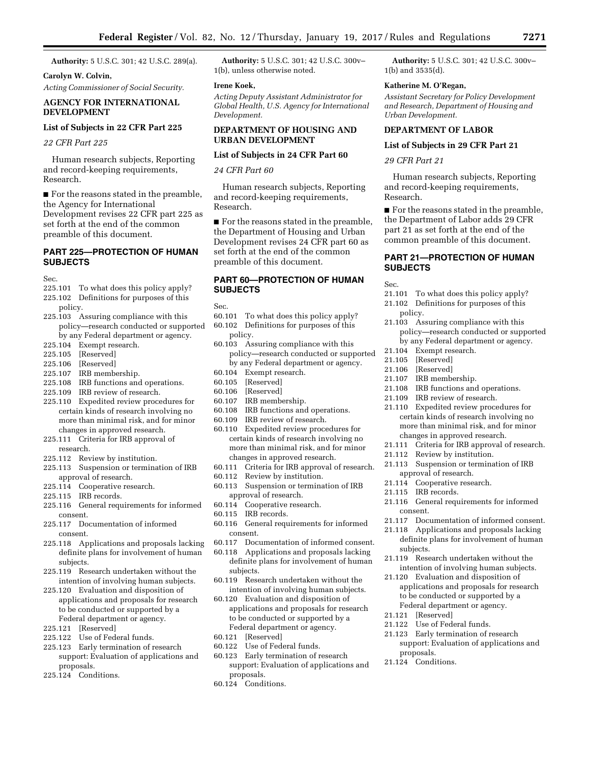**Authority:** 5 U.S.C. 301; 42 U.S.C. 289(a).

**Carolyn W. Colvin,**

*Acting Commissioner of Social Security.*

## AGENCY FOR INTERNATIONAL DEVELOPMENT

### List of Subjects in 22 CFR Part 225

*22 CFR Part 225*

Human research subjects, Reporting and record-keeping requirements, Research.

■ For the reasons stated in the preamble, the Agency for International Development revises 22 CFR part 225 as set forth at the end of the common preamble of this document.

## PART 225—PROTECTION OF HUMAN SUBJECTS

Sec.
225.101 To what does this policy apply?
225.102 Definitions for purposes of this policy.
225.103 Assuring compliance with this policy—research conducted or supported by any Federal department or agency.
225.104 Exempt research.
225.105 [Reserved]
225.106 [Reserved]
225.107 IRB membership.
225.108 IRB functions and operations.
225.109 IRB review of research.
225.110 Expedited review procedures for certain kinds of research involving no more than minimal risk, and for minor changes in approved research.
225.111 Criteria for IRB approval of research.
225.112 Review by institution.
225.113 Suspension or termination of IRB approval of research.
225.114 Cooperative research.
225.115 IRB records.
225.116 General requirements for informed consent.
225.117 Documentation of informed consent.
225.118 Applications and proposals lacking definite plans for involvement of human subjects.
225.119 Research undertaken without the intention of involving human subjects.
225.120 Evaluation and disposition of applications and proposals for research to be conducted or supported by a Federal department or agency.
225.121 [Reserved]
225.122 Use of Federal funds.
225.123 Early termination of research support: Evaluation of applications and proposals.
225.124 Conditions.

**Authority:** 5 U.S.C. 301; 42 U.S.C. 300v–1(b), unless otherwise noted.

**Irene Koek,**

*Acting Deputy Assistant Administrator for Global Health, U.S. Agency for International Development.*

## DEPARTMENT OF HOUSING AND URBAN DEVELOPMENT

### List of Subjects in 24 CFR Part 60

*24 CFR Part 60*

Human research subjects, Reporting and record-keeping requirements, Research.

■ For the reasons stated in the preamble, the Department of Housing and Urban Development revises 24 CFR part 60 as set forth at the end of the common preamble of this document.

## PART 60—PROTECTION OF HUMAN SUBJECTS

Sec.
60.101 To what does this policy apply?
60.102 Definitions for purposes of this policy.
60.103 Assuring compliance with this policy—research conducted or supported by any Federal department or agency.
60.104 Exempt research.
60.105 [Reserved]
60.106 [Reserved]
60.107 IRB membership.
60.108 IRB functions and operations.
60.109 IRB review of research.
60.110 Expedited review procedures for certain kinds of research involving no more than minimal risk, and for minor changes in approved research.
60.111 Criteria for IRB approval of research.
60.112 Review by institution.
60.113 Suspension or termination of IRB approval of research.
60.114 Cooperative research.
60.115 IRB records.
60.116 General requirements for informed consent.
60.117 Documentation of informed consent.
60.118 Applications and proposals lacking definite plans for involvement of human subjects.
60.119 Research undertaken without the intention of involving human subjects.
60.120 Evaluation and disposition of applications and proposals for research to be conducted or supported by a Federal department or agency.
60.121 [Reserved]
60.122 Use of Federal funds.
60.123 Early termination of research support: Evaluation of applications and proposals.
60.124 Conditions.

**Authority:** 5 U.S.C. 301; 42 U.S.C. 300v–1(b) and 3535(d).

**Katherine M. O'Regan,**

*Assistant Secretary for Policy Development and Research, Department of Housing and Urban Development.*

## DEPARTMENT OF LABOR

### List of Subjects in 29 CFR Part 21

*29 CFR Part 21*

Human research subjects, Reporting and record-keeping requirements, Research.

■ For the reasons stated in the preamble, the Department of Labor adds 29 CFR part 21 as set forth at the end of the common preamble of this document.

## PART 21—PROTECTION OF HUMAN SUBJECTS

Sec.
21.101 To what does this policy apply?
21.102 Definitions for purposes of this policy.
21.103 Assuring compliance with this policy—research conducted or supported by any Federal department or agency.
21.104 Exempt research.
21.105 [Reserved]
21.106 [Reserved]
21.107 IRB membership.
21.108 IRB functions and operations.
21.109 IRB review of research.
21.110 Expedited review procedures for certain kinds of research involving no more than minimal risk, and for minor changes in approved research.
21.111 Criteria for IRB approval of research.
21.112 Review by institution.
21.113 Suspension or termination of IRB approval of research.
21.114 Cooperative research.
21.115 IRB records.
21.116 General requirements for informed consent.
21.117 Documentation of informed consent.
21.118 Applications and proposals lacking definite plans for involvement of human subjects.
21.119 Research undertaken without the intention of involving human subjects.
21.120 Evaluation and disposition of applications and proposals for research to be conducted or supported by a Federal department or agency.
21.121 [Reserved]
21.122 Use of Federal funds.
21.123 Early termination of research support: Evaluation of applications and proposals.
21.124 Conditions.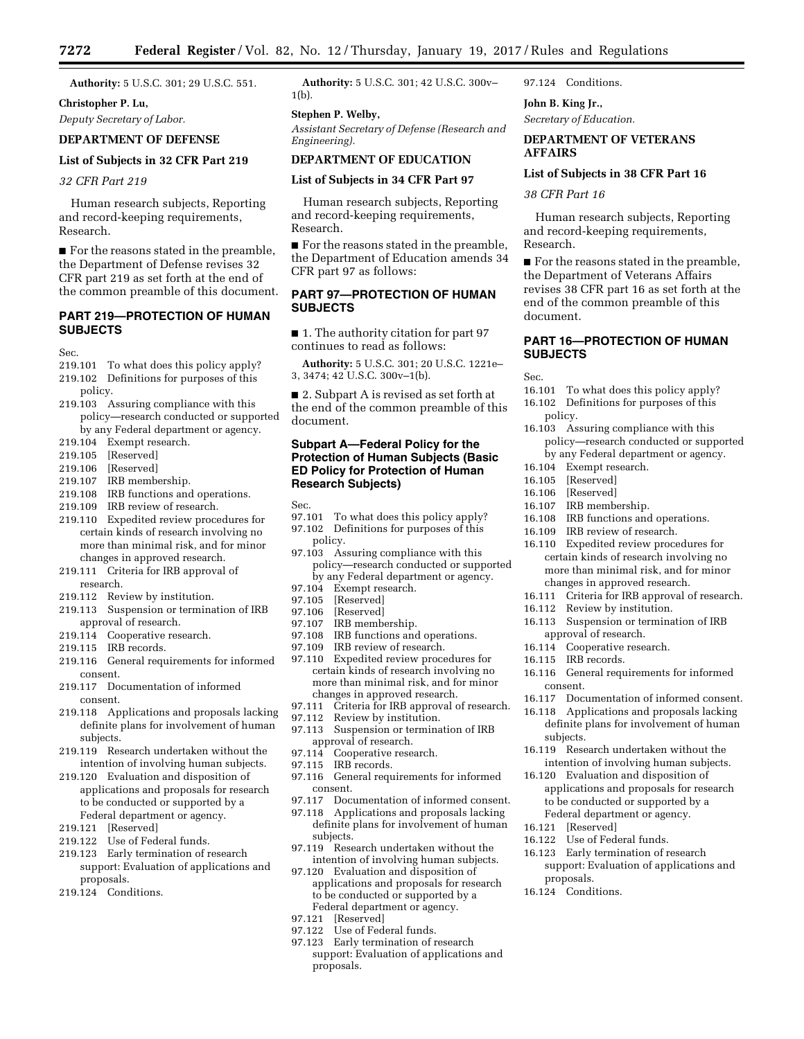**Authority:** 5 U.S.C. 301; 29 U.S.C. 551.

**Christopher P. Lu,**

*Deputy Secretary of Labor.*

## DEPARTMENT OF DEFENSE

### List of Subjects in 32 CFR Part 219

*32 CFR Part 219*

Human research subjects, Reporting and record-keeping requirements, Research.

■ For the reasons stated in the preamble, the Department of Defense revises 32 CFR part 219 as set forth at the end of the common preamble of this document.

### PART 219—PROTECTION OF HUMAN SUBJECTS

Sec.

219.101 To what does this policy apply?
219.102 Definitions for purposes of this policy.
219.103 Assuring compliance with this policy—research conducted or supported by any Federal department or agency.
219.104 Exempt research.
219.105 [Reserved]
219.106 [Reserved]
219.107 IRB membership.
219.108 IRB functions and operations.
219.109 IRB review of research.
219.110 Expedited review procedures for certain kinds of research involving no more than minimal risk, and for minor changes in approved research.
219.111 Criteria for IRB approval of research.
219.112 Review by institution.
219.113 Suspension or termination of IRB approval of research.
219.114 Cooperative research.
219.115 IRB records.
219.116 General requirements for informed consent.
219.117 Documentation of informed consent.
219.118 Applications and proposals lacking definite plans for involvement of human subjects.
219.119 Research undertaken without the intention of involving human subjects.
219.120 Evaluation and disposition of applications and proposals for research to be conducted or supported by a Federal department or agency.
219.121 [Reserved]
219.122 Use of Federal funds.
219.123 Early termination of research support: Evaluation of applications and proposals.
219.124 Conditions.

**Authority:** 5 U.S.C. 301; 42 U.S.C. 300v–1(b).

**Stephen P. Welby,**

*Assistant Secretary of Defense (Research and Engineering).*

## DEPARTMENT OF EDUCATION

### List of Subjects in 34 CFR Part 97

Human research subjects, Reporting and record-keeping requirements, Research.

■ For the reasons stated in the preamble, the Department of Education amends 34 CFR part 97 as follows:

### PART 97—PROTECTION OF HUMAN SUBJECTS

■ 1. The authority citation for part 97 continues to read as follows:

**Authority:** 5 U.S.C. 301; 20 U.S.C. 1221e–3, 3474; 42 U.S.C. 300v–1(b).

■ 2. Subpart A is revised as set forth at the end of the common preamble of this document.

### Subpart A—Federal Policy for the Protection of Human Subjects (Basic ED Policy for Protection of Human Research Subjects)

Sec.

97.101 To what does this policy apply?
97.102 Definitions for purposes of this policy.
97.103 Assuring compliance with this policy—research conducted or supported by any Federal department or agency.
97.104 Exempt research.
97.105 [Reserved]
97.106 [Reserved]
97.107 IRB membership.
97.108 IRB functions and operations.
97.109 IRB review of research.
97.110 Expedited review procedures for certain kinds of research involving no more than minimal risk, and for minor changes in approved research.
97.111 Criteria for IRB approval of research.
97.112 Review by institution.
97.113 Suspension or termination of IRB approval of research.
97.114 Cooperative research.
97.115 IRB records.
97.116 General requirements for informed consent.
97.117 Documentation of informed consent.
97.118 Applications and proposals lacking definite plans for involvement of human subjects.
97.119 Research undertaken without the intention of involving human subjects.
97.120 Evaluation and disposition of applications and proposals for research to be conducted or supported by a Federal department or agency.
97.121 [Reserved]
97.122 Use of Federal funds.
97.123 Early termination of research support: Evaluation of applications and proposals.
97.124 Conditions.

**John B. King Jr.,**

*Secretary of Education.*

## DEPARTMENT OF VETERANS AFFAIRS

### List of Subjects in 38 CFR Part 16

*38 CFR Part 16*

Human research subjects, Reporting and record-keeping requirements, Research.

■ For the reasons stated in the preamble, the Department of Veterans Affairs revises 38 CFR part 16 as set forth at the end of the common preamble of this document.

### PART 16—PROTECTION OF HUMAN SUBJECTS

Sec.

16.101 To what does this policy apply?
16.102 Definitions for purposes of this policy.
16.103 Assuring compliance with this policy—research conducted or supported by any Federal department or agency.
16.104 Exempt research.
16.105 [Reserved]
16.106 [Reserved]
16.107 IRB membership.
16.108 IRB functions and operations.
16.109 IRB review of research.
16.110 Expedited review procedures for certain kinds of research involving no more than minimal risk, and for minor changes in approved research.
16.111 Criteria for IRB approval of research.
16.112 Review by institution.
16.113 Suspension or termination of IRB approval of research.
16.114 Cooperative research.
16.115 IRB records.
16.116 General requirements for informed consent.
16.117 Documentation of informed consent.
16.118 Applications and proposals lacking definite plans for involvement of human subjects.
16.119 Research undertaken without the intention of involving human subjects.
16.120 Evaluation and disposition of applications and proposals for research to be conducted or supported by a Federal department or agency.
16.121 [Reserved]
16.122 Use of Federal funds.
16.123 Early termination of research support: Evaluation of applications and proposals.
16.124 Conditions.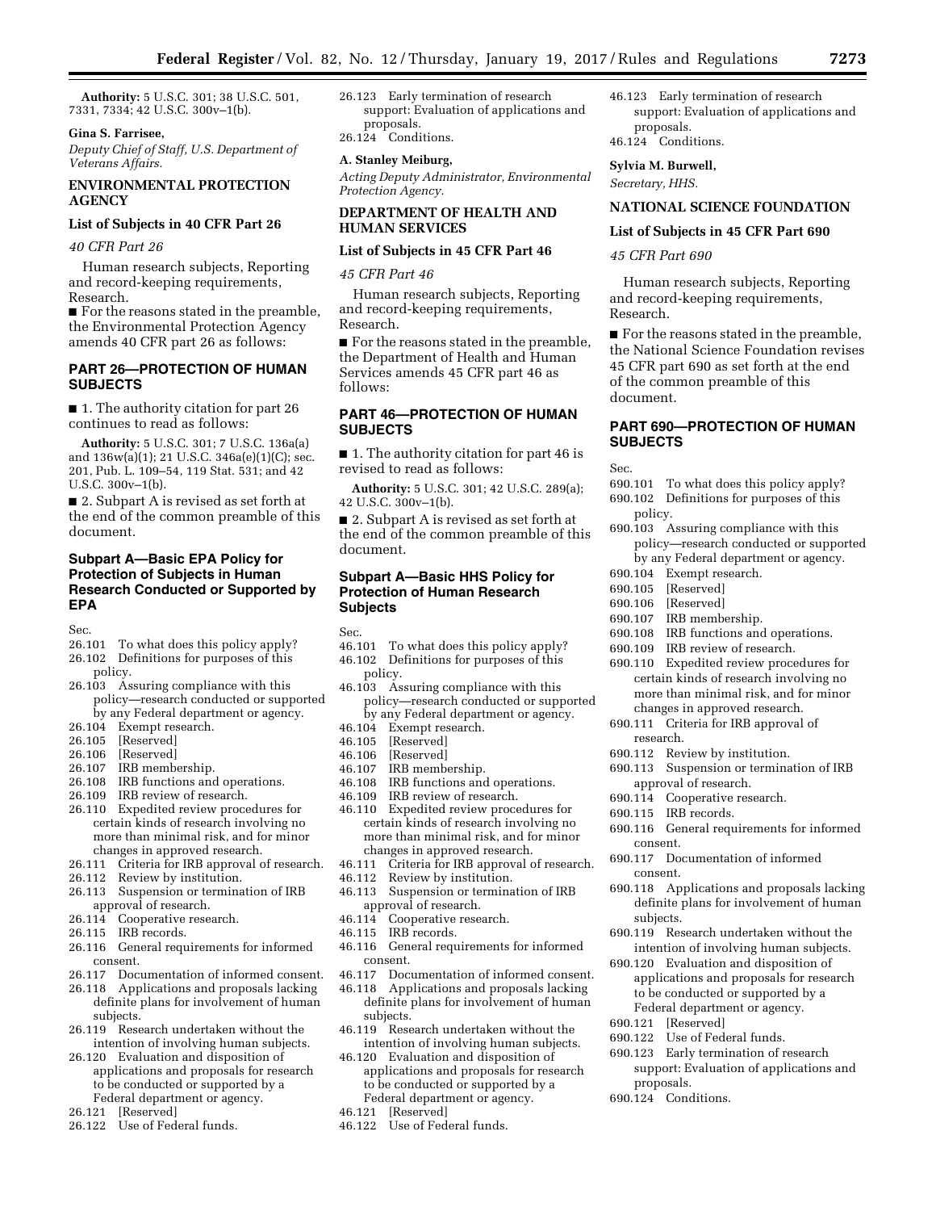**Authority:** 5 U.S.C. 301; 38 U.S.C. 501, 7331, 7334; 42 U.S.C. 300v–1(b).

**Gina S. Farrisee,**

*Deputy Chief of Staff, U.S. Department of Veterans Affairs.*

## ENVIRONMENTAL PROTECTION AGENCY

### List of Subjects in 40 CFR Part 26

*40 CFR Part 26*

Human research subjects, Reporting and record-keeping requirements, Research.

■ For the reasons stated in the preamble, the Environmental Protection Agency amends 40 CFR part 26 as follows:

## PART 26—PROTECTION OF HUMAN SUBJECTS

■ 1. The authority citation for part 26 continues to read as follows:

**Authority:** 5 U.S.C. 301; 7 U.S.C. 136a(a) and 136w(a)(1); 21 U.S.C. 346a(e)(1)(C); sec. 201, Pub. L. 109–54, 119 Stat. 531; and 42 U.S.C. 300v–1(b).

■ 2. Subpart A is revised as set forth at the end of the common preamble of this document.

### Subpart A—Basic EPA Policy for Protection of Subjects in Human Research Conducted or Supported by EPA

Sec.
26.101 To what does this policy apply?
26.102 Definitions for purposes of this policy.
26.103 Assuring compliance with this policy—research conducted or supported by any Federal department or agency.
26.104 Exempt research.
26.105 [Reserved]
26.106 [Reserved]
26.107 IRB membership.
26.108 IRB functions and operations.
26.109 IRB review of research.
26.110 Expedited review procedures for certain kinds of research involving no more than minimal risk, and for minor changes in approved research.
26.111 Criteria for IRB approval of research.
26.112 Review by institution.
26.113 Suspension or termination of IRB approval of research.
26.114 Cooperative research.
26.115 IRB records.
26.116 General requirements for informed consent.
26.117 Documentation of informed consent.
26.118 Applications and proposals lacking definite plans for involvement of human subjects.
26.119 Research undertaken without the intention of involving human subjects.
26.120 Evaluation and disposition of applications and proposals for research to be conducted or supported by a Federal department or agency.
26.121 [Reserved]
26.122 Use of Federal funds.
26.123 Early termination of research support: Evaluation of applications and proposals.
26.124 Conditions.

**A. Stanley Meiburg,**

*Acting Deputy Administrator, Environmental Protection Agency.*

## DEPARTMENT OF HEALTH AND HUMAN SERVICES

### List of Subjects in 45 CFR Part 46

*45 CFR Part 46*

Human research subjects, Reporting and record-keeping requirements, Research.

■ For the reasons stated in the preamble, the Department of Health and Human Services amends 45 CFR part 46 as follows:

## PART 46—PROTECTION OF HUMAN SUBJECTS

■ 1. The authority citation for part 46 is revised to read as follows:

**Authority:** 5 U.S.C. 301; 42 U.S.C. 289(a); 42 U.S.C. 300v–1(b).

■ 2. Subpart A is revised as set forth at the end of the common preamble of this document.

### Subpart A—Basic HHS Policy for Protection of Human Research Subjects

Sec.
46.101 To what does this policy apply?
46.102 Definitions for purposes of this policy.
46.103 Assuring compliance with this policy—research conducted or supported by any Federal department or agency.
46.104 Exempt research.
46.105 [Reserved]
46.106 [Reserved]
46.107 IRB membership.
46.108 IRB functions and operations.
46.109 IRB review of research.
46.110 Expedited review procedures for certain kinds of research involving no more than minimal risk, and for minor changes in approved research.
46.111 Criteria for IRB approval of research.
46.112 Review by institution.
46.113 Suspension or termination of IRB approval of research.
46.114 Cooperative research.
46.115 IRB records.
46.116 General requirements for informed consent.
46.117 Documentation of informed consent.
46.118 Applications and proposals lacking definite plans for involvement of human subjects.
46.119 Research undertaken without the intention of involving human subjects.
46.120 Evaluation and disposition of applications and proposals for research to be conducted or supported by a Federal department or agency.
46.121 [Reserved]
46.122 Use of Federal funds.
46.123 Early termination of research support: Evaluation of applications and proposals.
46.124 Conditions.

**Sylvia M. Burwell,**

*Secretary, HHS.*

## NATIONAL SCIENCE FOUNDATION

### List of Subjects in 45 CFR Part 690

*45 CFR Part 690*

Human research subjects, Reporting and record-keeping requirements, Research.

■ For the reasons stated in the preamble, the National Science Foundation revises 45 CFR part 690 as set forth at the end of the common preamble of this document.

## PART 690—PROTECTION OF HUMAN SUBJECTS

Sec.
690.101 To what does this policy apply?
690.102 Definitions for purposes of this policy.
690.103 Assuring compliance with this policy—research conducted or supported by any Federal department or agency.
690.104 Exempt research.
690.105 [Reserved]
690.106 [Reserved]
690.107 IRB membership.
690.108 IRB functions and operations.
690.109 IRB review of research.
690.110 Expedited review procedures for certain kinds of research involving no more than minimal risk, and for minor changes in approved research.
690.111 Criteria for IRB approval of research.
690.112 Review by institution.
690.113 Suspension or termination of IRB approval of research.
690.114 Cooperative research.
690.115 IRB records.
690.116 General requirements for informed consent.
690.117 Documentation of informed consent.
690.118 Applications and proposals lacking definite plans for involvement of human subjects.
690.119 Research undertaken without the intention of involving human subjects.
690.120 Evaluation and disposition of applications and proposals for research to be conducted or supported by a Federal department or agency.
690.121 [Reserved]
690.122 Use of Federal funds.
690.123 Early termination of research support: Evaluation of applications and proposals.
690.124 Conditions.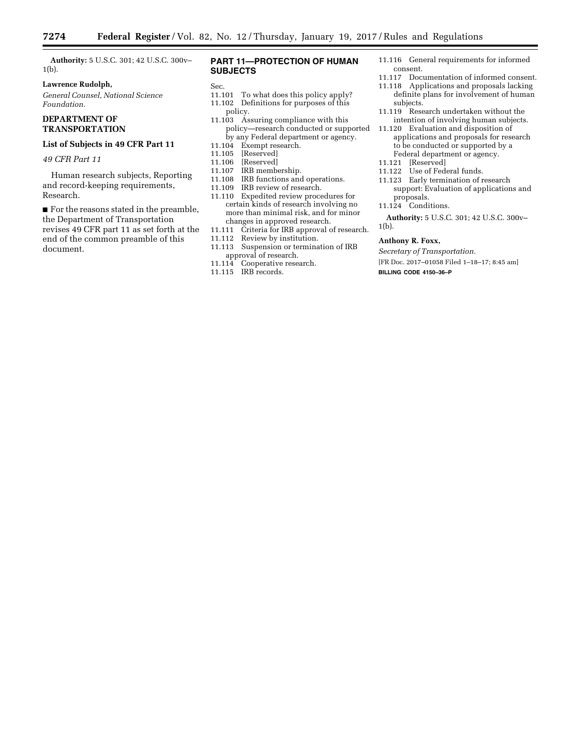**Authority:** 5 U.S.C. 301; 42 U.S.C. 300v–1(b).

**Lawrence Rudolph,**

*General Counsel, National Science Foundation.*

## DEPARTMENT OF TRANSPORTATION

### List of Subjects in 49 CFR Part 11

*49 CFR Part 11*

Human research subjects, Reporting and record-keeping requirements, Research.

■ For the reasons stated in the preamble, the Department of Transportation revises 49 CFR part 11 as set forth at the end of the common preamble of this document.

## PART 11—PROTECTION OF HUMAN SUBJECTS

Sec.
11.101 To what does this policy apply?
11.102 Definitions for purposes of this policy.
11.103 Assuring compliance with this policy—research conducted or supported by any Federal department or agency.
11.104 Exempt research.
11.105 [Reserved]
11.106 [Reserved]
11.107 IRB membership.
11.108 IRB functions and operations.
11.109 IRB review of research.
11.110 Expedited review procedures for certain kinds of research involving no more than minimal risk, and for minor changes in approved research.
11.111 Criteria for IRB approval of research.
11.112 Review by institution.
11.113 Suspension or termination of IRB approval of research.
11.114 Cooperative research.
11.115 IRB records.
11.116 General requirements for informed consent.
11.117 Documentation of informed consent.
11.118 Applications and proposals lacking definite plans for involvement of human subjects.
11.119 Research undertaken without the intention of involving human subjects.
11.120 Evaluation and disposition of applications and proposals for research to be conducted or supported by a Federal department or agency.
11.121 [Reserved]
11.122 Use of Federal funds.
11.123 Early termination of research support: Evaluation of applications and proposals.
11.124 Conditions.

**Authority:** 5 U.S.C. 301; 42 U.S.C. 300v–1(b).

**Anthony R. Foxx,**

*Secretary of Transportation.*

[FR Doc. 2017–01058 Filed 1–18–17; 8:45 am]

BILLING CODE 4150–36–P